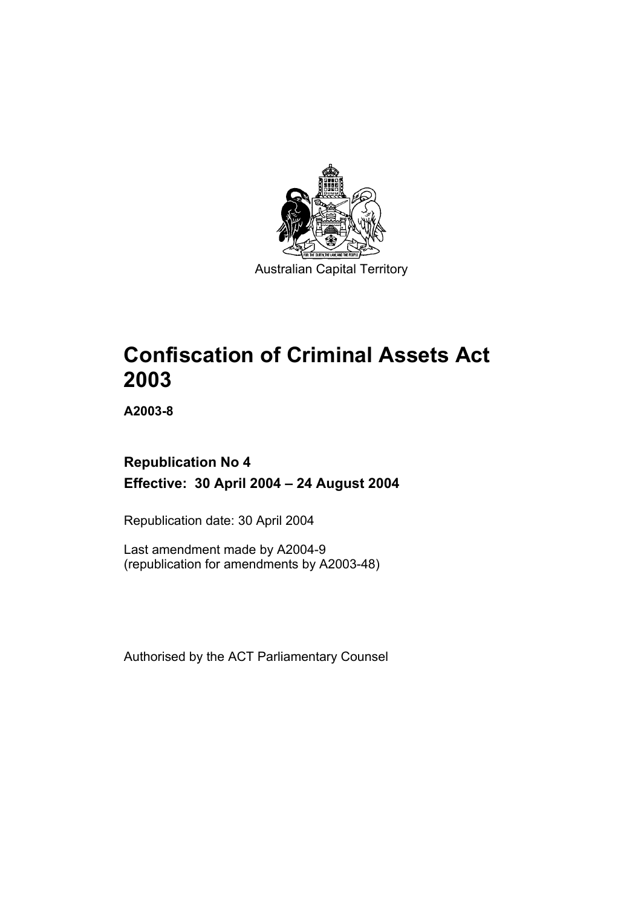Australian Capital Territory

# Confiscation of Criminal Assets Act 2003

**A2003-8**

**Republication No 4**

**Effective: 30 April 2004 – 24 August 2004**

Republication date: 30 April 2004

Last amendment made by A2004-9
(republication for amendments by A2003-48)

Authorised by the ACT Parliamentary Counsel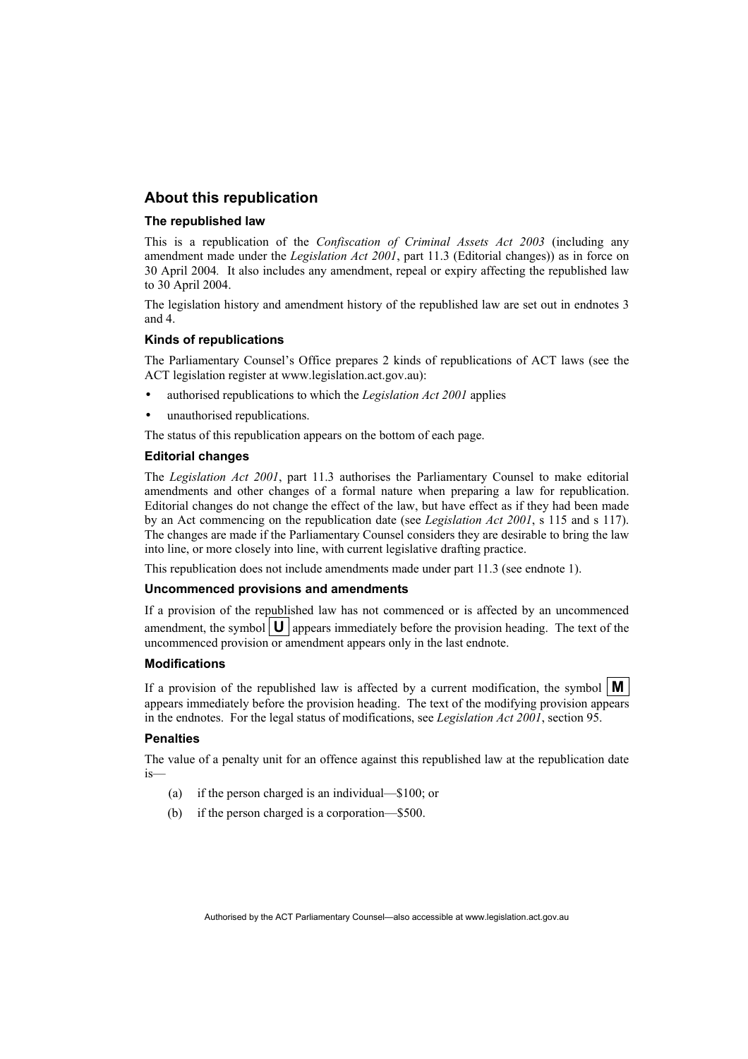## About this republication

### The republished law

This is a republication of the *Confiscation of Criminal Assets Act 2003* (including any amendment made under the *Legislation Act 2001*, part 11.3 (Editorial changes)) as in force on 30 April 2004. It also includes any amendment, repeal or expiry affecting the republished law to 30 April 2004.

The legislation history and amendment history of the republished law are set out in endnotes 3 and 4.

### Kinds of republications

The Parliamentary Counsel's Office prepares 2 kinds of republications of ACT laws (see the ACT legislation register at www.legislation.act.gov.au):

- authorised republications to which the *Legislation Act 2001* applies
- unauthorised republications.

The status of this republication appears on the bottom of each page.

### Editorial changes

The *Legislation Act 2001*, part 11.3 authorises the Parliamentary Counsel to make editorial amendments and other changes of a formal nature when preparing a law for republication. Editorial changes do not change the effect of the law, but have effect as if they had been made by an Act commencing on the republication date (see *Legislation Act 2001*, s 115 and s 117). The changes are made if the Parliamentary Counsel considers they are desirable to bring the law into line, or more closely into line, with current legislative drafting practice.

This republication does not include amendments made under part 11.3 (see endnote 1).

### Uncommenced provisions and amendments

If a provision of the republished law has not commenced or is affected by an uncommenced amendment, the symbol **U** appears immediately before the provision heading. The text of the uncommenced provision or amendment appears only in the last endnote.

### Modifications

If a provision of the republished law is affected by a current modification, the symbol **M** appears immediately before the provision heading. The text of the modifying provision appears in the endnotes. For the legal status of modifications, see *Legislation Act 2001*, section 95.

### Penalties

The value of a penalty unit for an offence against this republished law at the republication date is—

(a) if the person charged is an individual—$100; or

(b) if the person charged is a corporation—$500.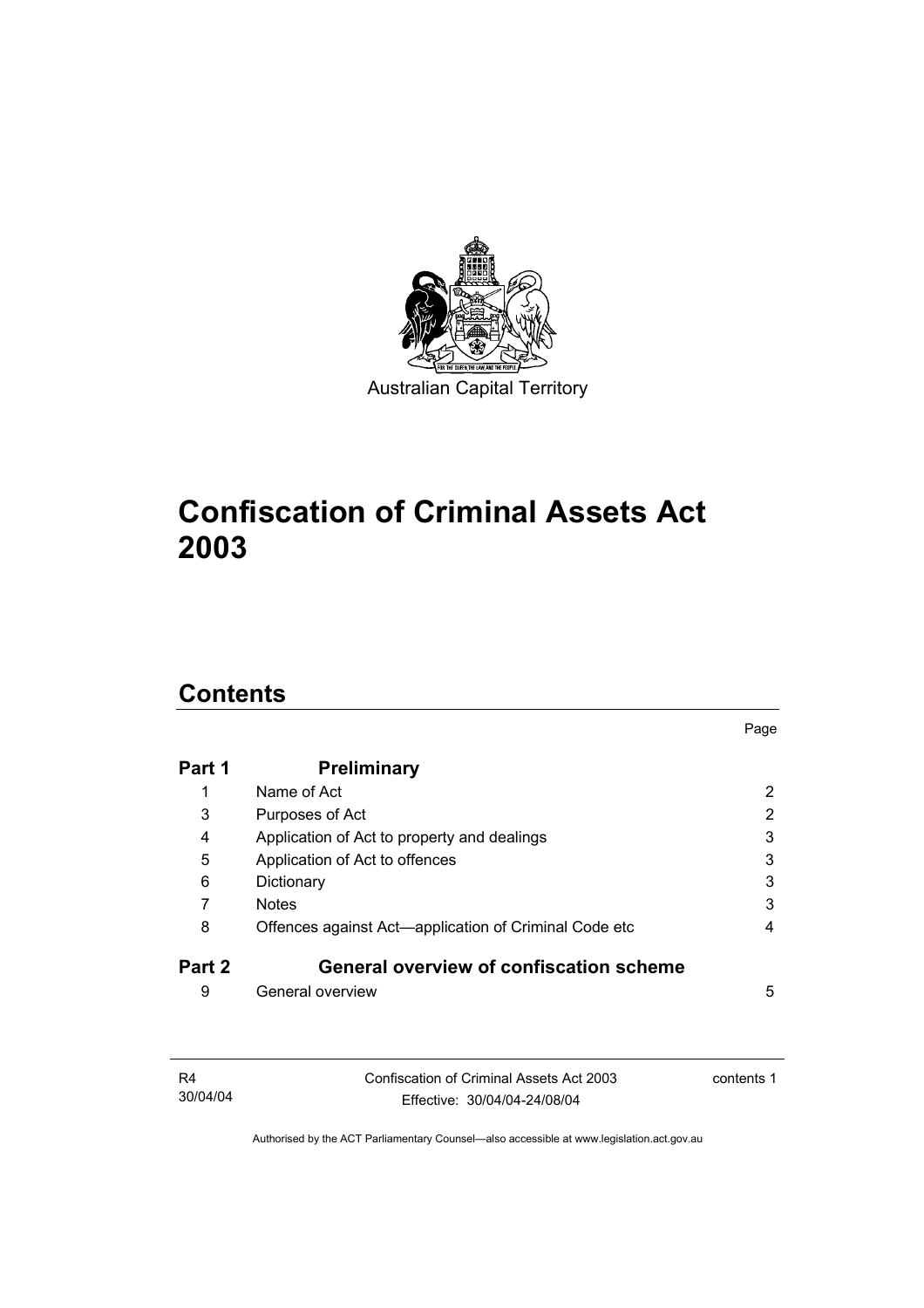Australian Capital Territory

# Confiscation of Criminal Assets Act 2003

## Contents

| | | Page |
|---|---|---|
| **Part 1** | **Preliminary** | |
| 1 | Name of Act | 2 |
| 3 | Purposes of Act | 2 |
| 4 | Application of Act to property and dealings | 3 |
| 5 | Application of Act to offences | 3 |
| 6 | Dictionary | 3 |
| 7 | Notes | 3 |
| 8 | Offences against Act—application of Criminal Code etc | 4 |
| **Part 2** | **General overview of confiscation scheme** | |
| 9 | General overview | 5 |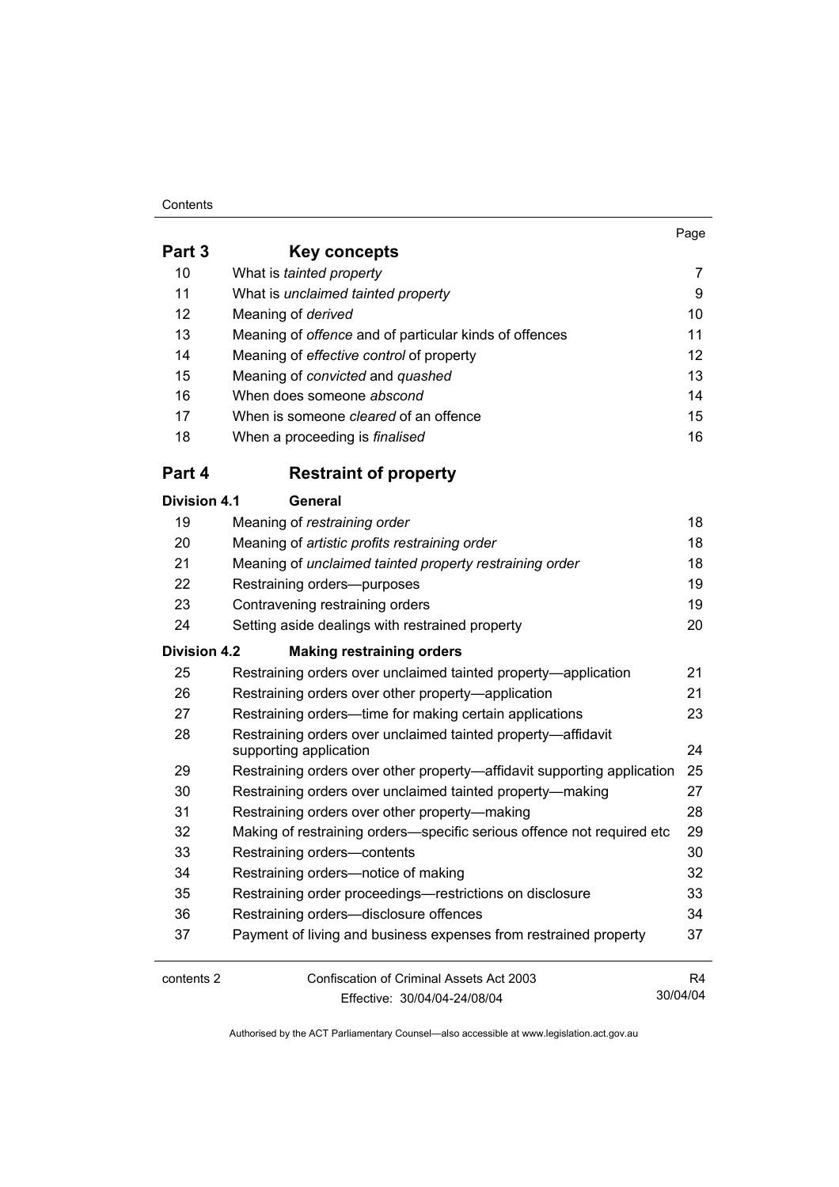| | | Page |
|---|---|---|
| **Part 3** | **Key concepts** | |
| 10 | What is *tainted property* | 7 |
| 11 | What is *unclaimed tainted property* | 9 |
| 12 | Meaning of *derived* | 10 |
| 13 | Meaning of *offence* and of particular kinds of offences | 11 |
| 14 | Meaning of *effective control* of property | 12 |
| 15 | Meaning of *convicted* and *quashed* | 13 |
| 16 | When does someone *abscond* | 14 |
| 17 | When is someone *cleared* of an offence | 15 |
| 18 | When a proceeding is *finalised* | 16 |
| **Part 4** | **Restraint of property** | |
| **Division 4.1** | **General** | |
| 19 | Meaning of *restraining order* | 18 |
| 20 | Meaning of *artistic profits restraining order* | 18 |
| 21 | Meaning of *unclaimed tainted property restraining order* | 18 |
| 22 | Restraining orders—purposes | 19 |
| 23 | Contravening restraining orders | 19 |
| 24 | Setting aside dealings with restrained property | 20 |
| **Division 4.2** | **Making restraining orders** | |
| 25 | Restraining orders over unclaimed tainted property—application | 21 |
| 26 | Restraining orders over other property—application | 21 |
| 27 | Restraining orders—time for making certain applications | 23 |
| 28 | Restraining orders over unclaimed tainted property—affidavit supporting application | 24 |
| 29 | Restraining orders over other property—affidavit supporting application | 25 |
| 30 | Restraining orders over unclaimed tainted property—making | 27 |
| 31 | Restraining orders over other property—making | 28 |
| 32 | Making of restraining orders—specific serious offence not required etc | 29 |
| 33 | Restraining orders—contents | 30 |
| 34 | Restraining orders—notice of making | 32 |
| 35 | Restraining order proceedings—restrictions on disclosure | 33 |
| 36 | Restraining orders—disclosure offences | 34 |
| 37 | Payment of living and business expenses from restrained property | 37 |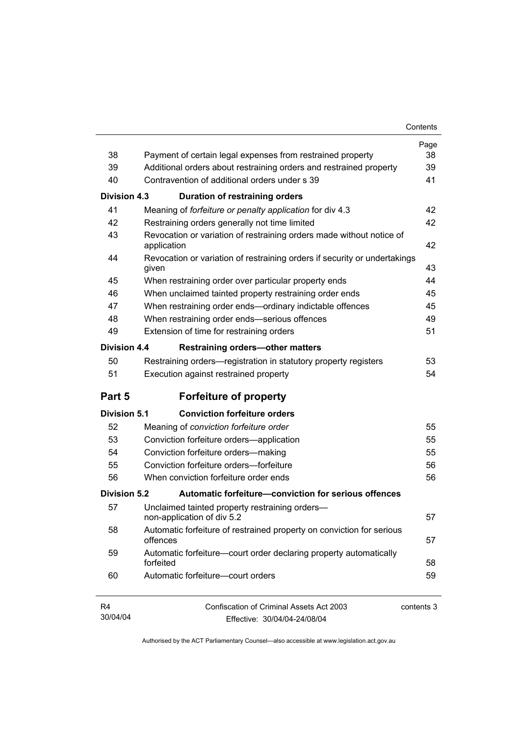| | | Page |
|---|---|---|
| 38 | Payment of certain legal expenses from restrained property | 38 |
| 39 | Additional orders about restraining orders and restrained property | 39 |
| 40 | Contravention of additional orders under s 39 | 41 |
| **Division 4.3** | **Duration of restraining orders** | |
| 41 | Meaning of *forfeiture or penalty application* for div 4.3 | 42 |
| 42 | Restraining orders generally not time limited | 42 |
| 43 | Revocation or variation of restraining orders made without notice of application | 42 |
| 44 | Revocation or variation of restraining orders if security or undertakings given | 43 |
| 45 | When restraining order over particular property ends | 44 |
| 46 | When unclaimed tainted property restraining order ends | 45 |
| 47 | When restraining order ends—ordinary indictable offences | 45 |
| 48 | When restraining order ends—serious offences | 49 |
| 49 | Extension of time for restraining orders | 51 |
| **Division 4.4** | **Restraining orders—other matters** | |
| 50 | Restraining orders—registration in statutory property registers | 53 |
| 51 | Execution against restrained property | 54 |
| **Part 5** | **Forfeiture of property** | |
| **Division 5.1** | **Conviction forfeiture orders** | |
| 52 | Meaning of *conviction forfeiture order* | 55 |
| 53 | Conviction forfeiture orders—application | 55 |
| 54 | Conviction forfeiture orders—making | 55 |
| 55 | Conviction forfeiture orders—forfeiture | 56 |
| 56 | When conviction forfeiture order ends | 56 |
| **Division 5.2** | **Automatic forfeiture—conviction for serious offences** | |
| 57 | Unclaimed tainted property restraining orders—non-application of div 5.2 | 57 |
| 58 | Automatic forfeiture of restrained property on conviction for serious offences | 57 |
| 59 | Automatic forfeiture—court order declaring property automatically forfeited | 58 |
| 60 | Automatic forfeiture—court orders | 59 |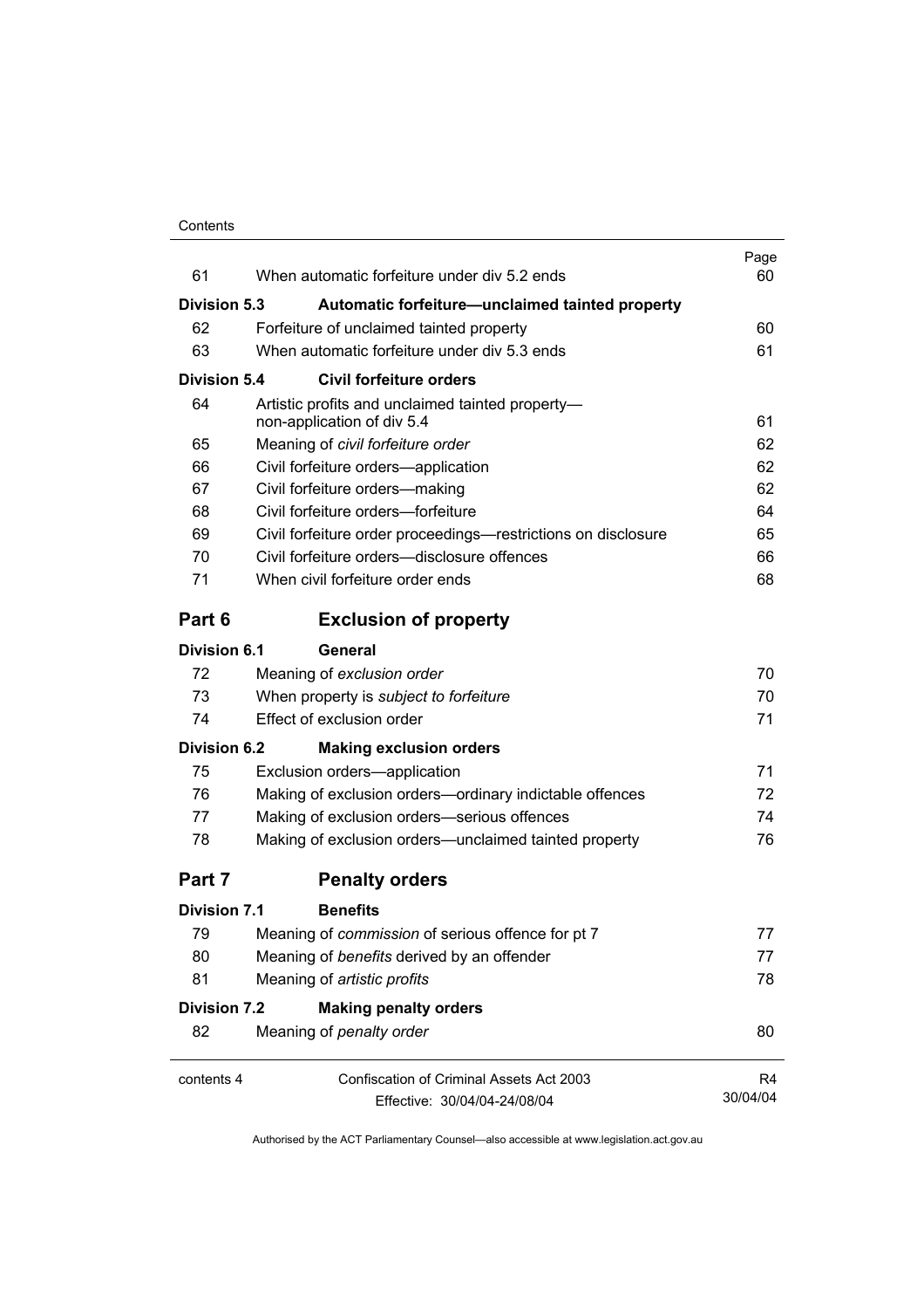| | | Page |
|---|---|---|
| 61 | When automatic forfeiture under div 5.2 ends | 60 |
| **Division 5.3** | **Automatic forfeiture—unclaimed tainted property** | |
| 62 | Forfeiture of unclaimed tainted property | 60 |
| 63 | When automatic forfeiture under div 5.3 ends | 61 |
| **Division 5.4** | **Civil forfeiture orders** | |
| 64 | Artistic profits and unclaimed tainted property—non-application of div 5.4 | 61 |
| 65 | Meaning of *civil forfeiture order* | 62 |
| 66 | Civil forfeiture orders—application | 62 |
| 67 | Civil forfeiture orders—making | 62 |
| 68 | Civil forfeiture orders—forfeiture | 64 |
| 69 | Civil forfeiture order proceedings—restrictions on disclosure | 65 |
| 70 | Civil forfeiture orders—disclosure offences | 66 |
| 71 | When civil forfeiture order ends | 68 |
| **Part 6** | **Exclusion of property** | |
| **Division 6.1** | **General** | |
| 72 | Meaning of *exclusion order* | 70 |
| 73 | When property is *subject to forfeiture* | 70 |
| 74 | Effect of exclusion order | 71 |
| **Division 6.2** | **Making exclusion orders** | |
| 75 | Exclusion orders—application | 71 |
| 76 | Making of exclusion orders—ordinary indictable offences | 72 |
| 77 | Making of exclusion orders—serious offences | 74 |
| 78 | Making of exclusion orders—unclaimed tainted property | 76 |
| **Part 7** | **Penalty orders** | |
| **Division 7.1** | **Benefits** | |
| 79 | Meaning of *commission* of serious offence for pt 7 | 77 |
| 80 | Meaning of *benefits* derived by an offender | 77 |
| 81 | Meaning of *artistic profits* | 78 |
| **Division 7.2** | **Making penalty orders** | |
| 82 | Meaning of *penalty order* | 80 |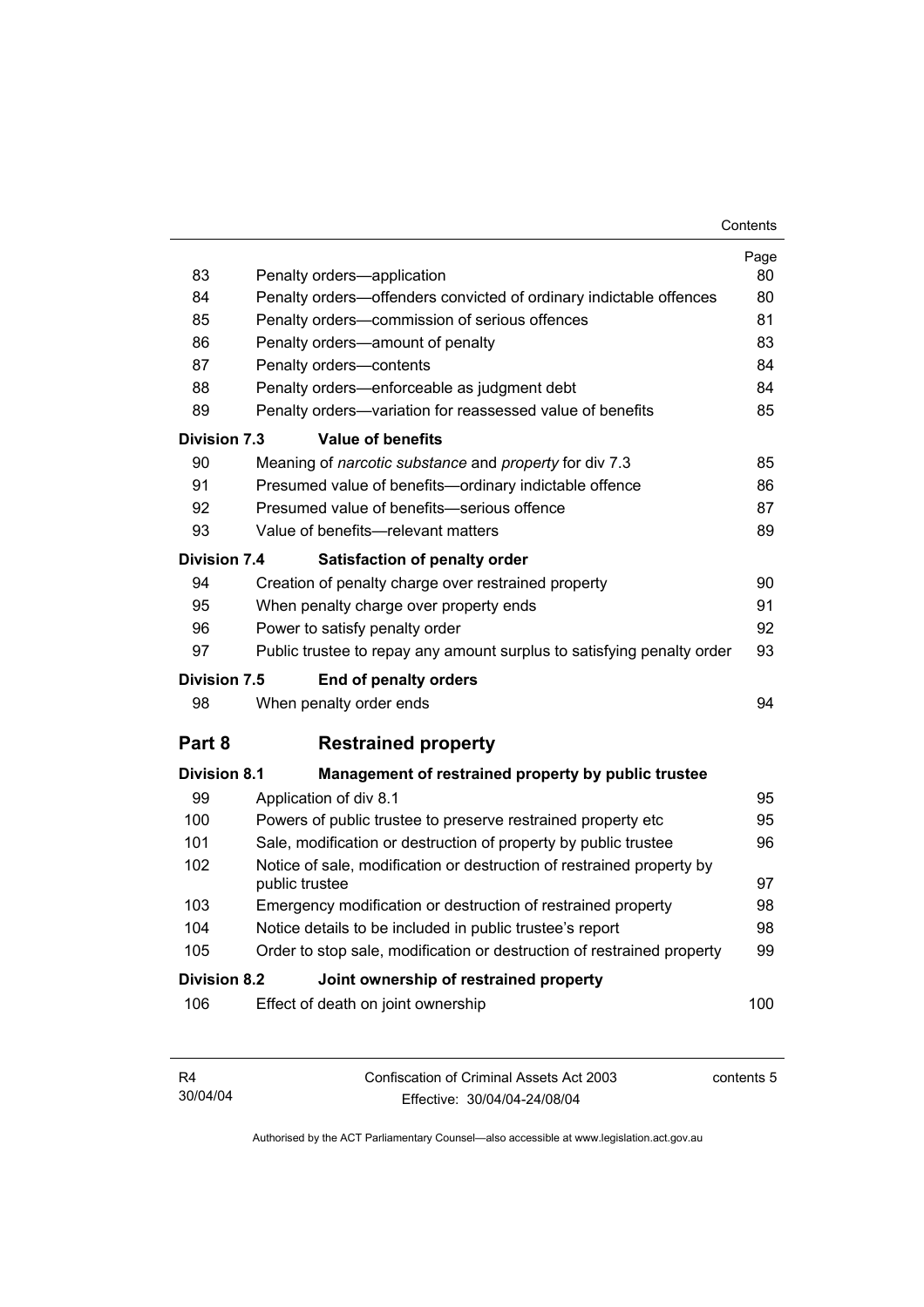| | | Page |
|---|---|---|
| 83 | Penalty orders—application | 80 |
| 84 | Penalty orders—offenders convicted of ordinary indictable offences | 80 |
| 85 | Penalty orders—commission of serious offences | 81 |
| 86 | Penalty orders—amount of penalty | 83 |
| 87 | Penalty orders—contents | 84 |
| 88 | Penalty orders—enforceable as judgment debt | 84 |
| 89 | Penalty orders—variation for reassessed value of benefits | 85 |
| **Division 7.3** | **Value of benefits** | |
| 90 | Meaning of *narcotic substance* and *property* for div 7.3 | 85 |
| 91 | Presumed value of benefits—ordinary indictable offence | 86 |
| 92 | Presumed value of benefits—serious offence | 87 |
| 93 | Value of benefits—relevant matters | 89 |
| **Division 7.4** | **Satisfaction of penalty order** | |
| 94 | Creation of penalty charge over restrained property | 90 |
| 95 | When penalty charge over property ends | 91 |
| 96 | Power to satisfy penalty order | 92 |
| 97 | Public trustee to repay any amount surplus to satisfying penalty order | 93 |
| **Division 7.5** | **End of penalty orders** | |
| 98 | When penalty order ends | 94 |

## Part 8 Restrained property

| | | |
|---|---|---|
| **Division 8.1** | **Management of restrained property by public trustee** | |
| 99 | Application of div 8.1 | 95 |
| 100 | Powers of public trustee to preserve restrained property etc | 95 |
| 101 | Sale, modification or destruction of property by public trustee | 96 |
| 102 | Notice of sale, modification or destruction of restrained property by public trustee | 97 |
| 103 | Emergency modification or destruction of restrained property | 98 |
| 104 | Notice details to be included in public trustee's report | 98 |
| 105 | Order to stop sale, modification or destruction of restrained property | 99 |
| **Division 8.2** | **Joint ownership of restrained property** | |
| 106 | Effect of death on joint ownership | 100 |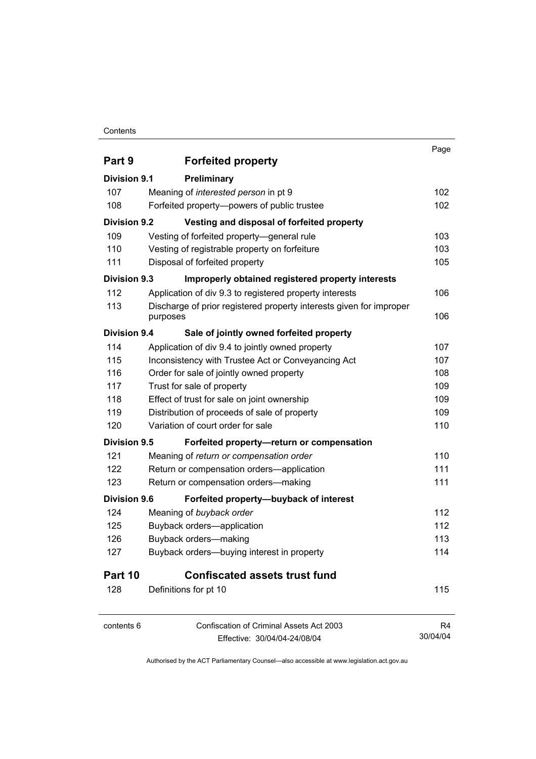| | | Page |
|---|---|---|
| **Part 9** | **Forfeited property** | |
| **Division 9.1** | **Preliminary** | |
| 107 | Meaning of *interested person* in pt 9 | 102 |
| 108 | Forfeited property—powers of public trustee | 102 |
| **Division 9.2** | **Vesting and disposal of forfeited property** | |
| 109 | Vesting of forfeited property—general rule | 103 |
| 110 | Vesting of registrable property on forfeiture | 103 |
| 111 | Disposal of forfeited property | 105 |
| **Division 9.3** | **Improperly obtained registered property interests** | |
| 112 | Application of div 9.3 to registered property interests | 106 |
| 113 | Discharge of prior registered property interests given for improper purposes | 106 |
| **Division 9.4** | **Sale of jointly owned forfeited property** | |
| 114 | Application of div 9.4 to jointly owned property | 107 |
| 115 | Inconsistency with Trustee Act or Conveyancing Act | 107 |
| 116 | Order for sale of jointly owned property | 108 |
| 117 | Trust for sale of property | 109 |
| 118 | Effect of trust for sale on joint ownership | 109 |
| 119 | Distribution of proceeds of sale of property | 109 |
| 120 | Variation of court order for sale | 110 |
| **Division 9.5** | **Forfeited property—return or compensation** | |
| 121 | Meaning of *return or compensation order* | 110 |
| 122 | Return or compensation orders—application | 111 |
| 123 | Return or compensation orders—making | 111 |
| **Division 9.6** | **Forfeited property—buyback of interest** | |
| 124 | Meaning of *buyback order* | 112 |
| 125 | Buyback orders—application | 112 |
| 126 | Buyback orders—making | 113 |
| 127 | Buyback orders—buying interest in property | 114 |
| **Part 10** | **Confiscated assets trust fund** | |
| 128 | Definitions for pt 10 | 115 |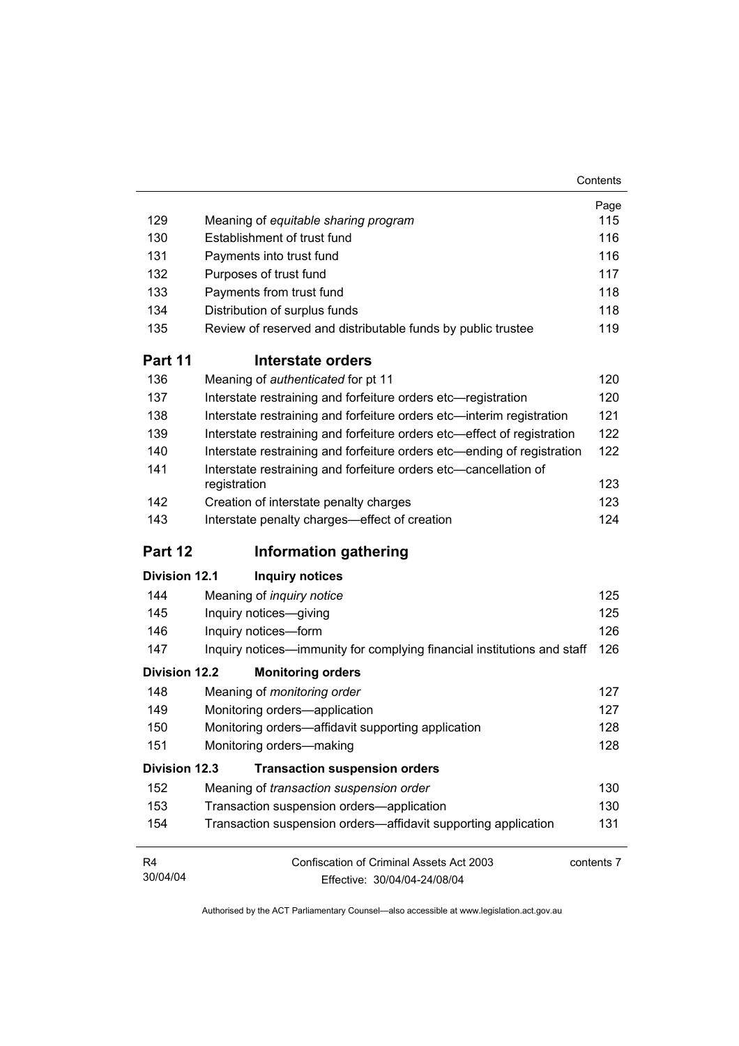| | | Page |
|---|---|---|
| 129 | Meaning of *equitable sharing program* | 115 |
| 130 | Establishment of trust fund | 116 |
| 131 | Payments into trust fund | 116 |
| 132 | Purposes of trust fund | 117 |
| 133 | Payments from trust fund | 118 |
| 134 | Distribution of surplus funds | 118 |
| 135 | Review of reserved and distributable funds by public trustee | 119 |

## Part 11 Interstate orders

| | | |
|---|---|---|
| 136 | Meaning of *authenticated* for pt 11 | 120 |
| 137 | Interstate restraining and forfeiture orders etc—registration | 120 |
| 138 | Interstate restraining and forfeiture orders etc—interim registration | 121 |
| 139 | Interstate restraining and forfeiture orders etc—effect of registration | 122 |
| 140 | Interstate restraining and forfeiture orders etc—ending of registration | 122 |
| 141 | Interstate restraining and forfeiture orders etc—cancellation of registration | 123 |
| 142 | Creation of interstate penalty charges | 123 |
| 143 | Interstate penalty charges—effect of creation | 124 |

## Part 12 Information gathering

### Division 12.1 Inquiry notices

| | | |
|---|---|---|
| 144 | Meaning of *inquiry notice* | 125 |
| 145 | Inquiry notices—giving | 125 |
| 146 | Inquiry notices—form | 126 |
| 147 | Inquiry notices—immunity for complying financial institutions and staff | 126 |

### Division 12.2 Monitoring orders

| | | |
|---|---|---|
| 148 | Meaning of *monitoring order* | 127 |
| 149 | Monitoring orders—application | 127 |
| 150 | Monitoring orders—affidavit supporting application | 128 |
| 151 | Monitoring orders—making | 128 |

### Division 12.3 Transaction suspension orders

| | | |
|---|---|---|
| 152 | Meaning of *transaction suspension order* | 130 |
| 153 | Transaction suspension orders—application | 130 |
| 154 | Transaction suspension orders—affidavit supporting application | 131 |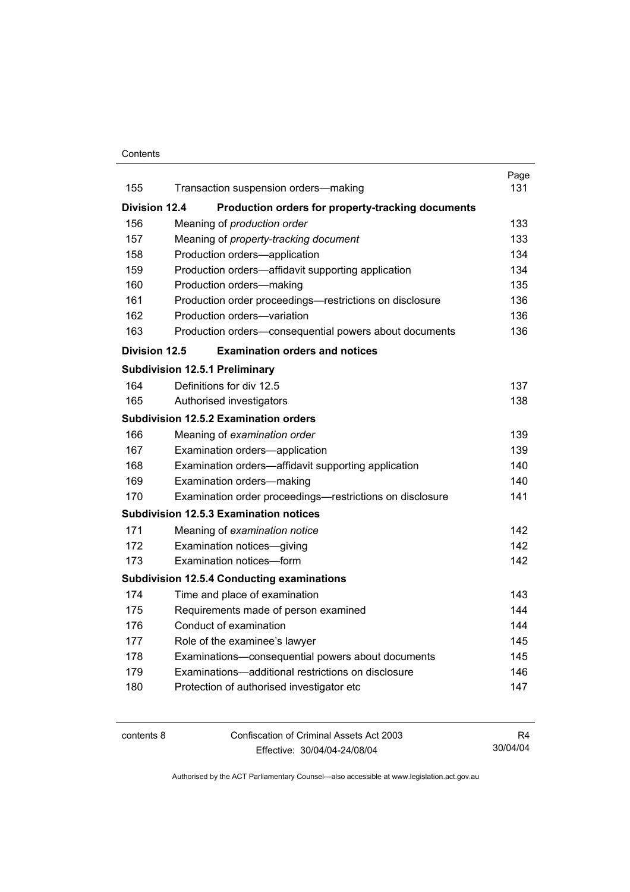| | | Page |
|---|---|---|
| 155 | Transaction suspension orders—making | 131 |
| **Division 12.4** | **Production orders for property-tracking documents** | |
| 156 | Meaning of *production order* | 133 |
| 157 | Meaning of *property-tracking document* | 133 |
| 158 | Production orders—application | 134 |
| 159 | Production orders—affidavit supporting application | 134 |
| 160 | Production orders—making | 135 |
| 161 | Production order proceedings—restrictions on disclosure | 136 |
| 162 | Production orders—variation | 136 |
| 163 | Production orders—consequential powers about documents | 136 |
| **Division 12.5** | **Examination orders and notices** | |
| **Subdivision 12.5.1 Preliminary** | | |
| 164 | Definitions for div 12.5 | 137 |
| 165 | Authorised investigators | 138 |
| **Subdivision 12.5.2 Examination orders** | | |
| 166 | Meaning of *examination order* | 139 |
| 167 | Examination orders—application | 139 |
| 168 | Examination orders—affidavit supporting application | 140 |
| 169 | Examination orders—making | 140 |
| 170 | Examination order proceedings—restrictions on disclosure | 141 |
| **Subdivision 12.5.3 Examination notices** | | |
| 171 | Meaning of *examination notice* | 142 |
| 172 | Examination notices—giving | 142 |
| 173 | Examination notices—form | 142 |
| **Subdivision 12.5.4 Conducting examinations** | | |
| 174 | Time and place of examination | 143 |
| 175 | Requirements made of person examined | 144 |
| 176 | Conduct of examination | 144 |
| 177 | Role of the examinee's lawyer | 145 |
| 178 | Examinations—consequential powers about documents | 145 |
| 179 | Examinations—additional restrictions on disclosure | 146 |
| 180 | Protection of authorised investigator etc | 147 |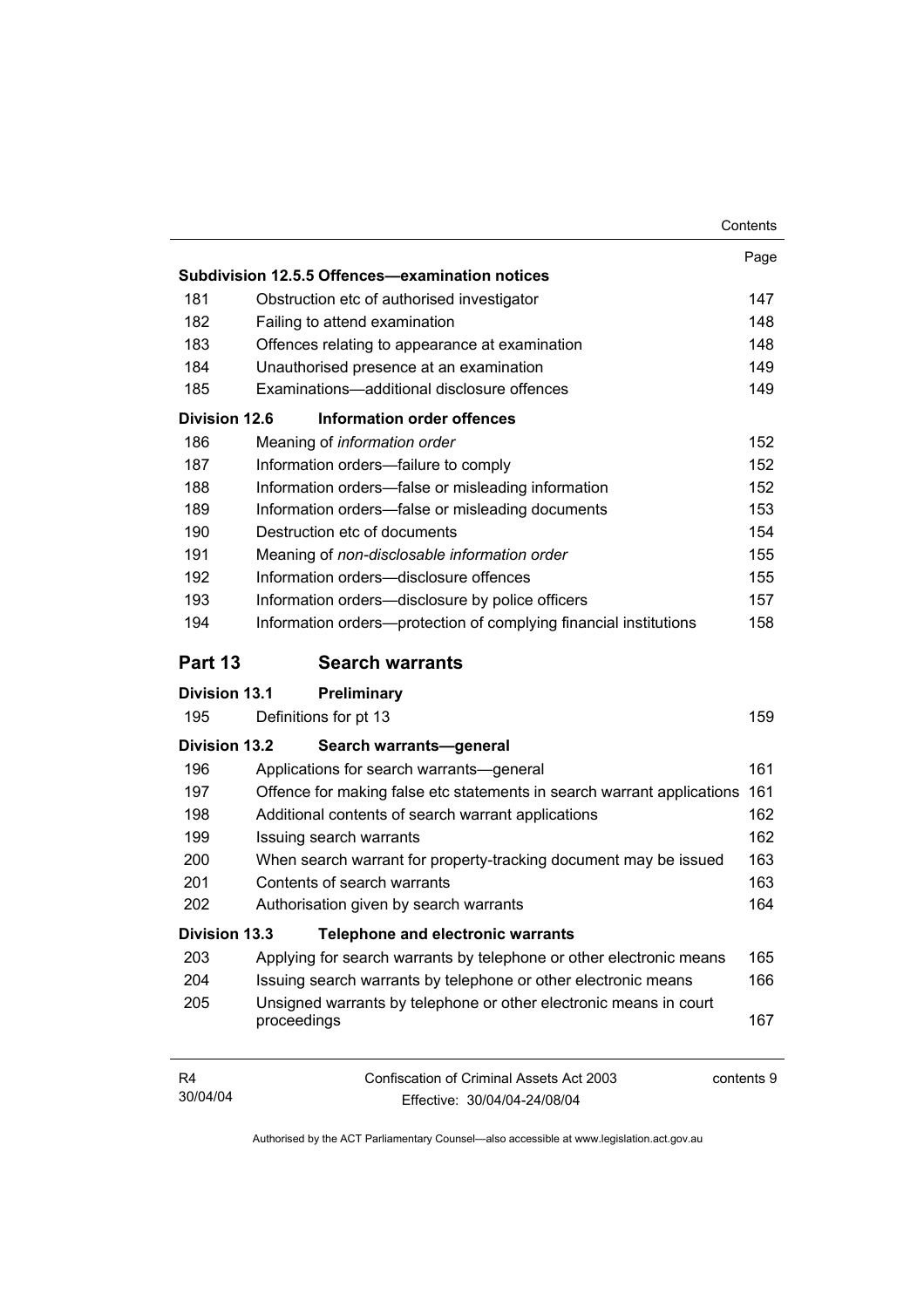| | | Page |
|---|---|---|
| **Subdivision 12.5.5 Offences—examination notices** | | |
| 181 | Obstruction etc of authorised investigator | 147 |
| 182 | Failing to attend examination | 148 |
| 183 | Offences relating to appearance at examination | 148 |
| 184 | Unauthorised presence at an examination | 149 |
| 185 | Examinations—additional disclosure offences | 149 |
| **Division 12.6** | **Information order offences** | |
| 186 | Meaning of *information order* | 152 |
| 187 | Information orders—failure to comply | 152 |
| 188 | Information orders—false or misleading information | 152 |
| 189 | Information orders—false or misleading documents | 153 |
| 190 | Destruction etc of documents | 154 |
| 191 | Meaning of *non-disclosable information order* | 155 |
| 192 | Information orders—disclosure offences | 155 |
| 193 | Information orders—disclosure by police officers | 157 |
| 194 | Information orders—protection of complying financial institutions | 158 |

## Part 13 Search warrants

| | | |
|---|---|---|
| **Division 13.1** | **Preliminary** | |
| 195 | Definitions for pt 13 | 159 |
| **Division 13.2** | **Search warrants—general** | |
| 196 | Applications for search warrants—general | 161 |
| 197 | Offence for making false etc statements in search warrant applications | 161 |
| 198 | Additional contents of search warrant applications | 162 |
| 199 | Issuing search warrants | 162 |
| 200 | When search warrant for property-tracking document may be issued | 163 |
| 201 | Contents of search warrants | 163 |
| 202 | Authorisation given by search warrants | 164 |
| **Division 13.3** | **Telephone and electronic warrants** | |
| 203 | Applying for search warrants by telephone or other electronic means | 165 |
| 204 | Issuing search warrants by telephone or other electronic means | 166 |
| 205 | Unsigned warrants by telephone or other electronic means in court proceedings | 167 |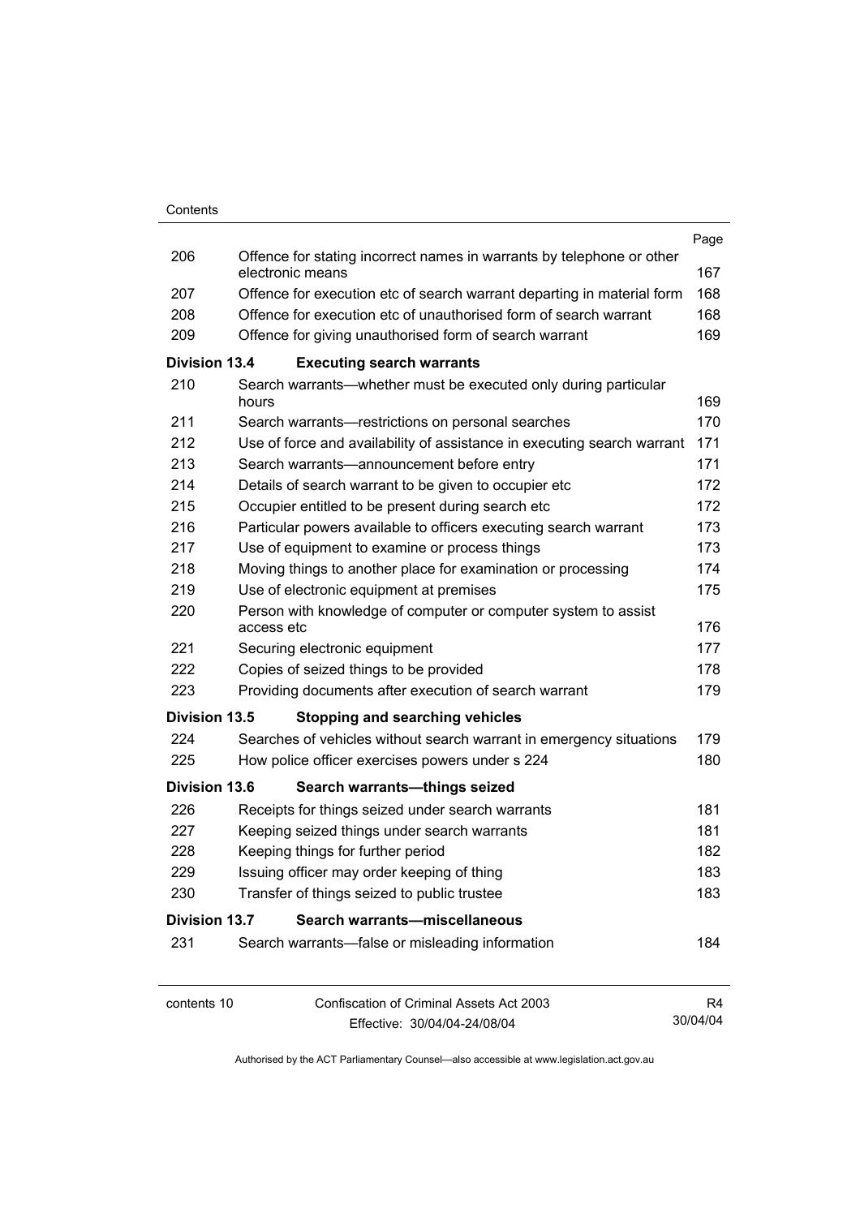| | | Page |
|---|---|---|
| 206 | Offence for stating incorrect names in warrants by telephone or other electronic means | 167 |
| 207 | Offence for execution etc of search warrant departing in material form | 168 |
| 208 | Offence for execution etc of unauthorised form of search warrant | 168 |
| 209 | Offence for giving unauthorised form of search warrant | 169 |
| **Division 13.4** | **Executing search warrants** | |
| 210 | Search warrants—whether must be executed only during particular hours | 169 |
| 211 | Search warrants—restrictions on personal searches | 170 |
| 212 | Use of force and availability of assistance in executing search warrant | 171 |
| 213 | Search warrants—announcement before entry | 171 |
| 214 | Details of search warrant to be given to occupier etc | 172 |
| 215 | Occupier entitled to be present during search etc | 172 |
| 216 | Particular powers available to officers executing search warrant | 173 |
| 217 | Use of equipment to examine or process things | 173 |
| 218 | Moving things to another place for examination or processing | 174 |
| 219 | Use of electronic equipment at premises | 175 |
| 220 | Person with knowledge of computer or computer system to assist access etc | 176 |
| 221 | Securing electronic equipment | 177 |
| 222 | Copies of seized things to be provided | 178 |
| 223 | Providing documents after execution of search warrant | 179 |
| **Division 13.5** | **Stopping and searching vehicles** | |
| 224 | Searches of vehicles without search warrant in emergency situations | 179 |
| 225 | How police officer exercises powers under s 224 | 180 |
| **Division 13.6** | **Search warrants—things seized** | |
| 226 | Receipts for things seized under search warrants | 181 |
| 227 | Keeping seized things under search warrants | 181 |
| 228 | Keeping things for further period | 182 |
| 229 | Issuing officer may order keeping of thing | 183 |
| 230 | Transfer of things seized to public trustee | 183 |
| **Division 13.7** | **Search warrants—miscellaneous** | |
| 231 | Search warrants—false or misleading information | 184 |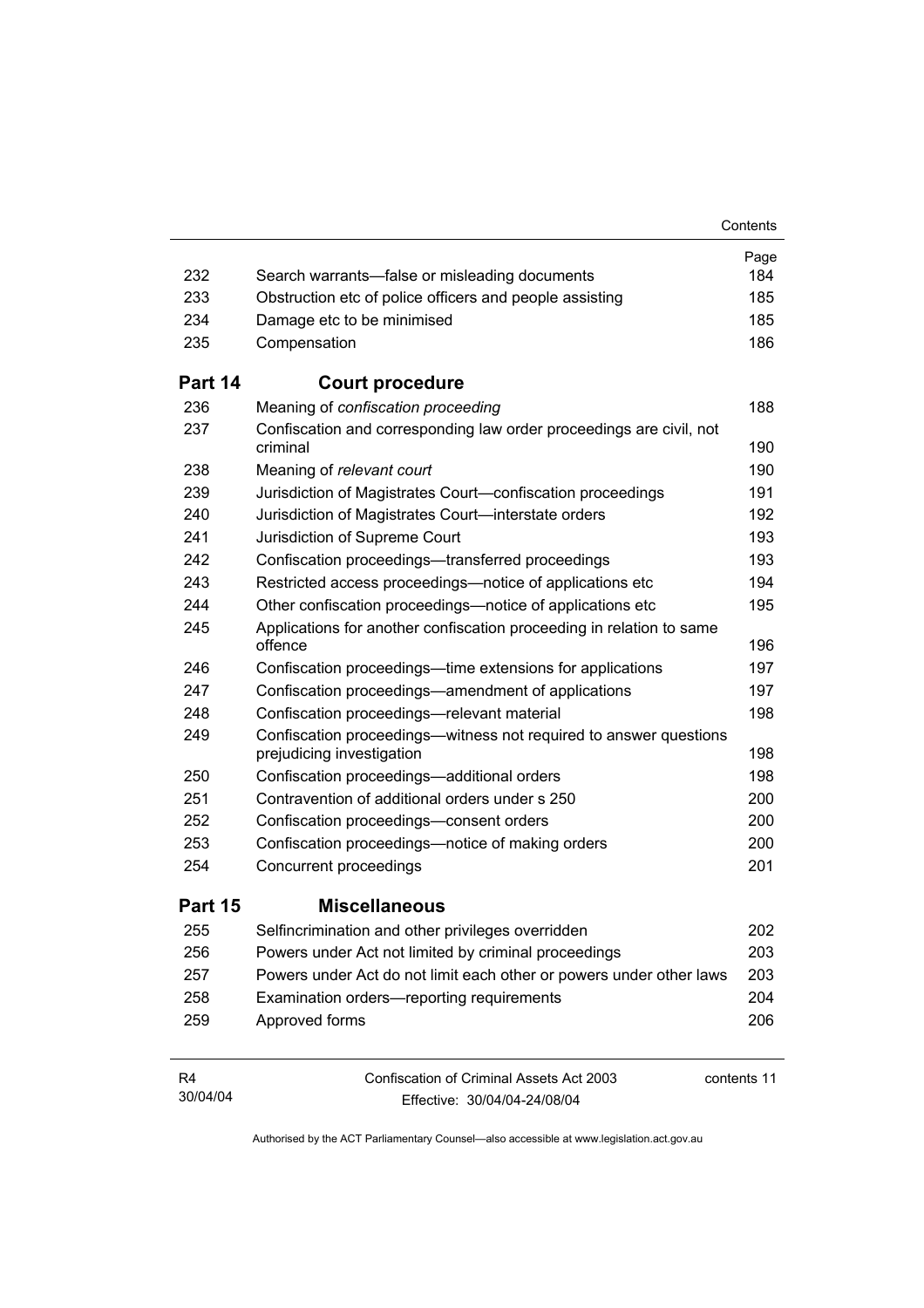| | | Page |
|---|---|---|
| 232 | Search warrants—false or misleading documents | 184 |
| 233 | Obstruction etc of police officers and people assisting | 185 |
| 234 | Damage etc to be minimised | 185 |
| 235 | Compensation | 186 |
| **Part 14** | **Court procedure** | |
| 236 | Meaning of *confiscation proceeding* | 188 |
| 237 | Confiscation and corresponding law order proceedings are civil, not criminal | 190 |
| 238 | Meaning of *relevant court* | 190 |
| 239 | Jurisdiction of Magistrates Court—confiscation proceedings | 191 |
| 240 | Jurisdiction of Magistrates Court—interstate orders | 192 |
| 241 | Jurisdiction of Supreme Court | 193 |
| 242 | Confiscation proceedings—transferred proceedings | 193 |
| 243 | Restricted access proceedings—notice of applications etc | 194 |
| 244 | Other confiscation proceedings—notice of applications etc | 195 |
| 245 | Applications for another confiscation proceeding in relation to same offence | 196 |
| 246 | Confiscation proceedings—time extensions for applications | 197 |
| 247 | Confiscation proceedings—amendment of applications | 197 |
| 248 | Confiscation proceedings—relevant material | 198 |
| 249 | Confiscation proceedings—witness not required to answer questions prejudicing investigation | 198 |
| 250 | Confiscation proceedings—additional orders | 198 |
| 251 | Contravention of additional orders under s 250 | 200 |
| 252 | Confiscation proceedings—consent orders | 200 |
| 253 | Confiscation proceedings—notice of making orders | 200 |
| 254 | Concurrent proceedings | 201 |
| **Part 15** | **Miscellaneous** | |
| 255 | Selfincrimination and other privileges overridden | 202 |
| 256 | Powers under Act not limited by criminal proceedings | 203 |
| 257 | Powers under Act do not limit each other or powers under other laws | 203 |
| 258 | Examination orders—reporting requirements | 204 |
| 259 | Approved forms | 206 |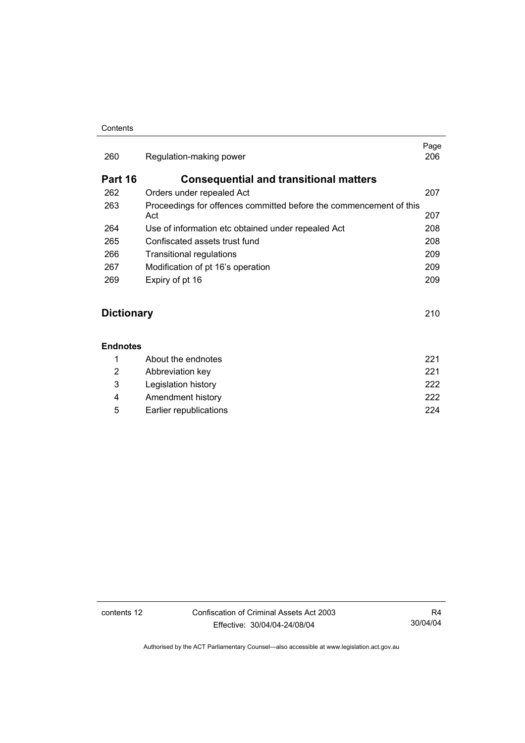| | | Page |
|---|---|---|
| 260 | Regulation-making power | 206 |

## Part 16 Consequential and transitional matters

| | | |
|---|---|---|
| 262 | Orders under repealed Act | 207 |
| 263 | Proceedings for offences committed before the commencement of this Act | 207 |
| 264 | Use of information etc obtained under repealed Act | 208 |
| 265 | Confiscated assets trust fund | 208 |
| 266 | Transitional regulations | 209 |
| 267 | Modification of pt 16's operation | 209 |
| 269 | Expiry of pt 16 | 209 |

## Dictionary 210

### Endnotes

| | | |
|---|---|---|
| 1 | About the endnotes | 221 |
| 2 | Abbreviation key | 221 |
| 3 | Legislation history | 222 |
| 4 | Amendment history | 222 |
| 5 | Earlier republications | 224 |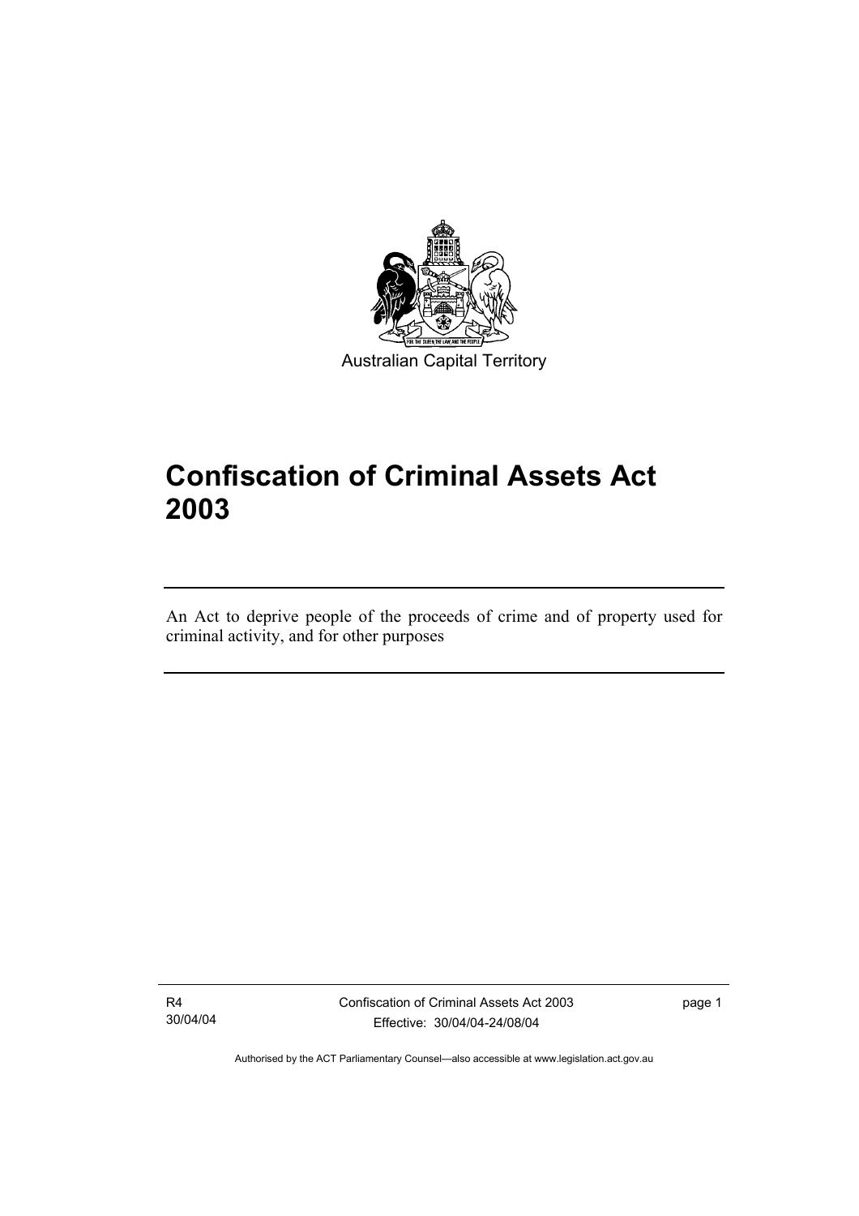Australian Capital Territory

# Confiscation of Criminal Assets Act 2003

An Act to deprive people of the proceeds of crime and of property used for criminal activity, and for other purposes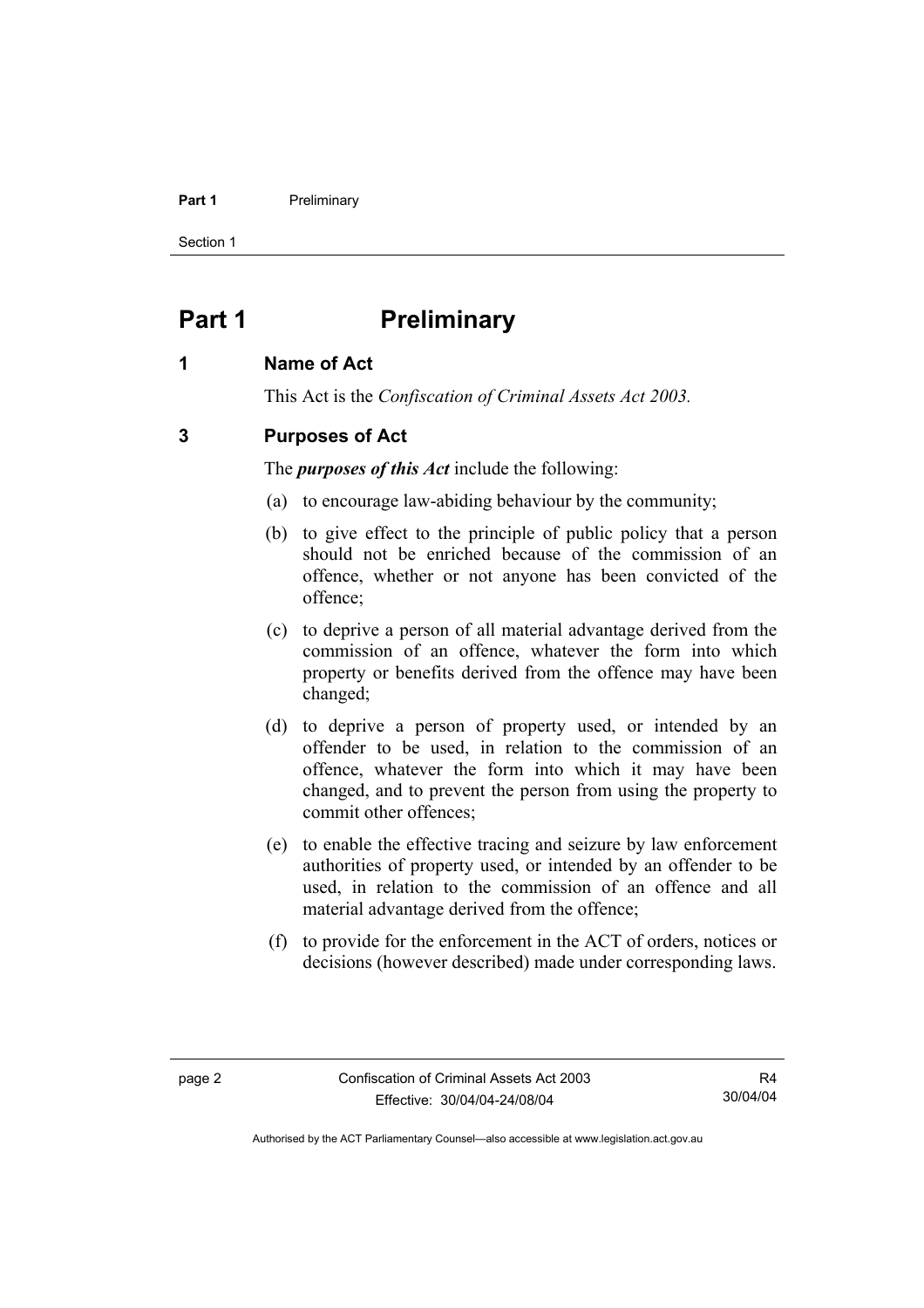# Part 1 Preliminary

## 1 Name of Act

This Act is the *Confiscation of Criminal Assets Act 2003.*

## 3 Purposes of Act

The ***purposes of this Act*** include the following:

(a) to encourage law-abiding behaviour by the community;

(b) to give effect to the principle of public policy that a person should not be enriched because of the commission of an offence, whether or not anyone has been convicted of the offence;

(c) to deprive a person of all material advantage derived from the commission of an offence, whatever the form into which property or benefits derived from the offence may have been changed;

(d) to deprive a person of property used, or intended by an offender to be used, in relation to the commission of an offence, whatever the form into which it may have been changed, and to prevent the person from using the property to commit other offences;

(e) to enable the effective tracing and seizure by law enforcement authorities of property used, or intended by an offender to be used, in relation to the commission of an offence and all material advantage derived from the offence;

(f) to provide for the enforcement in the ACT of orders, notices or decisions (however described) made under corresponding laws.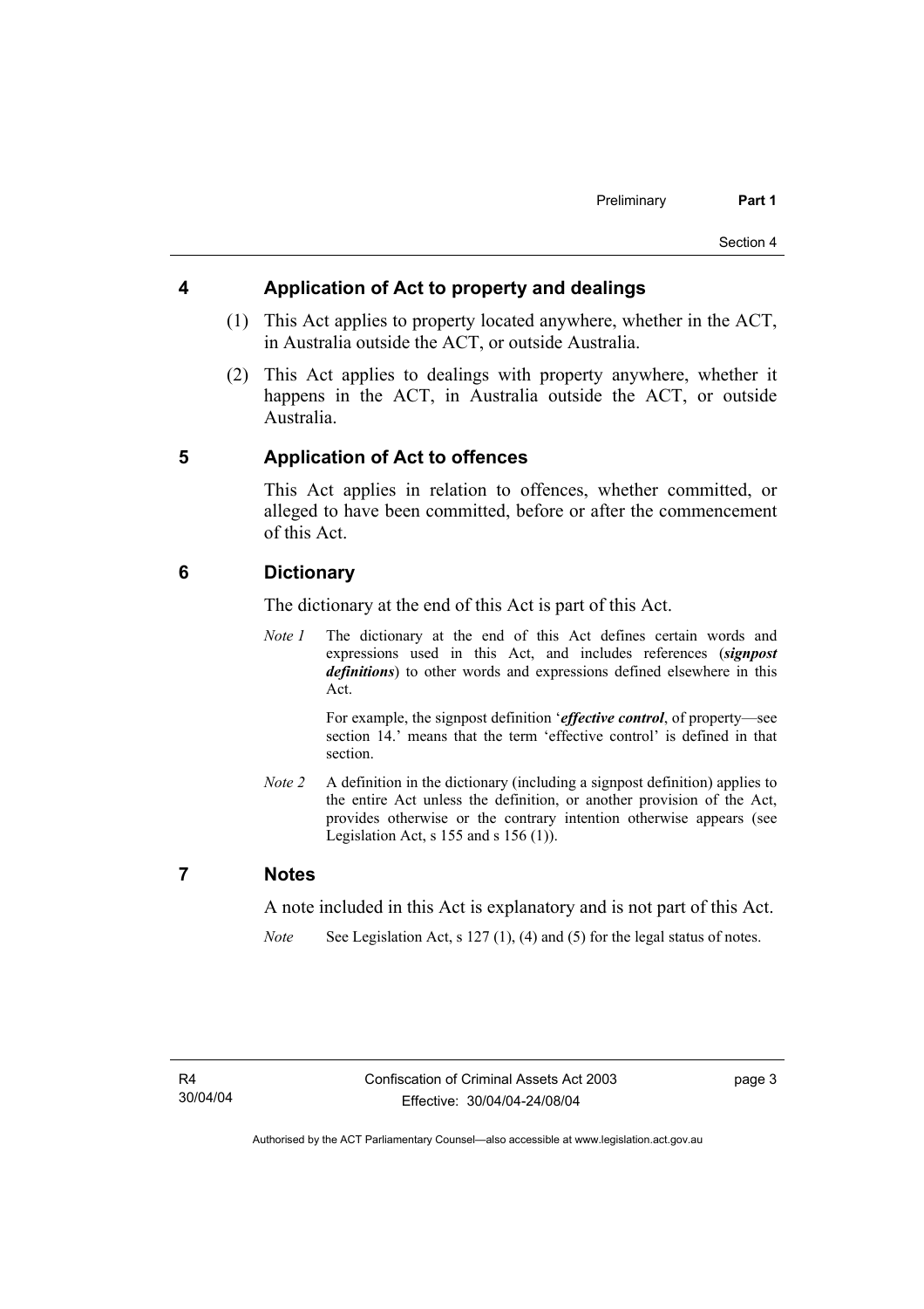## 4 Application of Act to property and dealings

(1) This Act applies to property located anywhere, whether in the ACT, in Australia outside the ACT, or outside Australia.

(2) This Act applies to dealings with property anywhere, whether it happens in the ACT, in Australia outside the ACT, or outside Australia.

## 5 Application of Act to offences

This Act applies in relation to offences, whether committed, or alleged to have been committed, before or after the commencement of this Act.

## 6 Dictionary

The dictionary at the end of this Act is part of this Act.

*Note 1* The dictionary at the end of this Act defines certain words and expressions used in this Act, and includes references (***signpost definitions***) to other words and expressions defined elsewhere in this Act.

For example, the signpost definition '***effective control***, of property—see section 14.' means that the term 'effective control' is defined in that section.

*Note 2* A definition in the dictionary (including a signpost definition) applies to the entire Act unless the definition, or another provision of the Act, provides otherwise or the contrary intention otherwise appears (see Legislation Act, s 155 and s 156 (1)).

## 7 Notes

A note included in this Act is explanatory and is not part of this Act.

*Note* See Legislation Act, s 127 (1), (4) and (5) for the legal status of notes.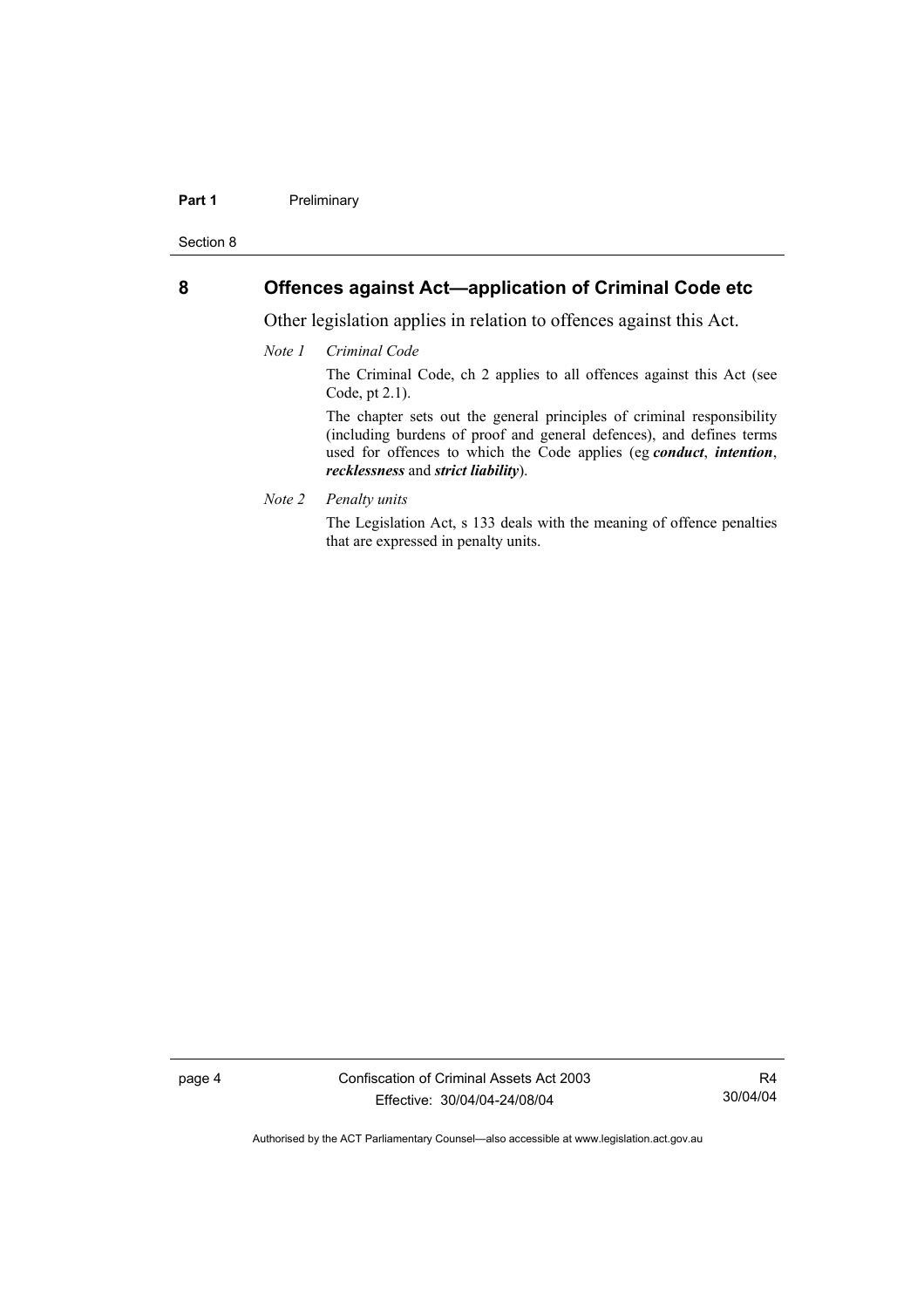## 8 Offences against Act—application of Criminal Code etc

Other legislation applies in relation to offences against this Act.

*Note 1 Criminal Code*

The Criminal Code, ch 2 applies to all offences against this Act (see Code, pt 2.1).

The chapter sets out the general principles of criminal responsibility (including burdens of proof and general defences), and defines terms used for offences to which the Code applies (eg ***conduct***, ***intention***, ***recklessness*** and ***strict liability***).

*Note 2 Penalty units*

The Legislation Act, s 133 deals with the meaning of offence penalties that are expressed in penalty units.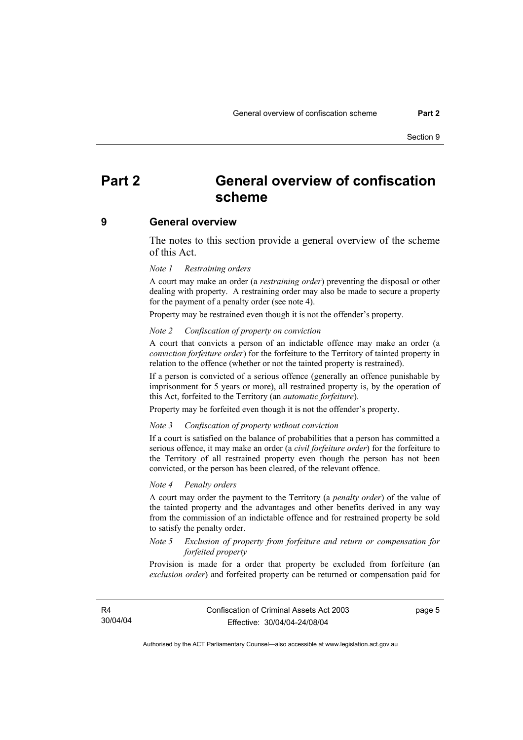# Part 2 General overview of confiscation scheme

## 9 General overview

The notes to this section provide a general overview of the scheme of this Act.

*Note 1 Restraining orders*

A court may make an order (a ***restraining order***) preventing the disposal or other dealing with property. A restraining order may also be made to secure a property for the payment of a penalty order (see note 4).

Property may be restrained even though it is not the offender's property.

*Note 2 Confiscation of property on conviction*

A court that convicts a person of an indictable offence may make an order (a ***conviction forfeiture order***) for the forfeiture to the Territory of tainted property in relation to the offence (whether or not the tainted property is restrained).

If a person is convicted of a serious offence (generally an offence punishable by imprisonment for 5 years or more), all restrained property is, by the operation of this Act, forfeited to the Territory (an ***automatic forfeiture***).

Property may be forfeited even though it is not the offender's property.

*Note 3 Confiscation of property without conviction*

If a court is satisfied on the balance of probabilities that a person has committed a serious offence, it may make an order (a ***civil forfeiture order***) for the forfeiture to the Territory of all restrained property even though the person has not been convicted, or the person has been cleared, of the relevant offence.

*Note 4 Penalty orders*

A court may order the payment to the Territory (a ***penalty order***) of the value of the tainted property and the advantages and other benefits derived in any way from the commission of an indictable offence and for restrained property be sold to satisfy the penalty order.

*Note 5 Exclusion of property from forfeiture and return or compensation for forfeited property*

Provision is made for a order that property be excluded from forfeiture (an ***exclusion order***) and forfeited property can be returned or compensation paid for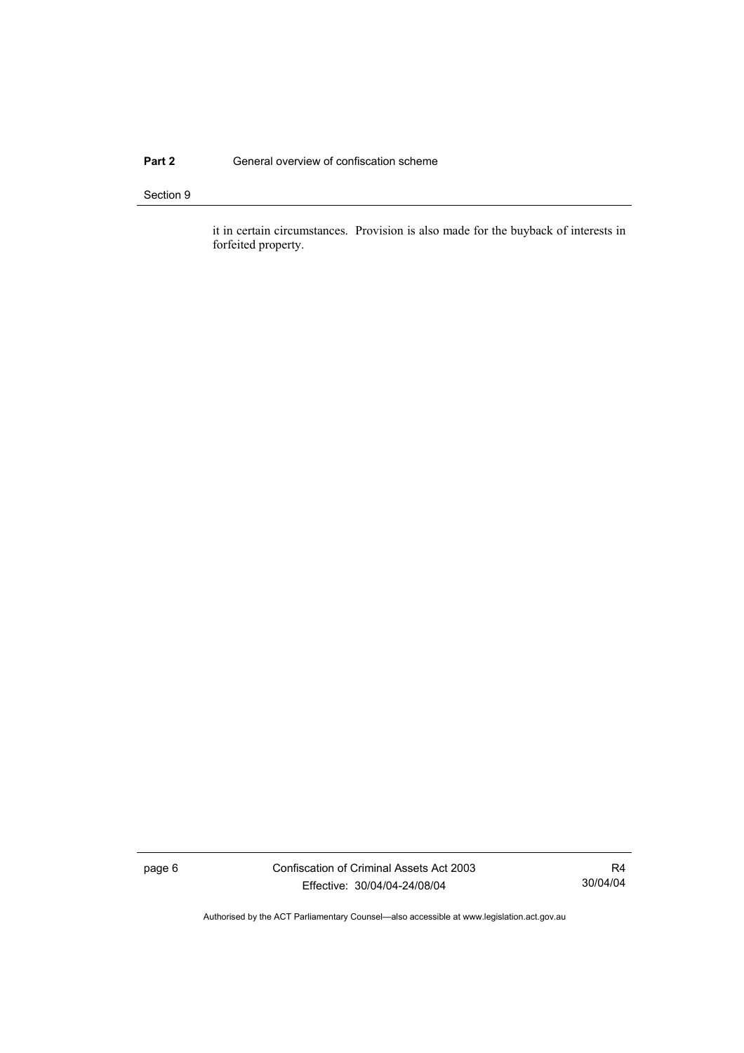it in certain circumstances. Provision is also made for the buyback of interests in forfeited property.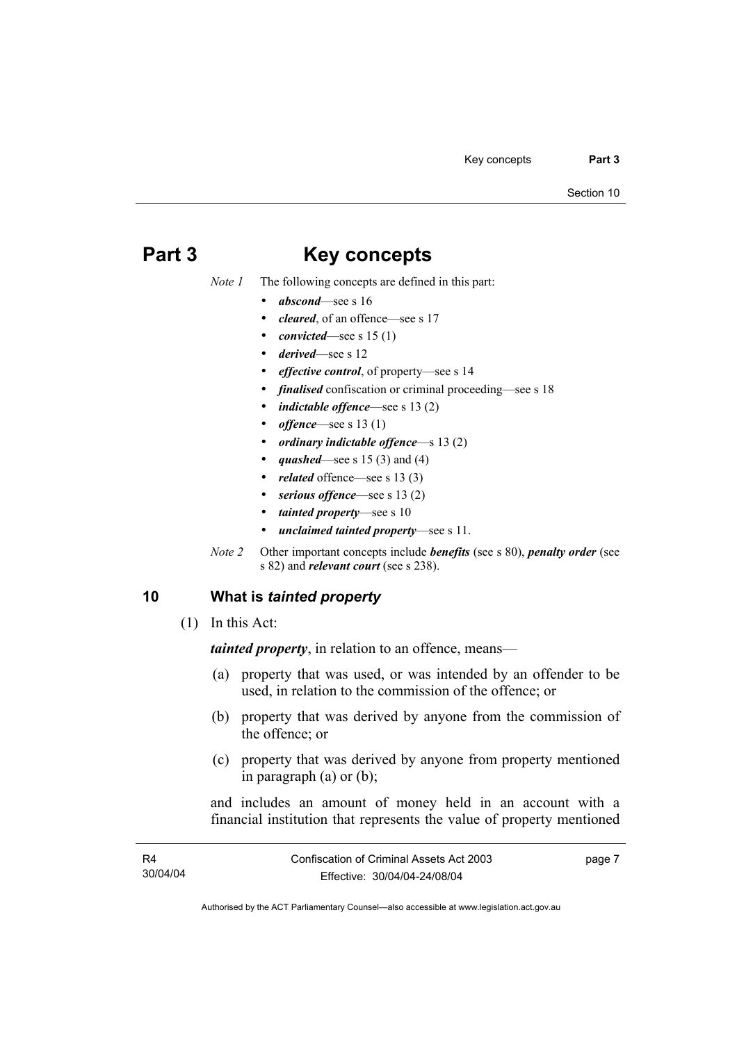# Part 3 Key concepts

*Note 1* The following concepts are defined in this part:

- ***abscond***—see s 16
- ***cleared***, of an offence—see s 17
- ***convicted***—see s 15 (1)
- ***derived***—see s 12
- ***effective control***, of property—see s 14
- ***finalised*** confiscation or criminal proceeding—see s 18
- ***indictable offence***—see s 13 (2)
- ***offence***—see s 13 (1)
- ***ordinary indictable offence***—s 13 (2)
- ***quashed***—see s 15 (3) and (4)
- ***related*** offence—see s 13 (3)
- ***serious offence***—see s 13 (2)
- ***tainted property***—see s 10
- ***unclaimed tainted property***—see s 11.

*Note 2* Other important concepts include ***benefits*** (see s 80), ***penalty order*** (see s 82) and ***relevant court*** (see s 238).

## 10 What is *tainted property*

(1) In this Act:

***tainted property***, in relation to an offence, means—

(a) property that was used, or was intended by an offender to be used, in relation to the commission of the offence; or

(b) property that was derived by anyone from the commission of the offence; or

(c) property that was derived by anyone from property mentioned in paragraph (a) or (b);

and includes an amount of money held in an account with a financial institution that represents the value of property mentioned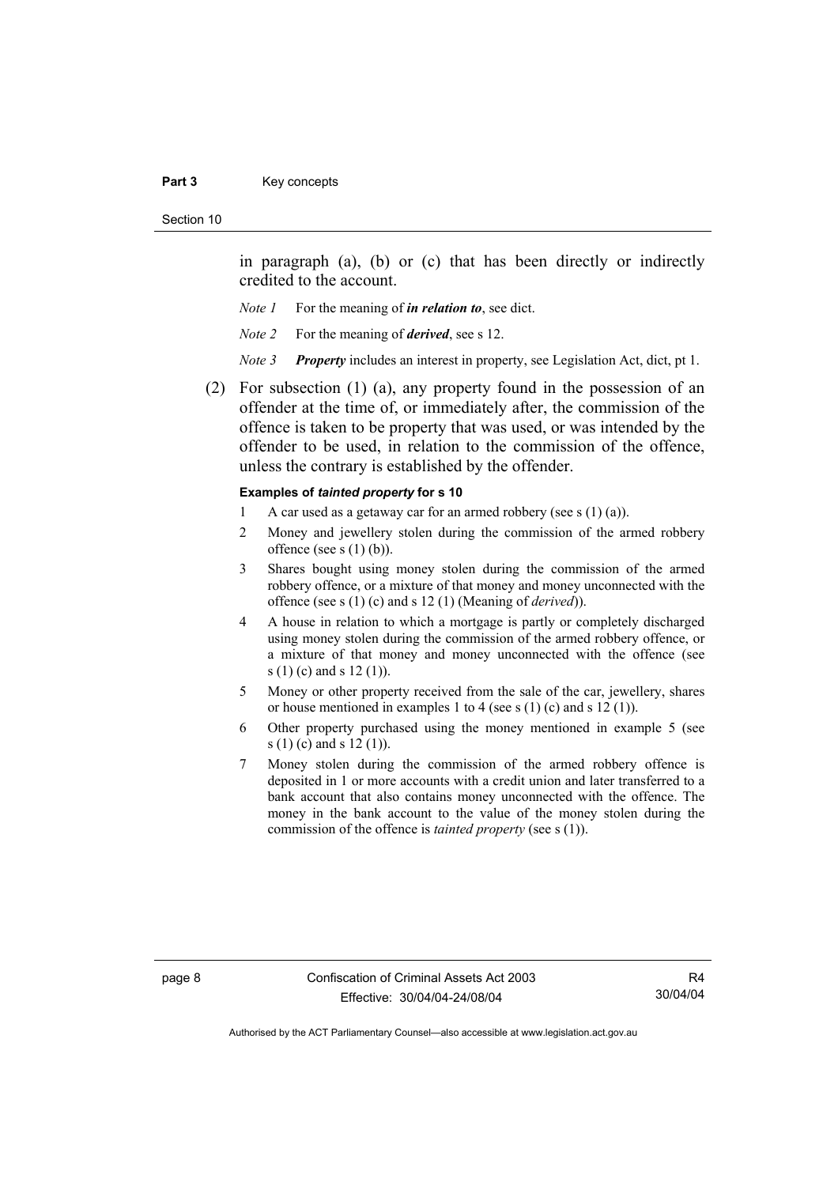in paragraph (a), (b) or (c) that has been directly or indirectly credited to the account.

*Note 1* For the meaning of ***in relation to***, see dict.

*Note 2* For the meaning of ***derived***, see s 12.

*Note 3* ***Property*** includes an interest in property, see Legislation Act, dict, pt 1.

(2) For subsection (1) (a), any property found in the possession of an offender at the time of, or immediately after, the commission of the offence is taken to be property that was used, or was intended by the offender to be used, in relation to the commission of the offence, unless the contrary is established by the offender.

**Examples of *tainted property* for s 10**

1 A car used as a getaway car for an armed robbery (see s (1) (a)).

2 Money and jewellery stolen during the commission of the armed robbery offence (see s (1) (b)).

3 Shares bought using money stolen during the commission of the armed robbery offence, or a mixture of that money and money unconnected with the offence (see s (1) (c) and s 12 (1) (Meaning of *derived*)).

4 A house in relation to which a mortgage is partly or completely discharged using money stolen during the commission of the armed robbery offence, or a mixture of that money and money unconnected with the offence (see s (1) (c) and s 12 (1)).

5 Money or other property received from the sale of the car, jewellery, shares or house mentioned in examples 1 to 4 (see s (1) (c) and s 12 (1)).

6 Other property purchased using the money mentioned in example 5 (see s (1) (c) and s 12 (1)).

7 Money stolen during the commission of the armed robbery offence is deposited in 1 or more accounts with a credit union and later transferred to a bank account that also contains money unconnected with the offence. The money in the bank account to the value of the money stolen during the commission of the offence is *tainted property* (see s (1)).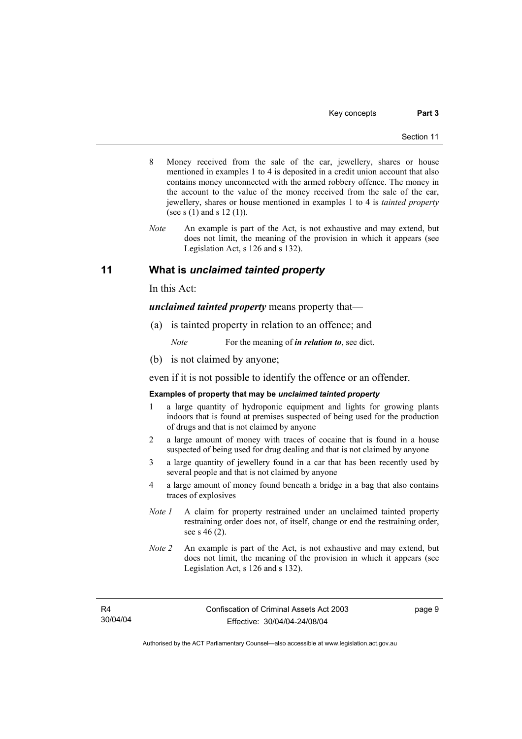8 Money received from the sale of the car, jewellery, shares or house mentioned in examples 1 to 4 is deposited in a credit union account that also contains money unconnected with the armed robbery offence. The money in the account to the value of the money received from the sale of the car, jewellery, shares or house mentioned in examples 1 to 4 is *tainted property* (see s (1) and s 12 (1)).

*Note* An example is part of the Act, is not exhaustive and may extend, but does not limit, the meaning of the provision in which it appears (see Legislation Act, s 126 and s 132).

## 11 What is *unclaimed tainted property*

In this Act:

***unclaimed tainted property*** means property that—

(a) is tainted property in relation to an offence; and

*Note* For the meaning of ***in relation to***, see dict.

(b) is not claimed by anyone;

even if it is not possible to identify the offence or an offender.

**Examples of property that may be *unclaimed tainted property***

1 a large quantity of hydroponic equipment and lights for growing plants indoors that is found at premises suspected of being used for the production of drugs and that is not claimed by anyone

2 a large amount of money with traces of cocaine that is found in a house suspected of being used for drug dealing and that is not claimed by anyone

3 a large quantity of jewellery found in a car that has been recently used by several people and that is not claimed by anyone

4 a large amount of money found beneath a bridge in a bag that also contains traces of explosives

*Note 1* A claim for property restrained under an unclaimed tainted property restraining order does not, of itself, change or end the restraining order, see s 46 (2).

*Note 2* An example is part of the Act, is not exhaustive and may extend, but does not limit, the meaning of the provision in which it appears (see Legislation Act, s 126 and s 132).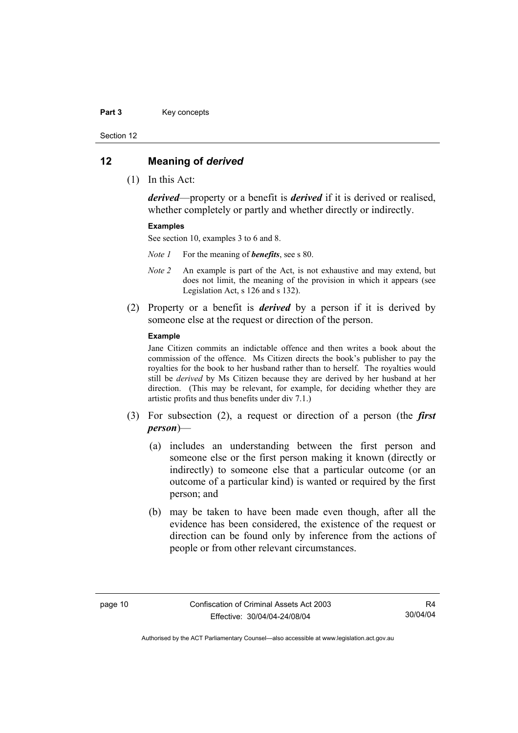## 12 Meaning of *derived*

(1) In this Act:

***derived***—property or a benefit is ***derived*** if it is derived or realised, whether completely or partly and whether directly or indirectly.

**Examples**

See section 10, examples 3 to 6 and 8.

*Note 1* For the meaning of ***benefits***, see s 80.

*Note 2* An example is part of the Act, is not exhaustive and may extend, but does not limit, the meaning of the provision in which it appears (see Legislation Act, s 126 and s 132).

(2) Property or a benefit is ***derived*** by a person if it is derived by someone else at the request or direction of the person.

**Example**

Jane Citizen commits an indictable offence and then writes a book about the commission of the offence. Ms Citizen directs the book's publisher to pay the royalties for the book to her husband rather than to herself. The royalties would still be *derived* by Ms Citizen because they are derived by her husband at her direction. (This may be relevant, for example, for deciding whether they are artistic profits and thus benefits under div 7.1.)

(3) For subsection (2), a request or direction of a person (the ***first person***)—

(a) includes an understanding between the first person and someone else or the first person making it known (directly or indirectly) to someone else that a particular outcome (or an outcome of a particular kind) is wanted or required by the first person; and

(b) may be taken to have been made even though, after all the evidence has been considered, the existence of the request or direction can be found only by inference from the actions of people or from other relevant circumstances.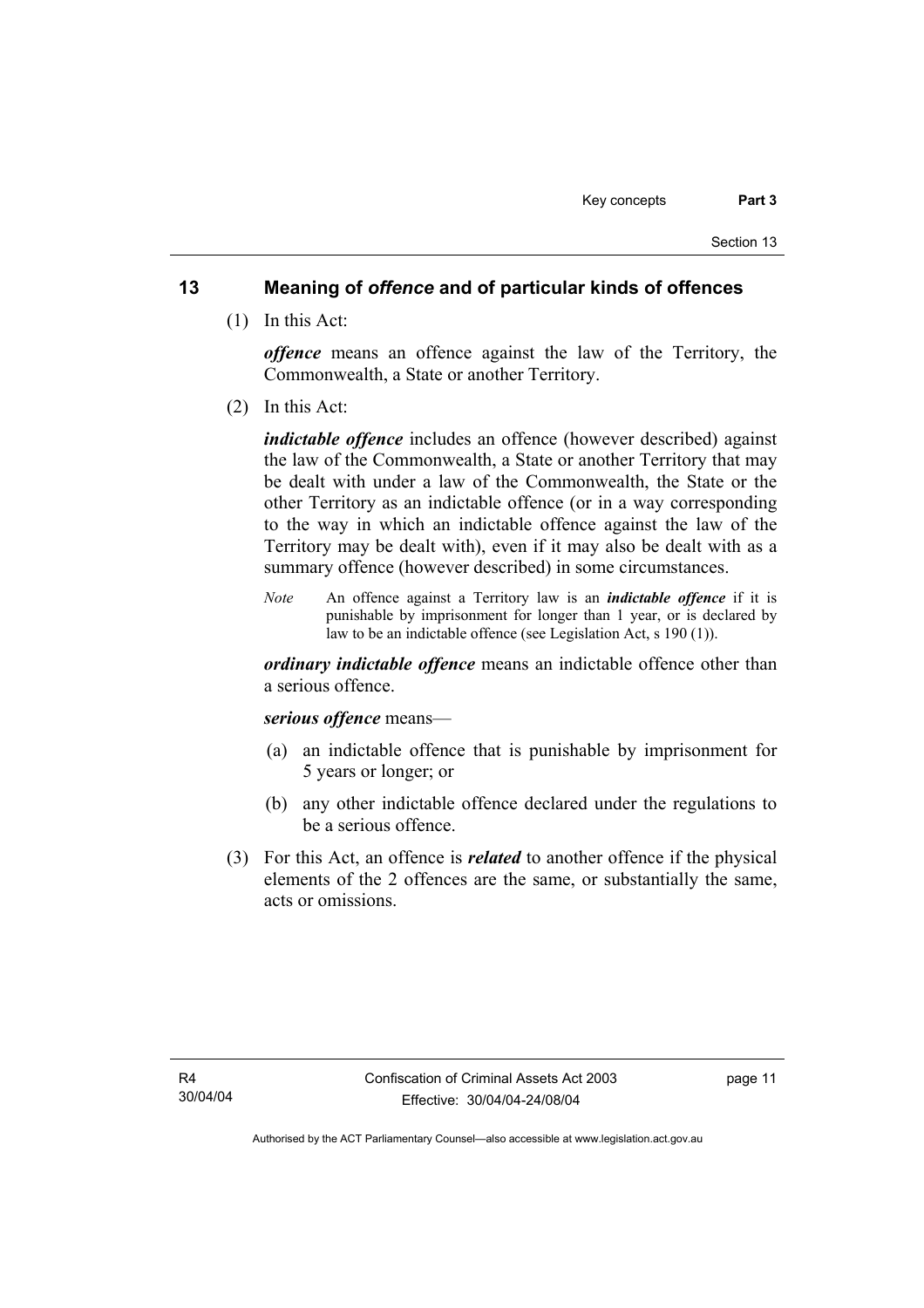## 13 Meaning of *offence* and of particular kinds of offences

(1) In this Act:

***offence*** means an offence against the law of the Territory, the Commonwealth, a State or another Territory.

(2) In this Act:

***indictable offence*** includes an offence (however described) against the law of the Commonwealth, a State or another Territory that may be dealt with under a law of the Commonwealth, the State or the other Territory as an indictable offence (or in a way corresponding to the way in which an indictable offence against the law of the Territory may be dealt with), even if it may also be dealt with as a summary offence (however described) in some circumstances.

*Note* An offence against a Territory law is an ***indictable offence*** if it is punishable by imprisonment for longer than 1 year, or is declared by law to be an indictable offence (see Legislation Act, s 190 (1)).

***ordinary indictable offence*** means an indictable offence other than a serious offence.

***serious offence*** means—

(a) an indictable offence that is punishable by imprisonment for 5 years or longer; or

(b) any other indictable offence declared under the regulations to be a serious offence.

(3) For this Act, an offence is ***related*** to another offence if the physical elements of the 2 offences are the same, or substantially the same, acts or omissions.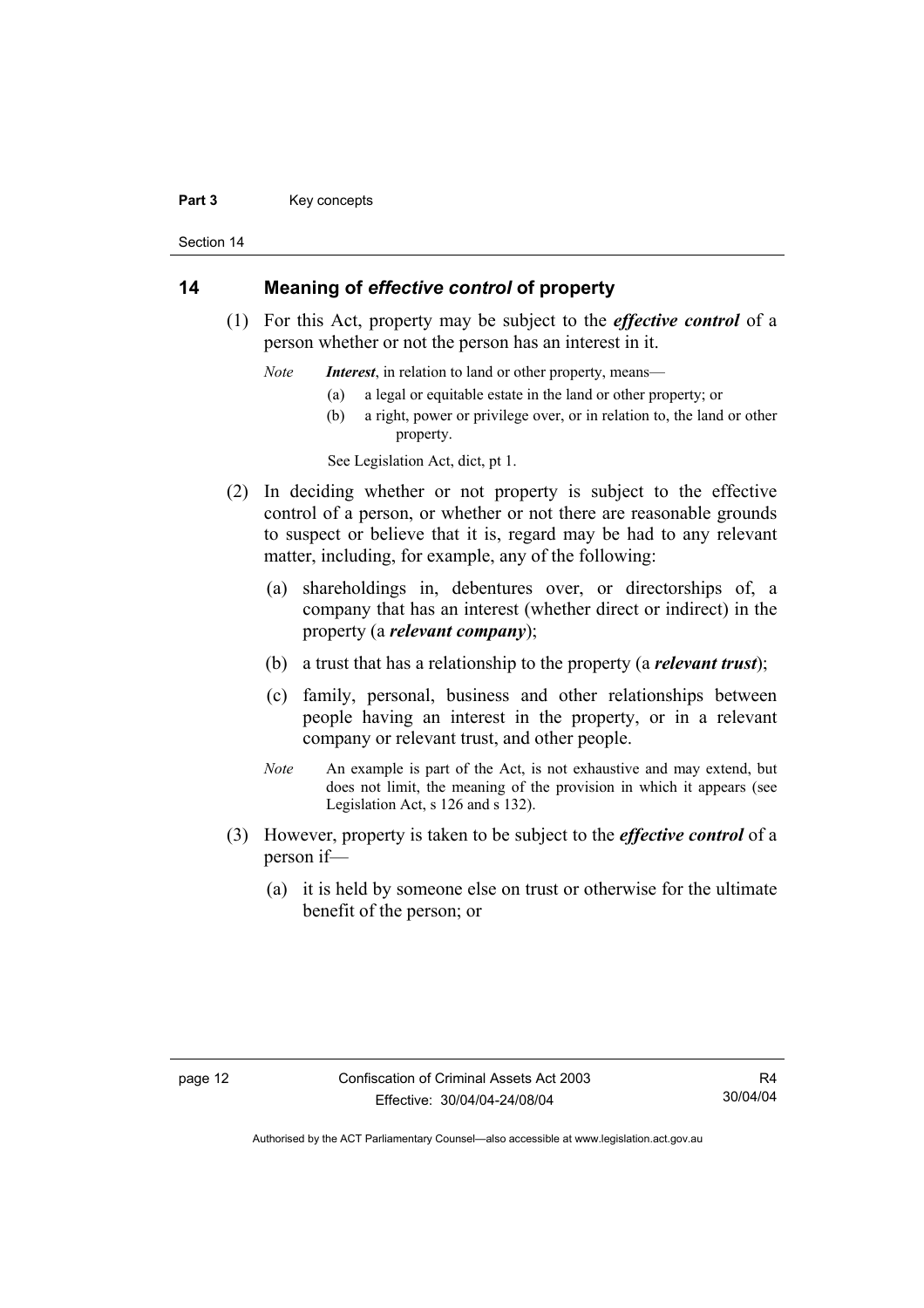## 14 Meaning of *effective control* of property

(1) For this Act, property may be subject to the ***effective control*** of a person whether or not the person has an interest in it.

*Note* ***Interest***, in relation to land or other property, means—

(a) a legal or equitable estate in the land or other property; or

(b) a right, power or privilege over, or in relation to, the land or other property.

See Legislation Act, dict, pt 1.

(2) In deciding whether or not property is subject to the effective control of a person, or whether or not there are reasonable grounds to suspect or believe that it is, regard may be had to any relevant matter, including, for example, any of the following:

(a) shareholdings in, debentures over, or directorships of, a company that has an interest (whether direct or indirect) in the property (a ***relevant company***);

(b) a trust that has a relationship to the property (a ***relevant trust***);

(c) family, personal, business and other relationships between people having an interest in the property, or in a relevant company or relevant trust, and other people.

*Note* An example is part of the Act, is not exhaustive and may extend, but does not limit, the meaning of the provision in which it appears (see Legislation Act, s 126 and s 132).

(3) However, property is taken to be subject to the ***effective control*** of a person if—

(a) it is held by someone else on trust or otherwise for the ultimate benefit of the person; or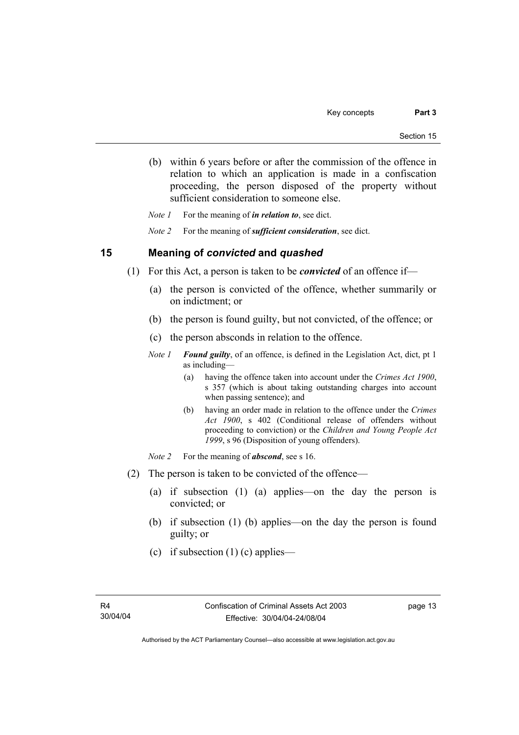(b) within 6 years before or after the commission of the offence in relation to which an application is made in a confiscation proceeding, the person disposed of the property without sufficient consideration to someone else.

*Note 1* For the meaning of ***in relation to***, see dict.

*Note 2* For the meaning of ***sufficient consideration***, see dict.

## 15 Meaning of *convicted* and *quashed*

(1) For this Act, a person is taken to be ***convicted*** of an offence if—

(a) the person is convicted of the offence, whether summarily or on indictment; or

(b) the person is found guilty, but not convicted, of the offence; or

(c) the person absconds in relation to the offence.

*Note 1* ***Found guilty***, of an offence, is defined in the Legislation Act, dict, pt 1 as including—

(a) having the offence taken into account under the *Crimes Act 1900*, s 357 (which is about taking outstanding charges into account when passing sentence); and

(b) having an order made in relation to the offence under the *Crimes Act 1900*, s 402 (Conditional release of offenders without proceeding to conviction) or the *Children and Young People Act 1999*, s 96 (Disposition of young offenders).

*Note 2* For the meaning of ***abscond***, see s 16.

(2) The person is taken to be convicted of the offence—

(a) if subsection (1) (a) applies—on the day the person is convicted; or

(b) if subsection (1) (b) applies—on the day the person is found guilty; or

(c) if subsection (1) (c) applies—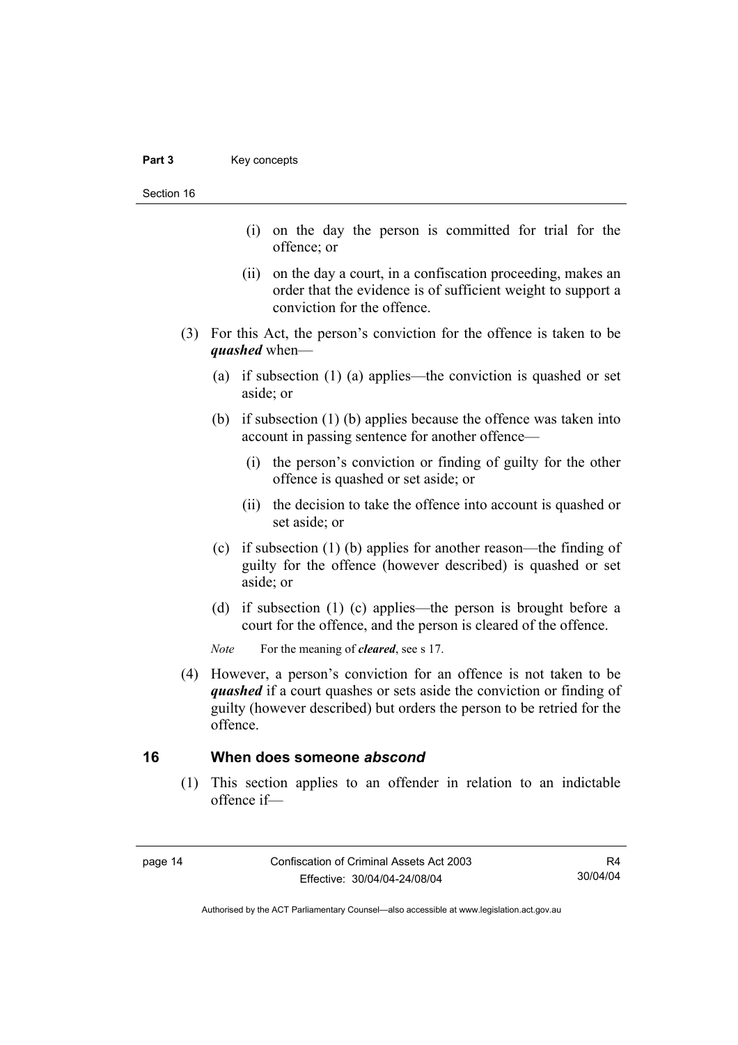(i) on the day the person is committed for trial for the offence; or

(ii) on the day a court, in a confiscation proceeding, makes an order that the evidence is of sufficient weight to support a conviction for the offence.

(3) For this Act, the person's conviction for the offence is taken to be ***quashed*** when—

(a) if subsection (1) (a) applies—the conviction is quashed or set aside; or

(b) if subsection (1) (b) applies because the offence was taken into account in passing sentence for another offence—

(i) the person's conviction or finding of guilty for the other offence is quashed or set aside; or

(ii) the decision to take the offence into account is quashed or set aside; or

(c) if subsection (1) (b) applies for another reason—the finding of guilty for the offence (however described) is quashed or set aside; or

(d) if subsection (1) (c) applies—the person is brought before a court for the offence, and the person is cleared of the offence.

*Note* For the meaning of ***cleared***, see s 17.

(4) However, a person's conviction for an offence is not taken to be ***quashed*** if a court quashes or sets aside the conviction or finding of guilty (however described) but orders the person to be retried for the offence.

## 16 When does someone *abscond*

(1) This section applies to an offender in relation to an indictable offence if—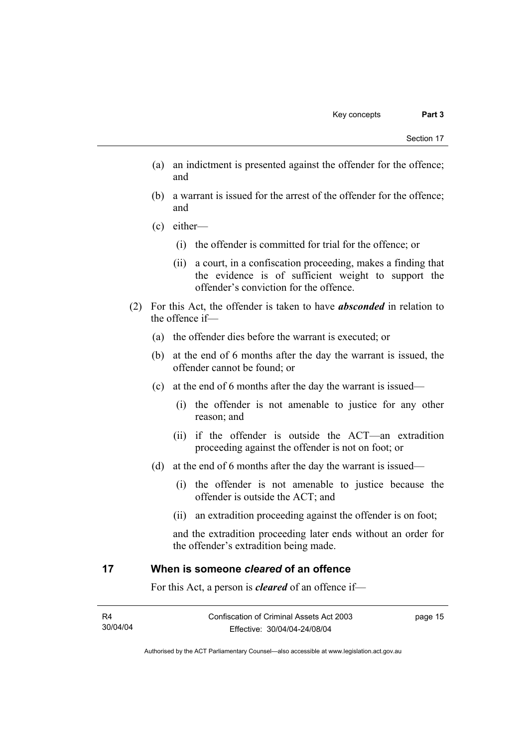(a) an indictment is presented against the offender for the offence; and

(b) a warrant is issued for the arrest of the offender for the offence; and

(c) either—

(i) the offender is committed for trial for the offence; or

(ii) a court, in a confiscation proceeding, makes a finding that the evidence is of sufficient weight to support the offender's conviction for the offence.

(2) For this Act, the offender is taken to have ***absconded*** in relation to the offence if—

(a) the offender dies before the warrant is executed; or

(b) at the end of 6 months after the day the warrant is issued, the offender cannot be found; or

(c) at the end of 6 months after the day the warrant is issued—

(i) the offender is not amenable to justice for any other reason; and

(ii) if the offender is outside the ACT—an extradition proceeding against the offender is not on foot; or

(d) at the end of 6 months after the day the warrant is issued—

(i) the offender is not amenable to justice because the offender is outside the ACT; and

(ii) an extradition proceeding against the offender is on foot;

and the extradition proceeding later ends without an order for the offender's extradition being made.

## 17 When is someone *cleared* of an offence

For this Act, a person is ***cleared*** of an offence if—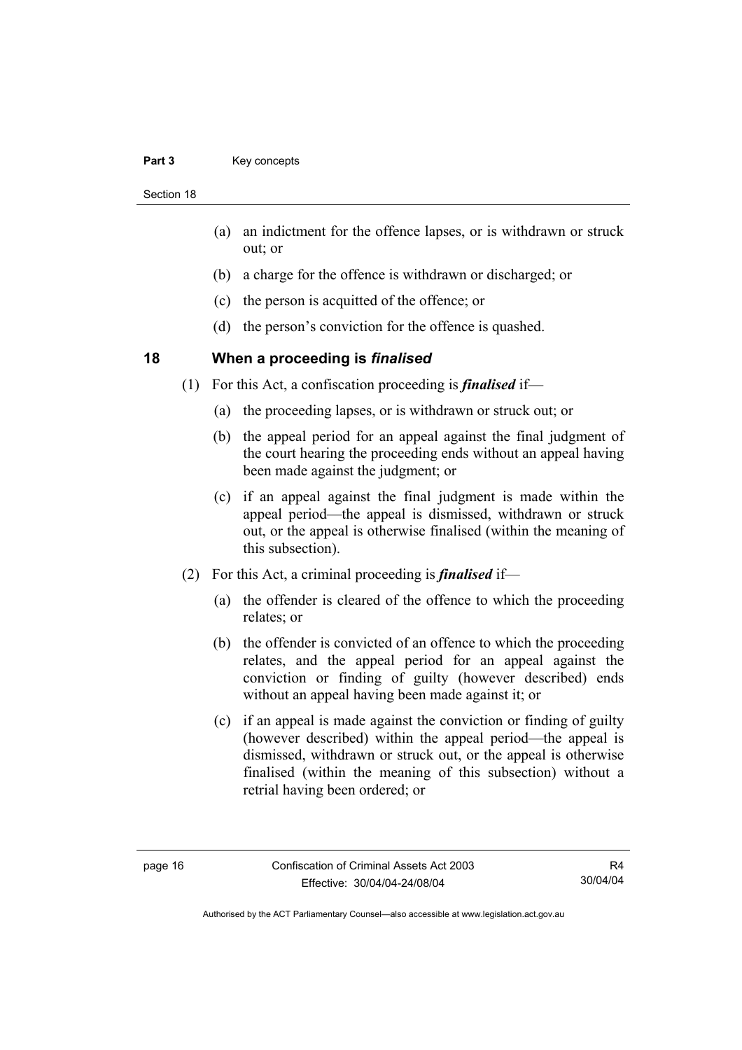(a) an indictment for the offence lapses, or is withdrawn or struck out; or

(b) a charge for the offence is withdrawn or discharged; or

(c) the person is acquitted of the offence; or

(d) the person's conviction for the offence is quashed.

## 18 When a proceeding is *finalised*

(1) For this Act, a confiscation proceeding is ***finalised*** if—

(a) the proceeding lapses, or is withdrawn or struck out; or

(b) the appeal period for an appeal against the final judgment of the court hearing the proceeding ends without an appeal having been made against the judgment; or

(c) if an appeal against the final judgment is made within the appeal period—the appeal is dismissed, withdrawn or struck out, or the appeal is otherwise finalised (within the meaning of this subsection).

(2) For this Act, a criminal proceeding is ***finalised*** if—

(a) the offender is cleared of the offence to which the proceeding relates; or

(b) the offender is convicted of an offence to which the proceeding relates, and the appeal period for an appeal against the conviction or finding of guilty (however described) ends without an appeal having been made against it; or

(c) if an appeal is made against the conviction or finding of guilty (however described) within the appeal period—the appeal is dismissed, withdrawn or struck out, or the appeal is otherwise finalised (within the meaning of this subsection) without a retrial having been ordered; or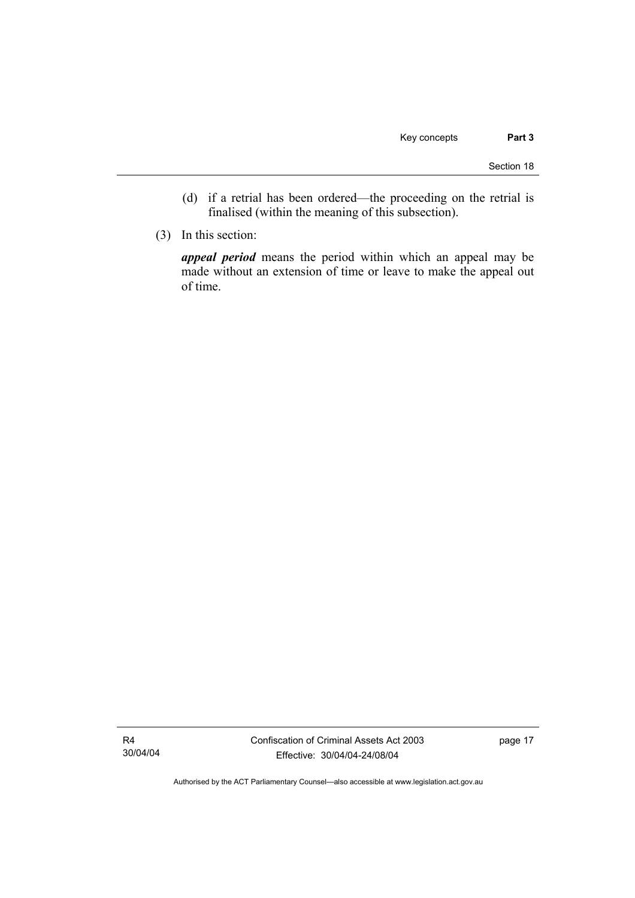(d) if a retrial has been ordered—the proceeding on the retrial is finalised (within the meaning of this subsection).

(3) In this section:

***appeal period*** means the period within which an appeal may be made without an extension of time or leave to make the appeal out of time.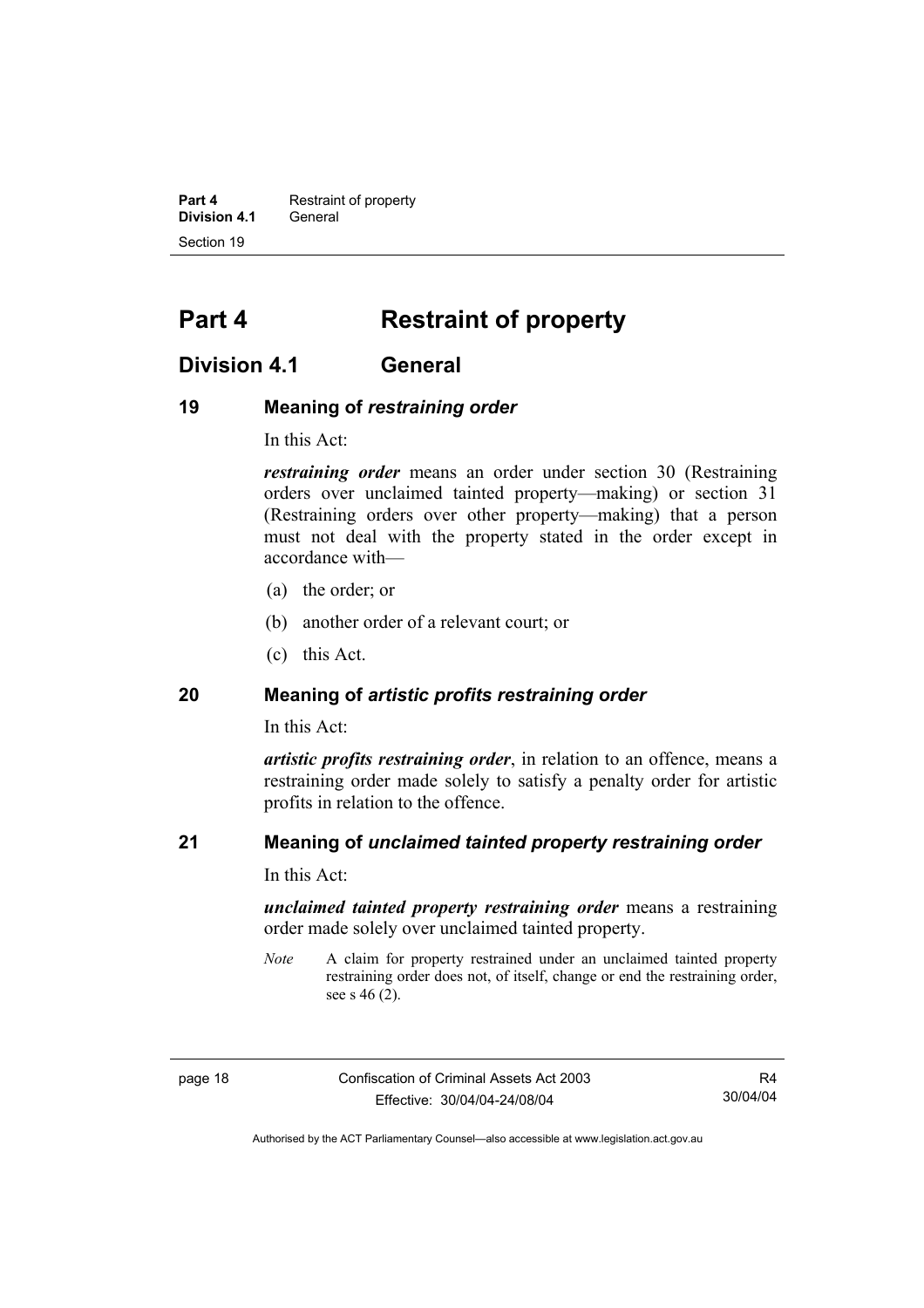# Part 4 Restraint of property

## Division 4.1 General

### 19 Meaning of *restraining order*

In this Act:

***restraining order*** means an order under section 30 (Restraining orders over unclaimed tainted property—making) or section 31 (Restraining orders over other property—making) that a person must not deal with the property stated in the order except in accordance with—

(a) the order; or

(b) another order of a relevant court; or

(c) this Act.

### 20 Meaning of *artistic profits restraining order*

In this Act:

***artistic profits restraining order***, in relation to an offence, means a restraining order made solely to satisfy a penalty order for artistic profits in relation to the offence.

### 21 Meaning of *unclaimed tainted property restraining order*

In this Act:

***unclaimed tainted property restraining order*** means a restraining order made solely over unclaimed tainted property.

*Note* A claim for property restrained under an unclaimed tainted property restraining order does not, of itself, change or end the restraining order, see s 46 (2).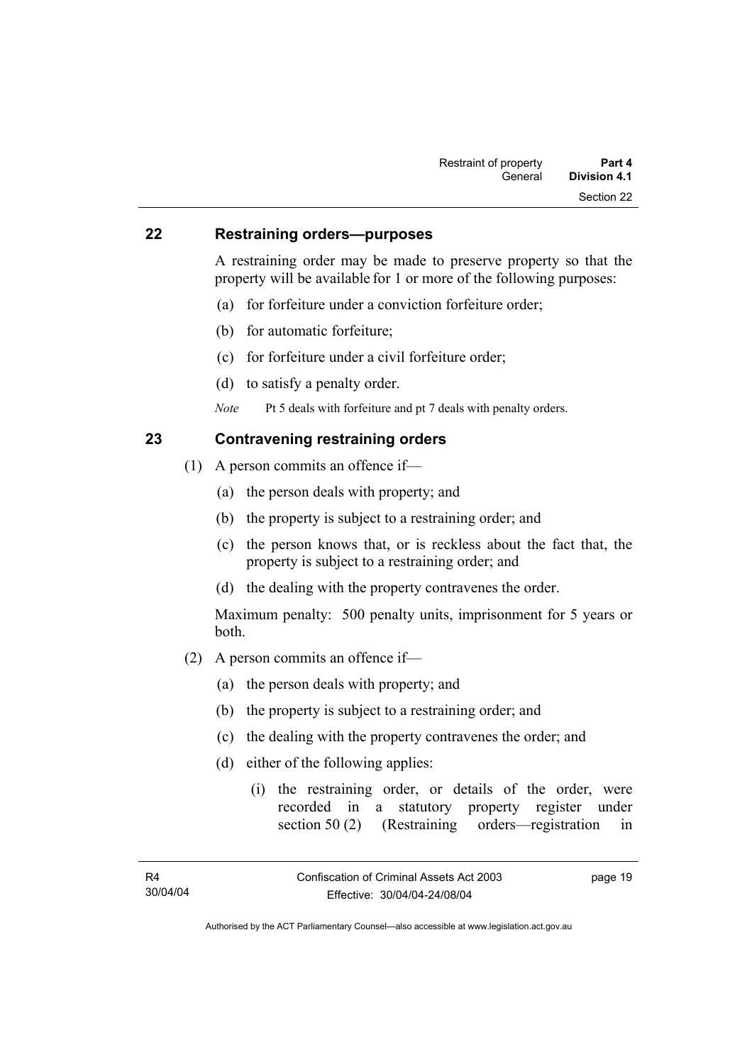## 22 Restraining orders—purposes

A restraining order may be made to preserve property so that the property will be available for 1 or more of the following purposes:

(a) for forfeiture under a conviction forfeiture order;

(b) for automatic forfeiture;

(c) for forfeiture under a civil forfeiture order;

(d) to satisfy a penalty order.

*Note* Pt 5 deals with forfeiture and pt 7 deals with penalty orders.

## 23 Contravening restraining orders

(1) A person commits an offence if—

(a) the person deals with property; and

(b) the property is subject to a restraining order; and

(c) the person knows that, or is reckless about the fact that, the property is subject to a restraining order; and

(d) the dealing with the property contravenes the order.

Maximum penalty: 500 penalty units, imprisonment for 5 years or both.

(2) A person commits an offence if—

(a) the person deals with property; and

(b) the property is subject to a restraining order; and

(c) the dealing with the property contravenes the order; and

(d) either of the following applies:

(i) the restraining order, or details of the order, were recorded in a statutory property register under section 50 (2) (Restraining orders—registration in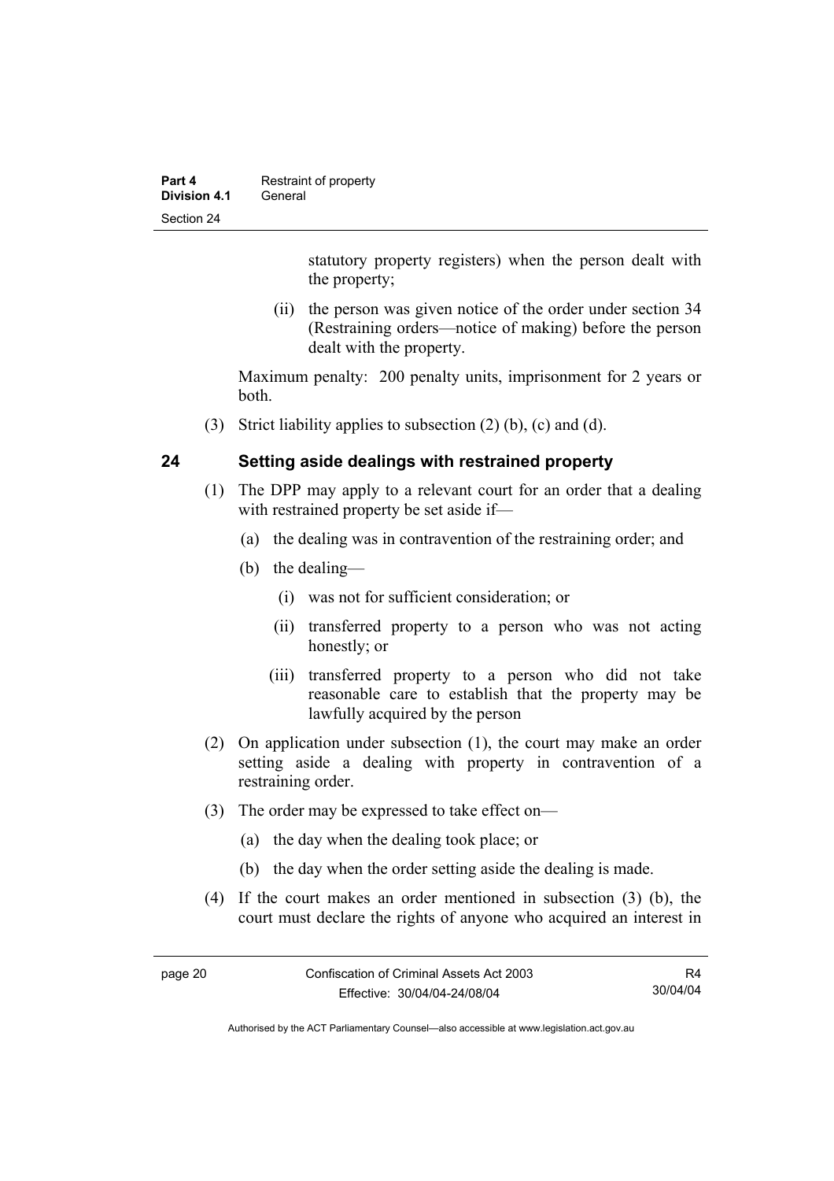statutory property registers) when the person dealt with the property;

(ii) the person was given notice of the order under section 34 (Restraining orders—notice of making) before the person dealt with the property.

Maximum penalty: 200 penalty units, imprisonment for 2 years or both.

(3) Strict liability applies to subsection (2) (b), (c) and (d).

## 24 Setting aside dealings with restrained property

(1) The DPP may apply to a relevant court for an order that a dealing with restrained property be set aside if—

(a) the dealing was in contravention of the restraining order; and

(b) the dealing—

(i) was not for sufficient consideration; or

(ii) transferred property to a person who was not acting honestly; or

(iii) transferred property to a person who did not take reasonable care to establish that the property may be lawfully acquired by the person

(2) On application under subsection (1), the court may make an order setting aside a dealing with property in contravention of a restraining order.

(3) The order may be expressed to take effect on—

(a) the day when the dealing took place; or

(b) the day when the order setting aside the dealing is made.

(4) If the court makes an order mentioned in subsection (3) (b), the court must declare the rights of anyone who acquired an interest in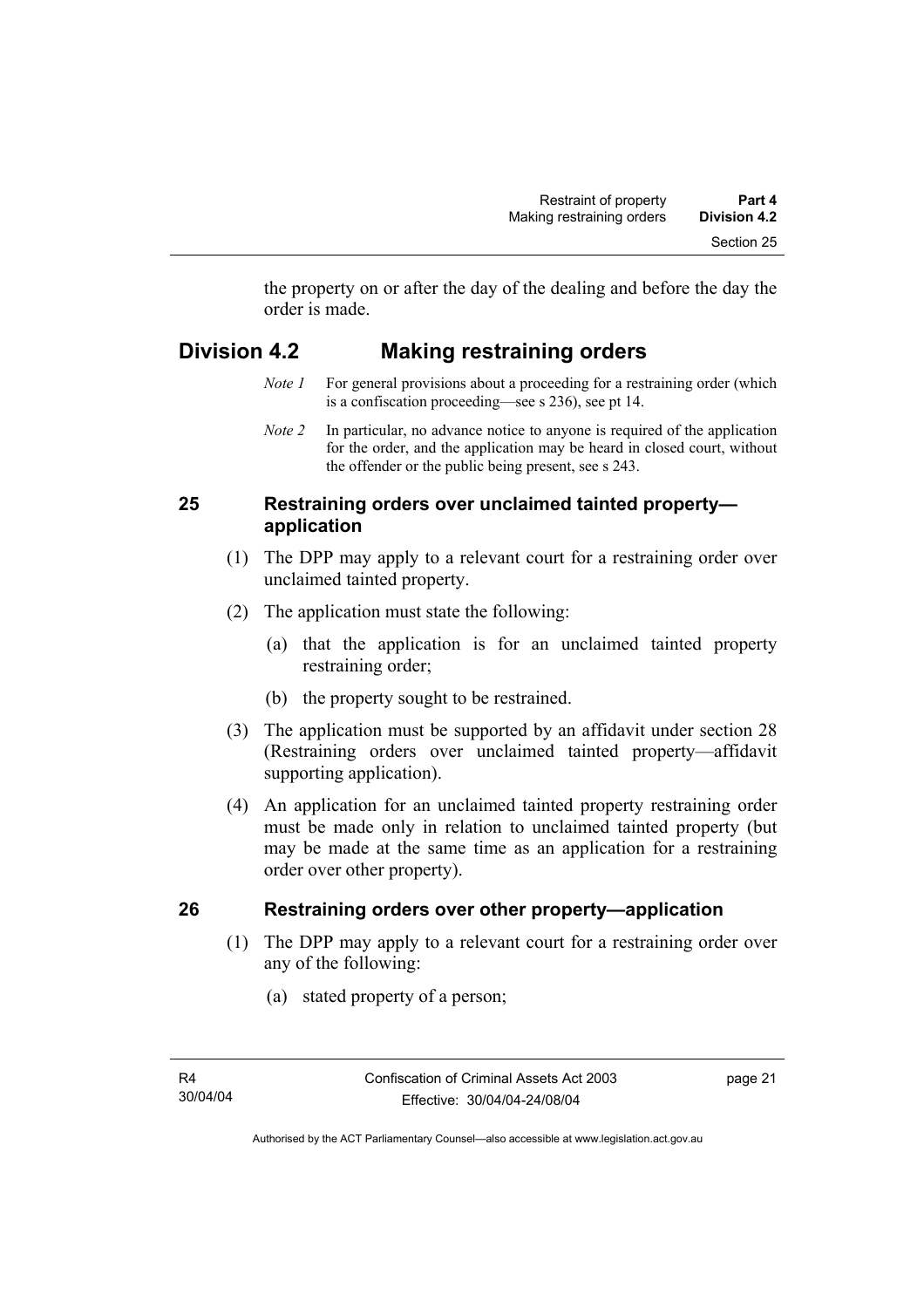the property on or after the day of the dealing and before the day the order is made.

## Division 4.2 Making restraining orders

*Note 1* For general provisions about a proceeding for a restraining order (which is a confiscation proceeding—see s 236), see pt 14.

*Note 2* In particular, no advance notice to anyone is required of the application for the order, and the application may be heard in closed court, without the offender or the public being present, see s 243.

### 25 Restraining orders over unclaimed tainted property—application

(1) The DPP may apply to a relevant court for a restraining order over unclaimed tainted property.

(2) The application must state the following:

(a) that the application is for an unclaimed tainted property restraining order;

(b) the property sought to be restrained.

(3) The application must be supported by an affidavit under section 28 (Restraining orders over unclaimed tainted property—affidavit supporting application).

(4) An application for an unclaimed tainted property restraining order must be made only in relation to unclaimed tainted property (but may be made at the same time as an application for a restraining order over other property).

### 26 Restraining orders over other property—application

(1) The DPP may apply to a relevant court for a restraining order over any of the following:

(a) stated property of a person;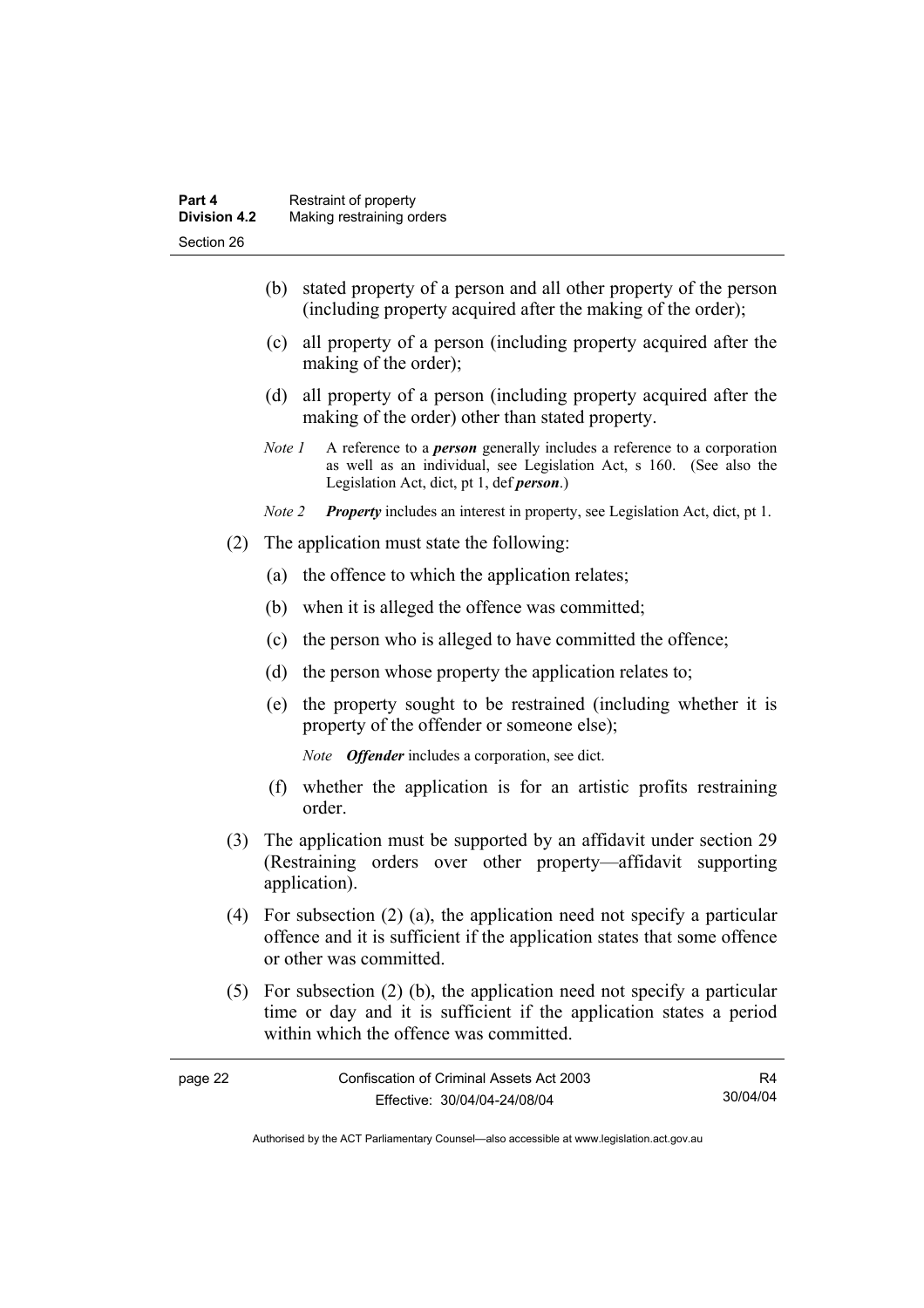(b) stated property of a person and all other property of the person (including property acquired after the making of the order);

(c) all property of a person (including property acquired after the making of the order);

(d) all property of a person (including property acquired after the making of the order) other than stated property.

*Note 1* A reference to a ***person*** generally includes a reference to a corporation as well as an individual, see Legislation Act, s 160. (See also the Legislation Act, dict, pt 1, def ***person***.)

*Note 2* ***Property*** includes an interest in property, see Legislation Act, dict, pt 1.

(2) The application must state the following:

(a) the offence to which the application relates;

(b) when it is alleged the offence was committed;

(c) the person who is alleged to have committed the offence;

(d) the person whose property the application relates to;

(e) the property sought to be restrained (including whether it is property of the offender or someone else);

*Note* ***Offender*** includes a corporation, see dict.

(f) whether the application is for an artistic profits restraining order.

(3) The application must be supported by an affidavit under section 29 (Restraining orders over other property—affidavit supporting application).

(4) For subsection (2) (a), the application need not specify a particular offence and it is sufficient if the application states that some offence or other was committed.

(5) For subsection (2) (b), the application need not specify a particular time or day and it is sufficient if the application states a period within which the offence was committed.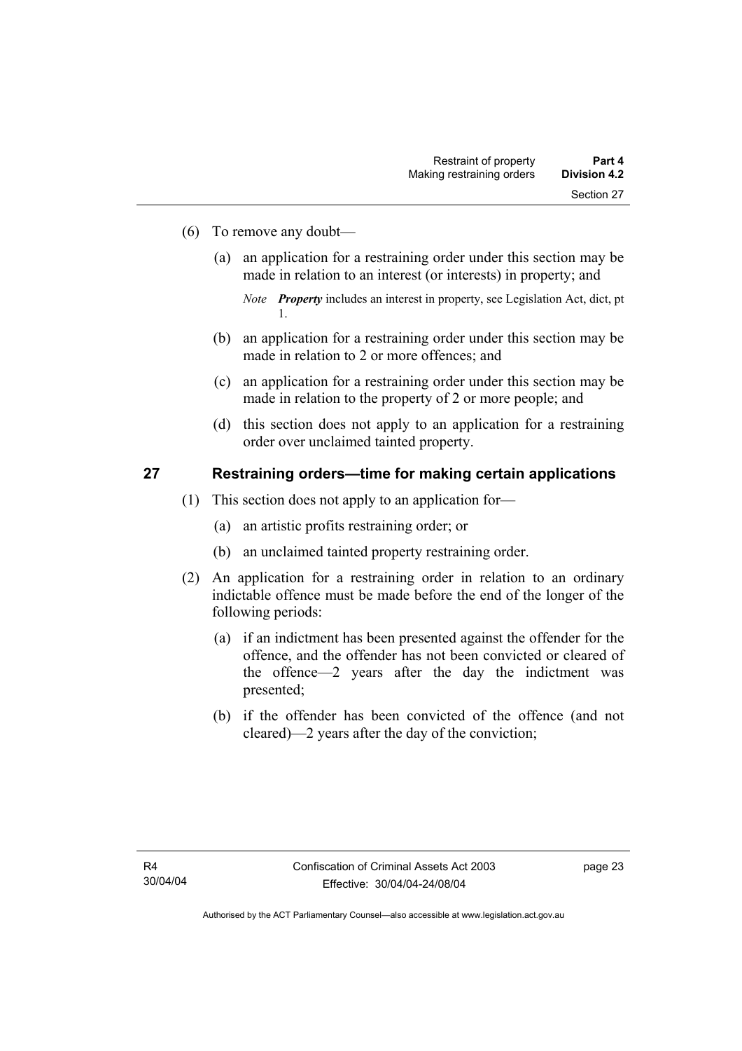(6) To remove any doubt—

(a) an application for a restraining order under this section may be made in relation to an interest (or interests) in property; and

*Note* ***Property*** includes an interest in property, see Legislation Act, dict, pt 1.

(b) an application for a restraining order under this section may be made in relation to 2 or more offences; and

(c) an application for a restraining order under this section may be made in relation to the property of 2 or more people; and

(d) this section does not apply to an application for a restraining order over unclaimed tainted property.

## 27 Restraining orders—time for making certain applications

(1) This section does not apply to an application for—

(a) an artistic profits restraining order; or

(b) an unclaimed tainted property restraining order.

(2) An application for a restraining order in relation to an ordinary indictable offence must be made before the end of the longer of the following periods:

(a) if an indictment has been presented against the offender for the offence, and the offender has not been convicted or cleared of the offence—2 years after the day the indictment was presented;

(b) if the offender has been convicted of the offence (and not cleared)—2 years after the day of the conviction;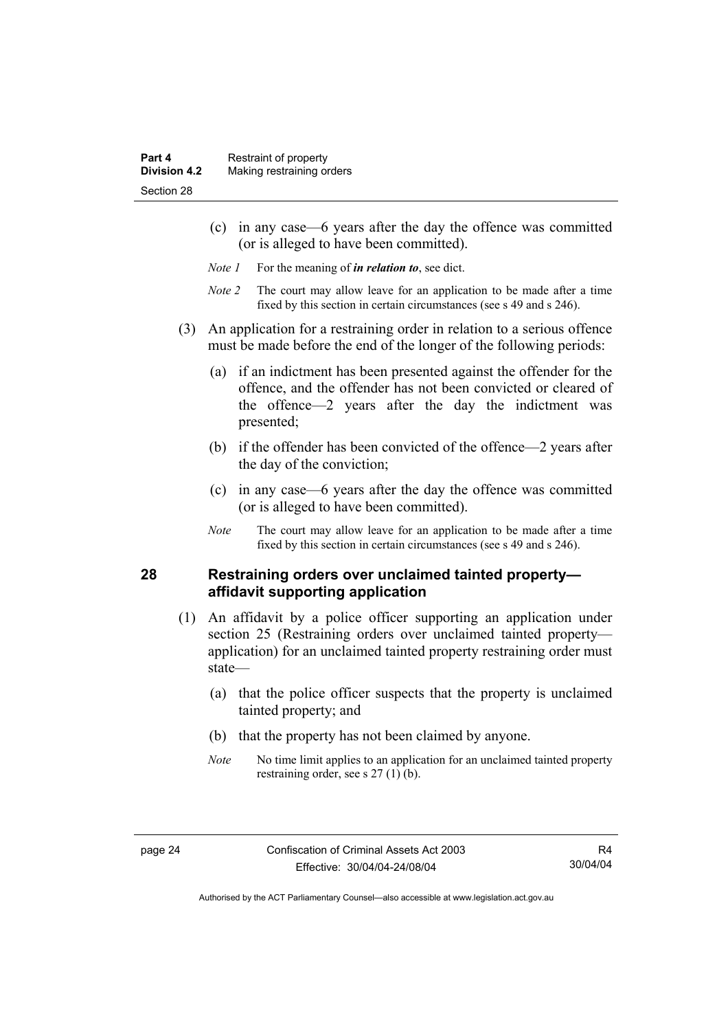(c) in any case—6 years after the day the offence was committed (or is alleged to have been committed).

*Note 1* For the meaning of ***in relation to***, see dict.

*Note 2* The court may allow leave for an application to be made after a time fixed by this section in certain circumstances (see s 49 and s 246).

(3) An application for a restraining order in relation to a serious offence must be made before the end of the longer of the following periods:

(a) if an indictment has been presented against the offender for the offence, and the offender has not been convicted or cleared of the offence—2 years after the day the indictment was presented;

(b) if the offender has been convicted of the offence—2 years after the day of the conviction;

(c) in any case—6 years after the day the offence was committed (or is alleged to have been committed).

*Note* The court may allow leave for an application to be made after a time fixed by this section in certain circumstances (see s 49 and s 246).

## 28 Restraining orders over unclaimed tainted property—affidavit supporting application

(1) An affidavit by a police officer supporting an application under section 25 (Restraining orders over unclaimed tainted property—application) for an unclaimed tainted property restraining order must state—

(a) that the police officer suspects that the property is unclaimed tainted property; and

(b) that the property has not been claimed by anyone.

*Note* No time limit applies to an application for an unclaimed tainted property restraining order, see s 27 (1) (b).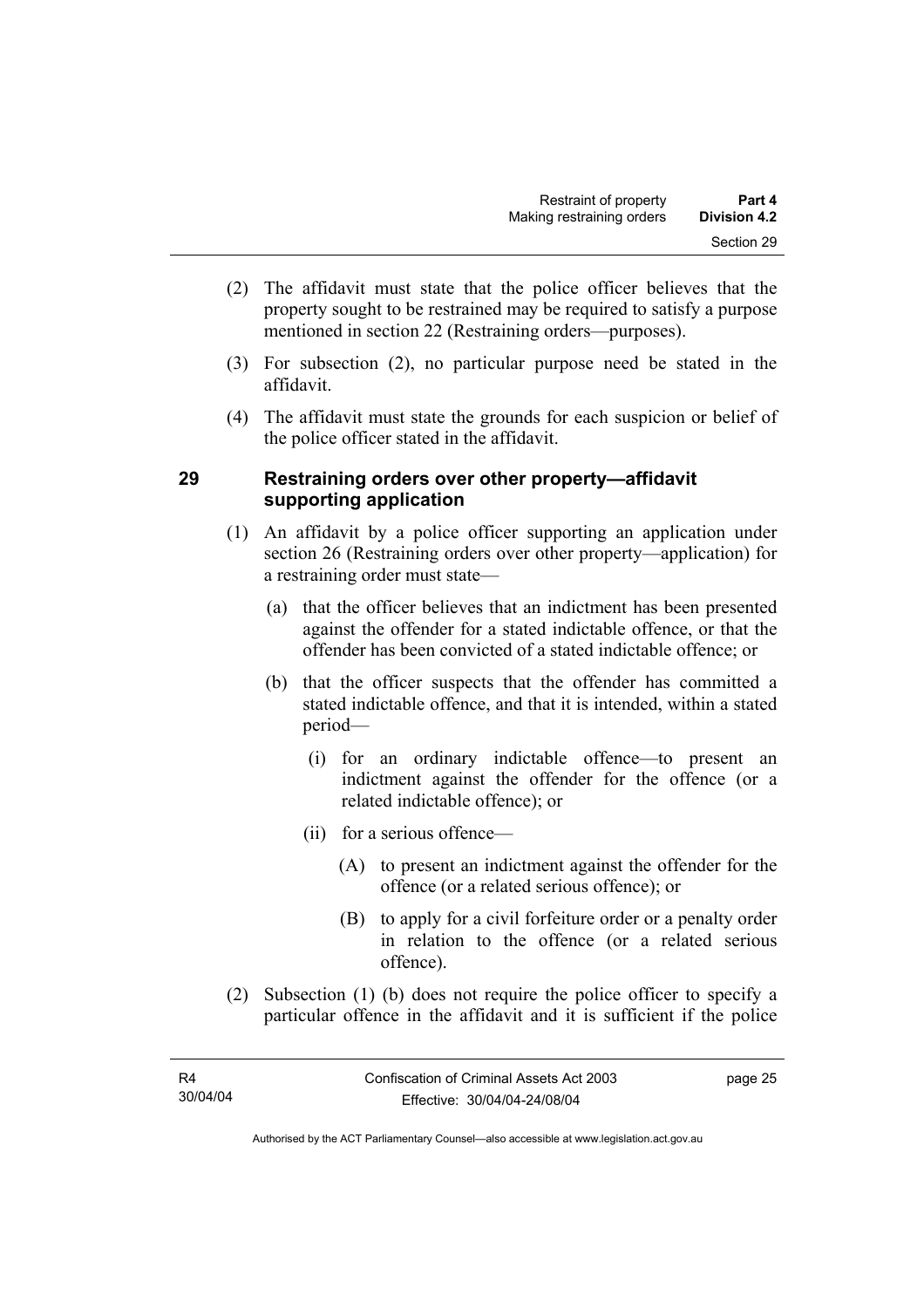(2) The affidavit must state that the police officer believes that the property sought to be restrained may be required to satisfy a purpose mentioned in section 22 (Restraining orders—purposes).

(3) For subsection (2), no particular purpose need be stated in the affidavit.

(4) The affidavit must state the grounds for each suspicion or belief of the police officer stated in the affidavit.

## 29 Restraining orders over other property—affidavit supporting application

(1) An affidavit by a police officer supporting an application under section 26 (Restraining orders over other property—application) for a restraining order must state—

(a) that the officer believes that an indictment has been presented against the offender for a stated indictable offence, or that the offender has been convicted of a stated indictable offence; or

(b) that the officer suspects that the offender has committed a stated indictable offence, and that it is intended, within a stated period—

(i) for an ordinary indictable offence—to present an indictment against the offender for the offence (or a related indictable offence); or

(ii) for a serious offence—

(A) to present an indictment against the offender for the offence (or a related serious offence); or

(B) to apply for a civil forfeiture order or a penalty order in relation to the offence (or a related serious offence).

(2) Subsection (1) (b) does not require the police officer to specify a particular offence in the affidavit and it is sufficient if the police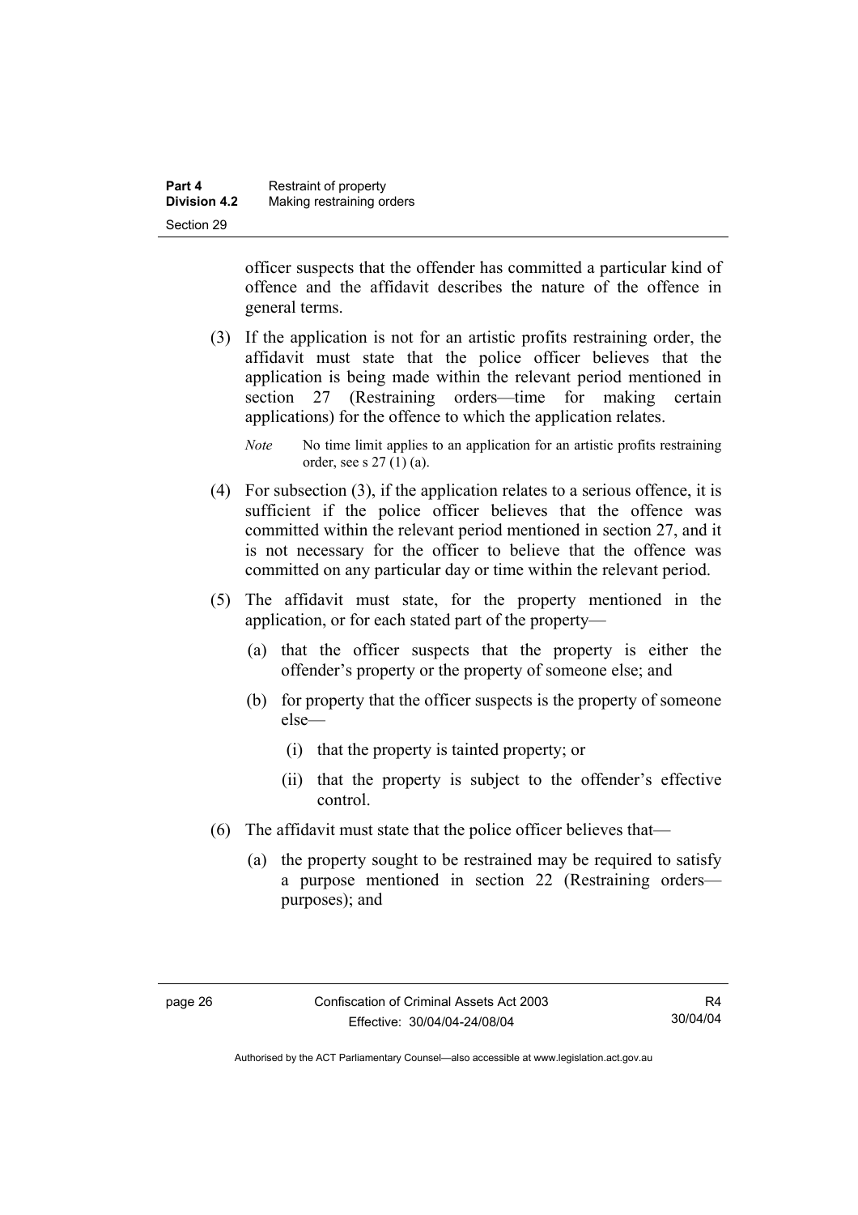officer suspects that the offender has committed a particular kind of offence and the affidavit describes the nature of the offence in general terms.

(3) If the application is not for an artistic profits restraining order, the affidavit must state that the police officer believes that the application is being made within the relevant period mentioned in section 27 (Restraining orders—time for making certain applications) for the offence to which the application relates.

*Note* No time limit applies to an application for an artistic profits restraining order, see s 27 (1) (a).

(4) For subsection (3), if the application relates to a serious offence, it is sufficient if the police officer believes that the offence was committed within the relevant period mentioned in section 27, and it is not necessary for the officer to believe that the offence was committed on any particular day or time within the relevant period.

(5) The affidavit must state, for the property mentioned in the application, or for each stated part of the property—

(a) that the officer suspects that the property is either the offender's property or the property of someone else; and

(b) for property that the officer suspects is the property of someone else—

(i) that the property is tainted property; or

(ii) that the property is subject to the offender's effective control.

(6) The affidavit must state that the police officer believes that—

(a) the property sought to be restrained may be required to satisfy a purpose mentioned in section 22 (Restraining orders—purposes); and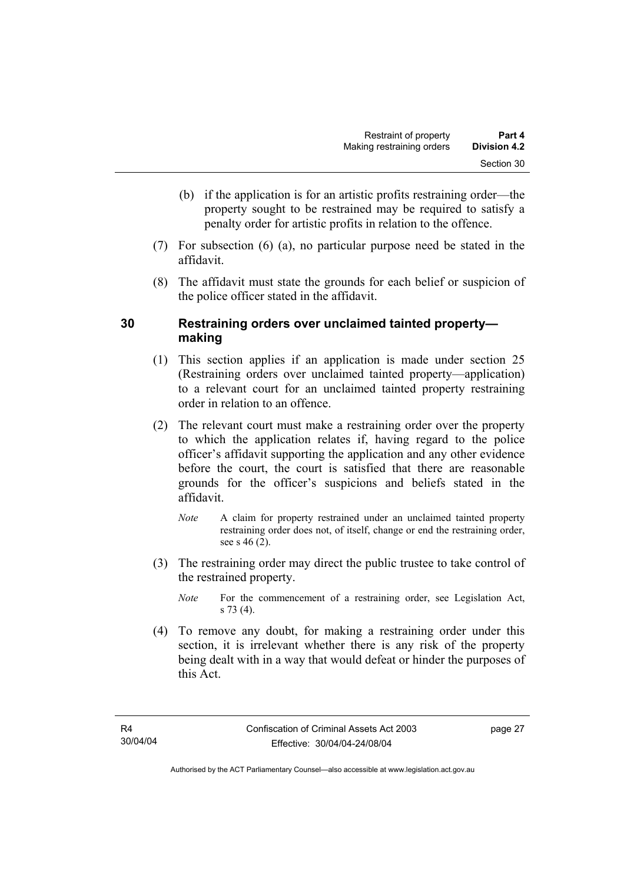(b) if the application is for an artistic profits restraining order—the property sought to be restrained may be required to satisfy a penalty order for artistic profits in relation to the offence.

(7) For subsection (6) (a), no particular purpose need be stated in the affidavit.

(8) The affidavit must state the grounds for each belief or suspicion of the police officer stated in the affidavit.

## 30 Restraining orders over unclaimed tainted property—making

(1) This section applies if an application is made under section 25 (Restraining orders over unclaimed tainted property—application) to a relevant court for an unclaimed tainted property restraining order in relation to an offence.

(2) The relevant court must make a restraining order over the property to which the application relates if, having regard to the police officer's affidavit supporting the application and any other evidence before the court, the court is satisfied that there are reasonable grounds for the officer's suspicions and beliefs stated in the affidavit.

*Note* A claim for property restrained under an unclaimed tainted property restraining order does not, of itself, change or end the restraining order, see s 46 (2).

(3) The restraining order may direct the public trustee to take control of the restrained property.

*Note* For the commencement of a restraining order, see Legislation Act, s 73 (4).

(4) To remove any doubt, for making a restraining order under this section, it is irrelevant whether there is any risk of the property being dealt with in a way that would defeat or hinder the purposes of this Act.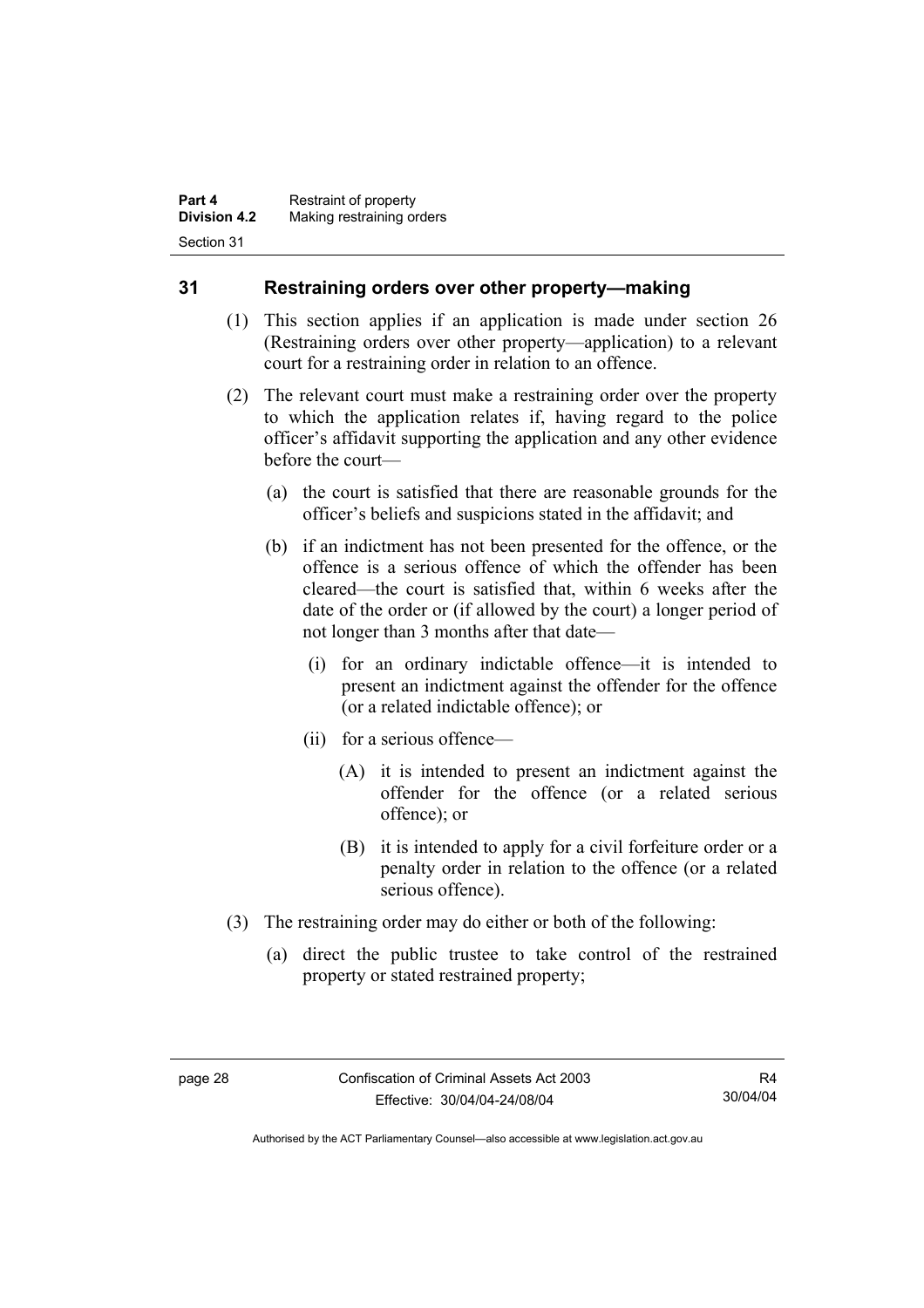## 31 Restraining orders over other property—making

(1) This section applies if an application is made under section 26 (Restraining orders over other property—application) to a relevant court for a restraining order in relation to an offence.

(2) The relevant court must make a restraining order over the property to which the application relates if, having regard to the police officer's affidavit supporting the application and any other evidence before the court—

(a) the court is satisfied that there are reasonable grounds for the officer's beliefs and suspicions stated in the affidavit; and

(b) if an indictment has not been presented for the offence, or the offence is a serious offence of which the offender has been cleared—the court is satisfied that, within 6 weeks after the date of the order or (if allowed by the court) a longer period of not longer than 3 months after that date—

(i) for an ordinary indictable offence—it is intended to present an indictment against the offender for the offence (or a related indictable offence); or

(ii) for a serious offence—

(A) it is intended to present an indictment against the offender for the offence (or a related serious offence); or

(B) it is intended to apply for a civil forfeiture order or a penalty order in relation to the offence (or a related serious offence).

(3) The restraining order may do either or both of the following:

(a) direct the public trustee to take control of the restrained property or stated restrained property;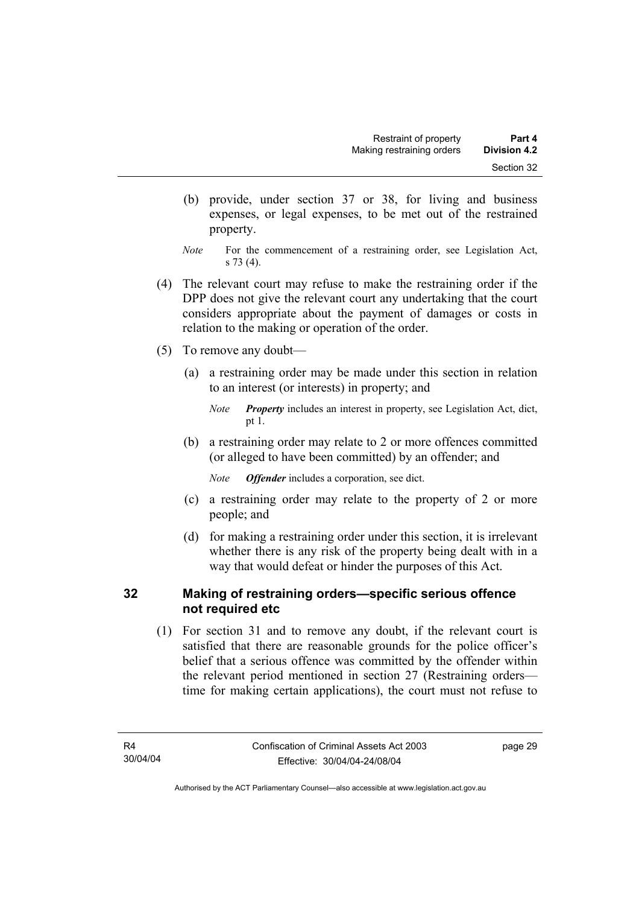(b) provide, under section 37 or 38, for living and business expenses, or legal expenses, to be met out of the restrained property.

*Note* For the commencement of a restraining order, see Legislation Act, s 73 (4).

(4) The relevant court may refuse to make the restraining order if the DPP does not give the relevant court any undertaking that the court considers appropriate about the payment of damages or costs in relation to the making or operation of the order.

(5) To remove any doubt—

(a) a restraining order may be made under this section in relation to an interest (or interests) in property; and

*Note* ***Property*** includes an interest in property, see Legislation Act, dict, pt 1.

(b) a restraining order may relate to 2 or more offences committed (or alleged to have been committed) by an offender; and

*Note* ***Offender*** includes a corporation, see dict.

(c) a restraining order may relate to the property of 2 or more people; and

(d) for making a restraining order under this section, it is irrelevant whether there is any risk of the property being dealt with in a way that would defeat or hinder the purposes of this Act.

## 32 Making of restraining orders—specific serious offence not required etc

(1) For section 31 and to remove any doubt, if the relevant court is satisfied that there are reasonable grounds for the police officer's belief that a serious offence was committed by the offender within the relevant period mentioned in section 27 (Restraining orders—time for making certain applications), the court must not refuse to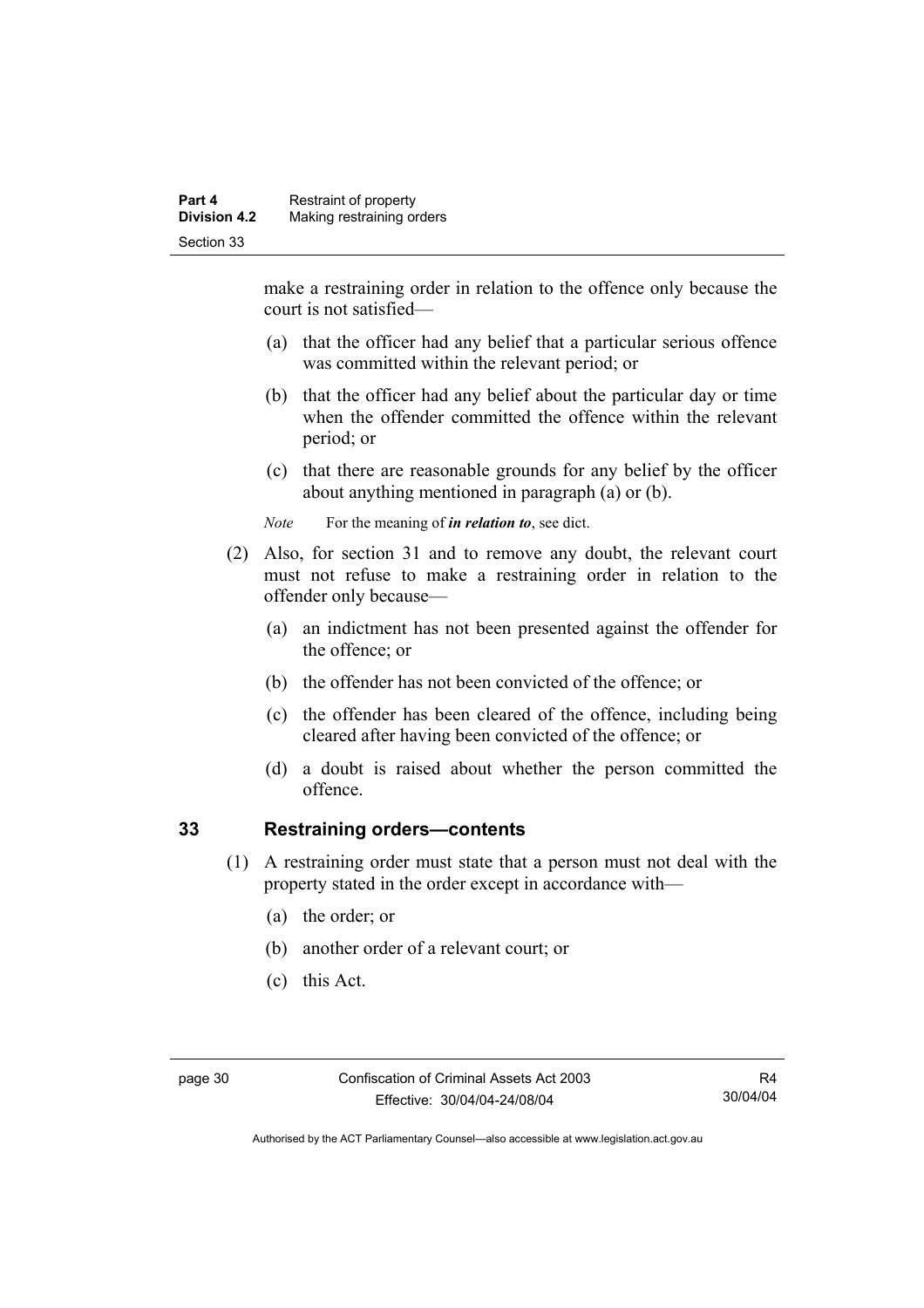make a restraining order in relation to the offence only because the court is not satisfied—

(a) that the officer had any belief that a particular serious offence was committed within the relevant period; or

(b) that the officer had any belief about the particular day or time when the offender committed the offence within the relevant period; or

(c) that there are reasonable grounds for any belief by the officer about anything mentioned in paragraph (a) or (b).

*Note* For the meaning of ***in relation to***, see dict.

(2) Also, for section 31 and to remove any doubt, the relevant court must not refuse to make a restraining order in relation to the offender only because—

(a) an indictment has not been presented against the offender for the offence; or

(b) the offender has not been convicted of the offence; or

(c) the offender has been cleared of the offence, including being cleared after having been convicted of the offence; or

(d) a doubt is raised about whether the person committed the offence.

## 33 Restraining orders—contents

(1) A restraining order must state that a person must not deal with the property stated in the order except in accordance with—

(a) the order; or

(b) another order of a relevant court; or

(c) this Act.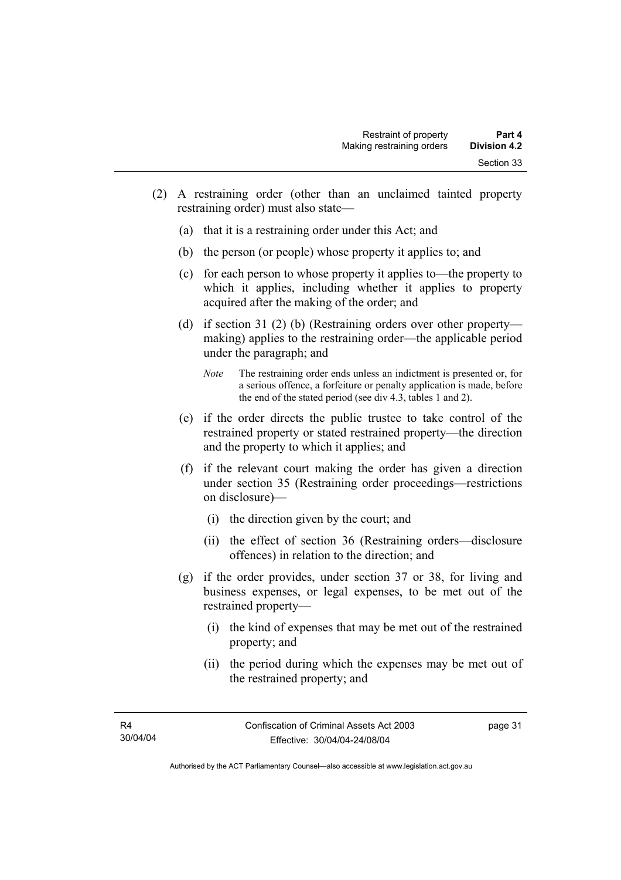(2) A restraining order (other than an unclaimed tainted property restraining order) must also state—

(a) that it is a restraining order under this Act; and

(b) the person (or people) whose property it applies to; and

(c) for each person to whose property it applies to—the property to which it applies, including whether it applies to property acquired after the making of the order; and

(d) if section 31 (2) (b) (Restraining orders over other property—making) applies to the restraining order—the applicable period under the paragraph; and

*Note* The restraining order ends unless an indictment is presented or, for a serious offence, a forfeiture or penalty application is made, before the end of the stated period (see div 4.3, tables 1 and 2).

(e) if the order directs the public trustee to take control of the restrained property or stated restrained property—the direction and the property to which it applies; and

(f) if the relevant court making the order has given a direction under section 35 (Restraining order proceedings—restrictions on disclosure)—

(i) the direction given by the court; and

(ii) the effect of section 36 (Restraining orders—disclosure offences) in relation to the direction; and

(g) if the order provides, under section 37 or 38, for living and business expenses, or legal expenses, to be met out of the restrained property—

(i) the kind of expenses that may be met out of the restrained property; and

(ii) the period during which the expenses may be met out of the restrained property; and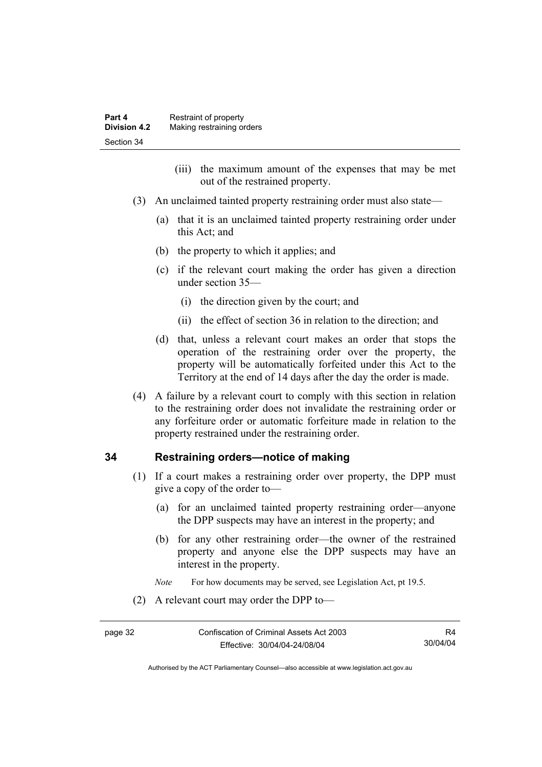(iii) the maximum amount of the expenses that may be met out of the restrained property.

(3) An unclaimed tainted property restraining order must also state—

(a) that it is an unclaimed tainted property restraining order under this Act; and

(b) the property to which it applies; and

(c) if the relevant court making the order has given a direction under section 35—

(i) the direction given by the court; and

(ii) the effect of section 36 in relation to the direction; and

(d) that, unless a relevant court makes an order that stops the operation of the restraining order over the property, the property will be automatically forfeited under this Act to the Territory at the end of 14 days after the day the order is made.

(4) A failure by a relevant court to comply with this section in relation to the restraining order does not invalidate the restraining order or any forfeiture order or automatic forfeiture made in relation to the property restrained under the restraining order.

## 34 Restraining orders—notice of making

(1) If a court makes a restraining order over property, the DPP must give a copy of the order to—

(a) for an unclaimed tainted property restraining order—anyone the DPP suspects may have an interest in the property; and

(b) for any other restraining order—the owner of the restrained property and anyone else the DPP suspects may have an interest in the property.

*Note* For how documents may be served, see Legislation Act, pt 19.5.

(2) A relevant court may order the DPP to—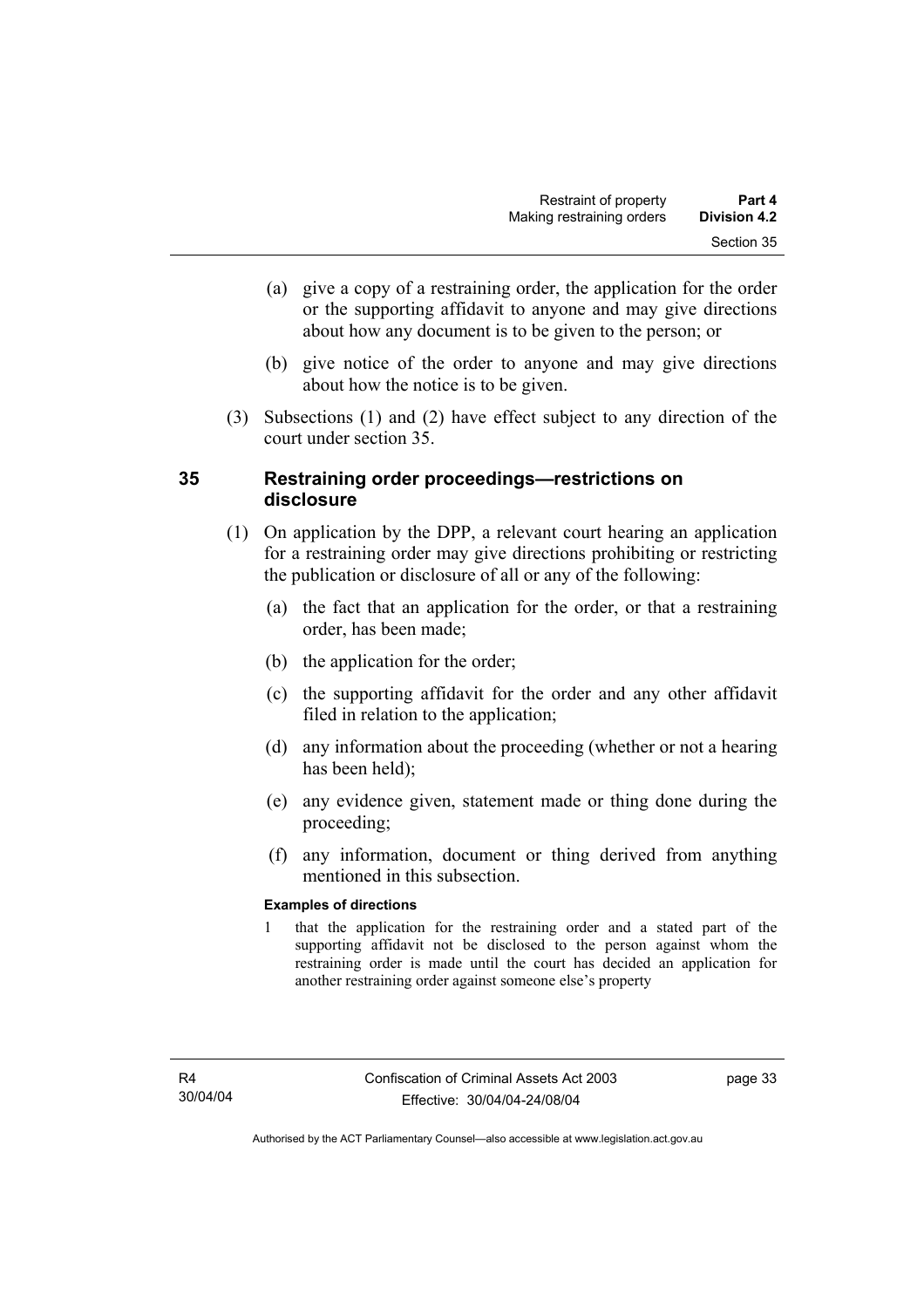(a) give a copy of a restraining order, the application for the order or the supporting affidavit to anyone and may give directions about how any document is to be given to the person; or

(b) give notice of the order to anyone and may give directions about how the notice is to be given.

(3) Subsections (1) and (2) have effect subject to any direction of the court under section 35.

## 35 Restraining order proceedings—restrictions on disclosure

(1) On application by the DPP, a relevant court hearing an application for a restraining order may give directions prohibiting or restricting the publication or disclosure of all or any of the following:

(a) the fact that an application for the order, or that a restraining order, has been made;

(b) the application for the order;

(c) the supporting affidavit for the order and any other affidavit filed in relation to the application;

(d) any information about the proceeding (whether or not a hearing has been held);

(e) any evidence given, statement made or thing done during the proceeding;

(f) any information, document or thing derived from anything mentioned in this subsection.

**Examples of directions**

1 that the application for the restraining order and a stated part of the supporting affidavit not be disclosed to the person against whom the restraining order is made until the court has decided an application for another restraining order against someone else's property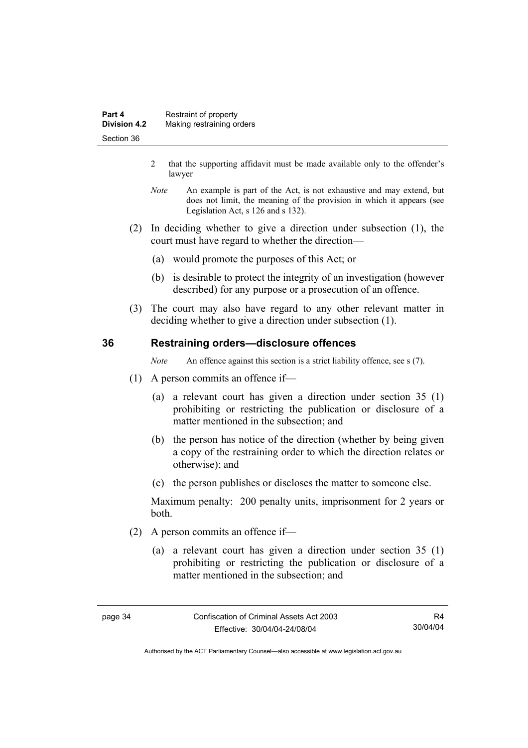2 that the supporting affidavit must be made available only to the offender's lawyer

*Note* An example is part of the Act, is not exhaustive and may extend, but does not limit, the meaning of the provision in which it appears (see Legislation Act, s 126 and s 132).

(2) In deciding whether to give a direction under subsection (1), the court must have regard to whether the direction—

(a) would promote the purposes of this Act; or

(b) is desirable to protect the integrity of an investigation (however described) for any purpose or a prosecution of an offence.

(3) The court may also have regard to any other relevant matter in deciding whether to give a direction under subsection (1).

## 36 Restraining orders—disclosure offences

*Note* An offence against this section is a strict liability offence, see s (7).

(1) A person commits an offence if—

(a) a relevant court has given a direction under section 35 (1) prohibiting or restricting the publication or disclosure of a matter mentioned in the subsection; and

(b) the person has notice of the direction (whether by being given a copy of the restraining order to which the direction relates or otherwise); and

(c) the person publishes or discloses the matter to someone else.

Maximum penalty: 200 penalty units, imprisonment for 2 years or both.

(2) A person commits an offence if—

(a) a relevant court has given a direction under section 35 (1) prohibiting or restricting the publication or disclosure of a matter mentioned in the subsection; and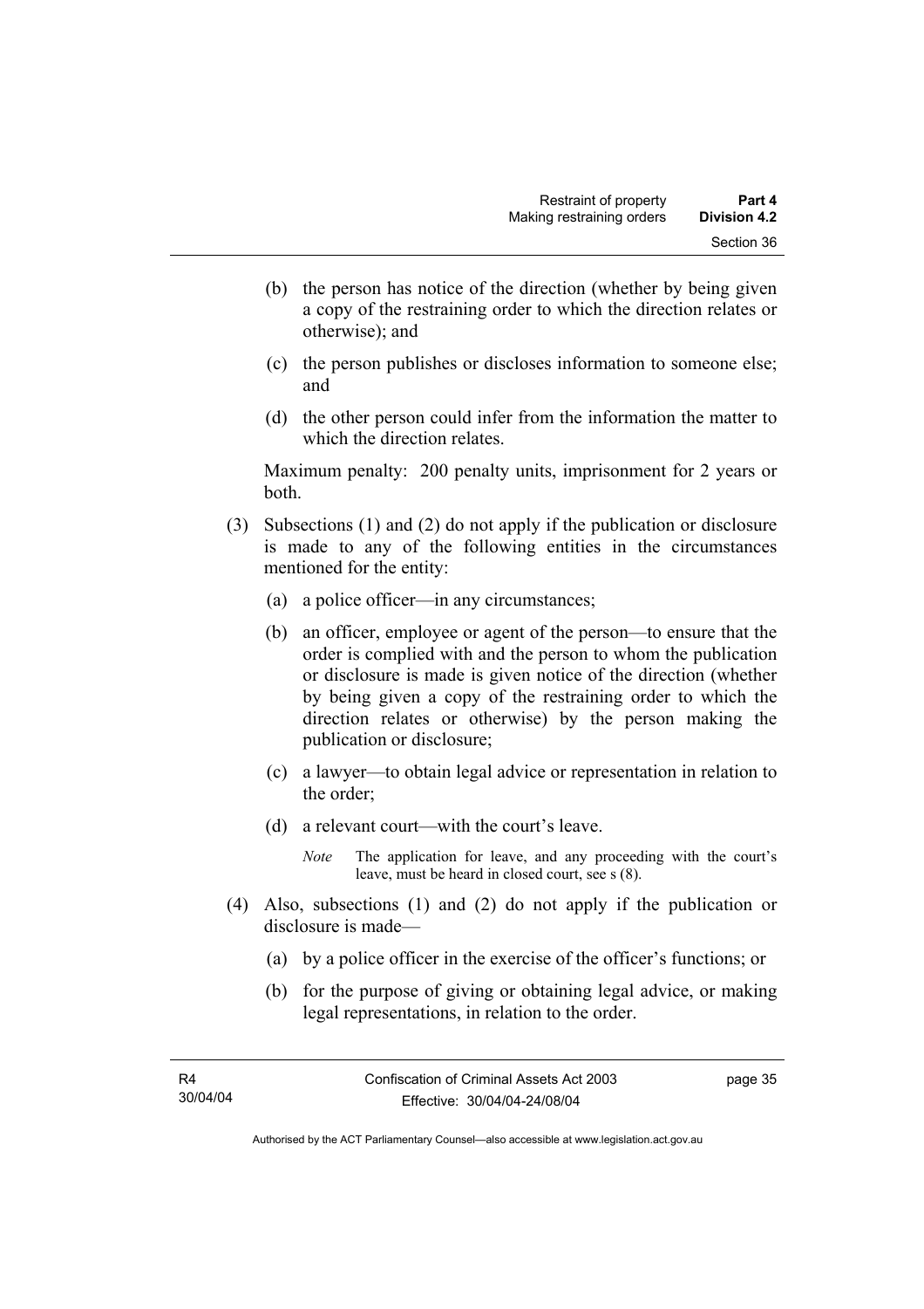(b) the person has notice of the direction (whether by being given a copy of the restraining order to which the direction relates or otherwise); and

(c) the person publishes or discloses information to someone else; and

(d) the other person could infer from the information the matter to which the direction relates.

Maximum penalty: 200 penalty units, imprisonment for 2 years or both.

(3) Subsections (1) and (2) do not apply if the publication or disclosure is made to any of the following entities in the circumstances mentioned for the entity:

(a) a police officer—in any circumstances;

(b) an officer, employee or agent of the person—to ensure that the order is complied with and the person to whom the publication or disclosure is made is given notice of the direction (whether by being given a copy of the restraining order to which the direction relates or otherwise) by the person making the publication or disclosure;

(c) a lawyer—to obtain legal advice or representation in relation to the order;

(d) a relevant court—with the court's leave.

*Note* The application for leave, and any proceeding with the court's leave, must be heard in closed court, see s (8).

(4) Also, subsections (1) and (2) do not apply if the publication or disclosure is made—

(a) by a police officer in the exercise of the officer's functions; or

(b) for the purpose of giving or obtaining legal advice, or making legal representations, in relation to the order.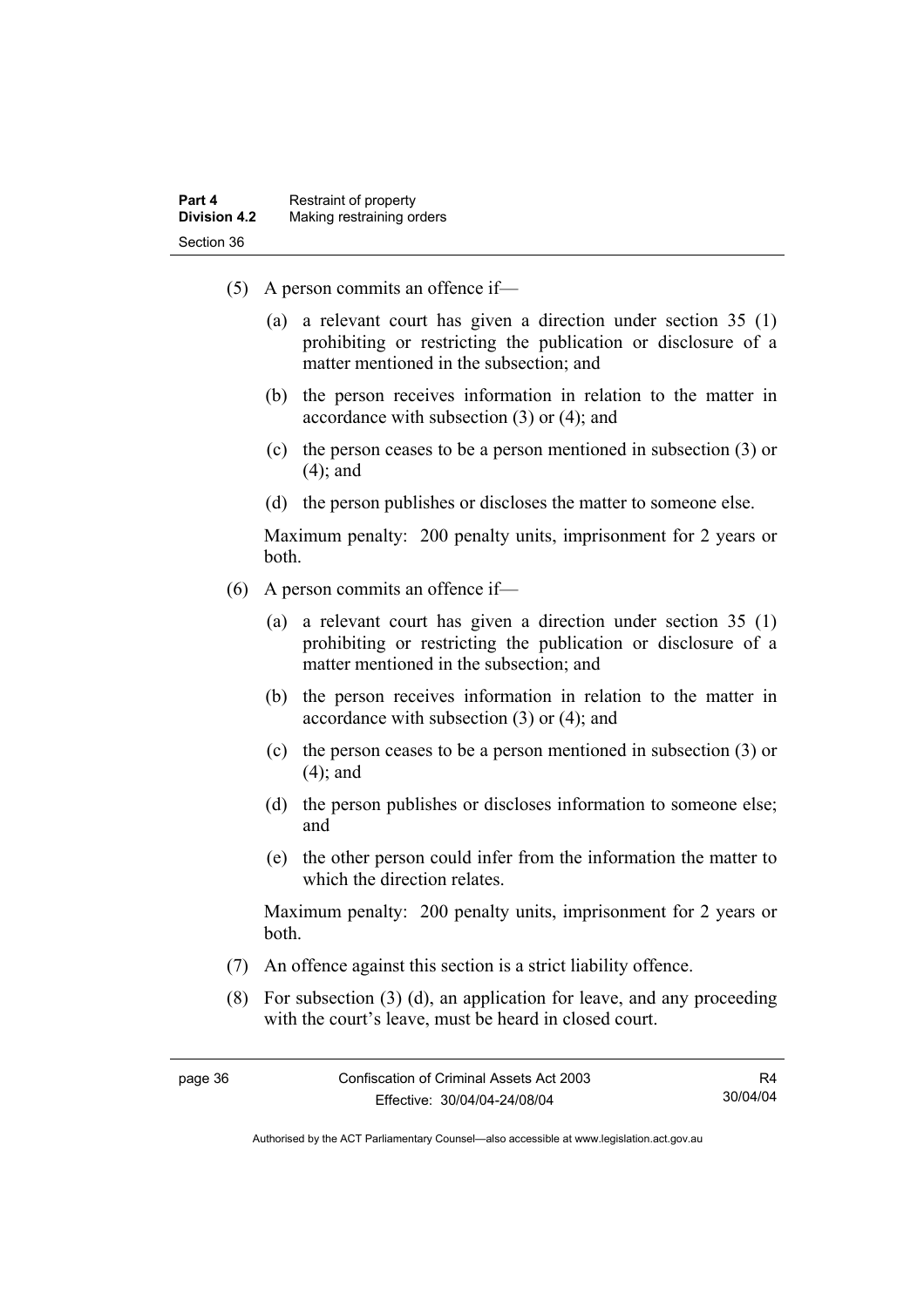(5) A person commits an offence if—

(a) a relevant court has given a direction under section 35 (1) prohibiting or restricting the publication or disclosure of a matter mentioned in the subsection; and

(b) the person receives information in relation to the matter in accordance with subsection (3) or (4); and

(c) the person ceases to be a person mentioned in subsection (3) or (4); and

(d) the person publishes or discloses the matter to someone else.

Maximum penalty: 200 penalty units, imprisonment for 2 years or both.

(6) A person commits an offence if—

(a) a relevant court has given a direction under section 35 (1) prohibiting or restricting the publication or disclosure of a matter mentioned in the subsection; and

(b) the person receives information in relation to the matter in accordance with subsection (3) or (4); and

(c) the person ceases to be a person mentioned in subsection (3) or (4); and

(d) the person publishes or discloses information to someone else; and

(e) the other person could infer from the information the matter to which the direction relates.

Maximum penalty: 200 penalty units, imprisonment for 2 years or both.

(7) An offence against this section is a strict liability offence.

(8) For subsection (3) (d), an application for leave, and any proceeding with the court's leave, must be heard in closed court.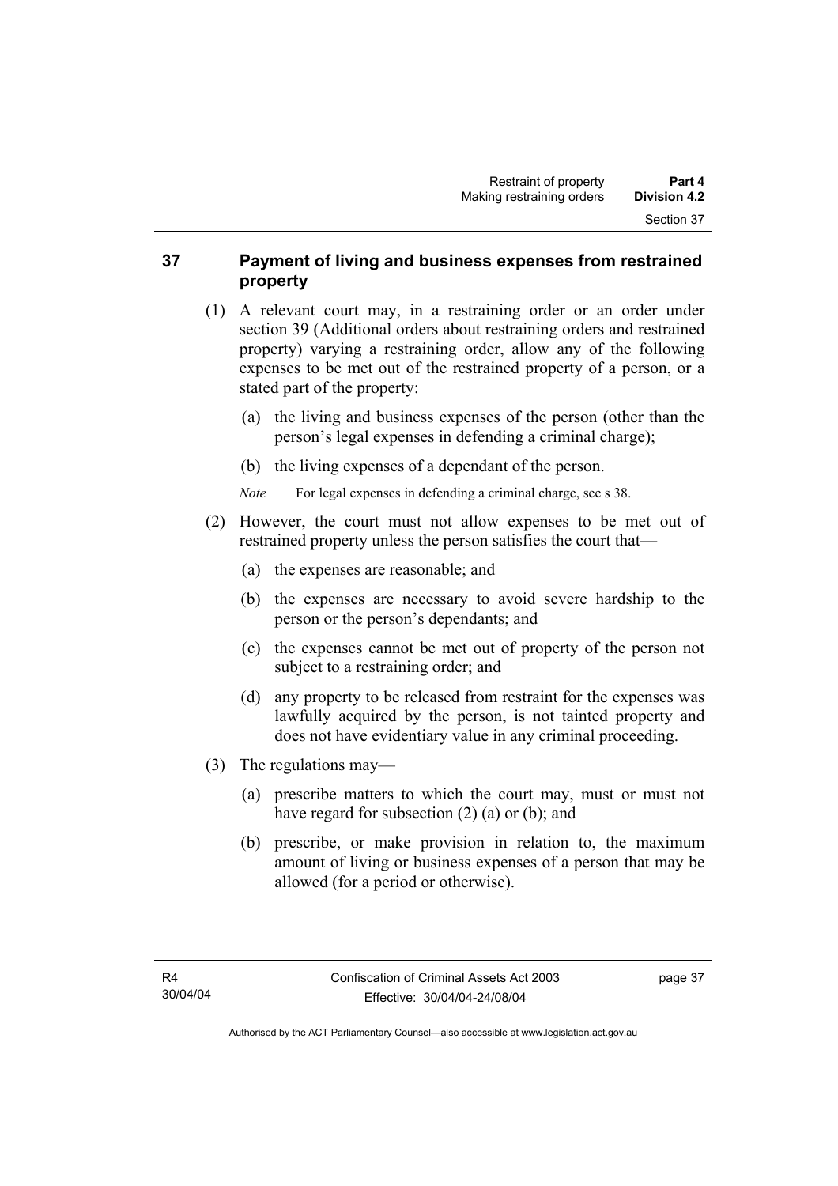## 37 Payment of living and business expenses from restrained property

(1) A relevant court may, in a restraining order or an order under section 39 (Additional orders about restraining orders and restrained property) varying a restraining order, allow any of the following expenses to be met out of the restrained property of a person, or a stated part of the property:

(a) the living and business expenses of the person (other than the person's legal expenses in defending a criminal charge);

(b) the living expenses of a dependant of the person.

*Note* For legal expenses in defending a criminal charge, see s 38.

(2) However, the court must not allow expenses to be met out of restrained property unless the person satisfies the court that—

(a) the expenses are reasonable; and

(b) the expenses are necessary to avoid severe hardship to the person or the person's dependants; and

(c) the expenses cannot be met out of property of the person not subject to a restraining order; and

(d) any property to be released from restraint for the expenses was lawfully acquired by the person, is not tainted property and does not have evidentiary value in any criminal proceeding.

(3) The regulations may—

(a) prescribe matters to which the court may, must or must not have regard for subsection (2) (a) or (b); and

(b) prescribe, or make provision in relation to, the maximum amount of living or business expenses of a person that may be allowed (for a period or otherwise).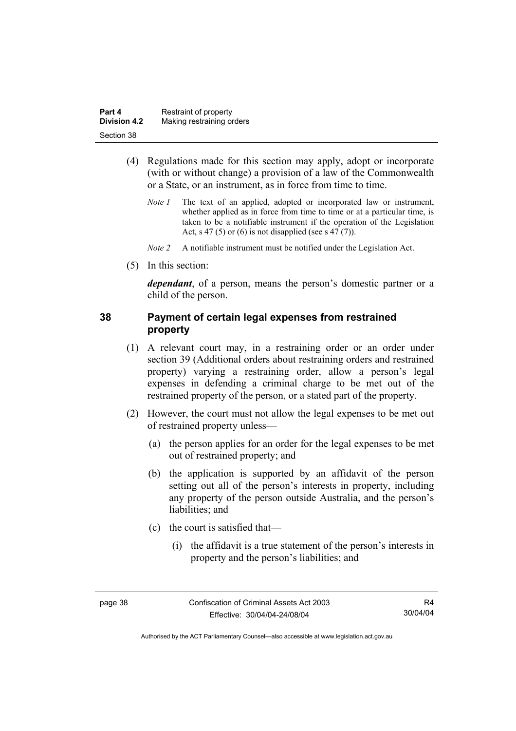(4) Regulations made for this section may apply, adopt or incorporate (with or without change) a provision of a law of the Commonwealth or a State, or an instrument, as in force from time to time.

*Note 1* The text of an applied, adopted or incorporated law or instrument, whether applied as in force from time to time or at a particular time, is taken to be a notifiable instrument if the operation of the Legislation Act, s 47 (5) or (6) is not disapplied (see s 47 (7)).

*Note 2* A notifiable instrument must be notified under the Legislation Act.

(5) In this section:

***dependant***, of a person, means the person's domestic partner or a child of the person.

## 38 Payment of certain legal expenses from restrained property

(1) A relevant court may, in a restraining order or an order under section 39 (Additional orders about restraining orders and restrained property) varying a restraining order, allow a person's legal expenses in defending a criminal charge to be met out of the restrained property of the person, or a stated part of the property.

(2) However, the court must not allow the legal expenses to be met out of restrained property unless—

(a) the person applies for an order for the legal expenses to be met out of restrained property; and

(b) the application is supported by an affidavit of the person setting out all of the person's interests in property, including any property of the person outside Australia, and the person's liabilities; and

(c) the court is satisfied that—

(i) the affidavit is a true statement of the person's interests in property and the person's liabilities; and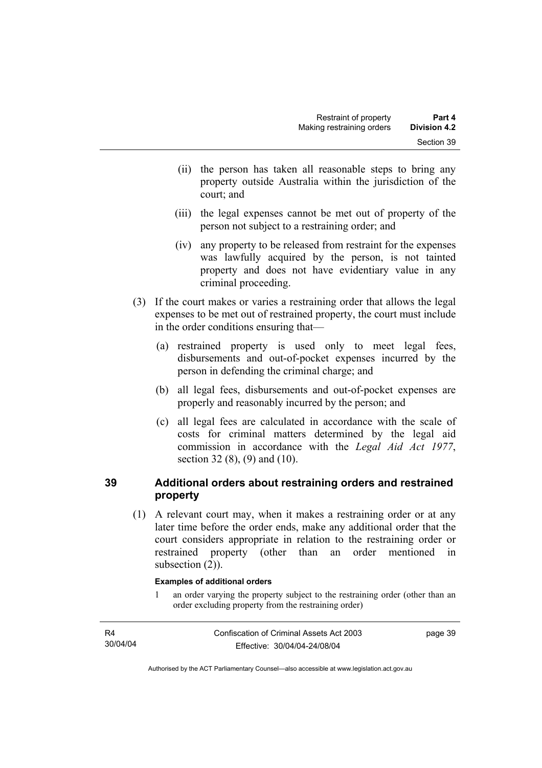(ii) the person has taken all reasonable steps to bring any property outside Australia within the jurisdiction of the court; and

(iii) the legal expenses cannot be met out of property of the person not subject to a restraining order; and

(iv) any property to be released from restraint for the expenses was lawfully acquired by the person, is not tainted property and does not have evidentiary value in any criminal proceeding.

(3) If the court makes or varies a restraining order that allows the legal expenses to be met out of restrained property, the court must include in the order conditions ensuring that—

(a) restrained property is used only to meet legal fees, disbursements and out-of-pocket expenses incurred by the person in defending the criminal charge; and

(b) all legal fees, disbursements and out-of-pocket expenses are properly and reasonably incurred by the person; and

(c) all legal fees are calculated in accordance with the scale of costs for criminal matters determined by the legal aid commission in accordance with the *Legal Aid Act 1977*, section 32 (8), (9) and (10).

## 39 Additional orders about restraining orders and restrained property

(1) A relevant court may, when it makes a restraining order or at any later time before the order ends, make any additional order that the court considers appropriate in relation to the restraining order or restrained property (other than an order mentioned in subsection (2)).

**Examples of additional orders**

1 an order varying the property subject to the restraining order (other than an order excluding property from the restraining order)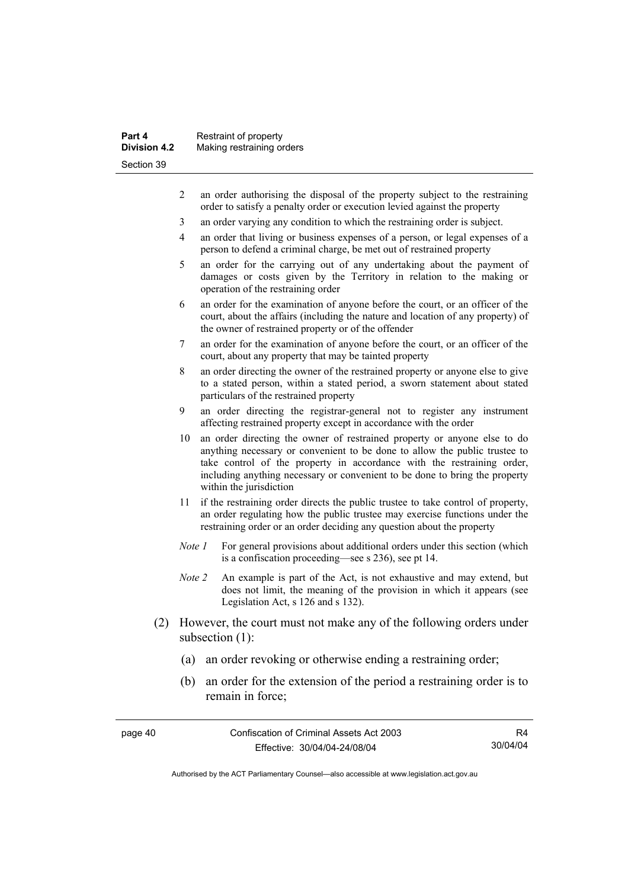2 an order authorising the disposal of the property subject to the restraining order to satisfy a penalty order or execution levied against the property

3 an order varying any condition to which the restraining order is subject.

4 an order that living or business expenses of a person, or legal expenses of a person to defend a criminal charge, be met out of restrained property

5 an order for the carrying out of any undertaking about the payment of damages or costs given by the Territory in relation to the making or operation of the restraining order

6 an order for the examination of anyone before the court, or an officer of the court, about the affairs (including the nature and location of any property) of the owner of restrained property or of the offender

7 an order for the examination of anyone before the court, or an officer of the court, about any property that may be tainted property

8 an order directing the owner of the restrained property or anyone else to give to a stated person, within a stated period, a sworn statement about stated particulars of the restrained property

9 an order directing the registrar-general not to register any instrument affecting restrained property except in accordance with the order

10 an order directing the owner of restrained property or anyone else to do anything necessary or convenient to be done to allow the public trustee to take control of the property in accordance with the restraining order, including anything necessary or convenient to be done to bring the property within the jurisdiction

11 if the restraining order directs the public trustee to take control of property, an order regulating how the public trustee may exercise functions under the restraining order or an order deciding any question about the property

*Note 1* For general provisions about additional orders under this section (which is a confiscation proceeding—see s 236), see pt 14.

*Note 2* An example is part of the Act, is not exhaustive and may extend, but does not limit, the meaning of the provision in which it appears (see Legislation Act, s 126 and s 132).

(2) However, the court must not make any of the following orders under subsection (1):

(a) an order revoking or otherwise ending a restraining order;

(b) an order for the extension of the period a restraining order is to remain in force;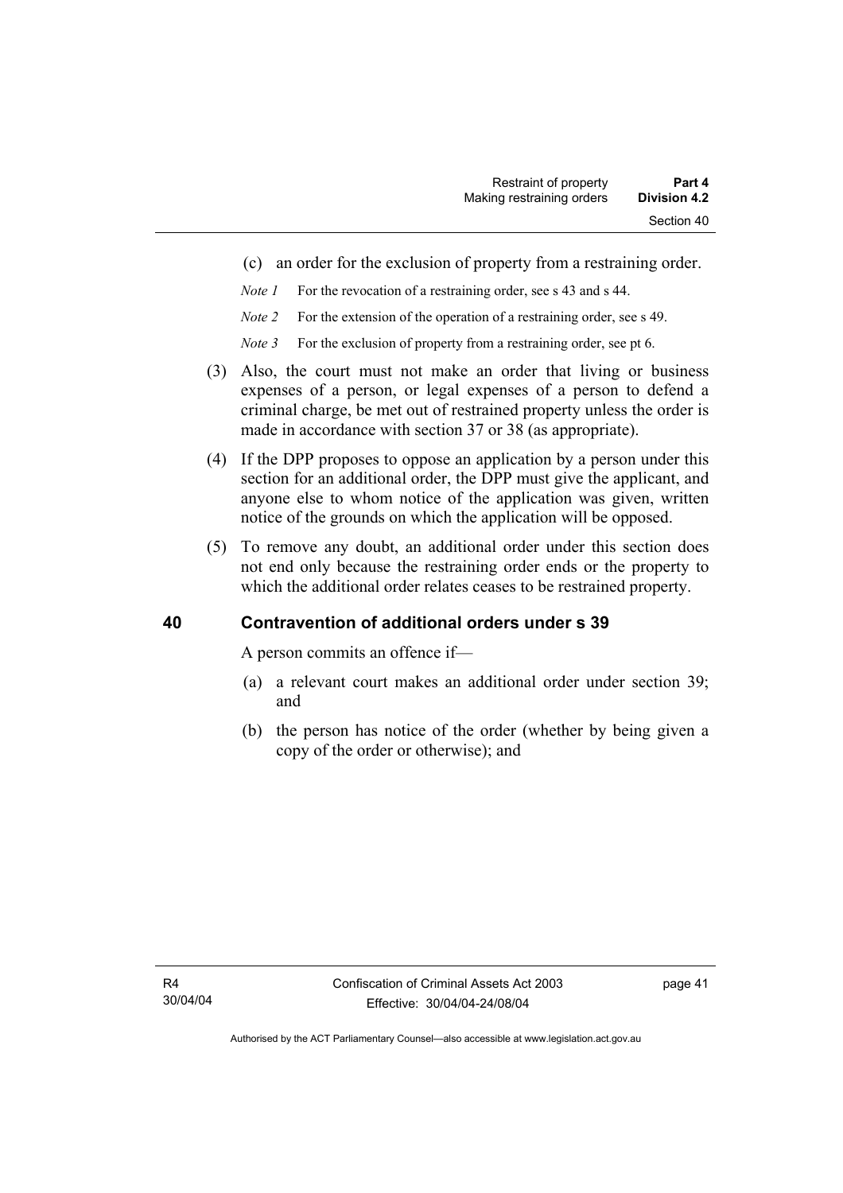(c) an order for the exclusion of property from a restraining order.

*Note 1* For the revocation of a restraining order, see s 43 and s 44.

*Note 2* For the extension of the operation of a restraining order, see s 49.

*Note 3* For the exclusion of property from a restraining order, see pt 6.

(3) Also, the court must not make an order that living or business expenses of a person, or legal expenses of a person to defend a criminal charge, be met out of restrained property unless the order is made in accordance with section 37 or 38 (as appropriate).

(4) If the DPP proposes to oppose an application by a person under this section for an additional order, the DPP must give the applicant, and anyone else to whom notice of the application was given, written notice of the grounds on which the application will be opposed.

(5) To remove any doubt, an additional order under this section does not end only because the restraining order ends or the property to which the additional order relates ceases to be restrained property.

## 40 Contravention of additional orders under s 39

A person commits an offence if—

(a) a relevant court makes an additional order under section 39; and

(b) the person has notice of the order (whether by being given a copy of the order or otherwise); and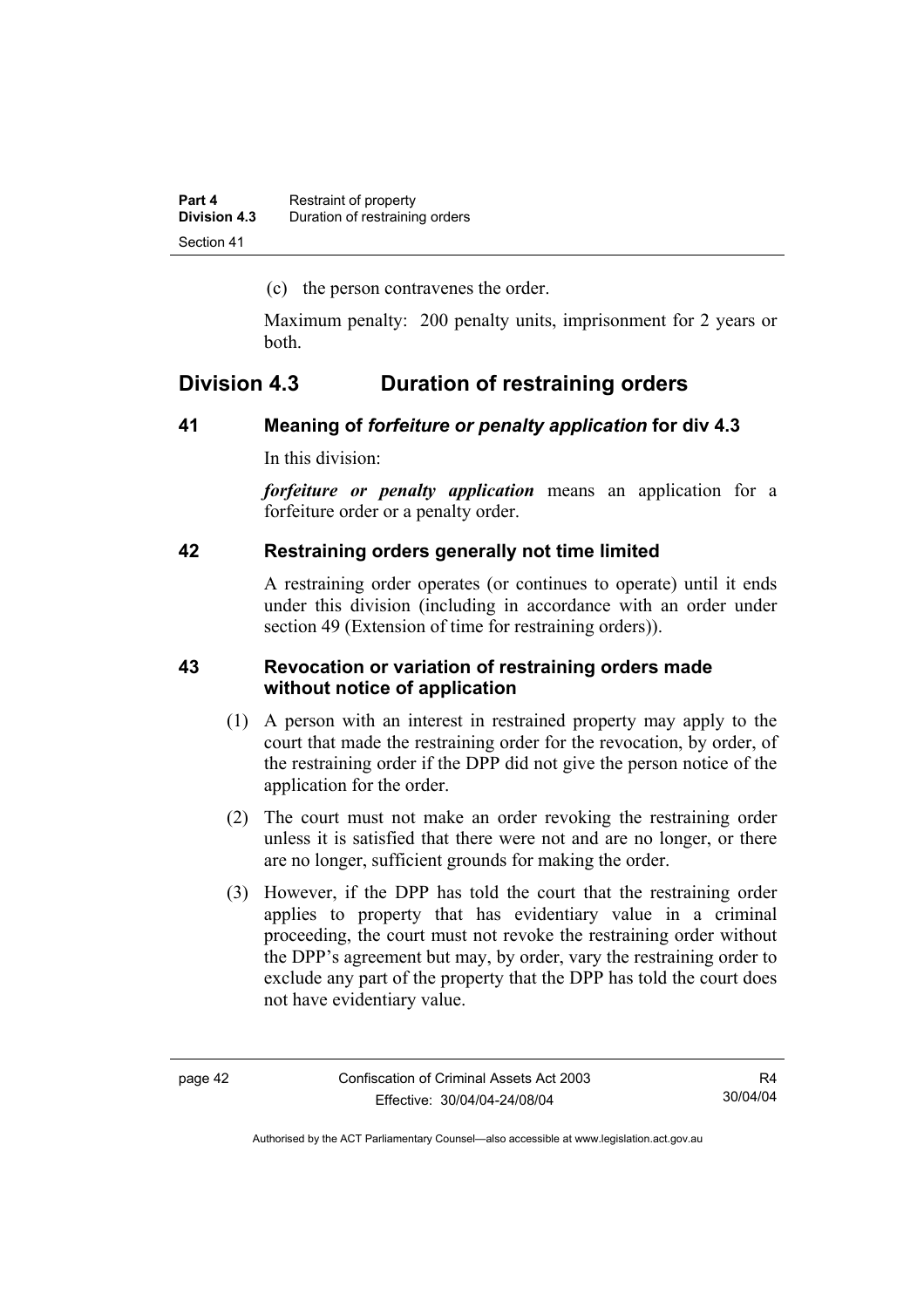(c) the person contravenes the order.

Maximum penalty: 200 penalty units, imprisonment for 2 years or both.

## Division 4.3 Duration of restraining orders

### 41 Meaning of *forfeiture or penalty application* for div 4.3

In this division:

***forfeiture or penalty application*** means an application for a forfeiture order or a penalty order.

### 42 Restraining orders generally not time limited

A restraining order operates (or continues to operate) until it ends under this division (including in accordance with an order under section 49 (Extension of time for restraining orders)).

### 43 Revocation or variation of restraining orders made without notice of application

(1) A person with an interest in restrained property may apply to the court that made the restraining order for the revocation, by order, of the restraining order if the DPP did not give the person notice of the application for the order.

(2) The court must not make an order revoking the restraining order unless it is satisfied that there were not and are no longer, or there are no longer, sufficient grounds for making the order.

(3) However, if the DPP has told the court that the restraining order applies to property that has evidentiary value in a criminal proceeding, the court must not revoke the restraining order without the DPP's agreement but may, by order, vary the restraining order to exclude any part of the property that the DPP has told the court does not have evidentiary value.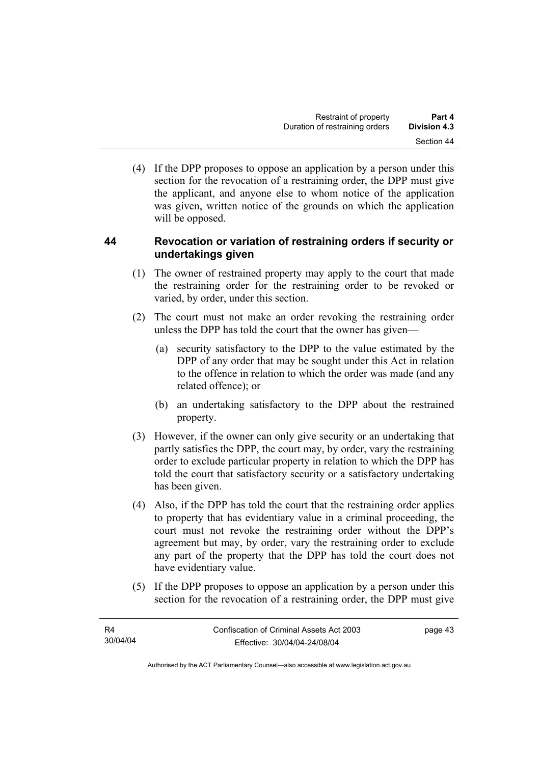(4) If the DPP proposes to oppose an application by a person under this section for the revocation of a restraining order, the DPP must give the applicant, and anyone else to whom notice of the application was given, written notice of the grounds on which the application will be opposed.

### 44 Revocation or variation of restraining orders if security or undertakings given

(1) The owner of restrained property may apply to the court that made the restraining order for the restraining order to be revoked or varied, by order, under this section.

(2) The court must not make an order revoking the restraining order unless the DPP has told the court that the owner has given—

(a) security satisfactory to the DPP to the value estimated by the DPP of any order that may be sought under this Act in relation to the offence in relation to which the order was made (and any related offence); or

(b) an undertaking satisfactory to the DPP about the restrained property.

(3) However, if the owner can only give security or an undertaking that partly satisfies the DPP, the court may, by order, vary the restraining order to exclude particular property in relation to which the DPP has told the court that satisfactory security or a satisfactory undertaking has been given.

(4) Also, if the DPP has told the court that the restraining order applies to property that has evidentiary value in a criminal proceeding, the court must not revoke the restraining order without the DPP's agreement but may, by order, vary the restraining order to exclude any part of the property that the DPP has told the court does not have evidentiary value.

(5) If the DPP proposes to oppose an application by a person under this section for the revocation of a restraining order, the DPP must give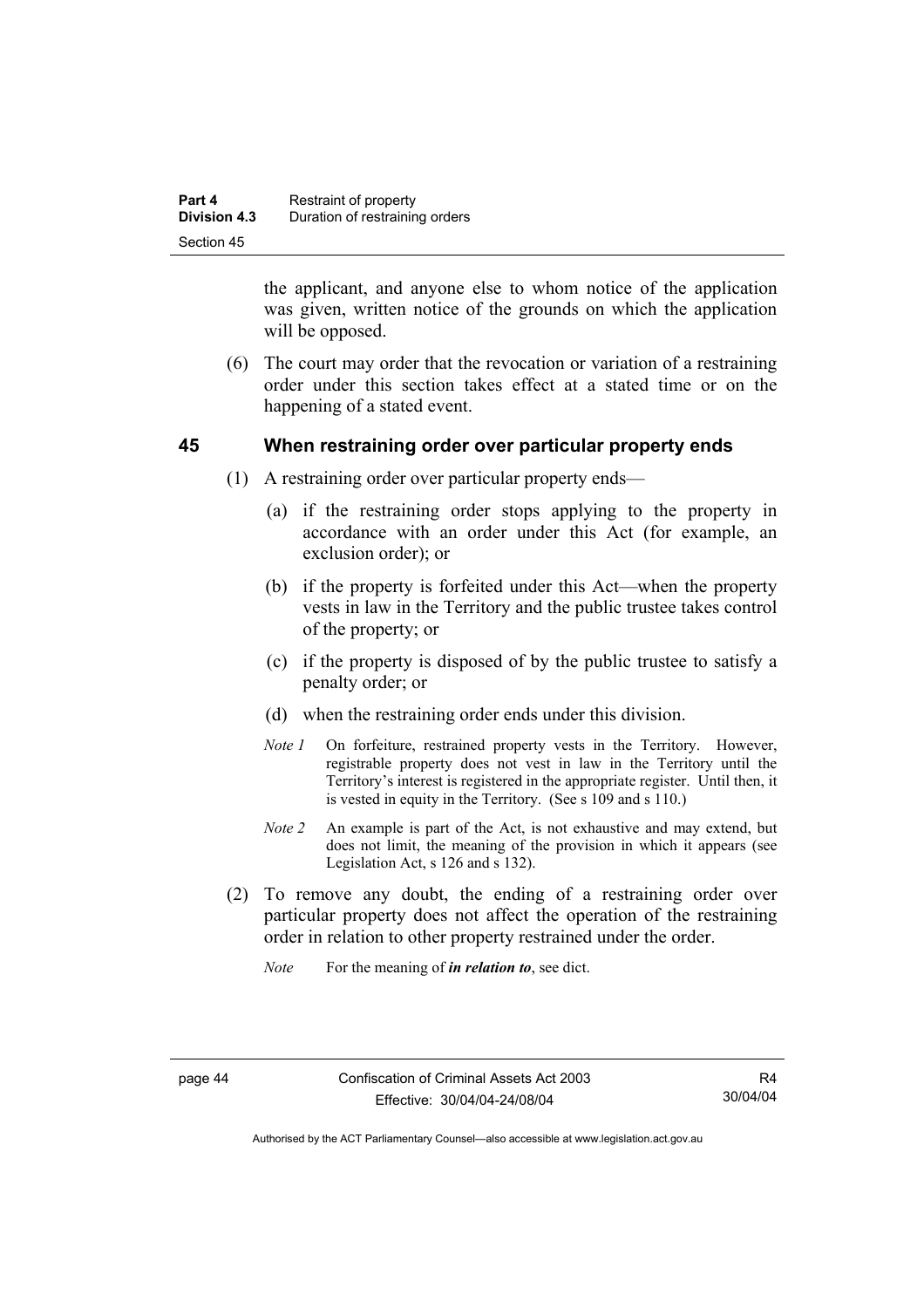the applicant, and anyone else to whom notice of the application was given, written notice of the grounds on which the application will be opposed.

(6) The court may order that the revocation or variation of a restraining order under this section takes effect at a stated time or on the happening of a stated event.

## 45 When restraining order over particular property ends

(1) A restraining order over particular property ends—

(a) if the restraining order stops applying to the property in accordance with an order under this Act (for example, an exclusion order); or

(b) if the property is forfeited under this Act—when the property vests in law in the Territory and the public trustee takes control of the property; or

(c) if the property is disposed of by the public trustee to satisfy a penalty order; or

(d) when the restraining order ends under this division.

*Note 1* On forfeiture, restrained property vests in the Territory. However, registrable property does not vest in law in the Territory until the Territory's interest is registered in the appropriate register. Until then, it is vested in equity in the Territory. (See s 109 and s 110.)

*Note 2* An example is part of the Act, is not exhaustive and may extend, but does not limit, the meaning of the provision in which it appears (see Legislation Act, s 126 and s 132).

(2) To remove any doubt, the ending of a restraining order over particular property does not affect the operation of the restraining order in relation to other property restrained under the order.

*Note* For the meaning of ***in relation to***, see dict.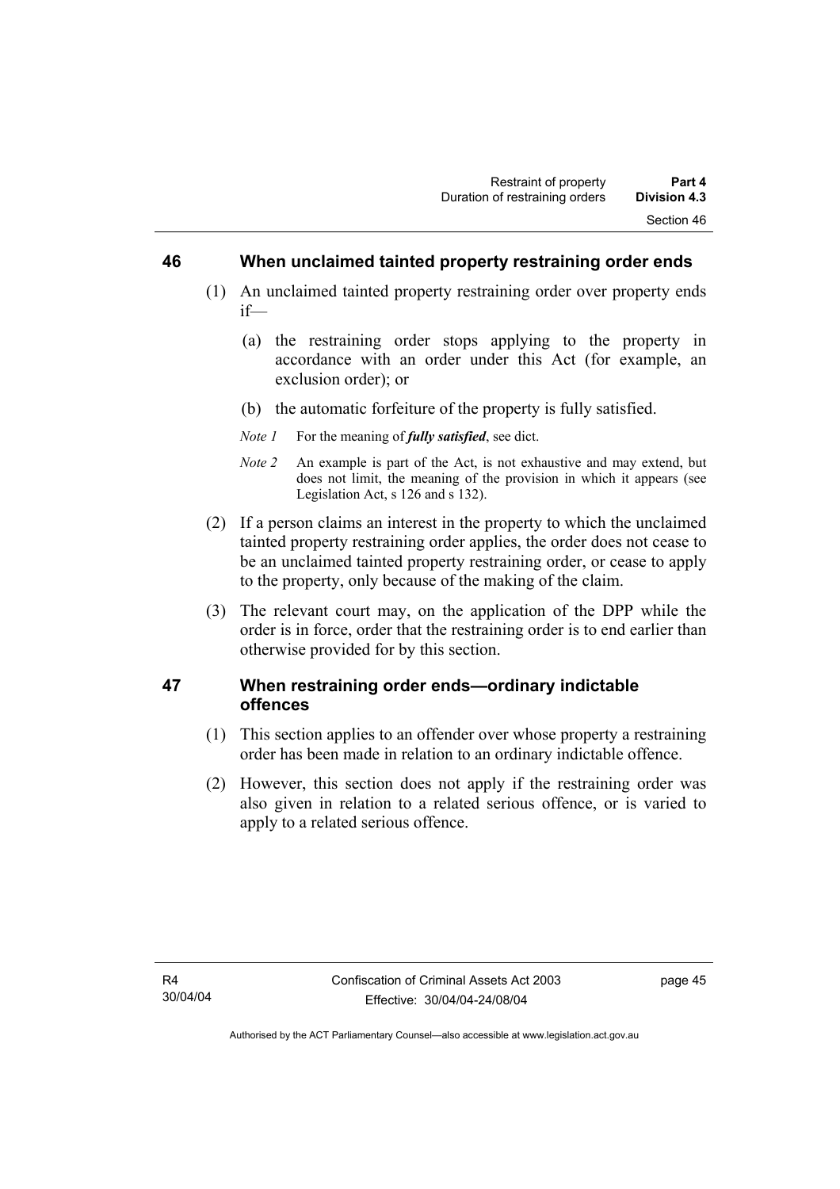## 46 When unclaimed tainted property restraining order ends

(1) An unclaimed tainted property restraining order over property ends if—

(a) the restraining order stops applying to the property in accordance with an order under this Act (for example, an exclusion order); or

(b) the automatic forfeiture of the property is fully satisfied.

*Note 1* For the meaning of ***fully satisfied***, see dict.

*Note 2* An example is part of the Act, is not exhaustive and may extend, but does not limit, the meaning of the provision in which it appears (see Legislation Act, s 126 and s 132).

(2) If a person claims an interest in the property to which the unclaimed tainted property restraining order applies, the order does not cease to be an unclaimed tainted property restraining order, or cease to apply to the property, only because of the making of the claim.

(3) The relevant court may, on the application of the DPP while the order is in force, order that the restraining order is to end earlier than otherwise provided for by this section.

## 47 When restraining order ends—ordinary indictable offences

(1) This section applies to an offender over whose property a restraining order has been made in relation to an ordinary indictable offence.

(2) However, this section does not apply if the restraining order was also given in relation to a related serious offence, or is varied to apply to a related serious offence.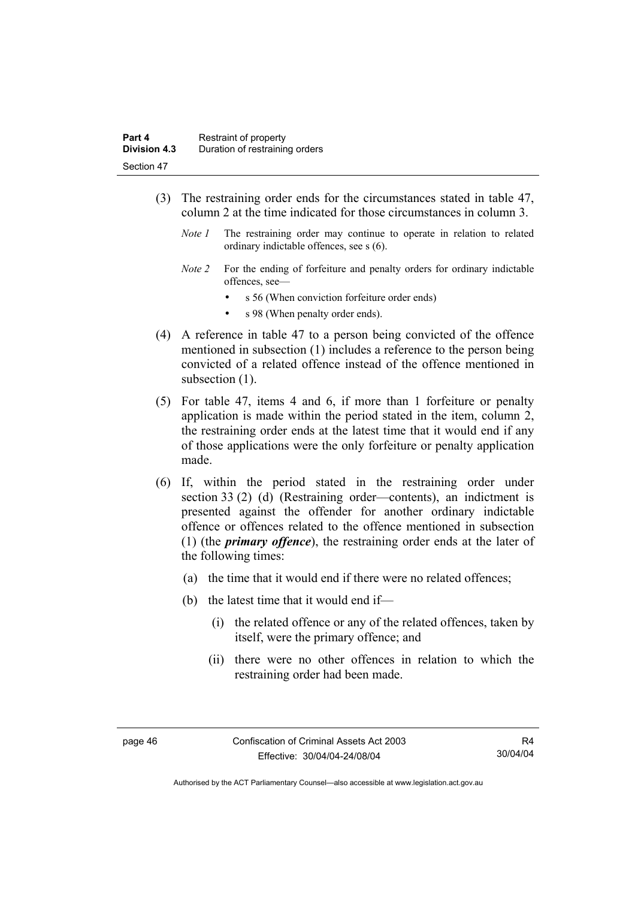(3) The restraining order ends for the circumstances stated in table 47, column 2 at the time indicated for those circumstances in column 3.

*Note 1* The restraining order may continue to operate in relation to related ordinary indictable offences, see s (6).

*Note 2* For the ending of forfeiture and penalty orders for ordinary indictable offences, see—

- s 56 (When conviction forfeiture order ends)
- s 98 (When penalty order ends).

(4) A reference in table 47 to a person being convicted of the offence mentioned in subsection (1) includes a reference to the person being convicted of a related offence instead of the offence mentioned in subsection (1).

(5) For table 47, items 4 and 6, if more than 1 forfeiture or penalty application is made within the period stated in the item, column 2, the restraining order ends at the latest time that it would end if any of those applications were the only forfeiture or penalty application made.

(6) If, within the period stated in the restraining order under section 33 (2) (d) (Restraining order—contents), an indictment is presented against the offender for another ordinary indictable offence or offences related to the offence mentioned in subsection (1) (the ***primary offence***), the restraining order ends at the later of the following times:

(a) the time that it would end if there were no related offences;

(b) the latest time that it would end if—

(i) the related offence or any of the related offences, taken by itself, were the primary offence; and

(ii) there were no other offences in relation to which the restraining order had been made.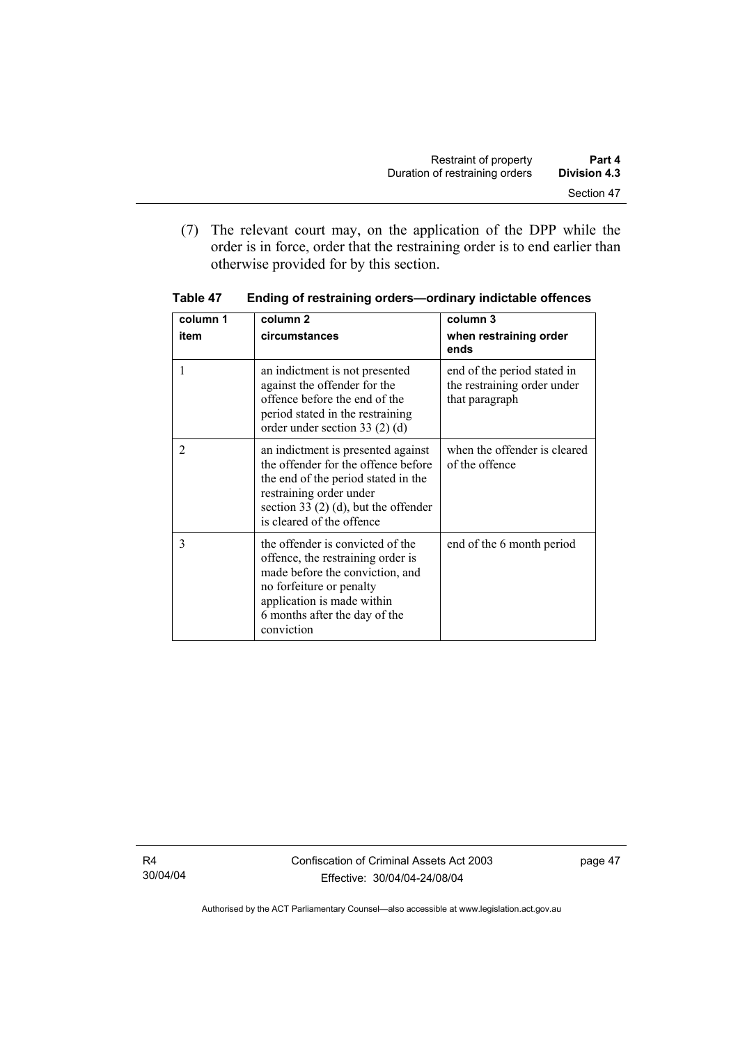(7) The relevant court may, on the application of the DPP while the order is in force, order that the restraining order is to end earlier than otherwise provided for by this section.

**Table 47 Ending of restraining orders—ordinary indictable offences**

| column 1<br>item | column 2<br>circumstances | column 3<br>when restraining order ends |
|---|---|---|
| 1 | an indictment is not presented against the offender for the offence before the end of the period stated in the restraining order under section 33 (2) (d) | end of the period stated in the restraining order under that paragraph |
| 2 | an indictment is presented against the offender for the offence before the end of the period stated in the restraining order under section 33 (2) (d), but the offender is cleared of the offence | when the offender is cleared of the offence |
| 3 | the offender is convicted of the offence, the restraining order is made before the conviction, and no forfeiture or penalty application is made within 6 months after the day of the conviction | end of the 6 month period |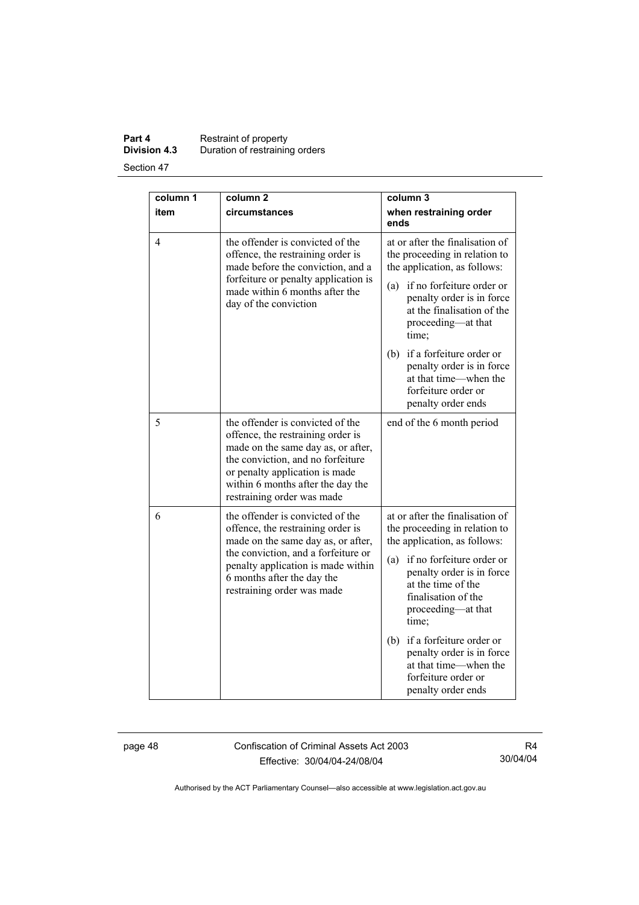| column 1<br>item | column 2<br>circumstances | column 3<br>when restraining order ends |
|---|---|---|
| 4 | the offender is convicted of the offence, the restraining order is made before the conviction, and a forfeiture or penalty application is made within 6 months after the day of the conviction | at or after the finalisation of the proceeding in relation to the application, as follows:<br>(a) if no forfeiture order or penalty order is in force at the finalisation of the proceeding—at that time;<br>(b) if a forfeiture order or penalty order is in force at that time—when the forfeiture order or penalty order ends |
| 5 | the offender is convicted of the offence, the restraining order is made on the same day as, or after, the conviction, and no forfeiture or penalty application is made within 6 months after the day the restraining order was made | end of the 6 month period |
| 6 | the offender is convicted of the offence, the restraining order is made on the same day as, or after, the conviction, and a forfeiture or penalty application is made within 6 months after the day the restraining order was made | at or after the finalisation of the proceeding in relation to the application, as follows:<br>(a) if no forfeiture order or penalty order is in force at the time of the finalisation of the proceeding—at that time;<br>(b) if a forfeiture order or penalty order is in force at that time—when the forfeiture order or penalty order ends |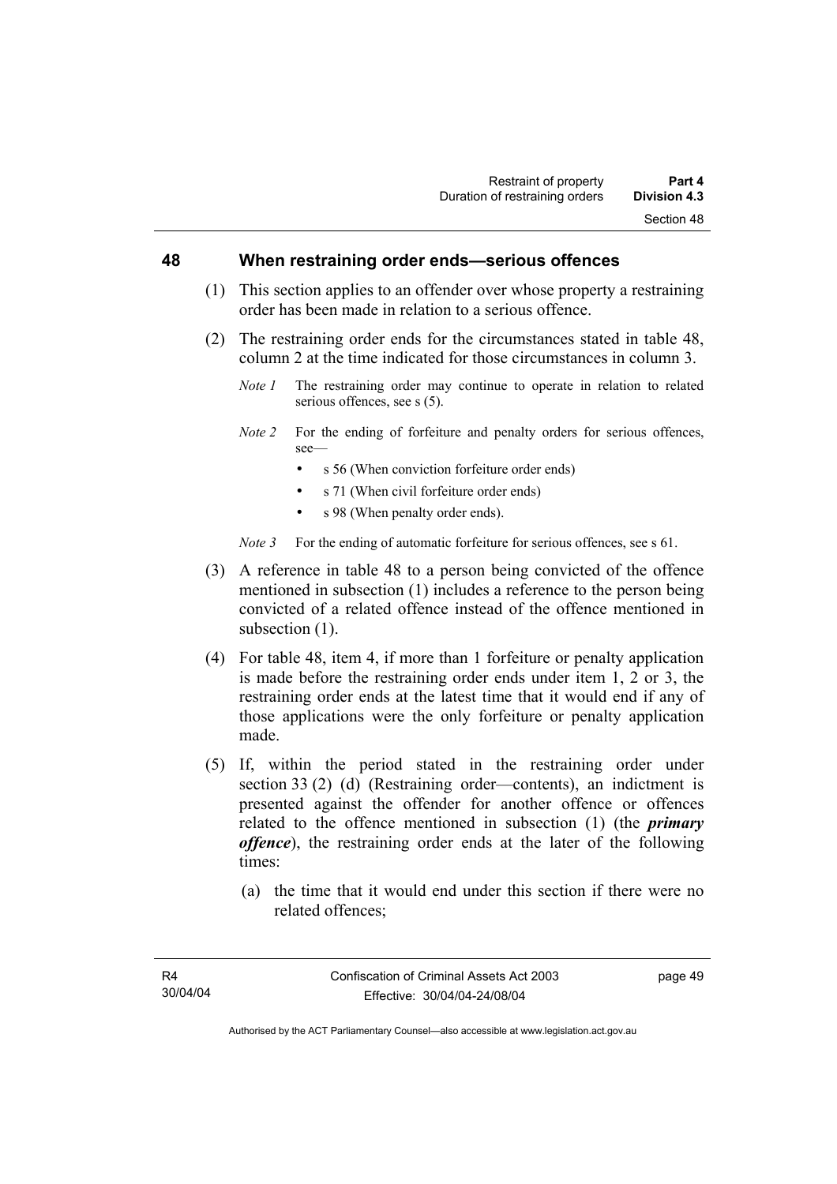## 48 When restraining order ends—serious offences

(1) This section applies to an offender over whose property a restraining order has been made in relation to a serious offence.

(2) The restraining order ends for the circumstances stated in table 48, column 2 at the time indicated for those circumstances in column 3.

*Note 1* The restraining order may continue to operate in relation to related serious offences, see s (5).

*Note 2* For the ending of forfeiture and penalty orders for serious offences, see—

- s 56 (When conviction forfeiture order ends)
- s 71 (When civil forfeiture order ends)
- s 98 (When penalty order ends).

*Note 3* For the ending of automatic forfeiture for serious offences, see s 61.

(3) A reference in table 48 to a person being convicted of the offence mentioned in subsection (1) includes a reference to the person being convicted of a related offence instead of the offence mentioned in subsection (1).

(4) For table 48, item 4, if more than 1 forfeiture or penalty application is made before the restraining order ends under item 1, 2 or 3, the restraining order ends at the latest time that it would end if any of those applications were the only forfeiture or penalty application made.

(5) If, within the period stated in the restraining order under section 33 (2) (d) (Restraining order—contents), an indictment is presented against the offender for another offence or offences related to the offence mentioned in subsection (1) (the ***primary offence***), the restraining order ends at the later of the following times:

(a) the time that it would end under this section if there were no related offences;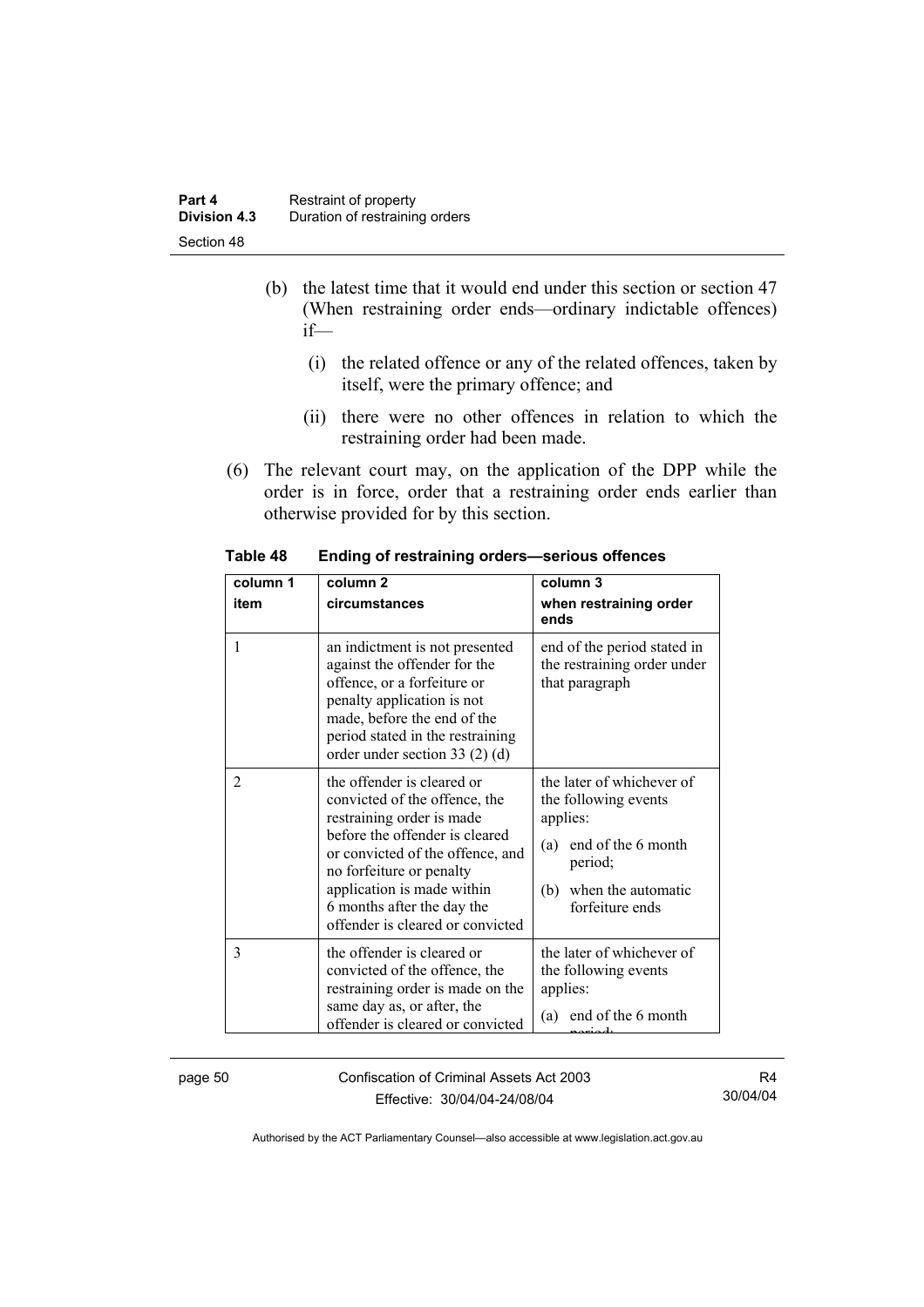(b) the latest time that it would end under this section or section 47 (When restraining order ends—ordinary indictable offences) if—

(i) the related offence or any of the related offences, taken by itself, were the primary offence; and

(ii) there were no other offences in relation to which the restraining order had been made.

(6) The relevant court may, on the application of the DPP while the order is in force, order that a restraining order ends earlier than otherwise provided for by this section.

**Table 48 Ending of restraining orders—serious offences**

| column 1<br>item | column 2<br>circumstances | column 3<br>when restraining order ends |
|---|---|---|
| 1 | an indictment is not presented against the offender for the offence, or a forfeiture or penalty application is not made, before the end of the period stated in the restraining order under section 33 (2) (d) | end of the period stated in the restraining order under that paragraph |
| 2 | the offender is cleared or convicted of the offence, the restraining order is made before the offender is cleared or convicted of the offence, and no forfeiture or penalty application is made within 6 months after the day the offender is cleared or convicted | the later of whichever of the following events applies:<br>(a) end of the 6 month period;<br>(b) when the automatic forfeiture ends |
| 3 | the offender is cleared or convicted of the offence, the restraining order is made on the same day as, or after, the offender is cleared or convicted | the later of whichever of the following events applies:<br>(a) end of the 6 month period; |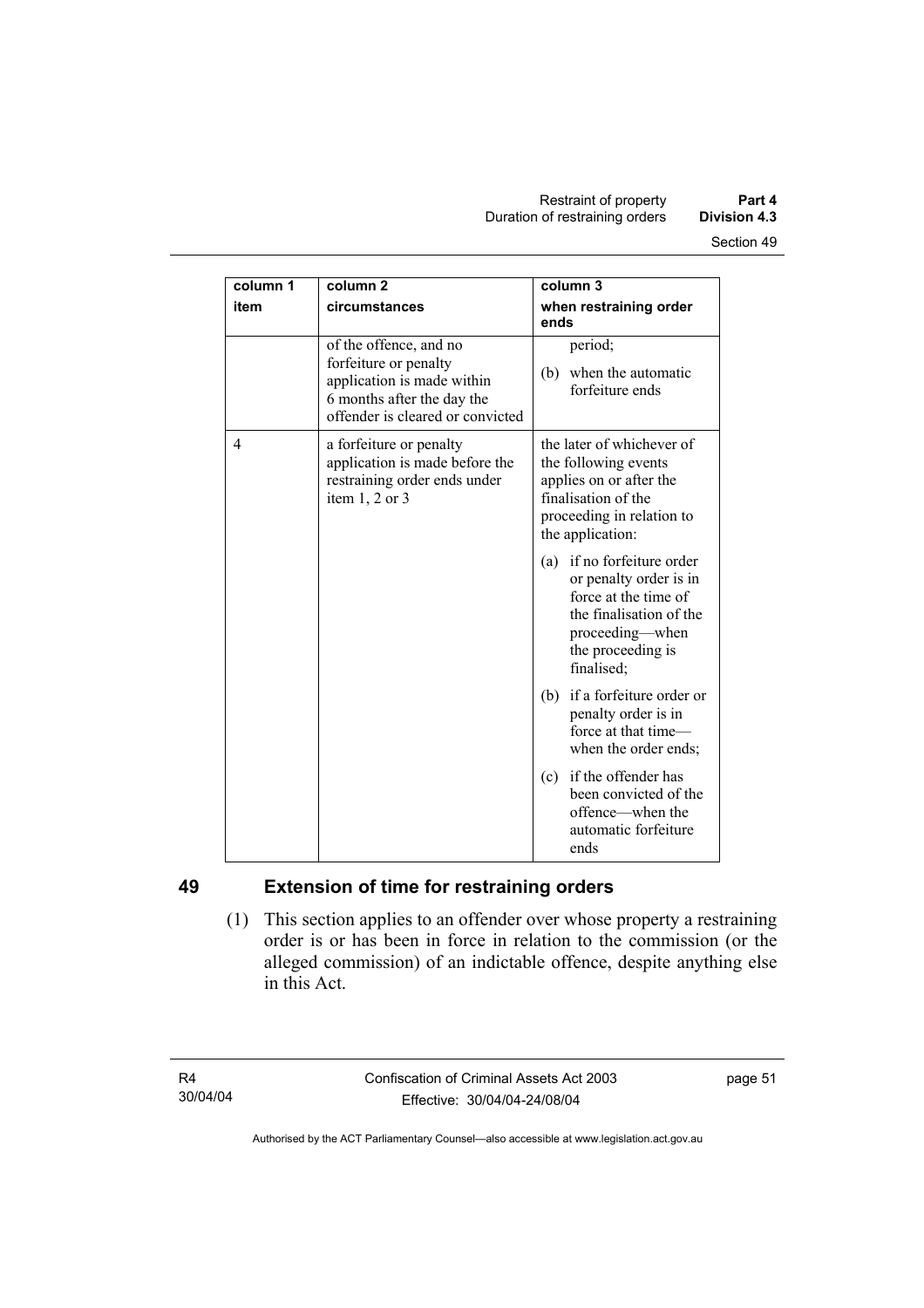| column 1<br>item | column 2<br>circumstances | column 3<br>when restraining order ends |
|---|---|---|
| | of the offence, and no forfeiture or penalty application is made within 6 months after the day the offender is cleared or convicted | period;<br>(b) when the automatic forfeiture ends |
| 4 | a forfeiture or penalty application is made before the restraining order ends under item 1, 2 or 3 | the later of whichever of the following events applies on or after the finalisation of the proceeding in relation to the application:<br>(a) if no forfeiture order or penalty order is in force at the time of the finalisation of the proceeding—when the proceeding is finalised;<br>(b) if a forfeiture order or penalty order is in force at that time—when the order ends;<br>(c) if the offender has been convicted of the offence—when the automatic forfeiture ends |

## 49 Extension of time for restraining orders

(1) This section applies to an offender over whose property a restraining order is or has been in force in relation to the commission (or the alleged commission) of an indictable offence, despite anything else in this Act.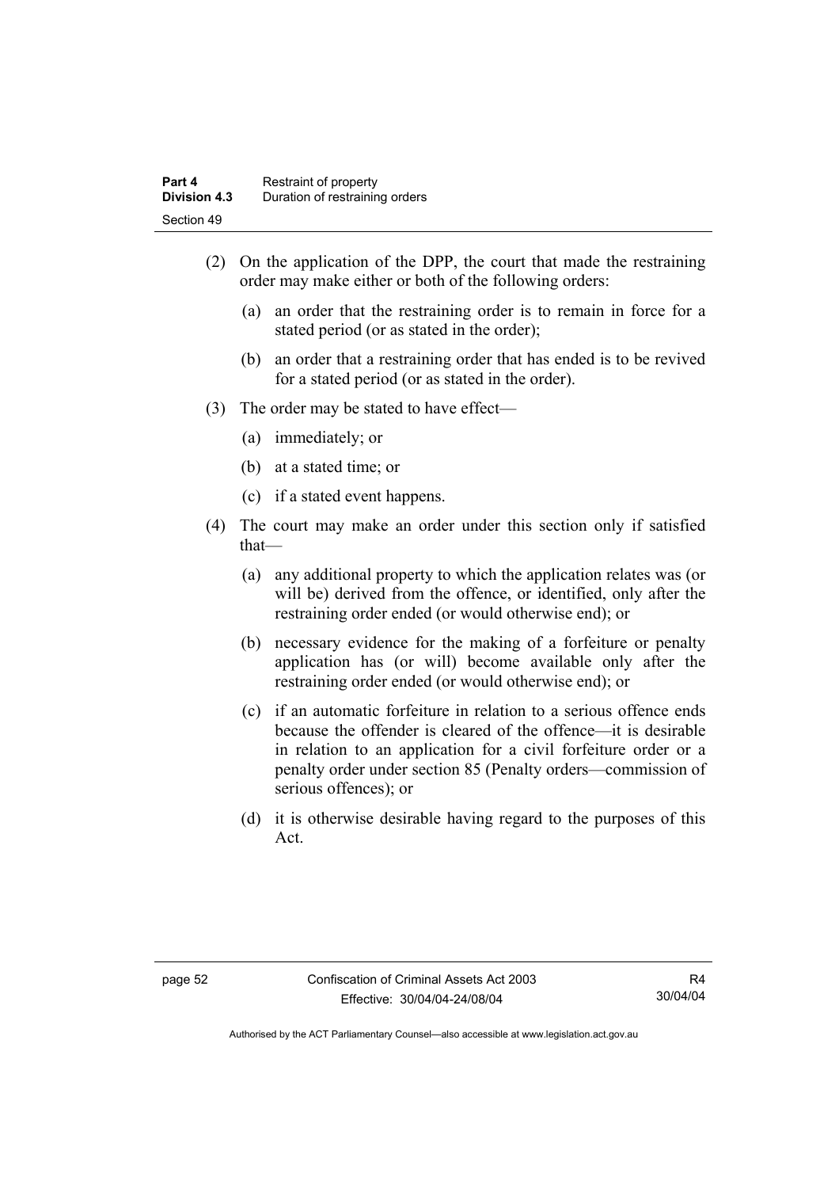(2) On the application of the DPP, the court that made the restraining order may make either or both of the following orders:

(a) an order that the restraining order is to remain in force for a stated period (or as stated in the order);

(b) an order that a restraining order that has ended is to be revived for a stated period (or as stated in the order).

(3) The order may be stated to have effect—

(a) immediately; or

(b) at a stated time; or

(c) if a stated event happens.

(4) The court may make an order under this section only if satisfied that—

(a) any additional property to which the application relates was (or will be) derived from the offence, or identified, only after the restraining order ended (or would otherwise end); or

(b) necessary evidence for the making of a forfeiture or penalty application has (or will) become available only after the restraining order ended (or would otherwise end); or

(c) if an automatic forfeiture in relation to a serious offence ends because the offender is cleared of the offence—it is desirable in relation to an application for a civil forfeiture order or a penalty order under section 85 (Penalty orders—commission of serious offences); or

(d) it is otherwise desirable having regard to the purposes of this Act.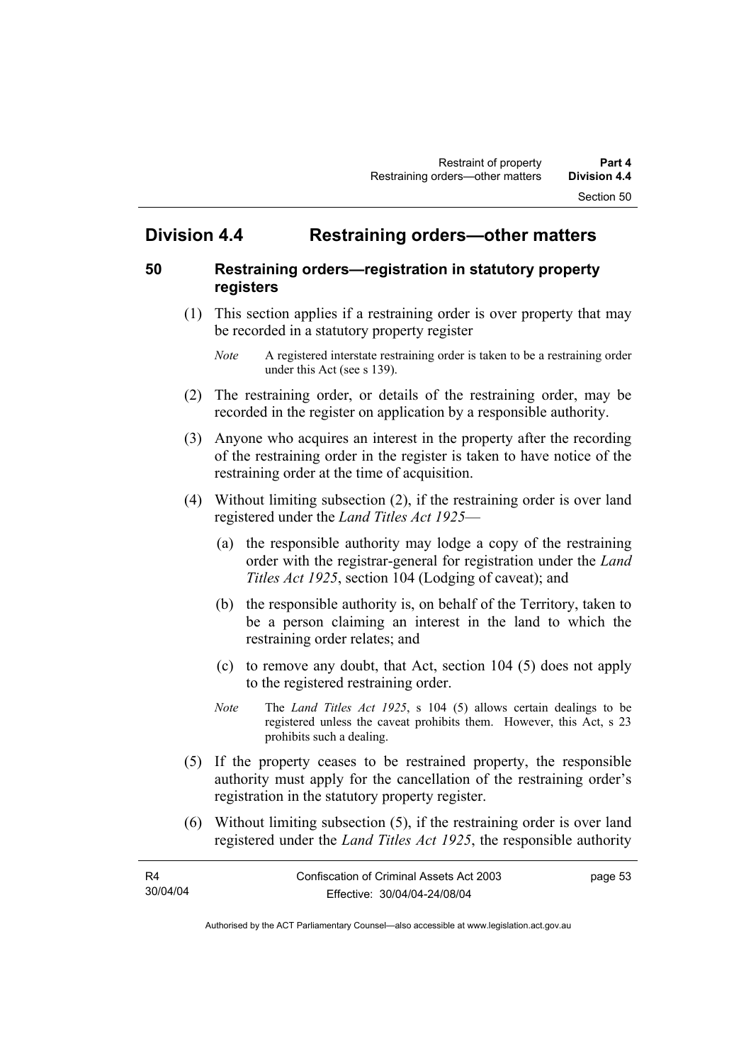## Division 4.4 Restraining orders—other matters

### 50 Restraining orders—registration in statutory property registers

(1) This section applies if a restraining order is over property that may be recorded in a statutory property register

*Note* A registered interstate restraining order is taken to be a restraining order under this Act (see s 139).

(2) The restraining order, or details of the restraining order, may be recorded in the register on application by a responsible authority.

(3) Anyone who acquires an interest in the property after the recording of the restraining order in the register is taken to have notice of the restraining order at the time of acquisition.

(4) Without limiting subsection (2), if the restraining order is over land registered under the *Land Titles Act 1925*—

(a) the responsible authority may lodge a copy of the restraining order with the registrar-general for registration under the *Land Titles Act 1925*, section 104 (Lodging of caveat); and

(b) the responsible authority is, on behalf of the Territory, taken to be a person claiming an interest in the land to which the restraining order relates; and

(c) to remove any doubt, that Act, section 104 (5) does not apply to the registered restraining order.

*Note* The *Land Titles Act 1925*, s 104 (5) allows certain dealings to be registered unless the caveat prohibits them. However, this Act, s 23 prohibits such a dealing.

(5) If the property ceases to be restrained property, the responsible authority must apply for the cancellation of the restraining order's registration in the statutory property register.

(6) Without limiting subsection (5), if the restraining order is over land registered under the *Land Titles Act 1925*, the responsible authority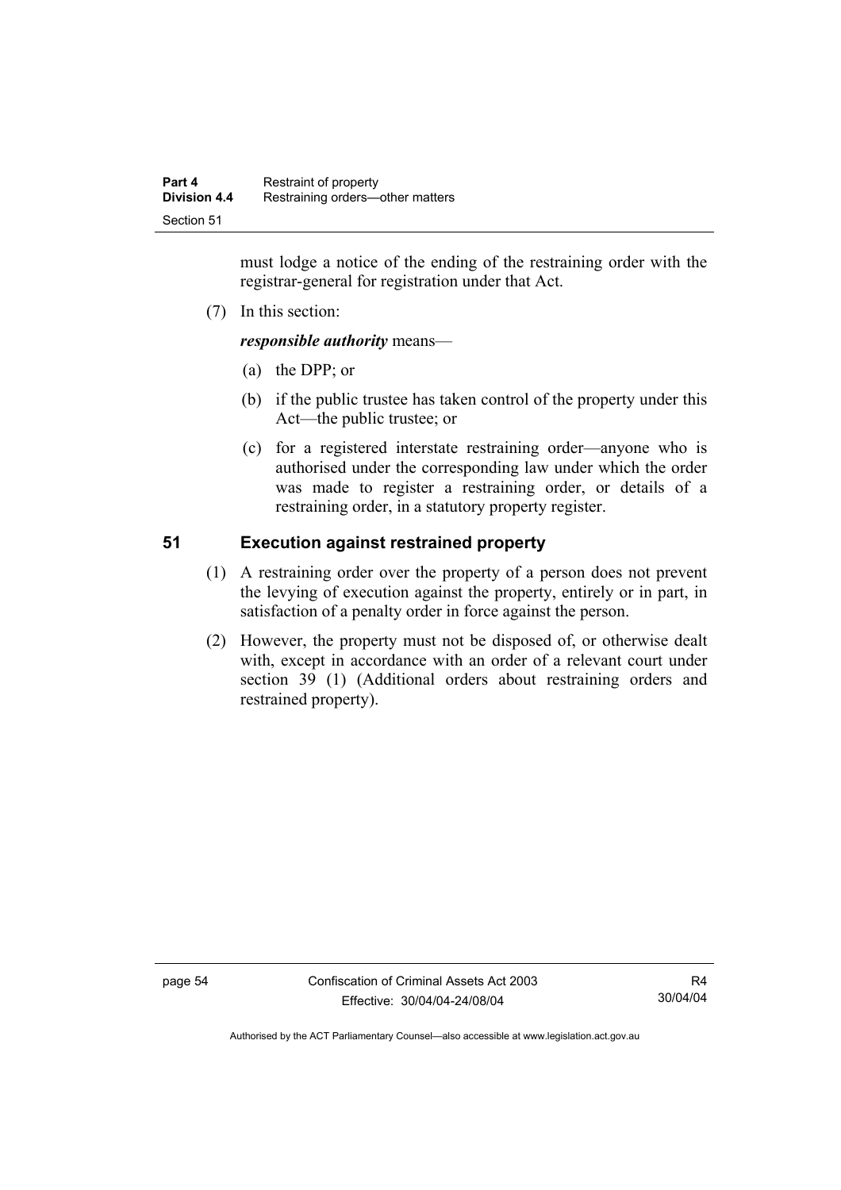must lodge a notice of the ending of the restraining order with the registrar-general for registration under that Act.

(7) In this section:

***responsible authority*** means—

(a) the DPP; or

(b) if the public trustee has taken control of the property under this Act—the public trustee; or

(c) for a registered interstate restraining order—anyone who is authorised under the corresponding law under which the order was made to register a restraining order, or details of a restraining order, in a statutory property register.

## 51 Execution against restrained property

(1) A restraining order over the property of a person does not prevent the levying of execution against the property, entirely or in part, in satisfaction of a penalty order in force against the person.

(2) However, the property must not be disposed of, or otherwise dealt with, except in accordance with an order of a relevant court under section 39 (1) (Additional orders about restraining orders and restrained property).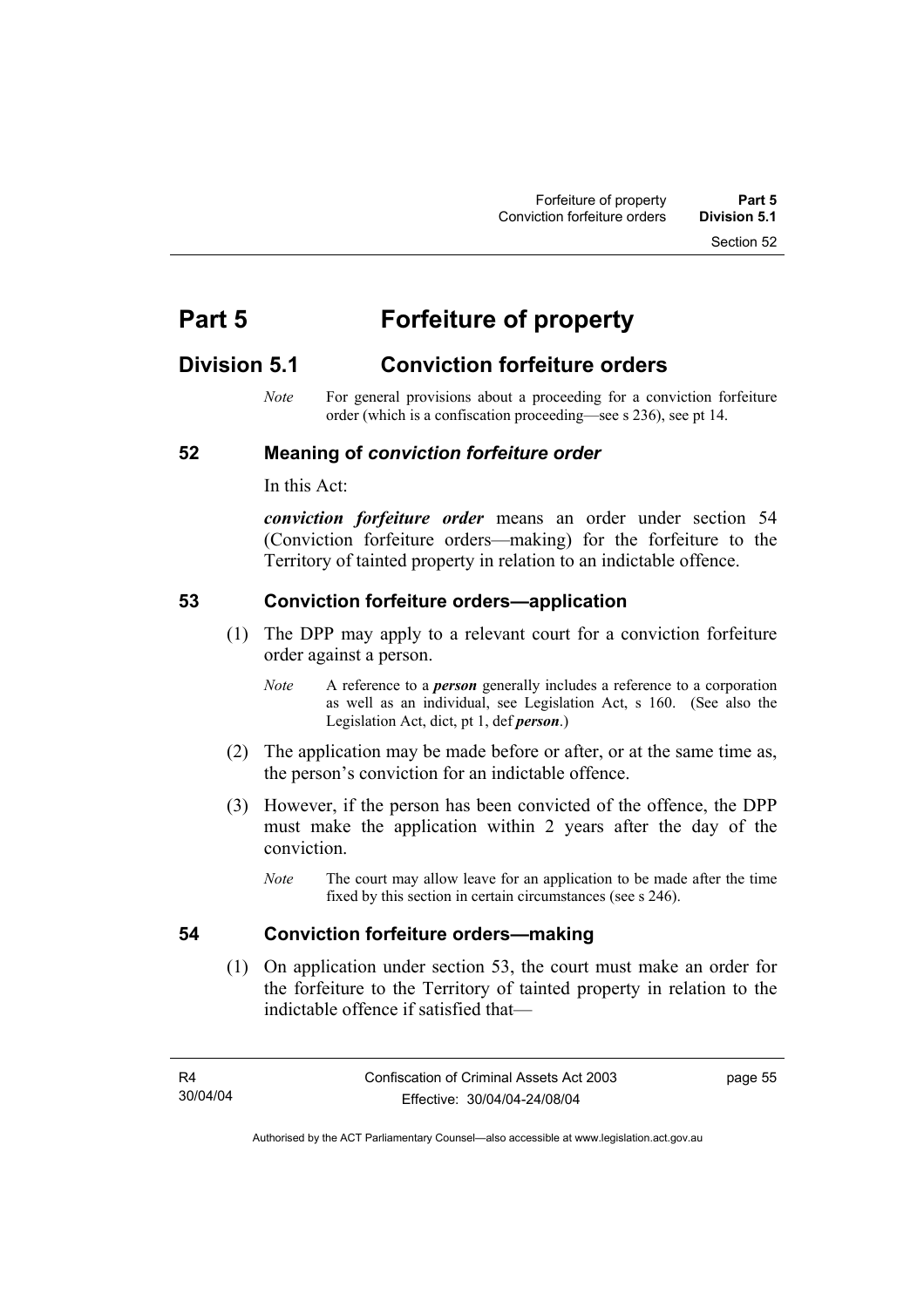# Part 5 Forfeiture of property

## Division 5.1 Conviction forfeiture orders

*Note* For general provisions about a proceeding for a conviction forfeiture order (which is a confiscation proceeding—see s 236), see pt 14.

### 52 Meaning of *conviction forfeiture order*

In this Act:

***conviction forfeiture order*** means an order under section 54 (Conviction forfeiture orders—making) for the forfeiture to the Territory of tainted property in relation to an indictable offence.

### 53 Conviction forfeiture orders—application

(1) The DPP may apply to a relevant court for a conviction forfeiture order against a person.

*Note* A reference to a ***person*** generally includes a reference to a corporation as well as an individual, see Legislation Act, s 160. (See also the Legislation Act, dict, pt 1, def ***person***.)

(2) The application may be made before or after, or at the same time as, the person's conviction for an indictable offence.

(3) However, if the person has been convicted of the offence, the DPP must make the application within 2 years after the day of the conviction.

*Note* The court may allow leave for an application to be made after the time fixed by this section in certain circumstances (see s 246).

### 54 Conviction forfeiture orders—making

(1) On application under section 53, the court must make an order for the forfeiture to the Territory of tainted property in relation to the indictable offence if satisfied that—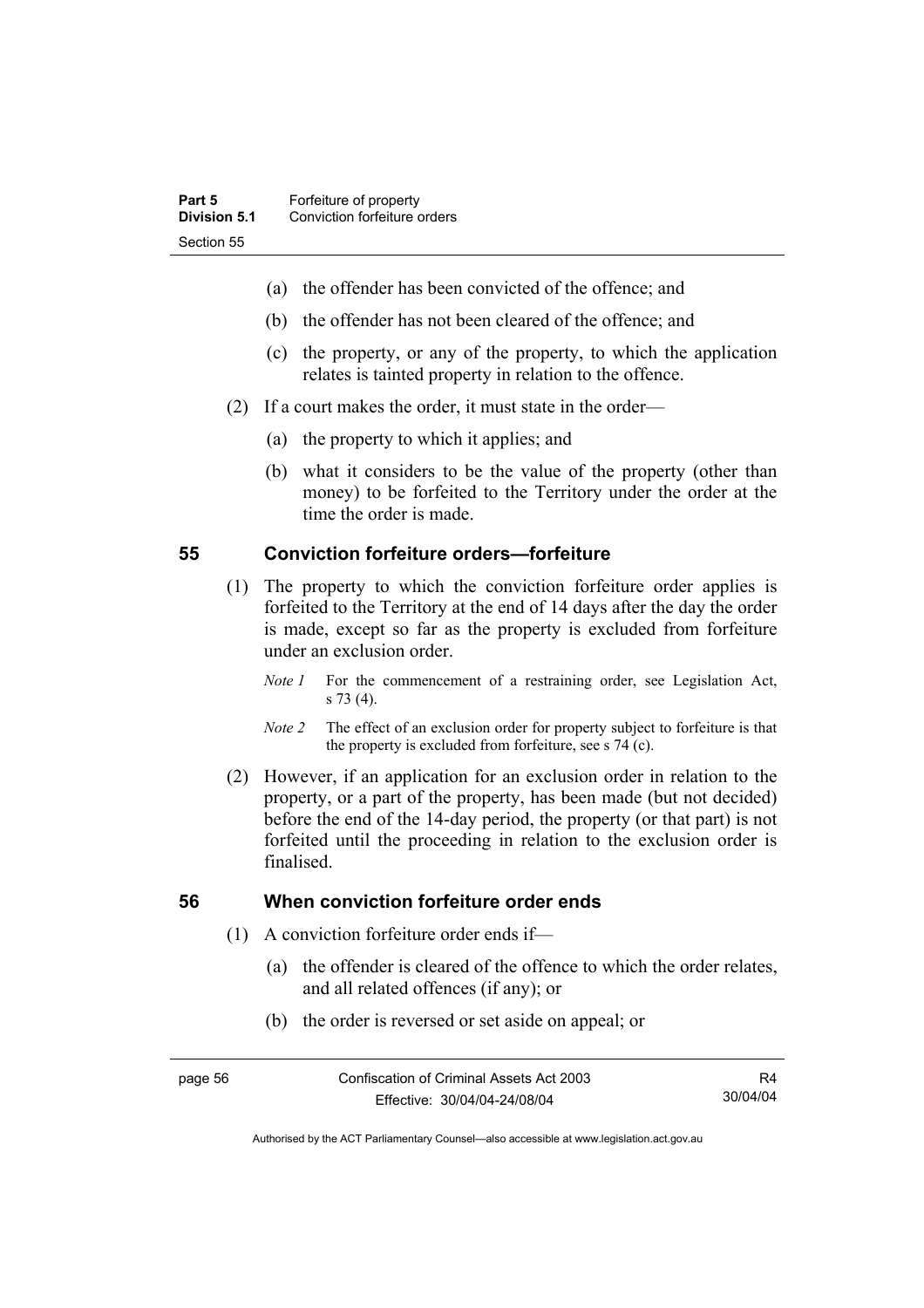(a) the offender has been convicted of the offence; and

(b) the offender has not been cleared of the offence; and

(c) the property, or any of the property, to which the application relates is tainted property in relation to the offence.

(2) If a court makes the order, it must state in the order—

(a) the property to which it applies; and

(b) what it considers to be the value of the property (other than money) to be forfeited to the Territory under the order at the time the order is made.

## 55 Conviction forfeiture orders—forfeiture

(1) The property to which the conviction forfeiture order applies is forfeited to the Territory at the end of 14 days after the day the order is made, except so far as the property is excluded from forfeiture under an exclusion order.

*Note 1* For the commencement of a restraining order, see Legislation Act, s 73 (4).

*Note 2* The effect of an exclusion order for property subject to forfeiture is that the property is excluded from forfeiture, see s 74 (c).

(2) However, if an application for an exclusion order in relation to the property, or a part of the property, has been made (but not decided) before the end of the 14-day period, the property (or that part) is not forfeited until the proceeding in relation to the exclusion order is finalised.

## 56 When conviction forfeiture order ends

(1) A conviction forfeiture order ends if—

(a) the offender is cleared of the offence to which the order relates, and all related offences (if any); or

(b) the order is reversed or set aside on appeal; or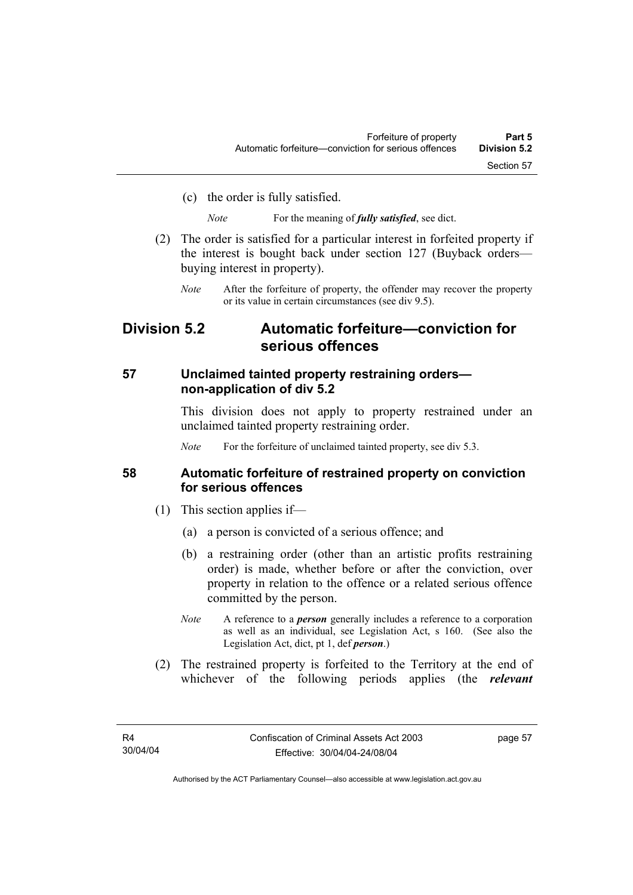(c) the order is fully satisfied.

*Note* For the meaning of ***fully satisfied***, see dict.

(2) The order is satisfied for a particular interest in forfeited property if the interest is bought back under section 127 (Buyback orders—buying interest in property).

*Note* After the forfeiture of property, the offender may recover the property or its value in certain circumstances (see div 9.5).

## Division 5.2 Automatic forfeiture—conviction for serious offences

### 57 Unclaimed tainted property restraining orders—non-application of div 5.2

This division does not apply to property restrained under an unclaimed tainted property restraining order.

*Note* For the forfeiture of unclaimed tainted property, see div 5.3.

### 58 Automatic forfeiture of restrained property on conviction for serious offences

(1) This section applies if—

(a) a person is convicted of a serious offence; and

(b) a restraining order (other than an artistic profits restraining order) is made, whether before or after the conviction, over property in relation to the offence or a related serious offence committed by the person.

*Note* A reference to a ***person*** generally includes a reference to a corporation as well as an individual, see Legislation Act, s 160. (See also the Legislation Act, dict, pt 1, def ***person***.)

(2) The restrained property is forfeited to the Territory at the end of whichever of the following periods applies (the ***relevant***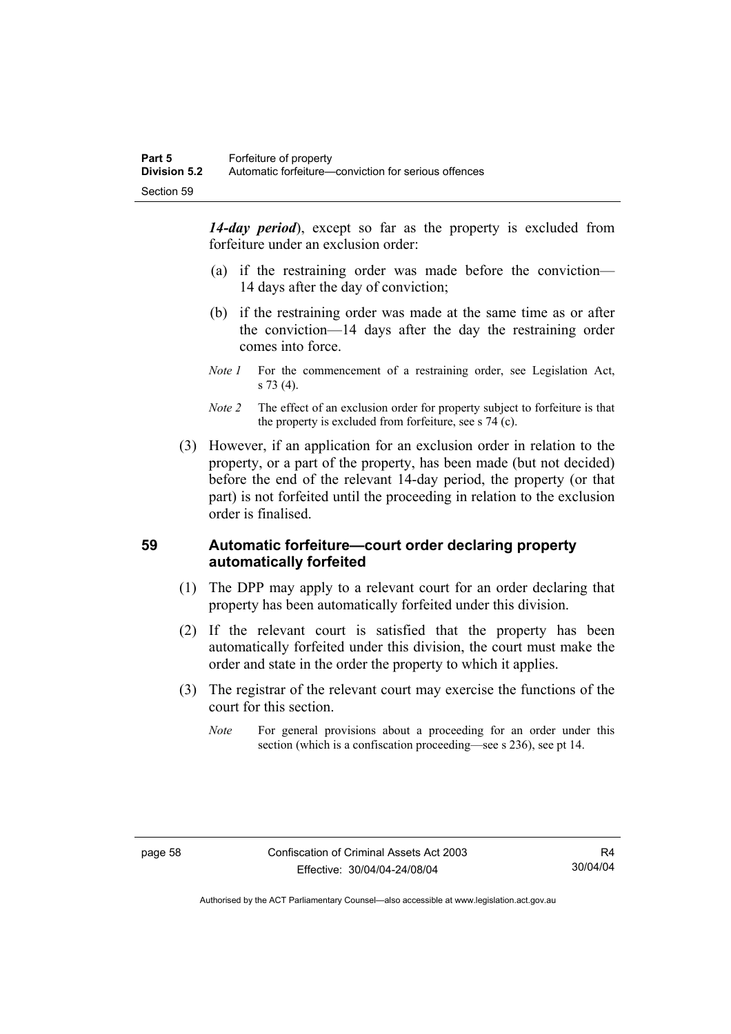***14-day period***), except so far as the property is excluded from forfeiture under an exclusion order:

(a) if the restraining order was made before the conviction—14 days after the day of conviction;

(b) if the restraining order was made at the same time as or after the conviction—14 days after the day the restraining order comes into force.

*Note 1* For the commencement of a restraining order, see Legislation Act, s 73 (4).

*Note 2* The effect of an exclusion order for property subject to forfeiture is that the property is excluded from forfeiture, see s 74 (c).

(3) However, if an application for an exclusion order in relation to the property, or a part of the property, has been made (but not decided) before the end of the relevant 14-day period, the property (or that part) is not forfeited until the proceeding in relation to the exclusion order is finalised.

### 59 Automatic forfeiture—court order declaring property automatically forfeited

(1) The DPP may apply to a relevant court for an order declaring that property has been automatically forfeited under this division.

(2) If the relevant court is satisfied that the property has been automatically forfeited under this division, the court must make the order and state in the order the property to which it applies.

(3) The registrar of the relevant court may exercise the functions of the court for this section.

*Note* For general provisions about a proceeding for an order under this section (which is a confiscation proceeding—see s 236), see pt 14.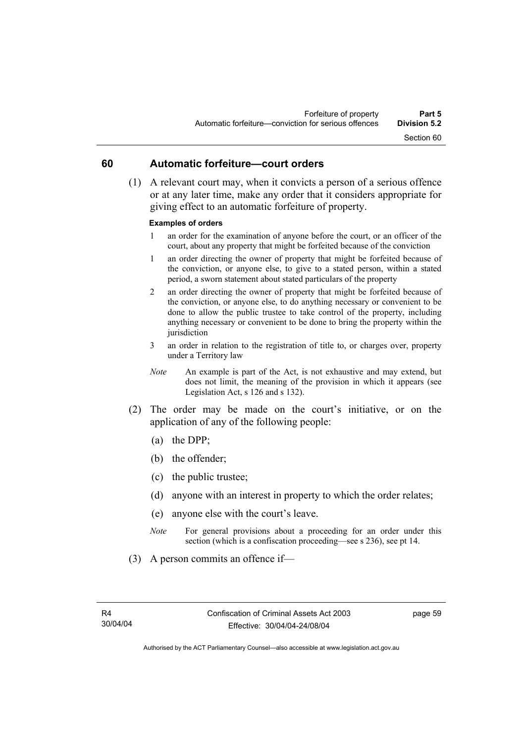## 60 Automatic forfeiture—court orders

(1) A relevant court may, when it convicts a person of a serious offence or at any later time, make any order that it considers appropriate for giving effect to an automatic forfeiture of property.

**Examples of orders**

1 an order for the examination of anyone before the court, or an officer of the court, about any property that might be forfeited because of the conviction

1 an order directing the owner of property that might be forfeited because of the conviction, or anyone else, to give to a stated person, within a stated period, a sworn statement about stated particulars of the property

2 an order directing the owner of property that might be forfeited because of the conviction, or anyone else, to do anything necessary or convenient to be done to allow the public trustee to take control of the property, including anything necessary or convenient to be done to bring the property within the jurisdiction

3 an order in relation to the registration of title to, or charges over, property under a Territory law

*Note* An example is part of the Act, is not exhaustive and may extend, but does not limit, the meaning of the provision in which it appears (see Legislation Act, s 126 and s 132).

(2) The order may be made on the court's initiative, or on the application of any of the following people:

(a) the DPP;

(b) the offender;

(c) the public trustee;

(d) anyone with an interest in property to which the order relates;

(e) anyone else with the court's leave.

*Note* For general provisions about a proceeding for an order under this section (which is a confiscation proceeding—see s 236), see pt 14.

(3) A person commits an offence if—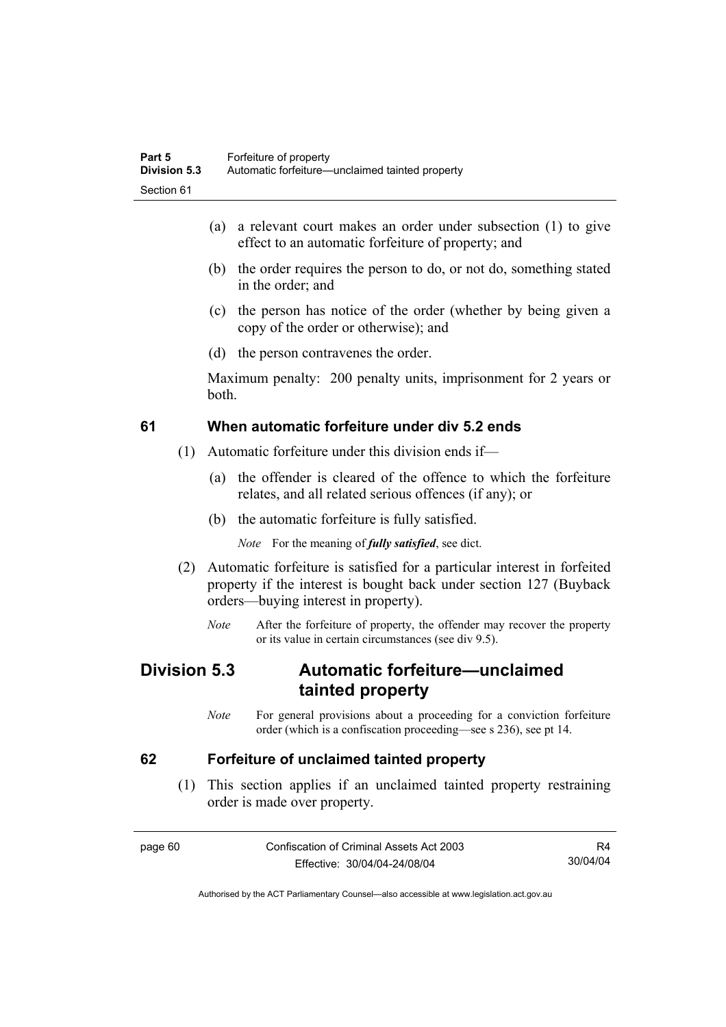(a) a relevant court makes an order under subsection (1) to give effect to an automatic forfeiture of property; and

(b) the order requires the person to do, or not do, something stated in the order; and

(c) the person has notice of the order (whether by being given a copy of the order or otherwise); and

(d) the person contravenes the order.

Maximum penalty: 200 penalty units, imprisonment for 2 years or both.

### 61 When automatic forfeiture under div 5.2 ends

(1) Automatic forfeiture under this division ends if—

(a) the offender is cleared of the offence to which the forfeiture relates, and all related serious offences (if any); or

(b) the automatic forfeiture is fully satisfied.

*Note* For the meaning of ***fully satisfied***, see dict.

(2) Automatic forfeiture is satisfied for a particular interest in forfeited property if the interest is bought back under section 127 (Buyback orders—buying interest in property).

*Note* After the forfeiture of property, the offender may recover the property or its value in certain circumstances (see div 9.5).

## Division 5.3 Automatic forfeiture—unclaimed tainted property

*Note* For general provisions about a proceeding for a conviction forfeiture order (which is a confiscation proceeding—see s 236), see pt 14.

### 62 Forfeiture of unclaimed tainted property

(1) This section applies if an unclaimed tainted property restraining order is made over property.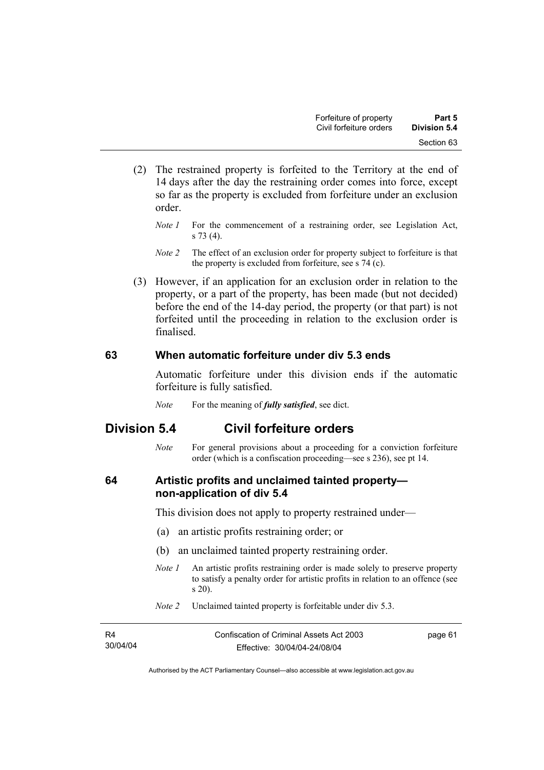(2) The restrained property is forfeited to the Territory at the end of 14 days after the day the restraining order comes into force, except so far as the property is excluded from forfeiture under an exclusion order.

*Note 1* For the commencement of a restraining order, see Legislation Act, s 73 (4).

*Note 2* The effect of an exclusion order for property subject to forfeiture is that the property is excluded from forfeiture, see s 74 (c).

(3) However, if an application for an exclusion order in relation to the property, or a part of the property, has been made (but not decided) before the end of the 14-day period, the property (or that part) is not forfeited until the proceeding in relation to the exclusion order is finalised.

### 63 When automatic forfeiture under div 5.3 ends

Automatic forfeiture under this division ends if the automatic forfeiture is fully satisfied.

*Note* For the meaning of ***fully satisfied***, see dict.

## Division 5.4 Civil forfeiture orders

*Note* For general provisions about a proceeding for a conviction forfeiture order (which is a confiscation proceeding—see s 236), see pt 14.

### 64 Artistic profits and unclaimed tainted property—non-application of div 5.4

This division does not apply to property restrained under—

(a) an artistic profits restraining order; or

(b) an unclaimed tainted property restraining order.

*Note 1* An artistic profits restraining order is made solely to preserve property to satisfy a penalty order for artistic profits in relation to an offence (see s 20).

*Note 2* Unclaimed tainted property is forfeitable under div 5.3.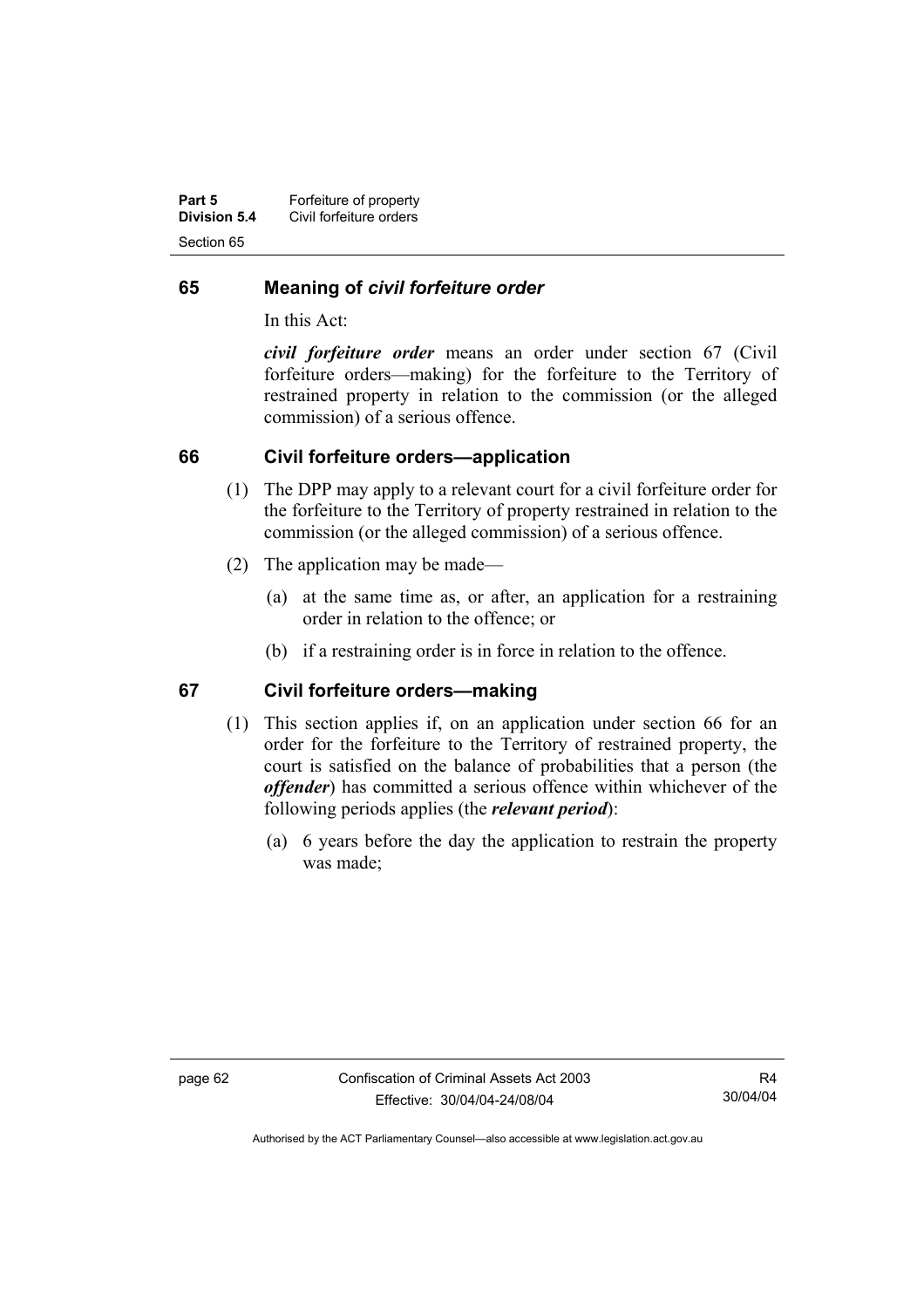## 65 Meaning of *civil forfeiture order*

In this Act:

***civil forfeiture order*** means an order under section 67 (Civil forfeiture orders—making) for the forfeiture to the Territory of restrained property in relation to the commission (or the alleged commission) of a serious offence.

## 66 Civil forfeiture orders—application

(1) The DPP may apply to a relevant court for a civil forfeiture order for the forfeiture to the Territory of property restrained in relation to the commission (or the alleged commission) of a serious offence.

(2) The application may be made—

(a) at the same time as, or after, an application for a restraining order in relation to the offence; or

(b) if a restraining order is in force in relation to the offence.

## 67 Civil forfeiture orders—making

(1) This section applies if, on an application under section 66 for an order for the forfeiture to the Territory of restrained property, the court is satisfied on the balance of probabilities that a person (the ***offender***) has committed a serious offence within whichever of the following periods applies (the ***relevant period***):

(a) 6 years before the day the application to restrain the property was made;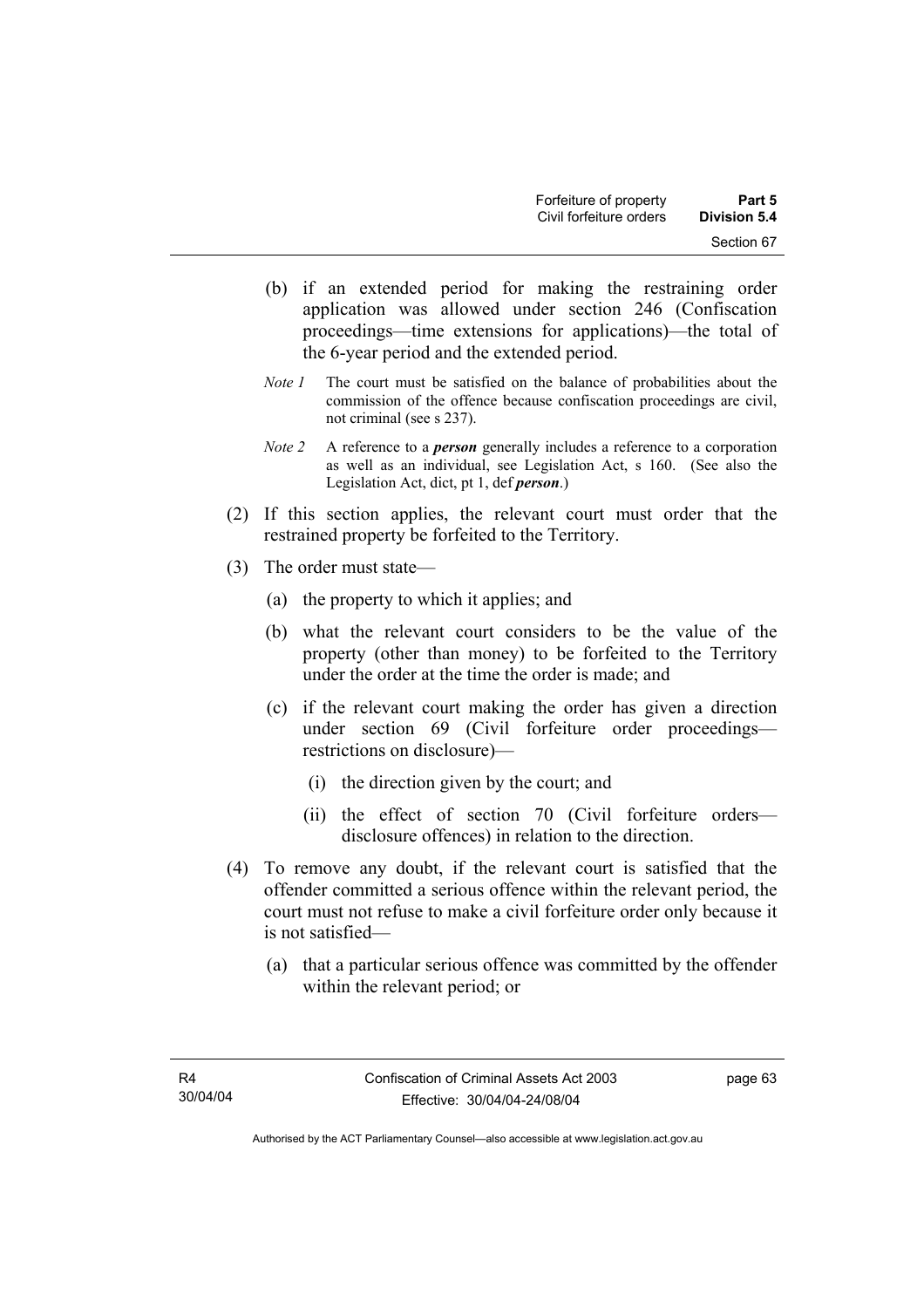(b) if an extended period for making the restraining order application was allowed under section 246 (Confiscation proceedings—time extensions for applications)—the total of the 6-year period and the extended period.

*Note 1* The court must be satisfied on the balance of probabilities about the commission of the offence because confiscation proceedings are civil, not criminal (see s 237).

*Note 2* A reference to a ***person*** generally includes a reference to a corporation as well as an individual, see Legislation Act, s 160. (See also the Legislation Act, dict, pt 1, def ***person***.)

(2) If this section applies, the relevant court must order that the restrained property be forfeited to the Territory.

(3) The order must state—

(a) the property to which it applies; and

(b) what the relevant court considers to be the value of the property (other than money) to be forfeited to the Territory under the order at the time the order is made; and

(c) if the relevant court making the order has given a direction under section 69 (Civil forfeiture order proceedings—restrictions on disclosure)—

(i) the direction given by the court; and

(ii) the effect of section 70 (Civil forfeiture orders—disclosure offences) in relation to the direction.

(4) To remove any doubt, if the relevant court is satisfied that the offender committed a serious offence within the relevant period, the court must not refuse to make a civil forfeiture order only because it is not satisfied—

(a) that a particular serious offence was committed by the offender within the relevant period; or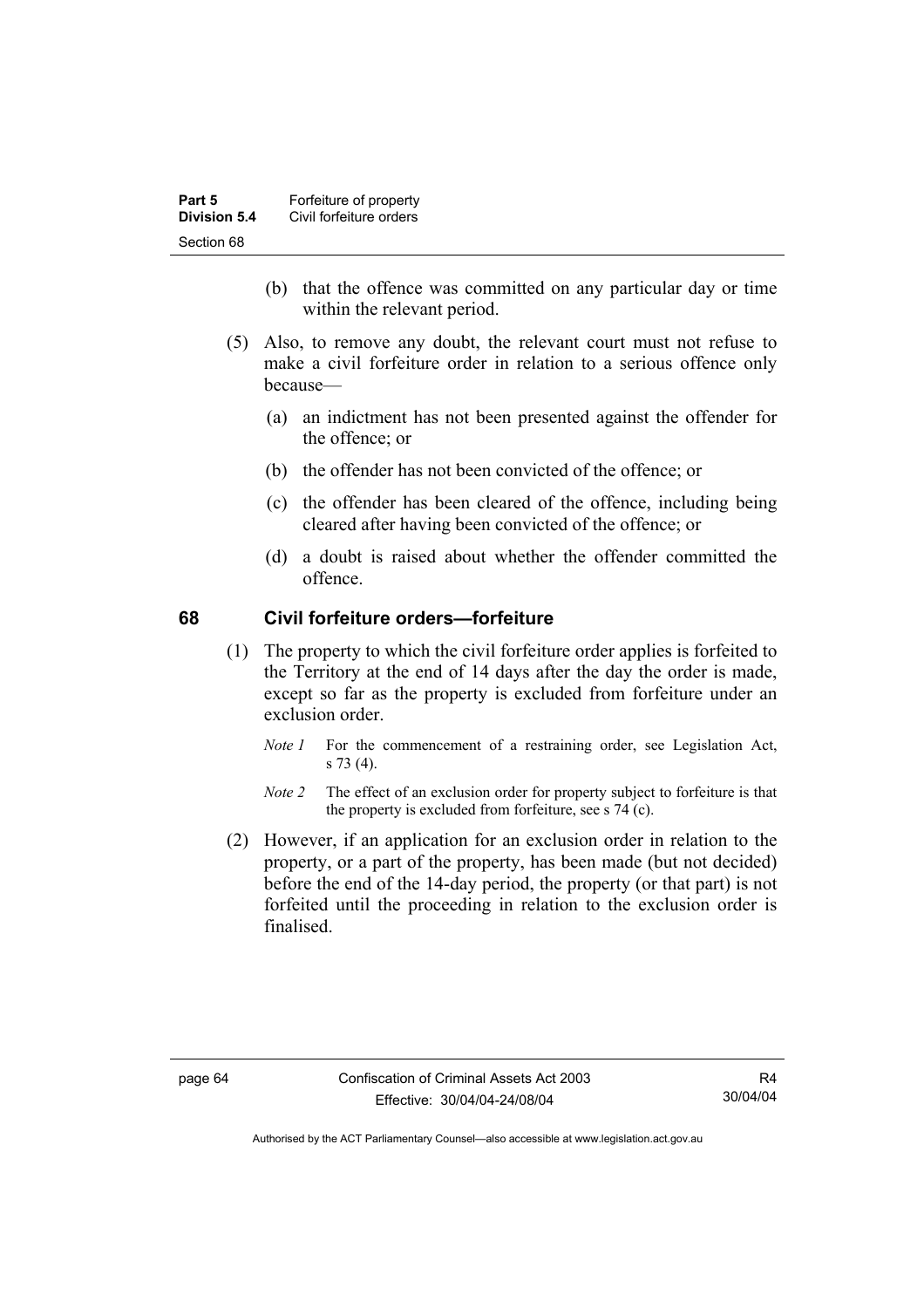(b) that the offence was committed on any particular day or time within the relevant period.

(5) Also, to remove any doubt, the relevant court must not refuse to make a civil forfeiture order in relation to a serious offence only because—

(a) an indictment has not been presented against the offender for the offence; or

(b) the offender has not been convicted of the offence; or

(c) the offender has been cleared of the offence, including being cleared after having been convicted of the offence; or

(d) a doubt is raised about whether the offender committed the offence.

## 68 Civil forfeiture orders—forfeiture

(1) The property to which the civil forfeiture order applies is forfeited to the Territory at the end of 14 days after the day the order is made, except so far as the property is excluded from forfeiture under an exclusion order.

*Note 1* For the commencement of a restraining order, see Legislation Act, s 73 (4).

*Note 2* The effect of an exclusion order for property subject to forfeiture is that the property is excluded from forfeiture, see s 74 (c).

(2) However, if an application for an exclusion order in relation to the property, or a part of the property, has been made (but not decided) before the end of the 14-day period, the property (or that part) is not forfeited until the proceeding in relation to the exclusion order is finalised.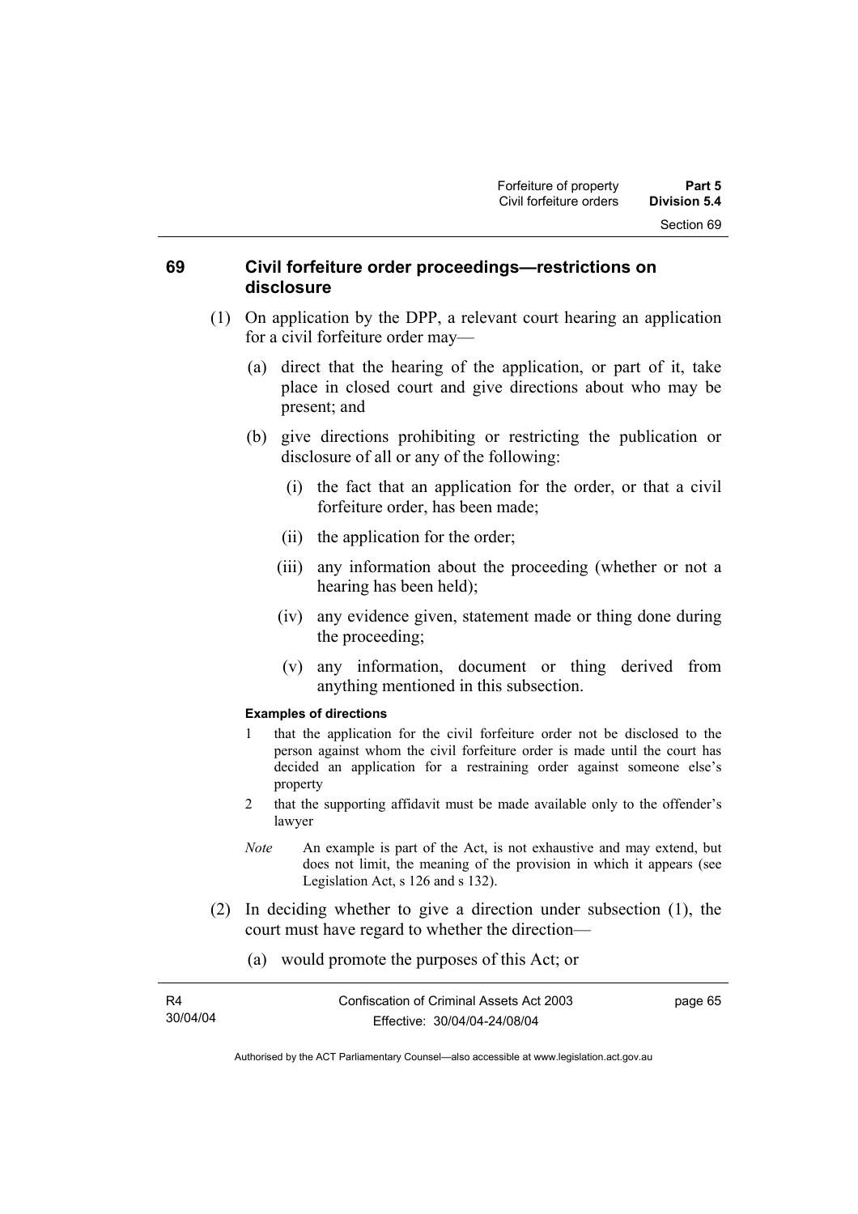## 69 Civil forfeiture order proceedings—restrictions on disclosure

(1) On application by the DPP, a relevant court hearing an application for a civil forfeiture order may—

(a) direct that the hearing of the application, or part of it, take place in closed court and give directions about who may be present; and

(b) give directions prohibiting or restricting the publication or disclosure of all or any of the following:

(i) the fact that an application for the order, or that a civil forfeiture order, has been made;

(ii) the application for the order;

(iii) any information about the proceeding (whether or not a hearing has been held);

(iv) any evidence given, statement made or thing done during the proceeding;

(v) any information, document or thing derived from anything mentioned in this subsection.

**Examples of directions**

1 that the application for the civil forfeiture order not be disclosed to the person against whom the civil forfeiture order is made until the court has decided an application for a restraining order against someone else's property

2 that the supporting affidavit must be made available only to the offender's lawyer

*Note* An example is part of the Act, is not exhaustive and may extend, but does not limit, the meaning of the provision in which it appears (see Legislation Act, s 126 and s 132).

(2) In deciding whether to give a direction under subsection (1), the court must have regard to whether the direction—

(a) would promote the purposes of this Act; or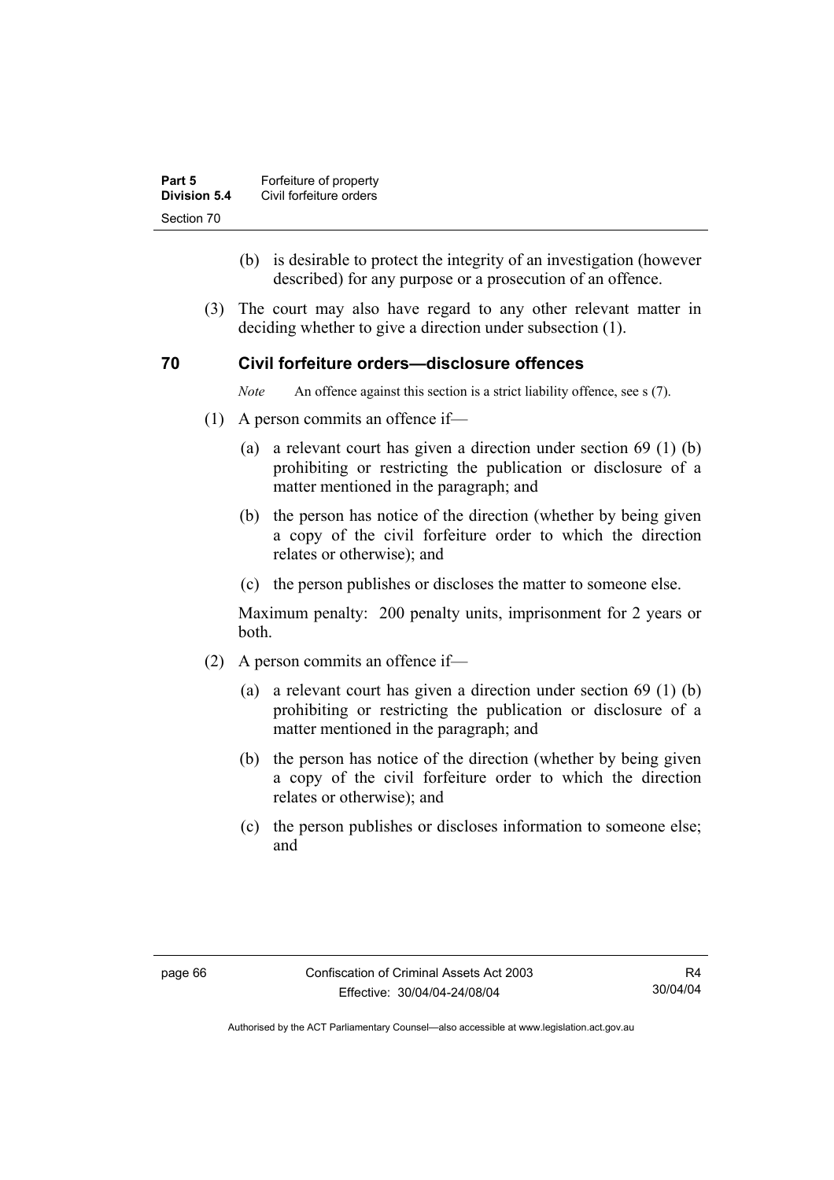(b) is desirable to protect the integrity of an investigation (however described) for any purpose or a prosecution of an offence.

(3) The court may also have regard to any other relevant matter in deciding whether to give a direction under subsection (1).

## 70 Civil forfeiture orders—disclosure offences

*Note* An offence against this section is a strict liability offence, see s (7).

(1) A person commits an offence if—

(a) a relevant court has given a direction under section 69 (1) (b) prohibiting or restricting the publication or disclosure of a matter mentioned in the paragraph; and

(b) the person has notice of the direction (whether by being given a copy of the civil forfeiture order to which the direction relates or otherwise); and

(c) the person publishes or discloses the matter to someone else.

Maximum penalty: 200 penalty units, imprisonment for 2 years or both.

(2) A person commits an offence if—

(a) a relevant court has given a direction under section 69 (1) (b) prohibiting or restricting the publication or disclosure of a matter mentioned in the paragraph; and

(b) the person has notice of the direction (whether by being given a copy of the civil forfeiture order to which the direction relates or otherwise); and

(c) the person publishes or discloses information to someone else; and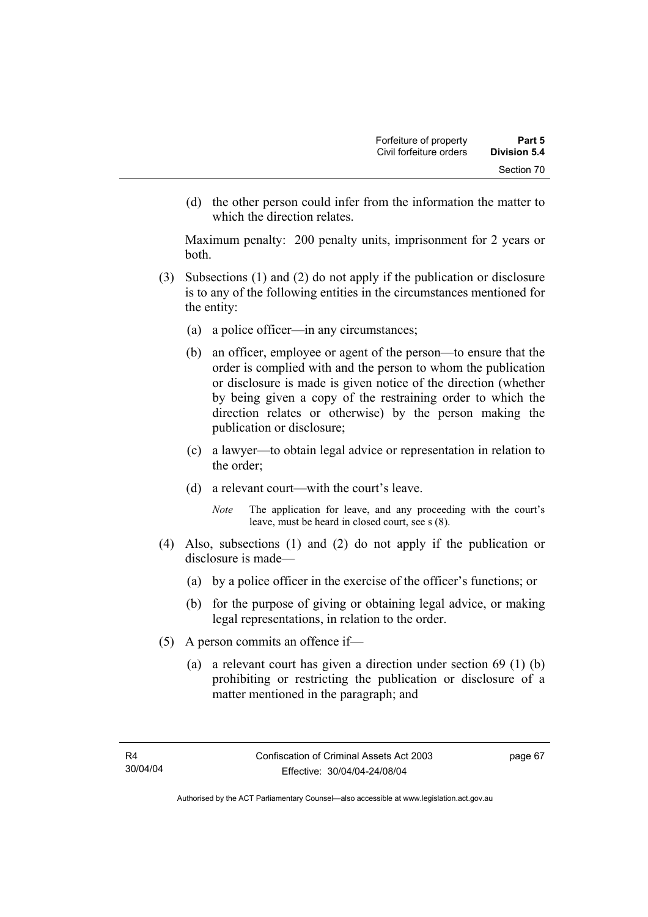(d) the other person could infer from the information the matter to which the direction relates.

Maximum penalty: 200 penalty units, imprisonment for 2 years or both.

(3) Subsections (1) and (2) do not apply if the publication or disclosure is to any of the following entities in the circumstances mentioned for the entity:

(a) a police officer—in any circumstances;

(b) an officer, employee or agent of the person—to ensure that the order is complied with and the person to whom the publication or disclosure is made is given notice of the direction (whether by being given a copy of the restraining order to which the direction relates or otherwise) by the person making the publication or disclosure;

(c) a lawyer—to obtain legal advice or representation in relation to the order;

(d) a relevant court—with the court's leave.

*Note* The application for leave, and any proceeding with the court's leave, must be heard in closed court, see s (8).

(4) Also, subsections (1) and (2) do not apply if the publication or disclosure is made—

(a) by a police officer in the exercise of the officer's functions; or

(b) for the purpose of giving or obtaining legal advice, or making legal representations, in relation to the order.

(5) A person commits an offence if—

(a) a relevant court has given a direction under section 69 (1) (b) prohibiting or restricting the publication or disclosure of a matter mentioned in the paragraph; and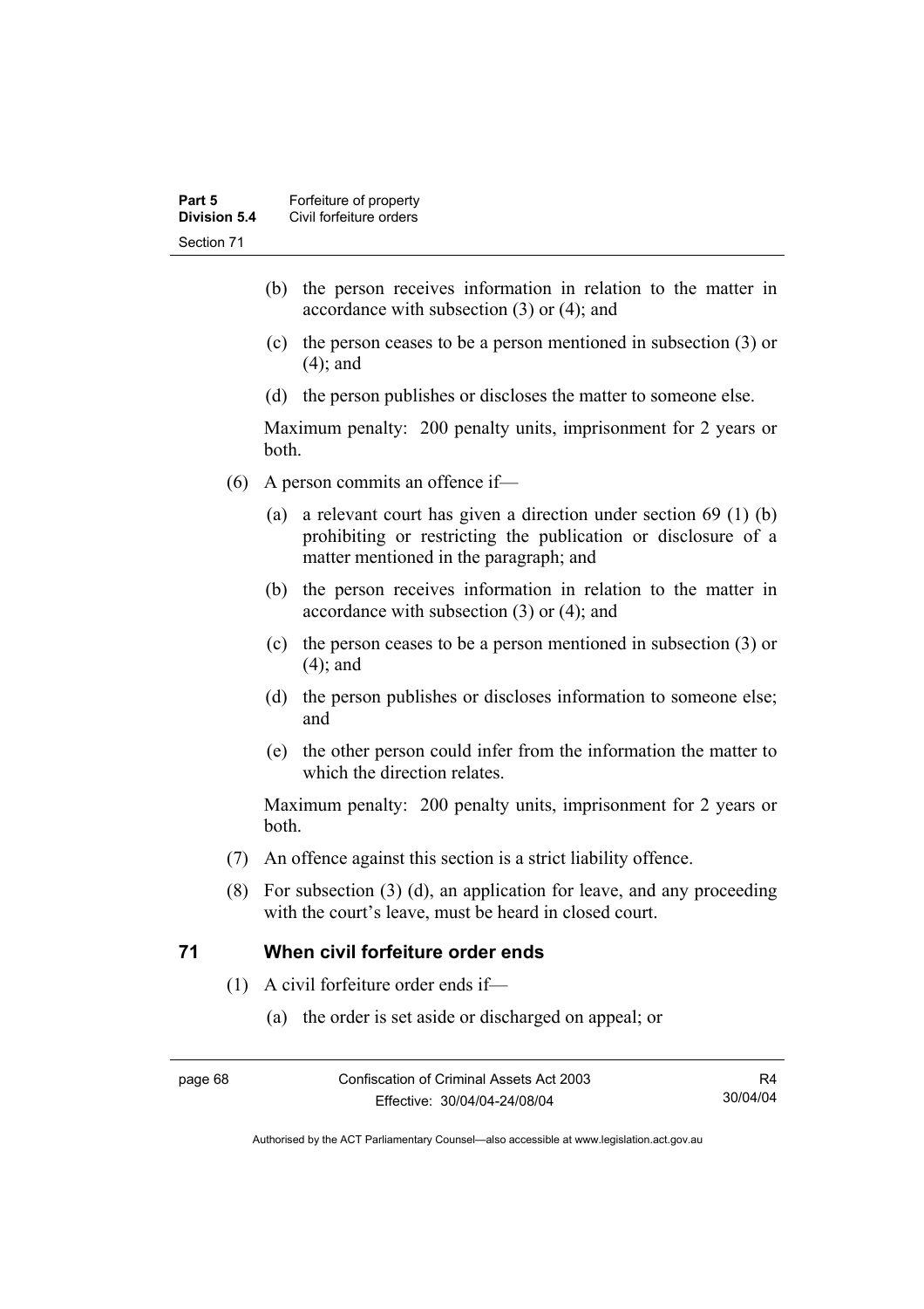(b) the person receives information in relation to the matter in accordance with subsection (3) or (4); and

(c) the person ceases to be a person mentioned in subsection (3) or (4); and

(d) the person publishes or discloses the matter to someone else.

Maximum penalty: 200 penalty units, imprisonment for 2 years or both.

(6) A person commits an offence if—

(a) a relevant court has given a direction under section 69 (1) (b) prohibiting or restricting the publication or disclosure of a matter mentioned in the paragraph; and

(b) the person receives information in relation to the matter in accordance with subsection (3) or (4); and

(c) the person ceases to be a person mentioned in subsection (3) or (4); and

(d) the person publishes or discloses information to someone else; and

(e) the other person could infer from the information the matter to which the direction relates.

Maximum penalty: 200 penalty units, imprisonment for 2 years or both.

(7) An offence against this section is a strict liability offence.

(8) For subsection (3) (d), an application for leave, and any proceeding with the court's leave, must be heard in closed court.

## 71 When civil forfeiture order ends

(1) A civil forfeiture order ends if—

(a) the order is set aside or discharged on appeal; or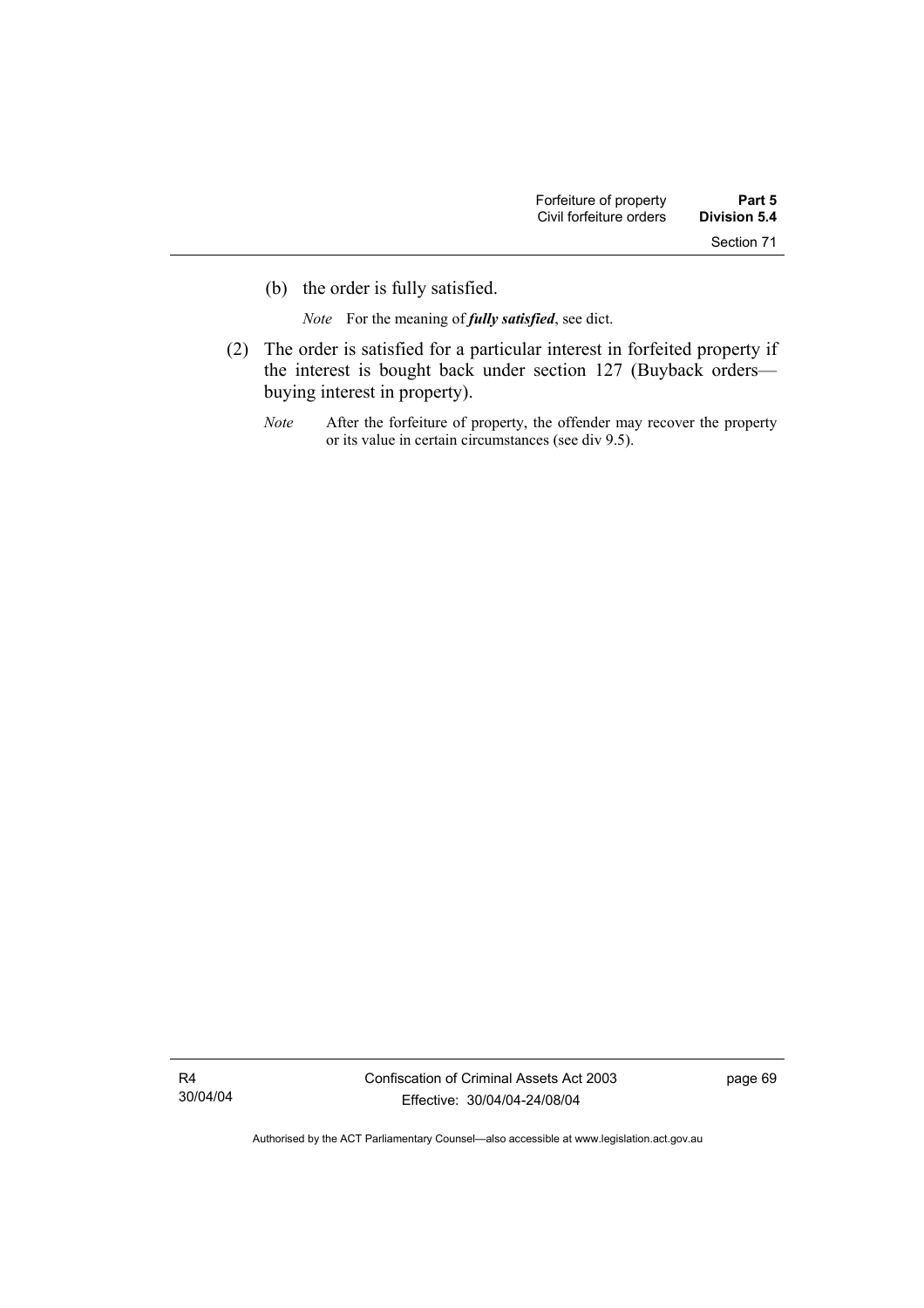(b) the order is fully satisfied.

*Note* For the meaning of ***fully satisfied***, see dict.

(2) The order is satisfied for a particular interest in forfeited property if the interest is bought back under section 127 (Buyback orders—buying interest in property).

*Note* After the forfeiture of property, the offender may recover the property or its value in certain circumstances (see div 9.5).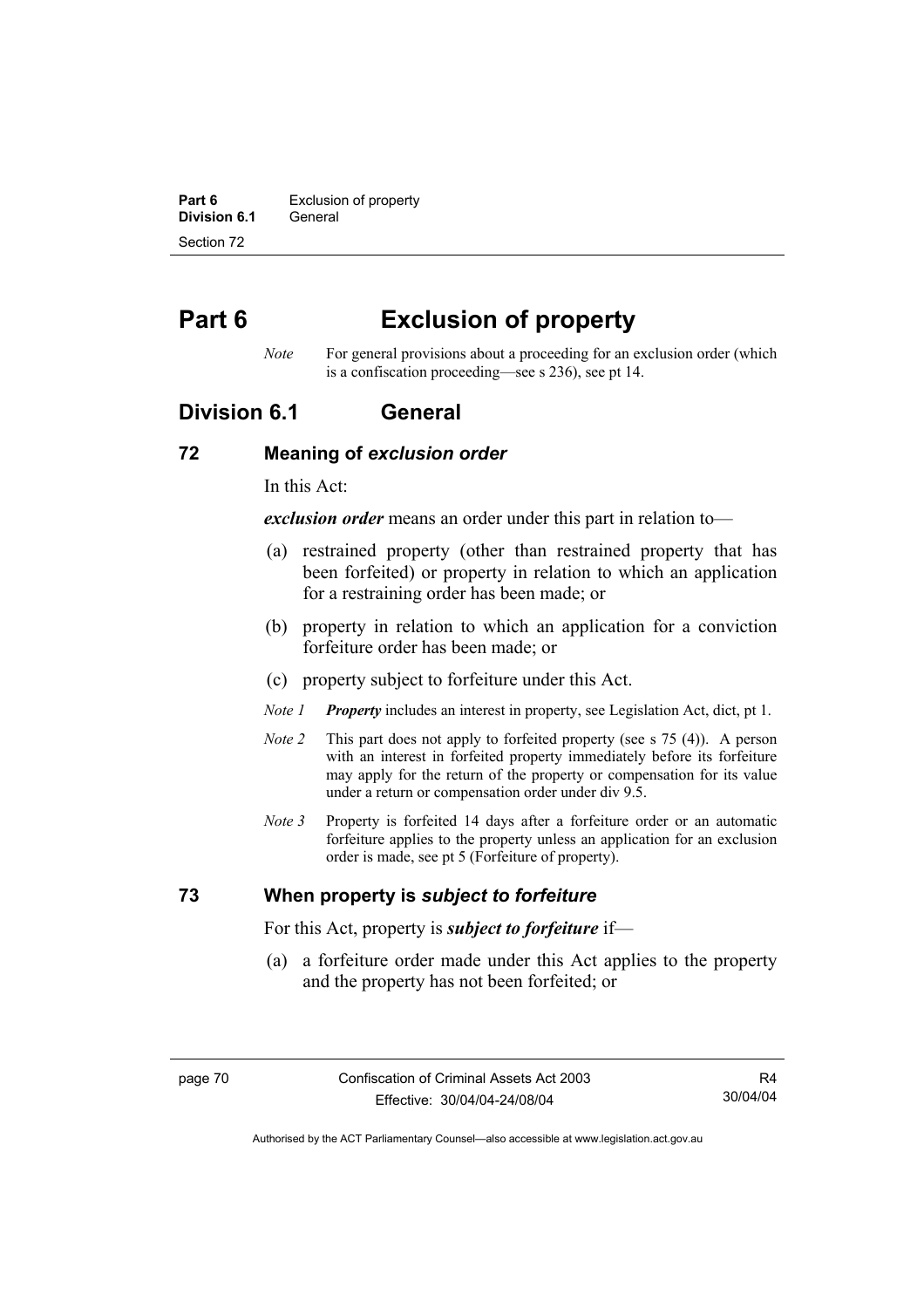# Part 6 Exclusion of property

*Note* For general provisions about a proceeding for an exclusion order (which is a confiscation proceeding—see s 236), see pt 14.

## Division 6.1 General

### 72 Meaning of *exclusion order*

In this Act:

***exclusion order*** means an order under this part in relation to—

(a) restrained property (other than restrained property that has been forfeited) or property in relation to which an application for a restraining order has been made; or

(b) property in relation to which an application for a conviction forfeiture order has been made; or

(c) property subject to forfeiture under this Act.

*Note 1* ***Property*** includes an interest in property, see Legislation Act, dict, pt 1.

*Note 2* This part does not apply to forfeited property (see s 75 (4)). A person with an interest in forfeited property immediately before its forfeiture may apply for the return of the property or compensation for its value under a return or compensation order under div 9.5.

*Note 3* Property is forfeited 14 days after a forfeiture order or an automatic forfeiture applies to the property unless an application for an exclusion order is made, see pt 5 (Forfeiture of property).

### 73 When property is *subject to forfeiture*

For this Act, property is ***subject to forfeiture*** if—

(a) a forfeiture order made under this Act applies to the property and the property has not been forfeited; or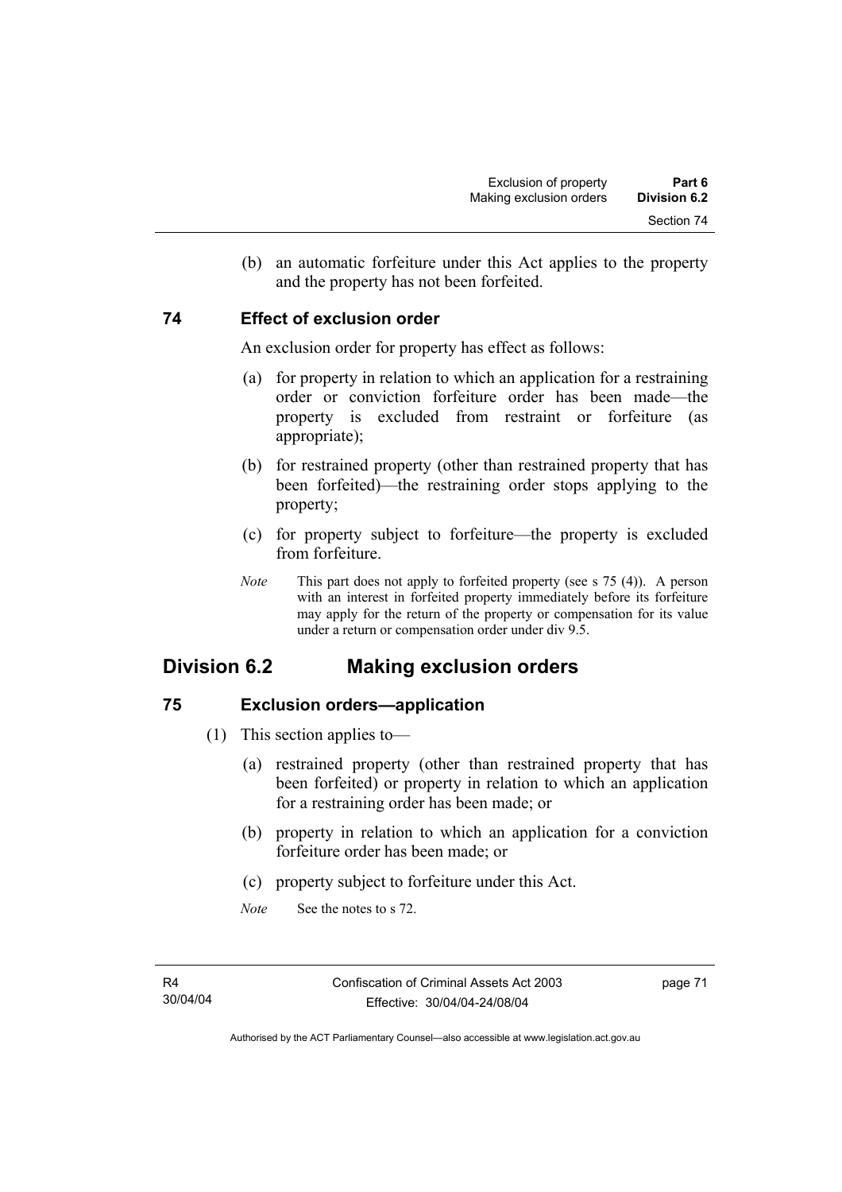(b) an automatic forfeiture under this Act applies to the property and the property has not been forfeited.

### 74 Effect of exclusion order

An exclusion order for property has effect as follows:

(a) for property in relation to which an application for a restraining order or conviction forfeiture order has been made—the property is excluded from restraint or forfeiture (as appropriate);

(b) for restrained property (other than restrained property that has been forfeited)—the restraining order stops applying to the property;

(c) for property subject to forfeiture—the property is excluded from forfeiture.

*Note* This part does not apply to forfeited property (see s 75 (4)). A person with an interest in forfeited property immediately before its forfeiture may apply for the return of the property or compensation for its value under a return or compensation order under div 9.5.

## Division 6.2 Making exclusion orders

### 75 Exclusion orders—application

(1) This section applies to—

(a) restrained property (other than restrained property that has been forfeited) or property in relation to which an application for a restraining order has been made; or

(b) property in relation to which an application for a conviction forfeiture order has been made; or

(c) property subject to forfeiture under this Act.

*Note* See the notes to s 72.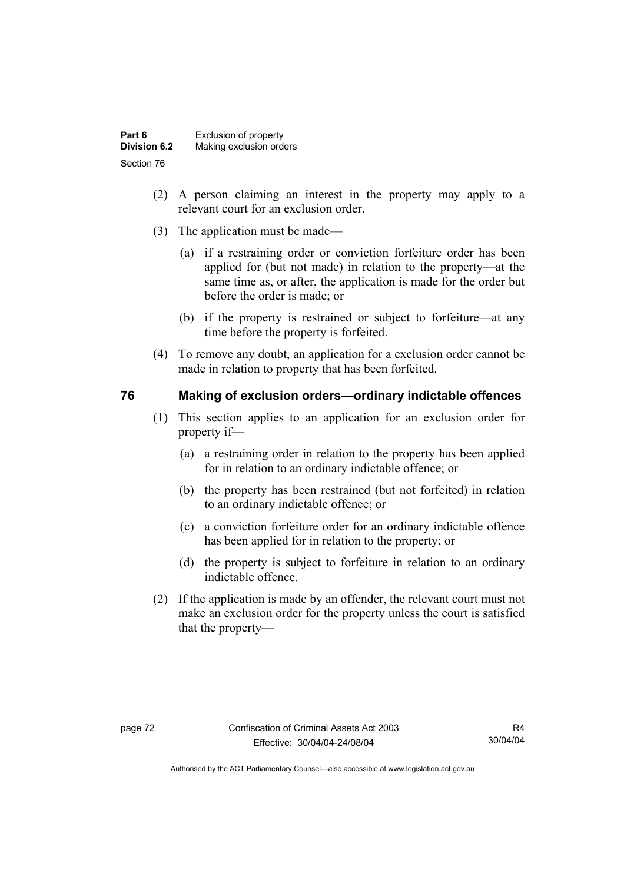(2) A person claiming an interest in the property may apply to a relevant court for an exclusion order.

(3) The application must be made—

(a) if a restraining order or conviction forfeiture order has been applied for (but not made) in relation to the property—at the same time as, or after, the application is made for the order but before the order is made; or

(b) if the property is restrained or subject to forfeiture—at any time before the property is forfeited.

(4) To remove any doubt, an application for a exclusion order cannot be made in relation to property that has been forfeited.

## 76 Making of exclusion orders—ordinary indictable offences

(1) This section applies to an application for an exclusion order for property if—

(a) a restraining order in relation to the property has been applied for in relation to an ordinary indictable offence; or

(b) the property has been restrained (but not forfeited) in relation to an ordinary indictable offence; or

(c) a conviction forfeiture order for an ordinary indictable offence has been applied for in relation to the property; or

(d) the property is subject to forfeiture in relation to an ordinary indictable offence.

(2) If the application is made by an offender, the relevant court must not make an exclusion order for the property unless the court is satisfied that the property—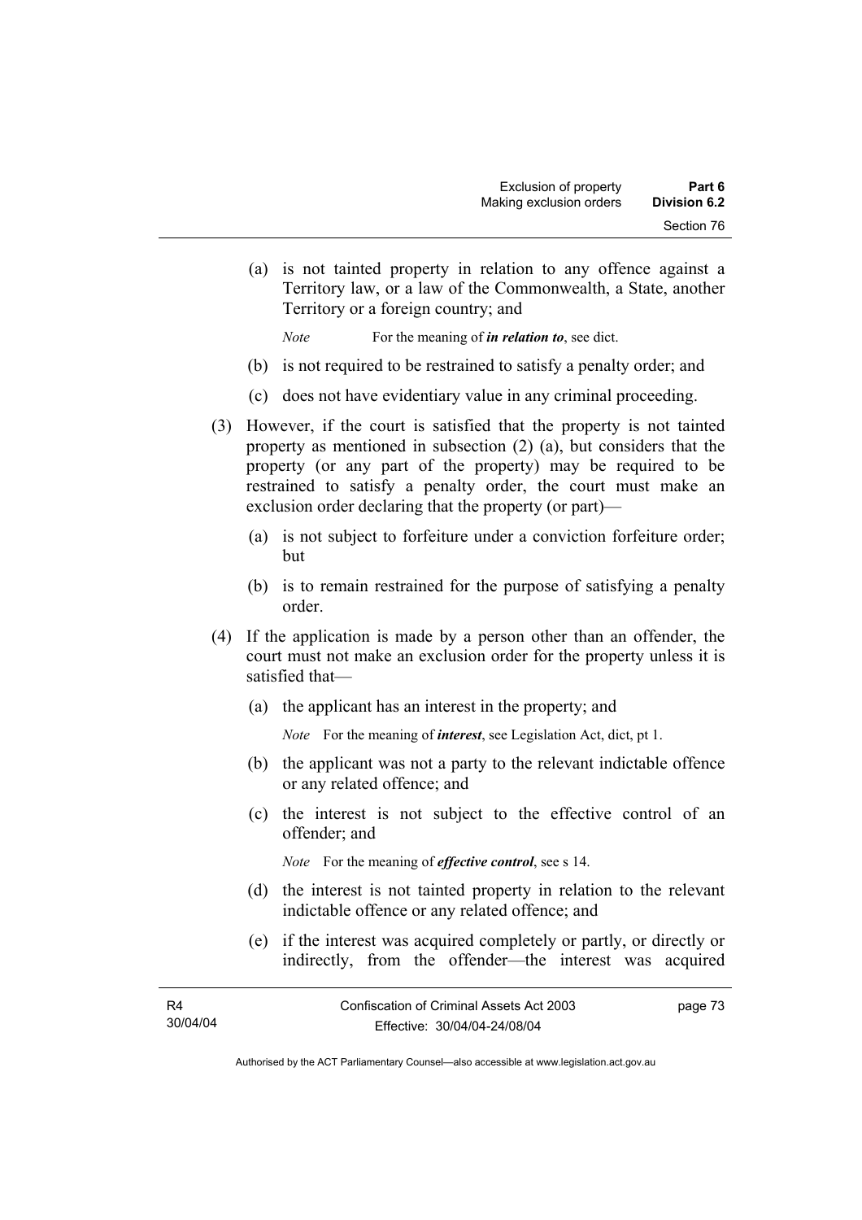(a) is not tainted property in relation to any offence against a Territory law, or a law of the Commonwealth, a State, another Territory or a foreign country; and

*Note* For the meaning of ***in relation to***, see dict.

(b) is not required to be restrained to satisfy a penalty order; and

(c) does not have evidentiary value in any criminal proceeding.

(3) However, if the court is satisfied that the property is not tainted property as mentioned in subsection (2) (a), but considers that the property (or any part of the property) may be required to be restrained to satisfy a penalty order, the court must make an exclusion order declaring that the property (or part)—

(a) is not subject to forfeiture under a conviction forfeiture order; but

(b) is to remain restrained for the purpose of satisfying a penalty order.

(4) If the application is made by a person other than an offender, the court must not make an exclusion order for the property unless it is satisfied that—

(a) the applicant has an interest in the property; and

*Note* For the meaning of ***interest***, see Legislation Act, dict, pt 1.

(b) the applicant was not a party to the relevant indictable offence or any related offence; and

(c) the interest is not subject to the effective control of an offender; and

*Note* For the meaning of ***effective control***, see s 14.

(d) the interest is not tainted property in relation to the relevant indictable offence or any related offence; and

(e) if the interest was acquired completely or partly, or directly or indirectly, from the offender—the interest was acquired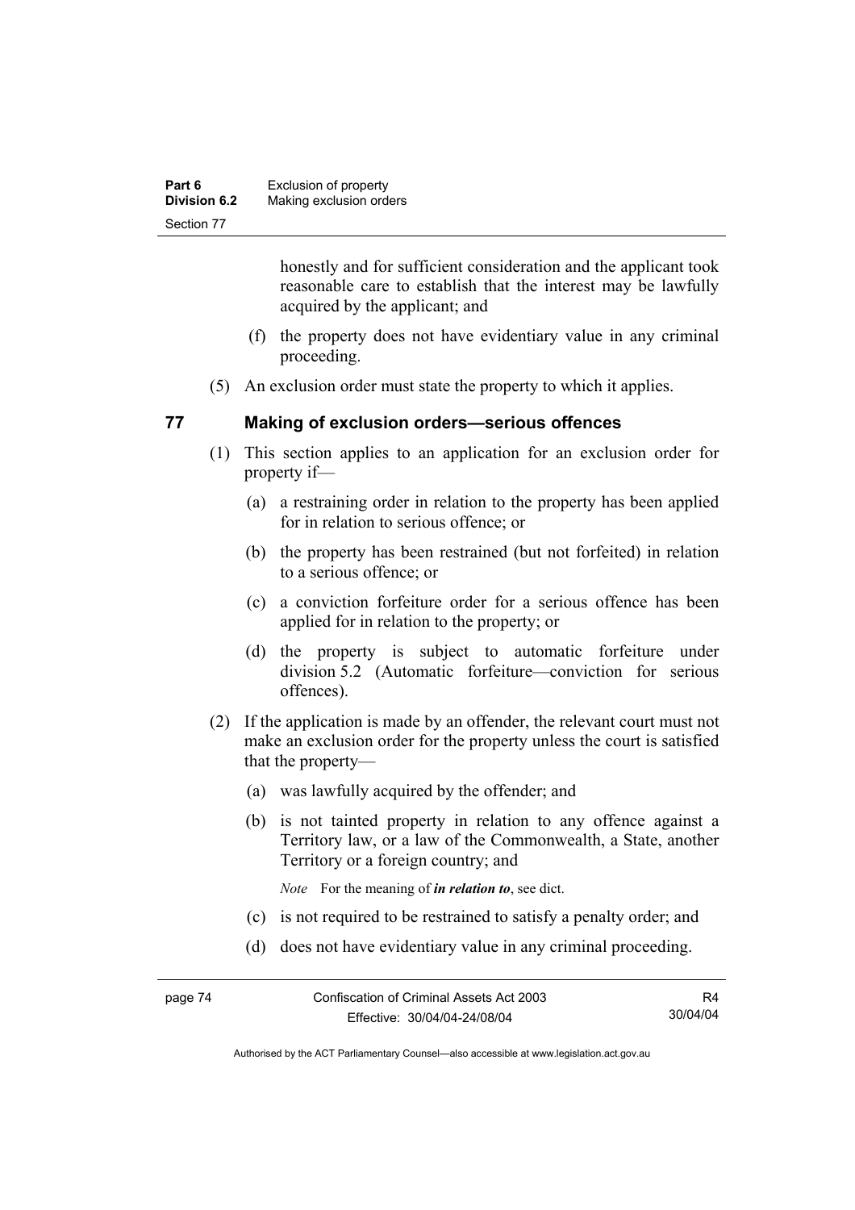honestly and for sufficient consideration and the applicant took reasonable care to establish that the interest may be lawfully acquired by the applicant; and

(f) the property does not have evidentiary value in any criminal proceeding.

(5) An exclusion order must state the property to which it applies.

## 77 Making of exclusion orders—serious offences

(1) This section applies to an application for an exclusion order for property if—

(a) a restraining order in relation to the property has been applied for in relation to serious offence; or

(b) the property has been restrained (but not forfeited) in relation to a serious offence; or

(c) a conviction forfeiture order for a serious offence has been applied for in relation to the property; or

(d) the property is subject to automatic forfeiture under division 5.2 (Automatic forfeiture—conviction for serious offences).

(2) If the application is made by an offender, the relevant court must not make an exclusion order for the property unless the court is satisfied that the property—

(a) was lawfully acquired by the offender; and

(b) is not tainted property in relation to any offence against a Territory law, or a law of the Commonwealth, a State, another Territory or a foreign country; and

*Note* For the meaning of ***in relation to***, see dict.

(c) is not required to be restrained to satisfy a penalty order; and

(d) does not have evidentiary value in any criminal proceeding.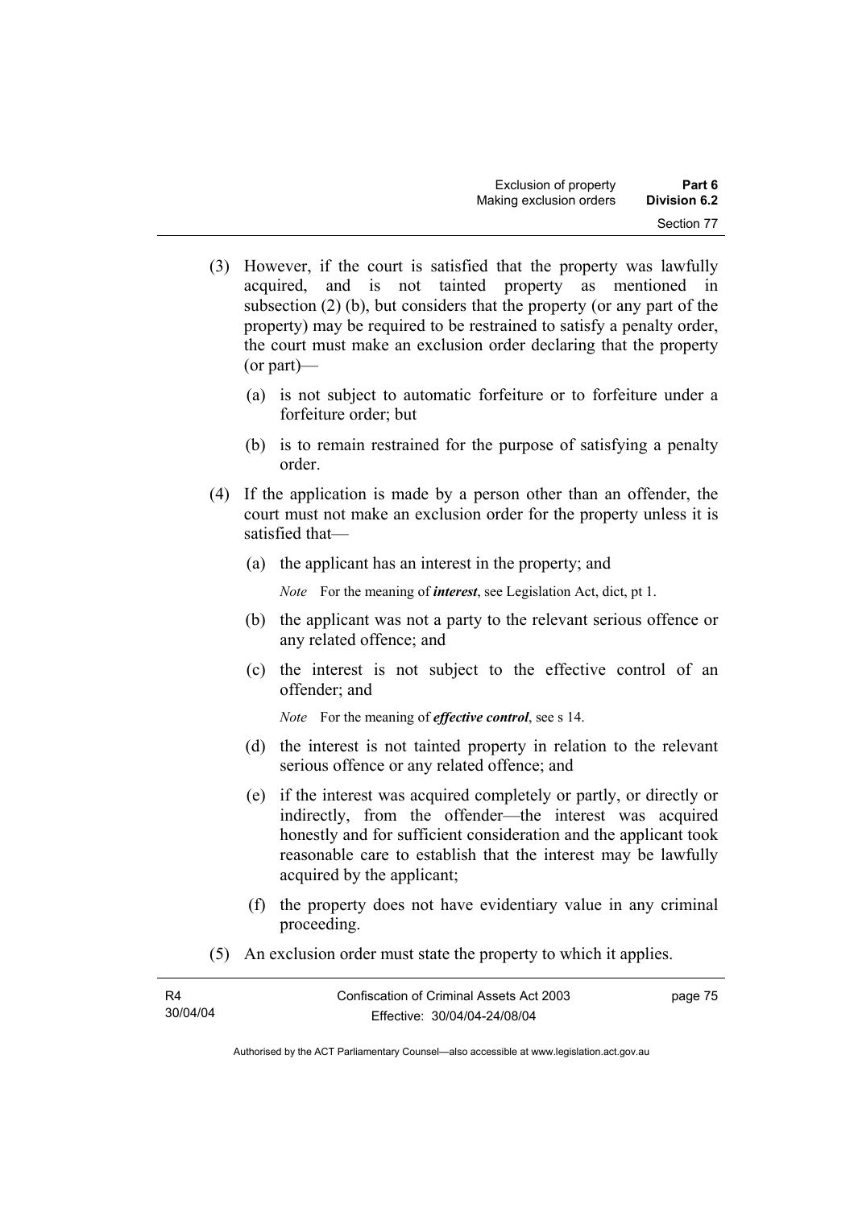(3) However, if the court is satisfied that the property was lawfully acquired, and is not tainted property as mentioned in subsection (2) (b), but considers that the property (or any part of the property) may be required to be restrained to satisfy a penalty order, the court must make an exclusion order declaring that the property (or part)—

(a) is not subject to automatic forfeiture or to forfeiture under a forfeiture order; but

(b) is to remain restrained for the purpose of satisfying a penalty order.

(4) If the application is made by a person other than an offender, the court must not make an exclusion order for the property unless it is satisfied that—

(a) the applicant has an interest in the property; and

*Note* For the meaning of ***interest***, see Legislation Act, dict, pt 1.

(b) the applicant was not a party to the relevant serious offence or any related offence; and

(c) the interest is not subject to the effective control of an offender; and

*Note* For the meaning of ***effective control***, see s 14.

(d) the interest is not tainted property in relation to the relevant serious offence or any related offence; and

(e) if the interest was acquired completely or partly, or directly or indirectly, from the offender—the interest was acquired honestly and for sufficient consideration and the applicant took reasonable care to establish that the interest may be lawfully acquired by the applicant;

(f) the property does not have evidentiary value in any criminal proceeding.

(5) An exclusion order must state the property to which it applies.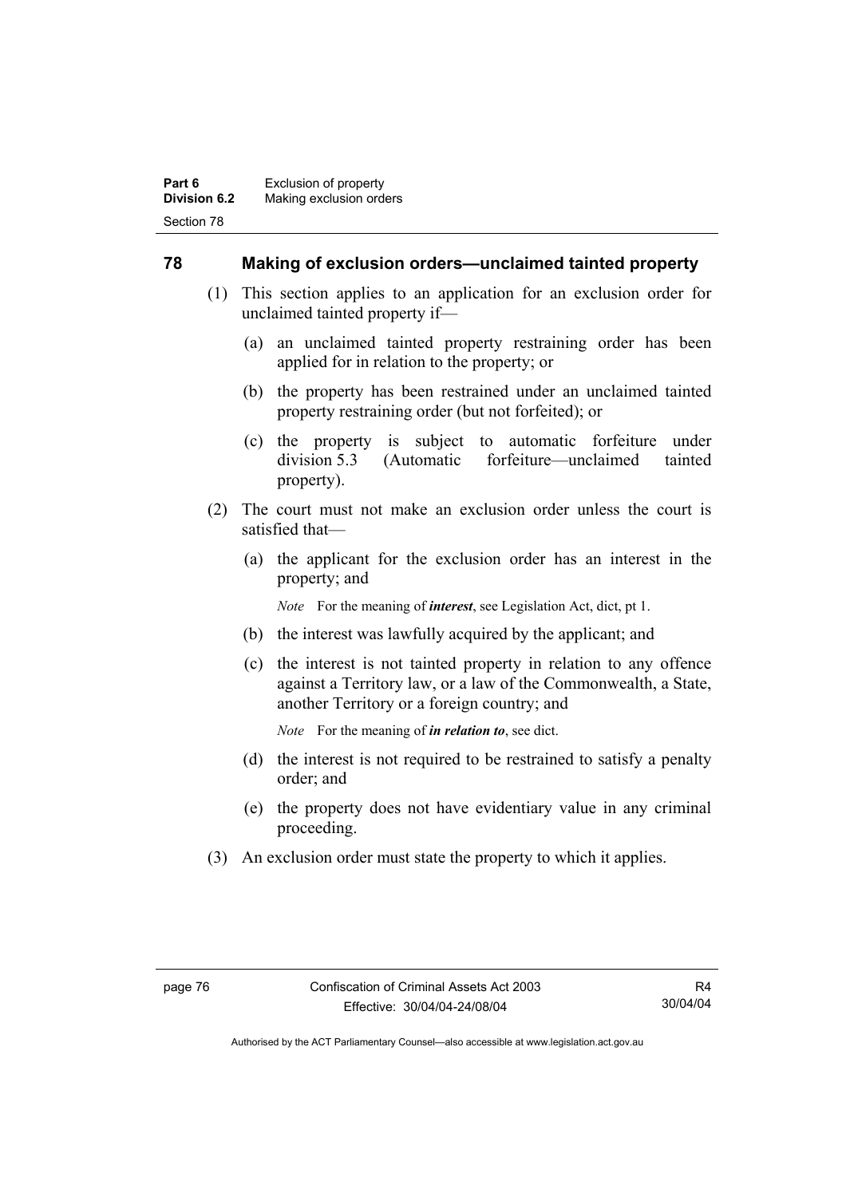## 78 Making of exclusion orders—unclaimed tainted property

(1) This section applies to an application for an exclusion order for unclaimed tainted property if—

   (a) an unclaimed tainted property restraining order has been applied for in relation to the property; or

   (b) the property has been restrained under an unclaimed tainted property restraining order (but not forfeited); or

   (c) the property is subject to automatic forfeiture under division 5.3 (Automatic forfeiture—unclaimed tainted property).

(2) The court must not make an exclusion order unless the court is satisfied that—

   (a) the applicant for the exclusion order has an interest in the property; and

   *Note* For the meaning of ***interest***, see Legislation Act, dict, pt 1.

   (b) the interest was lawfully acquired by the applicant; and

   (c) the interest is not tainted property in relation to any offence against a Territory law, or a law of the Commonwealth, a State, another Territory or a foreign country; and

   *Note* For the meaning of ***in relation to***, see dict.

   (d) the interest is not required to be restrained to satisfy a penalty order; and

   (e) the property does not have evidentiary value in any criminal proceeding.

(3) An exclusion order must state the property to which it applies.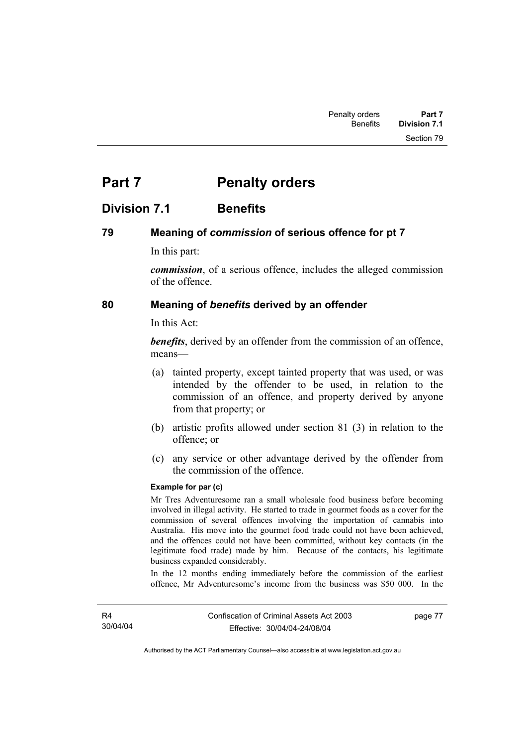# Part 7 Penalty orders

## Division 7.1 Benefits

### 79 Meaning of *commission* of serious offence for pt 7

In this part:

***commission***, of a serious offence, includes the alleged commission of the offence.

### 80 Meaning of *benefits* derived by an offender

In this Act:

***benefits***, derived by an offender from the commission of an offence, means—

(a) tainted property, except tainted property that was used, or was intended by the offender to be used, in relation to the commission of an offence, and property derived by anyone from that property; or

(b) artistic profits allowed under section 81 (3) in relation to the offence; or

(c) any service or other advantage derived by the offender from the commission of the offence.

**Example for par (c)**

Mr Tres Adventuresome ran a small wholesale food business before becoming involved in illegal activity. He started to trade in gourmet foods as a cover for the commission of several offences involving the importation of cannabis into Australia. His move into the gourmet food trade could not have been achieved, and the offences could not have been committed, without key contacts (in the legitimate food trade) made by him. Because of the contacts, his legitimate business expanded considerably.

In the 12 months ending immediately before the commission of the earliest offence, Mr Adventuresome's income from the business was $50 000. In the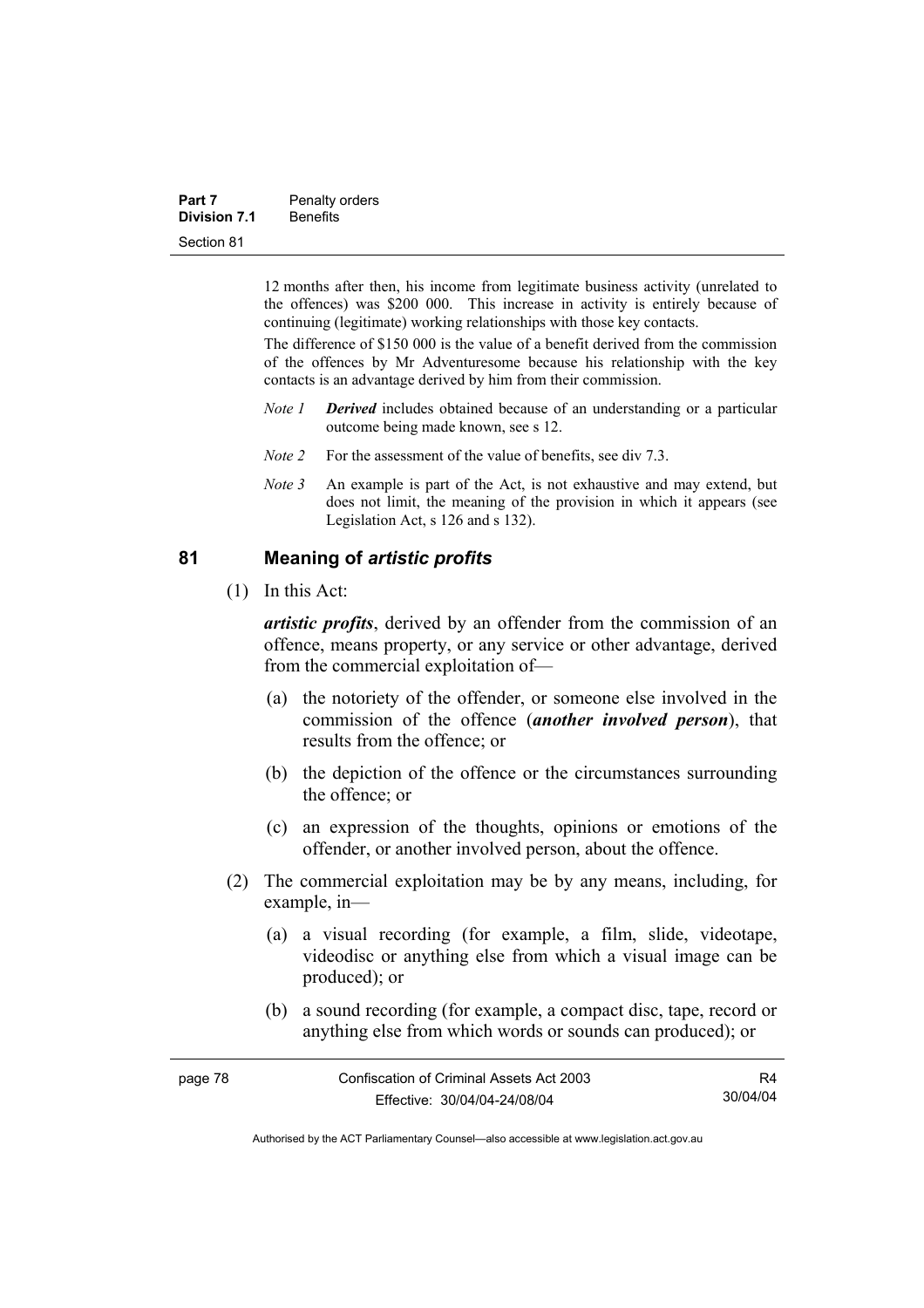12 months after then, his income from legitimate business activity (unrelated to the offences) was $200 000. This increase in activity is entirely because of continuing (legitimate) working relationships with those key contacts.

The difference of $150 000 is the value of a benefit derived from the commission of the offences by Mr Adventuresome because his relationship with the key contacts is an advantage derived by him from their commission.

*Note 1* ***Derived*** includes obtained because of an understanding or a particular outcome being made known, see s 12.

*Note 2* For the assessment of the value of benefits, see div 7.3.

*Note 3* An example is part of the Act, is not exhaustive and may extend, but does not limit, the meaning of the provision in which it appears (see Legislation Act, s 126 and s 132).

## 81 Meaning of *artistic profits*

(1) In this Act:

***artistic profits***, derived by an offender from the commission of an offence, means property, or any service or other advantage, derived from the commercial exploitation of—

(a) the notoriety of the offender, or someone else involved in the commission of the offence (***another involved person***), that results from the offence; or

(b) the depiction of the offence or the circumstances surrounding the offence; or

(c) an expression of the thoughts, opinions or emotions of the offender, or another involved person, about the offence.

(2) The commercial exploitation may be by any means, including, for example, in—

(a) a visual recording (for example, a film, slide, videotape, videodisc or anything else from which a visual image can be produced); or

(b) a sound recording (for example, a compact disc, tape, record or anything else from which words or sounds can produced); or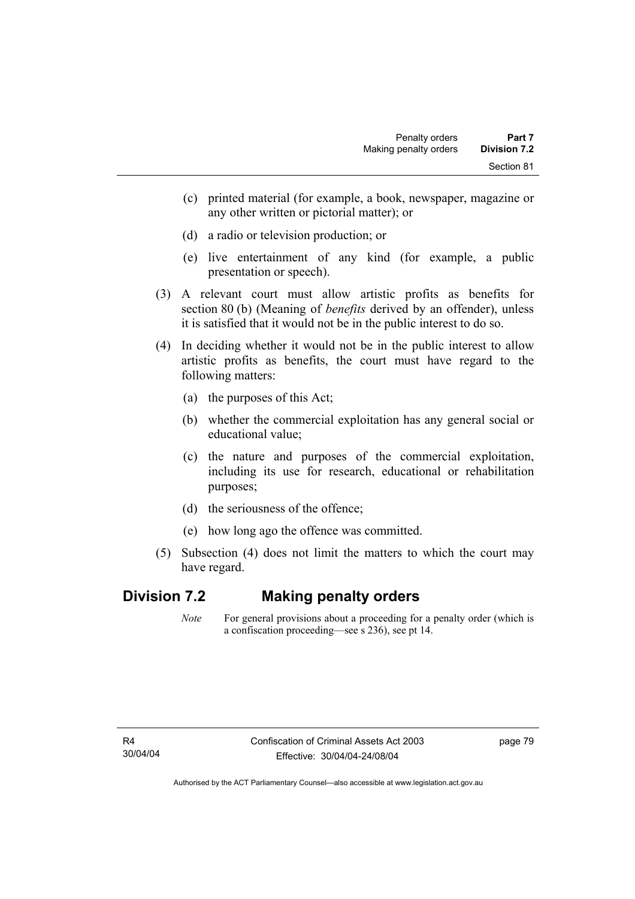(c) printed material (for example, a book, newspaper, magazine or any other written or pictorial matter); or

(d) a radio or television production; or

(e) live entertainment of any kind (for example, a public presentation or speech).

(3) A relevant court must allow artistic profits as benefits for section 80 (b) (Meaning of *benefits* derived by an offender), unless it is satisfied that it would not be in the public interest to do so.

(4) In deciding whether it would not be in the public interest to allow artistic profits as benefits, the court must have regard to the following matters:

(a) the purposes of this Act;

(b) whether the commercial exploitation has any general social or educational value;

(c) the nature and purposes of the commercial exploitation, including its use for research, educational or rehabilitation purposes;

(d) the seriousness of the offence;

(e) how long ago the offence was committed.

(5) Subsection (4) does not limit the matters to which the court may have regard.

## Division 7.2 Making penalty orders

*Note* For general provisions about a proceeding for a penalty order (which is a confiscation proceeding—see s 236), see pt 14.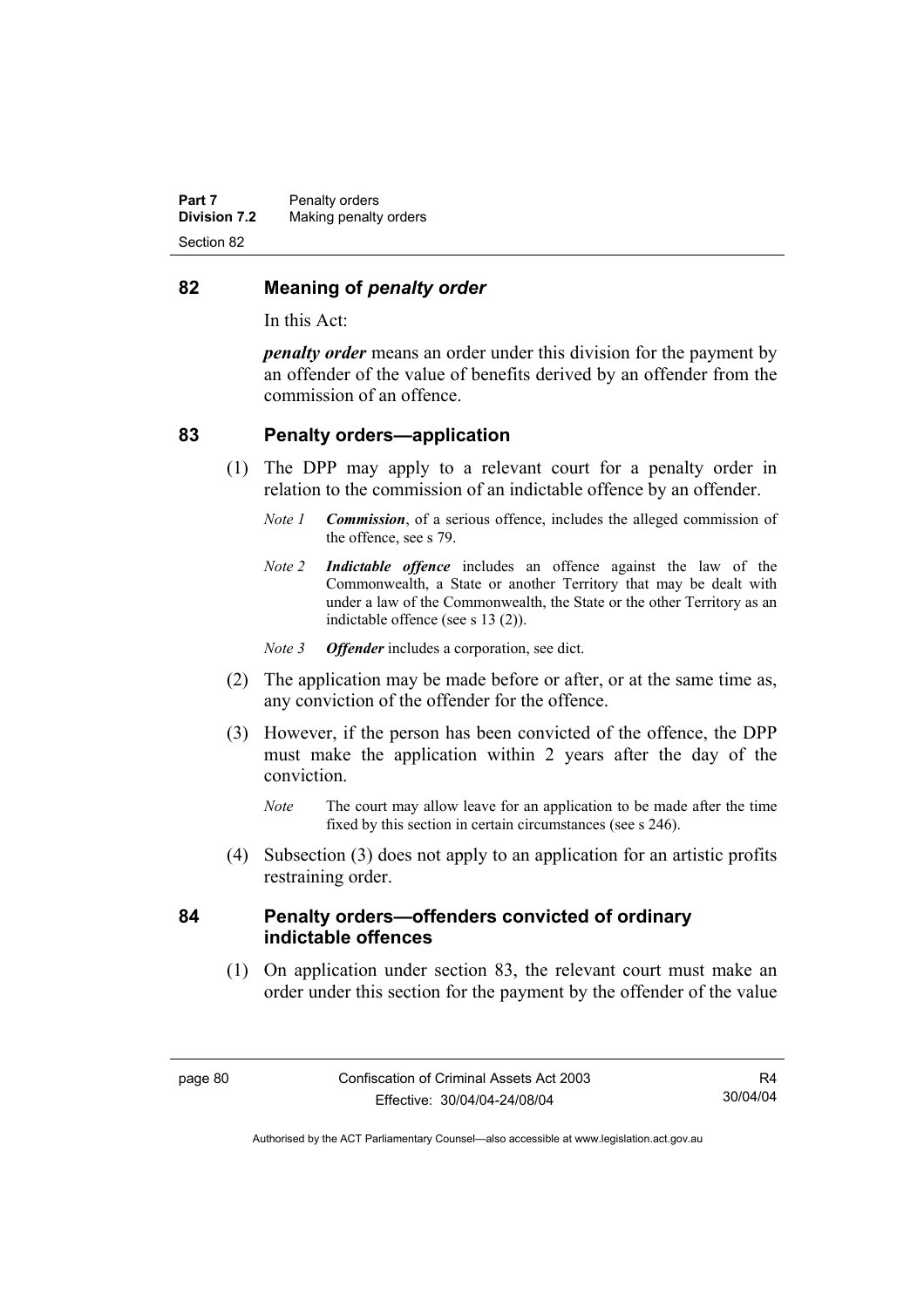## 82 Meaning of *penalty order*

In this Act:

***penalty order*** means an order under this division for the payment by an offender of the value of benefits derived by an offender from the commission of an offence.

## 83 Penalty orders—application

(1) The DPP may apply to a relevant court for a penalty order in relation to the commission of an indictable offence by an offender.

*Note 1* ***Commission***, of a serious offence, includes the alleged commission of the offence, see s 79.

*Note 2* ***Indictable offence*** includes an offence against the law of the Commonwealth, a State or another Territory that may be dealt with under a law of the Commonwealth, the State or the other Territory as an indictable offence (see s 13 (2)).

*Note 3* ***Offender*** includes a corporation, see dict.

(2) The application may be made before or after, or at the same time as, any conviction of the offender for the offence.

(3) However, if the person has been convicted of the offence, the DPP must make the application within 2 years after the day of the conviction.

*Note* The court may allow leave for an application to be made after the time fixed by this section in certain circumstances (see s 246).

(4) Subsection (3) does not apply to an application for an artistic profits restraining order.

## 84 Penalty orders—offenders convicted of ordinary indictable offences

(1) On application under section 83, the relevant court must make an order under this section for the payment by the offender of the value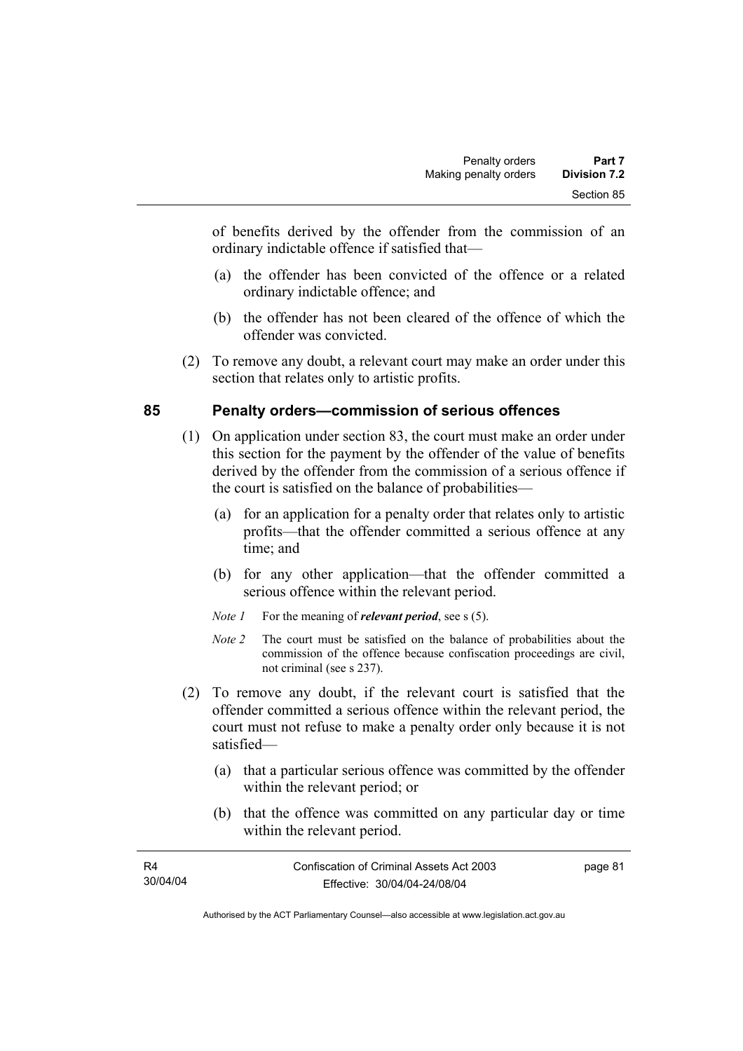of benefits derived by the offender from the commission of an ordinary indictable offence if satisfied that—

(a) the offender has been convicted of the offence or a related ordinary indictable offence; and

(b) the offender has not been cleared of the offence of which the offender was convicted.

(2) To remove any doubt, a relevant court may make an order under this section that relates only to artistic profits.

## 85 Penalty orders—commission of serious offences

(1) On application under section 83, the court must make an order under this section for the payment by the offender of the value of benefits derived by the offender from the commission of a serious offence if the court is satisfied on the balance of probabilities—

(a) for an application for a penalty order that relates only to artistic profits—that the offender committed a serious offence at any time; and

(b) for any other application—that the offender committed a serious offence within the relevant period.

*Note 1* For the meaning of ***relevant period***, see s (5).

*Note 2* The court must be satisfied on the balance of probabilities about the commission of the offence because confiscation proceedings are civil, not criminal (see s 237).

(2) To remove any doubt, if the relevant court is satisfied that the offender committed a serious offence within the relevant period, the court must not refuse to make a penalty order only because it is not satisfied—

(a) that a particular serious offence was committed by the offender within the relevant period; or

(b) that the offence was committed on any particular day or time within the relevant period.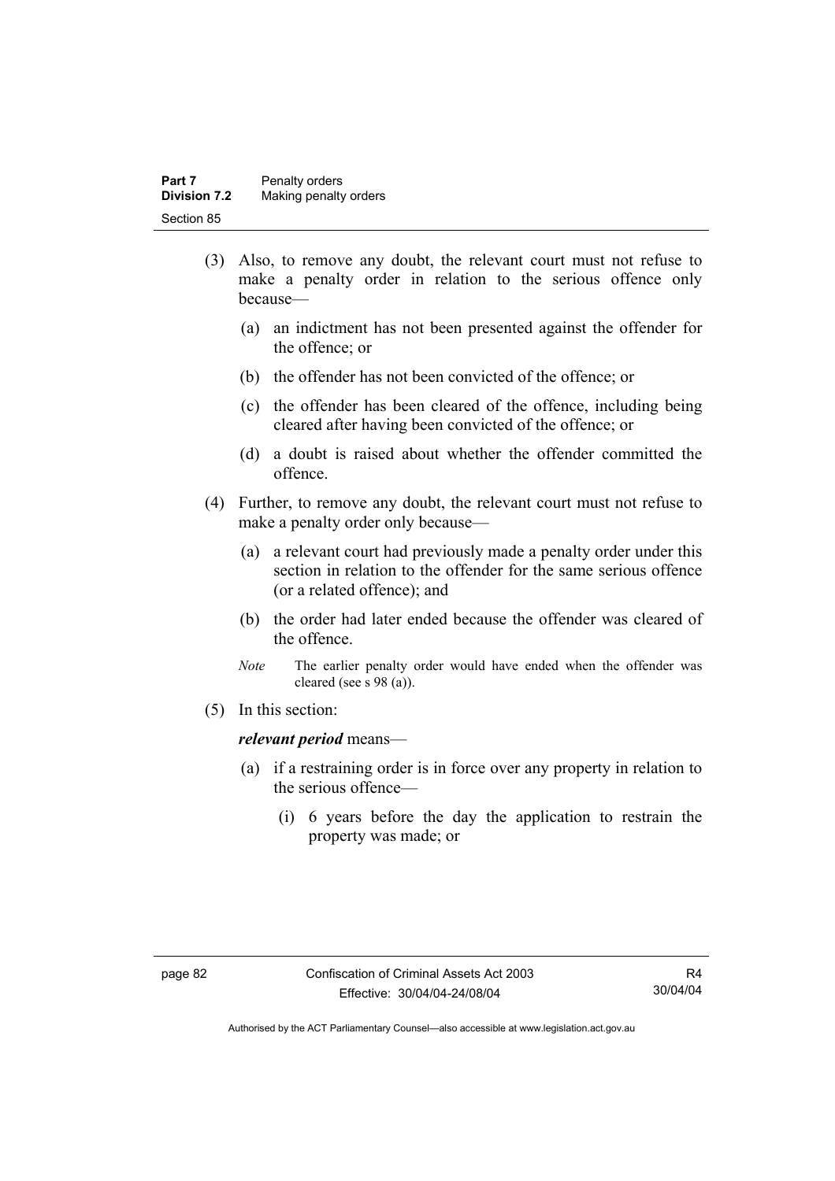(3) Also, to remove any doubt, the relevant court must not refuse to make a penalty order in relation to the serious offence only because—

(a) an indictment has not been presented against the offender for the offence; or

(b) the offender has not been convicted of the offence; or

(c) the offender has been cleared of the offence, including being cleared after having been convicted of the offence; or

(d) a doubt is raised about whether the offender committed the offence.

(4) Further, to remove any doubt, the relevant court must not refuse to make a penalty order only because—

(a) a relevant court had previously made a penalty order under this section in relation to the offender for the same serious offence (or a related offence); and

(b) the order had later ended because the offender was cleared of the offence.

*Note* The earlier penalty order would have ended when the offender was cleared (see s 98 (a)).

(5) In this section:

***relevant period*** means—

(a) if a restraining order is in force over any property in relation to the serious offence—

(i) 6 years before the day the application to restrain the property was made; or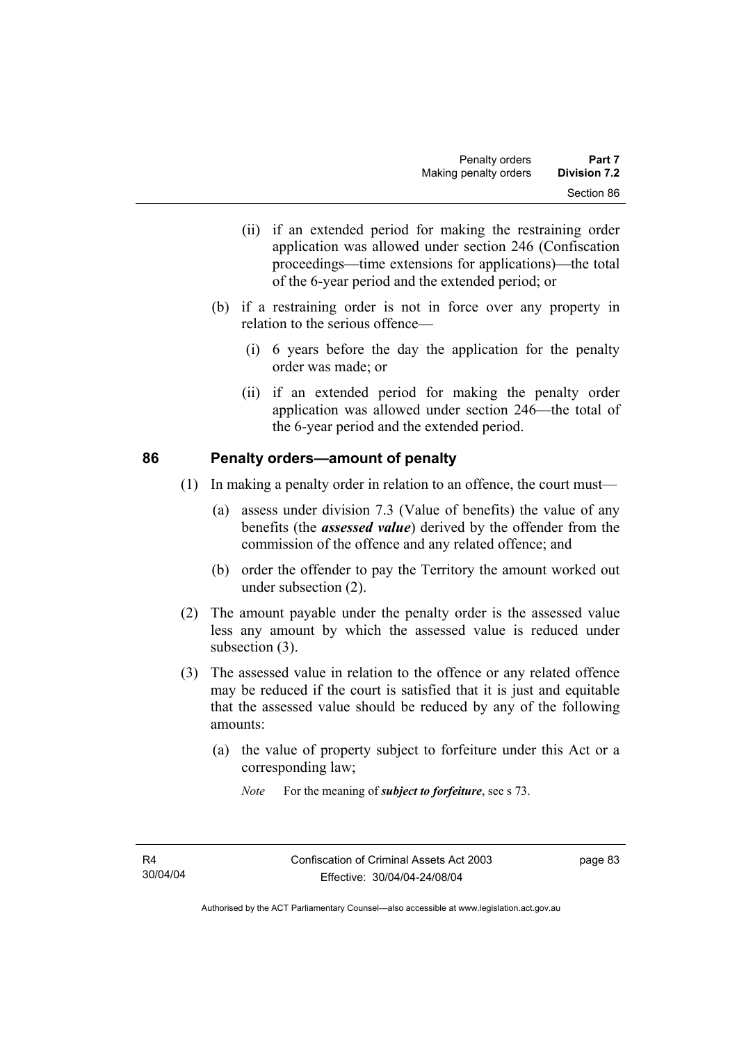(ii) if an extended period for making the restraining order application was allowed under section 246 (Confiscation proceedings—time extensions for applications)—the total of the 6-year period and the extended period; or

(b) if a restraining order is not in force over any property in relation to the serious offence—

(i) 6 years before the day the application for the penalty order was made; or

(ii) if an extended period for making the penalty order application was allowed under section 246—the total of the 6-year period and the extended period.

## 86 Penalty orders—amount of penalty

(1) In making a penalty order in relation to an offence, the court must—

(a) assess under division 7.3 (Value of benefits) the value of any benefits (the ***assessed value***) derived by the offender from the commission of the offence and any related offence; and

(b) order the offender to pay the Territory the amount worked out under subsection (2).

(2) The amount payable under the penalty order is the assessed value less any amount by which the assessed value is reduced under subsection (3).

(3) The assessed value in relation to the offence or any related offence may be reduced if the court is satisfied that it is just and equitable that the assessed value should be reduced by any of the following amounts:

(a) the value of property subject to forfeiture under this Act or a corresponding law;

*Note* For the meaning of ***subject to forfeiture***, see s 73.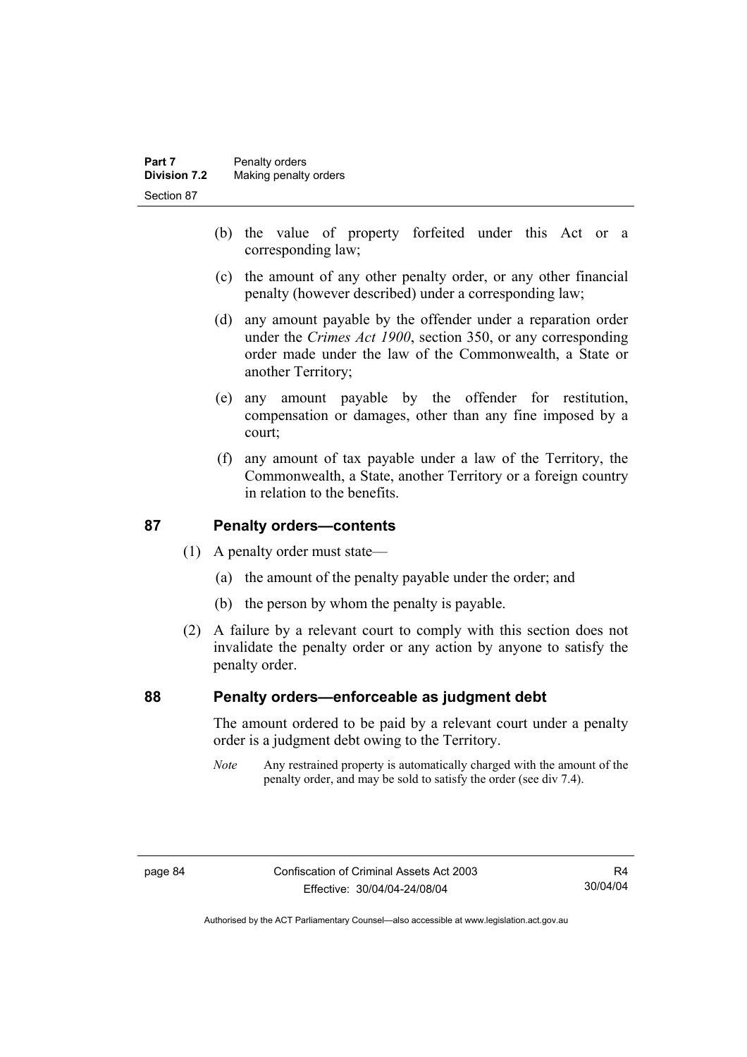(b) the value of property forfeited under this Act or a corresponding law;

(c) the amount of any other penalty order, or any other financial penalty (however described) under a corresponding law;

(d) any amount payable by the offender under a reparation order under the *Crimes Act 1900*, section 350, or any corresponding order made under the law of the Commonwealth, a State or another Territory;

(e) any amount payable by the offender for restitution, compensation or damages, other than any fine imposed by a court;

(f) any amount of tax payable under a law of the Territory, the Commonwealth, a State, another Territory or a foreign country in relation to the benefits.

## 87 Penalty orders—contents

(1) A penalty order must state—

(a) the amount of the penalty payable under the order; and

(b) the person by whom the penalty is payable.

(2) A failure by a relevant court to comply with this section does not invalidate the penalty order or any action by anyone to satisfy the penalty order.

## 88 Penalty orders—enforceable as judgment debt

The amount ordered to be paid by a relevant court under a penalty order is a judgment debt owing to the Territory.

*Note* Any restrained property is automatically charged with the amount of the penalty order, and may be sold to satisfy the order (see div 7.4).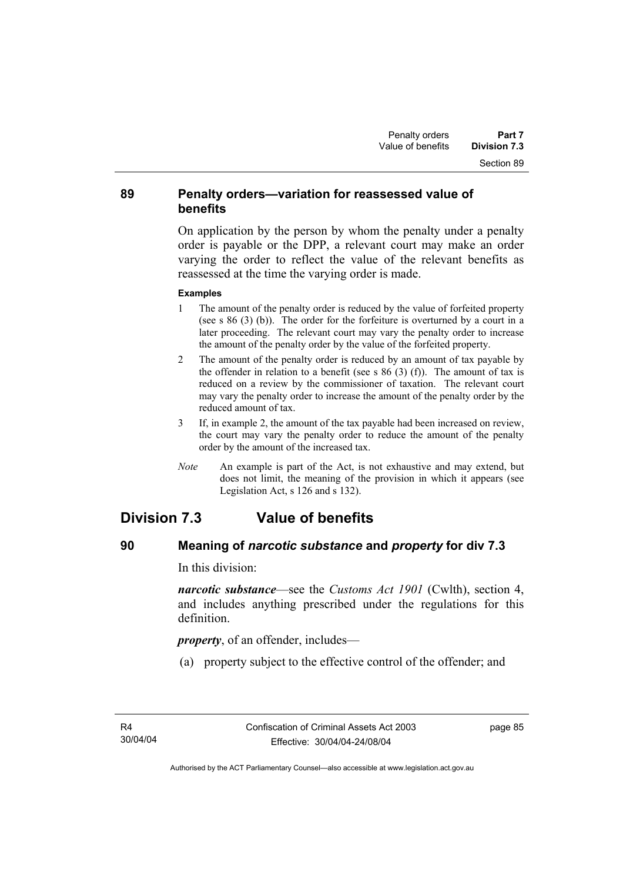## 89 Penalty orders—variation for reassessed value of benefits

On application by the person by whom the penalty under a penalty order is payable or the DPP, a relevant court may make an order varying the order to reflect the value of the relevant benefits as reassessed at the time the varying order is made.

**Examples**

1 The amount of the penalty order is reduced by the value of forfeited property (see s 86 (3) (b)). The order for the forfeiture is overturned by a court in a later proceeding. The relevant court may vary the penalty order to increase the amount of the penalty order by the value of the forfeited property.

2 The amount of the penalty order is reduced by an amount of tax payable by the offender in relation to a benefit (see s 86 (3) (f)). The amount of tax is reduced on a review by the commissioner of taxation. The relevant court may vary the penalty order to increase the amount of the penalty order by the reduced amount of tax.

3 If, in example 2, the amount of the tax payable had been increased on review, the court may vary the penalty order to reduce the amount of the penalty order by the amount of the increased tax.

*Note* An example is part of the Act, is not exhaustive and may extend, but does not limit, the meaning of the provision in which it appears (see Legislation Act, s 126 and s 132).

# Division 7.3 Value of benefits

## 90 Meaning of *narcotic substance* and *property* for div 7.3

In this division:

***narcotic substance***—see the *Customs Act 1901* (Cwlth), section 4, and includes anything prescribed under the regulations for this definition.

***property***, of an offender, includes—

(a) property subject to the effective control of the offender; and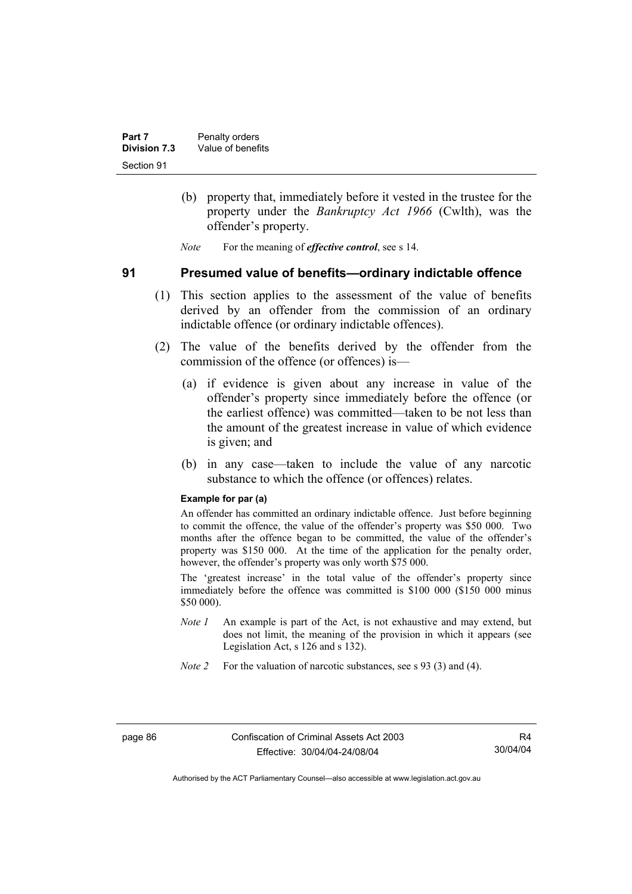(b) property that, immediately before it vested in the trustee for the property under the *Bankruptcy Act 1966* (Cwlth), was the offender's property.

*Note* For the meaning of ***effective control***, see s 14.

## 91 Presumed value of benefits—ordinary indictable offence

(1) This section applies to the assessment of the value of benefits derived by an offender from the commission of an ordinary indictable offence (or ordinary indictable offences).

(2) The value of the benefits derived by the offender from the commission of the offence (or offences) is—

(a) if evidence is given about any increase in value of the offender's property since immediately before the offence (or the earliest offence) was committed—taken to be not less than the amount of the greatest increase in value of which evidence is given; and

(b) in any case—taken to include the value of any narcotic substance to which the offence (or offences) relates.

**Example for par (a)**

An offender has committed an ordinary indictable offence. Just before beginning to commit the offence, the value of the offender's property was $50 000. Two months after the offence began to be committed, the value of the offender's property was $150 000. At the time of the application for the penalty order, however, the offender's property was only worth $75 000.

The 'greatest increase' in the total value of the offender's property since immediately before the offence was committed is $100 000 ($150 000 minus $50 000).

*Note 1* An example is part of the Act, is not exhaustive and may extend, but does not limit, the meaning of the provision in which it appears (see Legislation Act, s 126 and s 132).

*Note 2* For the valuation of narcotic substances, see s 93 (3) and (4).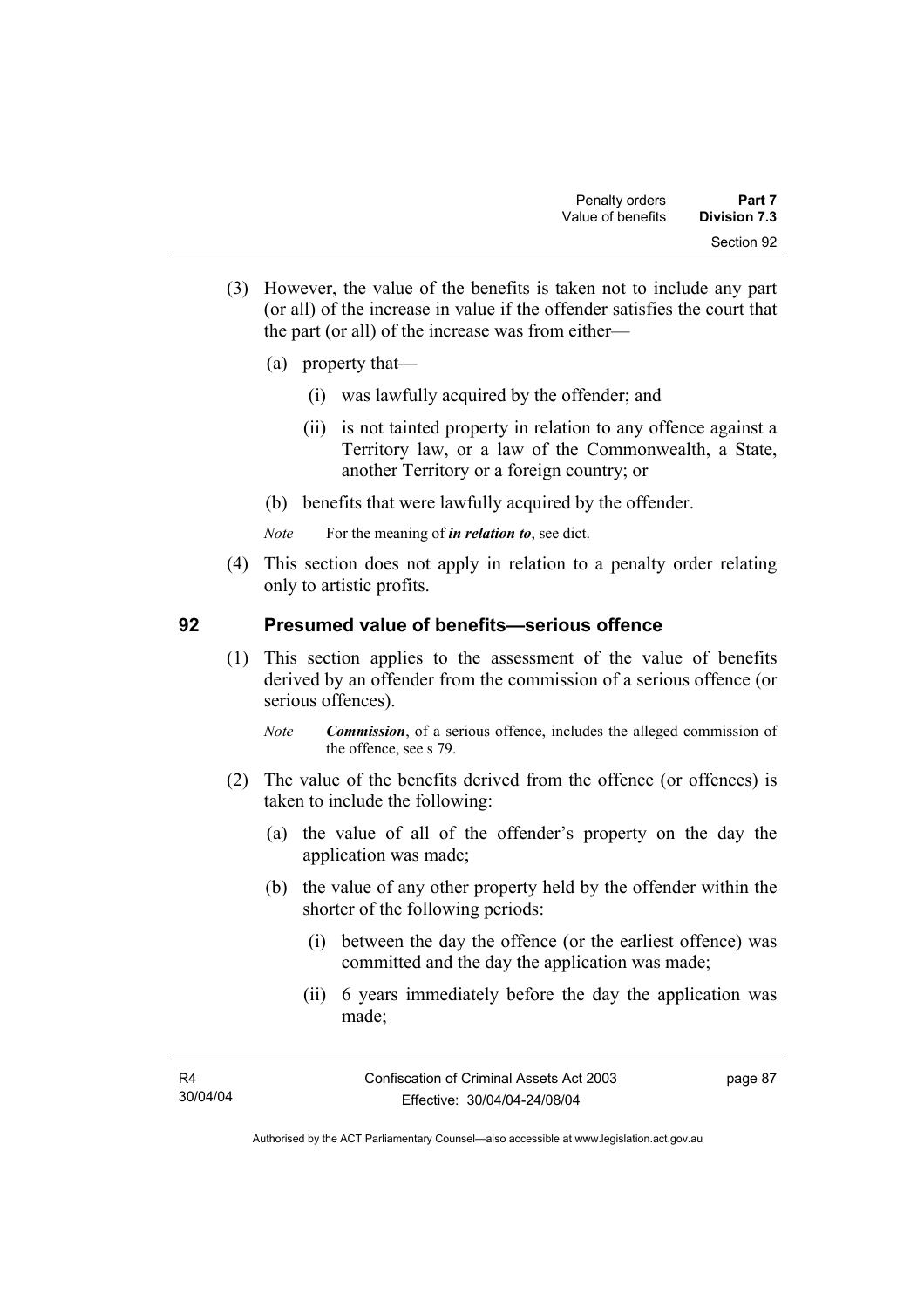(3) However, the value of the benefits is taken not to include any part (or all) of the increase in value if the offender satisfies the court that the part (or all) of the increase was from either—

(a) property that—

(i) was lawfully acquired by the offender; and

(ii) is not tainted property in relation to any offence against a Territory law, or a law of the Commonwealth, a State, another Territory or a foreign country; or

(b) benefits that were lawfully acquired by the offender.

*Note* For the meaning of ***in relation to***, see dict.

(4) This section does not apply in relation to a penalty order relating only to artistic profits.

## 92 Presumed value of benefits—serious offence

(1) This section applies to the assessment of the value of benefits derived by an offender from the commission of a serious offence (or serious offences).

*Note* ***Commission***, of a serious offence, includes the alleged commission of the offence, see s 79.

(2) The value of the benefits derived from the offence (or offences) is taken to include the following:

(a) the value of all of the offender's property on the day the application was made;

(b) the value of any other property held by the offender within the shorter of the following periods:

(i) between the day the offence (or the earliest offence) was committed and the day the application was made;

(ii) 6 years immediately before the day the application was made;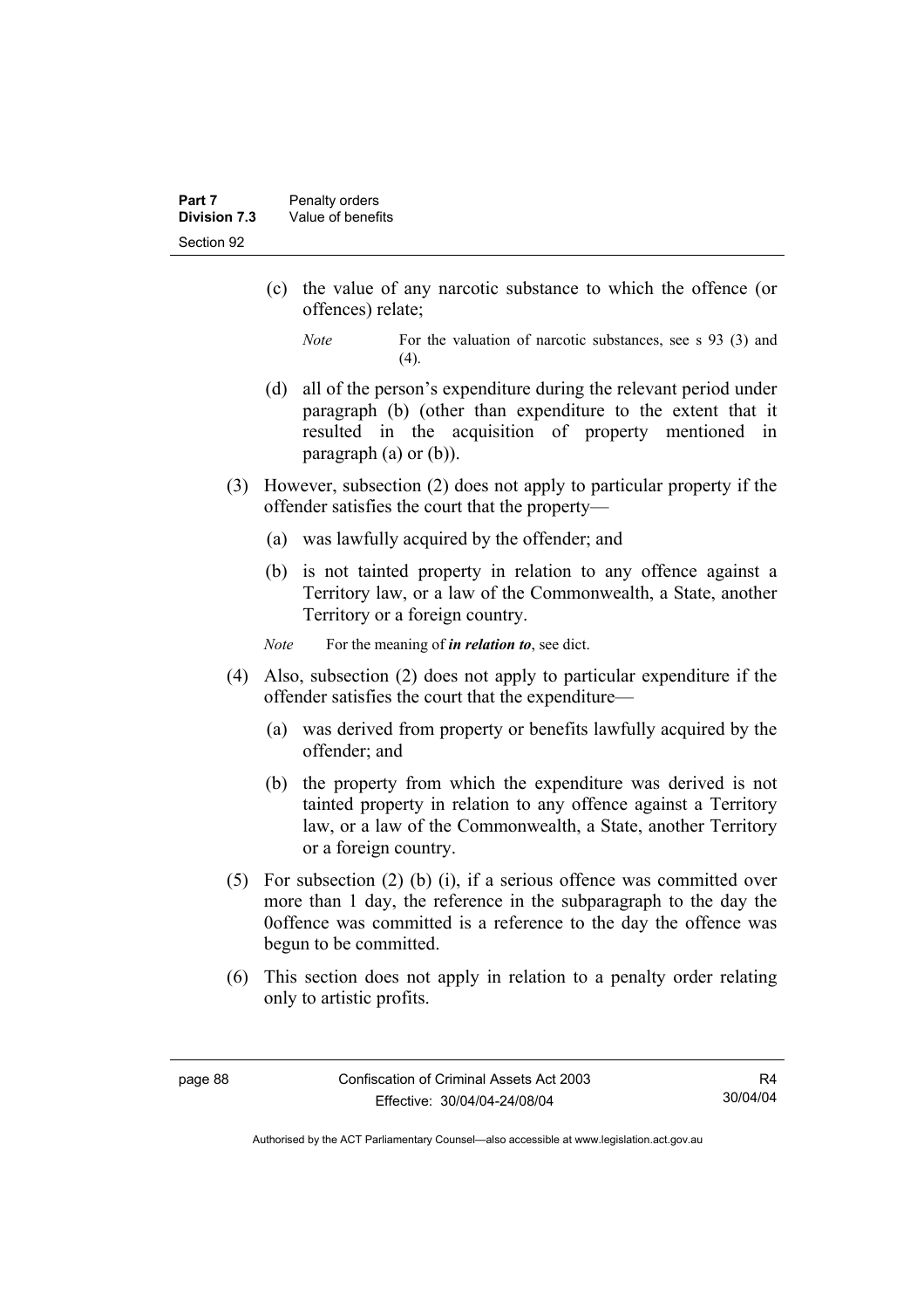(c) the value of any narcotic substance to which the offence (or offences) relate;

*Note* For the valuation of narcotic substances, see s 93 (3) and (4).

(d) all of the person's expenditure during the relevant period under paragraph (b) (other than expenditure to the extent that it resulted in the acquisition of property mentioned in paragraph (a) or (b)).

(3) However, subsection (2) does not apply to particular property if the offender satisfies the court that the property—

(a) was lawfully acquired by the offender; and

(b) is not tainted property in relation to any offence against a Territory law, or a law of the Commonwealth, a State, another Territory or a foreign country.

*Note* For the meaning of ***in relation to***, see dict.

(4) Also, subsection (2) does not apply to particular expenditure if the offender satisfies the court that the expenditure—

(a) was derived from property or benefits lawfully acquired by the offender; and

(b) the property from which the expenditure was derived is not tainted property in relation to any offence against a Territory law, or a law of the Commonwealth, a State, another Territory or a foreign country.

(5) For subsection (2) (b) (i), if a serious offence was committed over more than 1 day, the reference in the subparagraph to the day the 0offence was committed is a reference to the day the offence was begun to be committed.

(6) This section does not apply in relation to a penalty order relating only to artistic profits.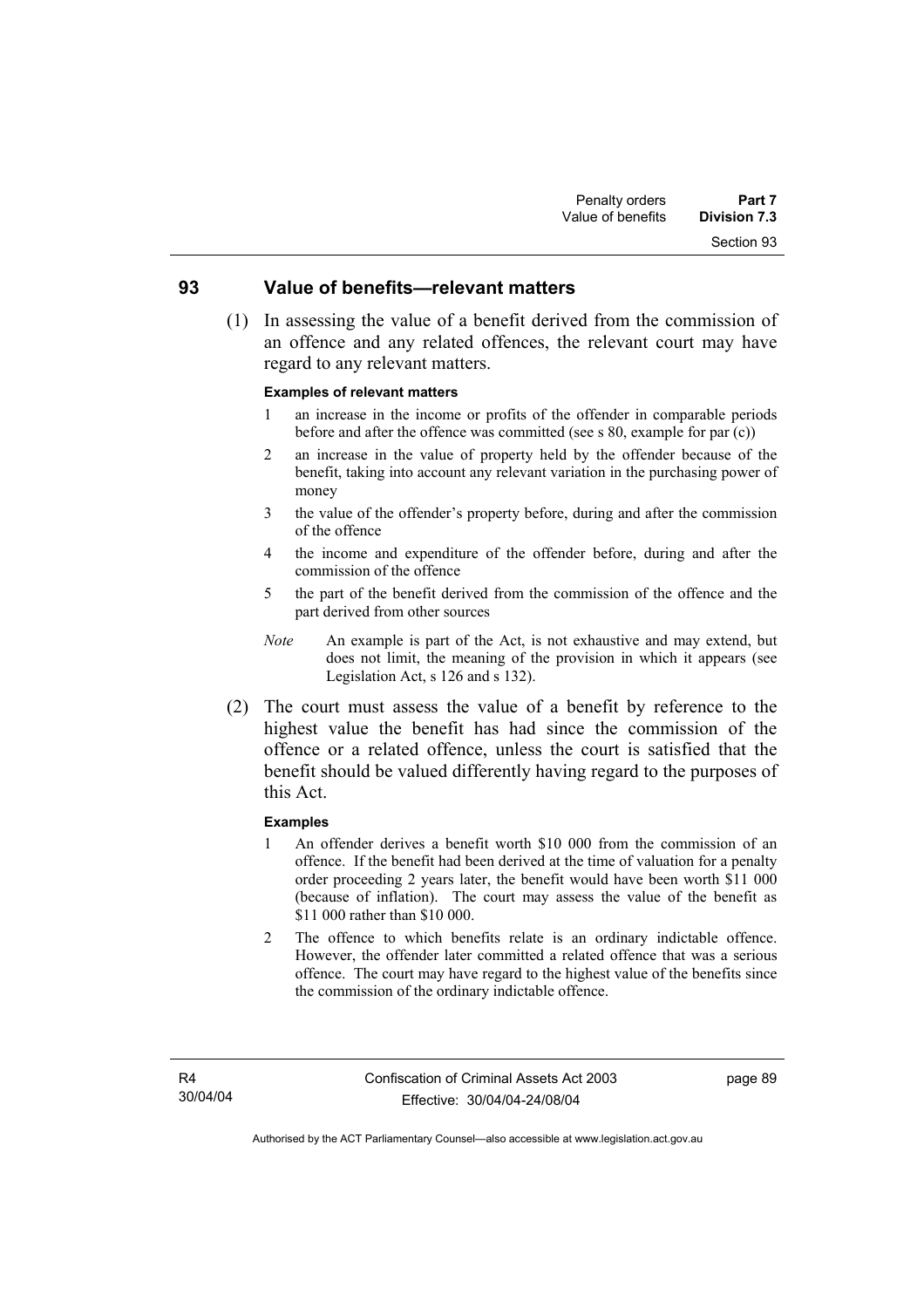## 93 Value of benefits—relevant matters

(1) In assessing the value of a benefit derived from the commission of an offence and any related offences, the relevant court may have regard to any relevant matters.

**Examples of relevant matters**

1 an increase in the income or profits of the offender in comparable periods before and after the offence was committed (see s 80, example for par (c))

2 an increase in the value of property held by the offender because of the benefit, taking into account any relevant variation in the purchasing power of money

3 the value of the offender's property before, during and after the commission of the offence

4 the income and expenditure of the offender before, during and after the commission of the offence

5 the part of the benefit derived from the commission of the offence and the part derived from other sources

*Note* An example is part of the Act, is not exhaustive and may extend, but does not limit, the meaning of the provision in which it appears (see Legislation Act, s 126 and s 132).

(2) The court must assess the value of a benefit by reference to the highest value the benefit has had since the commission of the offence or a related offence, unless the court is satisfied that the benefit should be valued differently having regard to the purposes of this Act.

**Examples**

1 An offender derives a benefit worth $10 000 from the commission of an offence. If the benefit had been derived at the time of valuation for a penalty order proceeding 2 years later, the benefit would have been worth $11 000 (because of inflation). The court may assess the value of the benefit as $11 000 rather than $10 000.

2 The offence to which benefits relate is an ordinary indictable offence. However, the offender later committed a related offence that was a serious offence. The court may have regard to the highest value of the benefits since the commission of the ordinary indictable offence.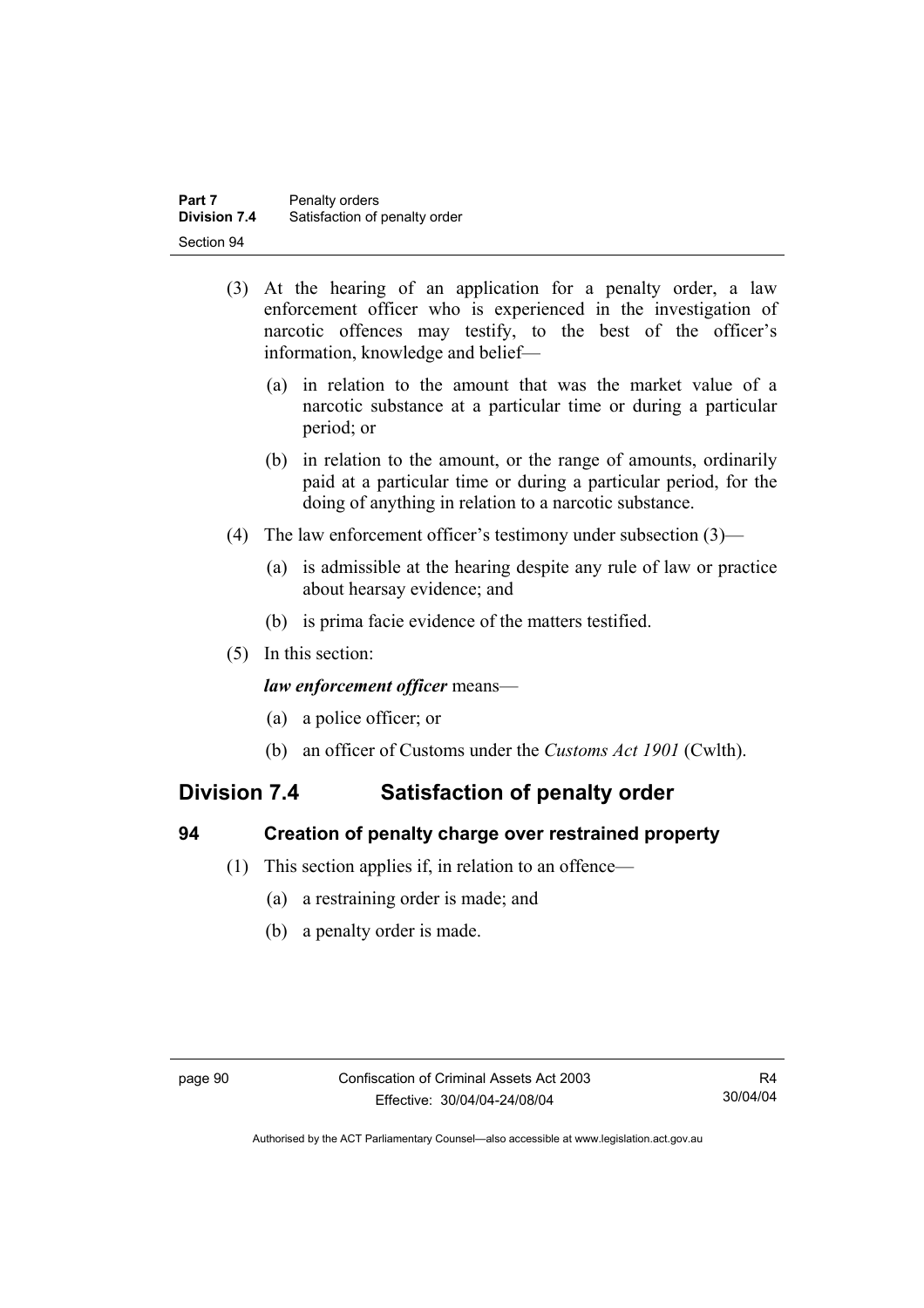(3) At the hearing of an application for a penalty order, a law enforcement officer who is experienced in the investigation of narcotic offences may testify, to the best of the officer's information, knowledge and belief—

(a) in relation to the amount that was the market value of a narcotic substance at a particular time or during a particular period; or

(b) in relation to the amount, or the range of amounts, ordinarily paid at a particular time or during a particular period, for the doing of anything in relation to a narcotic substance.

(4) The law enforcement officer's testimony under subsection (3)—

(a) is admissible at the hearing despite any rule of law or practice about hearsay evidence; and

(b) is prima facie evidence of the matters testified.

(5) In this section:

***law enforcement officer*** means—

(a) a police officer; or

(b) an officer of Customs under the *Customs Act 1901* (Cwlth).

## Division 7.4 Satisfaction of penalty order

### 94 Creation of penalty charge over restrained property

(1) This section applies if, in relation to an offence—

(a) a restraining order is made; and

(b) a penalty order is made.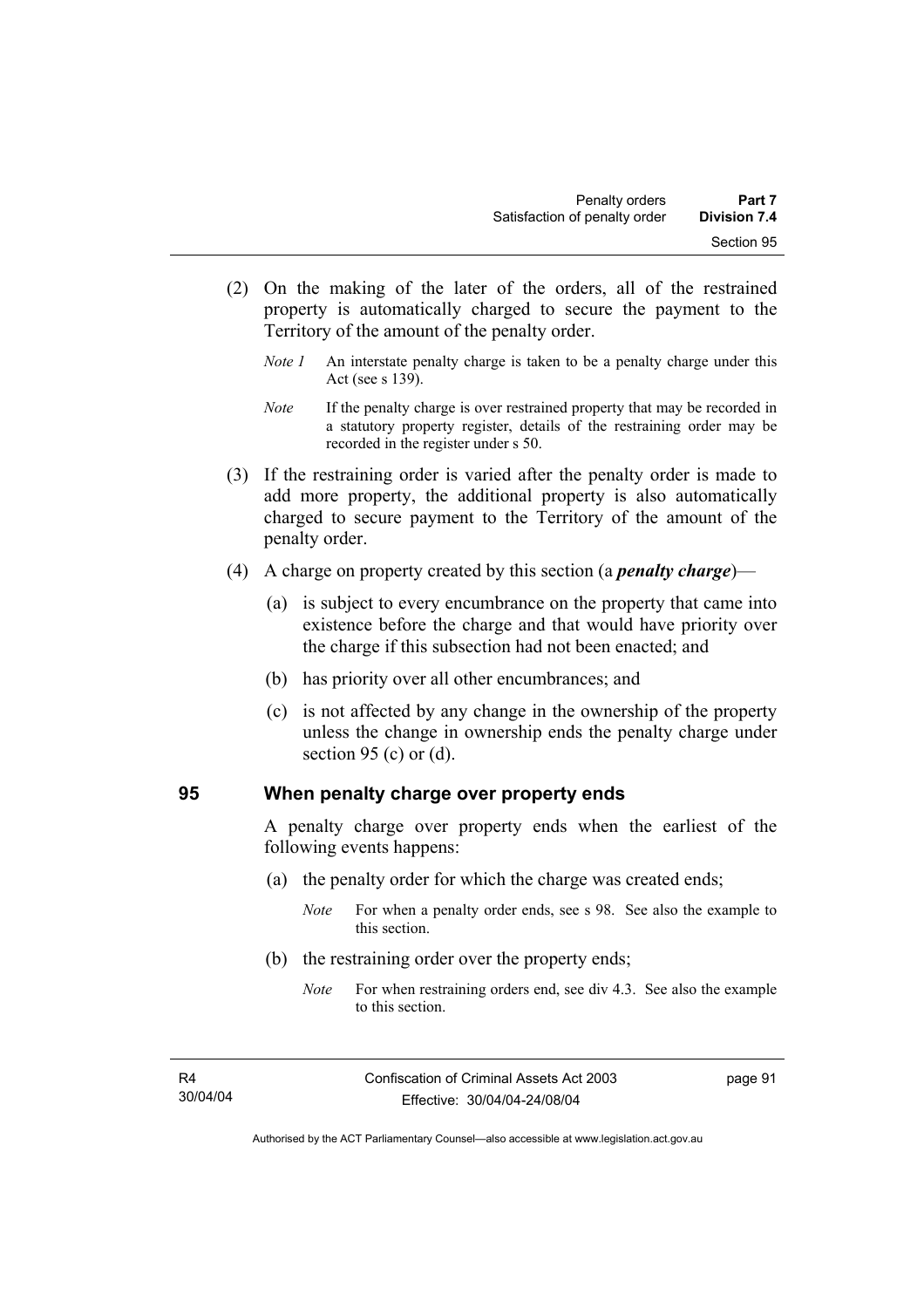(2) On the making of the later of the orders, all of the restrained property is automatically charged to secure the payment to the Territory of the amount of the penalty order.

*Note 1* An interstate penalty charge is taken to be a penalty charge under this Act (see s 139).

*Note* If the penalty charge is over restrained property that may be recorded in a statutory property register, details of the restraining order may be recorded in the register under s 50.

(3) If the restraining order is varied after the penalty order is made to add more property, the additional property is also automatically charged to secure payment to the Territory of the amount of the penalty order.

(4) A charge on property created by this section (a ***penalty charge***)—

(a) is subject to every encumbrance on the property that came into existence before the charge and that would have priority over the charge if this subsection had not been enacted; and

(b) has priority over all other encumbrances; and

(c) is not affected by any change in the ownership of the property unless the change in ownership ends the penalty charge under section 95 (c) or (d).

## 95 When penalty charge over property ends

A penalty charge over property ends when the earliest of the following events happens:

(a) the penalty order for which the charge was created ends;

*Note* For when a penalty order ends, see s 98. See also the example to this section.

(b) the restraining order over the property ends;

*Note* For when restraining orders end, see div 4.3. See also the example to this section.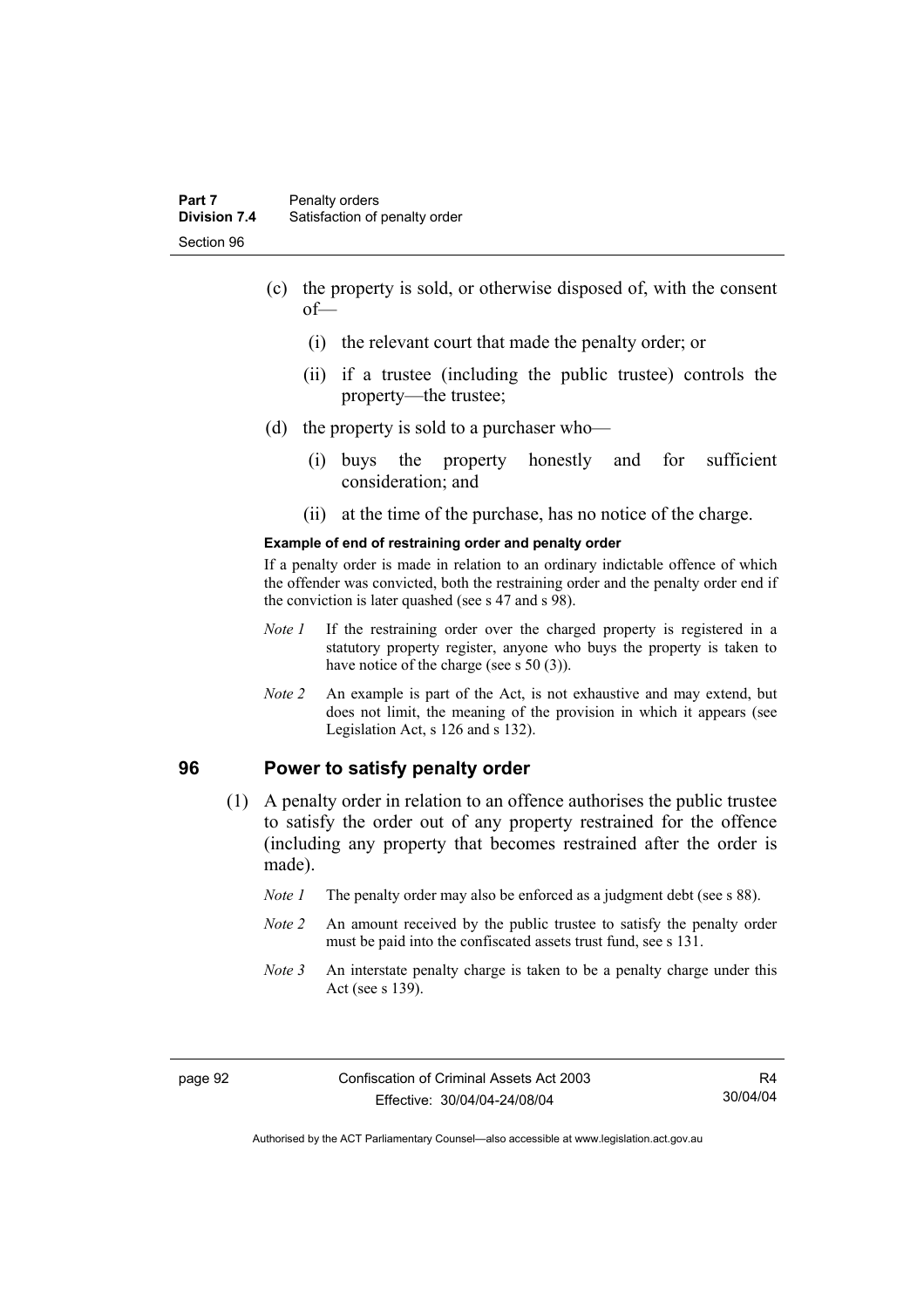(c) the property is sold, or otherwise disposed of, with the consent of—

   (i) the relevant court that made the penalty order; or

   (ii) if a trustee (including the public trustee) controls the property—the trustee;

(d) the property is sold to a purchaser who—

   (i) buys the property honestly and for sufficient consideration; and

   (ii) at the time of the purchase, has no notice of the charge.

**Example of end of restraining order and penalty order**

If a penalty order is made in relation to an ordinary indictable offence of which the offender was convicted, both the restraining order and the penalty order end if the conviction is later quashed (see s 47 and s 98).

*Note 1* If the restraining order over the charged property is registered in a statutory property register, anyone who buys the property is taken to have notice of the charge (see s 50 (3)).

*Note 2* An example is part of the Act, is not exhaustive and may extend, but does not limit, the meaning of the provision in which it appears (see Legislation Act, s 126 and s 132).

## 96 Power to satisfy penalty order

(1) A penalty order in relation to an offence authorises the public trustee to satisfy the order out of any property restrained for the offence (including any property that becomes restrained after the order is made).

*Note 1* The penalty order may also be enforced as a judgment debt (see s 88).

*Note 2* An amount received by the public trustee to satisfy the penalty order must be paid into the confiscated assets trust fund, see s 131.

*Note 3* An interstate penalty charge is taken to be a penalty charge under this Act (see s 139).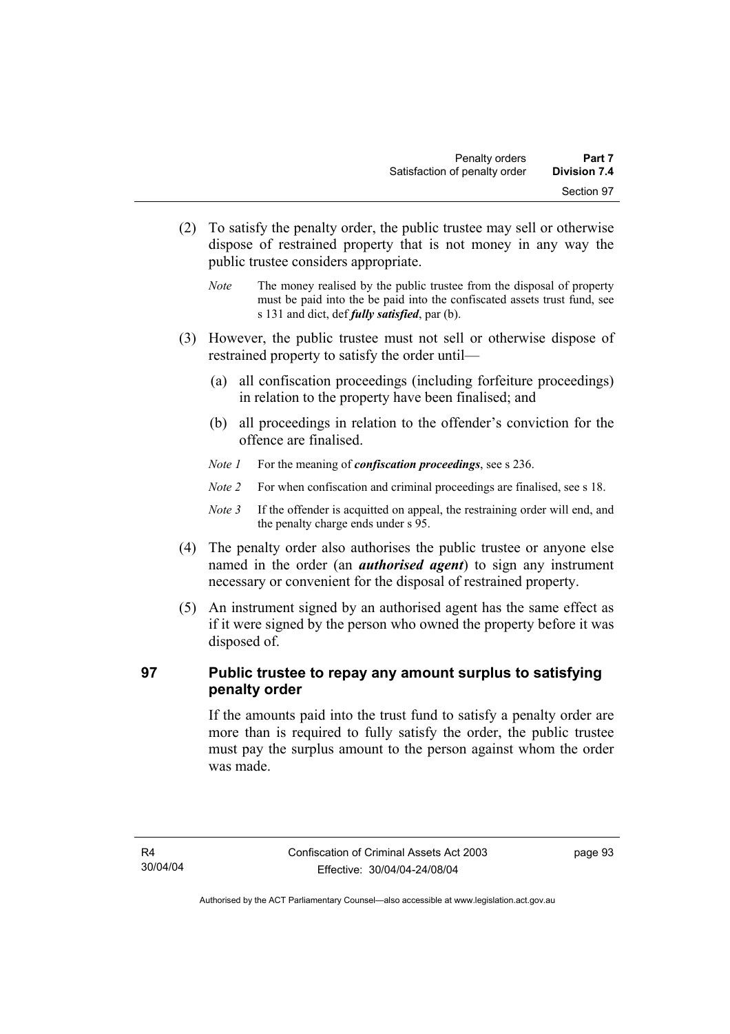(2) To satisfy the penalty order, the public trustee may sell or otherwise dispose of restrained property that is not money in any way the public trustee considers appropriate.

*Note* The money realised by the public trustee from the disposal of property must be paid into the be paid into the confiscated assets trust fund, see s 131 and dict, def ***fully satisfied***, par (b).

(3) However, the public trustee must not sell or otherwise dispose of restrained property to satisfy the order until—

(a) all confiscation proceedings (including forfeiture proceedings) in relation to the property have been finalised; and

(b) all proceedings in relation to the offender's conviction for the offence are finalised.

*Note 1* For the meaning of ***confiscation proceedings***, see s 236.

*Note 2* For when confiscation and criminal proceedings are finalised, see s 18.

*Note 3* If the offender is acquitted on appeal, the restraining order will end, and the penalty charge ends under s 95.

(4) The penalty order also authorises the public trustee or anyone else named in the order (an ***authorised agent***) to sign any instrument necessary or convenient for the disposal of restrained property.

(5) An instrument signed by an authorised agent has the same effect as if it were signed by the person who owned the property before it was disposed of.

## 97 Public trustee to repay any amount surplus to satisfying penalty order

If the amounts paid into the trust fund to satisfy a penalty order are more than is required to fully satisfy the order, the public trustee must pay the surplus amount to the person against whom the order was made.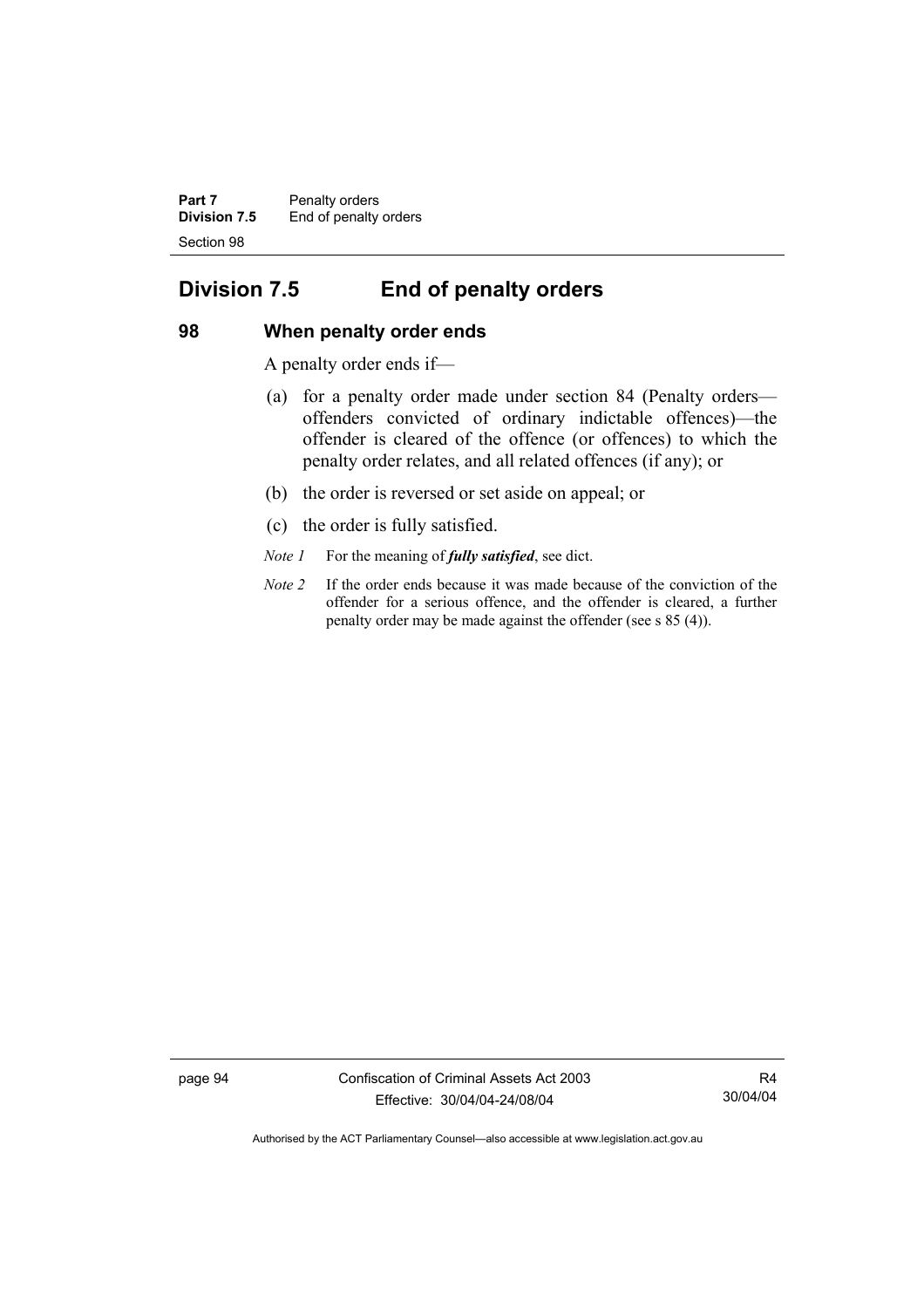## Division 7.5 End of penalty orders

### 98 When penalty order ends

A penalty order ends if—

(a) for a penalty order made under section 84 (Penalty orders—offenders convicted of ordinary indictable offences)—the offender is cleared of the offence (or offences) to which the penalty order relates, and all related offences (if any); or

(b) the order is reversed or set aside on appeal; or

(c) the order is fully satisfied.

*Note 1* For the meaning of ***fully satisfied***, see dict.

*Note 2* If the order ends because it was made because of the conviction of the offender for a serious offence, and the offender is cleared, a further penalty order may be made against the offender (see s 85 (4)).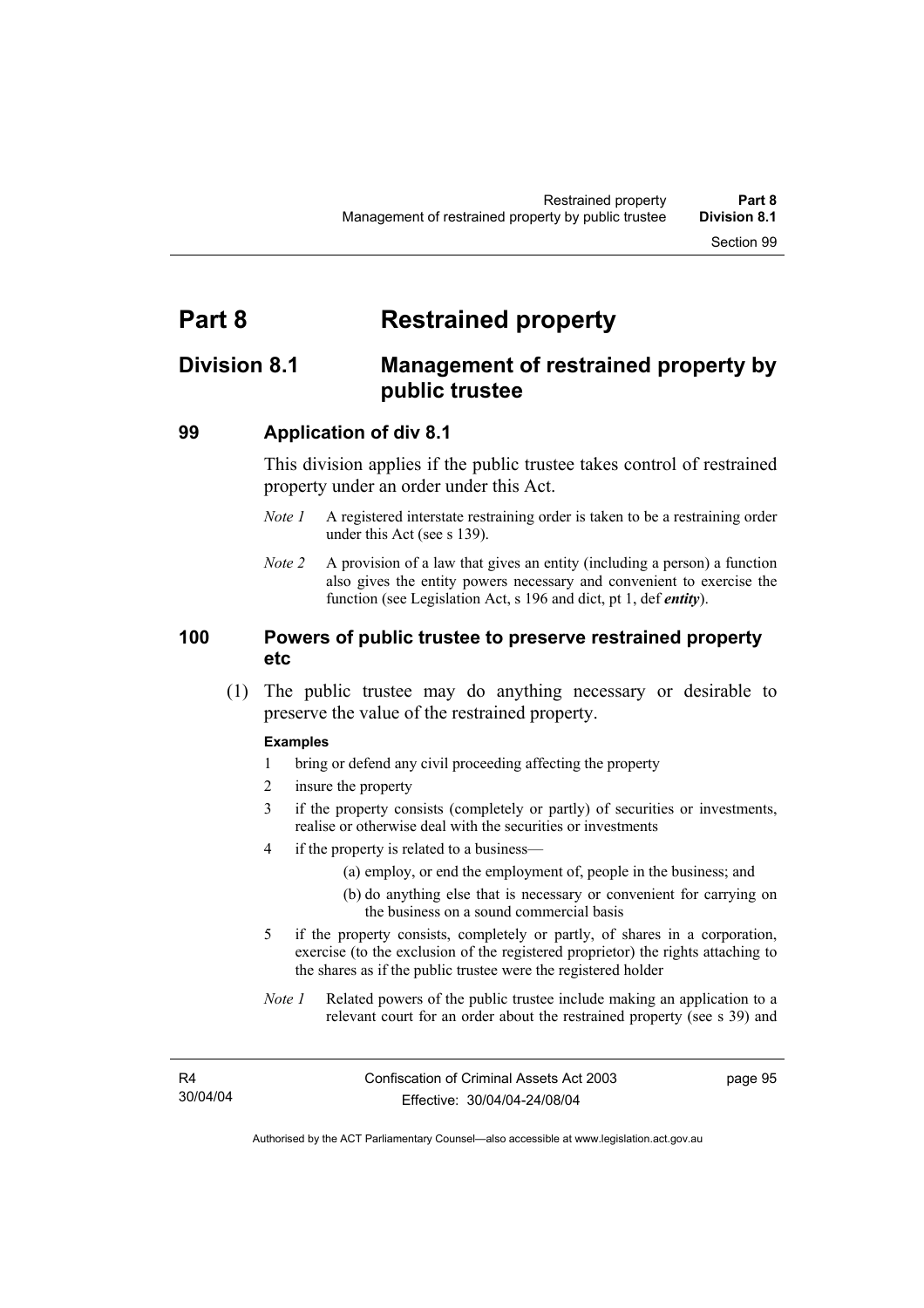# Part 8 Restrained property

## Division 8.1 Management of restrained property by public trustee

### 99 Application of div 8.1

This division applies if the public trustee takes control of restrained property under an order under this Act.

*Note 1* A registered interstate restraining order is taken to be a restraining order under this Act (see s 139).

*Note 2* A provision of a law that gives an entity (including a person) a function also gives the entity powers necessary and convenient to exercise the function (see Legislation Act, s 196 and dict, pt 1, def ***entity***).

### 100 Powers of public trustee to preserve restrained property etc

(1) The public trustee may do anything necessary or desirable to preserve the value of the restrained property.

**Examples**

1 bring or defend any civil proceeding affecting the property

2 insure the property

3 if the property consists (completely or partly) of securities or investments, realise or otherwise deal with the securities or investments

4 if the property is related to a business—

(a) employ, or end the employment of, people in the business; and

(b) do anything else that is necessary or convenient for carrying on the business on a sound commercial basis

5 if the property consists, completely or partly, of shares in a corporation, exercise (to the exclusion of the registered proprietor) the rights attaching to the shares as if the public trustee were the registered holder

*Note 1* Related powers of the public trustee include making an application to a relevant court for an order about the restrained property (see s 39) and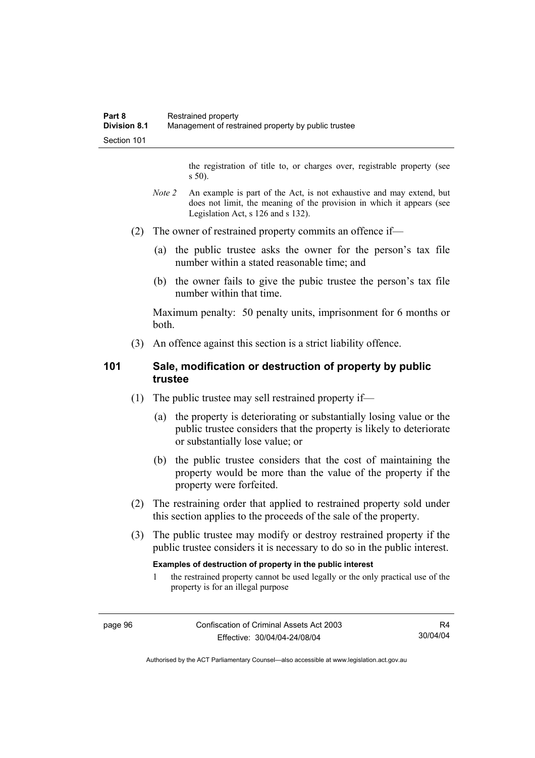the registration of title to, or charges over, registrable property (see s 50).

*Note 2* An example is part of the Act, is not exhaustive and may extend, but does not limit, the meaning of the provision in which it appears (see Legislation Act, s 126 and s 132).

(2) The owner of restrained property commits an offence if—

(a) the public trustee asks the owner for the person's tax file number within a stated reasonable time; and

(b) the owner fails to give the pubic trustee the person's tax file number within that time.

Maximum penalty: 50 penalty units, imprisonment for 6 months or both.

(3) An offence against this section is a strict liability offence.

## 101 Sale, modification or destruction of property by public trustee

(1) The public trustee may sell restrained property if—

(a) the property is deteriorating or substantially losing value or the public trustee considers that the property is likely to deteriorate or substantially lose value; or

(b) the public trustee considers that the cost of maintaining the property would be more than the value of the property if the property were forfeited.

(2) The restraining order that applied to restrained property sold under this section applies to the proceeds of the sale of the property.

(3) The public trustee may modify or destroy restrained property if the public trustee considers it is necessary to do so in the public interest.

**Examples of destruction of property in the public interest**

1 the restrained property cannot be used legally or the only practical use of the property is for an illegal purpose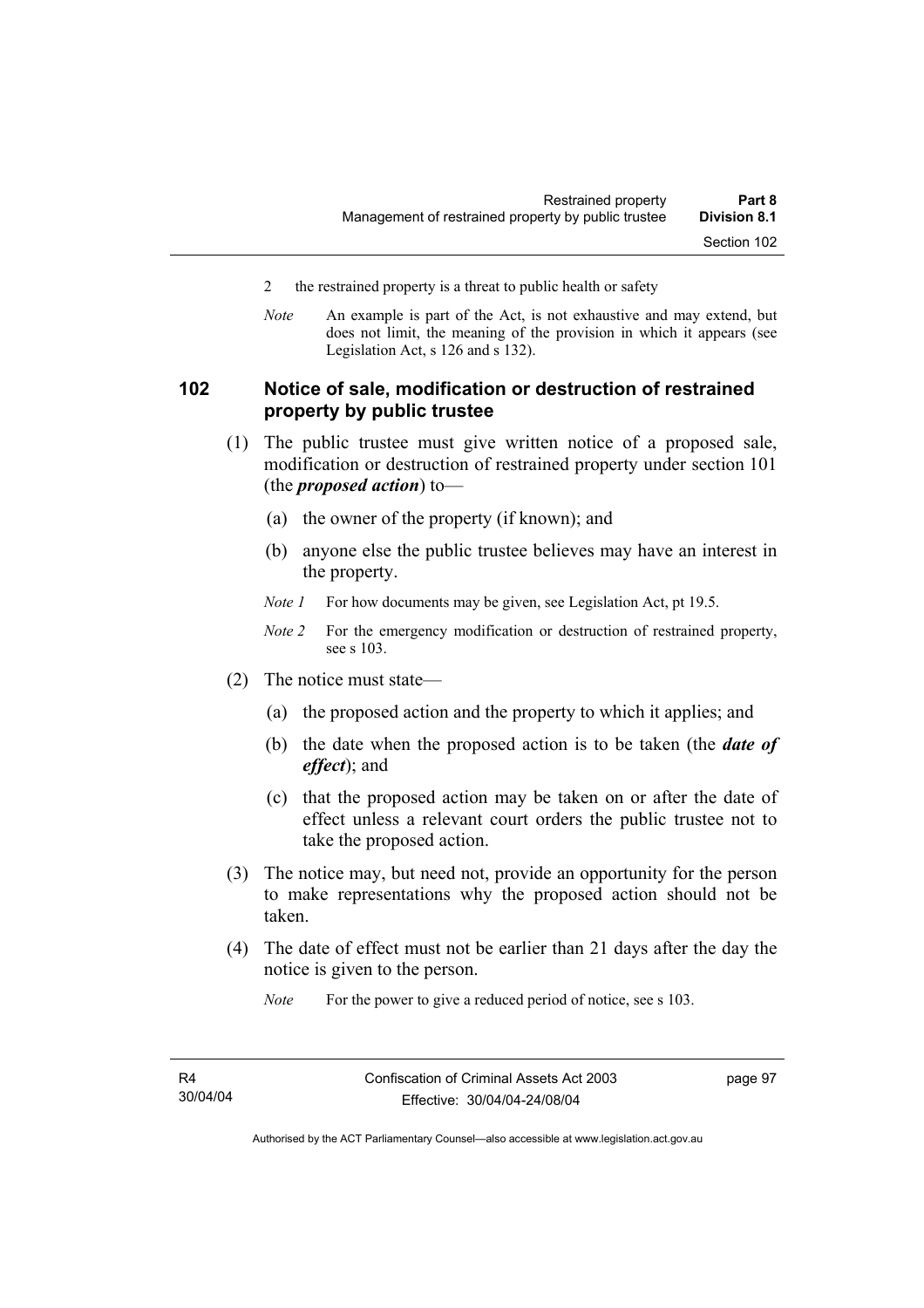2 the restrained property is a threat to public health or safety

*Note* An example is part of the Act, is not exhaustive and may extend, but does not limit, the meaning of the provision in which it appears (see Legislation Act, s 126 and s 132).

## 102 Notice of sale, modification or destruction of restrained property by public trustee

(1) The public trustee must give written notice of a proposed sale, modification or destruction of restrained property under section 101 (the ***proposed action***) to—

(a) the owner of the property (if known); and

(b) anyone else the public trustee believes may have an interest in the property.

*Note 1* For how documents may be given, see Legislation Act, pt 19.5.

*Note 2* For the emergency modification or destruction of restrained property, see s 103.

(2) The notice must state—

(a) the proposed action and the property to which it applies; and

(b) the date when the proposed action is to be taken (the ***date of effect***); and

(c) that the proposed action may be taken on or after the date of effect unless a relevant court orders the public trustee not to take the proposed action.

(3) The notice may, but need not, provide an opportunity for the person to make representations why the proposed action should not be taken.

(4) The date of effect must not be earlier than 21 days after the day the notice is given to the person.

*Note* For the power to give a reduced period of notice, see s 103.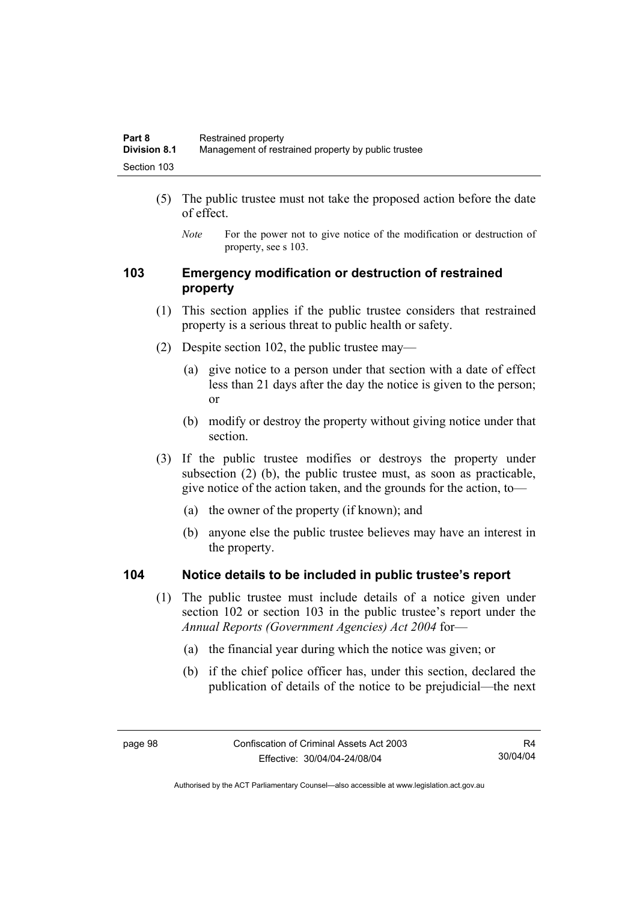(5) The public trustee must not take the proposed action before the date of effect.

*Note* For the power not to give notice of the modification or destruction of property, see s 103.

### 103 Emergency modification or destruction of restrained property

(1) This section applies if the public trustee considers that restrained property is a serious threat to public health or safety.

(2) Despite section 102, the public trustee may—

(a) give notice to a person under that section with a date of effect less than 21 days after the day the notice is given to the person; or

(b) modify or destroy the property without giving notice under that section.

(3) If the public trustee modifies or destroys the property under subsection (2) (b), the public trustee must, as soon as practicable, give notice of the action taken, and the grounds for the action, to—

(a) the owner of the property (if known); and

(b) anyone else the public trustee believes may have an interest in the property.

### 104 Notice details to be included in public trustee's report

(1) The public trustee must include details of a notice given under section 102 or section 103 in the public trustee's report under the *Annual Reports (Government Agencies) Act 2004* for—

(a) the financial year during which the notice was given; or

(b) if the chief police officer has, under this section, declared the publication of details of the notice to be prejudicial—the next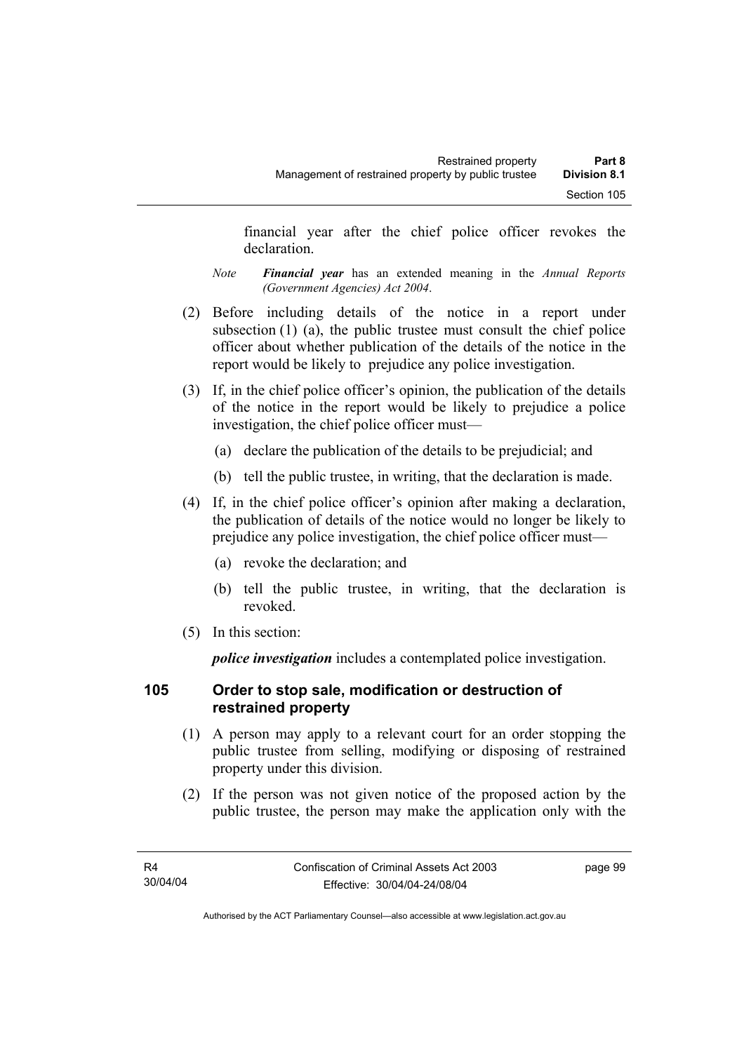financial year after the chief police officer revokes the declaration.

*Note* ***Financial year*** has an extended meaning in the *Annual Reports (Government Agencies) Act 2004*.

(2) Before including details of the notice in a report under subsection (1) (a), the public trustee must consult the chief police officer about whether publication of the details of the notice in the report would be likely to prejudice any police investigation.

(3) If, in the chief police officer's opinion, the publication of the details of the notice in the report would be likely to prejudice a police investigation, the chief police officer must—

(a) declare the publication of the details to be prejudicial; and

(b) tell the public trustee, in writing, that the declaration is made.

(4) If, in the chief police officer's opinion after making a declaration, the publication of details of the notice would no longer be likely to prejudice any police investigation, the chief police officer must—

(a) revoke the declaration; and

(b) tell the public trustee, in writing, that the declaration is revoked.

(5) In this section:

***police investigation*** includes a contemplated police investigation.

### 105 Order to stop sale, modification or destruction of restrained property

(1) A person may apply to a relevant court for an order stopping the public trustee from selling, modifying or disposing of restrained property under this division.

(2) If the person was not given notice of the proposed action by the public trustee, the person may make the application only with the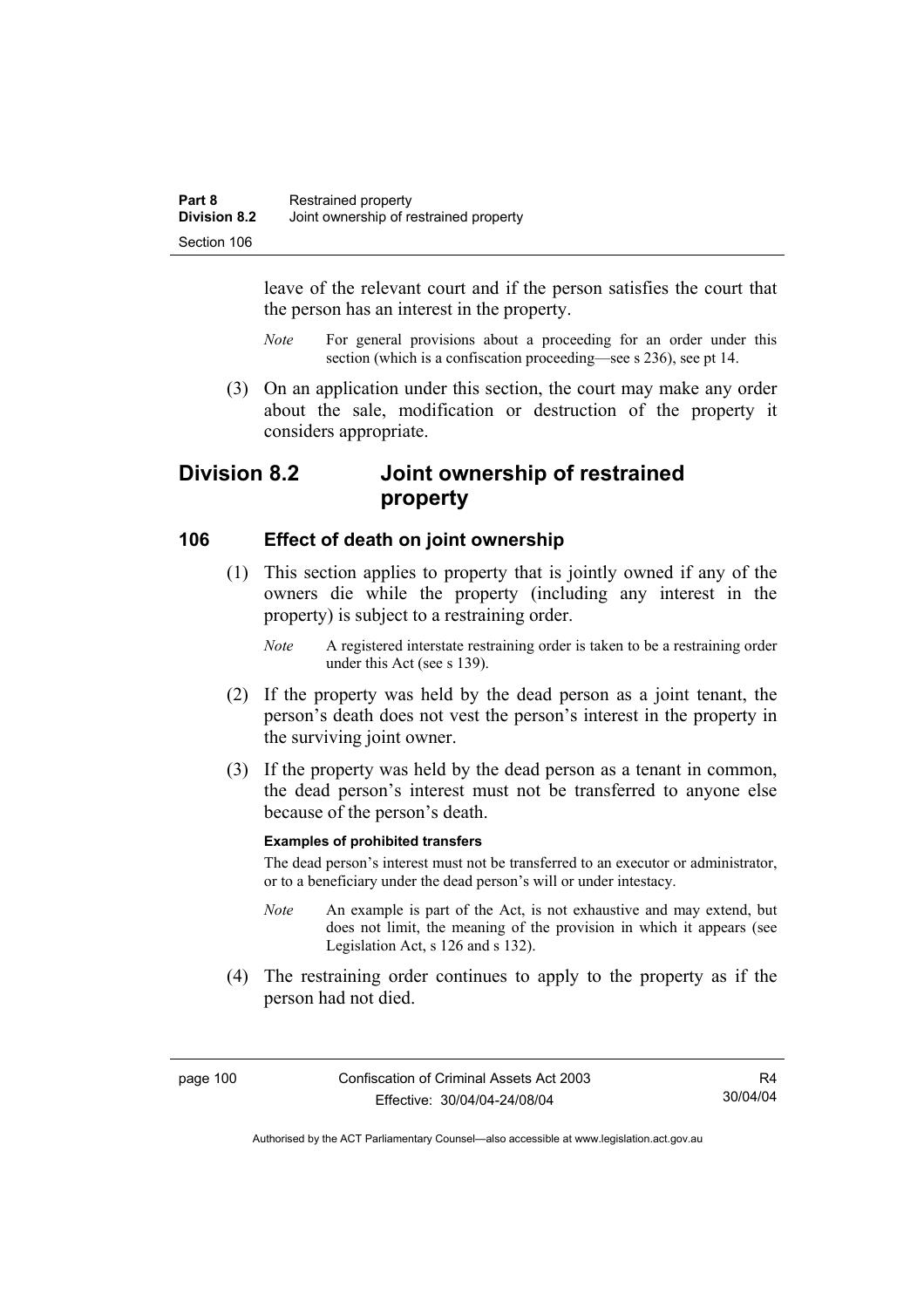leave of the relevant court and if the person satisfies the court that the person has an interest in the property.

*Note* For general provisions about a proceeding for an order under this section (which is a confiscation proceeding—see s 236), see pt 14.

(3) On an application under this section, the court may make any order about the sale, modification or destruction of the property it considers appropriate.

## Division 8.2 Joint ownership of restrained property

### 106 Effect of death on joint ownership

(1) This section applies to property that is jointly owned if any of the owners die while the property (including any interest in the property) is subject to a restraining order.

*Note* A registered interstate restraining order is taken to be a restraining order under this Act (see s 139).

(2) If the property was held by the dead person as a joint tenant, the person's death does not vest the person's interest in the property in the surviving joint owner.

(3) If the property was held by the dead person as a tenant in common, the dead person's interest must not be transferred to anyone else because of the person's death.

**Examples of prohibited transfers**

The dead person's interest must not be transferred to an executor or administrator, or to a beneficiary under the dead person's will or under intestacy.

*Note* An example is part of the Act, is not exhaustive and may extend, but does not limit, the meaning of the provision in which it appears (see Legislation Act, s 126 and s 132).

(4) The restraining order continues to apply to the property as if the person had not died.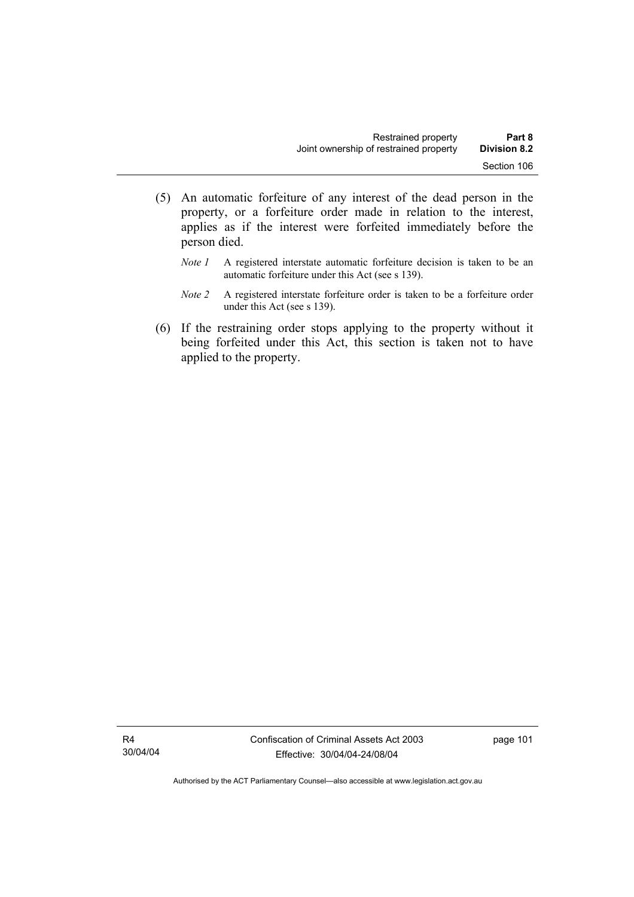(5) An automatic forfeiture of any interest of the dead person in the property, or a forfeiture order made in relation to the interest, applies as if the interest were forfeited immediately before the person died.

*Note 1* A registered interstate automatic forfeiture decision is taken to be an automatic forfeiture under this Act (see s 139).

*Note 2* A registered interstate forfeiture order is taken to be a forfeiture order under this Act (see s 139).

(6) If the restraining order stops applying to the property without it being forfeited under this Act, this section is taken not to have applied to the property.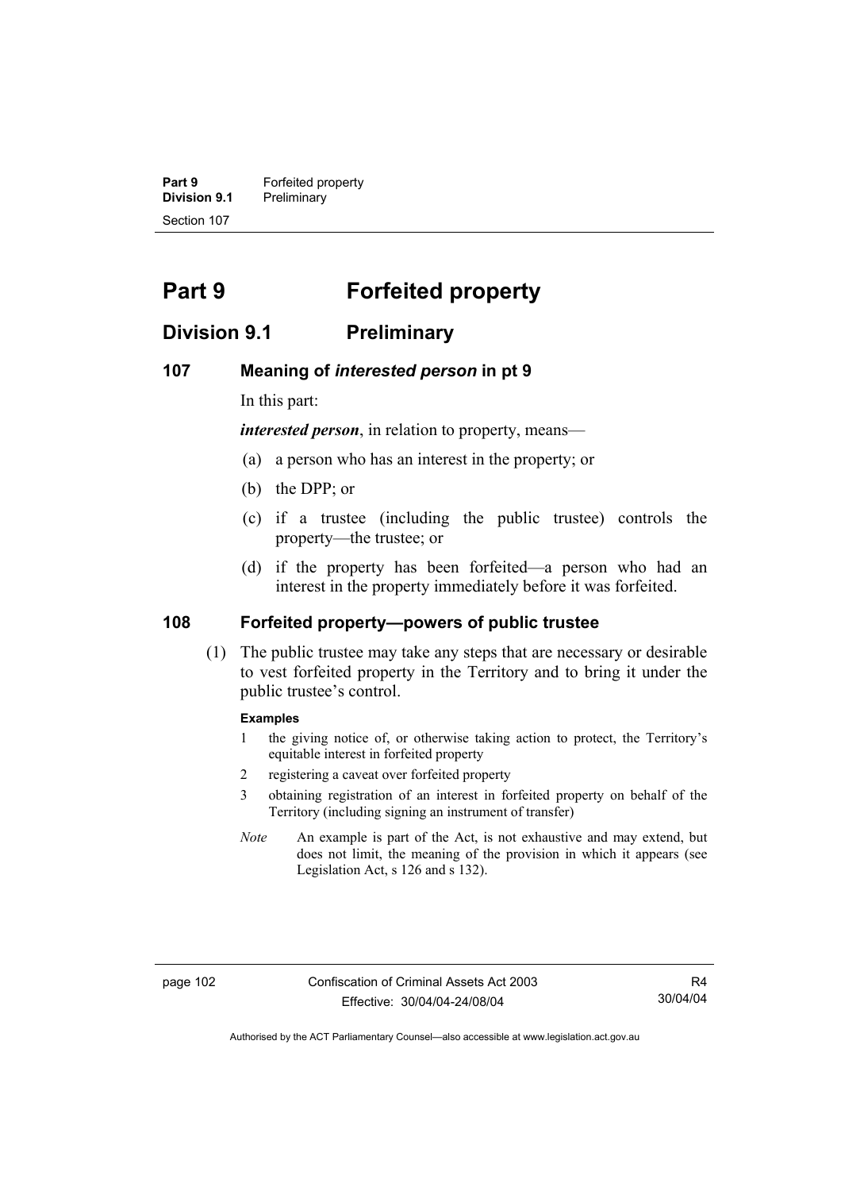# Part 9 Forfeited property

## Division 9.1 Preliminary

### 107 Meaning of *interested person* in pt 9

In this part:

***interested person***, in relation to property, means—

(a) a person who has an interest in the property; or

(b) the DPP; or

(c) if a trustee (including the public trustee) controls the property—the trustee; or

(d) if the property has been forfeited—a person who had an interest in the property immediately before it was forfeited.

### 108 Forfeited property—powers of public trustee

(1) The public trustee may take any steps that are necessary or desirable to vest forfeited property in the Territory and to bring it under the public trustee's control.

**Examples**

1 the giving notice of, or otherwise taking action to protect, the Territory's equitable interest in forfeited property

2 registering a caveat over forfeited property

3 obtaining registration of an interest in forfeited property on behalf of the Territory (including signing an instrument of transfer)

*Note* An example is part of the Act, is not exhaustive and may extend, but does not limit, the meaning of the provision in which it appears (see Legislation Act, s 126 and s 132).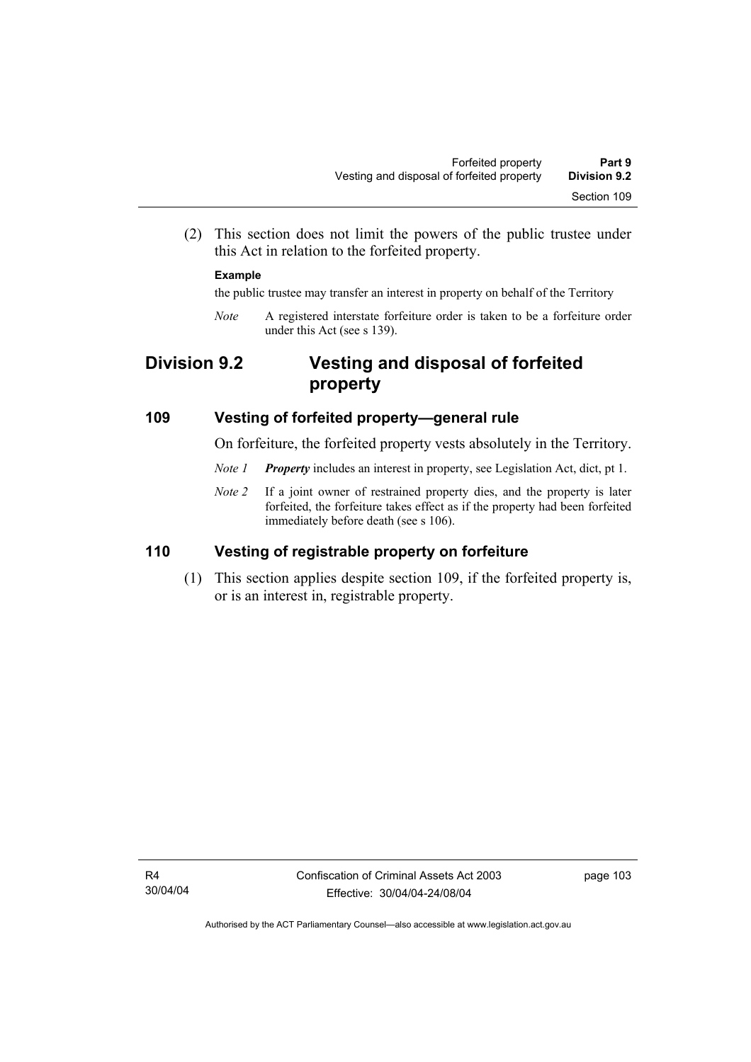(2) This section does not limit the powers of the public trustee under this Act in relation to the forfeited property.

**Example**

the public trustee may transfer an interest in property on behalf of the Territory

*Note* A registered interstate forfeiture order is taken to be a forfeiture order under this Act (see s 139).

## Division 9.2 Vesting and disposal of forfeited property

### 109 Vesting of forfeited property—general rule

On forfeiture, the forfeited property vests absolutely in the Territory.

*Note 1* ***Property*** includes an interest in property, see Legislation Act, dict, pt 1.

*Note 2* If a joint owner of restrained property dies, and the property is later forfeited, the forfeiture takes effect as if the property had been forfeited immediately before death (see s 106).

### 110 Vesting of registrable property on forfeiture

(1) This section applies despite section 109, if the forfeited property is, or is an interest in, registrable property.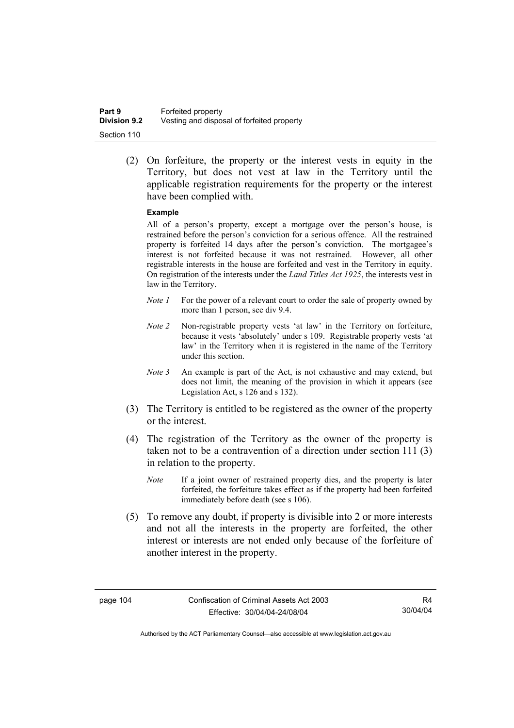(2) On forfeiture, the property or the interest vests in equity in the Territory, but does not vest at law in the Territory until the applicable registration requirements for the property or the interest have been complied with.

**Example**

All of a person's property, except a mortgage over the person's house, is restrained before the person's conviction for a serious offence. All the restrained property is forfeited 14 days after the person's conviction. The mortgagee's interest is not forfeited because it was not restrained. However, all other registrable interests in the house are forfeited and vest in the Territory in equity. On registration of the interests under the *Land Titles Act 1925*, the interests vest in law in the Territory.

*Note 1* For the power of a relevant court to order the sale of property owned by more than 1 person, see div 9.4.

*Note 2* Non-registrable property vests 'at law' in the Territory on forfeiture, because it vests 'absolutely' under s 109. Registrable property vests 'at law' in the Territory when it is registered in the name of the Territory under this section.

*Note 3* An example is part of the Act, is not exhaustive and may extend, but does not limit, the meaning of the provision in which it appears (see Legislation Act, s 126 and s 132).

(3) The Territory is entitled to be registered as the owner of the property or the interest.

(4) The registration of the Territory as the owner of the property is taken not to be a contravention of a direction under section 111 (3) in relation to the property.

*Note* If a joint owner of restrained property dies, and the property is later forfeited, the forfeiture takes effect as if the property had been forfeited immediately before death (see s 106).

(5) To remove any doubt, if property is divisible into 2 or more interests and not all the interests in the property are forfeited, the other interest or interests are not ended only because of the forfeiture of another interest in the property.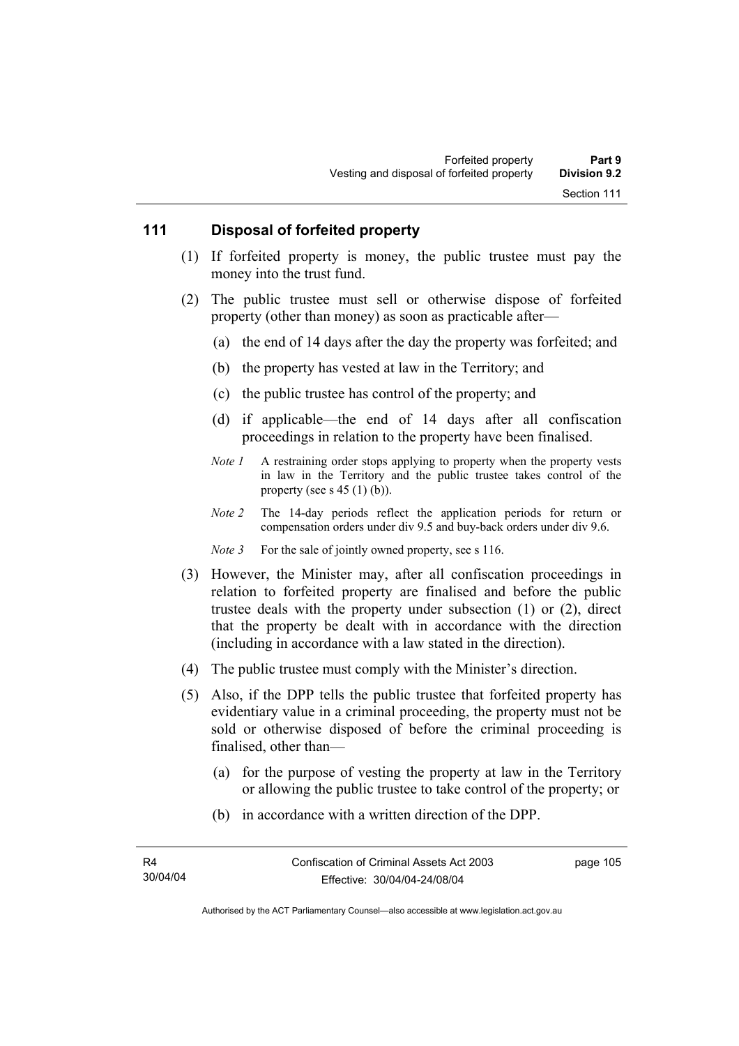## 111 Disposal of forfeited property

(1) If forfeited property is money, the public trustee must pay the money into the trust fund.

(2) The public trustee must sell or otherwise dispose of forfeited property (other than money) as soon as practicable after—

(a) the end of 14 days after the day the property was forfeited; and

(b) the property has vested at law in the Territory; and

(c) the public trustee has control of the property; and

(d) if applicable—the end of 14 days after all confiscation proceedings in relation to the property have been finalised.

*Note 1* A restraining order stops applying to property when the property vests in law in the Territory and the public trustee takes control of the property (see s 45 (1) (b)).

*Note 2* The 14-day periods reflect the application periods for return or compensation orders under div 9.5 and buy-back orders under div 9.6.

*Note 3* For the sale of jointly owned property, see s 116.

(3) However, the Minister may, after all confiscation proceedings in relation to forfeited property are finalised and before the public trustee deals with the property under subsection (1) or (2), direct that the property be dealt with in accordance with the direction (including in accordance with a law stated in the direction).

(4) The public trustee must comply with the Minister's direction.

(5) Also, if the DPP tells the public trustee that forfeited property has evidentiary value in a criminal proceeding, the property must not be sold or otherwise disposed of before the criminal proceeding is finalised, other than—

(a) for the purpose of vesting the property at law in the Territory or allowing the public trustee to take control of the property; or

(b) in accordance with a written direction of the DPP.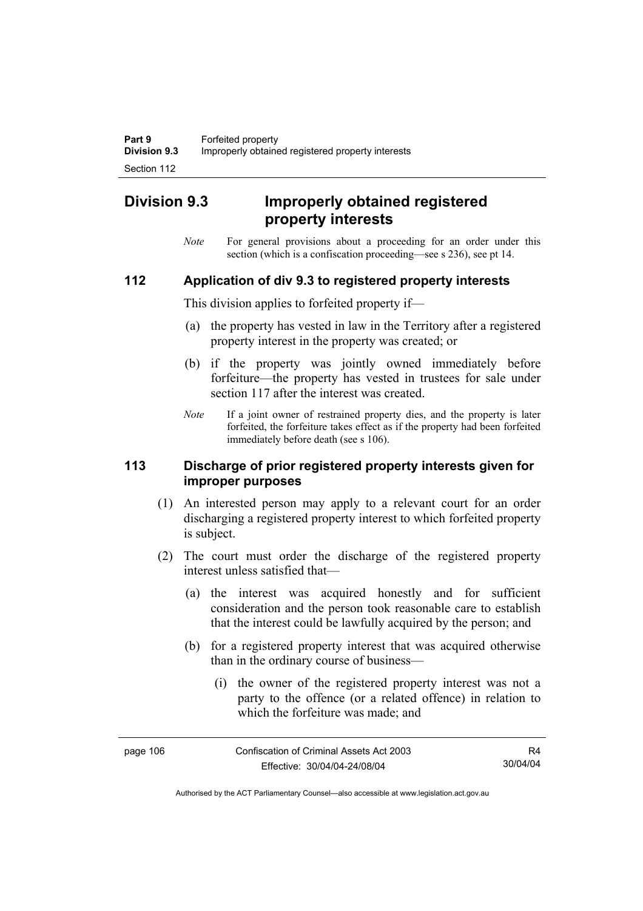## Division 9.3 Improperly obtained registered property interests

*Note* For general provisions about a proceeding for an order under this section (which is a confiscation proceeding—see s 236), see pt 14.

### 112 Application of div 9.3 to registered property interests

This division applies to forfeited property if—

(a) the property has vested in law in the Territory after a registered property interest in the property was created; or

(b) if the property was jointly owned immediately before forfeiture—the property has vested in trustees for sale under section 117 after the interest was created.

*Note* If a joint owner of restrained property dies, and the property is later forfeited, the forfeiture takes effect as if the property had been forfeited immediately before death (see s 106).

### 113 Discharge of prior registered property interests given for improper purposes

(1) An interested person may apply to a relevant court for an order discharging a registered property interest to which forfeited property is subject.

(2) The court must order the discharge of the registered property interest unless satisfied that—

(a) the interest was acquired honestly and for sufficient consideration and the person took reasonable care to establish that the interest could be lawfully acquired by the person; and

(b) for a registered property interest that was acquired otherwise than in the ordinary course of business—

(i) the owner of the registered property interest was not a party to the offence (or a related offence) in relation to which the forfeiture was made; and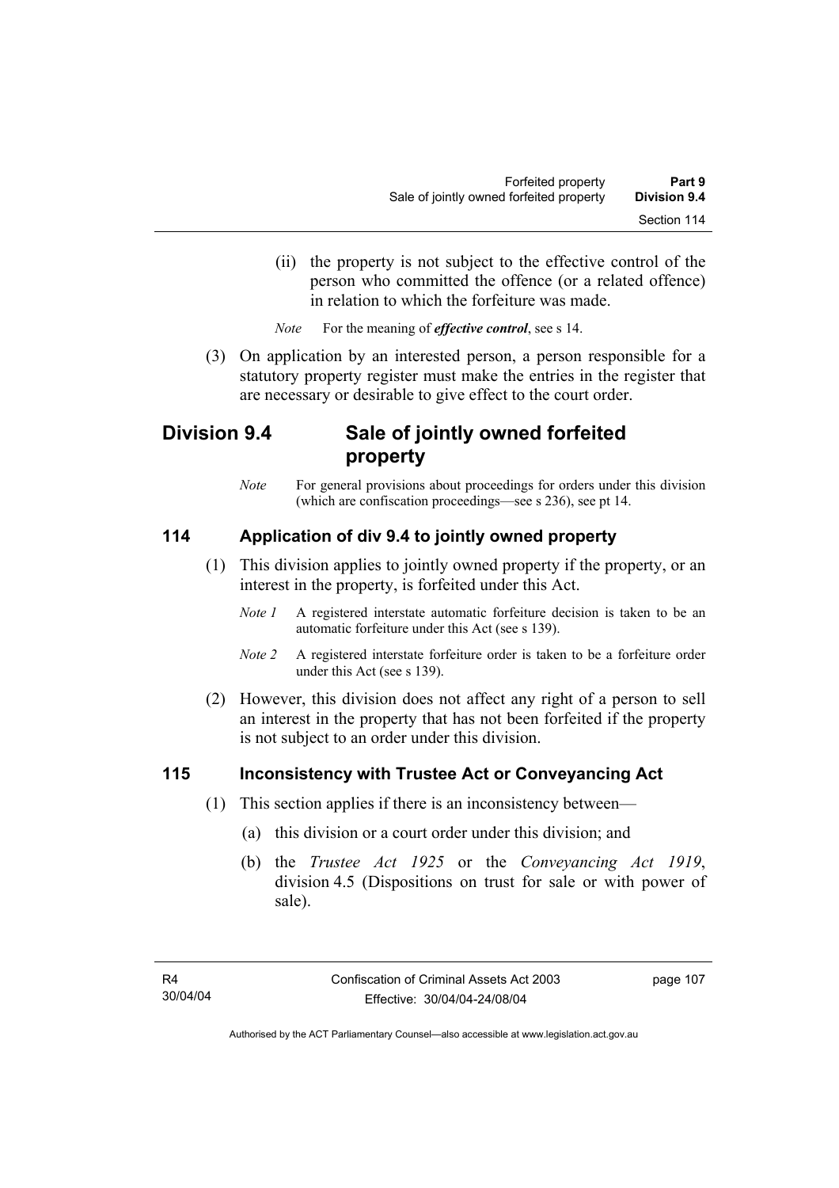(ii) the property is not subject to the effective control of the person who committed the offence (or a related offence) in relation to which the forfeiture was made.

*Note* For the meaning of ***effective control***, see s 14.

(3) On application by an interested person, a person responsible for a statutory property register must make the entries in the register that are necessary or desirable to give effect to the court order.

## Division 9.4 Sale of jointly owned forfeited property

*Note* For general provisions about proceedings for orders under this division (which are confiscation proceedings—see s 236), see pt 14.

### 114 Application of div 9.4 to jointly owned property

(1) This division applies to jointly owned property if the property, or an interest in the property, is forfeited under this Act.

*Note 1* A registered interstate automatic forfeiture decision is taken to be an automatic forfeiture under this Act (see s 139).

*Note 2* A registered interstate forfeiture order is taken to be a forfeiture order under this Act (see s 139).

(2) However, this division does not affect any right of a person to sell an interest in the property that has not been forfeited if the property is not subject to an order under this division.

### 115 Inconsistency with Trustee Act or Conveyancing Act

(1) This section applies if there is an inconsistency between—

(a) this division or a court order under this division; and

(b) the *Trustee Act 1925* or the *Conveyancing Act 1919*, division 4.5 (Dispositions on trust for sale or with power of sale).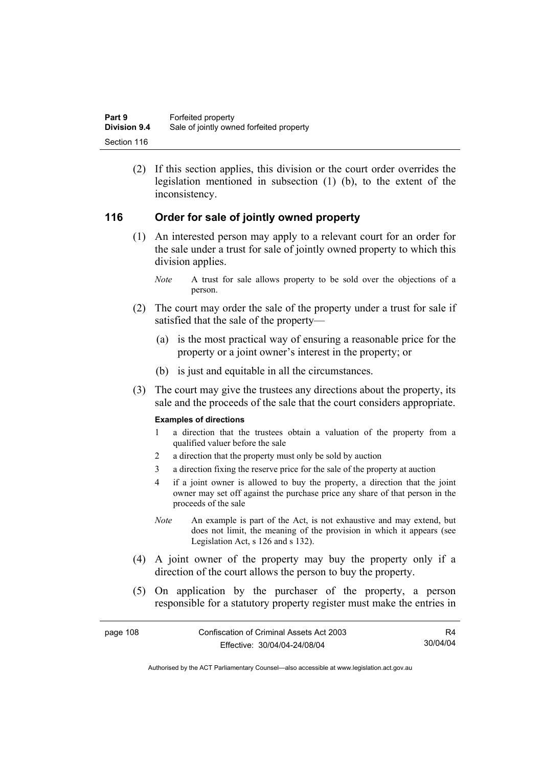(2) If this section applies, this division or the court order overrides the legislation mentioned in subsection (1) (b), to the extent of the inconsistency.

## 116 Order for sale of jointly owned property

(1) An interested person may apply to a relevant court for an order for the sale under a trust for sale of jointly owned property to which this division applies.

*Note* A trust for sale allows property to be sold over the objections of a person.

(2) The court may order the sale of the property under a trust for sale if satisfied that the sale of the property—

(a) is the most practical way of ensuring a reasonable price for the property or a joint owner's interest in the property; or

(b) is just and equitable in all the circumstances.

(3) The court may give the trustees any directions about the property, its sale and the proceeds of the sale that the court considers appropriate.

**Examples of directions**

1 a direction that the trustees obtain a valuation of the property from a qualified valuer before the sale

2 a direction that the property must only be sold by auction

3 a direction fixing the reserve price for the sale of the property at auction

4 if a joint owner is allowed to buy the property, a direction that the joint owner may set off against the purchase price any share of that person in the proceeds of the sale

*Note* An example is part of the Act, is not exhaustive and may extend, but does not limit, the meaning of the provision in which it appears (see Legislation Act, s 126 and s 132).

(4) A joint owner of the property may buy the property only if a direction of the court allows the person to buy the property.

(5) On application by the purchaser of the property, a person responsible for a statutory property register must make the entries in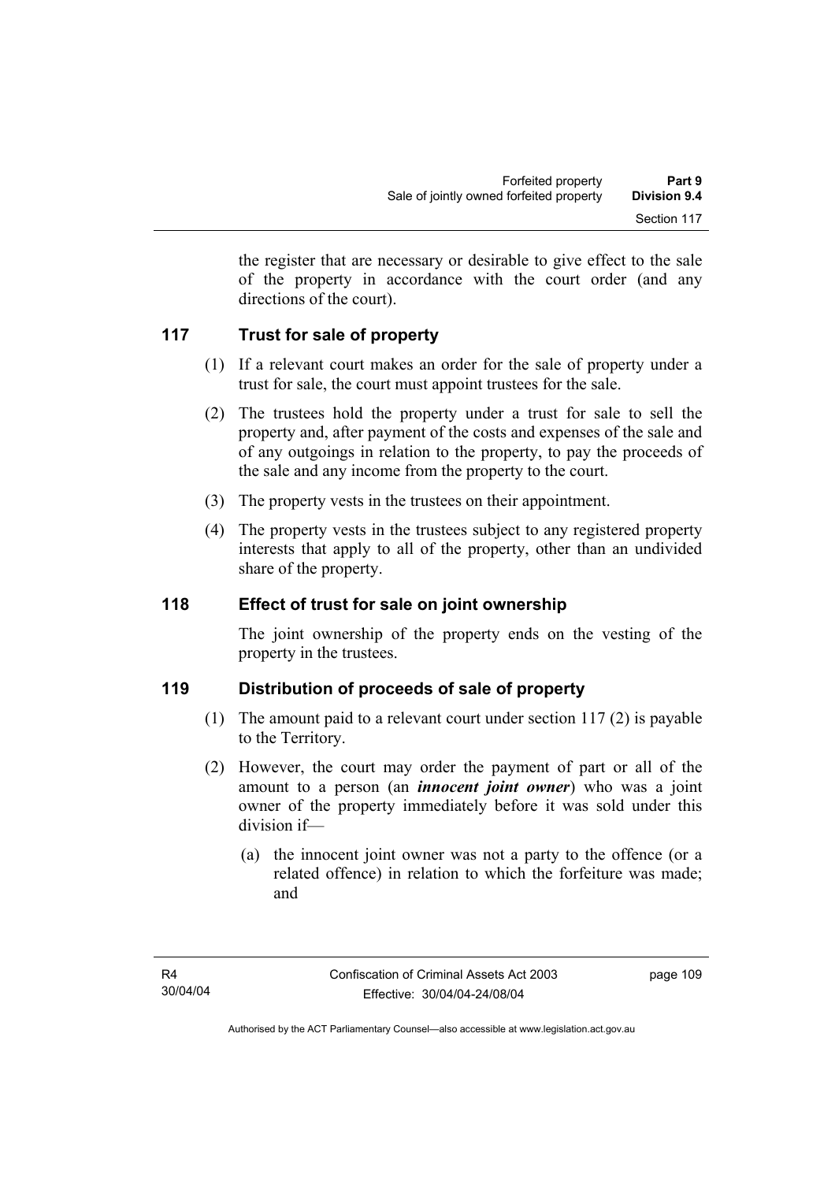the register that are necessary or desirable to give effect to the sale of the property in accordance with the court order (and any directions of the court).

## 117 Trust for sale of property

(1) If a relevant court makes an order for the sale of property under a trust for sale, the court must appoint trustees for the sale.

(2) The trustees hold the property under a trust for sale to sell the property and, after payment of the costs and expenses of the sale and of any outgoings in relation to the property, to pay the proceeds of the sale and any income from the property to the court.

(3) The property vests in the trustees on their appointment.

(4) The property vests in the trustees subject to any registered property interests that apply to all of the property, other than an undivided share of the property.

## 118 Effect of trust for sale on joint ownership

The joint ownership of the property ends on the vesting of the property in the trustees.

## 119 Distribution of proceeds of sale of property

(1) The amount paid to a relevant court under section 117 (2) is payable to the Territory.

(2) However, the court may order the payment of part or all of the amount to a person (an ***innocent joint owner***) who was a joint owner of the property immediately before it was sold under this division if—

(a) the innocent joint owner was not a party to the offence (or a related offence) in relation to which the forfeiture was made; and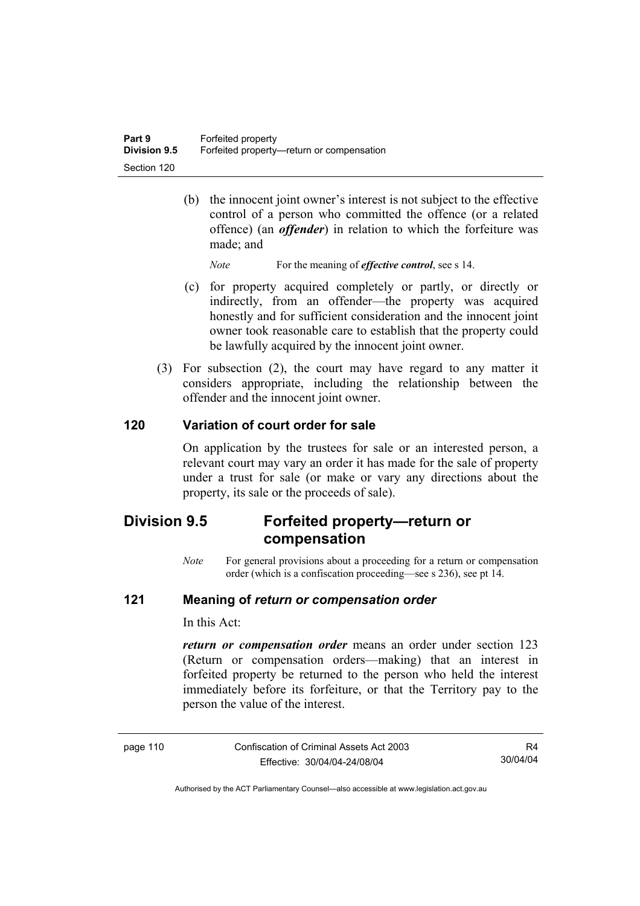(b) the innocent joint owner's interest is not subject to the effective control of a person who committed the offence (or a related offence) (an ***offender***) in relation to which the forfeiture was made; and

*Note* For the meaning of ***effective control***, see s 14.

(c) for property acquired completely or partly, or directly or indirectly, from an offender—the property was acquired honestly and for sufficient consideration and the innocent joint owner took reasonable care to establish that the property could be lawfully acquired by the innocent joint owner.

(3) For subsection (2), the court may have regard to any matter it considers appropriate, including the relationship between the offender and the innocent joint owner.

### 120 Variation of court order for sale

On application by the trustees for sale or an interested person, a relevant court may vary an order it has made for the sale of property under a trust for sale (or make or vary any directions about the property, its sale or the proceeds of sale).

## Division 9.5 Forfeited property—return or compensation

*Note* For general provisions about a proceeding for a return or compensation order (which is a confiscation proceeding—see s 236), see pt 14.

### 121 Meaning of *return or compensation order*

In this Act:

***return or compensation order*** means an order under section 123 (Return or compensation orders—making) that an interest in forfeited property be returned to the person who held the interest immediately before its forfeiture, or that the Territory pay to the person the value of the interest.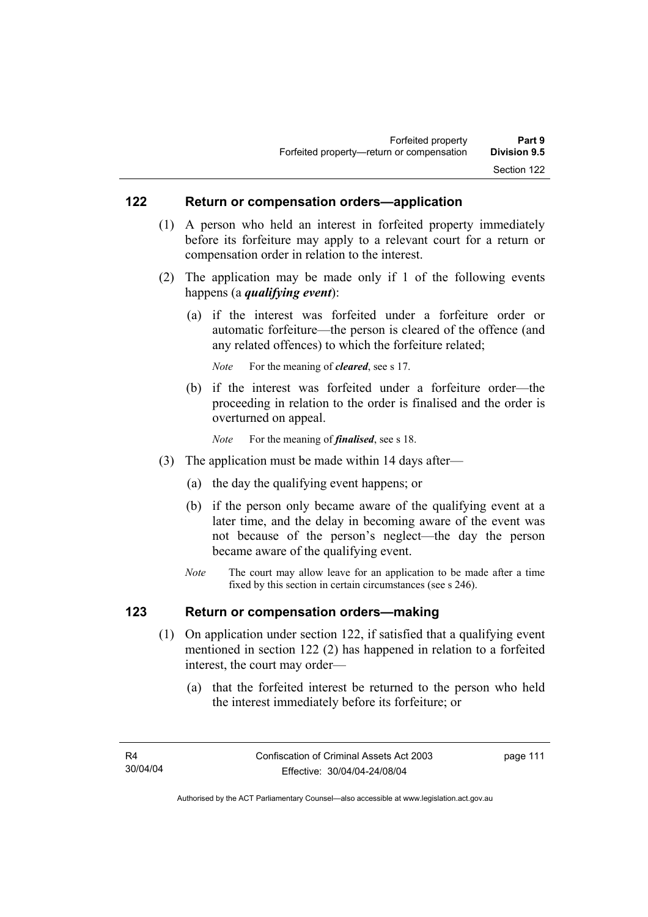## 122 Return or compensation orders—application

(1) A person who held an interest in forfeited property immediately before its forfeiture may apply to a relevant court for a return or compensation order in relation to the interest.

(2) The application may be made only if 1 of the following events happens (a ***qualifying event***):

(a) if the interest was forfeited under a forfeiture order or automatic forfeiture—the person is cleared of the offence (and any related offences) to which the forfeiture related;

*Note* For the meaning of ***cleared***, see s 17.

(b) if the interest was forfeited under a forfeiture order—the proceeding in relation to the order is finalised and the order is overturned on appeal.

*Note* For the meaning of ***finalised***, see s 18.

(3) The application must be made within 14 days after—

(a) the day the qualifying event happens; or

(b) if the person only became aware of the qualifying event at a later time, and the delay in becoming aware of the event was not because of the person's neglect—the day the person became aware of the qualifying event.

*Note* The court may allow leave for an application to be made after a time fixed by this section in certain circumstances (see s 246).

## 123 Return or compensation orders—making

(1) On application under section 122, if satisfied that a qualifying event mentioned in section 122 (2) has happened in relation to a forfeited interest, the court may order—

(a) that the forfeited interest be returned to the person who held the interest immediately before its forfeiture; or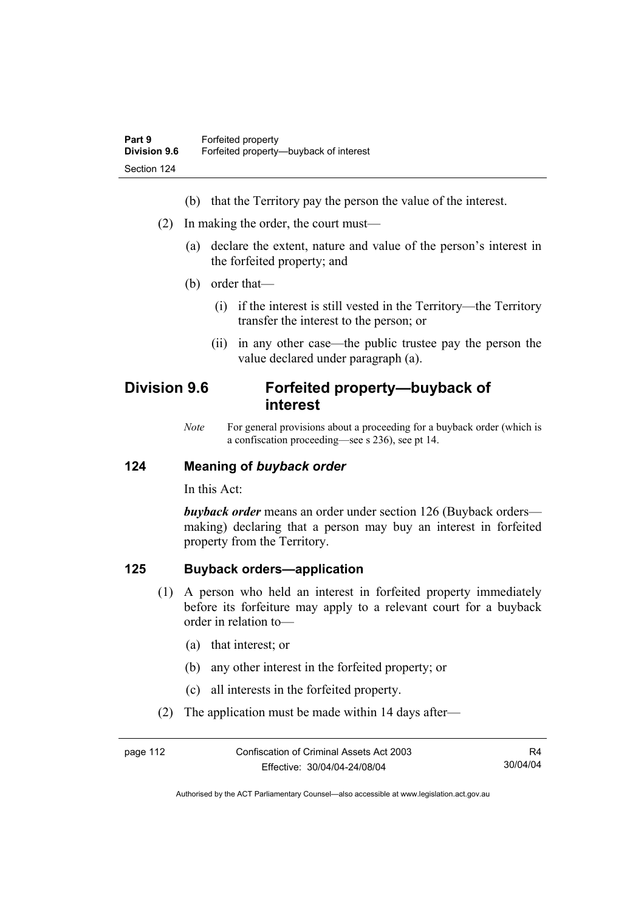(b) that the Territory pay the person the value of the interest.

(2) In making the order, the court must—

(a) declare the extent, nature and value of the person's interest in the forfeited property; and

(b) order that—

(i) if the interest is still vested in the Territory—the Territory transfer the interest to the person; or

(ii) in any other case—the public trustee pay the person the value declared under paragraph (a).

## Division 9.6 Forfeited property—buyback of interest

*Note* For general provisions about a proceeding for a buyback order (which is a confiscation proceeding—see s 236), see pt 14.

### 124 Meaning of *buyback order*

In this Act:

***buyback order*** means an order under section 126 (Buyback orders—making) declaring that a person may buy an interest in forfeited property from the Territory.

### 125 Buyback orders—application

(1) A person who held an interest in forfeited property immediately before its forfeiture may apply to a relevant court for a buyback order in relation to—

(a) that interest; or

(b) any other interest in the forfeited property; or

(c) all interests in the forfeited property.

(2) The application must be made within 14 days after—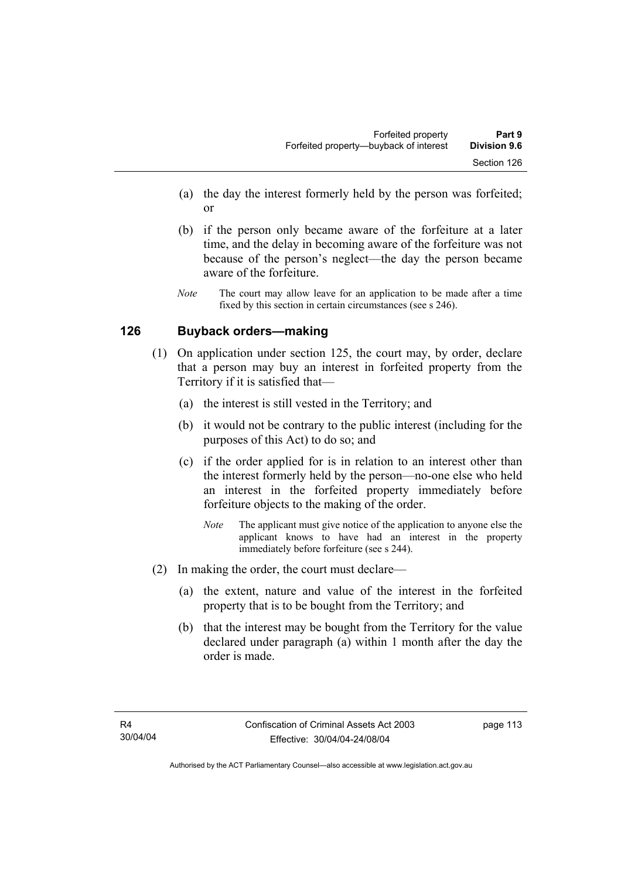(a) the day the interest formerly held by the person was forfeited; or

(b) if the person only became aware of the forfeiture at a later time, and the delay in becoming aware of the forfeiture was not because of the person's neglect—the day the person became aware of the forfeiture.

*Note* The court may allow leave for an application to be made after a time fixed by this section in certain circumstances (see s 246).

## 126 Buyback orders—making

(1) On application under section 125, the court may, by order, declare that a person may buy an interest in forfeited property from the Territory if it is satisfied that—

(a) the interest is still vested in the Territory; and

(b) it would not be contrary to the public interest (including for the purposes of this Act) to do so; and

(c) if the order applied for is in relation to an interest other than the interest formerly held by the person—no-one else who held an interest in the forfeited property immediately before forfeiture objects to the making of the order.

*Note* The applicant must give notice of the application to anyone else the applicant knows to have had an interest in the property immediately before forfeiture (see s 244).

(2) In making the order, the court must declare—

(a) the extent, nature and value of the interest in the forfeited property that is to be bought from the Territory; and

(b) that the interest may be bought from the Territory for the value declared under paragraph (a) within 1 month after the day the order is made.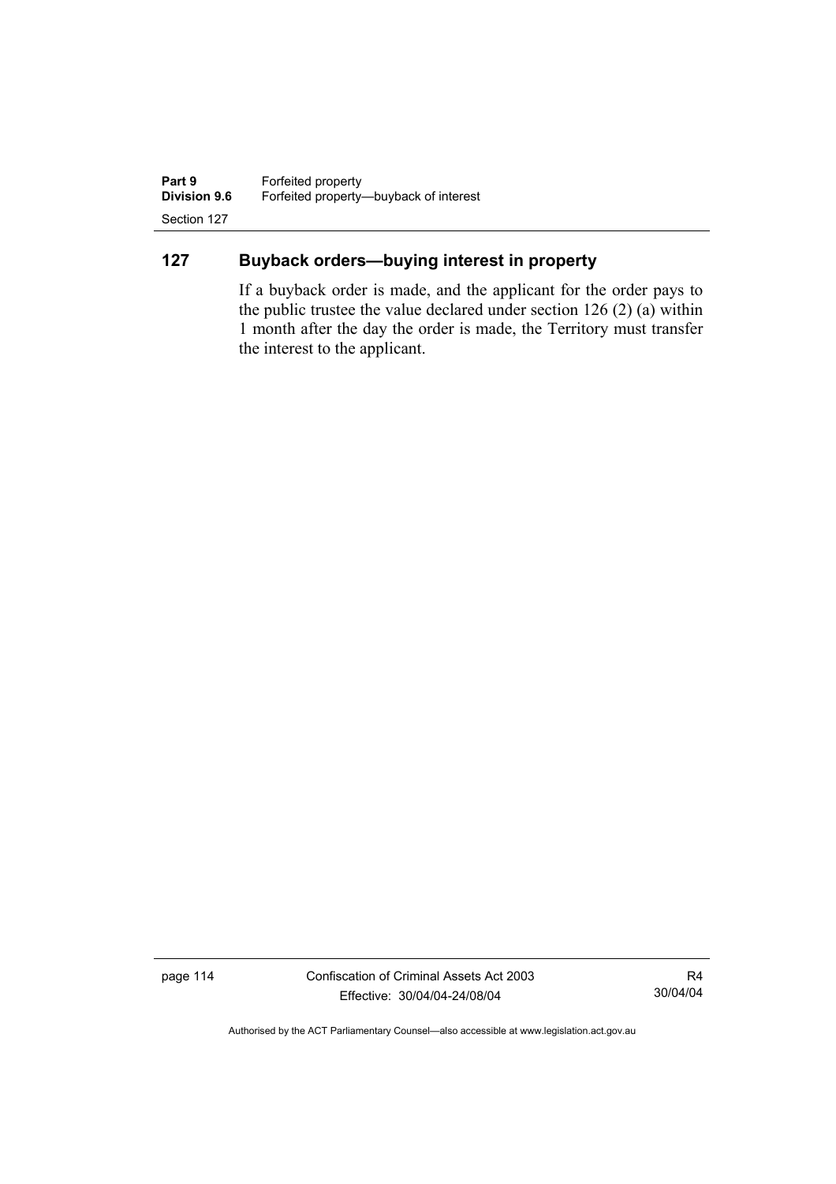## 127 Buyback orders—buying interest in property

If a buyback order is made, and the applicant for the order pays to the public trustee the value declared under section 126 (2) (a) within 1 month after the day the order is made, the Territory must transfer the interest to the applicant.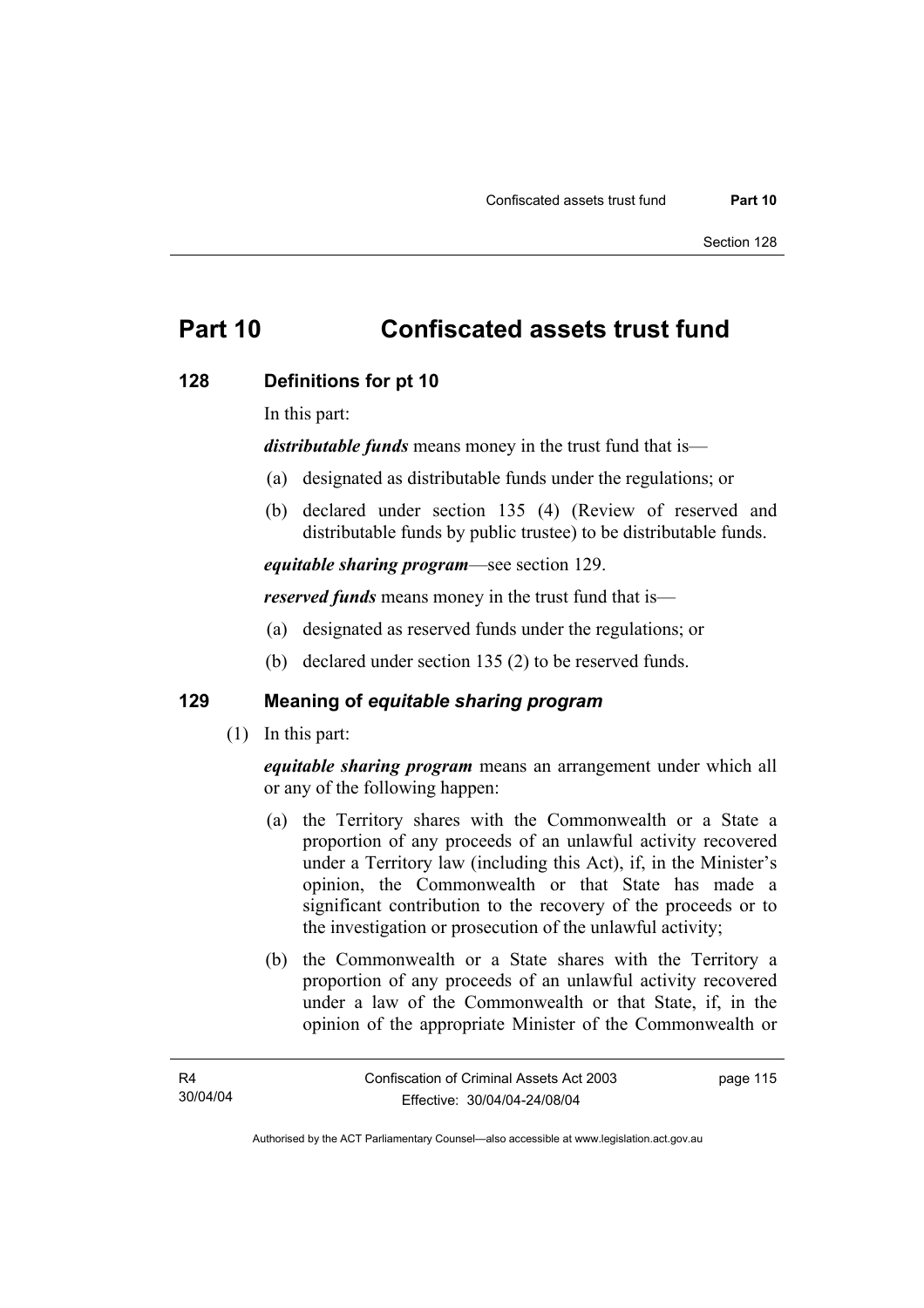# Part 10 Confiscated assets trust fund

## 128 Definitions for pt 10

In this part:

***distributable funds*** means money in the trust fund that is—

(a) designated as distributable funds under the regulations; or

(b) declared under section 135 (4) (Review of reserved and distributable funds by public trustee) to be distributable funds.

***equitable sharing program***—see section 129.

***reserved funds*** means money in the trust fund that is—

(a) designated as reserved funds under the regulations; or

(b) declared under section 135 (2) to be reserved funds.

## 129 Meaning of *equitable sharing program*

(1) In this part:

***equitable sharing program*** means an arrangement under which all or any of the following happen:

(a) the Territory shares with the Commonwealth or a State a proportion of any proceeds of an unlawful activity recovered under a Territory law (including this Act), if, in the Minister's opinion, the Commonwealth or that State has made a significant contribution to the recovery of the proceeds or to the investigation or prosecution of the unlawful activity;

(b) the Commonwealth or a State shares with the Territory a proportion of any proceeds of an unlawful activity recovered under a law of the Commonwealth or that State, if, in the opinion of the appropriate Minister of the Commonwealth or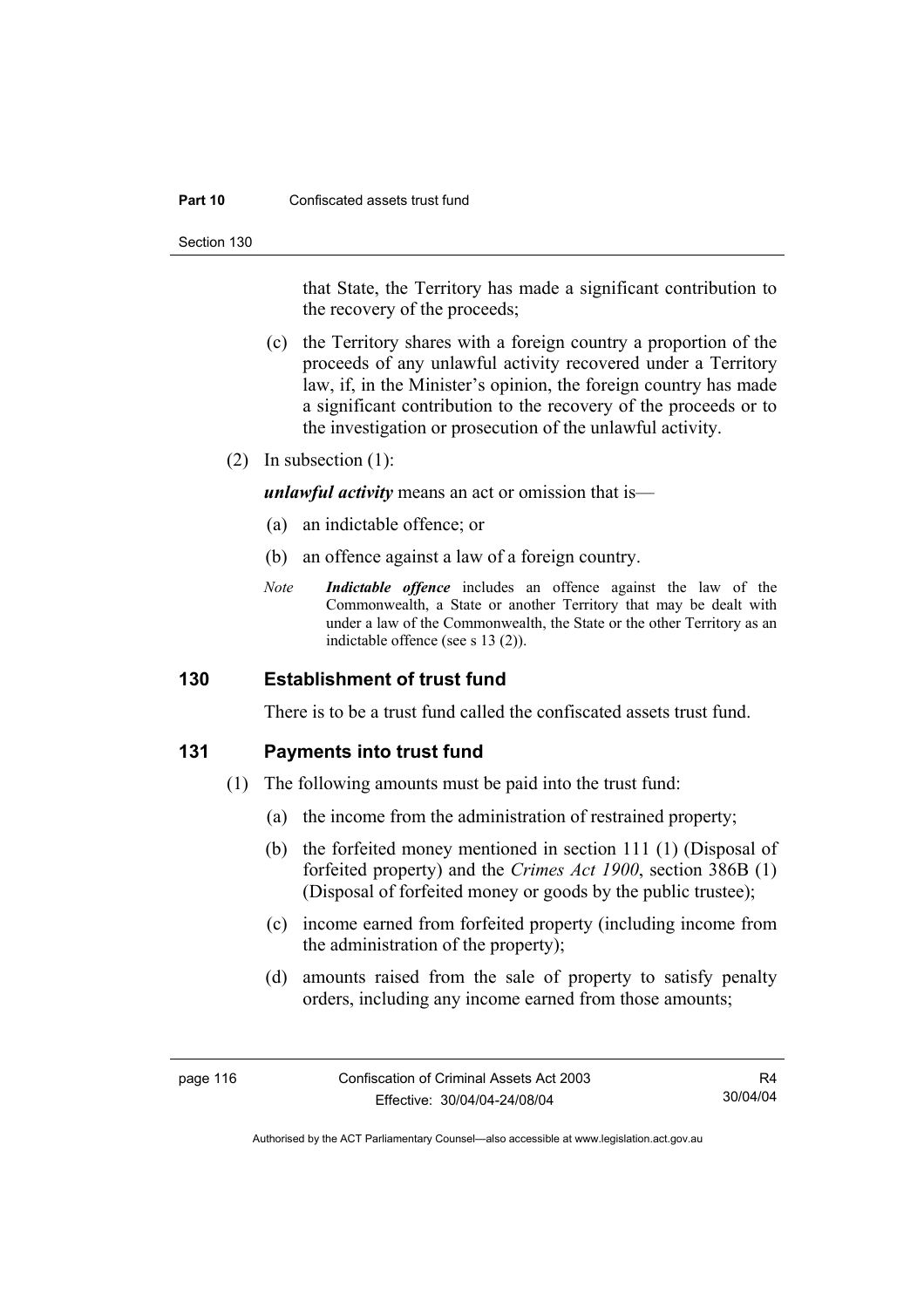that State, the Territory has made a significant contribution to the recovery of the proceeds;

(c) the Territory shares with a foreign country a proportion of the proceeds of any unlawful activity recovered under a Territory law, if, in the Minister's opinion, the foreign country has made a significant contribution to the recovery of the proceeds or to the investigation or prosecution of the unlawful activity.

(2) In subsection (1):

***unlawful activity*** means an act or omission that is—

(a) an indictable offence; or

(b) an offence against a law of a foreign country.

*Note* ***Indictable offence*** includes an offence against the law of the Commonwealth, a State or another Territory that may be dealt with under a law of the Commonwealth, the State or the other Territory as an indictable offence (see s 13 (2)).

## 130 Establishment of trust fund

There is to be a trust fund called the confiscated assets trust fund.

## 131 Payments into trust fund

(1) The following amounts must be paid into the trust fund:

(a) the income from the administration of restrained property;

(b) the forfeited money mentioned in section 111 (1) (Disposal of forfeited property) and the *Crimes Act 1900*, section 386B (1) (Disposal of forfeited money or goods by the public trustee);

(c) income earned from forfeited property (including income from the administration of the property);

(d) amounts raised from the sale of property to satisfy penalty orders, including any income earned from those amounts;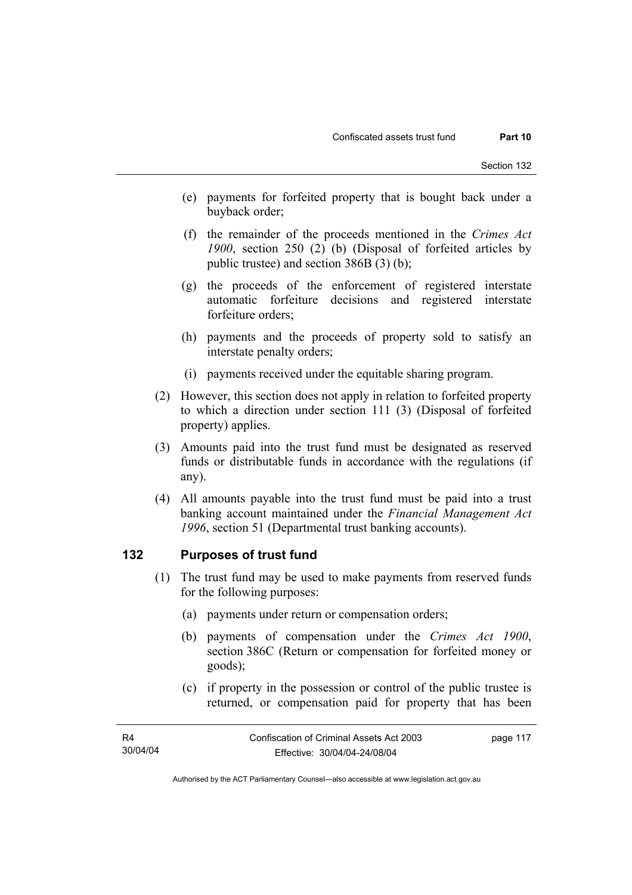(e) payments for forfeited property that is bought back under a buyback order;

(f) the remainder of the proceeds mentioned in the *Crimes Act 1900*, section 250 (2) (b) (Disposal of forfeited articles by public trustee) and section 386B (3) (b);

(g) the proceeds of the enforcement of registered interstate automatic forfeiture decisions and registered interstate forfeiture orders;

(h) payments and the proceeds of property sold to satisfy an interstate penalty orders;

(i) payments received under the equitable sharing program.

(2) However, this section does not apply in relation to forfeited property to which a direction under section 111 (3) (Disposal of forfeited property) applies.

(3) Amounts paid into the trust fund must be designated as reserved funds or distributable funds in accordance with the regulations (if any).

(4) All amounts payable into the trust fund must be paid into a trust banking account maintained under the *Financial Management Act 1996*, section 51 (Departmental trust banking accounts).

## 132 Purposes of trust fund

(1) The trust fund may be used to make payments from reserved funds for the following purposes:

(a) payments under return or compensation orders;

(b) payments of compensation under the *Crimes Act 1900*, section 386C (Return or compensation for forfeited money or goods);

(c) if property in the possession or control of the public trustee is returned, or compensation paid for property that has been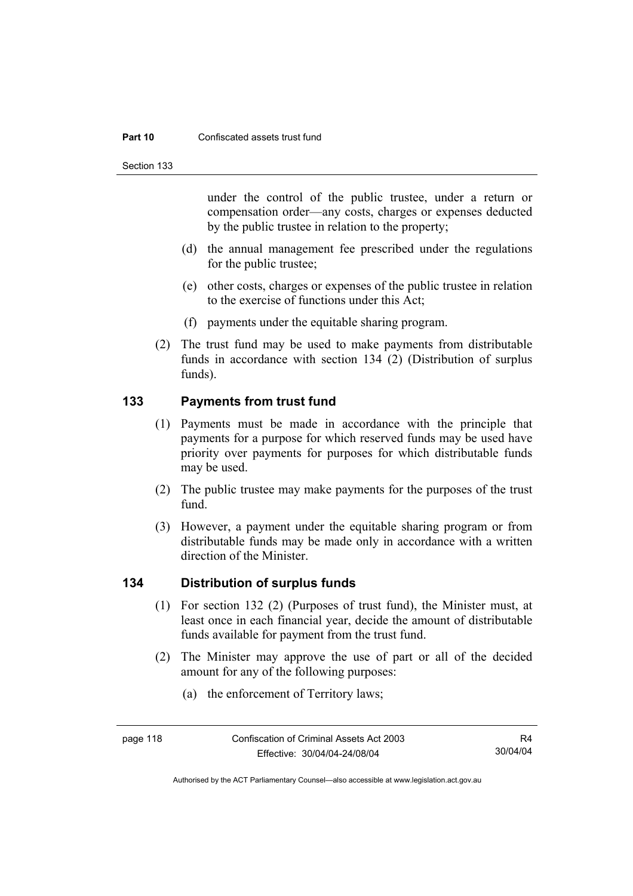under the control of the public trustee, under a return or compensation order—any costs, charges or expenses deducted by the public trustee in relation to the property;

(d) the annual management fee prescribed under the regulations for the public trustee;

(e) other costs, charges or expenses of the public trustee in relation to the exercise of functions under this Act;

(f) payments under the equitable sharing program.

(2) The trust fund may be used to make payments from distributable funds in accordance with section 134 (2) (Distribution of surplus funds).

## 133 Payments from trust fund

(1) Payments must be made in accordance with the principle that payments for a purpose for which reserved funds may be used have priority over payments for purposes for which distributable funds may be used.

(2) The public trustee may make payments for the purposes of the trust fund.

(3) However, a payment under the equitable sharing program or from distributable funds may be made only in accordance with a written direction of the Minister.

## 134 Distribution of surplus funds

(1) For section 132 (2) (Purposes of trust fund), the Minister must, at least once in each financial year, decide the amount of distributable funds available for payment from the trust fund.

(2) The Minister may approve the use of part or all of the decided amount for any of the following purposes:

(a) the enforcement of Territory laws;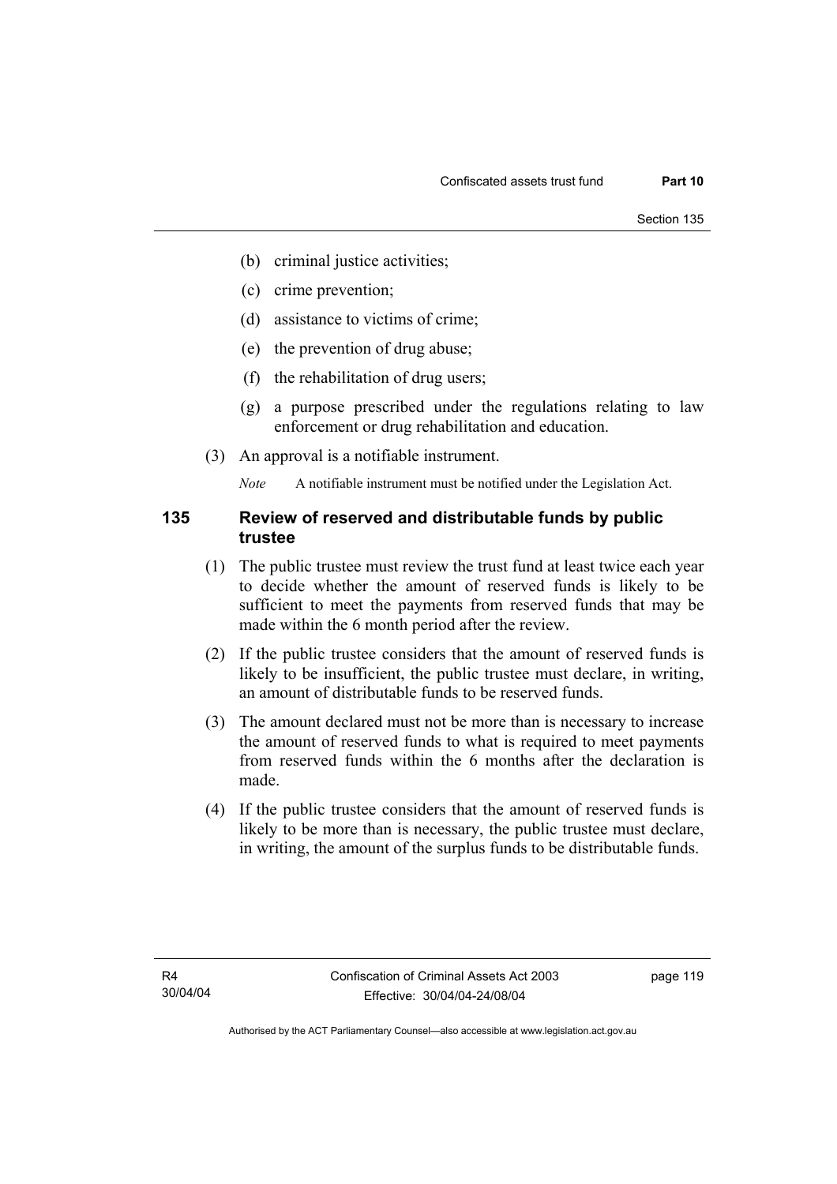(b) criminal justice activities;

(c) crime prevention;

(d) assistance to victims of crime;

(e) the prevention of drug abuse;

(f) the rehabilitation of drug users;

(g) a purpose prescribed under the regulations relating to law enforcement or drug rehabilitation and education.

(3) An approval is a notifiable instrument.

*Note* A notifiable instrument must be notified under the Legislation Act.

## 135 Review of reserved and distributable funds by public trustee

(1) The public trustee must review the trust fund at least twice each year to decide whether the amount of reserved funds is likely to be sufficient to meet the payments from reserved funds that may be made within the 6 month period after the review.

(2) If the public trustee considers that the amount of reserved funds is likely to be insufficient, the public trustee must declare, in writing, an amount of distributable funds to be reserved funds.

(3) The amount declared must not be more than is necessary to increase the amount of reserved funds to what is required to meet payments from reserved funds within the 6 months after the declaration is made.

(4) If the public trustee considers that the amount of reserved funds is likely to be more than is necessary, the public trustee must declare, in writing, the amount of the surplus funds to be distributable funds.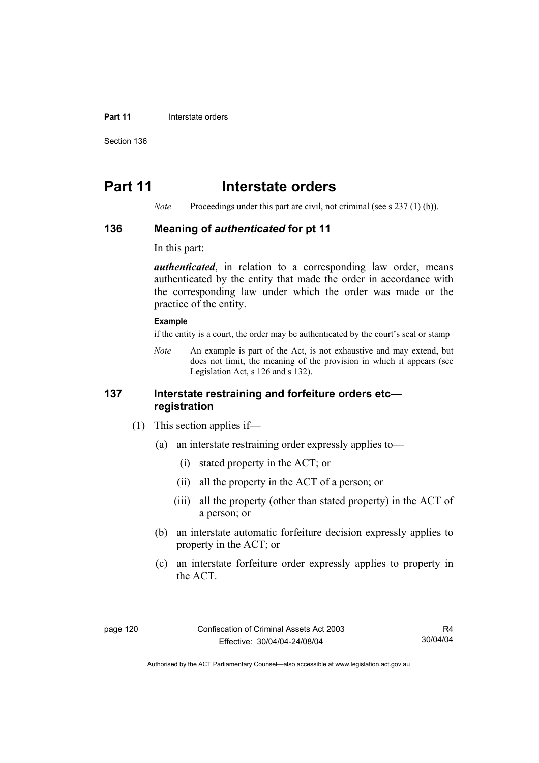# Part 11 Interstate orders

*Note* Proceedings under this part are civil, not criminal (see s 237 (1) (b)).

## 136 Meaning of *authenticated* for pt 11

In this part:

***authenticated***, in relation to a corresponding law order, means authenticated by the entity that made the order in accordance with the corresponding law under which the order was made or the practice of the entity.

**Example**

if the entity is a court, the order may be authenticated by the court's seal or stamp

*Note* An example is part of the Act, is not exhaustive and may extend, but does not limit, the meaning of the provision in which it appears (see Legislation Act, s 126 and s 132).

## 137 Interstate restraining and forfeiture orders etc—registration

(1) This section applies if—

(a) an interstate restraining order expressly applies to—

(i) stated property in the ACT; or

(ii) all the property in the ACT of a person; or

(iii) all the property (other than stated property) in the ACT of a person; or

(b) an interstate automatic forfeiture decision expressly applies to property in the ACT; or

(c) an interstate forfeiture order expressly applies to property in the ACT.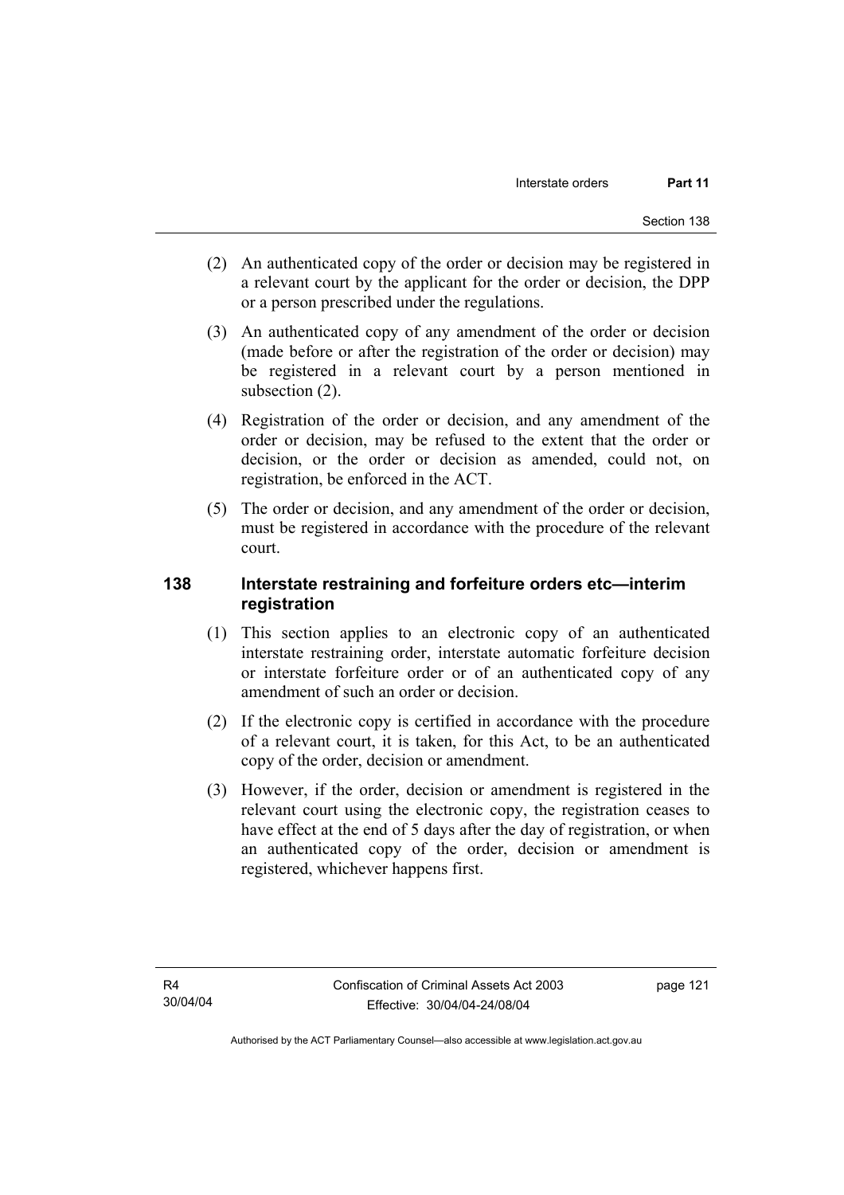(2) An authenticated copy of the order or decision may be registered in a relevant court by the applicant for the order or decision, the DPP or a person prescribed under the regulations.

(3) An authenticated copy of any amendment of the order or decision (made before or after the registration of the order or decision) may be registered in a relevant court by a person mentioned in subsection (2).

(4) Registration of the order or decision, and any amendment of the order or decision, may be refused to the extent that the order or decision, or the order or decision as amended, could not, on registration, be enforced in the ACT.

(5) The order or decision, and any amendment of the order or decision, must be registered in accordance with the procedure of the relevant court.

## 138 Interstate restraining and forfeiture orders etc—interim registration

(1) This section applies to an electronic copy of an authenticated interstate restraining order, interstate automatic forfeiture decision or interstate forfeiture order or of an authenticated copy of any amendment of such an order or decision.

(2) If the electronic copy is certified in accordance with the procedure of a relevant court, it is taken, for this Act, to be an authenticated copy of the order, decision or amendment.

(3) However, if the order, decision or amendment is registered in the relevant court using the electronic copy, the registration ceases to have effect at the end of 5 days after the day of registration, or when an authenticated copy of the order, decision or amendment is registered, whichever happens first.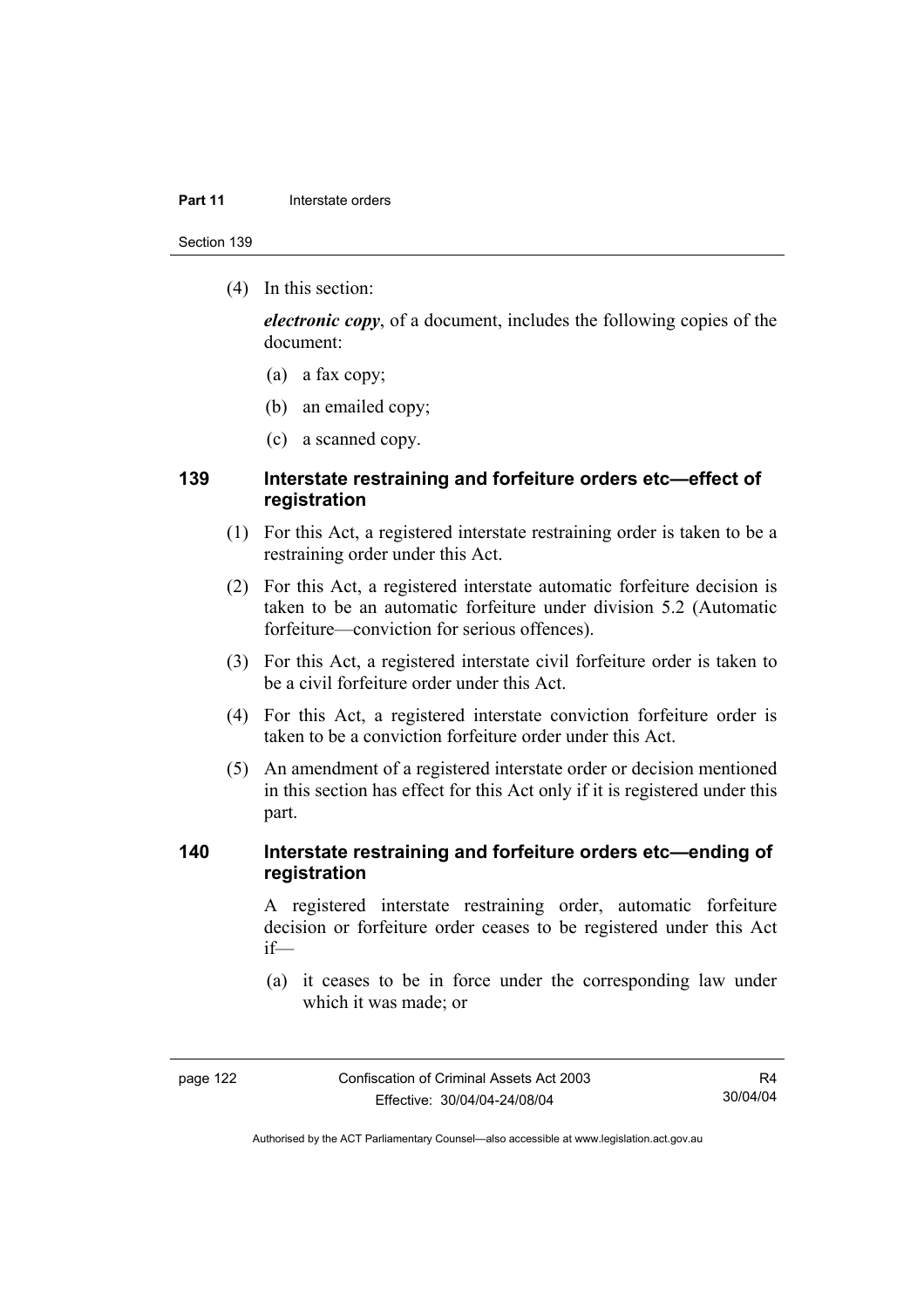(4) In this section:

***electronic copy***, of a document, includes the following copies of the document:

(a) a fax copy;

(b) an emailed copy;

(c) a scanned copy.

## 139 Interstate restraining and forfeiture orders etc—effect of registration

(1) For this Act, a registered interstate restraining order is taken to be a restraining order under this Act.

(2) For this Act, a registered interstate automatic forfeiture decision is taken to be an automatic forfeiture under division 5.2 (Automatic forfeiture—conviction for serious offences).

(3) For this Act, a registered interstate civil forfeiture order is taken to be a civil forfeiture order under this Act.

(4) For this Act, a registered interstate conviction forfeiture order is taken to be a conviction forfeiture order under this Act.

(5) An amendment of a registered interstate order or decision mentioned in this section has effect for this Act only if it is registered under this part.

## 140 Interstate restraining and forfeiture orders etc—ending of registration

A registered interstate restraining order, automatic forfeiture decision or forfeiture order ceases to be registered under this Act if—

(a) it ceases to be in force under the corresponding law under which it was made; or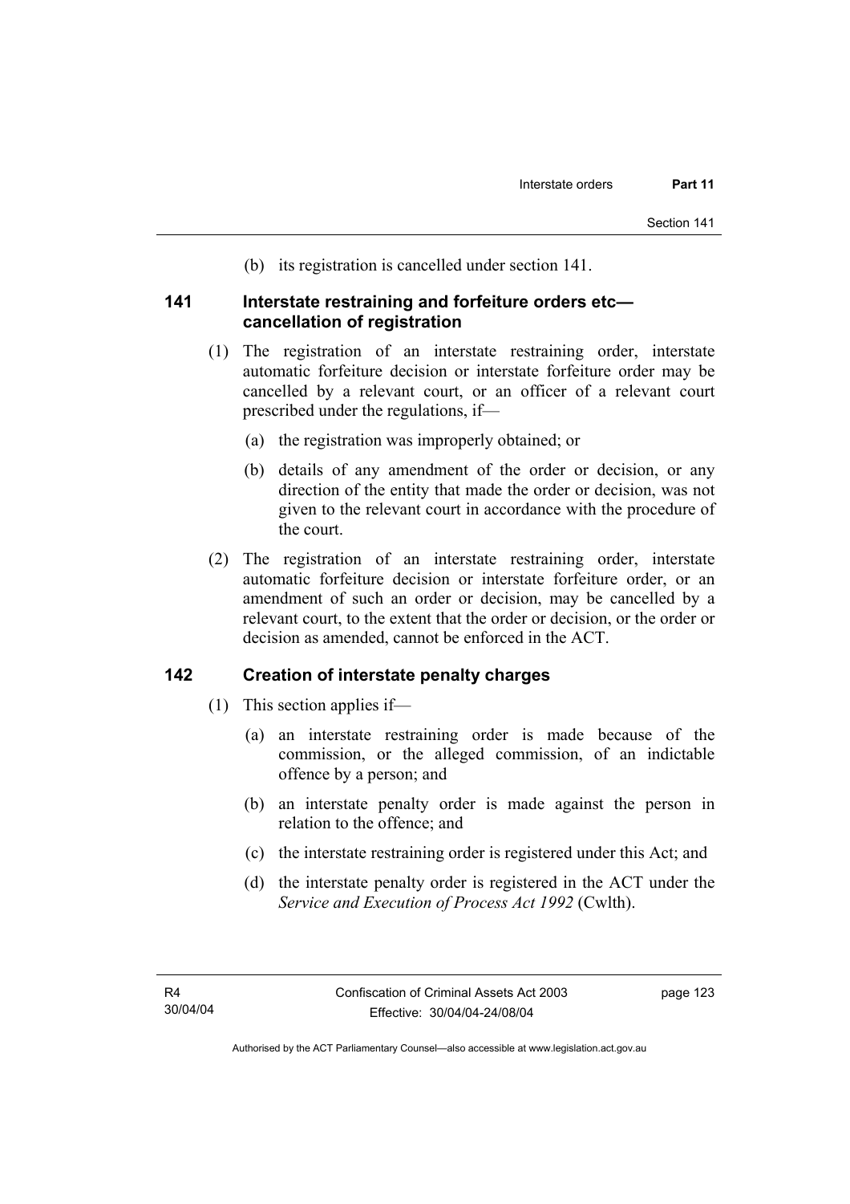(b) its registration is cancelled under section 141.

## 141 Interstate restraining and forfeiture orders etc—cancellation of registration

(1) The registration of an interstate restraining order, interstate automatic forfeiture decision or interstate forfeiture order may be cancelled by a relevant court, or an officer of a relevant court prescribed under the regulations, if—

(a) the registration was improperly obtained; or

(b) details of any amendment of the order or decision, or any direction of the entity that made the order or decision, was not given to the relevant court in accordance with the procedure of the court.

(2) The registration of an interstate restraining order, interstate automatic forfeiture decision or interstate forfeiture order, or an amendment of such an order or decision, may be cancelled by a relevant court, to the extent that the order or decision, or the order or decision as amended, cannot be enforced in the ACT.

## 142 Creation of interstate penalty charges

(1) This section applies if—

(a) an interstate restraining order is made because of the commission, or the alleged commission, of an indictable offence by a person; and

(b) an interstate penalty order is made against the person in relation to the offence; and

(c) the interstate restraining order is registered under this Act; and

(d) the interstate penalty order is registered in the ACT under the *Service and Execution of Process Act 1992* (Cwlth).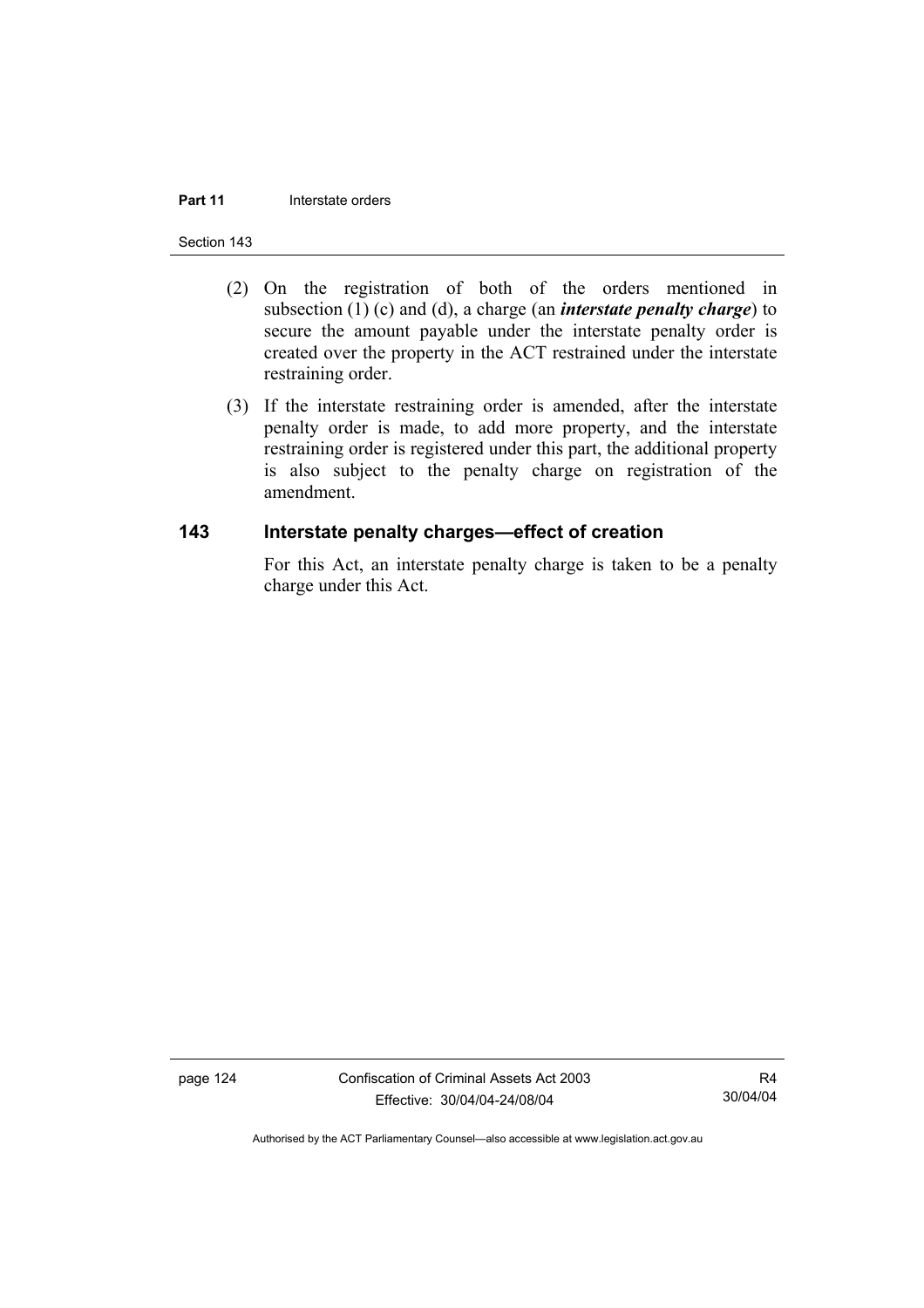(2) On the registration of both of the orders mentioned in subsection (1) (c) and (d), a charge (an ***interstate penalty charge***) to secure the amount payable under the interstate penalty order is created over the property in the ACT restrained under the interstate restraining order.

(3) If the interstate restraining order is amended, after the interstate penalty order is made, to add more property, and the interstate restraining order is registered under this part, the additional property is also subject to the penalty charge on registration of the amendment.

## 143 Interstate penalty charges—effect of creation

For this Act, an interstate penalty charge is taken to be a penalty charge under this Act.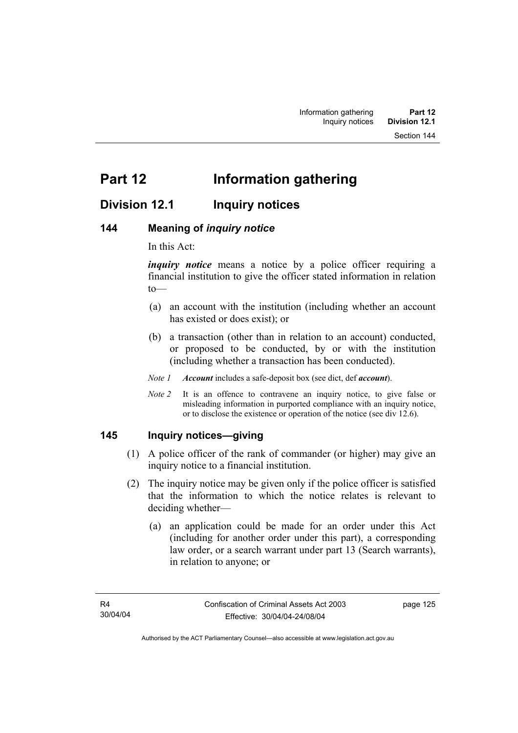# Part 12 Information gathering

## Division 12.1 Inquiry notices

### 144 Meaning of *inquiry notice*

In this Act:

***inquiry notice*** means a notice by a police officer requiring a financial institution to give the officer stated information in relation to—

(a) an account with the institution (including whether an account has existed or does exist); or

(b) a transaction (other than in relation to an account) conducted, or proposed to be conducted, by or with the institution (including whether a transaction has been conducted).

*Note 1* ***Account*** includes a safe-deposit box (see dict, def ***account***).

*Note 2* It is an offence to contravene an inquiry notice, to give false or misleading information in purported compliance with an inquiry notice, or to disclose the existence or operation of the notice (see div 12.6).

### 145 Inquiry notices—giving

(1) A police officer of the rank of commander (or higher) may give an inquiry notice to a financial institution.

(2) The inquiry notice may be given only if the police officer is satisfied that the information to which the notice relates is relevant to deciding whether—

(a) an application could be made for an order under this Act (including for another order under this part), a corresponding law order, or a search warrant under part 13 (Search warrants), in relation to anyone; or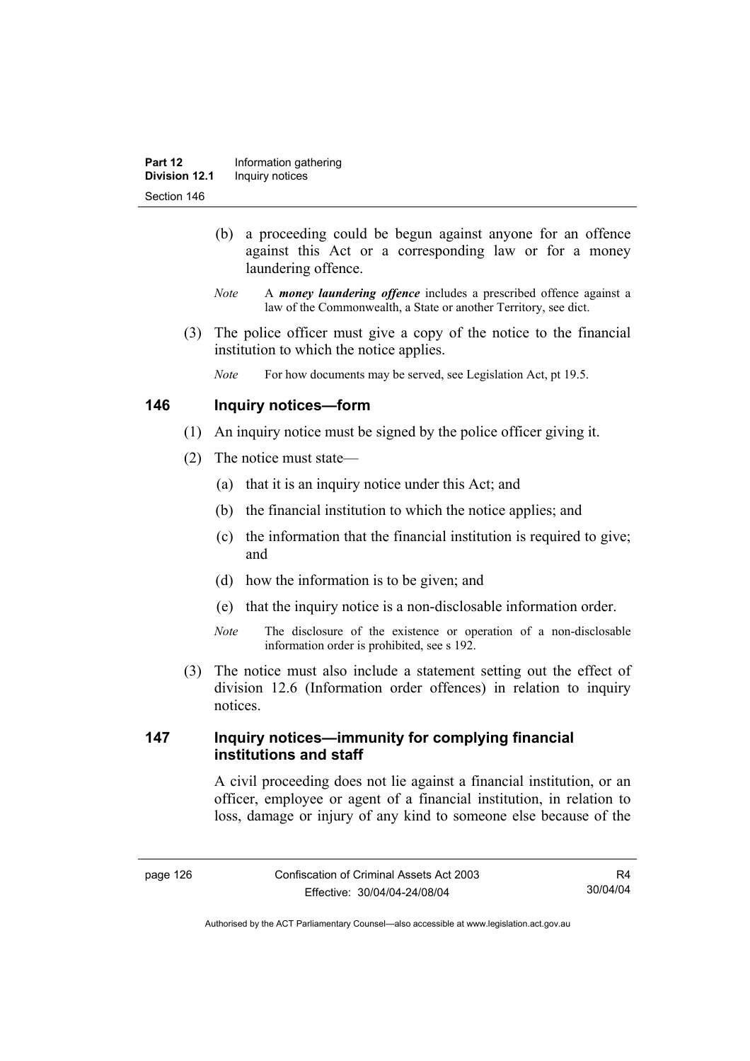(b) a proceeding could be begun against anyone for an offence against this Act or a corresponding law or for a money laundering offence.

*Note* A ***money laundering offence*** includes a prescribed offence against a law of the Commonwealth, a State or another Territory, see dict.

(3) The police officer must give a copy of the notice to the financial institution to which the notice applies.

*Note* For how documents may be served, see Legislation Act, pt 19.5.

## 146 Inquiry notices—form

(1) An inquiry notice must be signed by the police officer giving it.

(2) The notice must state—

(a) that it is an inquiry notice under this Act; and

(b) the financial institution to which the notice applies; and

(c) the information that the financial institution is required to give; and

(d) how the information is to be given; and

(e) that the inquiry notice is a non-disclosable information order.

*Note* The disclosure of the existence or operation of a non-disclosable information order is prohibited, see s 192.

(3) The notice must also include a statement setting out the effect of division 12.6 (Information order offences) in relation to inquiry notices.

## 147 Inquiry notices—immunity for complying financial institutions and staff

A civil proceeding does not lie against a financial institution, or an officer, employee or agent of a financial institution, in relation to loss, damage or injury of any kind to someone else because of the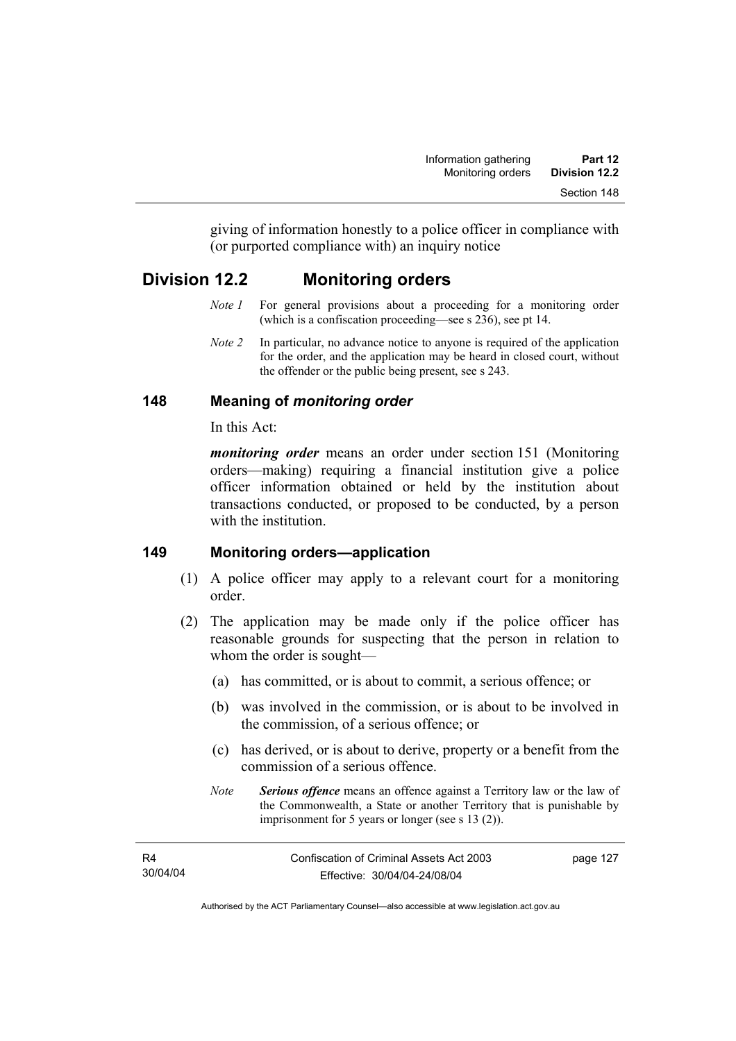giving of information honestly to a police officer in compliance with (or purported compliance with) an inquiry notice

## Division 12.2 Monitoring orders

*Note 1* For general provisions about a proceeding for a monitoring order (which is a confiscation proceeding—see s 236), see pt 14.

*Note 2* In particular, no advance notice to anyone is required of the application for the order, and the application may be heard in closed court, without the offender or the public being present, see s 243.

### 148 Meaning of *monitoring order*

In this Act:

***monitoring order*** means an order under section 151 (Monitoring orders—making) requiring a financial institution give a police officer information obtained or held by the institution about transactions conducted, or proposed to be conducted, by a person with the institution.

### 149 Monitoring orders—application

(1) A police officer may apply to a relevant court for a monitoring order.

(2) The application may be made only if the police officer has reasonable grounds for suspecting that the person in relation to whom the order is sought—

(a) has committed, or is about to commit, a serious offence; or

(b) was involved in the commission, or is about to be involved in the commission, of a serious offence; or

(c) has derived, or is about to derive, property or a benefit from the commission of a serious offence.

*Note* ***Serious offence*** means an offence against a Territory law or the law of the Commonwealth, a State or another Territory that is punishable by imprisonment for 5 years or longer (see s 13 (2)).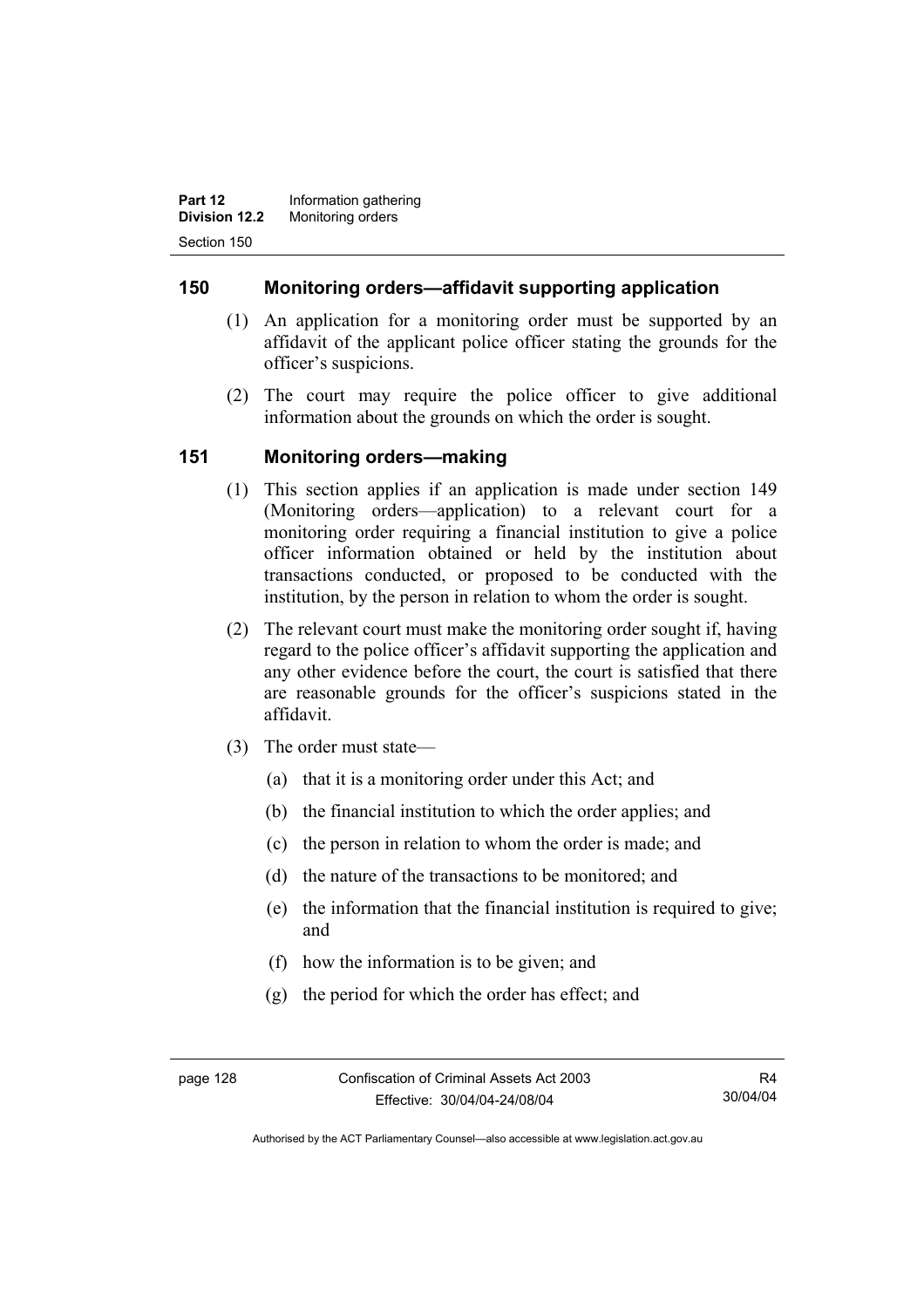## 150 Monitoring orders—affidavit supporting application

(1) An application for a monitoring order must be supported by an affidavit of the applicant police officer stating the grounds for the officer's suspicions.

(2) The court may require the police officer to give additional information about the grounds on which the order is sought.

## 151 Monitoring orders—making

(1) This section applies if an application is made under section 149 (Monitoring orders—application) to a relevant court for a monitoring order requiring a financial institution to give a police officer information obtained or held by the institution about transactions conducted, or proposed to be conducted with the institution, by the person in relation to whom the order is sought.

(2) The relevant court must make the monitoring order sought if, having regard to the police officer's affidavit supporting the application and any other evidence before the court, the court is satisfied that there are reasonable grounds for the officer's suspicions stated in the affidavit.

(3) The order must state—

(a) that it is a monitoring order under this Act; and

(b) the financial institution to which the order applies; and

(c) the person in relation to whom the order is made; and

(d) the nature of the transactions to be monitored; and

(e) the information that the financial institution is required to give; and

(f) how the information is to be given; and

(g) the period for which the order has effect; and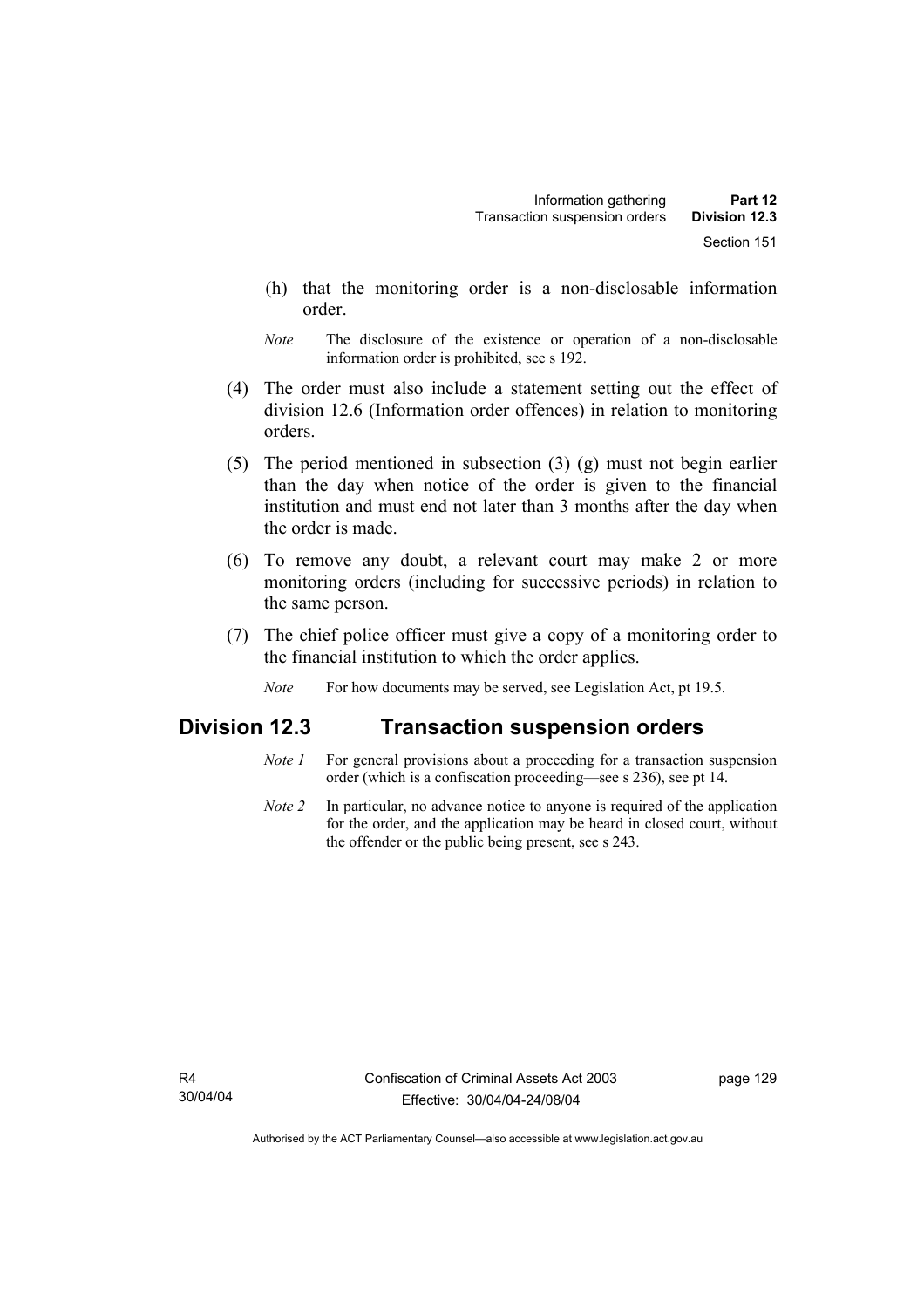(h) that the monitoring order is a non-disclosable information order.

*Note* The disclosure of the existence or operation of a non-disclosable information order is prohibited, see s 192.

(4) The order must also include a statement setting out the effect of division 12.6 (Information order offences) in relation to monitoring orders.

(5) The period mentioned in subsection (3) (g) must not begin earlier than the day when notice of the order is given to the financial institution and must end not later than 3 months after the day when the order is made.

(6) To remove any doubt, a relevant court may make 2 or more monitoring orders (including for successive periods) in relation to the same person.

(7) The chief police officer must give a copy of a monitoring order to the financial institution to which the order applies.

*Note* For how documents may be served, see Legislation Act, pt 19.5.

## Division 12.3 Transaction suspension orders

*Note 1* For general provisions about a proceeding for a transaction suspension order (which is a confiscation proceeding—see s 236), see pt 14.

*Note 2* In particular, no advance notice to anyone is required of the application for the order, and the application may be heard in closed court, without the offender or the public being present, see s 243.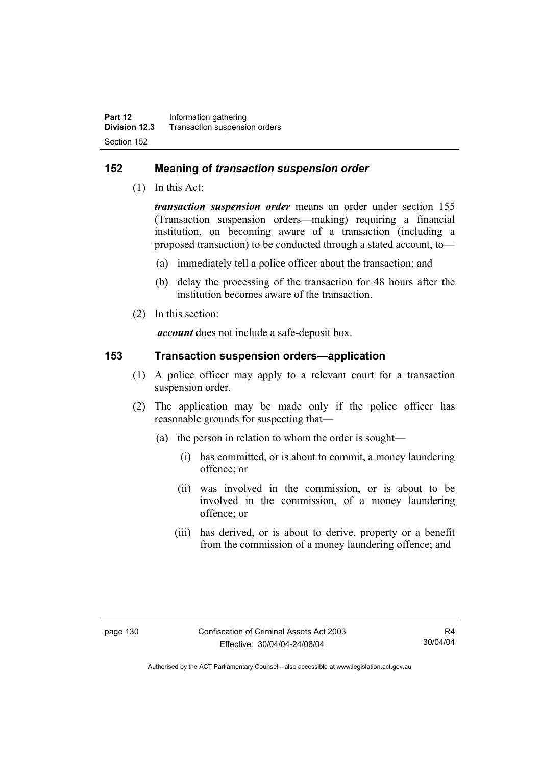## 152 Meaning of *transaction suspension order*

(1) In this Act:

***transaction suspension order*** means an order under section 155 (Transaction suspension orders—making) requiring a financial institution, on becoming aware of a transaction (including a proposed transaction) to be conducted through a stated account, to—

(a) immediately tell a police officer about the transaction; and

(b) delay the processing of the transaction for 48 hours after the institution becomes aware of the transaction.

(2) In this section:

***account*** does not include a safe-deposit box.

## 153 Transaction suspension orders—application

(1) A police officer may apply to a relevant court for a transaction suspension order.

(2) The application may be made only if the police officer has reasonable grounds for suspecting that—

(a) the person in relation to whom the order is sought—

(i) has committed, or is about to commit, a money laundering offence; or

(ii) was involved in the commission, or is about to be involved in the commission, of a money laundering offence; or

(iii) has derived, or is about to derive, property or a benefit from the commission of a money laundering offence; and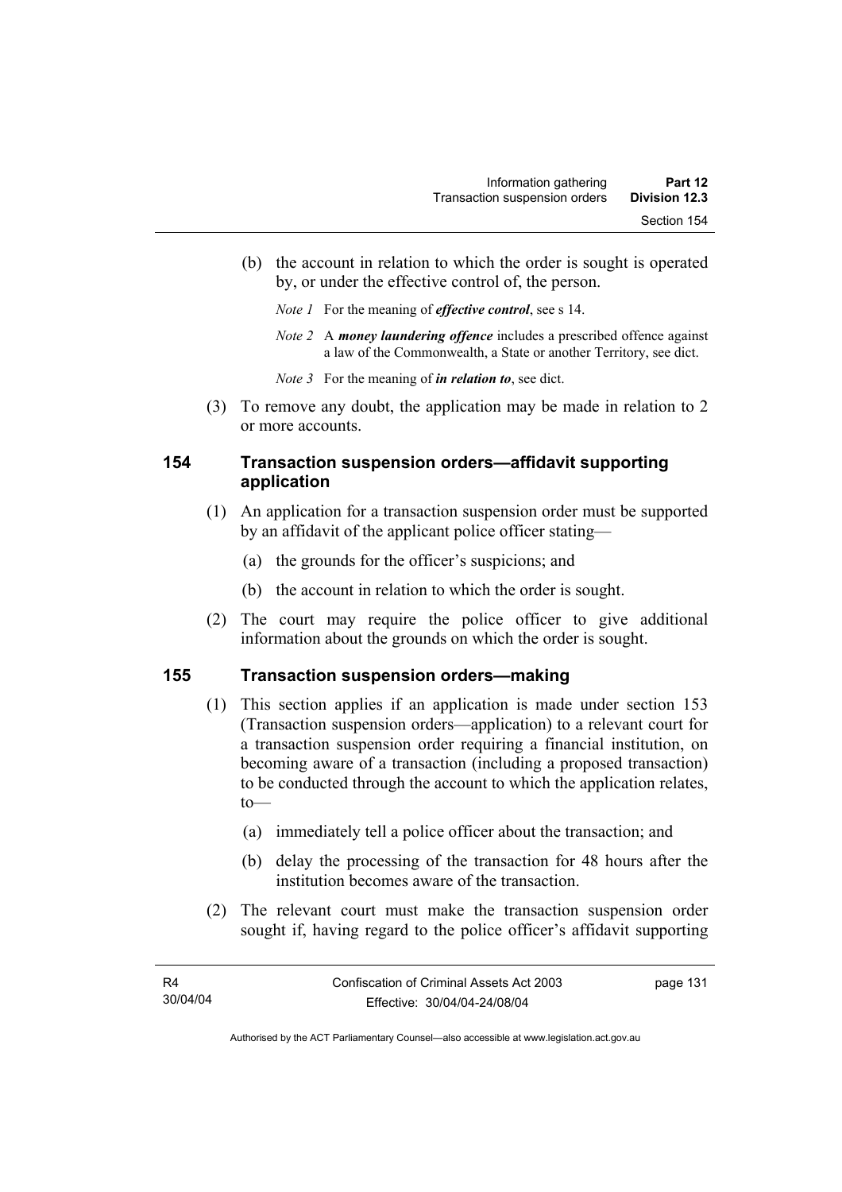(b) the account in relation to which the order is sought is operated by, or under the effective control of, the person.

*Note 1* For the meaning of ***effective control***, see s 14.

*Note 2* A ***money laundering offence*** includes a prescribed offence against a law of the Commonwealth, a State or another Territory, see dict.

*Note 3* For the meaning of ***in relation to***, see dict.

(3) To remove any doubt, the application may be made in relation to 2 or more accounts.

## 154 Transaction suspension orders—affidavit supporting application

(1) An application for a transaction suspension order must be supported by an affidavit of the applicant police officer stating—

(a) the grounds for the officer's suspicions; and

(b) the account in relation to which the order is sought.

(2) The court may require the police officer to give additional information about the grounds on which the order is sought.

## 155 Transaction suspension orders—making

(1) This section applies if an application is made under section 153 (Transaction suspension orders—application) to a relevant court for a transaction suspension order requiring a financial institution, on becoming aware of a transaction (including a proposed transaction) to be conducted through the account to which the application relates, to—

(a) immediately tell a police officer about the transaction; and

(b) delay the processing of the transaction for 48 hours after the institution becomes aware of the transaction.

(2) The relevant court must make the transaction suspension order sought if, having regard to the police officer's affidavit supporting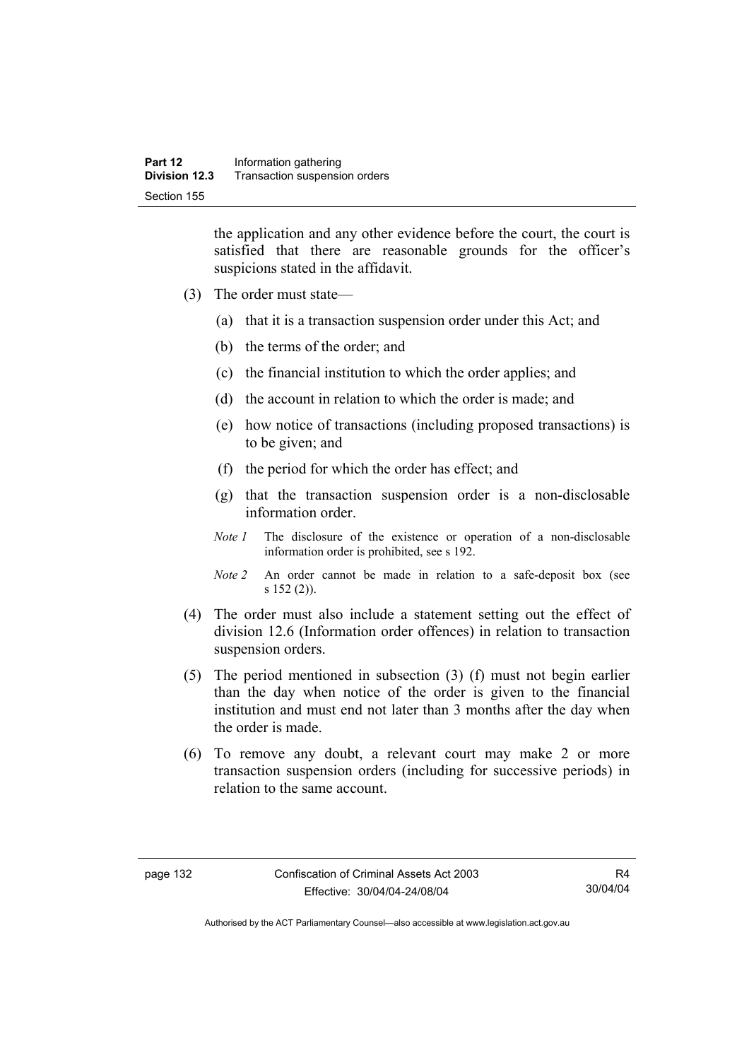the application and any other evidence before the court, the court is satisfied that there are reasonable grounds for the officer's suspicions stated in the affidavit.

(3) The order must state—

(a) that it is a transaction suspension order under this Act; and

(b) the terms of the order; and

(c) the financial institution to which the order applies; and

(d) the account in relation to which the order is made; and

(e) how notice of transactions (including proposed transactions) is to be given; and

(f) the period for which the order has effect; and

(g) that the transaction suspension order is a non-disclosable information order.

*Note 1* The disclosure of the existence or operation of a non-disclosable information order is prohibited, see s 192.

*Note 2* An order cannot be made in relation to a safe-deposit box (see s 152 (2)).

(4) The order must also include a statement setting out the effect of division 12.6 (Information order offences) in relation to transaction suspension orders.

(5) The period mentioned in subsection (3) (f) must not begin earlier than the day when notice of the order is given to the financial institution and must end not later than 3 months after the day when the order is made.

(6) To remove any doubt, a relevant court may make 2 or more transaction suspension orders (including for successive periods) in relation to the same account.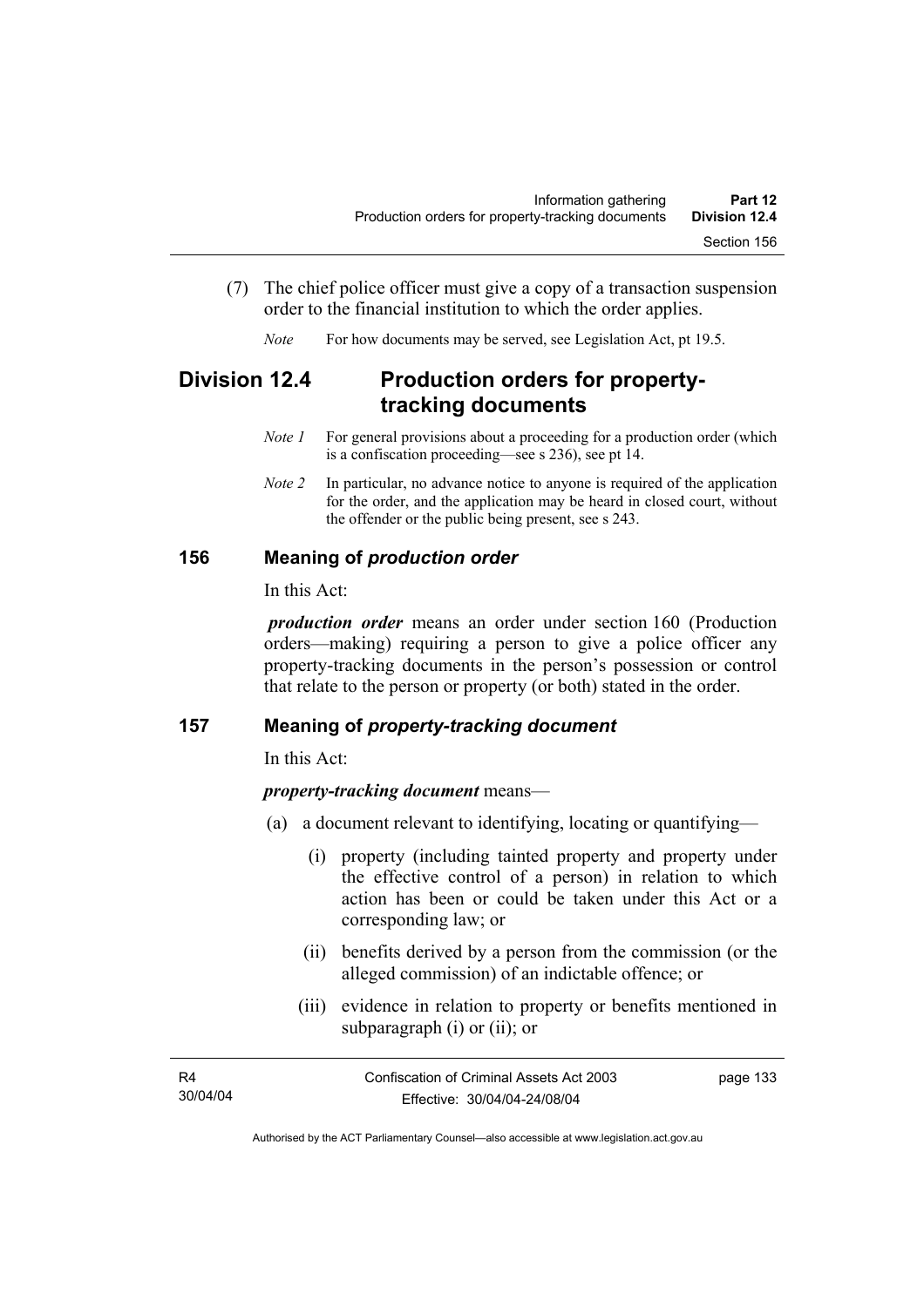(7) The chief police officer must give a copy of a transaction suspension order to the financial institution to which the order applies.

*Note* For how documents may be served, see Legislation Act, pt 19.5.

## Division 12.4 Production orders for property-tracking documents

*Note 1* For general provisions about a proceeding for a production order (which is a confiscation proceeding—see s 236), see pt 14.

*Note 2* In particular, no advance notice to anyone is required of the application for the order, and the application may be heard in closed court, without the offender or the public being present, see s 243.

### 156 Meaning of *production order*

In this Act:

***production order*** means an order under section 160 (Production orders—making) requiring a person to give a police officer any property-tracking documents in the person's possession or control that relate to the person or property (or both) stated in the order.

### 157 Meaning of *property-tracking document*

In this Act:

***property-tracking document*** means—

(a) a document relevant to identifying, locating or quantifying—

(i) property (including tainted property and property under the effective control of a person) in relation to which action has been or could be taken under this Act or a corresponding law; or

(ii) benefits derived by a person from the commission (or the alleged commission) of an indictable offence; or

(iii) evidence in relation to property or benefits mentioned in subparagraph (i) or (ii); or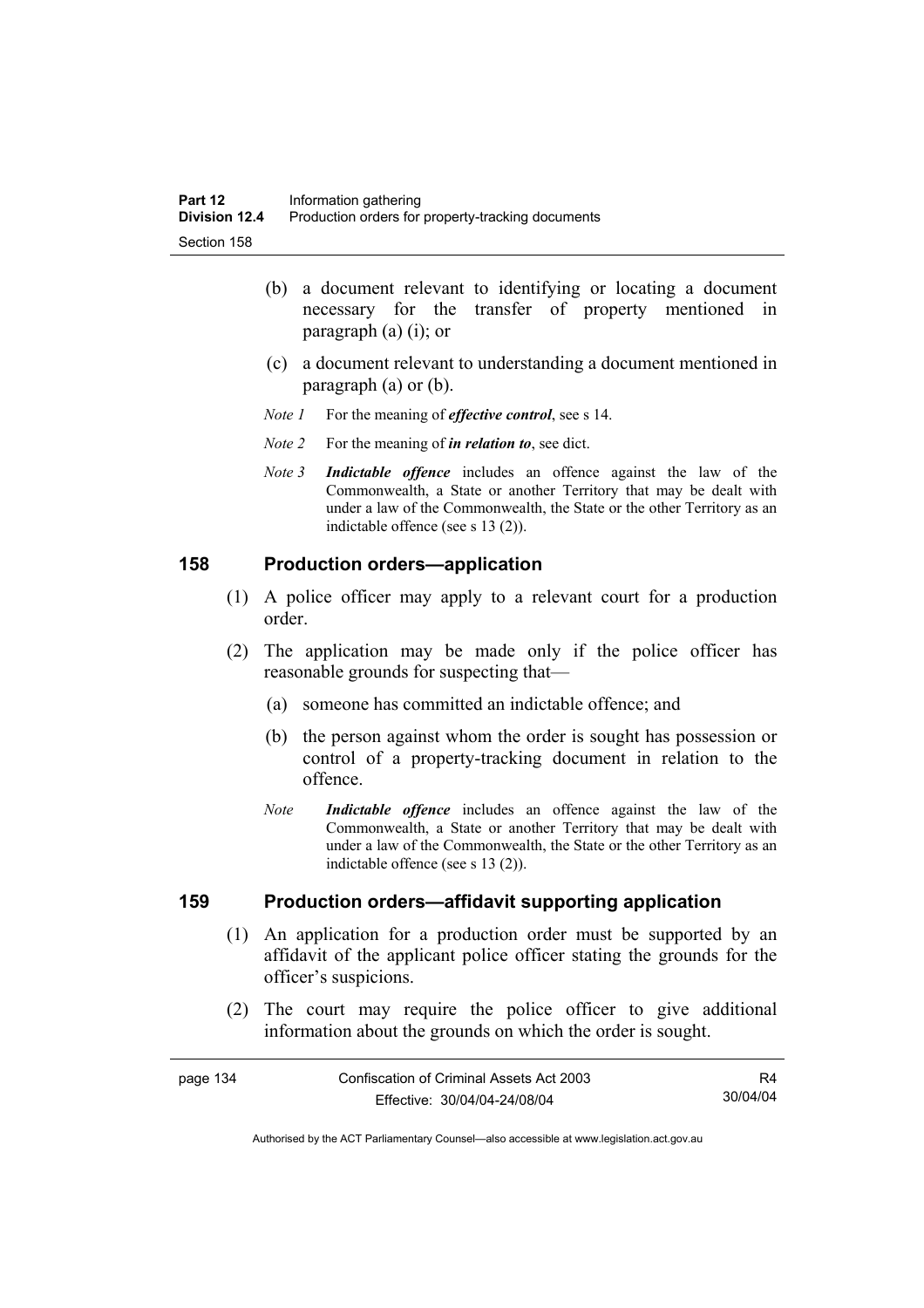(b) a document relevant to identifying or locating a document necessary for the transfer of property mentioned in paragraph (a) (i); or

(c) a document relevant to understanding a document mentioned in paragraph (a) or (b).

*Note 1* For the meaning of ***effective control***, see s 14.

*Note 2* For the meaning of ***in relation to***, see dict.

*Note 3* ***Indictable offence*** includes an offence against the law of the Commonwealth, a State or another Territory that may be dealt with under a law of the Commonwealth, the State or the other Territory as an indictable offence (see s 13 (2)).

## 158 Production orders—application

(1) A police officer may apply to a relevant court for a production order.

(2) The application may be made only if the police officer has reasonable grounds for suspecting that—

(a) someone has committed an indictable offence; and

(b) the person against whom the order is sought has possession or control of a property-tracking document in relation to the offence.

*Note* ***Indictable offence*** includes an offence against the law of the Commonwealth, a State or another Territory that may be dealt with under a law of the Commonwealth, the State or the other Territory as an indictable offence (see s 13 (2)).

## 159 Production orders—affidavit supporting application

(1) An application for a production order must be supported by an affidavit of the applicant police officer stating the grounds for the officer's suspicions.

(2) The court may require the police officer to give additional information about the grounds on which the order is sought.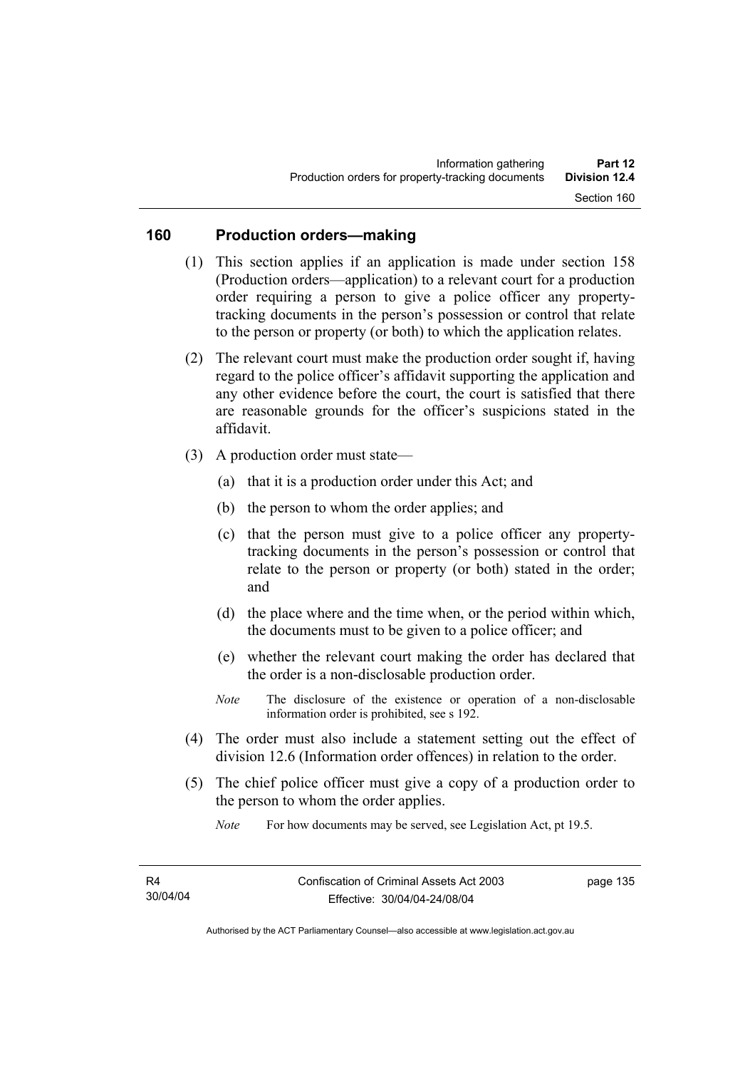## 160 Production orders—making

(1) This section applies if an application is made under section 158 (Production orders—application) to a relevant court for a production order requiring a person to give a police officer any property-tracking documents in the person's possession or control that relate to the person or property (or both) to which the application relates.

(2) The relevant court must make the production order sought if, having regard to the police officer's affidavit supporting the application and any other evidence before the court, the court is satisfied that there are reasonable grounds for the officer's suspicions stated in the affidavit.

(3) A production order must state—

(a) that it is a production order under this Act; and

(b) the person to whom the order applies; and

(c) that the person must give to a police officer any property-tracking documents in the person's possession or control that relate to the person or property (or both) stated in the order; and

(d) the place where and the time when, or the period within which, the documents must to be given to a police officer; and

(e) whether the relevant court making the order has declared that the order is a non-disclosable production order.

*Note* The disclosure of the existence or operation of a non-disclosable information order is prohibited, see s 192.

(4) The order must also include a statement setting out the effect of division 12.6 (Information order offences) in relation to the order.

(5) The chief police officer must give a copy of a production order to the person to whom the order applies.

*Note* For how documents may be served, see Legislation Act, pt 19.5.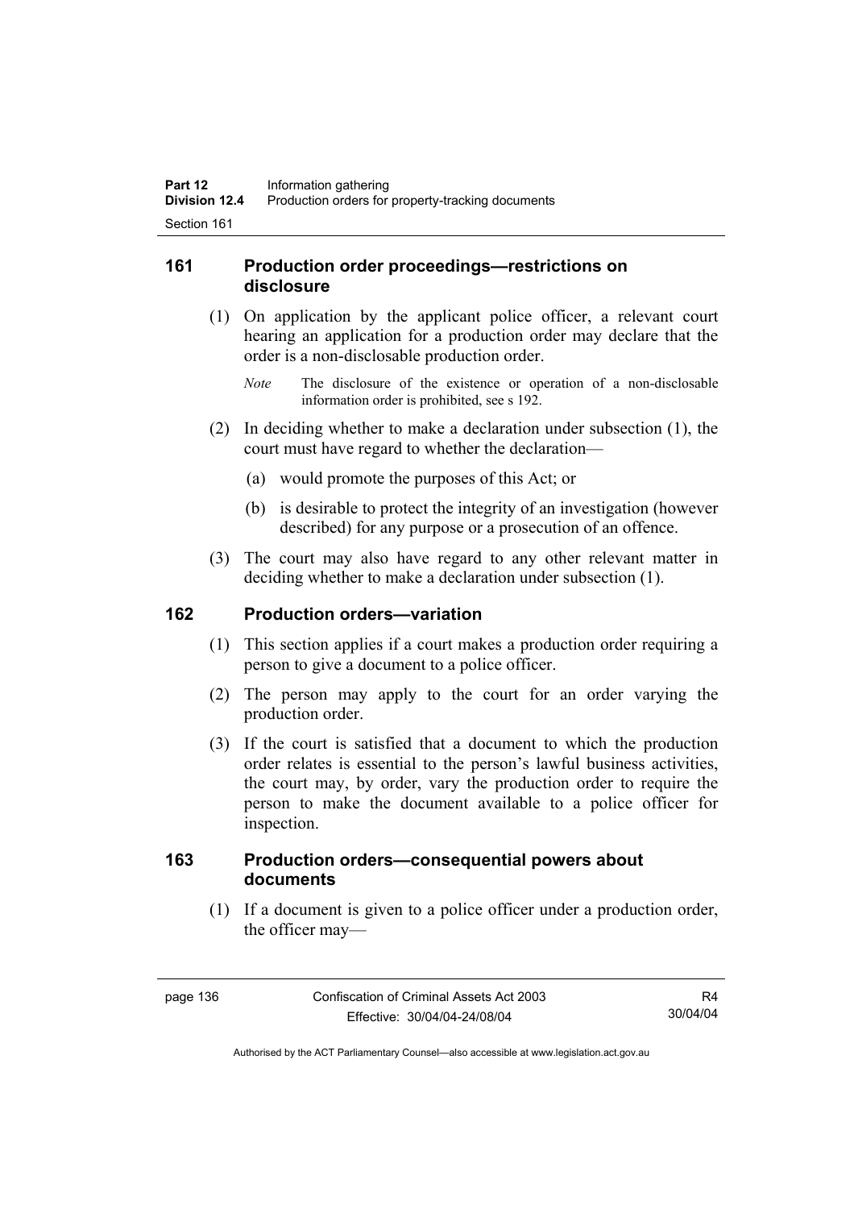## 161 Production order proceedings—restrictions on disclosure

(1) On application by the applicant police officer, a relevant court hearing an application for a production order may declare that the order is a non-disclosable production order.

*Note* The disclosure of the existence or operation of a non-disclosable information order is prohibited, see s 192.

(2) In deciding whether to make a declaration under subsection (1), the court must have regard to whether the declaration—

(a) would promote the purposes of this Act; or

(b) is desirable to protect the integrity of an investigation (however described) for any purpose or a prosecution of an offence.

(3) The court may also have regard to any other relevant matter in deciding whether to make a declaration under subsection (1).

## 162 Production orders—variation

(1) This section applies if a court makes a production order requiring a person to give a document to a police officer.

(2) The person may apply to the court for an order varying the production order.

(3) If the court is satisfied that a document to which the production order relates is essential to the person's lawful business activities, the court may, by order, vary the production order to require the person to make the document available to a police officer for inspection.

## 163 Production orders—consequential powers about documents

(1) If a document is given to a police officer under a production order, the officer may—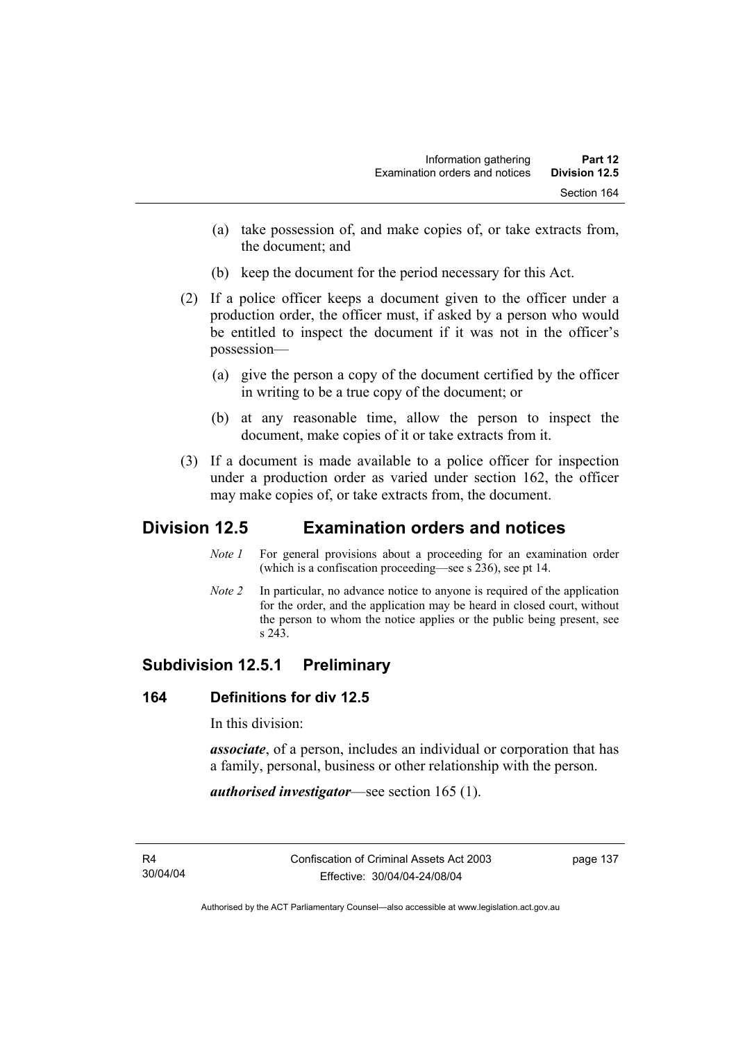(a) take possession of, and make copies of, or take extracts from, the document; and

(b) keep the document for the period necessary for this Act.

(2) If a police officer keeps a document given to the officer under a production order, the officer must, if asked by a person who would be entitled to inspect the document if it was not in the officer's possession—

(a) give the person a copy of the document certified by the officer in writing to be a true copy of the document; or

(b) at any reasonable time, allow the person to inspect the document, make copies of it or take extracts from it.

(3) If a document is made available to a police officer for inspection under a production order as varied under section 162, the officer may make copies of, or take extracts from, the document.

## Division 12.5 Examination orders and notices

*Note 1* For general provisions about a proceeding for an examination order (which is a confiscation proceeding—see s 236), see pt 14.

*Note 2* In particular, no advance notice to anyone is required of the application for the order, and the application may be heard in closed court, without the person to whom the notice applies or the public being present, see s 243.

### Subdivision 12.5.1 Preliminary

#### 164 Definitions for div 12.5

In this division:

***associate***, of a person, includes an individual or corporation that has a family, personal, business or other relationship with the person.

***authorised investigator***—see section 165 (1).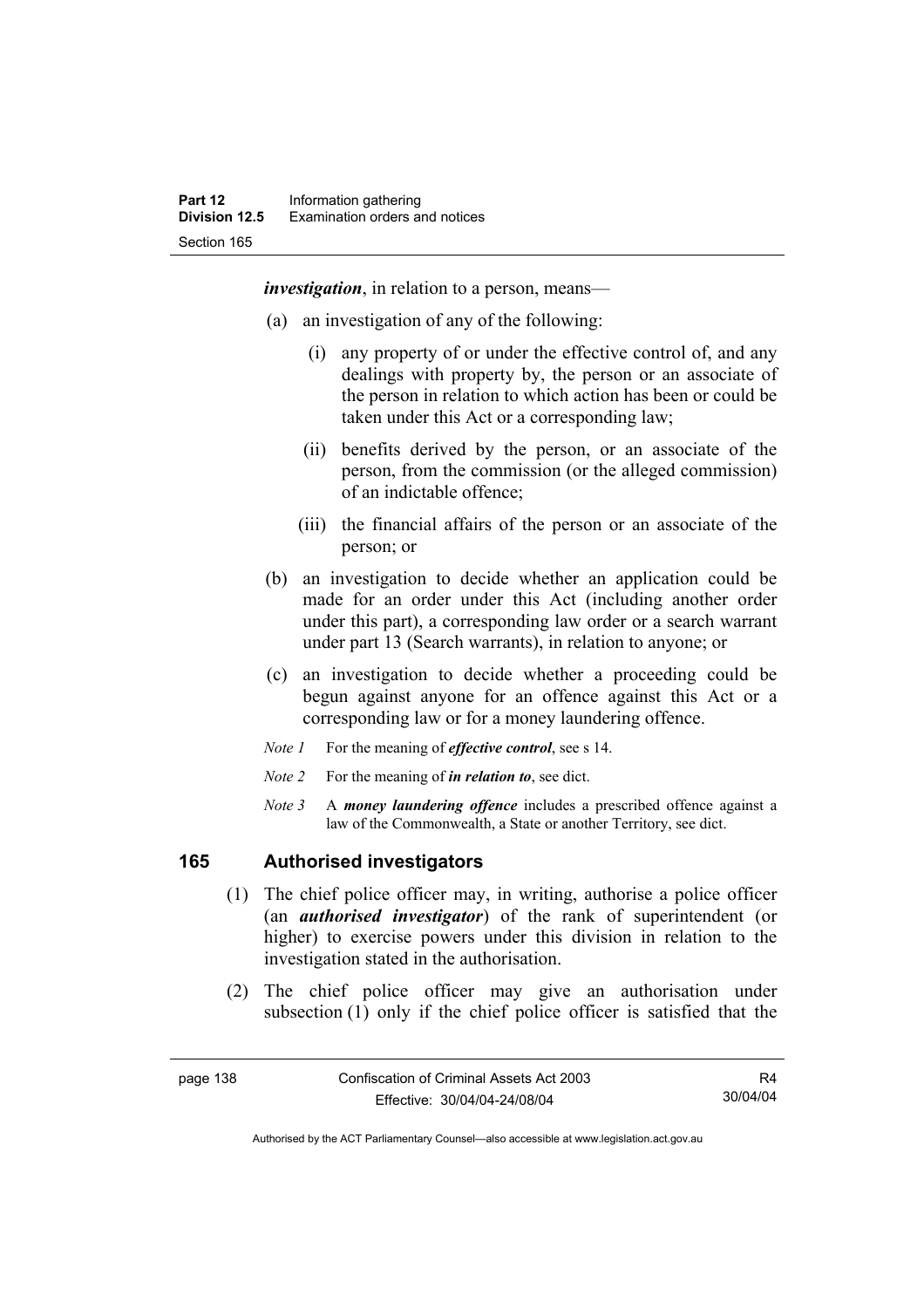***investigation***, in relation to a person, means—

(a) an investigation of any of the following:

   (i) any property of or under the effective control of, and any dealings with property by, the person or an associate of the person in relation to which action has been or could be taken under this Act or a corresponding law;

   (ii) benefits derived by the person, or an associate of the person, from the commission (or the alleged commission) of an indictable offence;

   (iii) the financial affairs of the person or an associate of the person; or

(b) an investigation to decide whether an application could be made for an order under this Act (including another order under this part), a corresponding law order or a search warrant under part 13 (Search warrants), in relation to anyone; or

(c) an investigation to decide whether a proceeding could be begun against anyone for an offence against this Act or a corresponding law or for a money laundering offence.

*Note 1* For the meaning of ***effective control***, see s 14.

*Note 2* For the meaning of ***in relation to***, see dict.

*Note 3* A ***money laundering offence*** includes a prescribed offence against a law of the Commonwealth, a State or another Territory, see dict.

## 165 Authorised investigators

(1) The chief police officer may, in writing, authorise a police officer (an ***authorised investigator***) of the rank of superintendent (or higher) to exercise powers under this division in relation to the investigation stated in the authorisation.

(2) The chief police officer may give an authorisation under subsection (1) only if the chief police officer is satisfied that the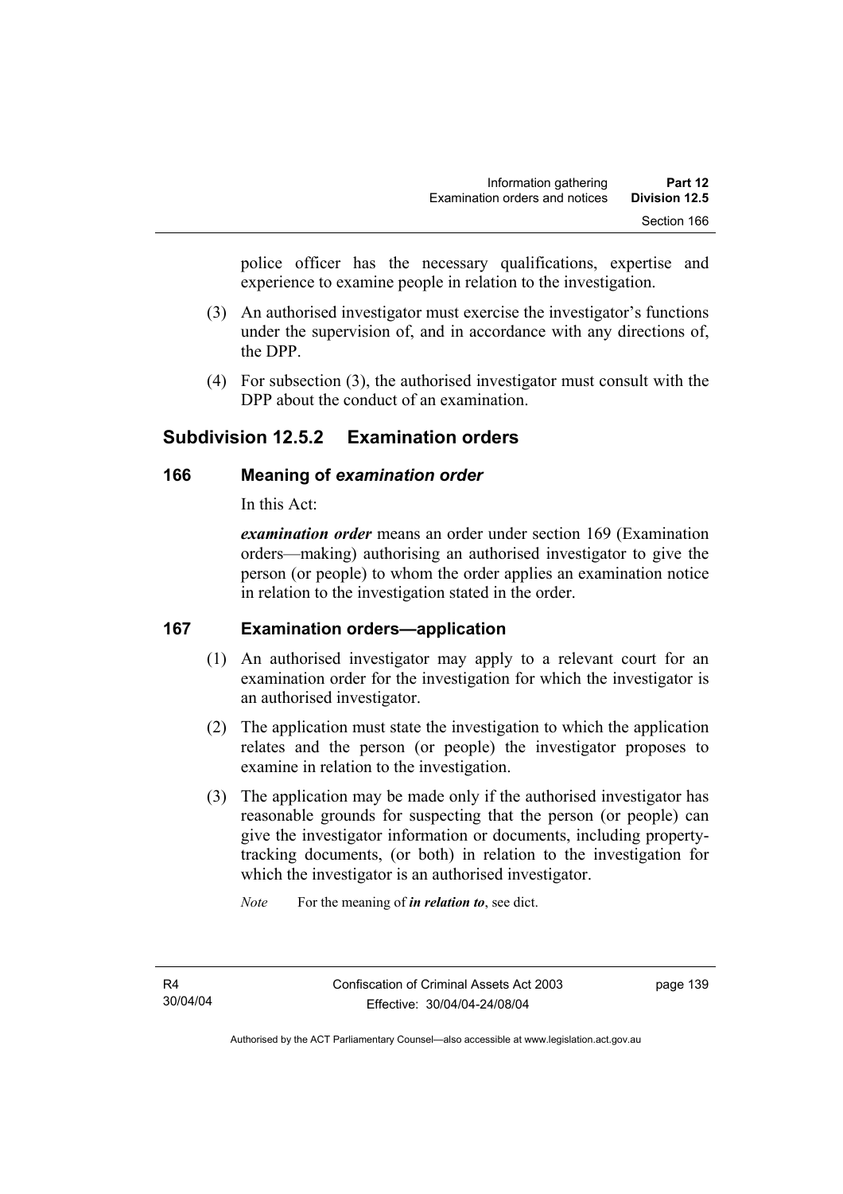police officer has the necessary qualifications, expertise and experience to examine people in relation to the investigation.

(3) An authorised investigator must exercise the investigator's functions under the supervision of, and in accordance with any directions of, the DPP.

(4) For subsection (3), the authorised investigator must consult with the DPP about the conduct of an examination.

## Subdivision 12.5.2 Examination orders

### 166 Meaning of *examination order*

In this Act:

***examination order*** means an order under section 169 (Examination orders—making) authorising an authorised investigator to give the person (or people) to whom the order applies an examination notice in relation to the investigation stated in the order.

### 167 Examination orders—application

(1) An authorised investigator may apply to a relevant court for an examination order for the investigation for which the investigator is an authorised investigator.

(2) The application must state the investigation to which the application relates and the person (or people) the investigator proposes to examine in relation to the investigation.

(3) The application may be made only if the authorised investigator has reasonable grounds for suspecting that the person (or people) can give the investigator information or documents, including property-tracking documents, (or both) in relation to the investigation for which the investigator is an authorised investigator.

*Note* For the meaning of ***in relation to***, see dict.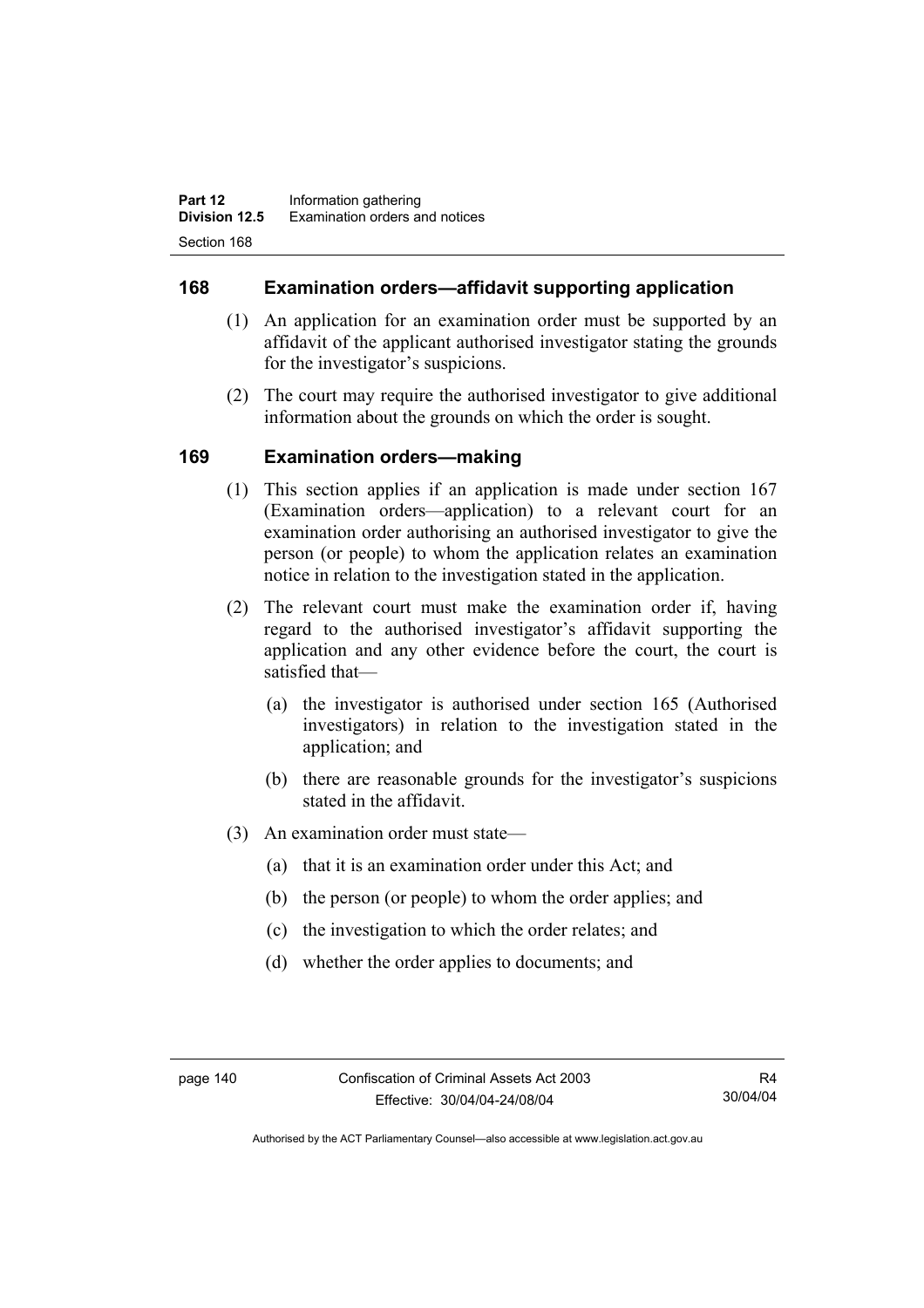## 168 Examination orders—affidavit supporting application

(1) An application for an examination order must be supported by an affidavit of the applicant authorised investigator stating the grounds for the investigator's suspicions.

(2) The court may require the authorised investigator to give additional information about the grounds on which the order is sought.

## 169 Examination orders—making

(1) This section applies if an application is made under section 167 (Examination orders—application) to a relevant court for an examination order authorising an authorised investigator to give the person (or people) to whom the application relates an examination notice in relation to the investigation stated in the application.

(2) The relevant court must make the examination order if, having regard to the authorised investigator's affidavit supporting the application and any other evidence before the court, the court is satisfied that—

(a) the investigator is authorised under section 165 (Authorised investigators) in relation to the investigation stated in the application; and

(b) there are reasonable grounds for the investigator's suspicions stated in the affidavit.

(3) An examination order must state—

(a) that it is an examination order under this Act; and

(b) the person (or people) to whom the order applies; and

(c) the investigation to which the order relates; and

(d) whether the order applies to documents; and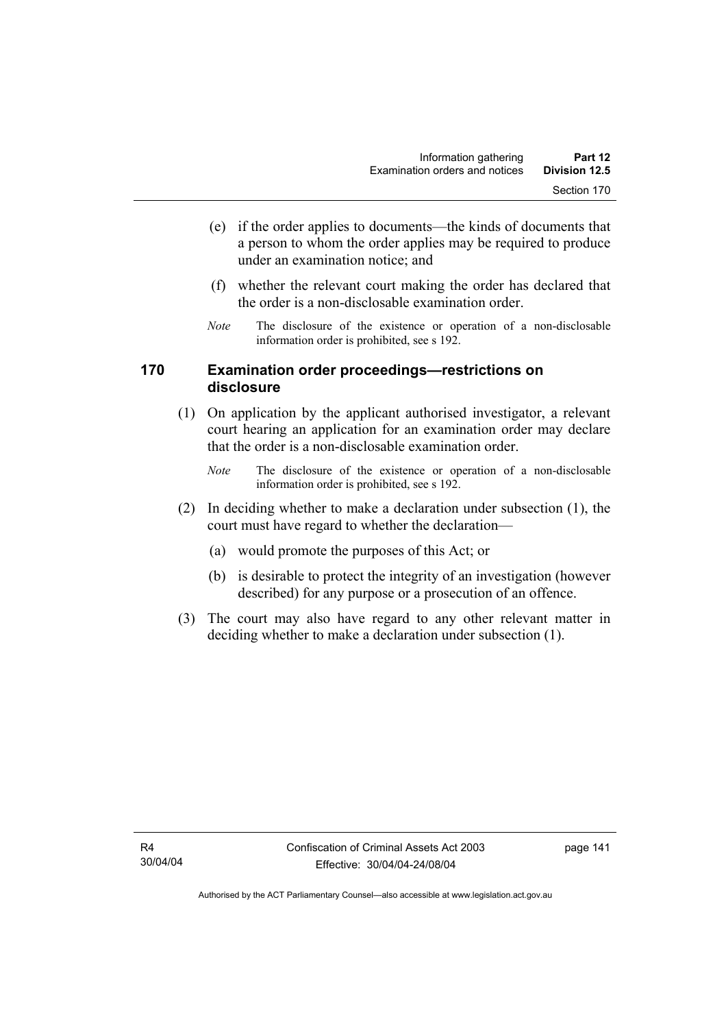(e) if the order applies to documents—the kinds of documents that a person to whom the order applies may be required to produce under an examination notice; and

(f) whether the relevant court making the order has declared that the order is a non-disclosable examination order.

*Note* The disclosure of the existence or operation of a non-disclosable information order is prohibited, see s 192.

### 170 Examination order proceedings—restrictions on disclosure

(1) On application by the applicant authorised investigator, a relevant court hearing an application for an examination order may declare that the order is a non-disclosable examination order.

*Note* The disclosure of the existence or operation of a non-disclosable information order is prohibited, see s 192.

(2) In deciding whether to make a declaration under subsection (1), the court must have regard to whether the declaration—

(a) would promote the purposes of this Act; or

(b) is desirable to protect the integrity of an investigation (however described) for any purpose or a prosecution of an offence.

(3) The court may also have regard to any other relevant matter in deciding whether to make a declaration under subsection (1).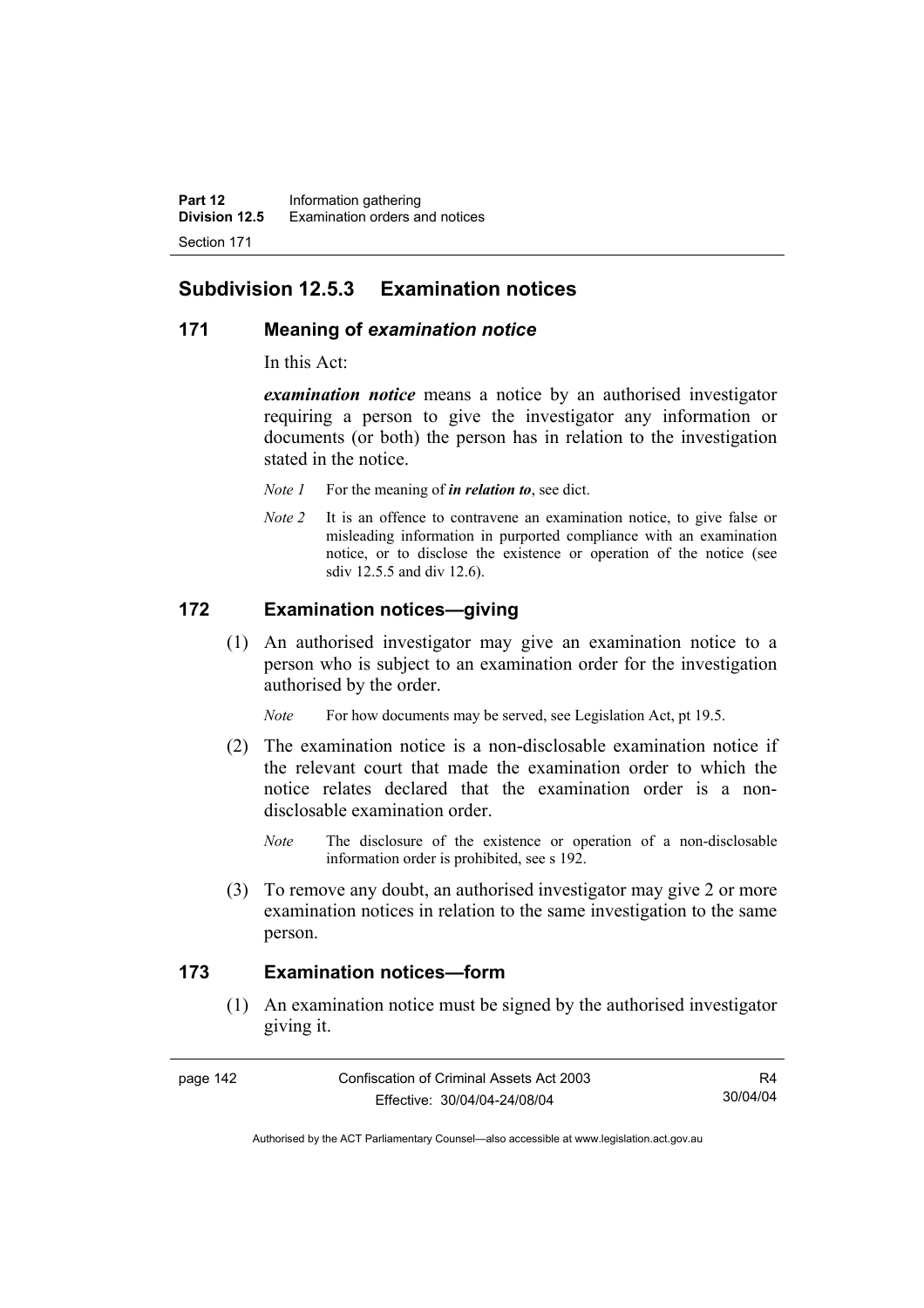## Subdivision 12.5.3 Examination notices

### 171 Meaning of *examination notice*

In this Act:

***examination notice*** means a notice by an authorised investigator requiring a person to give the investigator any information or documents (or both) the person has in relation to the investigation stated in the notice.

*Note 1* For the meaning of ***in relation to***, see dict.

*Note 2* It is an offence to contravene an examination notice, to give false or misleading information in purported compliance with an examination notice, or to disclose the existence or operation of the notice (see sdiv 12.5.5 and div 12.6).

### 172 Examination notices—giving

(1) An authorised investigator may give an examination notice to a person who is subject to an examination order for the investigation authorised by the order.

*Note* For how documents may be served, see Legislation Act, pt 19.5.

(2) The examination notice is a non-disclosable examination notice if the relevant court that made the examination order to which the notice relates declared that the examination order is a non-disclosable examination order.

*Note* The disclosure of the existence or operation of a non-disclosable information order is prohibited, see s 192.

(3) To remove any doubt, an authorised investigator may give 2 or more examination notices in relation to the same investigation to the same person.

### 173 Examination notices—form

(1) An examination notice must be signed by the authorised investigator giving it.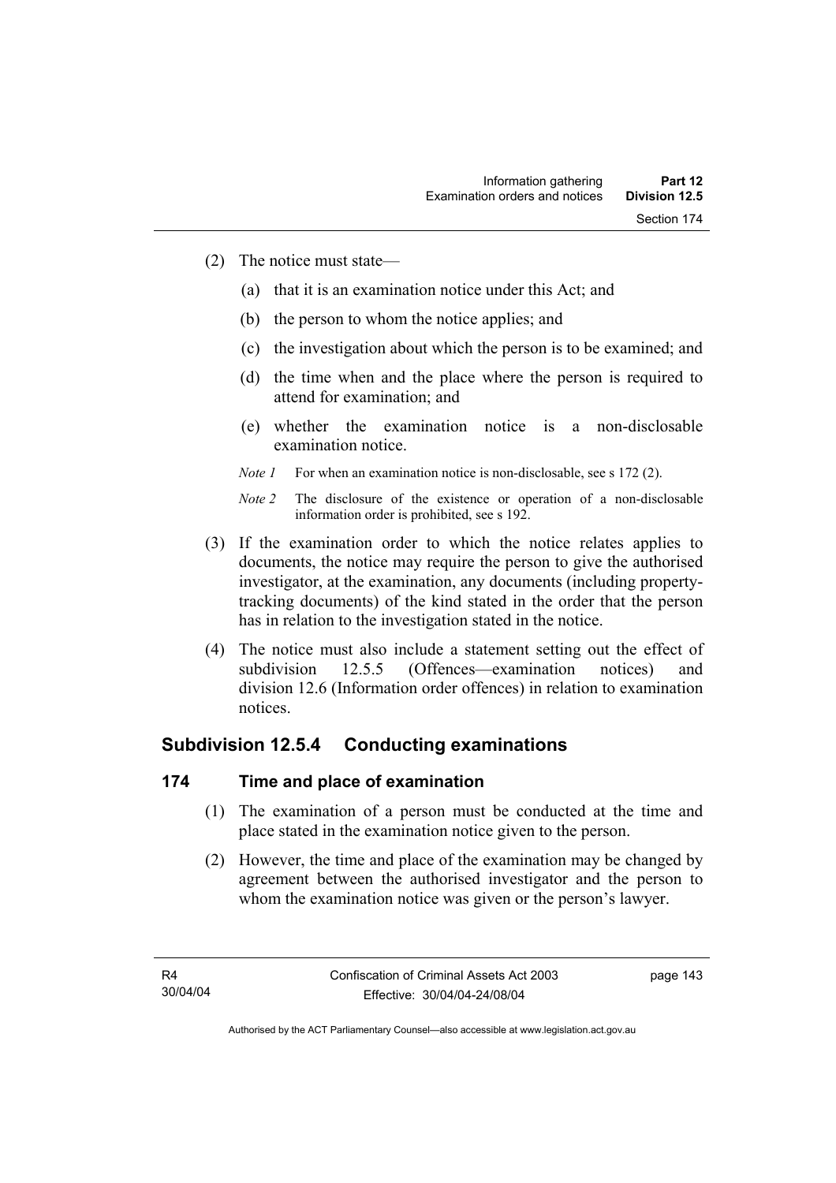(2) The notice must state—

(a) that it is an examination notice under this Act; and

(b) the person to whom the notice applies; and

(c) the investigation about which the person is to be examined; and

(d) the time when and the place where the person is required to attend for examination; and

(e) whether the examination notice is a non-disclosable examination notice.

*Note 1* For when an examination notice is non-disclosable, see s 172 (2).

*Note 2* The disclosure of the existence or operation of a non-disclosable information order is prohibited, see s 192.

(3) If the examination order to which the notice relates applies to documents, the notice may require the person to give the authorised investigator, at the examination, any documents (including property-tracking documents) of the kind stated in the order that the person has in relation to the investigation stated in the notice.

(4) The notice must also include a statement setting out the effect of subdivision 12.5.5 (Offences—examination notices) and division 12.6 (Information order offences) in relation to examination notices.

## Subdivision 12.5.4 Conducting examinations

### 174 Time and place of examination

(1) The examination of a person must be conducted at the time and place stated in the examination notice given to the person.

(2) However, the time and place of the examination may be changed by agreement between the authorised investigator and the person to whom the examination notice was given or the person's lawyer.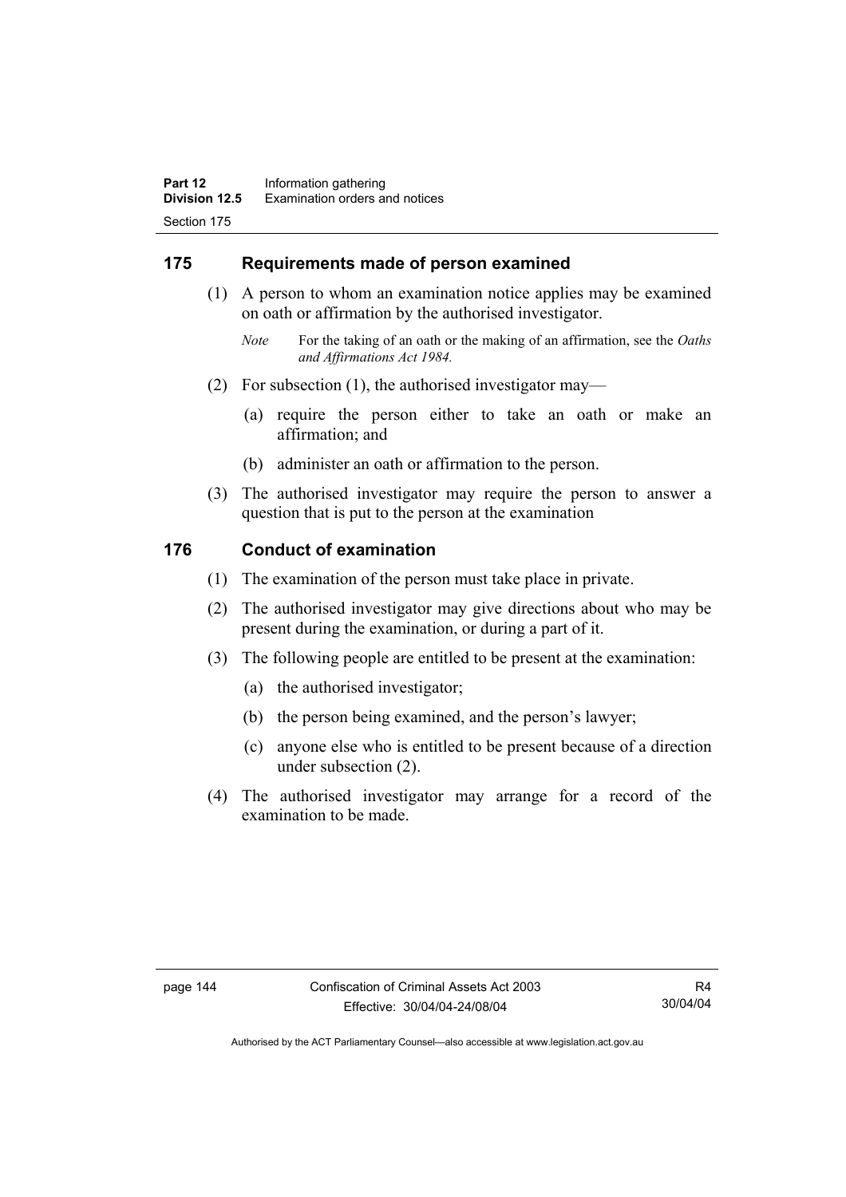## 175 Requirements made of person examined

(1) A person to whom an examination notice applies may be examined on oath or affirmation by the authorised investigator.

*Note* For the taking of an oath or the making of an affirmation, see the *Oaths and Affirmations Act 1984.*

(2) For subsection (1), the authorised investigator may—

(a) require the person either to take an oath or make an affirmation; and

(b) administer an oath or affirmation to the person.

(3) The authorised investigator may require the person to answer a question that is put to the person at the examination

## 176 Conduct of examination

(1) The examination of the person must take place in private.

(2) The authorised investigator may give directions about who may be present during the examination, or during a part of it.

(3) The following people are entitled to be present at the examination:

(a) the authorised investigator;

(b) the person being examined, and the person's lawyer;

(c) anyone else who is entitled to be present because of a direction under subsection (2).

(4) The authorised investigator may arrange for a record of the examination to be made.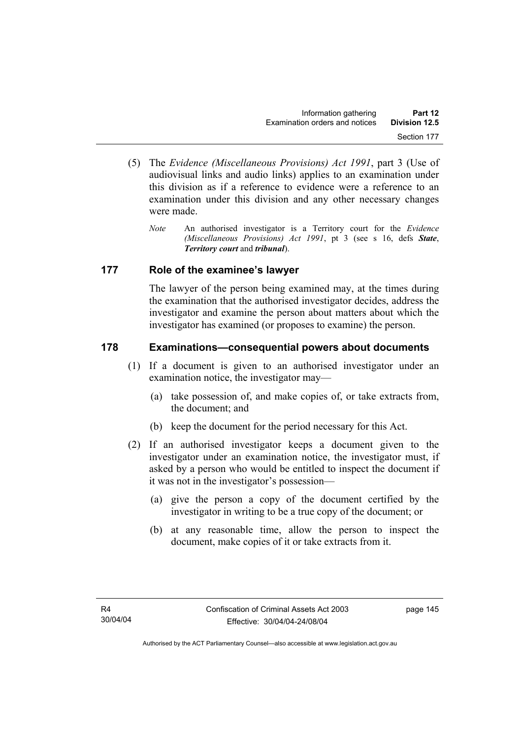(5) The *Evidence (Miscellaneous Provisions) Act 1991*, part 3 (Use of audiovisual links and audio links) applies to an examination under this division as if a reference to evidence were a reference to an examination under this division and any other necessary changes were made.

*Note* An authorised investigator is a Territory court for the *Evidence (Miscellaneous Provisions) Act 1991*, pt 3 (see s 16, defs ***State***, ***Territory court*** and ***tribunal***).

## 177 Role of the examinee's lawyer

The lawyer of the person being examined may, at the times during the examination that the authorised investigator decides, address the investigator and examine the person about matters about which the investigator has examined (or proposes to examine) the person.

## 178 Examinations—consequential powers about documents

(1) If a document is given to an authorised investigator under an examination notice, the investigator may—

(a) take possession of, and make copies of, or take extracts from, the document; and

(b) keep the document for the period necessary for this Act.

(2) If an authorised investigator keeps a document given to the investigator under an examination notice, the investigator must, if asked by a person who would be entitled to inspect the document if it was not in the investigator's possession—

(a) give the person a copy of the document certified by the investigator in writing to be a true copy of the document; or

(b) at any reasonable time, allow the person to inspect the document, make copies of it or take extracts from it.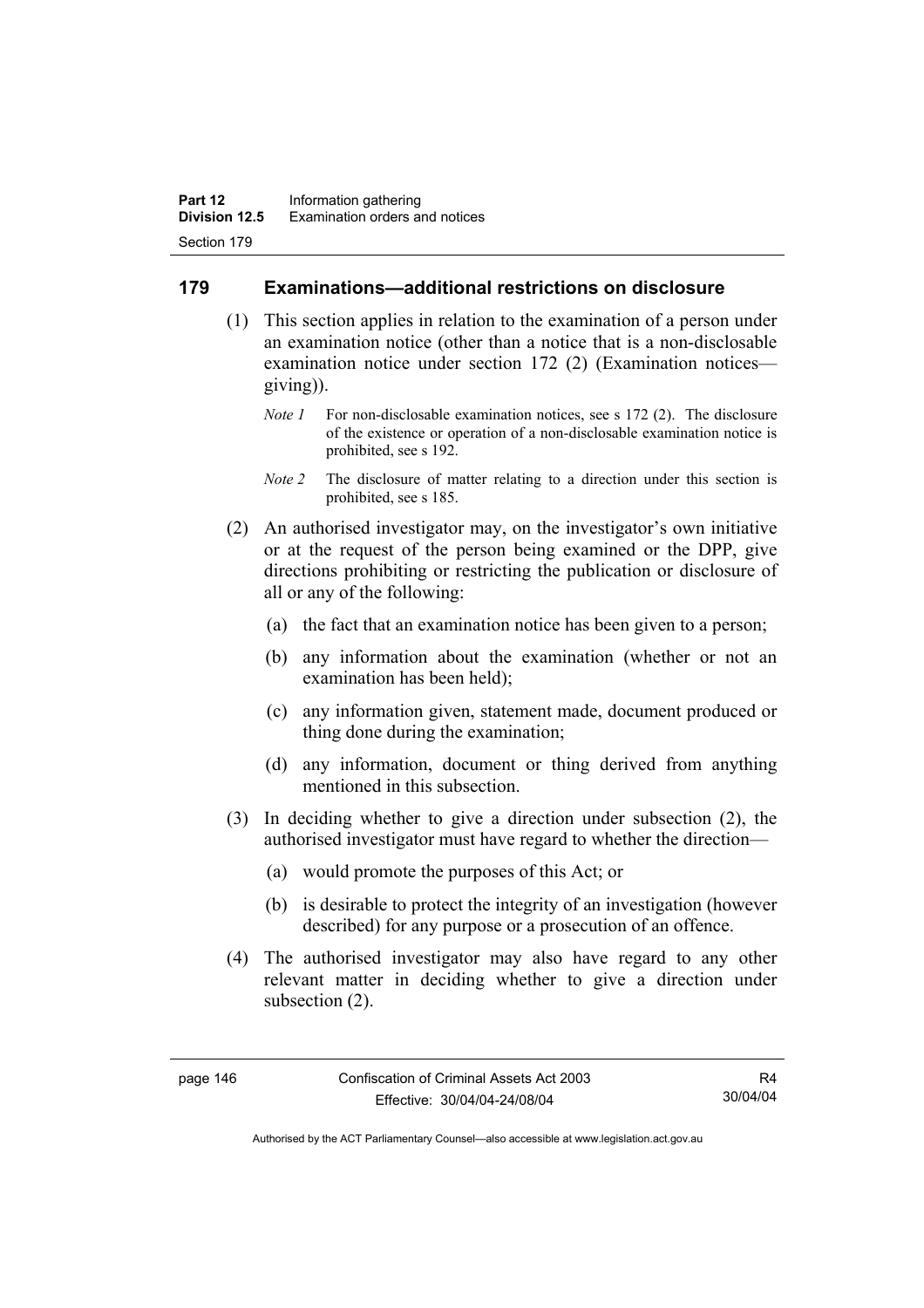## 179 Examinations—additional restrictions on disclosure

(1) This section applies in relation to the examination of a person under an examination notice (other than a notice that is a non-disclosable examination notice under section 172 (2) (Examination notices—giving)).

*Note 1* For non-disclosable examination notices, see s 172 (2). The disclosure of the existence or operation of a non-disclosable examination notice is prohibited, see s 192.

*Note 2* The disclosure of matter relating to a direction under this section is prohibited, see s 185.

(2) An authorised investigator may, on the investigator's own initiative or at the request of the person being examined or the DPP, give directions prohibiting or restricting the publication or disclosure of all or any of the following:

- (a) the fact that an examination notice has been given to a person;
- (b) any information about the examination (whether or not an examination has been held);
- (c) any information given, statement made, document produced or thing done during the examination;
- (d) any information, document or thing derived from anything mentioned in this subsection.

(3) In deciding whether to give a direction under subsection (2), the authorised investigator must have regard to whether the direction—

- (a) would promote the purposes of this Act; or
- (b) is desirable to protect the integrity of an investigation (however described) for any purpose or a prosecution of an offence.

(4) The authorised investigator may also have regard to any other relevant matter in deciding whether to give a direction under subsection (2).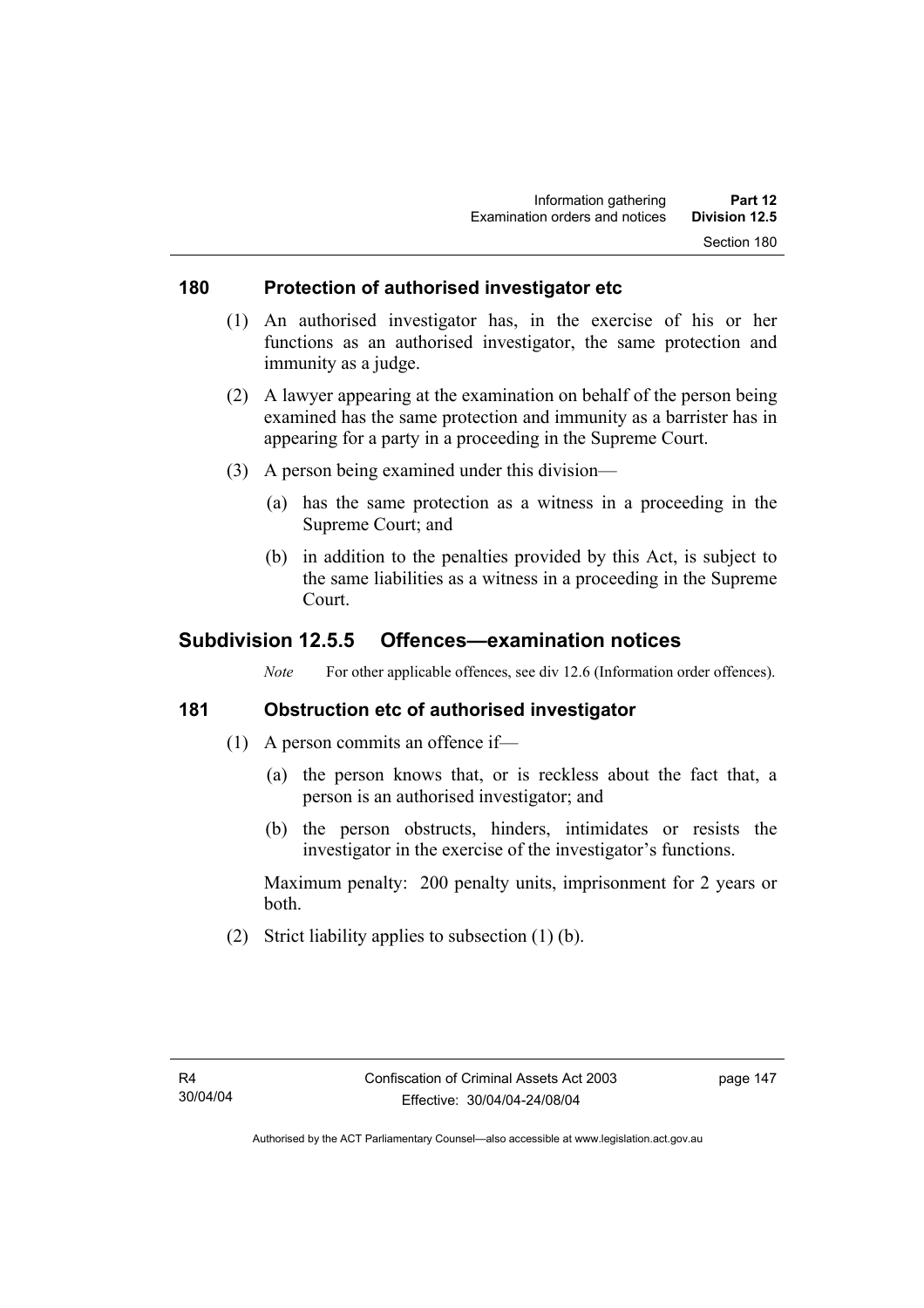### 180 Protection of authorised investigator etc

(1) An authorised investigator has, in the exercise of his or her functions as an authorised investigator, the same protection and immunity as a judge.

(2) A lawyer appearing at the examination on behalf of the person being examined has the same protection and immunity as a barrister has in appearing for a party in a proceeding in the Supreme Court.

(3) A person being examined under this division—

   (a) has the same protection as a witness in a proceeding in the Supreme Court; and

   (b) in addition to the penalties provided by this Act, is subject to the same liabilities as a witness in a proceeding in the Supreme Court.

## Subdivision 12.5.5 Offences—examination notices

*Note* For other applicable offences, see div 12.6 (Information order offences).

### 181 Obstruction etc of authorised investigator

(1) A person commits an offence if—

   (a) the person knows that, or is reckless about the fact that, a person is an authorised investigator; and

   (b) the person obstructs, hinders, intimidates or resists the investigator in the exercise of the investigator's functions.

Maximum penalty: 200 penalty units, imprisonment for 2 years or both.

(2) Strict liability applies to subsection (1) (b).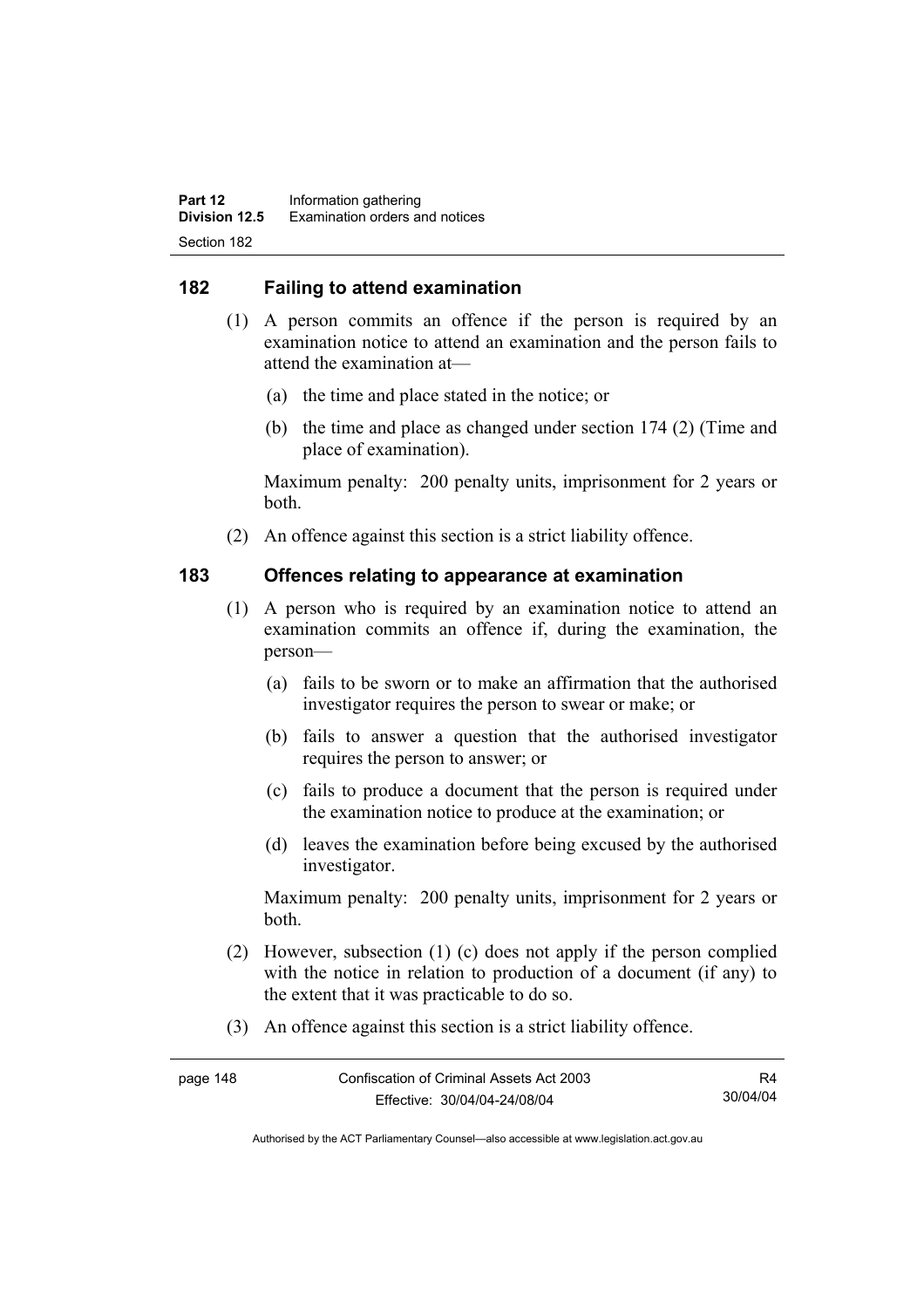## 182 Failing to attend examination

(1) A person commits an offence if the person is required by an examination notice to attend an examination and the person fails to attend the examination at—

(a) the time and place stated in the notice; or

(b) the time and place as changed under section 174 (2) (Time and place of examination).

Maximum penalty: 200 penalty units, imprisonment for 2 years or both.

(2) An offence against this section is a strict liability offence.

## 183 Offences relating to appearance at examination

(1) A person who is required by an examination notice to attend an examination commits an offence if, during the examination, the person—

(a) fails to be sworn or to make an affirmation that the authorised investigator requires the person to swear or make; or

(b) fails to answer a question that the authorised investigator requires the person to answer; or

(c) fails to produce a document that the person is required under the examination notice to produce at the examination; or

(d) leaves the examination before being excused by the authorised investigator.

Maximum penalty: 200 penalty units, imprisonment for 2 years or both.

(2) However, subsection (1) (c) does not apply if the person complied with the notice in relation to production of a document (if any) to the extent that it was practicable to do so.

(3) An offence against this section is a strict liability offence.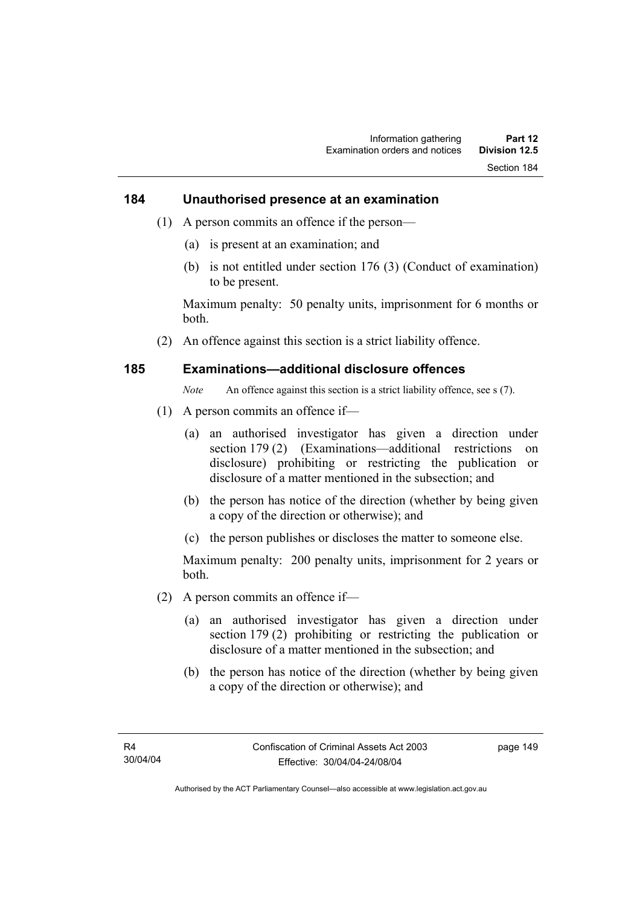### 184 Unauthorised presence at an examination

(1) A person commits an offence if the person—

(a) is present at an examination; and

(b) is not entitled under section 176 (3) (Conduct of examination) to be present.

Maximum penalty: 50 penalty units, imprisonment for 6 months or both.

(2) An offence against this section is a strict liability offence.

### 185 Examinations—additional disclosure offences

*Note* An offence against this section is a strict liability offence, see s (7).

(1) A person commits an offence if—

(a) an authorised investigator has given a direction under section 179 (2) (Examinations—additional restrictions on disclosure) prohibiting or restricting the publication or disclosure of a matter mentioned in the subsection; and

(b) the person has notice of the direction (whether by being given a copy of the direction or otherwise); and

(c) the person publishes or discloses the matter to someone else.

Maximum penalty: 200 penalty units, imprisonment for 2 years or both.

(2) A person commits an offence if—

(a) an authorised investigator has given a direction under section 179 (2) prohibiting or restricting the publication or disclosure of a matter mentioned in the subsection; and

(b) the person has notice of the direction (whether by being given a copy of the direction or otherwise); and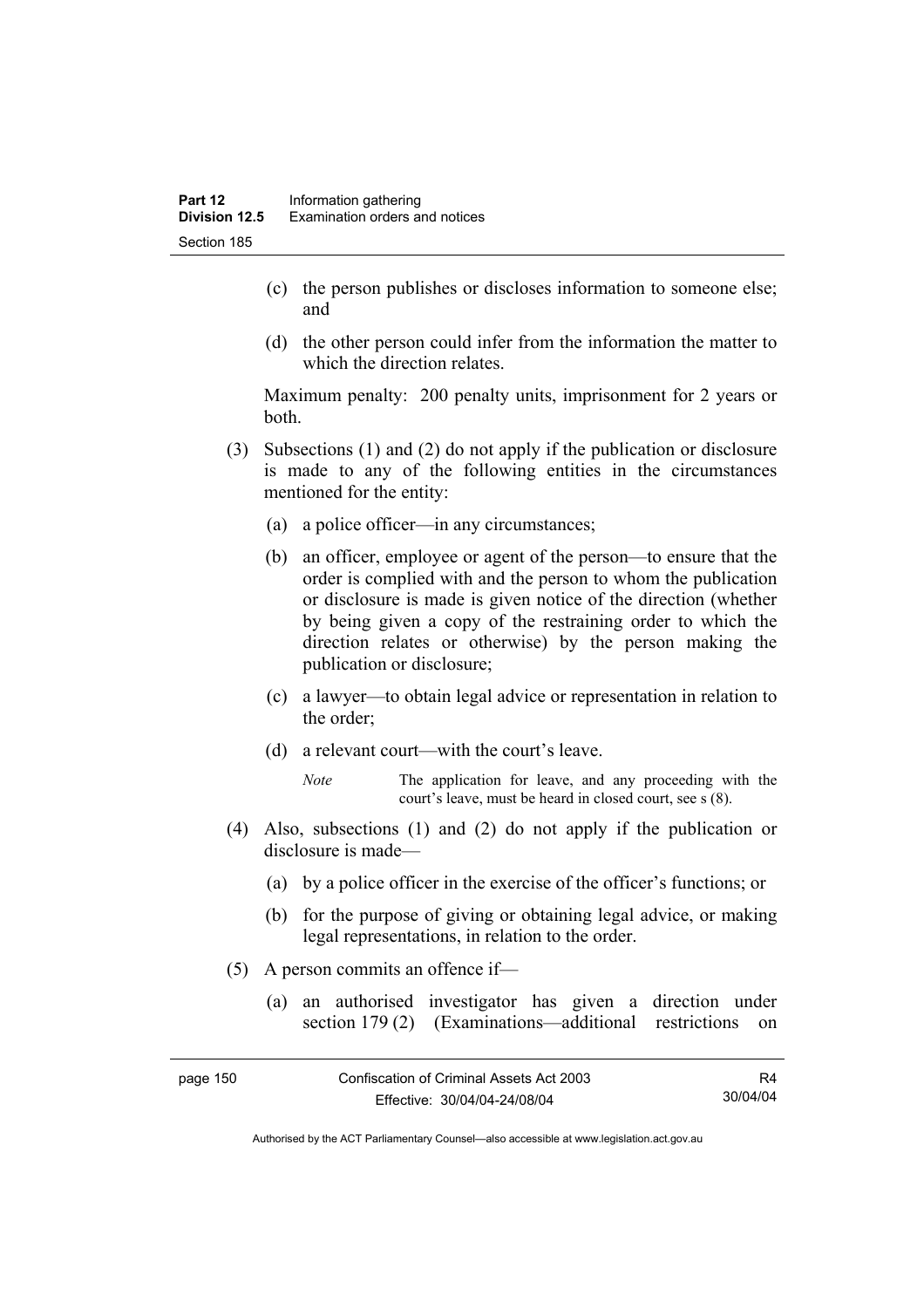(c) the person publishes or discloses information to someone else; and

(d) the other person could infer from the information the matter to which the direction relates.

Maximum penalty: 200 penalty units, imprisonment for 2 years or both.

(3) Subsections (1) and (2) do not apply if the publication or disclosure is made to any of the following entities in the circumstances mentioned for the entity:

(a) a police officer—in any circumstances;

(b) an officer, employee or agent of the person—to ensure that the order is complied with and the person to whom the publication or disclosure is made is given notice of the direction (whether by being given a copy of the restraining order to which the direction relates or otherwise) by the person making the publication or disclosure;

(c) a lawyer—to obtain legal advice or representation in relation to the order;

(d) a relevant court—with the court's leave.

*Note* The application for leave, and any proceeding with the court's leave, must be heard in closed court, see s (8).

(4) Also, subsections (1) and (2) do not apply if the publication or disclosure is made—

(a) by a police officer in the exercise of the officer's functions; or

(b) for the purpose of giving or obtaining legal advice, or making legal representations, in relation to the order.

(5) A person commits an offence if—

(a) an authorised investigator has given a direction under section 179 (2) (Examinations—additional restrictions on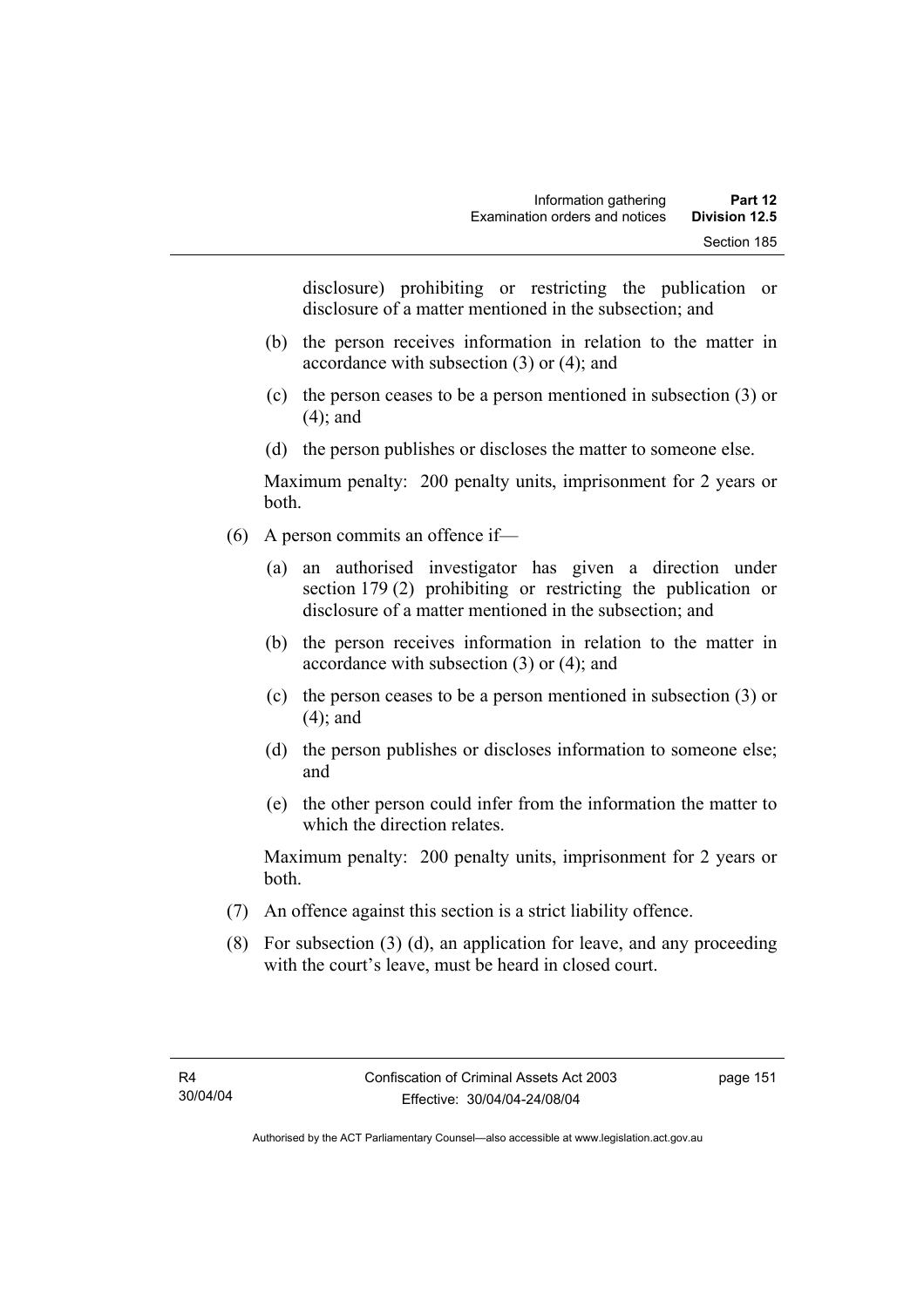disclosure) prohibiting or restricting the publication or disclosure of a matter mentioned in the subsection; and

(b) the person receives information in relation to the matter in accordance with subsection (3) or (4); and

(c) the person ceases to be a person mentioned in subsection (3) or (4); and

(d) the person publishes or discloses the matter to someone else.

Maximum penalty: 200 penalty units, imprisonment for 2 years or both.

(6) A person commits an offence if—

(a) an authorised investigator has given a direction under section 179 (2) prohibiting or restricting the publication or disclosure of a matter mentioned in the subsection; and

(b) the person receives information in relation to the matter in accordance with subsection (3) or (4); and

(c) the person ceases to be a person mentioned in subsection (3) or (4); and

(d) the person publishes or discloses information to someone else; and

(e) the other person could infer from the information the matter to which the direction relates.

Maximum penalty: 200 penalty units, imprisonment for 2 years or both.

(7) An offence against this section is a strict liability offence.

(8) For subsection (3) (d), an application for leave, and any proceeding with the court's leave, must be heard in closed court.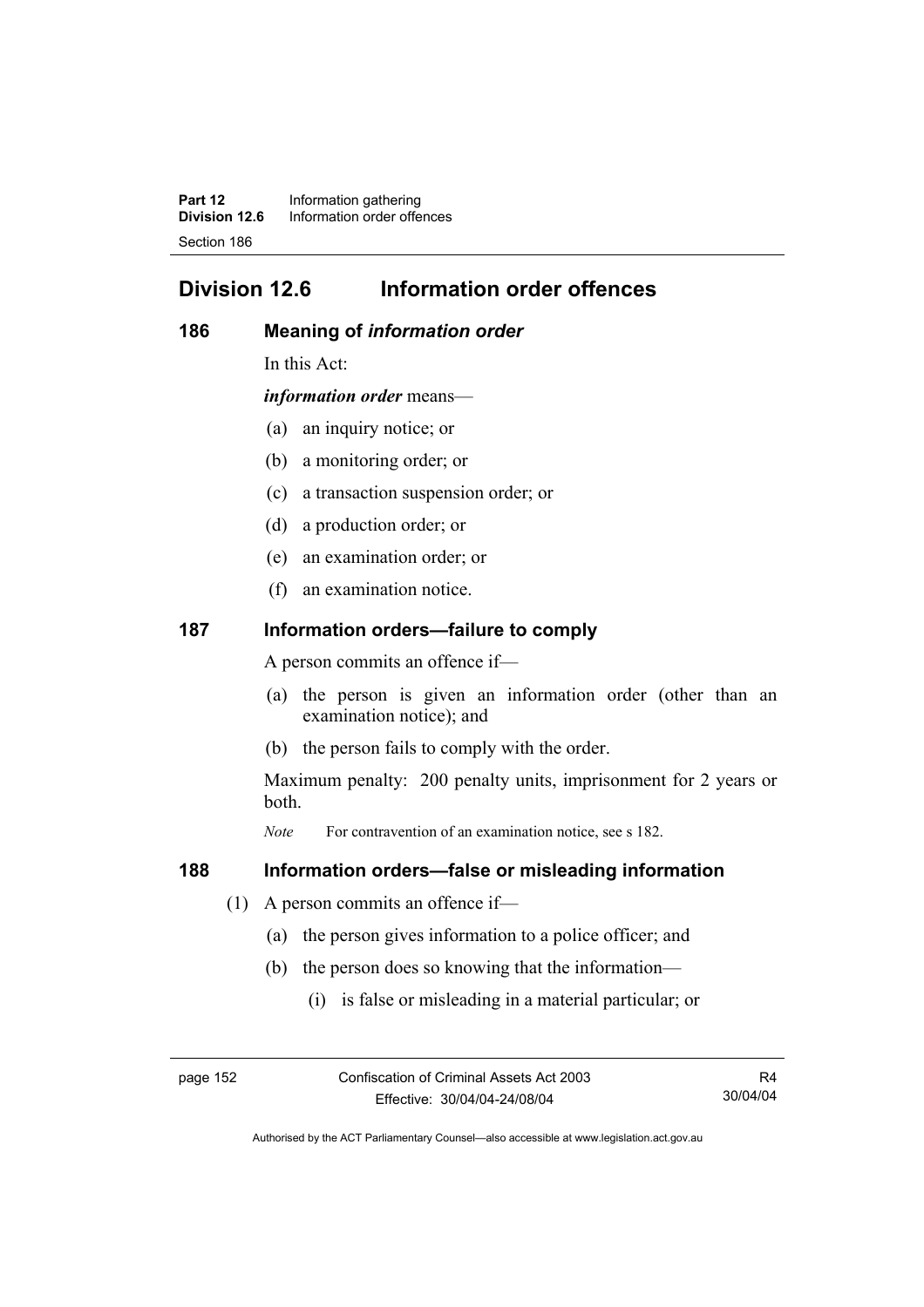# Division 12.6 Information order offences

## 186 Meaning of *information order*

In this Act:

***information order*** means—

(a) an inquiry notice; or

(b) a monitoring order; or

(c) a transaction suspension order; or

(d) a production order; or

(e) an examination order; or

(f) an examination notice.

## 187 Information orders—failure to comply

A person commits an offence if—

(a) the person is given an information order (other than an examination notice); and

(b) the person fails to comply with the order.

Maximum penalty: 200 penalty units, imprisonment for 2 years or both.

*Note* For contravention of an examination notice, see s 182.

## 188 Information orders—false or misleading information

(1) A person commits an offence if—

(a) the person gives information to a police officer; and

(b) the person does so knowing that the information—

(i) is false or misleading in a material particular; or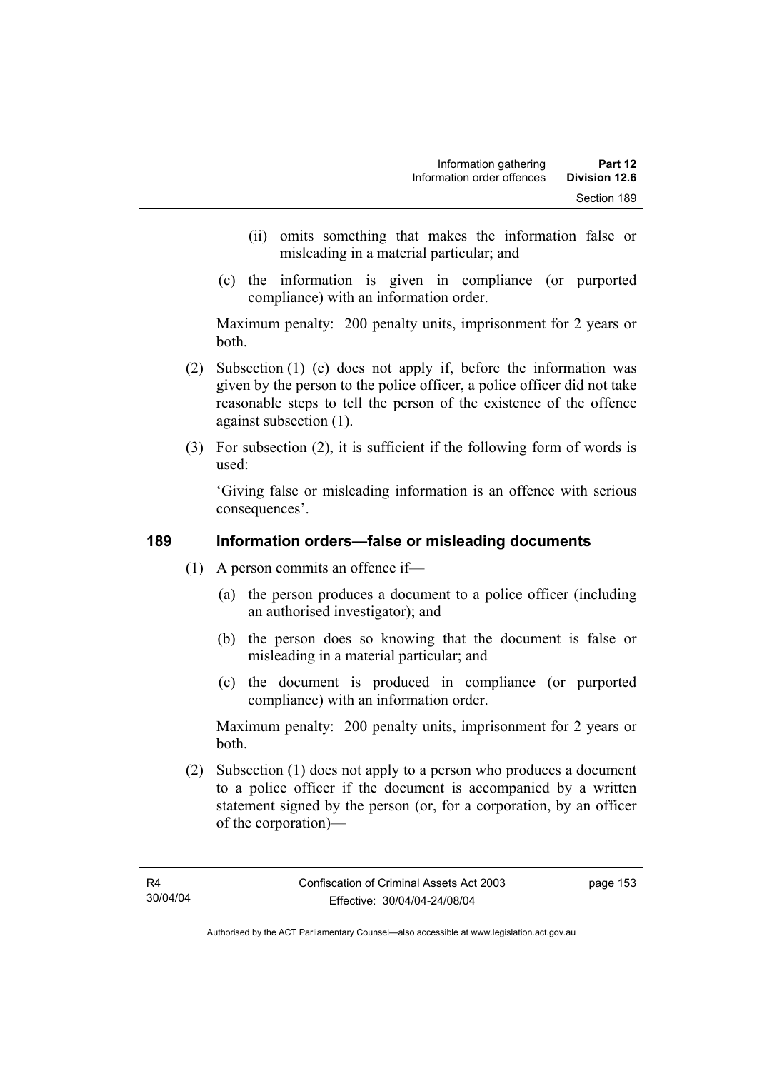(ii) omits something that makes the information false or misleading in a material particular; and

(c) the information is given in compliance (or purported compliance) with an information order.

Maximum penalty: 200 penalty units, imprisonment for 2 years or both.

(2) Subsection (1) (c) does not apply if, before the information was given by the person to the police officer, a police officer did not take reasonable steps to tell the person of the existence of the offence against subsection (1).

(3) For subsection (2), it is sufficient if the following form of words is used:

'Giving false or misleading information is an offence with serious consequences'.

## 189 Information orders—false or misleading documents

(1) A person commits an offence if—

(a) the person produces a document to a police officer (including an authorised investigator); and

(b) the person does so knowing that the document is false or misleading in a material particular; and

(c) the document is produced in compliance (or purported compliance) with an information order.

Maximum penalty: 200 penalty units, imprisonment for 2 years or both.

(2) Subsection (1) does not apply to a person who produces a document to a police officer if the document is accompanied by a written statement signed by the person (or, for a corporation, by an officer of the corporation)—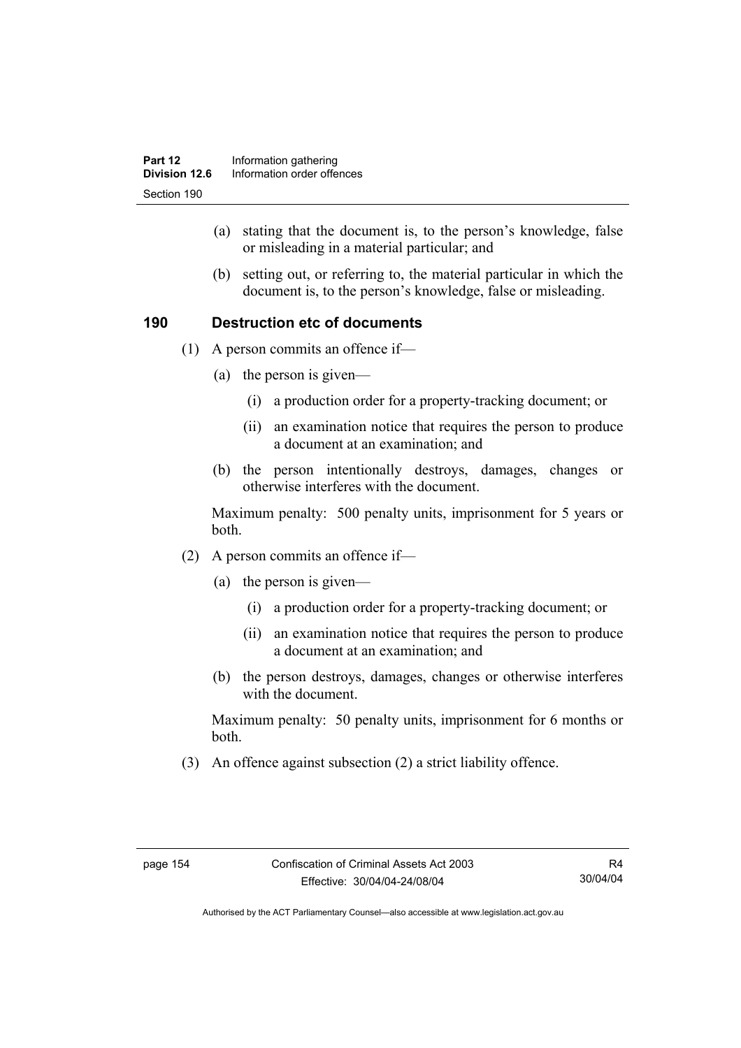(a) stating that the document is, to the person's knowledge, false or misleading in a material particular; and

(b) setting out, or referring to, the material particular in which the document is, to the person's knowledge, false or misleading.

### 190 Destruction etc of documents

(1) A person commits an offence if—

(a) the person is given—

(i) a production order for a property-tracking document; or

(ii) an examination notice that requires the person to produce a document at an examination; and

(b) the person intentionally destroys, damages, changes or otherwise interferes with the document.

Maximum penalty: 500 penalty units, imprisonment for 5 years or both.

(2) A person commits an offence if—

(a) the person is given—

(i) a production order for a property-tracking document; or

(ii) an examination notice that requires the person to produce a document at an examination; and

(b) the person destroys, damages, changes or otherwise interferes with the document.

Maximum penalty: 50 penalty units, imprisonment for 6 months or both.

(3) An offence against subsection (2) a strict liability offence.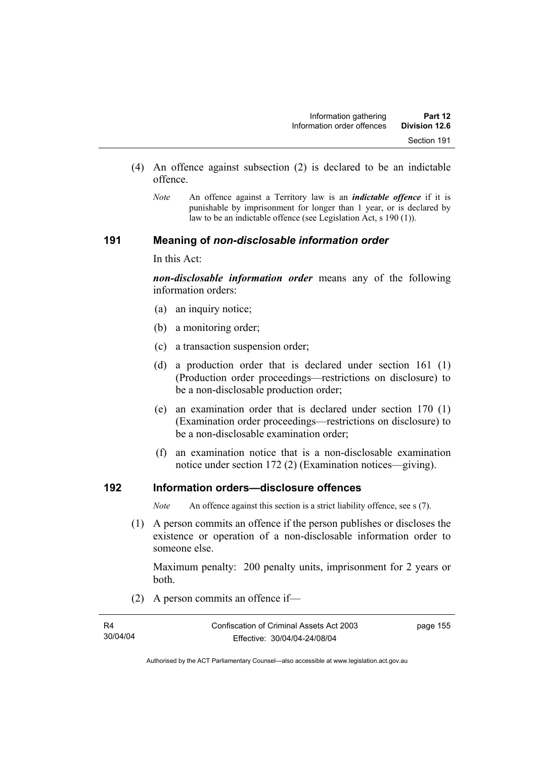(4) An offence against subsection (2) is declared to be an indictable offence.

*Note* An offence against a Territory law is an ***indictable offence*** if it is punishable by imprisonment for longer than 1 year, or is declared by law to be an indictable offence (see Legislation Act, s 190 (1)).

## 191 Meaning of *non-disclosable information order*

In this Act:

***non-disclosable information order*** means any of the following information orders:

(a) an inquiry notice;

(b) a monitoring order;

(c) a transaction suspension order;

(d) a production order that is declared under section 161 (1) (Production order proceedings—restrictions on disclosure) to be a non-disclosable production order;

(e) an examination order that is declared under section 170 (1) (Examination order proceedings—restrictions on disclosure) to be a non-disclosable examination order;

(f) an examination notice that is a non-disclosable examination notice under section 172 (2) (Examination notices—giving).

## 192 Information orders—disclosure offences

*Note* An offence against this section is a strict liability offence, see s (7).

(1) A person commits an offence if the person publishes or discloses the existence or operation of a non-disclosable information order to someone else.

Maximum penalty: 200 penalty units, imprisonment for 2 years or both.

(2) A person commits an offence if—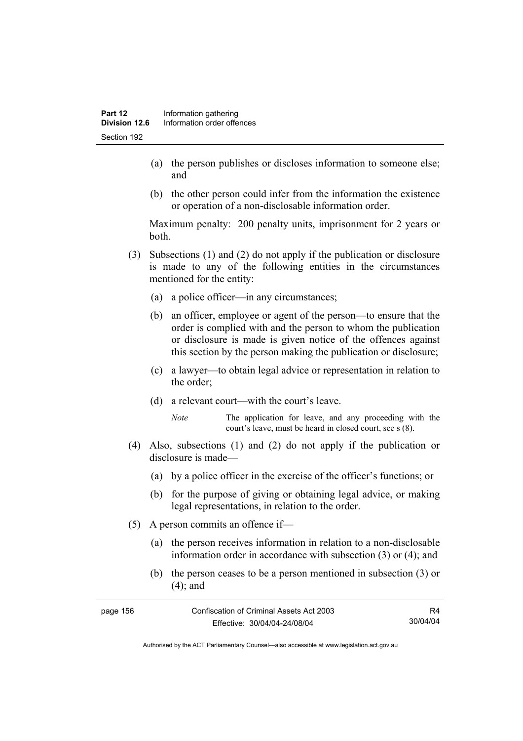(a) the person publishes or discloses information to someone else; and

(b) the other person could infer from the information the existence or operation of a non-disclosable information order.

Maximum penalty: 200 penalty units, imprisonment for 2 years or both.

(3) Subsections (1) and (2) do not apply if the publication or disclosure is made to any of the following entities in the circumstances mentioned for the entity:

(a) a police officer—in any circumstances;

(b) an officer, employee or agent of the person—to ensure that the order is complied with and the person to whom the publication or disclosure is made is given notice of the offences against this section by the person making the publication or disclosure;

(c) a lawyer—to obtain legal advice or representation in relation to the order;

(d) a relevant court—with the court's leave.

*Note* The application for leave, and any proceeding with the court's leave, must be heard in closed court, see s (8).

(4) Also, subsections (1) and (2) do not apply if the publication or disclosure is made—

(a) by a police officer in the exercise of the officer's functions; or

(b) for the purpose of giving or obtaining legal advice, or making legal representations, in relation to the order.

(5) A person commits an offence if—

(a) the person receives information in relation to a non-disclosable information order in accordance with subsection (3) or (4); and

(b) the person ceases to be a person mentioned in subsection (3) or (4); and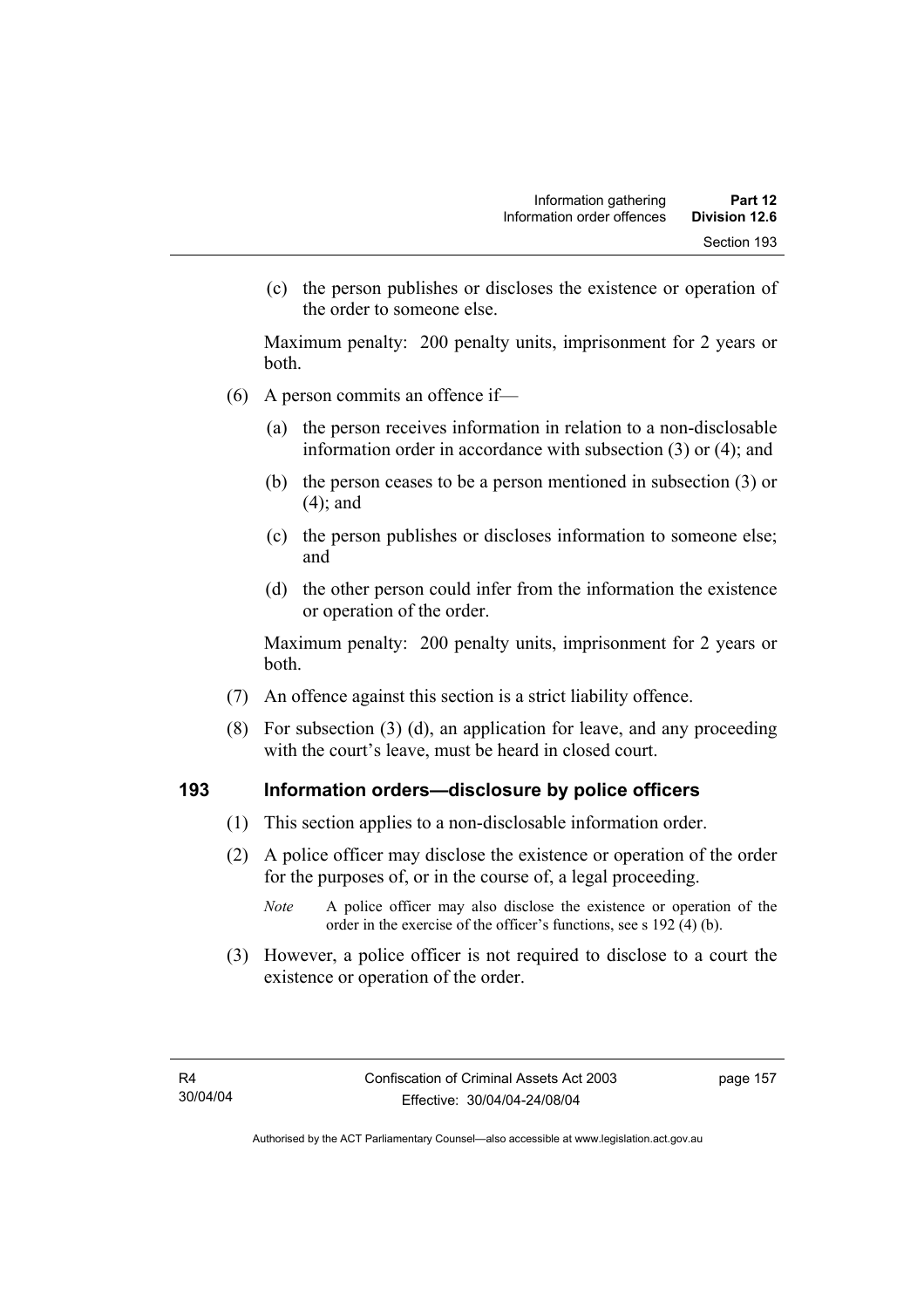(c) the person publishes or discloses the existence or operation of the order to someone else.

Maximum penalty: 200 penalty units, imprisonment for 2 years or both.

(6) A person commits an offence if—

(a) the person receives information in relation to a non-disclosable information order in accordance with subsection (3) or (4); and

(b) the person ceases to be a person mentioned in subsection (3) or (4); and

(c) the person publishes or discloses information to someone else; and

(d) the other person could infer from the information the existence or operation of the order.

Maximum penalty: 200 penalty units, imprisonment for 2 years or both.

(7) An offence against this section is a strict liability offence.

(8) For subsection (3) (d), an application for leave, and any proceeding with the court's leave, must be heard in closed court.

## 193 Information orders—disclosure by police officers

(1) This section applies to a non-disclosable information order.

(2) A police officer may disclose the existence or operation of the order for the purposes of, or in the course of, a legal proceeding.

*Note* A police officer may also disclose the existence or operation of the order in the exercise of the officer's functions, see s 192 (4) (b).

(3) However, a police officer is not required to disclose to a court the existence or operation of the order.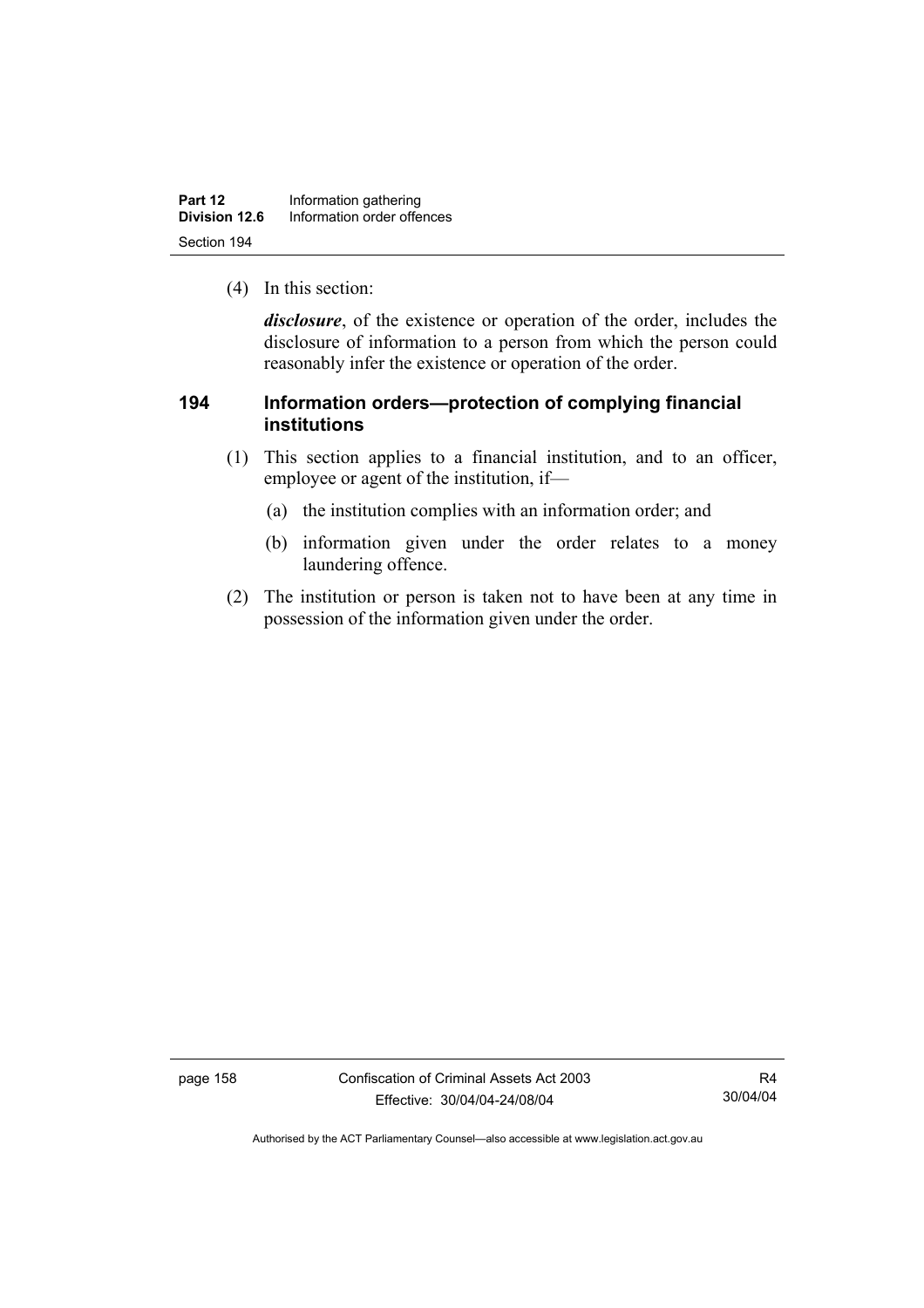(4) In this section:

***disclosure***, of the existence or operation of the order, includes the disclosure of information to a person from which the person could reasonably infer the existence or operation of the order.

## 194 Information orders—protection of complying financial institutions

(1) This section applies to a financial institution, and to an officer, employee or agent of the institution, if—

(a) the institution complies with an information order; and

(b) information given under the order relates to a money laundering offence.

(2) The institution or person is taken not to have been at any time in possession of the information given under the order.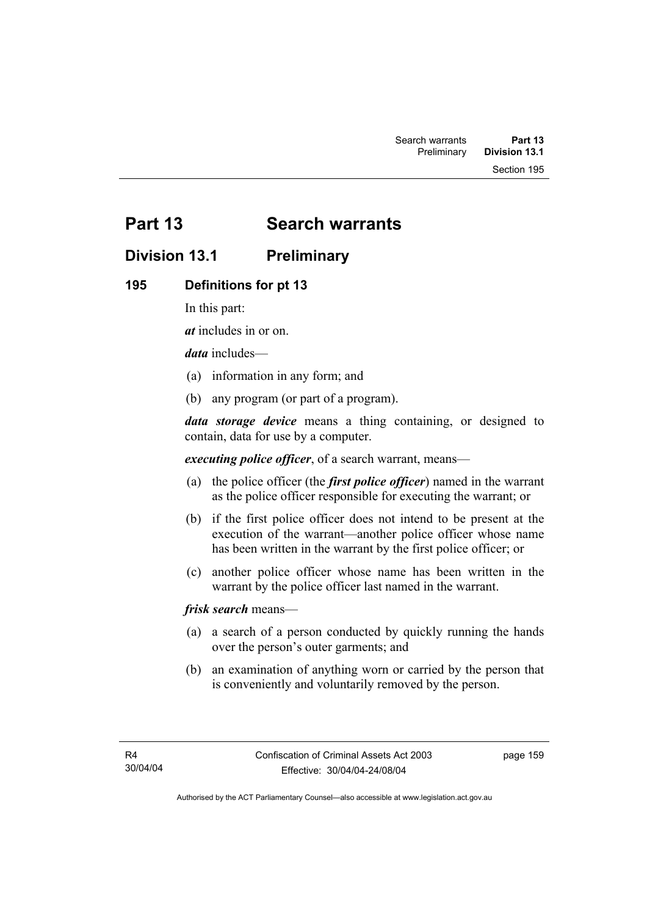# Part 13 Search warrants

## Division 13.1 Preliminary

### 195 Definitions for pt 13

In this part:

***at*** includes in or on.

***data*** includes—

(a) information in any form; and

(b) any program (or part of a program).

***data storage device*** means a thing containing, or designed to contain, data for use by a computer.

***executing police officer***, of a search warrant, means—

(a) the police officer (the ***first police officer***) named in the warrant as the police officer responsible for executing the warrant; or

(b) if the first police officer does not intend to be present at the execution of the warrant—another police officer whose name has been written in the warrant by the first police officer; or

(c) another police officer whose name has been written in the warrant by the police officer last named in the warrant.

***frisk search*** means—

(a) a search of a person conducted by quickly running the hands over the person's outer garments; and

(b) an examination of anything worn or carried by the person that is conveniently and voluntarily removed by the person.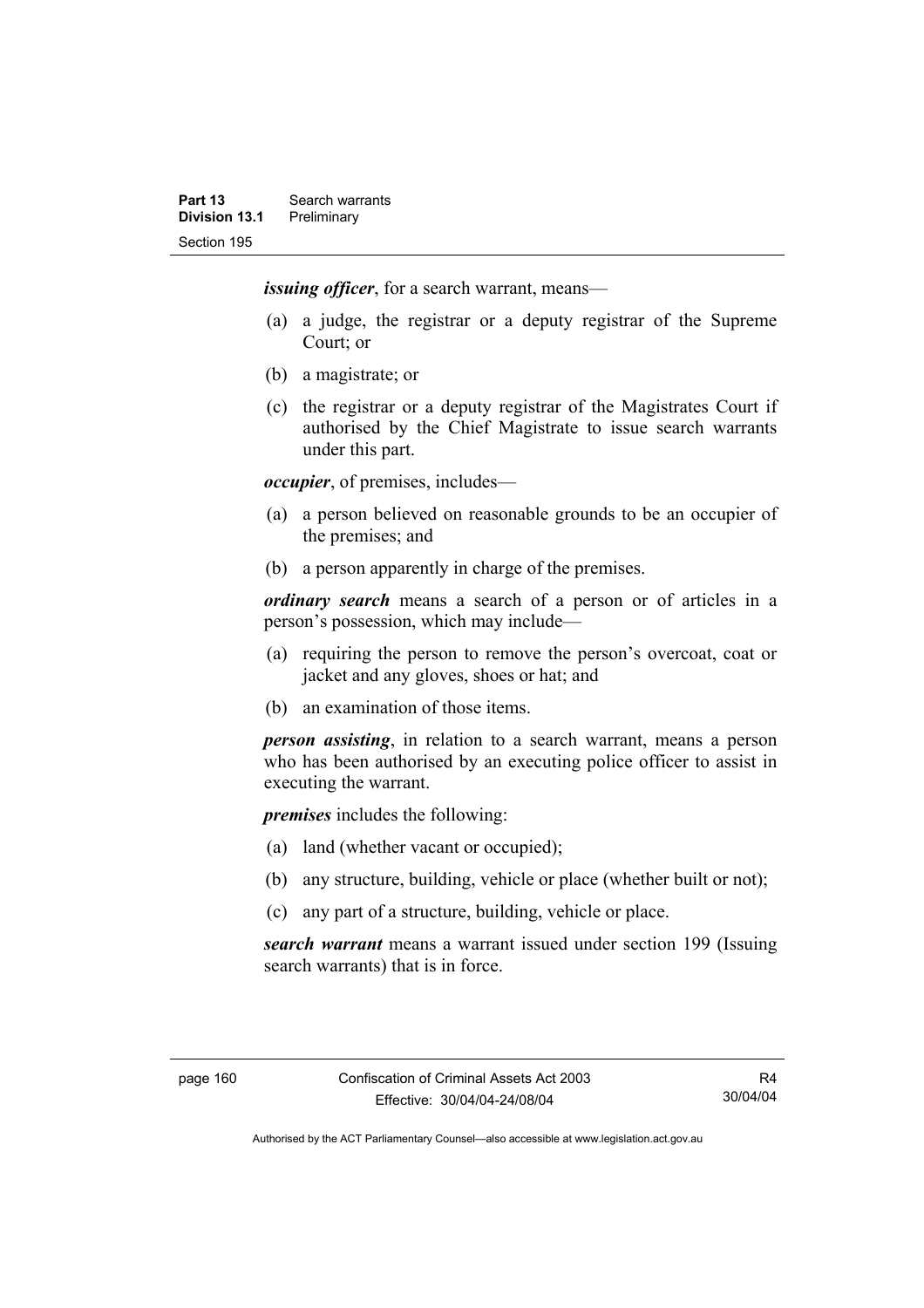***issuing officer***, for a search warrant, means—

(a) a judge, the registrar or a deputy registrar of the Supreme Court; or

(b) a magistrate; or

(c) the registrar or a deputy registrar of the Magistrates Court if authorised by the Chief Magistrate to issue search warrants under this part.

***occupier***, of premises, includes—

(a) a person believed on reasonable grounds to be an occupier of the premises; and

(b) a person apparently in charge of the premises.

***ordinary search*** means a search of a person or of articles in a person's possession, which may include—

(a) requiring the person to remove the person's overcoat, coat or jacket and any gloves, shoes or hat; and

(b) an examination of those items.

***person assisting***, in relation to a search warrant, means a person who has been authorised by an executing police officer to assist in executing the warrant.

***premises*** includes the following:

(a) land (whether vacant or occupied);

(b) any structure, building, vehicle or place (whether built or not);

(c) any part of a structure, building, vehicle or place.

***search warrant*** means a warrant issued under section 199 (Issuing search warrants) that is in force.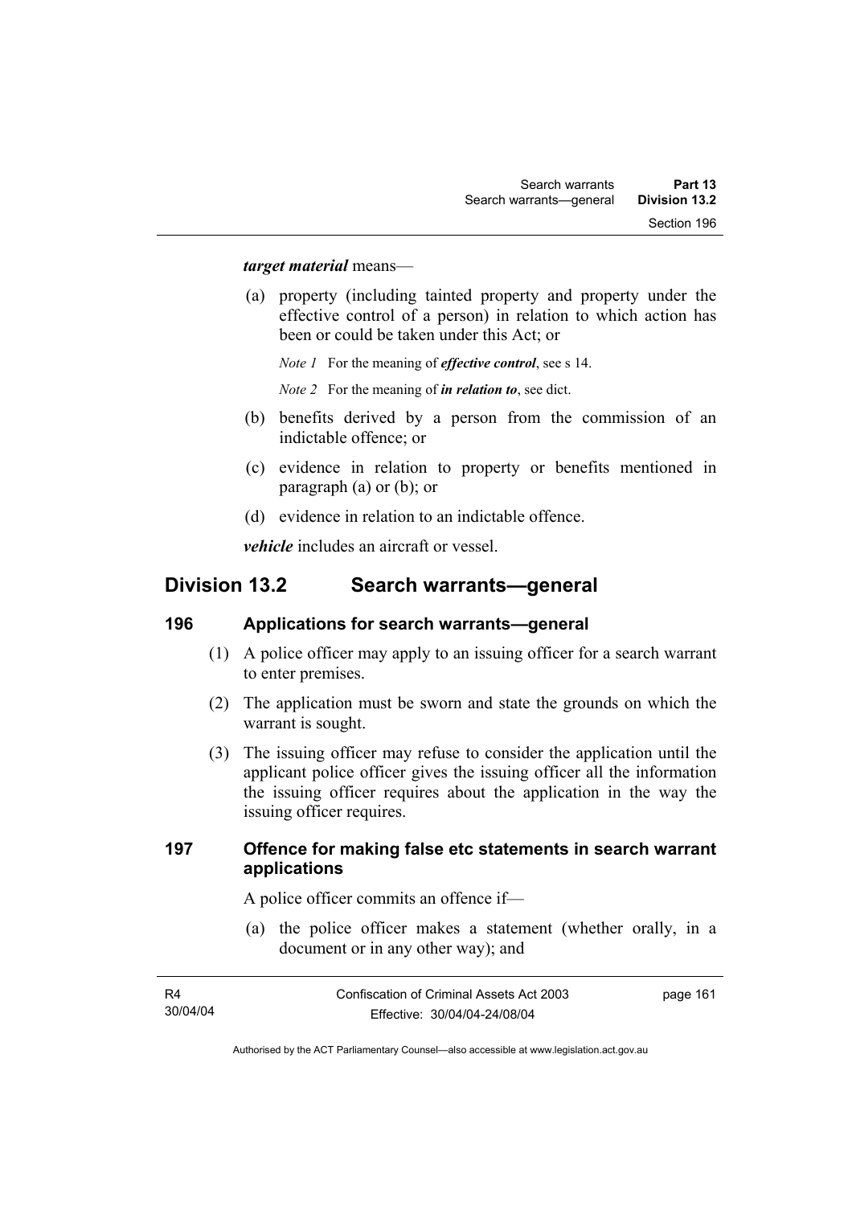***target material*** means—

(a) property (including tainted property and property under the effective control of a person) in relation to which action has been or could be taken under this Act; or

*Note 1* For the meaning of ***effective control***, see s 14.

*Note 2* For the meaning of ***in relation to***, see dict.

(b) benefits derived by a person from the commission of an indictable offence; or

(c) evidence in relation to property or benefits mentioned in paragraph (a) or (b); or

(d) evidence in relation to an indictable offence.

***vehicle*** includes an aircraft or vessel.

## Division 13.2 Search warrants—general

### 196 Applications for search warrants—general

(1) A police officer may apply to an issuing officer for a search warrant to enter premises.

(2) The application must be sworn and state the grounds on which the warrant is sought.

(3) The issuing officer may refuse to consider the application until the applicant police officer gives the issuing officer all the information the issuing officer requires about the application in the way the issuing officer requires.

### 197 Offence for making false etc statements in search warrant applications

A police officer commits an offence if—

(a) the police officer makes a statement (whether orally, in a document or in any other way); and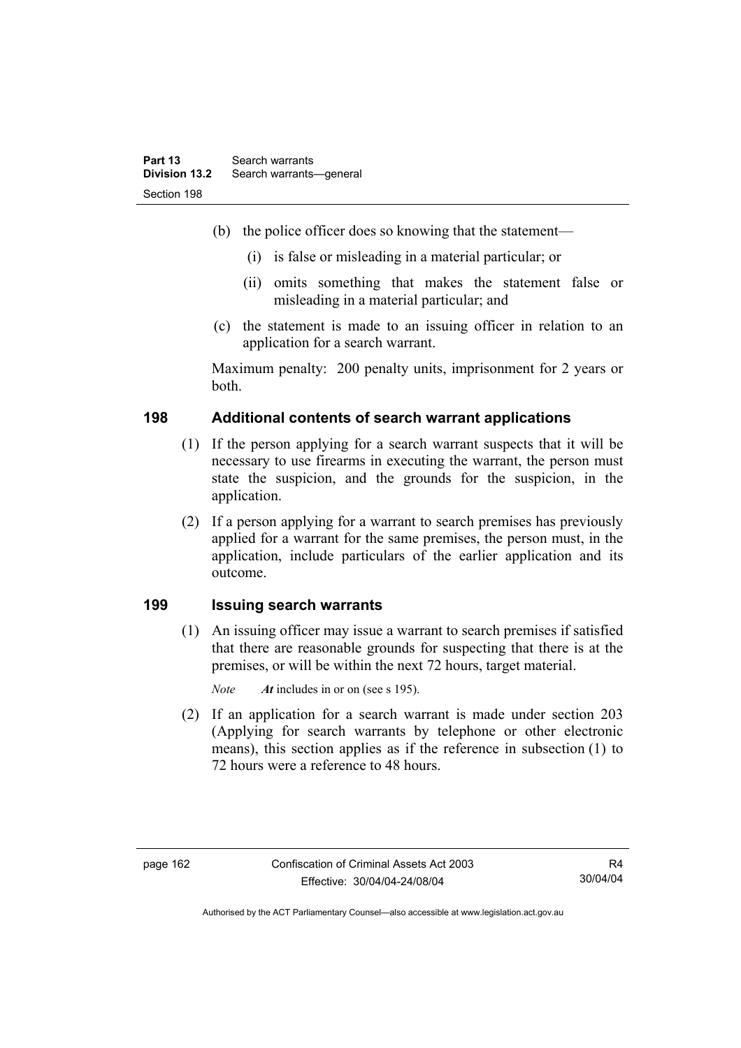(b) the police officer does so knowing that the statement—

(i) is false or misleading in a material particular; or

(ii) omits something that makes the statement false or misleading in a material particular; and

(c) the statement is made to an issuing officer in relation to an application for a search warrant.

Maximum penalty: 200 penalty units, imprisonment for 2 years or both.

## 198 Additional contents of search warrant applications

(1) If the person applying for a search warrant suspects that it will be necessary to use firearms in executing the warrant, the person must state the suspicion, and the grounds for the suspicion, in the application.

(2) If a person applying for a warrant to search premises has previously applied for a warrant for the same premises, the person must, in the application, include particulars of the earlier application and its outcome.

## 199 Issuing search warrants

(1) An issuing officer may issue a warrant to search premises if satisfied that there are reasonable grounds for suspecting that there is at the premises, or will be within the next 72 hours, target material.

*Note* ***At*** includes in or on (see s 195).

(2) If an application for a search warrant is made under section 203 (Applying for search warrants by telephone or other electronic means), this section applies as if the reference in subsection (1) to 72 hours were a reference to 48 hours.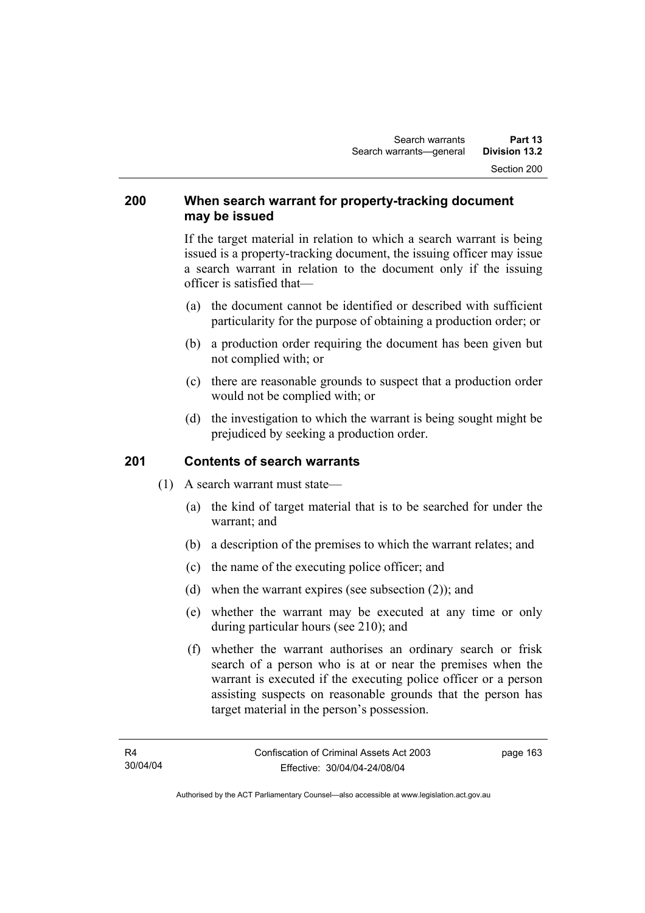## 200 When search warrant for property-tracking document may be issued

If the target material in relation to which a search warrant is being issued is a property-tracking document, the issuing officer may issue a search warrant in relation to the document only if the issuing officer is satisfied that—

(a) the document cannot be identified or described with sufficient particularity for the purpose of obtaining a production order; or

(b) a production order requiring the document has been given but not complied with; or

(c) there are reasonable grounds to suspect that a production order would not be complied with; or

(d) the investigation to which the warrant is being sought might be prejudiced by seeking a production order.

## 201 Contents of search warrants

(1) A search warrant must state—

(a) the kind of target material that is to be searched for under the warrant; and

(b) a description of the premises to which the warrant relates; and

(c) the name of the executing police officer; and

(d) when the warrant expires (see subsection (2)); and

(e) whether the warrant may be executed at any time or only during particular hours (see 210); and

(f) whether the warrant authorises an ordinary search or frisk search of a person who is at or near the premises when the warrant is executed if the executing police officer or a person assisting suspects on reasonable grounds that the person has target material in the person's possession.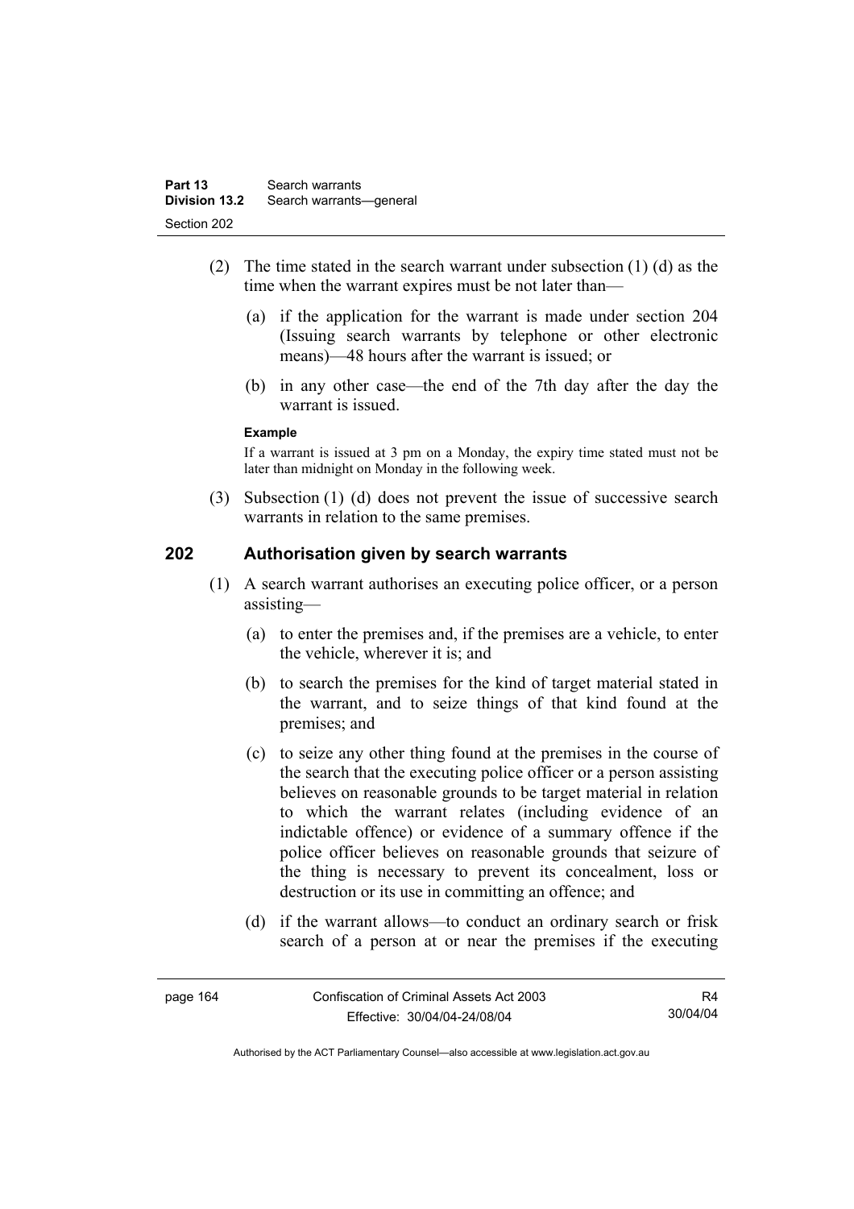(2) The time stated in the search warrant under subsection (1) (d) as the time when the warrant expires must be not later than—

(a) if the application for the warrant is made under section 204 (Issuing search warrants by telephone or other electronic means)—48 hours after the warrant is issued; or

(b) in any other case—the end of the 7th day after the day the warrant is issued.

**Example**

If a warrant is issued at 3 pm on a Monday, the expiry time stated must not be later than midnight on Monday in the following week.

(3) Subsection (1) (d) does not prevent the issue of successive search warrants in relation to the same premises.

## 202 Authorisation given by search warrants

(1) A search warrant authorises an executing police officer, or a person assisting—

(a) to enter the premises and, if the premises are a vehicle, to enter the vehicle, wherever it is; and

(b) to search the premises for the kind of target material stated in the warrant, and to seize things of that kind found at the premises; and

(c) to seize any other thing found at the premises in the course of the search that the executing police officer or a person assisting believes on reasonable grounds to be target material in relation to which the warrant relates (including evidence of an indictable offence) or evidence of a summary offence if the police officer believes on reasonable grounds that seizure of the thing is necessary to prevent its concealment, loss or destruction or its use in committing an offence; and

(d) if the warrant allows—to conduct an ordinary search or frisk search of a person at or near the premises if the executing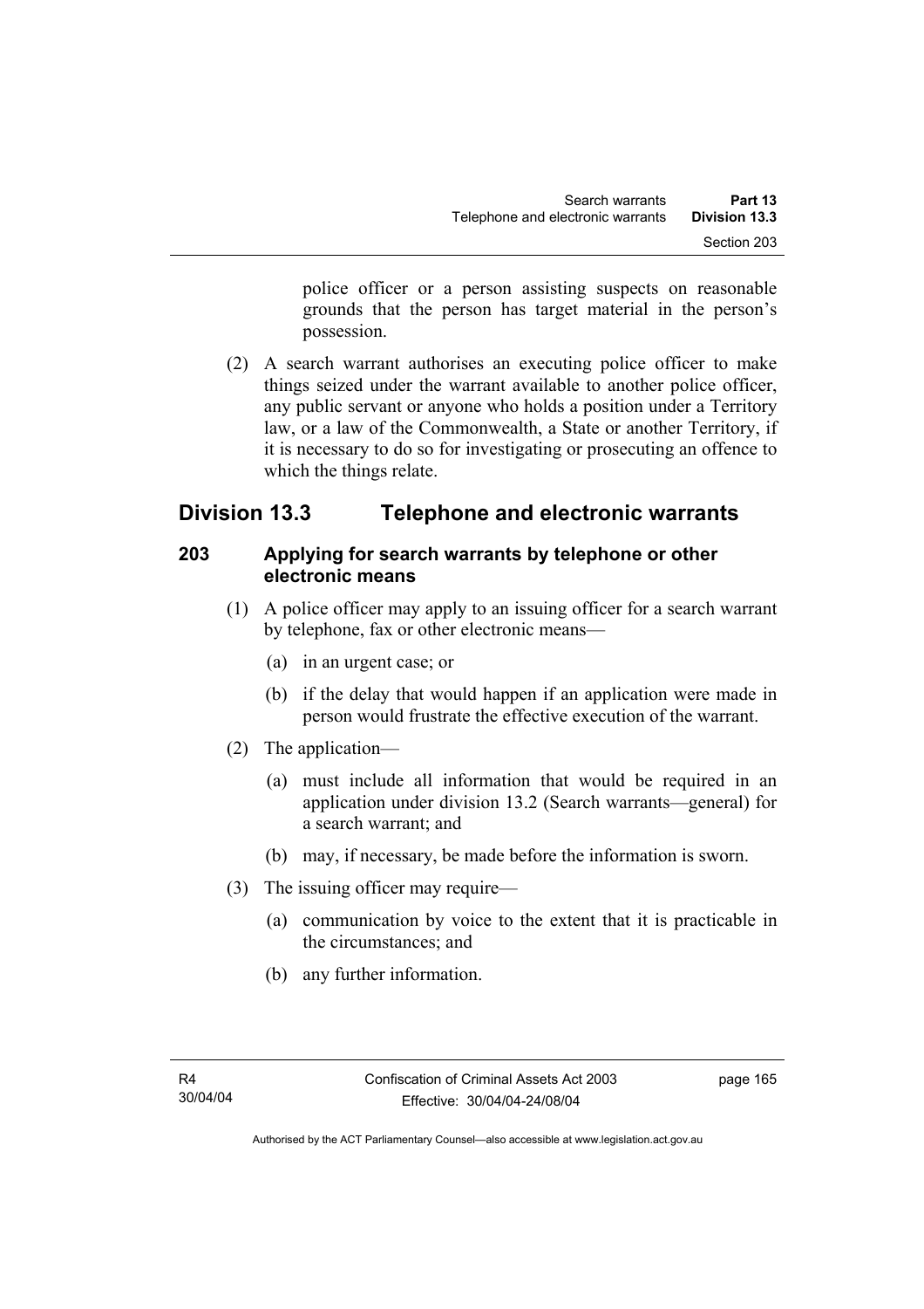police officer or a person assisting suspects on reasonable grounds that the person has target material in the person's possession.

(2) A search warrant authorises an executing police officer to make things seized under the warrant available to another police officer, any public servant or anyone who holds a position under a Territory law, or a law of the Commonwealth, a State or another Territory, if it is necessary to do so for investigating or prosecuting an offence to which the things relate.

## Division 13.3 Telephone and electronic warrants

### 203 Applying for search warrants by telephone or other electronic means

(1) A police officer may apply to an issuing officer for a search warrant by telephone, fax or other electronic means—

(a) in an urgent case; or

(b) if the delay that would happen if an application were made in person would frustrate the effective execution of the warrant.

(2) The application—

(a) must include all information that would be required in an application under division 13.2 (Search warrants—general) for a search warrant; and

(b) may, if necessary, be made before the information is sworn.

(3) The issuing officer may require—

(a) communication by voice to the extent that it is practicable in the circumstances; and

(b) any further information.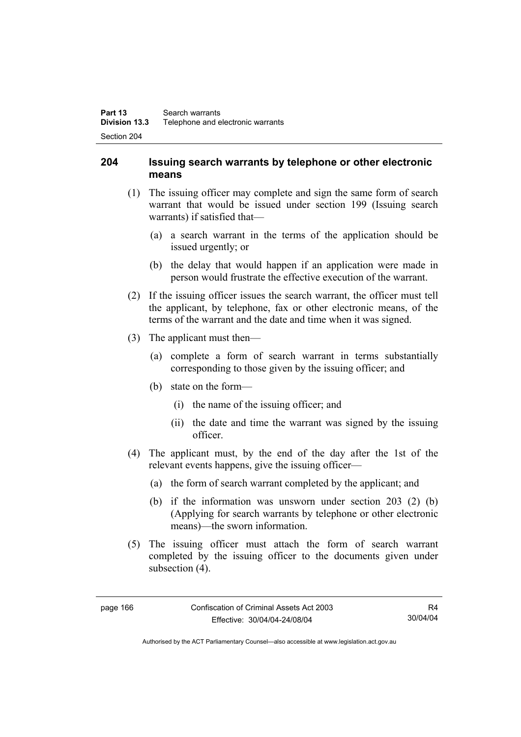## 204 Issuing search warrants by telephone or other electronic means

(1) The issuing officer may complete and sign the same form of search warrant that would be issued under section 199 (Issuing search warrants) if satisfied that—

(a) a search warrant in the terms of the application should be issued urgently; or

(b) the delay that would happen if an application were made in person would frustrate the effective execution of the warrant.

(2) If the issuing officer issues the search warrant, the officer must tell the applicant, by telephone, fax or other electronic means, of the terms of the warrant and the date and time when it was signed.

(3) The applicant must then—

(a) complete a form of search warrant in terms substantially corresponding to those given by the issuing officer; and

(b) state on the form—

(i) the name of the issuing officer; and

(ii) the date and time the warrant was signed by the issuing officer.

(4) The applicant must, by the end of the day after the 1st of the relevant events happens, give the issuing officer—

(a) the form of search warrant completed by the applicant; and

(b) if the information was unsworn under section 203 (2) (b) (Applying for search warrants by telephone or other electronic means)—the sworn information.

(5) The issuing officer must attach the form of search warrant completed by the issuing officer to the documents given under subsection (4).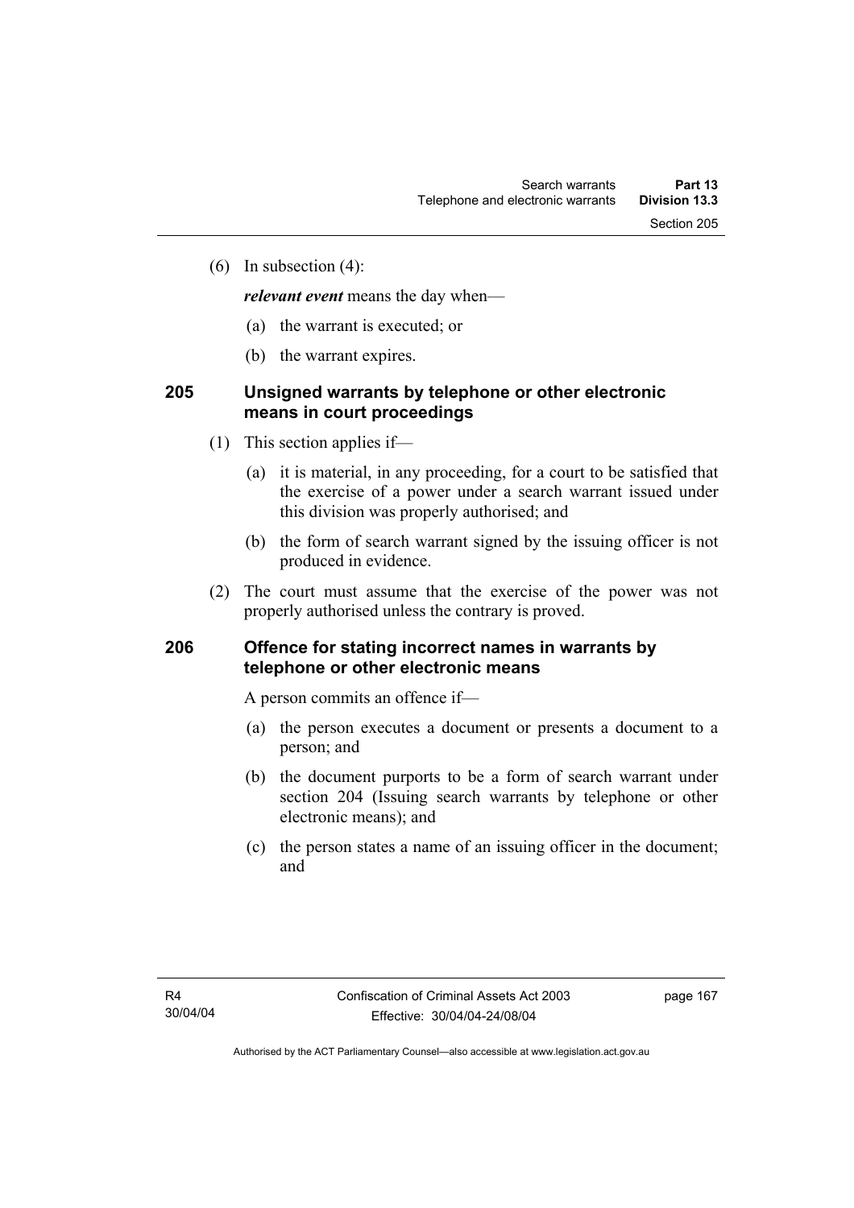(6) In subsection (4):

***relevant event*** means the day when—

(a) the warrant is executed; or

(b) the warrant expires.

## 205 Unsigned warrants by telephone or other electronic means in court proceedings

(1) This section applies if—

(a) it is material, in any proceeding, for a court to be satisfied that the exercise of a power under a search warrant issued under this division was properly authorised; and

(b) the form of search warrant signed by the issuing officer is not produced in evidence.

(2) The court must assume that the exercise of the power was not properly authorised unless the contrary is proved.

## 206 Offence for stating incorrect names in warrants by telephone or other electronic means

A person commits an offence if—

(a) the person executes a document or presents a document to a person; and

(b) the document purports to be a form of search warrant under section 204 (Issuing search warrants by telephone or other electronic means); and

(c) the person states a name of an issuing officer in the document; and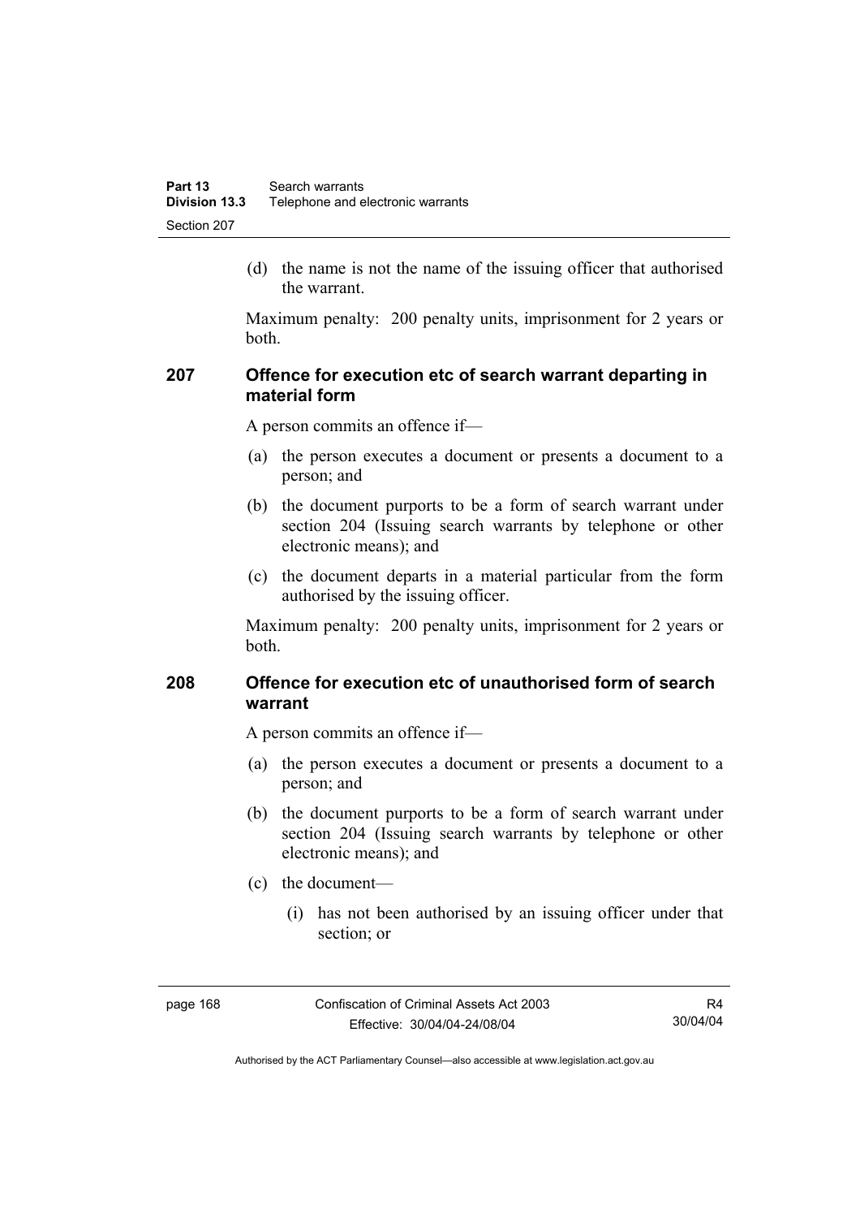(d) the name is not the name of the issuing officer that authorised the warrant.

Maximum penalty: 200 penalty units, imprisonment for 2 years or both.

### 207 Offence for execution etc of search warrant departing in material form

A person commits an offence if—

(a) the person executes a document or presents a document to a person; and

(b) the document purports to be a form of search warrant under section 204 (Issuing search warrants by telephone or other electronic means); and

(c) the document departs in a material particular from the form authorised by the issuing officer.

Maximum penalty: 200 penalty units, imprisonment for 2 years or both.

### 208 Offence for execution etc of unauthorised form of search warrant

A person commits an offence if—

(a) the person executes a document or presents a document to a person; and

(b) the document purports to be a form of search warrant under section 204 (Issuing search warrants by telephone or other electronic means); and

(c) the document—

(i) has not been authorised by an issuing officer under that section; or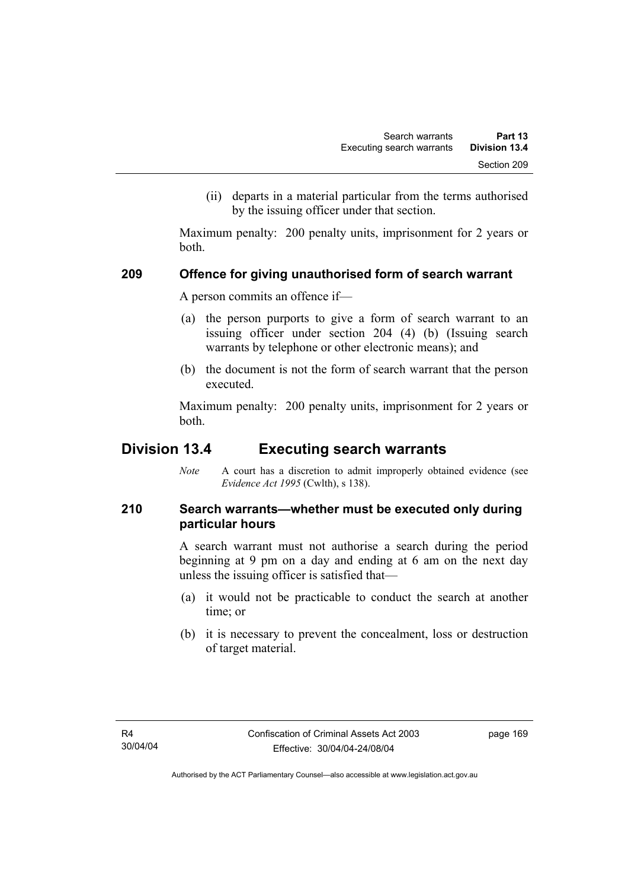(ii) departs in a material particular from the terms authorised by the issuing officer under that section.

Maximum penalty: 200 penalty units, imprisonment for 2 years or both.

### 209 Offence for giving unauthorised form of search warrant

A person commits an offence if—

(a) the person purports to give a form of search warrant to an issuing officer under section 204 (4) (b) (Issuing search warrants by telephone or other electronic means); and

(b) the document is not the form of search warrant that the person executed.

Maximum penalty: 200 penalty units, imprisonment for 2 years or both.

## Division 13.4 Executing search warrants

*Note* A court has a discretion to admit improperly obtained evidence (see *Evidence Act 1995* (Cwlth), s 138).

### 210 Search warrants—whether must be executed only during particular hours

A search warrant must not authorise a search during the period beginning at 9 pm on a day and ending at 6 am on the next day unless the issuing officer is satisfied that—

(a) it would not be practicable to conduct the search at another time; or

(b) it is necessary to prevent the concealment, loss or destruction of target material.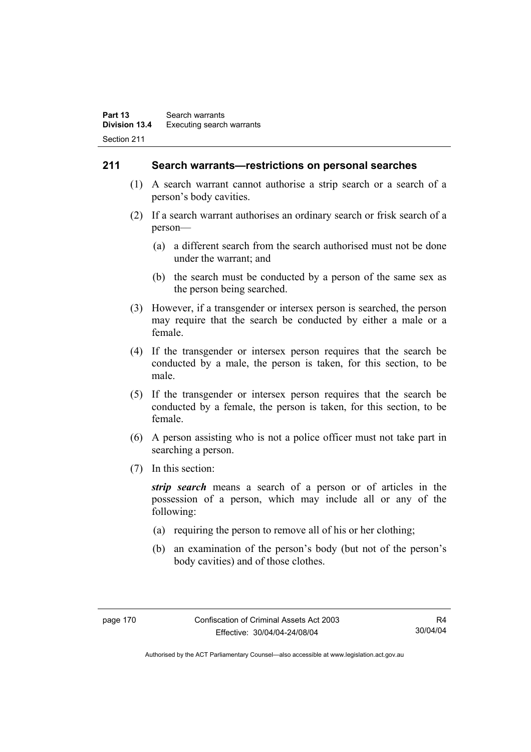## 211 Search warrants—restrictions on personal searches

(1) A search warrant cannot authorise a strip search or a search of a person's body cavities.

(2) If a search warrant authorises an ordinary search or frisk search of a person—

(a) a different search from the search authorised must not be done under the warrant; and

(b) the search must be conducted by a person of the same sex as the person being searched.

(3) However, if a transgender or intersex person is searched, the person may require that the search be conducted by either a male or a female.

(4) If the transgender or intersex person requires that the search be conducted by a male, the person is taken, for this section, to be male.

(5) If the transgender or intersex person requires that the search be conducted by a female, the person is taken, for this section, to be female.

(6) A person assisting who is not a police officer must not take part in searching a person.

(7) In this section:

***strip search*** means a search of a person or of articles in the possession of a person, which may include all or any of the following:

(a) requiring the person to remove all of his or her clothing;

(b) an examination of the person's body (but not of the person's body cavities) and of those clothes.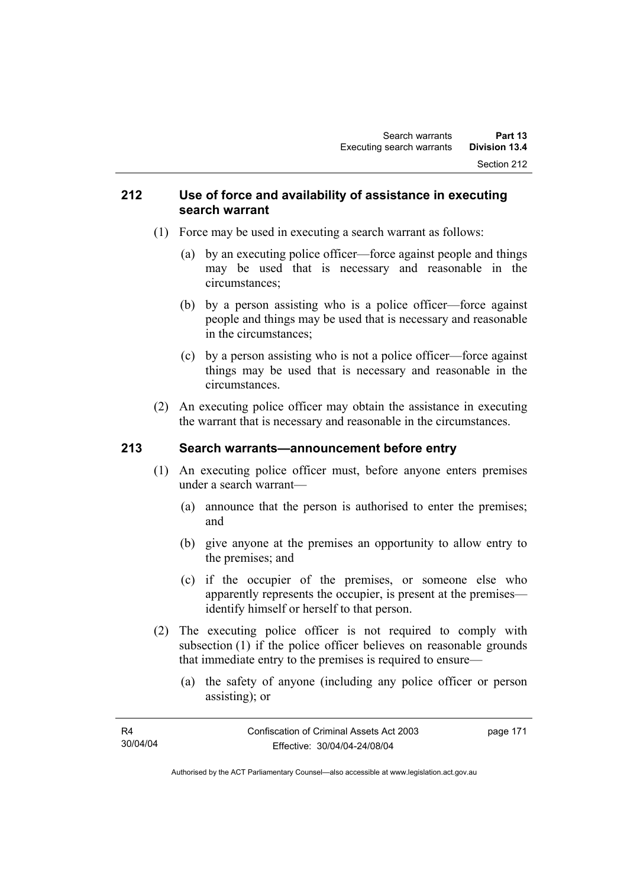## 212 Use of force and availability of assistance in executing search warrant

(1) Force may be used in executing a search warrant as follows:

(a) by an executing police officer—force against people and things may be used that is necessary and reasonable in the circumstances;

(b) by a person assisting who is a police officer—force against people and things may be used that is necessary and reasonable in the circumstances;

(c) by a person assisting who is not a police officer—force against things may be used that is necessary and reasonable in the circumstances.

(2) An executing police officer may obtain the assistance in executing the warrant that is necessary and reasonable in the circumstances.

## 213 Search warrants—announcement before entry

(1) An executing police officer must, before anyone enters premises under a search warrant—

(a) announce that the person is authorised to enter the premises; and

(b) give anyone at the premises an opportunity to allow entry to the premises; and

(c) if the occupier of the premises, or someone else who apparently represents the occupier, is present at the premises—identify himself or herself to that person.

(2) The executing police officer is not required to comply with subsection (1) if the police officer believes on reasonable grounds that immediate entry to the premises is required to ensure—

(a) the safety of anyone (including any police officer or person assisting); or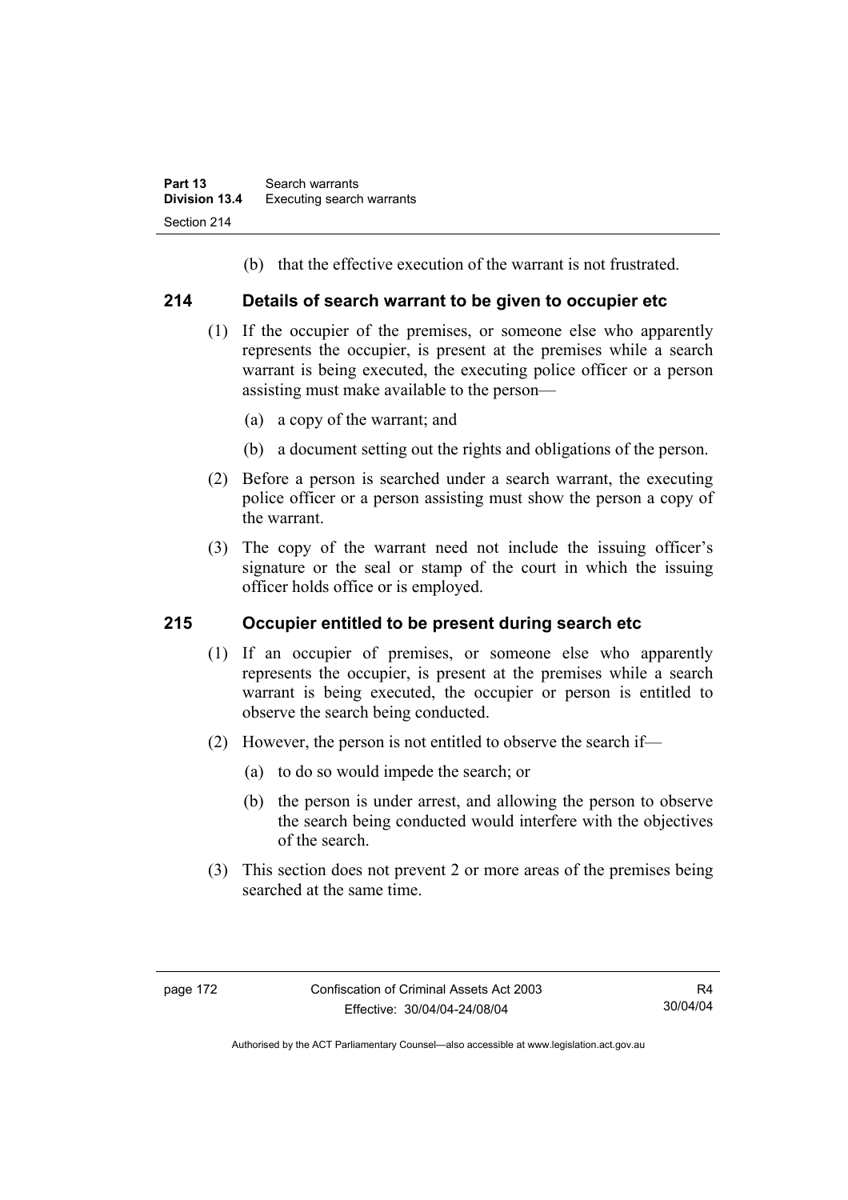(b) that the effective execution of the warrant is not frustrated.

## 214 Details of search warrant to be given to occupier etc

(1) If the occupier of the premises, or someone else who apparently represents the occupier, is present at the premises while a search warrant is being executed, the executing police officer or a person assisting must make available to the person—

(a) a copy of the warrant; and

(b) a document setting out the rights and obligations of the person.

(2) Before a person is searched under a search warrant, the executing police officer or a person assisting must show the person a copy of the warrant.

(3) The copy of the warrant need not include the issuing officer's signature or the seal or stamp of the court in which the issuing officer holds office or is employed.

## 215 Occupier entitled to be present during search etc

(1) If an occupier of premises, or someone else who apparently represents the occupier, is present at the premises while a search warrant is being executed, the occupier or person is entitled to observe the search being conducted.

(2) However, the person is not entitled to observe the search if—

(a) to do so would impede the search; or

(b) the person is under arrest, and allowing the person to observe the search being conducted would interfere with the objectives of the search.

(3) This section does not prevent 2 or more areas of the premises being searched at the same time.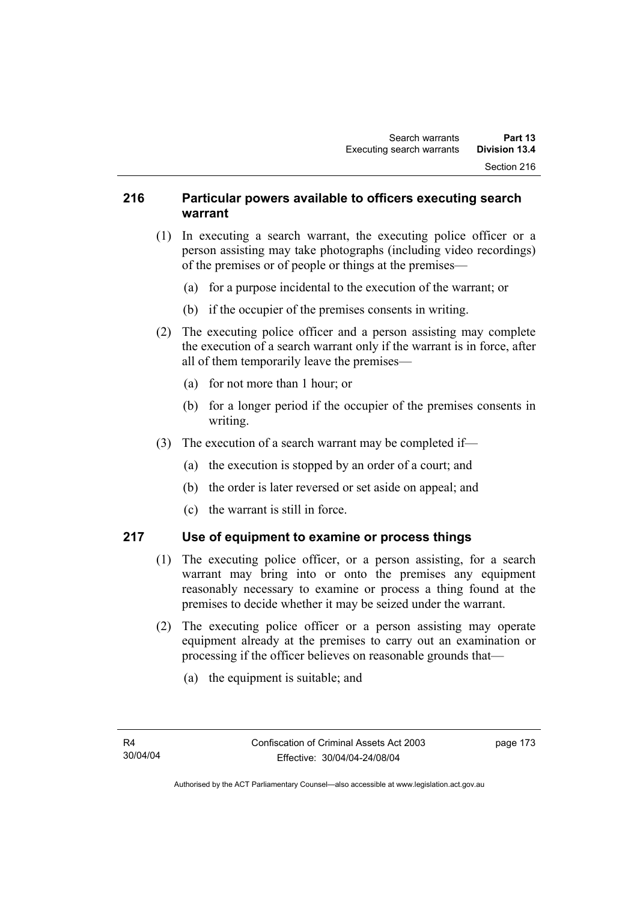## 216 Particular powers available to officers executing search warrant

(1) In executing a search warrant, the executing police officer or a person assisting may take photographs (including video recordings) of the premises or of people or things at the premises—

(a) for a purpose incidental to the execution of the warrant; or

(b) if the occupier of the premises consents in writing.

(2) The executing police officer and a person assisting may complete the execution of a search warrant only if the warrant is in force, after all of them temporarily leave the premises—

(a) for not more than 1 hour; or

(b) for a longer period if the occupier of the premises consents in writing.

(3) The execution of a search warrant may be completed if—

(a) the execution is stopped by an order of a court; and

(b) the order is later reversed or set aside on appeal; and

(c) the warrant is still in force.

## 217 Use of equipment to examine or process things

(1) The executing police officer, or a person assisting, for a search warrant may bring into or onto the premises any equipment reasonably necessary to examine or process a thing found at the premises to decide whether it may be seized under the warrant.

(2) The executing police officer or a person assisting may operate equipment already at the premises to carry out an examination or processing if the officer believes on reasonable grounds that—

(a) the equipment is suitable; and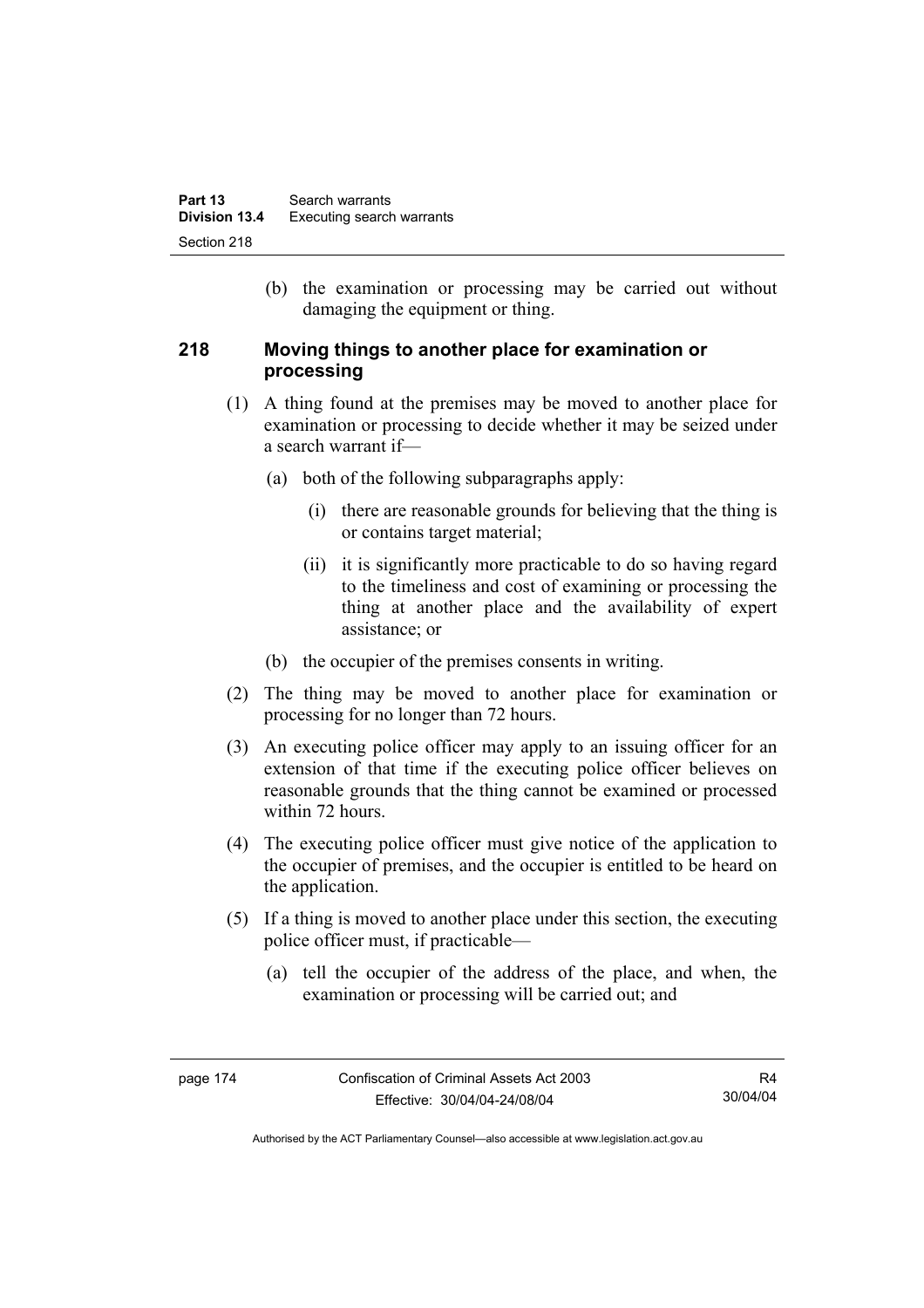(b) the examination or processing may be carried out without damaging the equipment or thing.

### 218 Moving things to another place for examination or processing

(1) A thing found at the premises may be moved to another place for examination or processing to decide whether it may be seized under a search warrant if—

   (a) both of the following subparagraphs apply:

      (i) there are reasonable grounds for believing that the thing is or contains target material;

      (ii) it is significantly more practicable to do so having regard to the timeliness and cost of examining or processing the thing at another place and the availability of expert assistance; or

   (b) the occupier of the premises consents in writing.

(2) The thing may be moved to another place for examination or processing for no longer than 72 hours.

(3) An executing police officer may apply to an issuing officer for an extension of that time if the executing police officer believes on reasonable grounds that the thing cannot be examined or processed within 72 hours.

(4) The executing police officer must give notice of the application to the occupier of premises, and the occupier is entitled to be heard on the application.

(5) If a thing is moved to another place under this section, the executing police officer must, if practicable—

   (a) tell the occupier of the address of the place, and when, the examination or processing will be carried out; and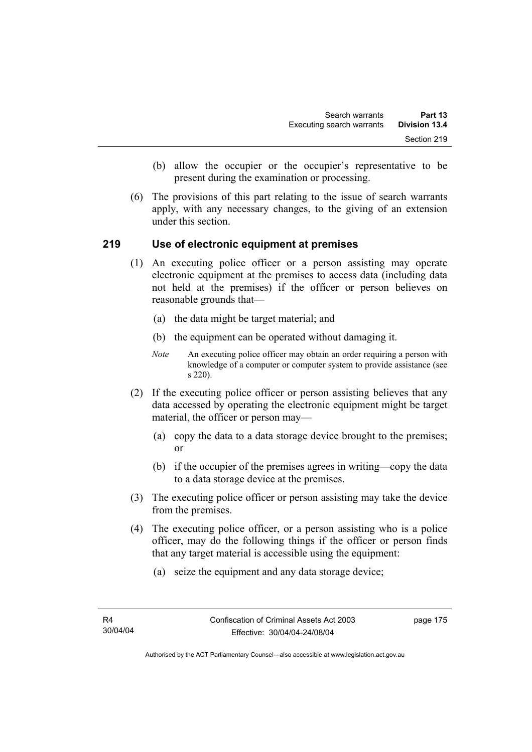(b) allow the occupier or the occupier's representative to be present during the examination or processing.

(6) The provisions of this part relating to the issue of search warrants apply, with any necessary changes, to the giving of an extension under this section.

## 219 Use of electronic equipment at premises

(1) An executing police officer or a person assisting may operate electronic equipment at the premises to access data (including data not held at the premises) if the officer or person believes on reasonable grounds that—

(a) the data might be target material; and

(b) the equipment can be operated without damaging it.

*Note* An executing police officer may obtain an order requiring a person with knowledge of a computer or computer system to provide assistance (see s 220).

(2) If the executing police officer or person assisting believes that any data accessed by operating the electronic equipment might be target material, the officer or person may—

(a) copy the data to a data storage device brought to the premises; or

(b) if the occupier of the premises agrees in writing—copy the data to a data storage device at the premises.

(3) The executing police officer or person assisting may take the device from the premises.

(4) The executing police officer, or a person assisting who is a police officer, may do the following things if the officer or person finds that any target material is accessible using the equipment:

(a) seize the equipment and any data storage device;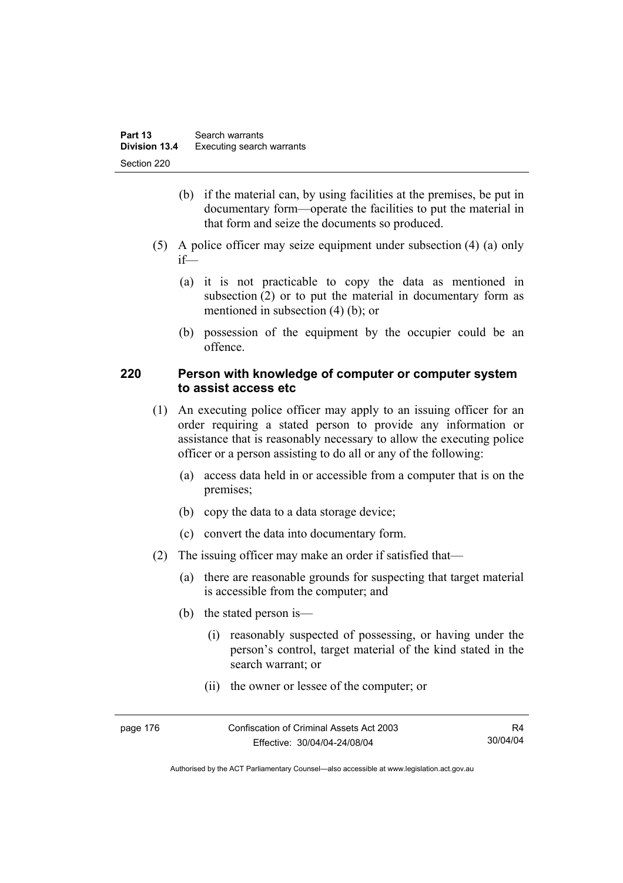(b) if the material can, by using facilities at the premises, be put in documentary form—operate the facilities to put the material in that form and seize the documents so produced.

(5) A police officer may seize equipment under subsection (4) (a) only if—

(a) it is not practicable to copy the data as mentioned in subsection (2) or to put the material in documentary form as mentioned in subsection (4) (b); or

(b) possession of the equipment by the occupier could be an offence.

## 220 Person with knowledge of computer or computer system to assist access etc

(1) An executing police officer may apply to an issuing officer for an order requiring a stated person to provide any information or assistance that is reasonably necessary to allow the executing police officer or a person assisting to do all or any of the following:

(a) access data held in or accessible from a computer that is on the premises;

(b) copy the data to a data storage device;

(c) convert the data into documentary form.

(2) The issuing officer may make an order if satisfied that—

(a) there are reasonable grounds for suspecting that target material is accessible from the computer; and

(b) the stated person is—

(i) reasonably suspected of possessing, or having under the person's control, target material of the kind stated in the search warrant; or

(ii) the owner or lessee of the computer; or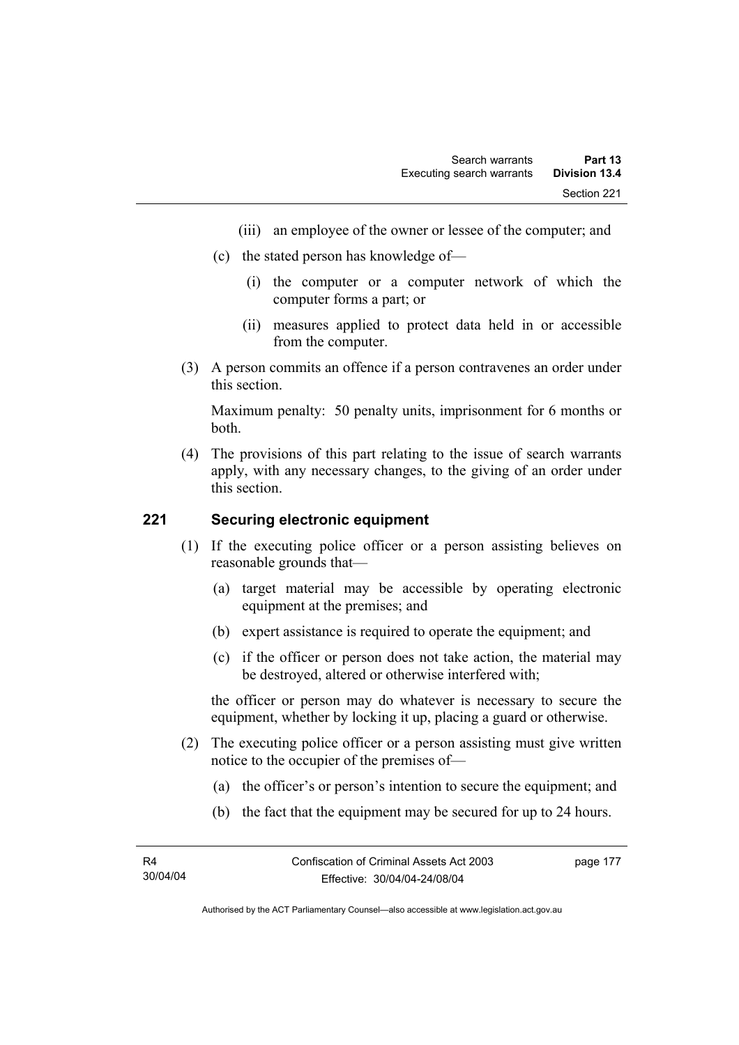(iii) an employee of the owner or lessee of the computer; and

(c) the stated person has knowledge of—

(i) the computer or a computer network of which the computer forms a part; or

(ii) measures applied to protect data held in or accessible from the computer.

(3) A person commits an offence if a person contravenes an order under this section.

Maximum penalty: 50 penalty units, imprisonment for 6 months or both.

(4) The provisions of this part relating to the issue of search warrants apply, with any necessary changes, to the giving of an order under this section.

## 221 Securing electronic equipment

(1) If the executing police officer or a person assisting believes on reasonable grounds that—

(a) target material may be accessible by operating electronic equipment at the premises; and

(b) expert assistance is required to operate the equipment; and

(c) if the officer or person does not take action, the material may be destroyed, altered or otherwise interfered with;

the officer or person may do whatever is necessary to secure the equipment, whether by locking it up, placing a guard or otherwise.

(2) The executing police officer or a person assisting must give written notice to the occupier of the premises of—

(a) the officer's or person's intention to secure the equipment; and

(b) the fact that the equipment may be secured for up to 24 hours.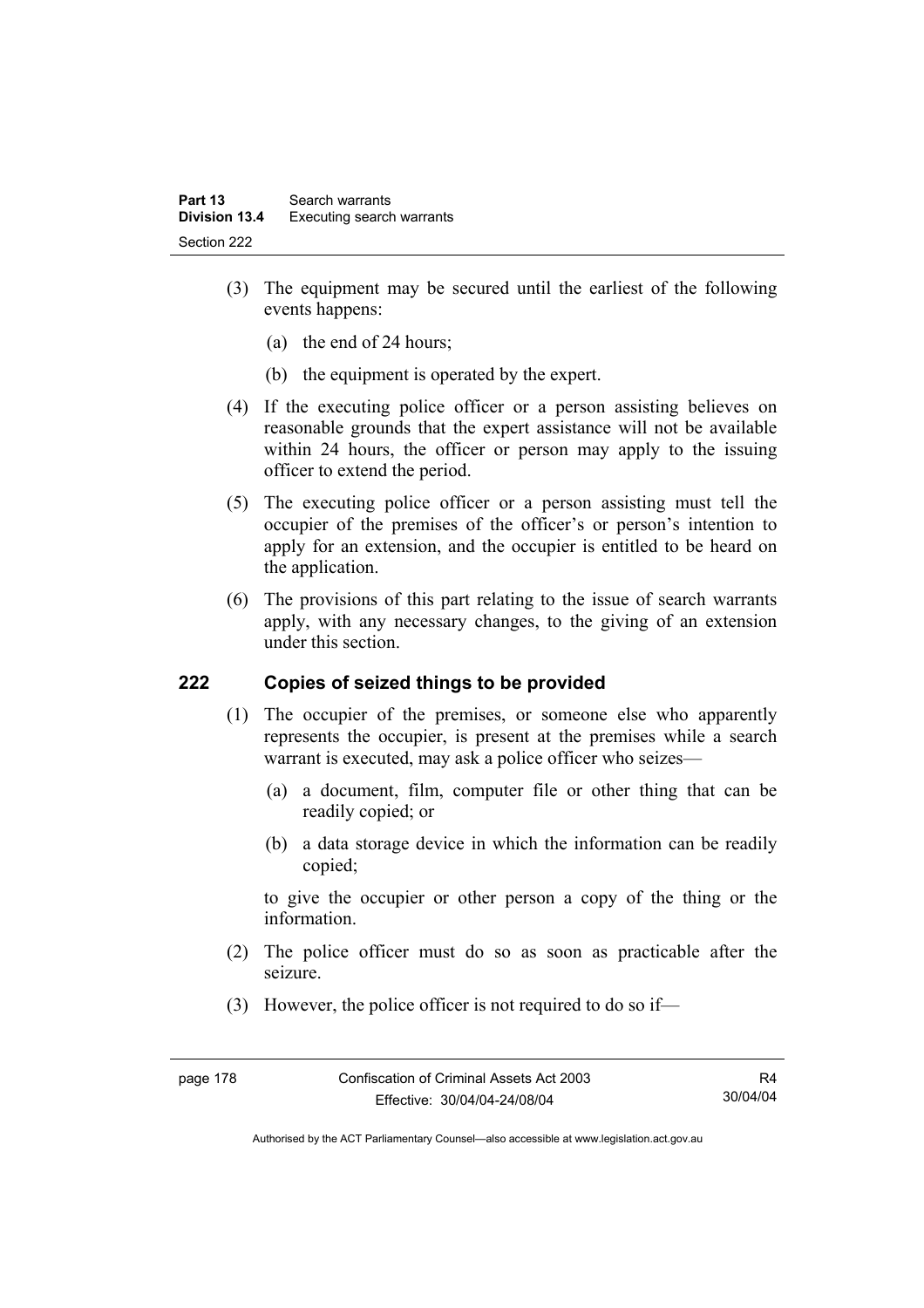(3) The equipment may be secured until the earliest of the following events happens:

(a) the end of 24 hours;

(b) the equipment is operated by the expert.

(4) If the executing police officer or a person assisting believes on reasonable grounds that the expert assistance will not be available within 24 hours, the officer or person may apply to the issuing officer to extend the period.

(5) The executing police officer or a person assisting must tell the occupier of the premises of the officer's or person's intention to apply for an extension, and the occupier is entitled to be heard on the application.

(6) The provisions of this part relating to the issue of search warrants apply, with any necessary changes, to the giving of an extension under this section.

## 222 Copies of seized things to be provided

(1) The occupier of the premises, or someone else who apparently represents the occupier, is present at the premises while a search warrant is executed, may ask a police officer who seizes—

(a) a document, film, computer file or other thing that can be readily copied; or

(b) a data storage device in which the information can be readily copied;

to give the occupier or other person a copy of the thing or the information.

(2) The police officer must do so as soon as practicable after the seizure.

(3) However, the police officer is not required to do so if—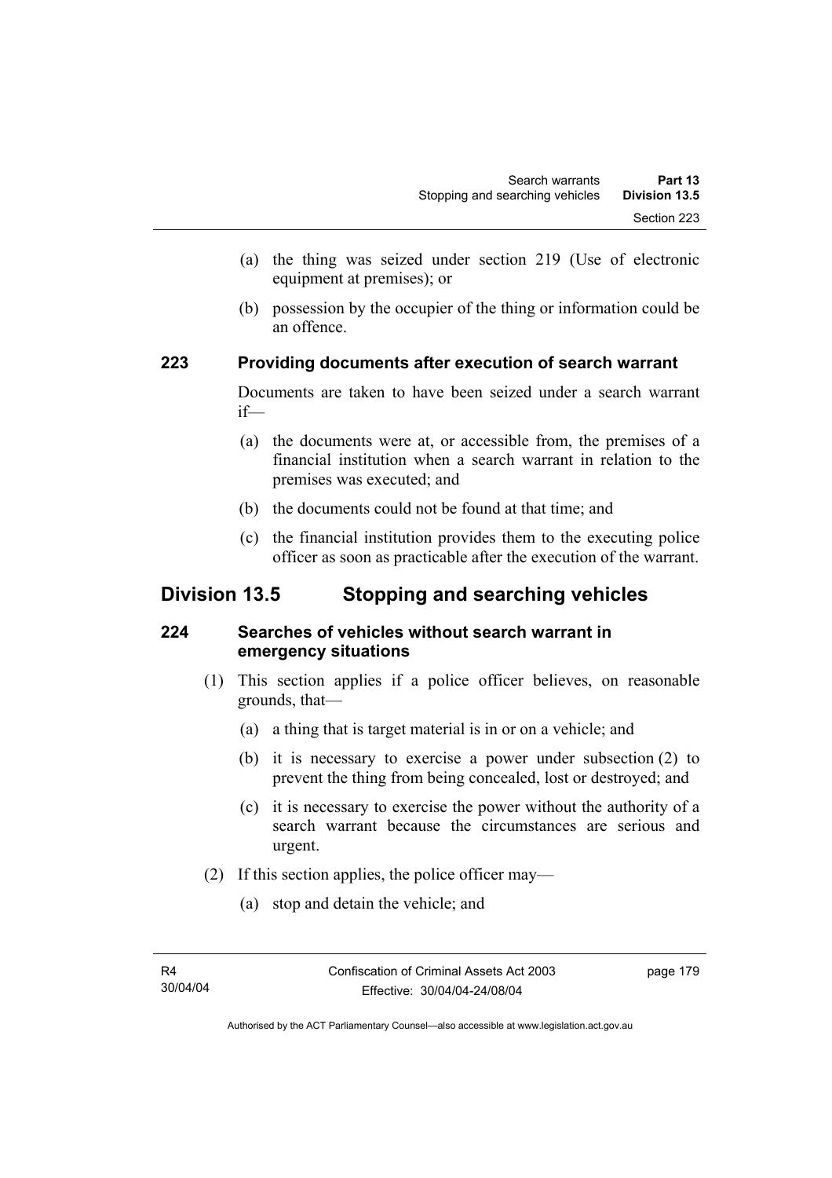(a) the thing was seized under section 219 (Use of electronic equipment at premises); or

(b) possession by the occupier of the thing or information could be an offence.

### 223 Providing documents after execution of search warrant

Documents are taken to have been seized under a search warrant if—

(a) the documents were at, or accessible from, the premises of a financial institution when a search warrant in relation to the premises was executed; and

(b) the documents could not be found at that time; and

(c) the financial institution provides them to the executing police officer as soon as practicable after the execution of the warrant.

## Division 13.5 Stopping and searching vehicles

### 224 Searches of vehicles without search warrant in emergency situations

(1) This section applies if a police officer believes, on reasonable grounds, that—

(a) a thing that is target material is in or on a vehicle; and

(b) it is necessary to exercise a power under subsection (2) to prevent the thing from being concealed, lost or destroyed; and

(c) it is necessary to exercise the power without the authority of a search warrant because the circumstances are serious and urgent.

(2) If this section applies, the police officer may—

(a) stop and detain the vehicle; and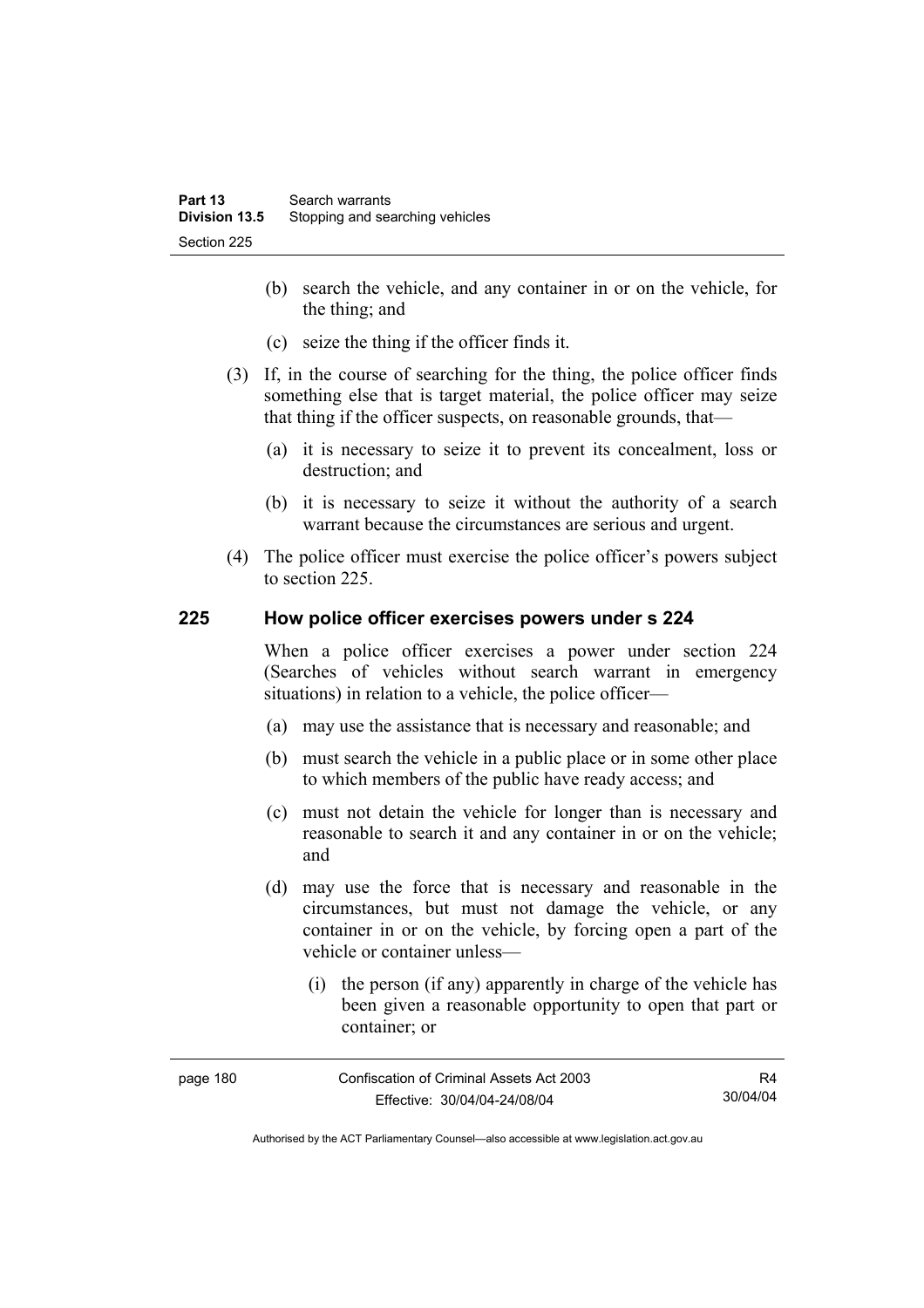(b) search the vehicle, and any container in or on the vehicle, for the thing; and

(c) seize the thing if the officer finds it.

(3) If, in the course of searching for the thing, the police officer finds something else that is target material, the police officer may seize that thing if the officer suspects, on reasonable grounds, that—

(a) it is necessary to seize it to prevent its concealment, loss or destruction; and

(b) it is necessary to seize it without the authority of a search warrant because the circumstances are serious and urgent.

(4) The police officer must exercise the police officer's powers subject to section 225.

### 225 How police officer exercises powers under s 224

When a police officer exercises a power under section 224 (Searches of vehicles without search warrant in emergency situations) in relation to a vehicle, the police officer—

(a) may use the assistance that is necessary and reasonable; and

(b) must search the vehicle in a public place or in some other place to which members of the public have ready access; and

(c) must not detain the vehicle for longer than is necessary and reasonable to search it and any container in or on the vehicle; and

(d) may use the force that is necessary and reasonable in the circumstances, but must not damage the vehicle, or any container in or on the vehicle, by forcing open a part of the vehicle or container unless—

(i) the person (if any) apparently in charge of the vehicle has been given a reasonable opportunity to open that part or container; or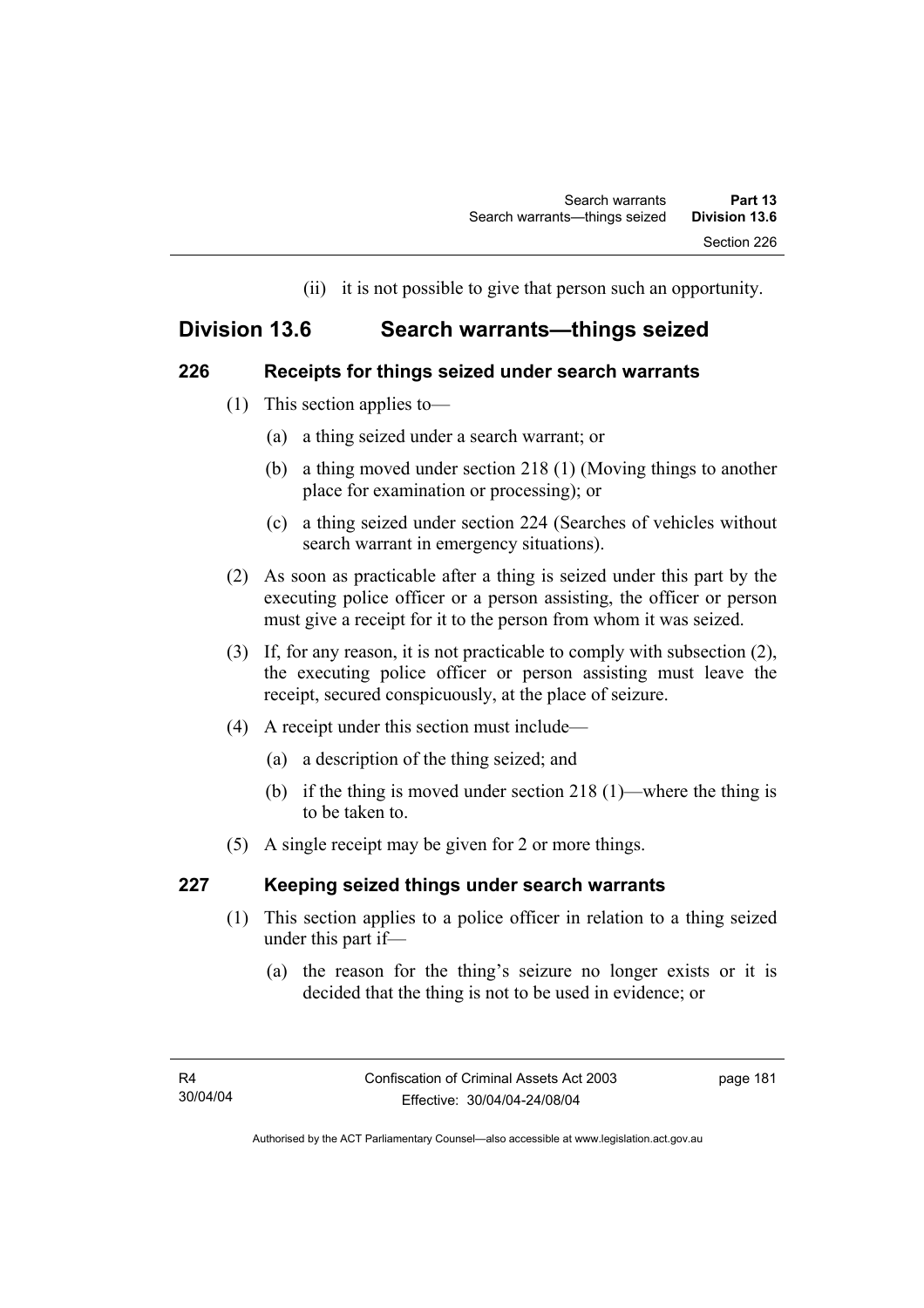(ii) it is not possible to give that person such an opportunity.

## Division 13.6 Search warrants—things seized

### 226 Receipts for things seized under search warrants

(1) This section applies to—

(a) a thing seized under a search warrant; or

(b) a thing moved under section 218 (1) (Moving things to another place for examination or processing); or

(c) a thing seized under section 224 (Searches of vehicles without search warrant in emergency situations).

(2) As soon as practicable after a thing is seized under this part by the executing police officer or a person assisting, the officer or person must give a receipt for it to the person from whom it was seized.

(3) If, for any reason, it is not practicable to comply with subsection (2), the executing police officer or person assisting must leave the receipt, secured conspicuously, at the place of seizure.

(4) A receipt under this section must include—

(a) a description of the thing seized; and

(b) if the thing is moved under section 218 (1)—where the thing is to be taken to.

(5) A single receipt may be given for 2 or more things.

### 227 Keeping seized things under search warrants

(1) This section applies to a police officer in relation to a thing seized under this part if—

(a) the reason for the thing's seizure no longer exists or it is decided that the thing is not to be used in evidence; or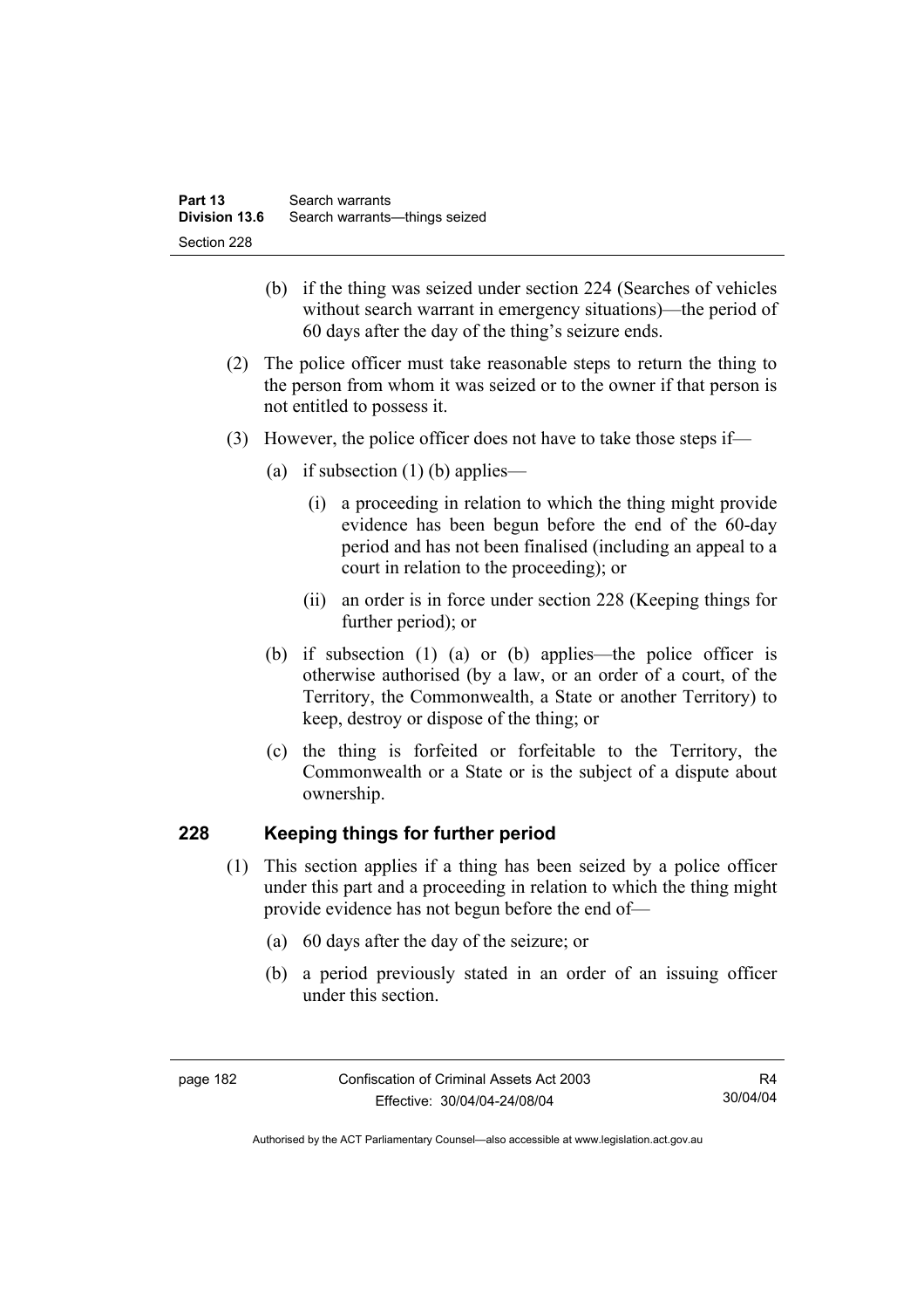(b) if the thing was seized under section 224 (Searches of vehicles without search warrant in emergency situations)—the period of 60 days after the day of the thing's seizure ends.

(2) The police officer must take reasonable steps to return the thing to the person from whom it was seized or to the owner if that person is not entitled to possess it.

(3) However, the police officer does not have to take those steps if—

(a) if subsection (1) (b) applies—

(i) a proceeding in relation to which the thing might provide evidence has been begun before the end of the 60-day period and has not been finalised (including an appeal to a court in relation to the proceeding); or

(ii) an order is in force under section 228 (Keeping things for further period); or

(b) if subsection (1) (a) or (b) applies—the police officer is otherwise authorised (by a law, or an order of a court, of the Territory, the Commonwealth, a State or another Territory) to keep, destroy or dispose of the thing; or

(c) the thing is forfeited or forfeitable to the Territory, the Commonwealth or a State or is the subject of a dispute about ownership.

### 228 Keeping things for further period

(1) This section applies if a thing has been seized by a police officer under this part and a proceeding in relation to which the thing might provide evidence has not begun before the end of—

(a) 60 days after the day of the seizure; or

(b) a period previously stated in an order of an issuing officer under this section.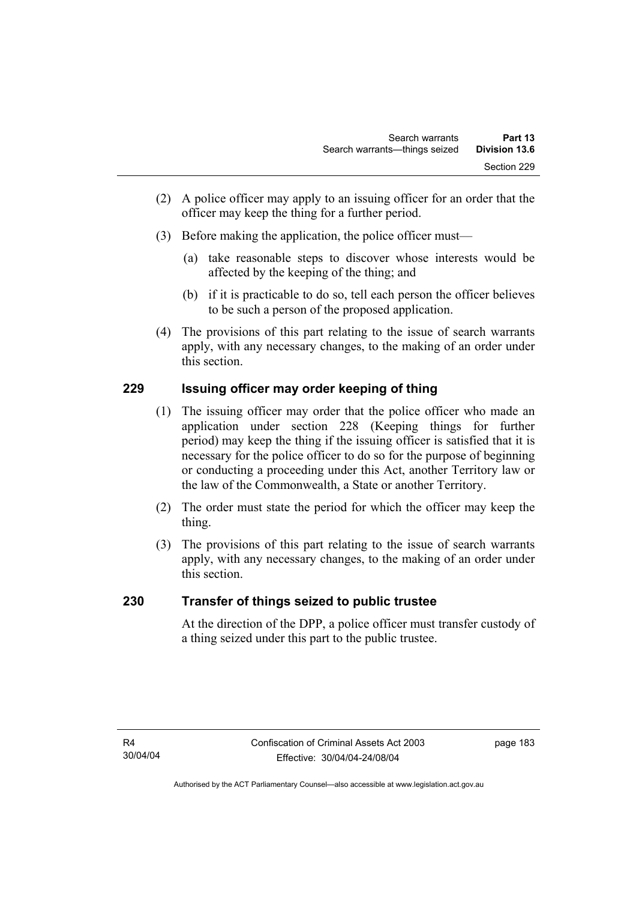(2) A police officer may apply to an issuing officer for an order that the officer may keep the thing for a further period.

(3) Before making the application, the police officer must—

(a) take reasonable steps to discover whose interests would be affected by the keeping of the thing; and

(b) if it is practicable to do so, tell each person the officer believes to be such a person of the proposed application.

(4) The provisions of this part relating to the issue of search warrants apply, with any necessary changes, to the making of an order under this section.

## 229 Issuing officer may order keeping of thing

(1) The issuing officer may order that the police officer who made an application under section 228 (Keeping things for further period) may keep the thing if the issuing officer is satisfied that it is necessary for the police officer to do so for the purpose of beginning or conducting a proceeding under this Act, another Territory law or the law of the Commonwealth, a State or another Territory.

(2) The order must state the period for which the officer may keep the thing.

(3) The provisions of this part relating to the issue of search warrants apply, with any necessary changes, to the making of an order under this section.

## 230 Transfer of things seized to public trustee

At the direction of the DPP, a police officer must transfer custody of a thing seized under this part to the public trustee.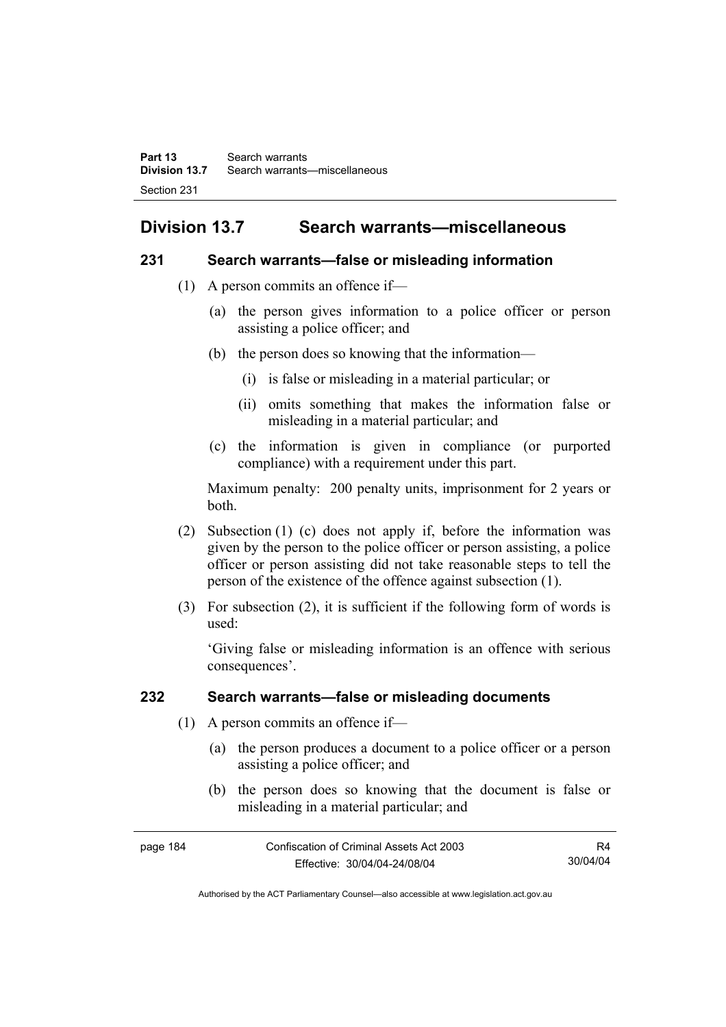## Division 13.7 Search warrants—miscellaneous

### 231 Search warrants—false or misleading information

(1) A person commits an offence if—

(a) the person gives information to a police officer or person assisting a police officer; and

(b) the person does so knowing that the information—

(i) is false or misleading in a material particular; or

(ii) omits something that makes the information false or misleading in a material particular; and

(c) the information is given in compliance (or purported compliance) with a requirement under this part.

Maximum penalty: 200 penalty units, imprisonment for 2 years or both.

(2) Subsection (1) (c) does not apply if, before the information was given by the person to the police officer or person assisting, a police officer or person assisting did not take reasonable steps to tell the person of the existence of the offence against subsection (1).

(3) For subsection (2), it is sufficient if the following form of words is used:

'Giving false or misleading information is an offence with serious consequences'.

### 232 Search warrants—false or misleading documents

(1) A person commits an offence if—

(a) the person produces a document to a police officer or a person assisting a police officer; and

(b) the person does so knowing that the document is false or misleading in a material particular; and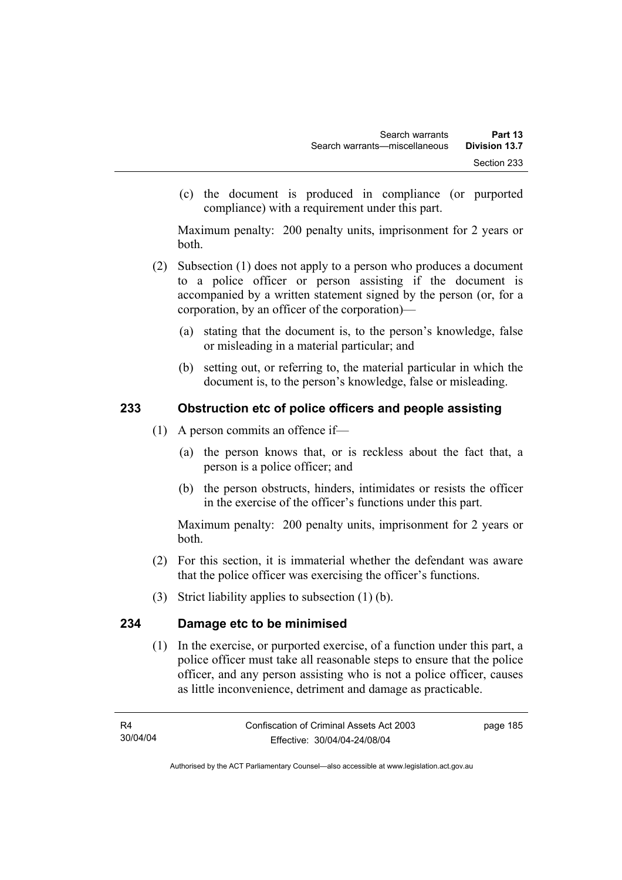(c) the document is produced in compliance (or purported compliance) with a requirement under this part.

Maximum penalty: 200 penalty units, imprisonment for 2 years or both.

(2) Subsection (1) does not apply to a person who produces a document to a police officer or person assisting if the document is accompanied by a written statement signed by the person (or, for a corporation, by an officer of the corporation)—

(a) stating that the document is, to the person's knowledge, false or misleading in a material particular; and

(b) setting out, or referring to, the material particular in which the document is, to the person's knowledge, false or misleading.

## 233 Obstruction etc of police officers and people assisting

(1) A person commits an offence if—

(a) the person knows that, or is reckless about the fact that, a person is a police officer; and

(b) the person obstructs, hinders, intimidates or resists the officer in the exercise of the officer's functions under this part.

Maximum penalty: 200 penalty units, imprisonment for 2 years or both.

(2) For this section, it is immaterial whether the defendant was aware that the police officer was exercising the officer's functions.

(3) Strict liability applies to subsection (1) (b).

## 234 Damage etc to be minimised

(1) In the exercise, or purported exercise, of a function under this part, a police officer must take all reasonable steps to ensure that the police officer, and any person assisting who is not a police officer, causes as little inconvenience, detriment and damage as practicable.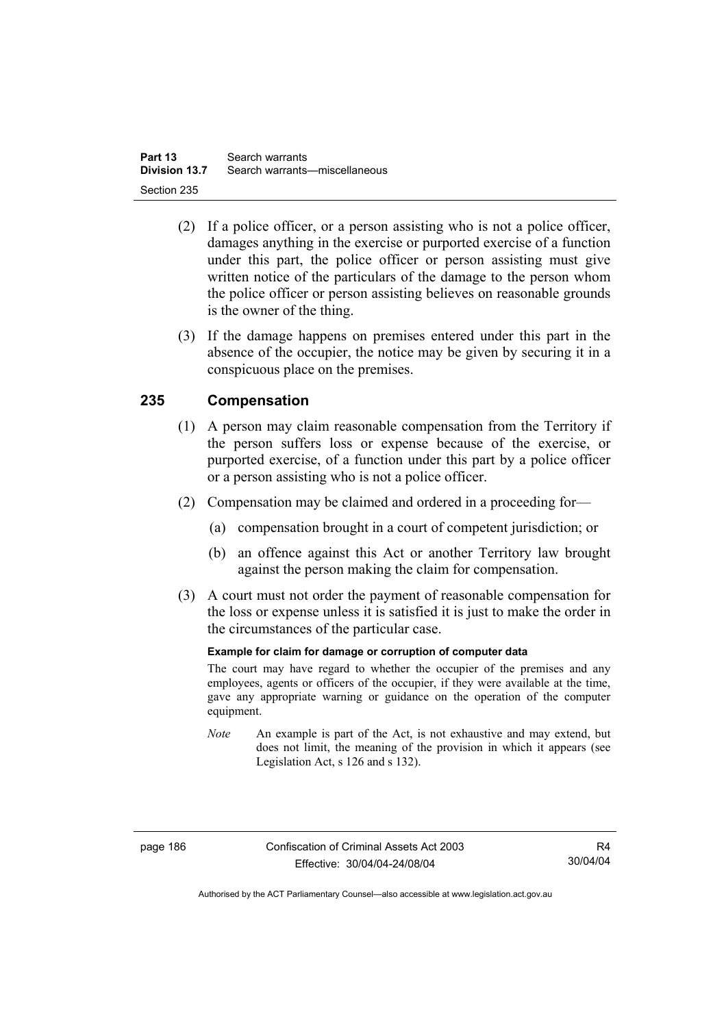(2) If a police officer, or a person assisting who is not a police officer, damages anything in the exercise or purported exercise of a function under this part, the police officer or person assisting must give written notice of the particulars of the damage to the person whom the police officer or person assisting believes on reasonable grounds is the owner of the thing.

(3) If the damage happens on premises entered under this part in the absence of the occupier, the notice may be given by securing it in a conspicuous place on the premises.

## 235 Compensation

(1) A person may claim reasonable compensation from the Territory if the person suffers loss or expense because of the exercise, or purported exercise, of a function under this part by a police officer or a person assisting who is not a police officer.

(2) Compensation may be claimed and ordered in a proceeding for—

(a) compensation brought in a court of competent jurisdiction; or

(b) an offence against this Act or another Territory law brought against the person making the claim for compensation.

(3) A court must not order the payment of reasonable compensation for the loss or expense unless it is satisfied it is just to make the order in the circumstances of the particular case.

**Example for claim for damage or corruption of computer data**

The court may have regard to whether the occupier of the premises and any employees, agents or officers of the occupier, if they were available at the time, gave any appropriate warning or guidance on the operation of the computer equipment.

*Note* An example is part of the Act, is not exhaustive and may extend, but does not limit, the meaning of the provision in which it appears (see Legislation Act, s 126 and s 132).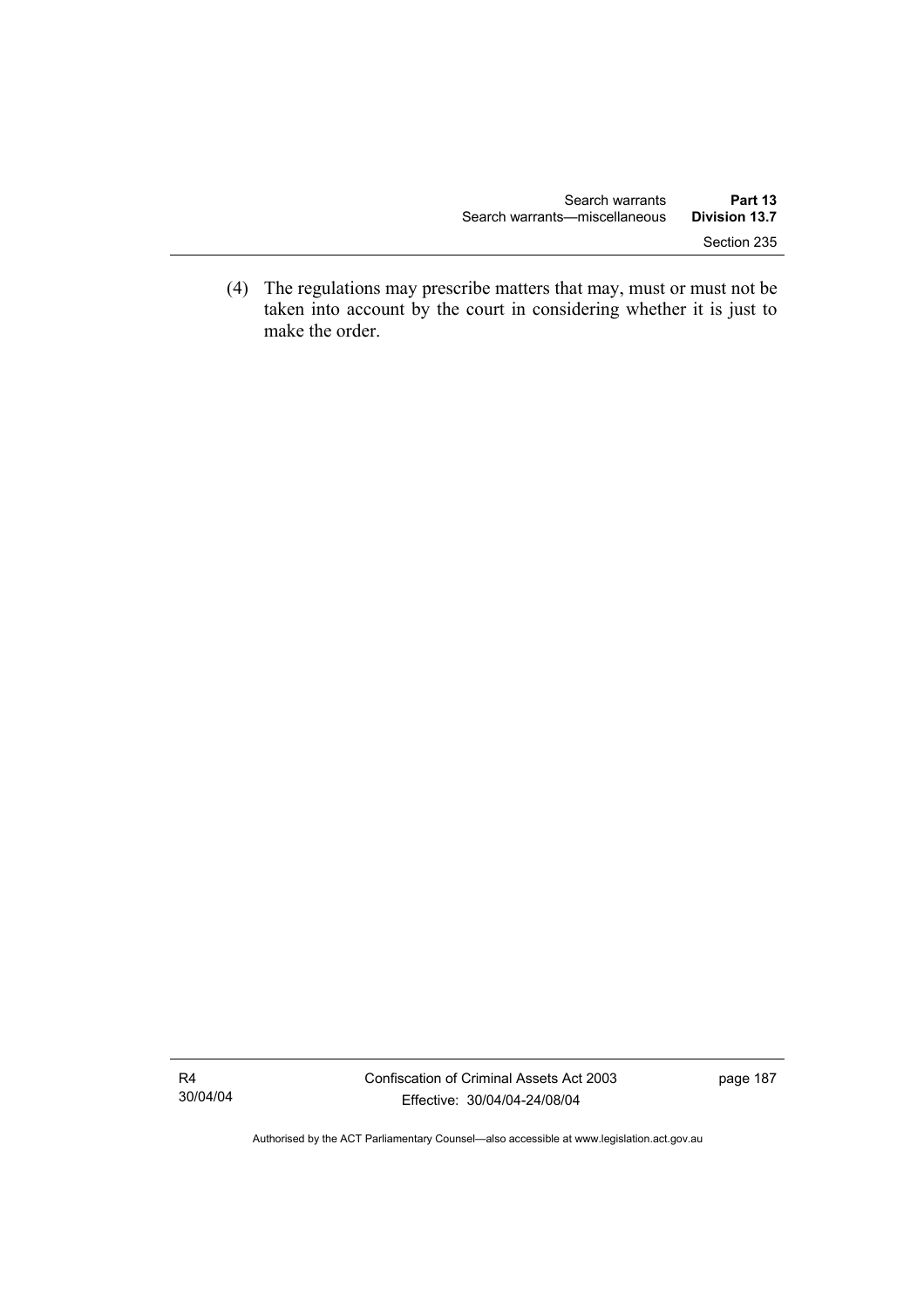(4) The regulations may prescribe matters that may, must or must not be taken into account by the court in considering whether it is just to make the order.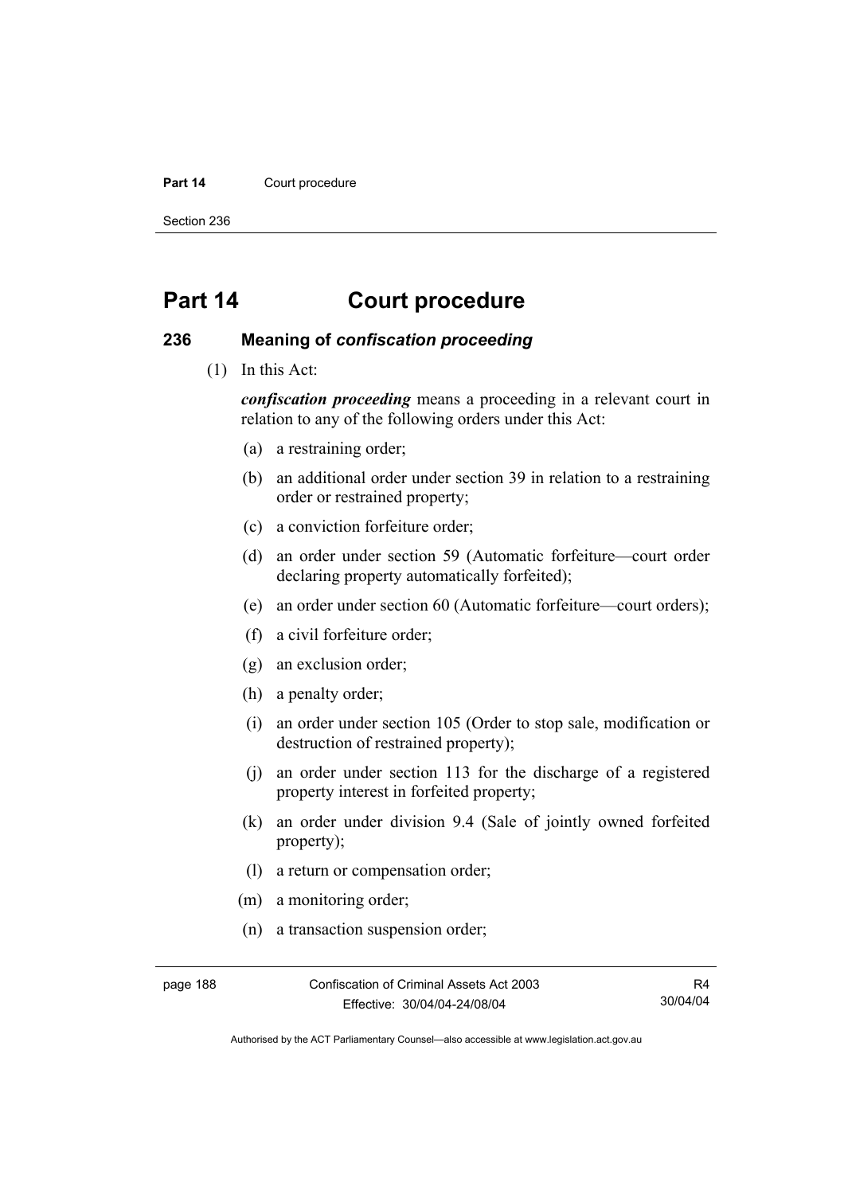# Part 14 Court procedure

## 236 Meaning of *confiscation proceeding*

(1) In this Act:

***confiscation proceeding*** means a proceeding in a relevant court in relation to any of the following orders under this Act:

(a) a restraining order;

(b) an additional order under section 39 in relation to a restraining order or restrained property;

(c) a conviction forfeiture order;

(d) an order under section 59 (Automatic forfeiture—court order declaring property automatically forfeited);

(e) an order under section 60 (Automatic forfeiture—court orders);

(f) a civil forfeiture order;

(g) an exclusion order;

(h) a penalty order;

(i) an order under section 105 (Order to stop sale, modification or destruction of restrained property);

(j) an order under section 113 for the discharge of a registered property interest in forfeited property;

(k) an order under division 9.4 (Sale of jointly owned forfeited property);

(l) a return or compensation order;

(m) a monitoring order;

(n) a transaction suspension order;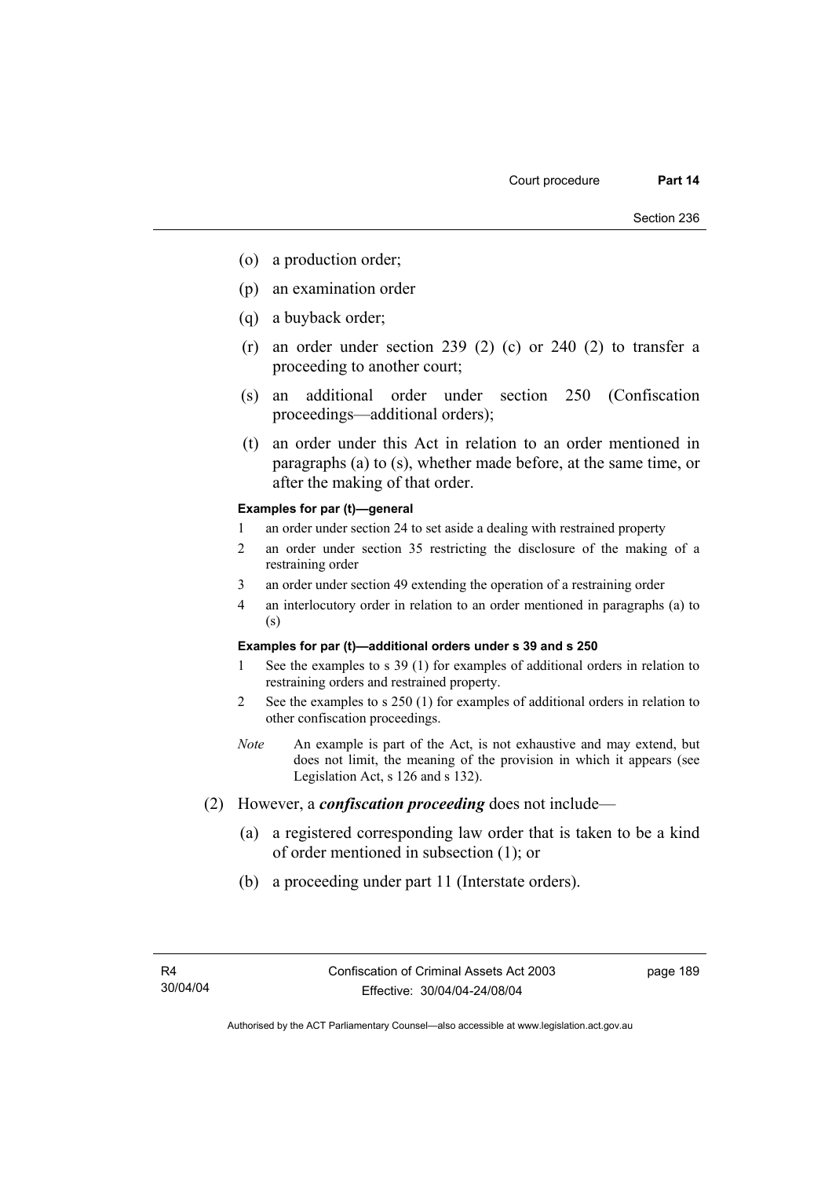(o) a production order;

(p) an examination order

(q) a buyback order;

(r) an order under section 239 (2) (c) or 240 (2) to transfer a proceeding to another court;

(s) an additional order under section 250 (Confiscation proceedings—additional orders);

(t) an order under this Act in relation to an order mentioned in paragraphs (a) to (s), whether made before, at the same time, or after the making of that order.

**Examples for par (t)—general**

1 an order under section 24 to set aside a dealing with restrained property

2 an order under section 35 restricting the disclosure of the making of a restraining order

3 an order under section 49 extending the operation of a restraining order

4 an interlocutory order in relation to an order mentioned in paragraphs (a) to (s)

**Examples for par (t)—additional orders under s 39 and s 250**

1 See the examples to s 39 (1) for examples of additional orders in relation to restraining orders and restrained property.

2 See the examples to s 250 (1) for examples of additional orders in relation to other confiscation proceedings.

*Note* An example is part of the Act, is not exhaustive and may extend, but does not limit, the meaning of the provision in which it appears (see Legislation Act, s 126 and s 132).

(2) However, a ***confiscation proceeding*** does not include—

(a) a registered corresponding law order that is taken to be a kind of order mentioned in subsection (1); or

(b) a proceeding under part 11 (Interstate orders).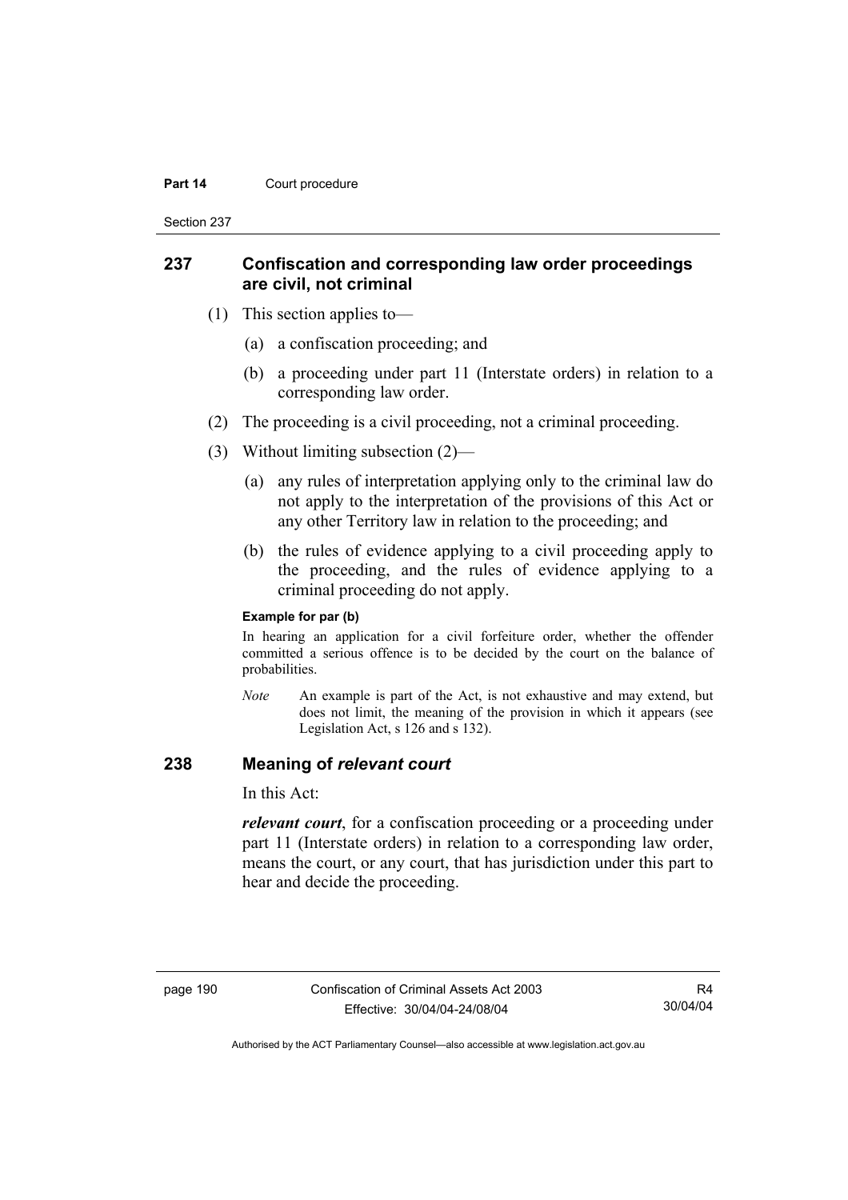## 237 Confiscation and corresponding law order proceedings are civil, not criminal

(1) This section applies to—

(a) a confiscation proceeding; and

(b) a proceeding under part 11 (Interstate orders) in relation to a corresponding law order.

(2) The proceeding is a civil proceeding, not a criminal proceeding.

(3) Without limiting subsection (2)—

(a) any rules of interpretation applying only to the criminal law do not apply to the interpretation of the provisions of this Act or any other Territory law in relation to the proceeding; and

(b) the rules of evidence applying to a civil proceeding apply to the proceeding, and the rules of evidence applying to a criminal proceeding do not apply.

**Example for par (b)**

In hearing an application for a civil forfeiture order, whether the offender committed a serious offence is to be decided by the court on the balance of probabilities.

*Note* An example is part of the Act, is not exhaustive and may extend, but does not limit, the meaning of the provision in which it appears (see Legislation Act, s 126 and s 132).

## 238 Meaning of *relevant court*

In this Act:

***relevant court***, for a confiscation proceeding or a proceeding under part 11 (Interstate orders) in relation to a corresponding law order, means the court, or any court, that has jurisdiction under this part to hear and decide the proceeding.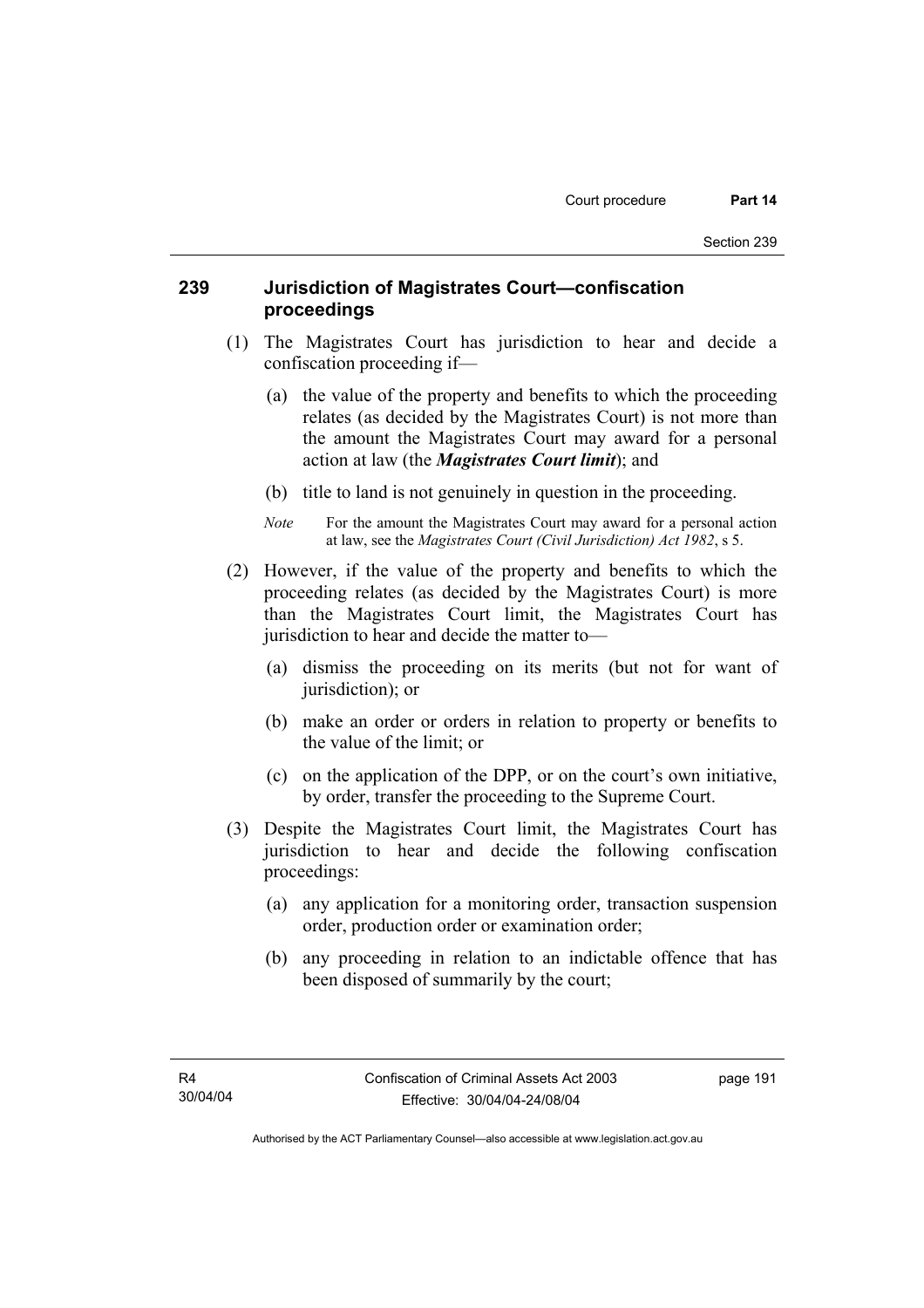## 239 Jurisdiction of Magistrates Court—confiscation proceedings

(1) The Magistrates Court has jurisdiction to hear and decide a confiscation proceeding if—

(a) the value of the property and benefits to which the proceeding relates (as decided by the Magistrates Court) is not more than the amount the Magistrates Court may award for a personal action at law (the ***Magistrates Court limit***); and

(b) title to land is not genuinely in question in the proceeding.

*Note* For the amount the Magistrates Court may award for a personal action at law, see the *Magistrates Court (Civil Jurisdiction) Act 1982*, s 5.

(2) However, if the value of the property and benefits to which the proceeding relates (as decided by the Magistrates Court) is more than the Magistrates Court limit, the Magistrates Court has jurisdiction to hear and decide the matter to—

(a) dismiss the proceeding on its merits (but not for want of jurisdiction); or

(b) make an order or orders in relation to property or benefits to the value of the limit; or

(c) on the application of the DPP, or on the court's own initiative, by order, transfer the proceeding to the Supreme Court.

(3) Despite the Magistrates Court limit, the Magistrates Court has jurisdiction to hear and decide the following confiscation proceedings:

(a) any application for a monitoring order, transaction suspension order, production order or examination order;

(b) any proceeding in relation to an indictable offence that has been disposed of summarily by the court;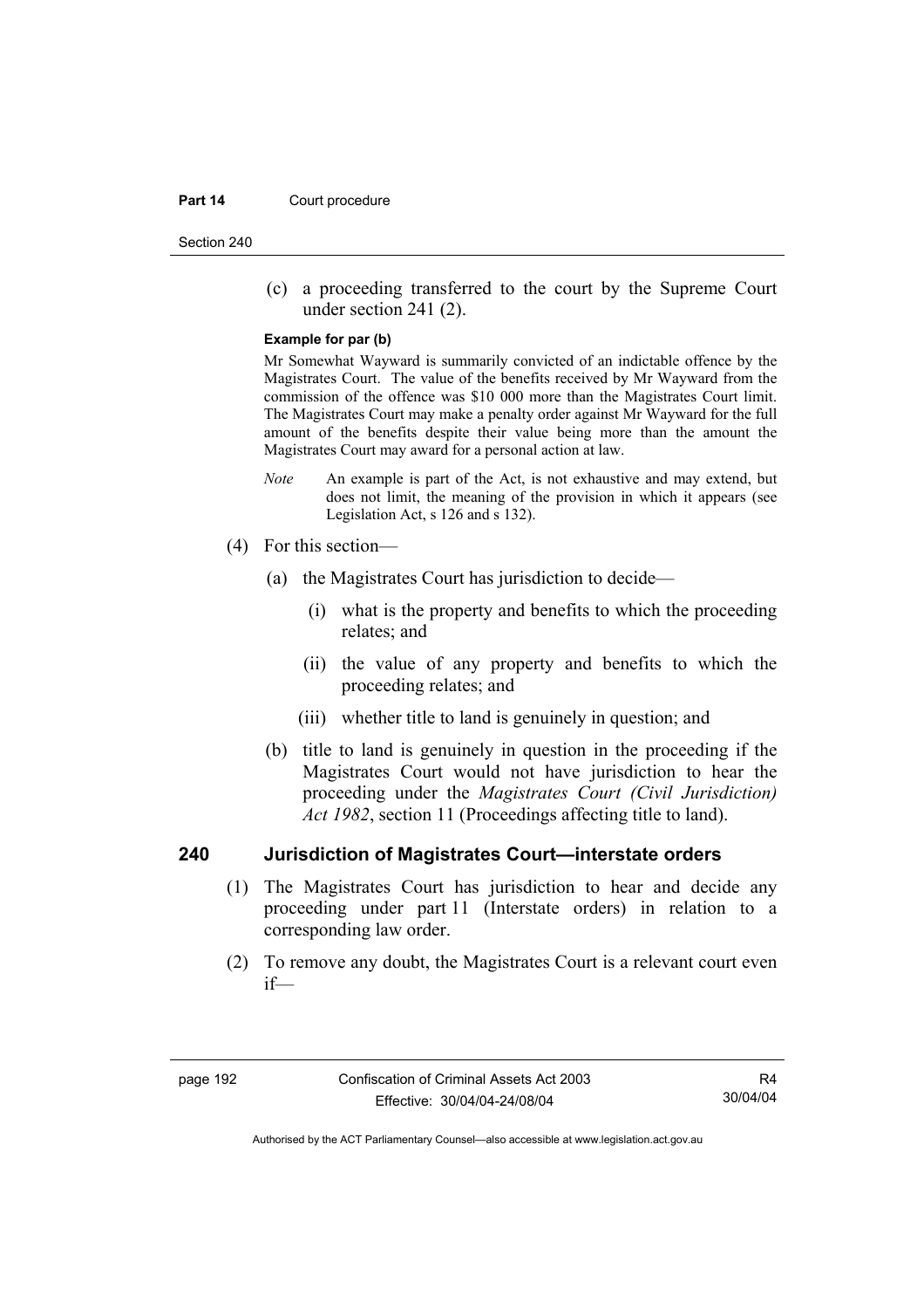(c) a proceeding transferred to the court by the Supreme Court under section 241 (2).

**Example for par (b)**

Mr Somewhat Wayward is summarily convicted of an indictable offence by the Magistrates Court. The value of the benefits received by Mr Wayward from the commission of the offence was $10 000 more than the Magistrates Court limit. The Magistrates Court may make a penalty order against Mr Wayward for the full amount of the benefits despite their value being more than the amount the Magistrates Court may award for a personal action at law.

*Note* An example is part of the Act, is not exhaustive and may extend, but does not limit, the meaning of the provision in which it appears (see Legislation Act, s 126 and s 132).

(4) For this section—

(a) the Magistrates Court has jurisdiction to decide—

(i) what is the property and benefits to which the proceeding relates; and

(ii) the value of any property and benefits to which the proceeding relates; and

(iii) whether title to land is genuinely in question; and

(b) title to land is genuinely in question in the proceeding if the Magistrates Court would not have jurisdiction to hear the proceeding under the *Magistrates Court (Civil Jurisdiction) Act 1982*, section 11 (Proceedings affecting title to land).

## 240 Jurisdiction of Magistrates Court—interstate orders

(1) The Magistrates Court has jurisdiction to hear and decide any proceeding under part 11 (Interstate orders) in relation to a corresponding law order.

(2) To remove any doubt, the Magistrates Court is a relevant court even if—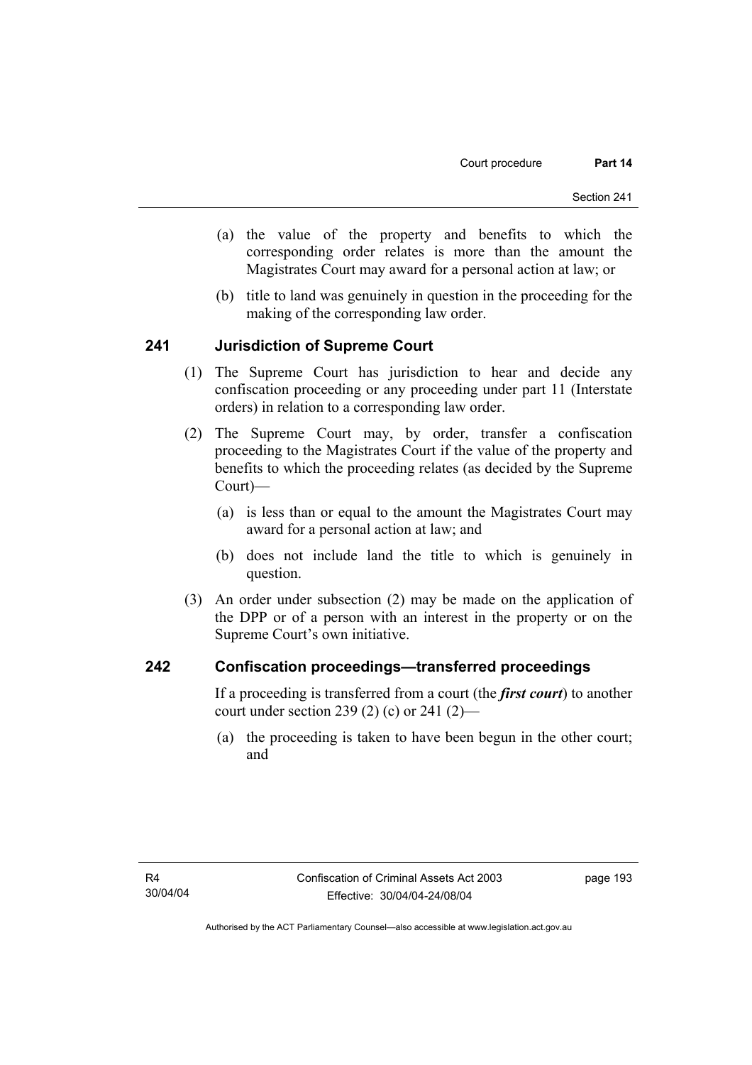(a) the value of the property and benefits to which the corresponding order relates is more than the amount the Magistrates Court may award for a personal action at law; or

(b) title to land was genuinely in question in the proceeding for the making of the corresponding law order.

## 241 Jurisdiction of Supreme Court

(1) The Supreme Court has jurisdiction to hear and decide any confiscation proceeding or any proceeding under part 11 (Interstate orders) in relation to a corresponding law order.

(2) The Supreme Court may, by order, transfer a confiscation proceeding to the Magistrates Court if the value of the property and benefits to which the proceeding relates (as decided by the Supreme Court)—

(a) is less than or equal to the amount the Magistrates Court may award for a personal action at law; and

(b) does not include land the title to which is genuinely in question.

(3) An order under subsection (2) may be made on the application of the DPP or of a person with an interest in the property or on the Supreme Court's own initiative.

## 242 Confiscation proceedings—transferred proceedings

If a proceeding is transferred from a court (the ***first court***) to another court under section 239 (2) (c) or 241 (2)—

(a) the proceeding is taken to have been begun in the other court; and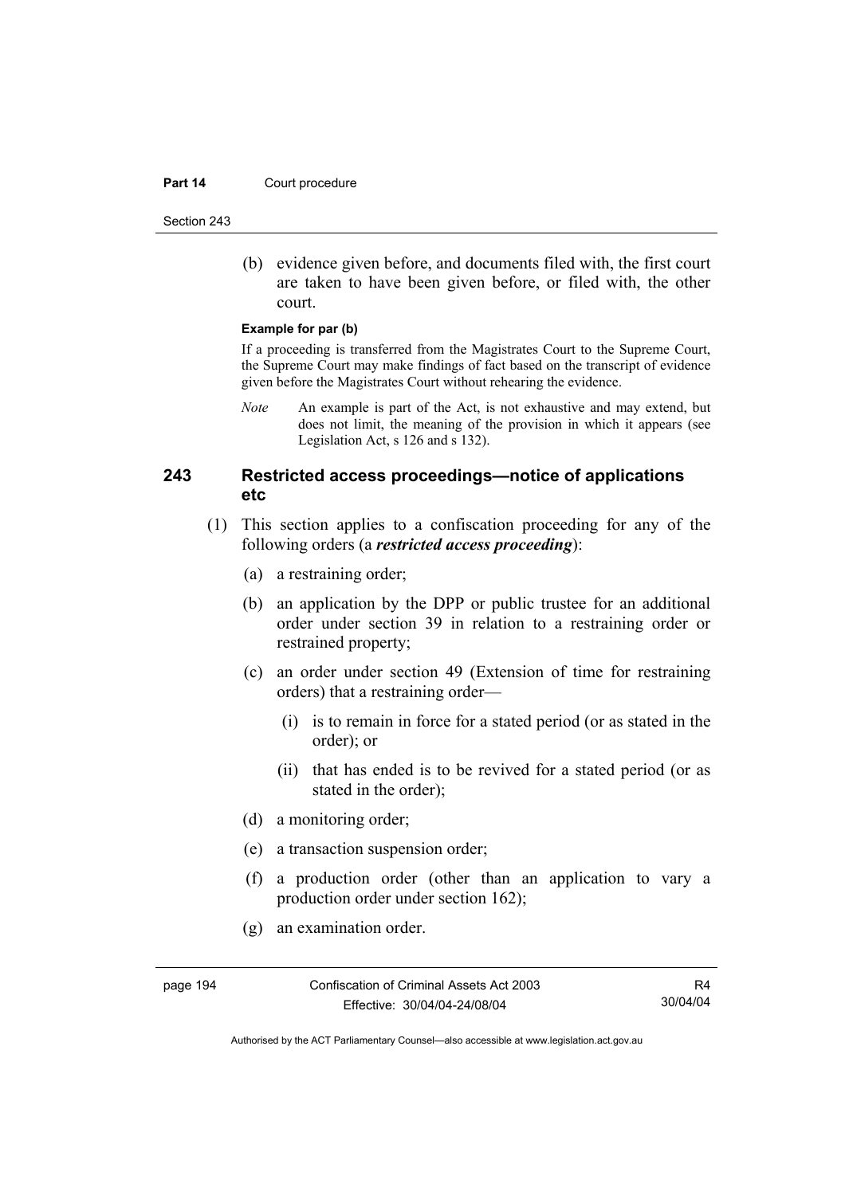(b) evidence given before, and documents filed with, the first court are taken to have been given before, or filed with, the other court.

**Example for par (b)**

If a proceeding is transferred from the Magistrates Court to the Supreme Court, the Supreme Court may make findings of fact based on the transcript of evidence given before the Magistrates Court without rehearing the evidence.

*Note* An example is part of the Act, is not exhaustive and may extend, but does not limit, the meaning of the provision in which it appears (see Legislation Act, s 126 and s 132).

## 243 Restricted access proceedings—notice of applications etc

(1) This section applies to a confiscation proceeding for any of the following orders (a ***restricted access proceeding***):

(a) a restraining order;

(b) an application by the DPP or public trustee for an additional order under section 39 in relation to a restraining order or restrained property;

(c) an order under section 49 (Extension of time for restraining orders) that a restraining order—

(i) is to remain in force for a stated period (or as stated in the order); or

(ii) that has ended is to be revived for a stated period (or as stated in the order);

(d) a monitoring order;

(e) a transaction suspension order;

(f) a production order (other than an application to vary a production order under section 162);

(g) an examination order.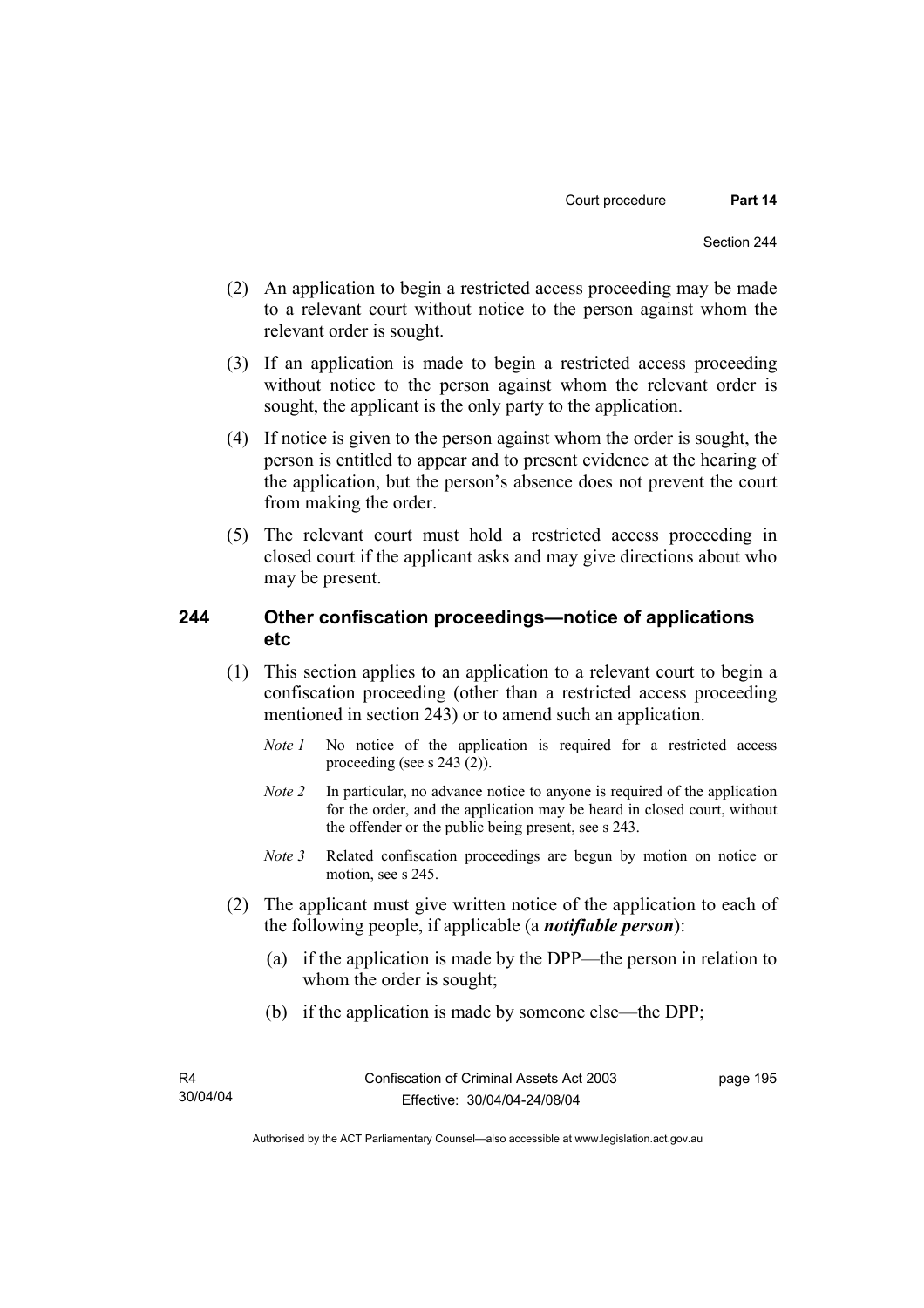(2) An application to begin a restricted access proceeding may be made to a relevant court without notice to the person against whom the relevant order is sought.

(3) If an application is made to begin a restricted access proceeding without notice to the person against whom the relevant order is sought, the applicant is the only party to the application.

(4) If notice is given to the person against whom the order is sought, the person is entitled to appear and to present evidence at the hearing of the application, but the person's absence does not prevent the court from making the order.

(5) The relevant court must hold a restricted access proceeding in closed court if the applicant asks and may give directions about who may be present.

## 244 Other confiscation proceedings—notice of applications etc

(1) This section applies to an application to a relevant court to begin a confiscation proceeding (other than a restricted access proceeding mentioned in section 243) or to amend such an application.

*Note 1* No notice of the application is required for a restricted access proceeding (see s 243 (2)).

*Note 2* In particular, no advance notice to anyone is required of the application for the order, and the application may be heard in closed court, without the offender or the public being present, see s 243.

*Note 3* Related confiscation proceedings are begun by motion on notice or motion, see s 245.

(2) The applicant must give written notice of the application to each of the following people, if applicable (a ***notifiable person***):

(a) if the application is made by the DPP—the person in relation to whom the order is sought;

(b) if the application is made by someone else—the DPP;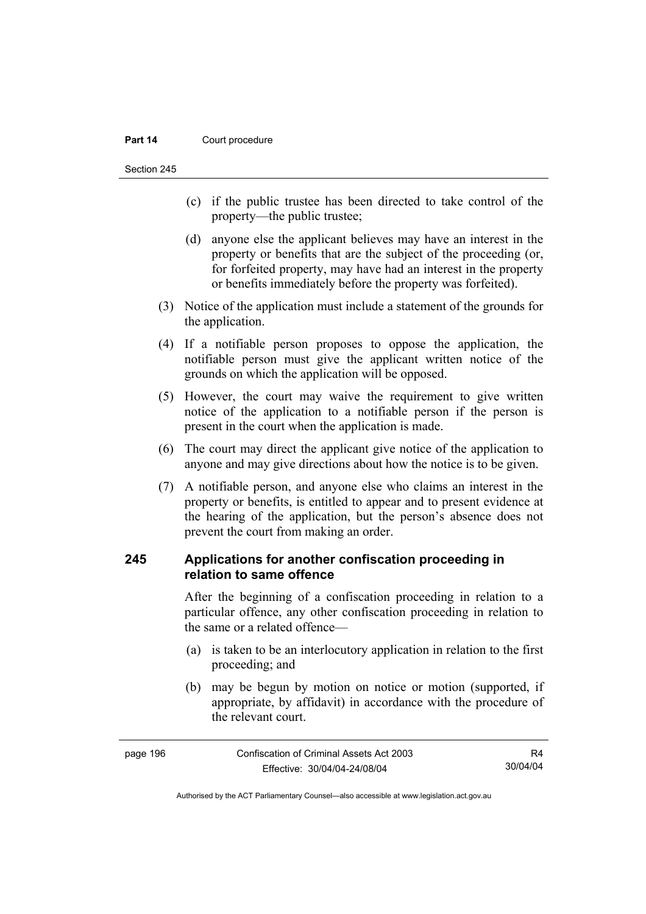(c) if the public trustee has been directed to take control of the property—the public trustee;

(d) anyone else the applicant believes may have an interest in the property or benefits that are the subject of the proceeding (or, for forfeited property, may have had an interest in the property or benefits immediately before the property was forfeited).

(3) Notice of the application must include a statement of the grounds for the application.

(4) If a notifiable person proposes to oppose the application, the notifiable person must give the applicant written notice of the grounds on which the application will be opposed.

(5) However, the court may waive the requirement to give written notice of the application to a notifiable person if the person is present in the court when the application is made.

(6) The court may direct the applicant give notice of the application to anyone and may give directions about how the notice is to be given.

(7) A notifiable person, and anyone else who claims an interest in the property or benefits, is entitled to appear and to present evidence at the hearing of the application, but the person's absence does not prevent the court from making an order.

### 245 Applications for another confiscation proceeding in relation to same offence

After the beginning of a confiscation proceeding in relation to a particular offence, any other confiscation proceeding in relation to the same or a related offence—

(a) is taken to be an interlocutory application in relation to the first proceeding; and

(b) may be begun by motion on notice or motion (supported, if appropriate, by affidavit) in accordance with the procedure of the relevant court.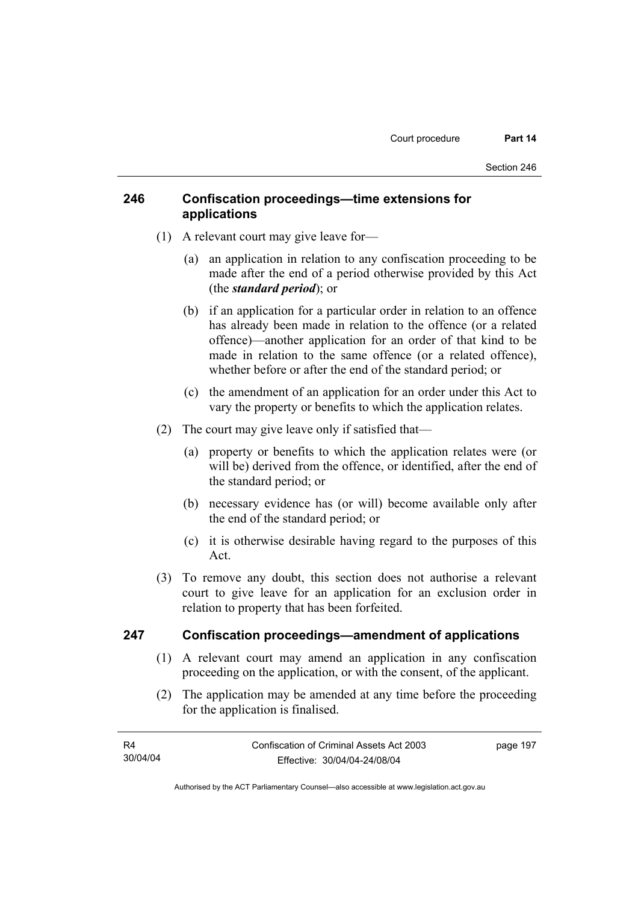## 246 Confiscation proceedings—time extensions for applications

(1) A relevant court may give leave for—

(a) an application in relation to any confiscation proceeding to be made after the end of a period otherwise provided by this Act (the ***standard period***); or

(b) if an application for a particular order in relation to an offence has already been made in relation to the offence (or a related offence)—another application for an order of that kind to be made in relation to the same offence (or a related offence), whether before or after the end of the standard period; or

(c) the amendment of an application for an order under this Act to vary the property or benefits to which the application relates.

(2) The court may give leave only if satisfied that—

(a) property or benefits to which the application relates were (or will be) derived from the offence, or identified, after the end of the standard period; or

(b) necessary evidence has (or will) become available only after the end of the standard period; or

(c) it is otherwise desirable having regard to the purposes of this Act.

(3) To remove any doubt, this section does not authorise a relevant court to give leave for an application for an exclusion order in relation to property that has been forfeited.

## 247 Confiscation proceedings—amendment of applications

(1) A relevant court may amend an application in any confiscation proceeding on the application, or with the consent, of the applicant.

(2) The application may be amended at any time before the proceeding for the application is finalised.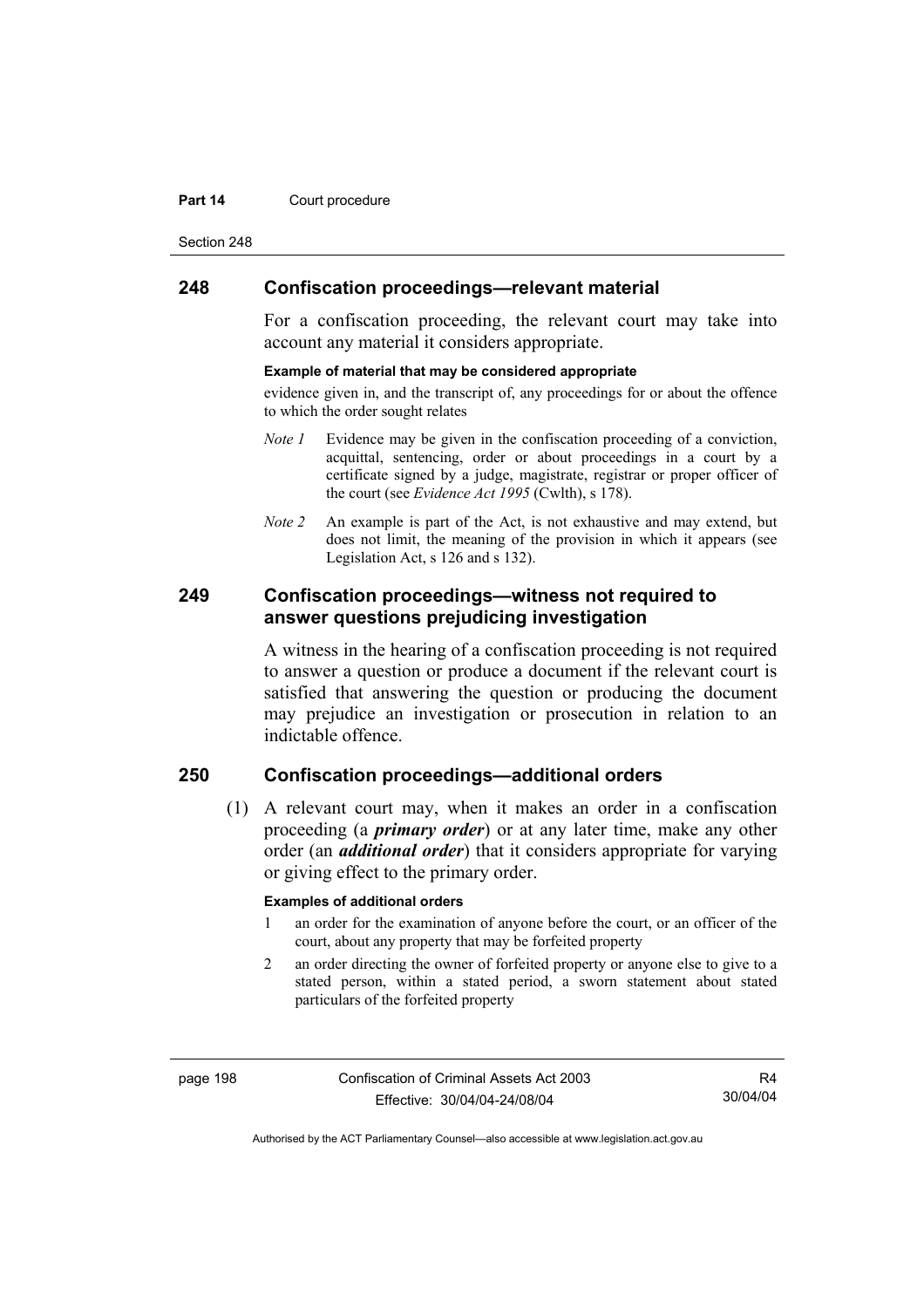## 248 Confiscation proceedings—relevant material

For a confiscation proceeding, the relevant court may take into account any material it considers appropriate.

**Example of material that may be considered appropriate**

evidence given in, and the transcript of, any proceedings for or about the offence to which the order sought relates

*Note 1* Evidence may be given in the confiscation proceeding of a conviction, acquittal, sentencing, order or about proceedings in a court by a certificate signed by a judge, magistrate, registrar or proper officer of the court (see *Evidence Act 1995* (Cwlth), s 178).

*Note 2* An example is part of the Act, is not exhaustive and may extend, but does not limit, the meaning of the provision in which it appears (see Legislation Act, s 126 and s 132).

## 249 Confiscation proceedings—witness not required to answer questions prejudicing investigation

A witness in the hearing of a confiscation proceeding is not required to answer a question or produce a document if the relevant court is satisfied that answering the question or producing the document may prejudice an investigation or prosecution in relation to an indictable offence.

## 250 Confiscation proceedings—additional orders

(1) A relevant court may, when it makes an order in a confiscation proceeding (a ***primary order***) or at any later time, make any other order (an ***additional order***) that it considers appropriate for varying or giving effect to the primary order.

**Examples of additional orders**

1 an order for the examination of anyone before the court, or an officer of the court, about any property that may be forfeited property

2 an order directing the owner of forfeited property or anyone else to give to a stated person, within a stated period, a sworn statement about stated particulars of the forfeited property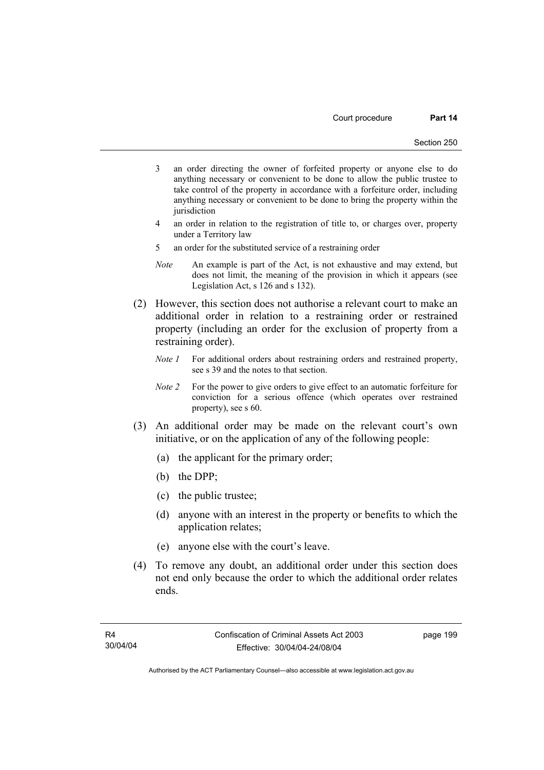3 an order directing the owner of forfeited property or anyone else to do anything necessary or convenient to be done to allow the public trustee to take control of the property in accordance with a forfeiture order, including anything necessary or convenient to be done to bring the property within the jurisdiction

4 an order in relation to the registration of title to, or charges over, property under a Territory law

5 an order for the substituted service of a restraining order

*Note* An example is part of the Act, is not exhaustive and may extend, but does not limit, the meaning of the provision in which it appears (see Legislation Act, s 126 and s 132).

(2) However, this section does not authorise a relevant court to make an additional order in relation to a restraining order or restrained property (including an order for the exclusion of property from a restraining order).

*Note 1* For additional orders about restraining orders and restrained property, see s 39 and the notes to that section.

*Note 2* For the power to give orders to give effect to an automatic forfeiture for conviction for a serious offence (which operates over restrained property), see s 60.

(3) An additional order may be made on the relevant court's own initiative, or on the application of any of the following people:

(a) the applicant for the primary order;

(b) the DPP;

(c) the public trustee;

(d) anyone with an interest in the property or benefits to which the application relates;

(e) anyone else with the court's leave.

(4) To remove any doubt, an additional order under this section does not end only because the order to which the additional order relates ends.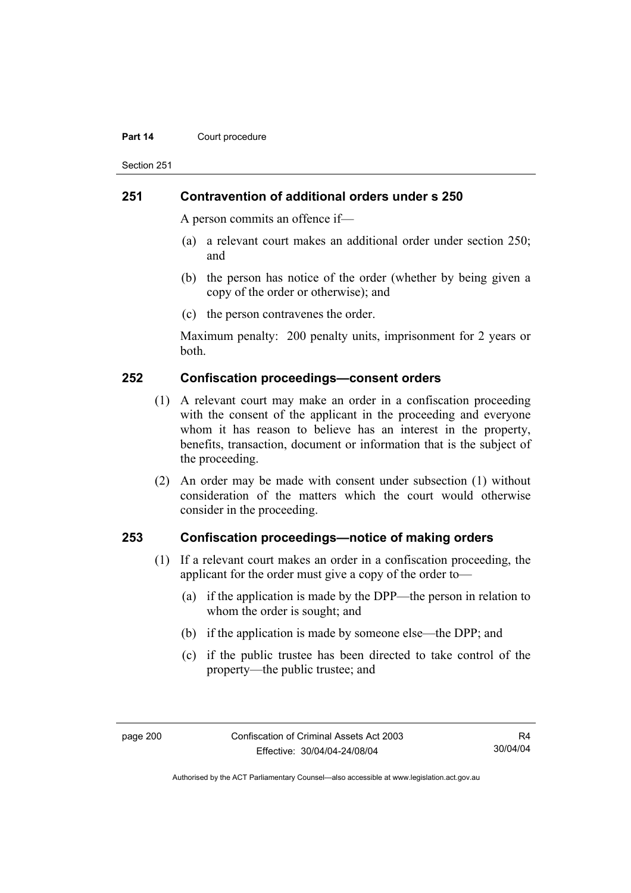### 251 Contravention of additional orders under s 250

A person commits an offence if—

(a) a relevant court makes an additional order under section 250; and

(b) the person has notice of the order (whether by being given a copy of the order or otherwise); and

(c) the person contravenes the order.

Maximum penalty: 200 penalty units, imprisonment for 2 years or both.

### 252 Confiscation proceedings—consent orders

(1) A relevant court may make an order in a confiscation proceeding with the consent of the applicant in the proceeding and everyone whom it has reason to believe has an interest in the property, benefits, transaction, document or information that is the subject of the proceeding.

(2) An order may be made with consent under subsection (1) without consideration of the matters which the court would otherwise consider in the proceeding.

### 253 Confiscation proceedings—notice of making orders

(1) If a relevant court makes an order in a confiscation proceeding, the applicant for the order must give a copy of the order to—

(a) if the application is made by the DPP—the person in relation to whom the order is sought; and

(b) if the application is made by someone else—the DPP; and

(c) if the public trustee has been directed to take control of the property—the public trustee; and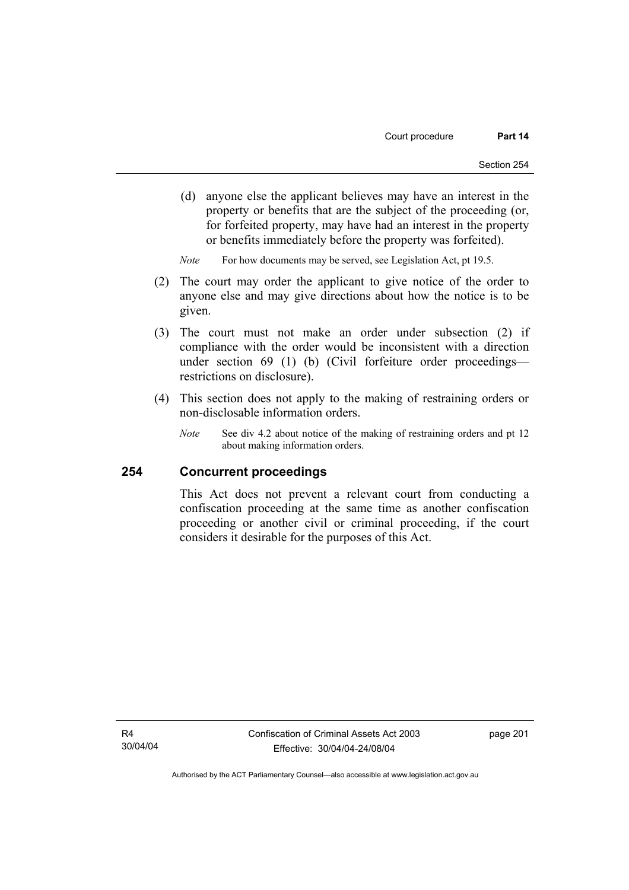(d) anyone else the applicant believes may have an interest in the property or benefits that are the subject of the proceeding (or, for forfeited property, may have had an interest in the property or benefits immediately before the property was forfeited).

*Note* For how documents may be served, see Legislation Act, pt 19.5.

(2) The court may order the applicant to give notice of the order to anyone else and may give directions about how the notice is to be given.

(3) The court must not make an order under subsection (2) if compliance with the order would be inconsistent with a direction under section 69 (1) (b) (Civil forfeiture order proceedings—restrictions on disclosure).

(4) This section does not apply to the making of restraining orders or non-disclosable information orders.

*Note* See div 4.2 about notice of the making of restraining orders and pt 12 about making information orders.

## 254 Concurrent proceedings

This Act does not prevent a relevant court from conducting a confiscation proceeding at the same time as another confiscation proceeding or another civil or criminal proceeding, if the court considers it desirable for the purposes of this Act.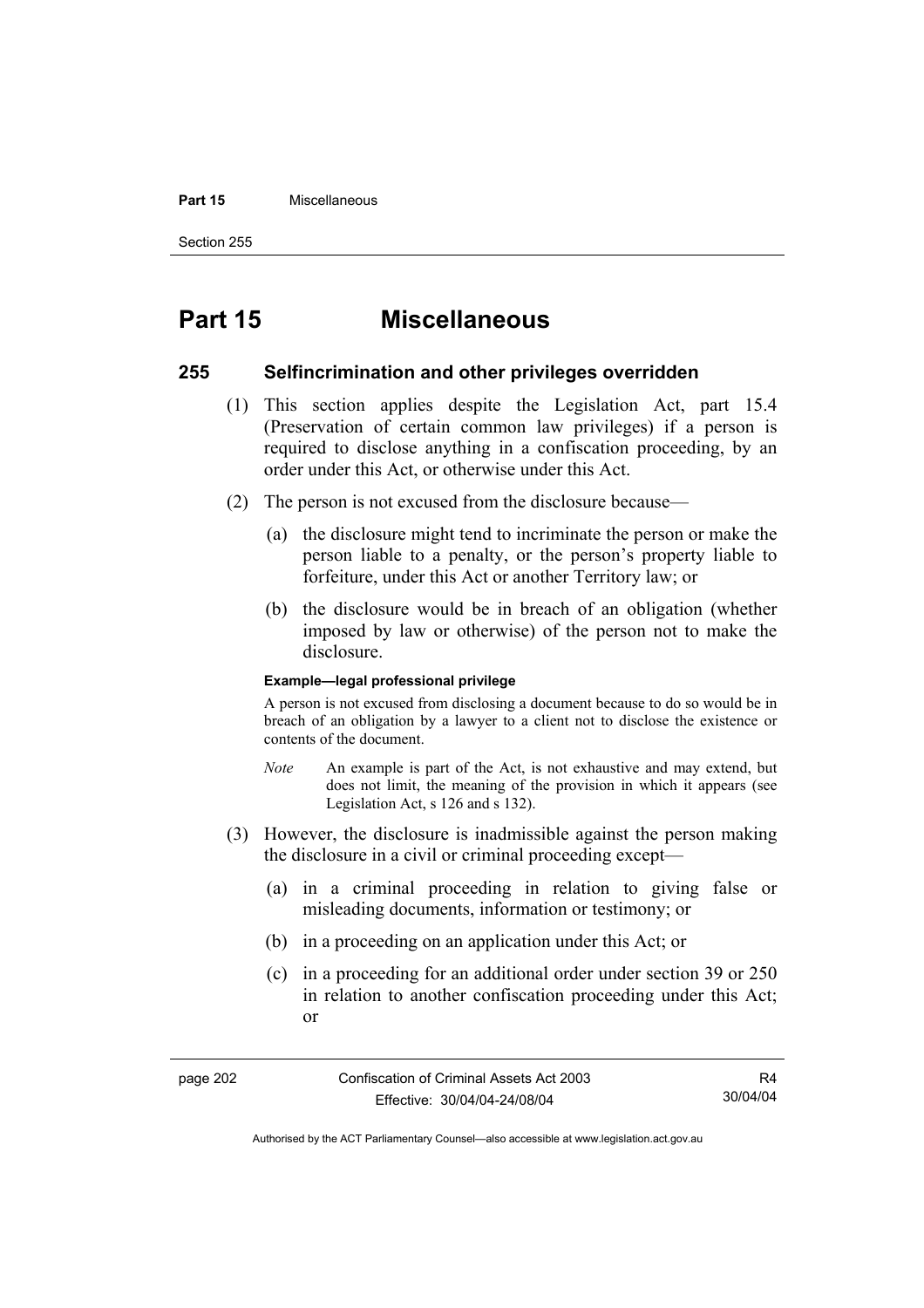# Part 15 Miscellaneous

## 255 Selfincrimination and other privileges overridden

(1) This section applies despite the Legislation Act, part 15.4 (Preservation of certain common law privileges) if a person is required to disclose anything in a confiscation proceeding, by an order under this Act, or otherwise under this Act.

(2) The person is not excused from the disclosure because—

(a) the disclosure might tend to incriminate the person or make the person liable to a penalty, or the person's property liable to forfeiture, under this Act or another Territory law; or

(b) the disclosure would be in breach of an obligation (whether imposed by law or otherwise) of the person not to make the disclosure.

**Example—legal professional privilege**

A person is not excused from disclosing a document because to do so would be in breach of an obligation by a lawyer to a client not to disclose the existence or contents of the document.

*Note* An example is part of the Act, is not exhaustive and may extend, but does not limit, the meaning of the provision in which it appears (see Legislation Act, s 126 and s 132).

(3) However, the disclosure is inadmissible against the person making the disclosure in a civil or criminal proceeding except—

(a) in a criminal proceeding in relation to giving false or misleading documents, information or testimony; or

(b) in a proceeding on an application under this Act; or

(c) in a proceeding for an additional order under section 39 or 250 in relation to another confiscation proceeding under this Act; or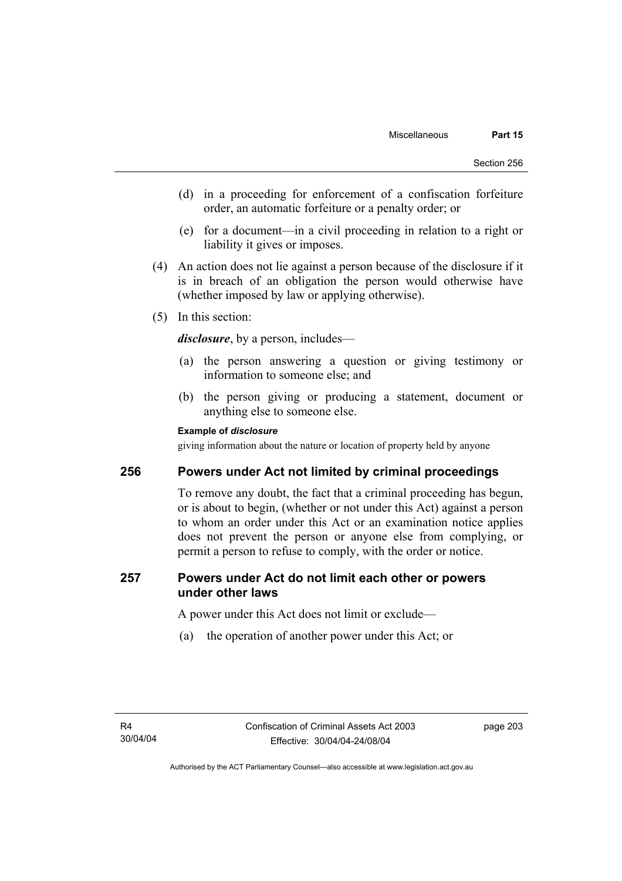(d) in a proceeding for enforcement of a confiscation forfeiture order, an automatic forfeiture or a penalty order; or

(e) for a document—in a civil proceeding in relation to a right or liability it gives or imposes.

(4) An action does not lie against a person because of the disclosure if it is in breach of an obligation the person would otherwise have (whether imposed by law or applying otherwise).

(5) In this section:

***disclosure***, by a person, includes—

(a) the person answering a question or giving testimony or information to someone else; and

(b) the person giving or producing a statement, document or anything else to someone else.

**Example of *disclosure***

giving information about the nature or location of property held by anyone

## 256 Powers under Act not limited by criminal proceedings

To remove any doubt, the fact that a criminal proceeding has begun, or is about to begin, (whether or not under this Act) against a person to whom an order under this Act or an examination notice applies does not prevent the person or anyone else from complying, or permit a person to refuse to comply, with the order or notice.

## 257 Powers under Act do not limit each other or powers under other laws

A power under this Act does not limit or exclude—

(a) the operation of another power under this Act; or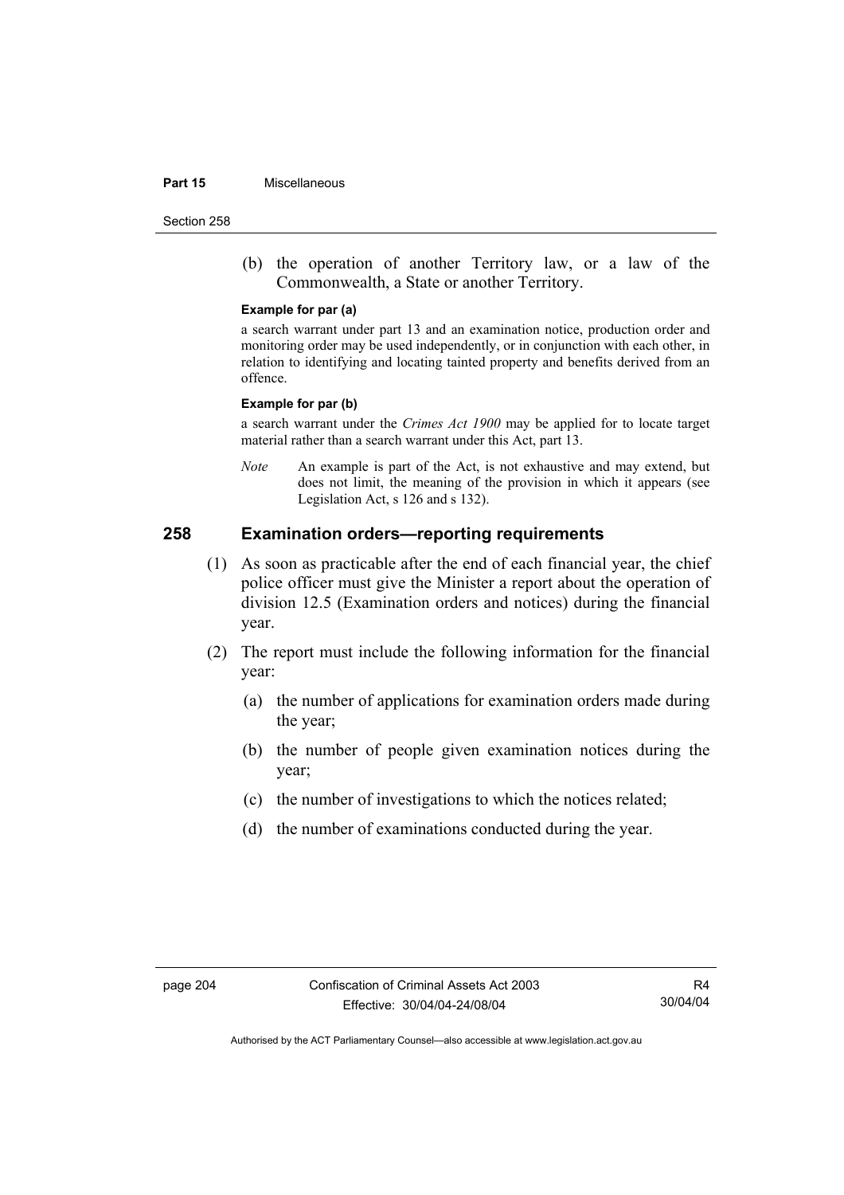(b) the operation of another Territory law, or a law of the Commonwealth, a State or another Territory.

**Example for par (a)**

a search warrant under part 13 and an examination notice, production order and monitoring order may be used independently, or in conjunction with each other, in relation to identifying and locating tainted property and benefits derived from an offence.

**Example for par (b)**

a search warrant under the *Crimes Act 1900* may be applied for to locate target material rather than a search warrant under this Act, part 13.

*Note* An example is part of the Act, is not exhaustive and may extend, but does not limit, the meaning of the provision in which it appears (see Legislation Act, s 126 and s 132).

## 258 Examination orders—reporting requirements

(1) As soon as practicable after the end of each financial year, the chief police officer must give the Minister a report about the operation of division 12.5 (Examination orders and notices) during the financial year.

(2) The report must include the following information for the financial year:

(a) the number of applications for examination orders made during the year;

(b) the number of people given examination notices during the year;

(c) the number of investigations to which the notices related;

(d) the number of examinations conducted during the year.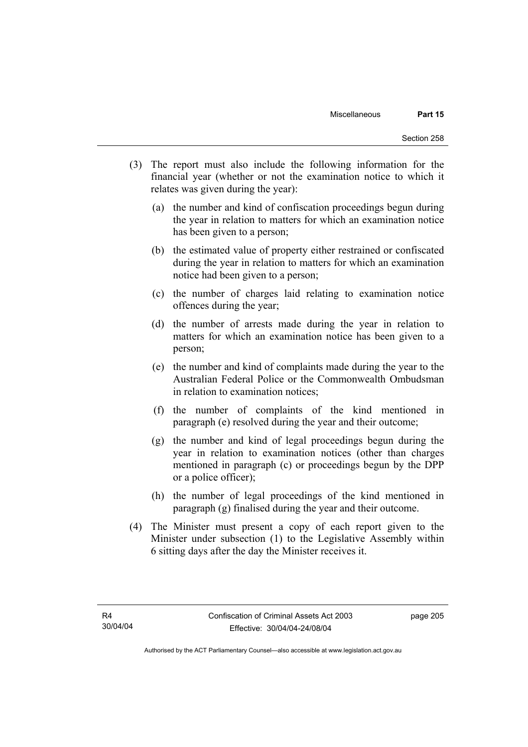(3) The report must also include the following information for the financial year (whether or not the examination notice to which it relates was given during the year):

(a) the number and kind of confiscation proceedings begun during the year in relation to matters for which an examination notice has been given to a person;

(b) the estimated value of property either restrained or confiscated during the year in relation to matters for which an examination notice had been given to a person;

(c) the number of charges laid relating to examination notice offences during the year;

(d) the number of arrests made during the year in relation to matters for which an examination notice has been given to a person;

(e) the number and kind of complaints made during the year to the Australian Federal Police or the Commonwealth Ombudsman in relation to examination notices;

(f) the number of complaints of the kind mentioned in paragraph (e) resolved during the year and their outcome;

(g) the number and kind of legal proceedings begun during the year in relation to examination notices (other than charges mentioned in paragraph (c) or proceedings begun by the DPP or a police officer);

(h) the number of legal proceedings of the kind mentioned in paragraph (g) finalised during the year and their outcome.

(4) The Minister must present a copy of each report given to the Minister under subsection (1) to the Legislative Assembly within 6 sitting days after the day the Minister receives it.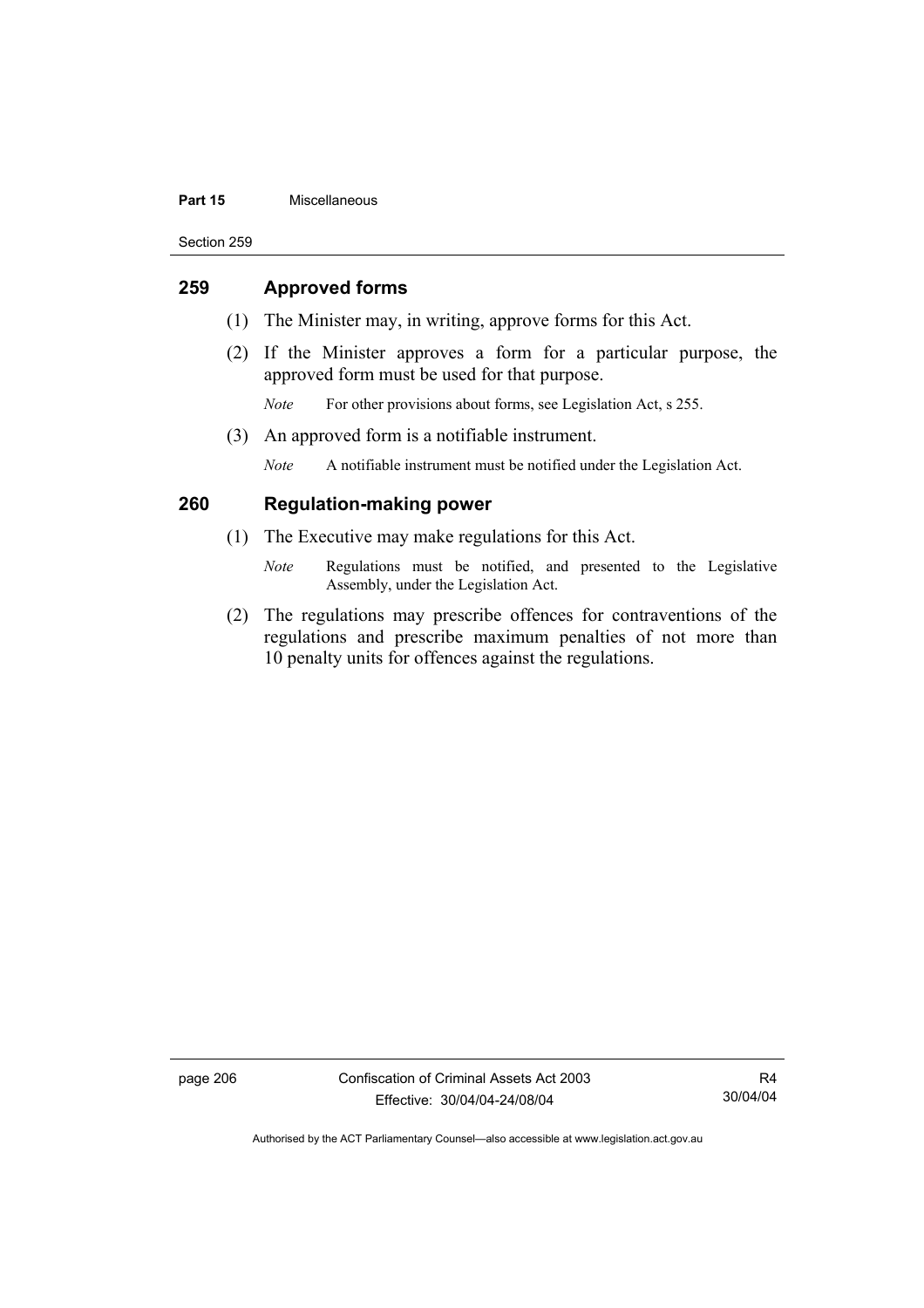## 259 Approved forms

(1) The Minister may, in writing, approve forms for this Act.

(2) If the Minister approves a form for a particular purpose, the approved form must be used for that purpose.

*Note* For other provisions about forms, see Legislation Act, s 255.

(3) An approved form is a notifiable instrument.

*Note* A notifiable instrument must be notified under the Legislation Act.

## 260 Regulation-making power

(1) The Executive may make regulations for this Act.

*Note* Regulations must be notified, and presented to the Legislative Assembly, under the Legislation Act.

(2) The regulations may prescribe offences for contraventions of the regulations and prescribe maximum penalties of not more than 10 penalty units for offences against the regulations.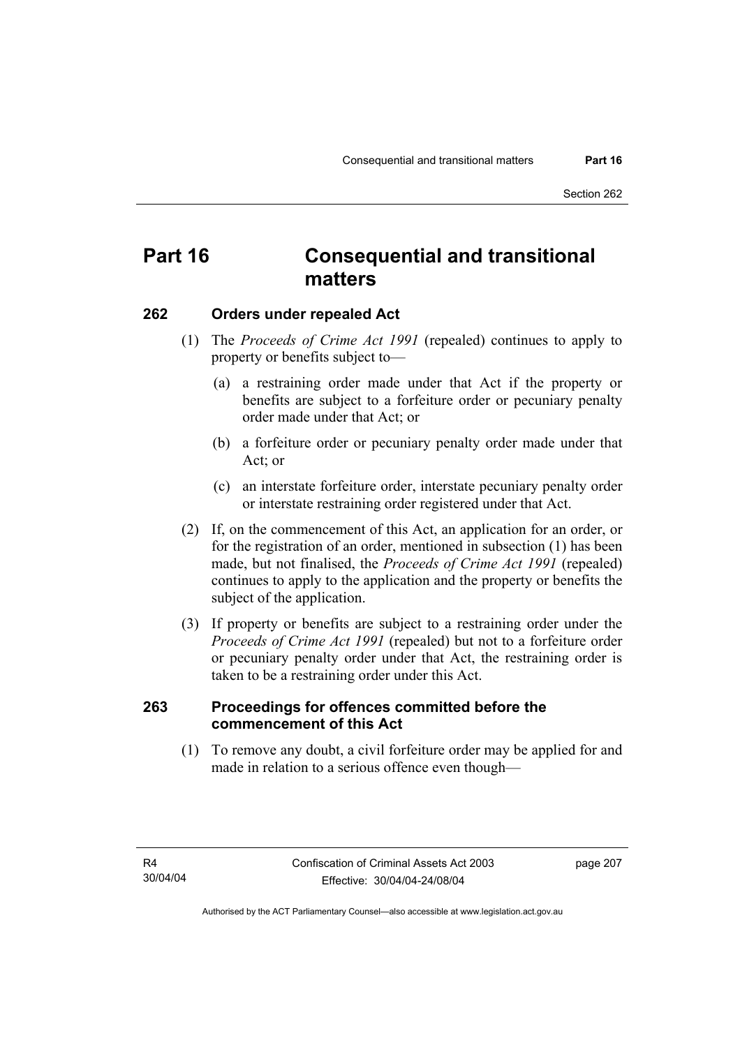# Part 16 Consequential and transitional matters

## 262 Orders under repealed Act

(1) The *Proceeds of Crime Act 1991* (repealed) continues to apply to property or benefits subject to—

(a) a restraining order made under that Act if the property or benefits are subject to a forfeiture order or pecuniary penalty order made under that Act; or

(b) a forfeiture order or pecuniary penalty order made under that Act; or

(c) an interstate forfeiture order, interstate pecuniary penalty order or interstate restraining order registered under that Act.

(2) If, on the commencement of this Act, an application for an order, or for the registration of an order, mentioned in subsection (1) has been made, but not finalised, the *Proceeds of Crime Act 1991* (repealed) continues to apply to the application and the property or benefits the subject of the application.

(3) If property or benefits are subject to a restraining order under the *Proceeds of Crime Act 1991* (repealed) but not to a forfeiture order or pecuniary penalty order under that Act, the restraining order is taken to be a restraining order under this Act.

## 263 Proceedings for offences committed before the commencement of this Act

(1) To remove any doubt, a civil forfeiture order may be applied for and made in relation to a serious offence even though—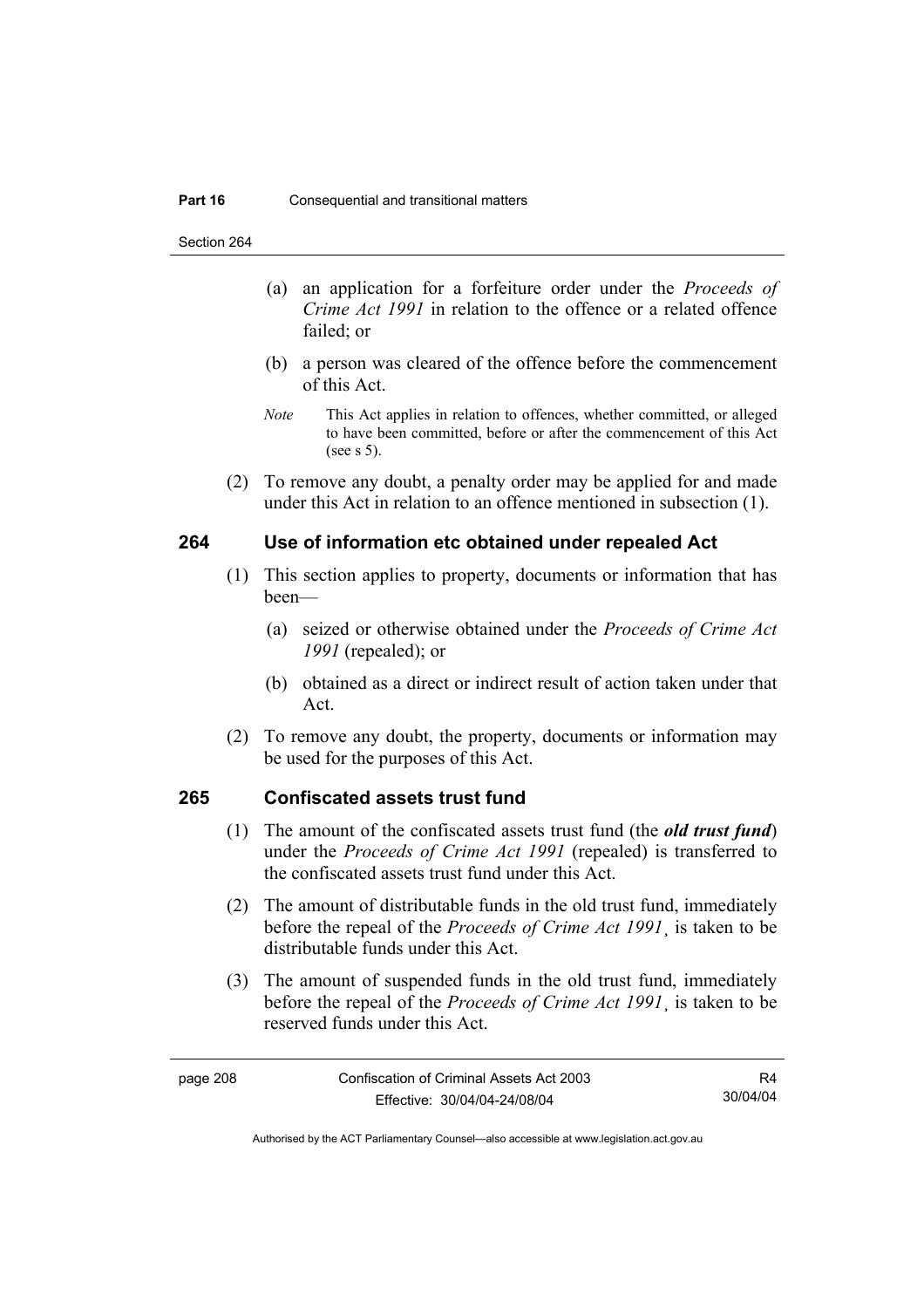(a) an application for a forfeiture order under the *Proceeds of Crime Act 1991* in relation to the offence or a related offence failed; or

(b) a person was cleared of the offence before the commencement of this Act.

*Note* This Act applies in relation to offences, whether committed, or alleged to have been committed, before or after the commencement of this Act (see s 5).

(2) To remove any doubt, a penalty order may be applied for and made under this Act in relation to an offence mentioned in subsection (1).

## 264 Use of information etc obtained under repealed Act

(1) This section applies to property, documents or information that has been—

(a) seized or otherwise obtained under the *Proceeds of Crime Act 1991* (repealed); or

(b) obtained as a direct or indirect result of action taken under that Act.

(2) To remove any doubt, the property, documents or information may be used for the purposes of this Act.

## 265 Confiscated assets trust fund

(1) The amount of the confiscated assets trust fund (the ***old trust fund***) under the *Proceeds of Crime Act 1991* (repealed) is transferred to the confiscated assets trust fund under this Act.

(2) The amount of distributable funds in the old trust fund, immediately before the repeal of the *Proceeds of Crime Act 1991*¸ is taken to be distributable funds under this Act.

(3) The amount of suspended funds in the old trust fund, immediately before the repeal of the *Proceeds of Crime Act 1991*¸ is taken to be reserved funds under this Act.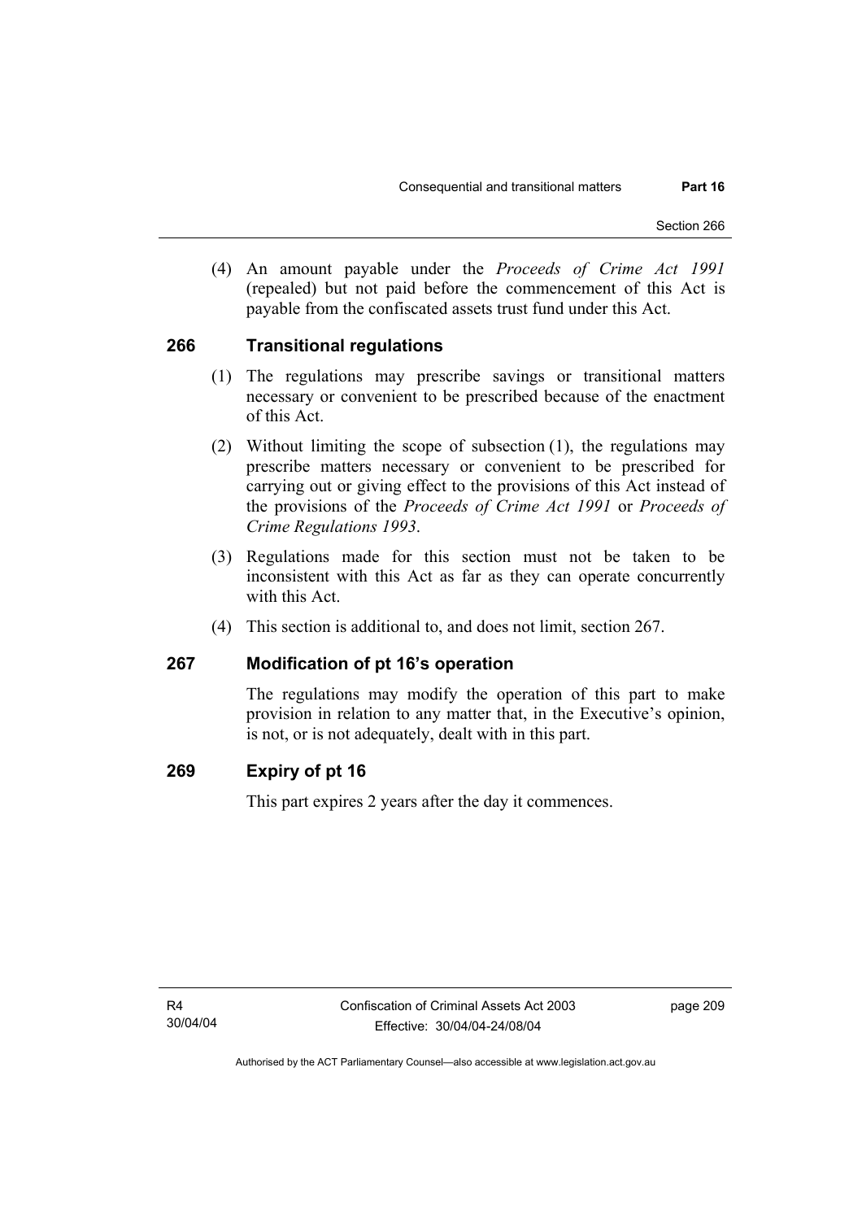(4) An amount payable under the *Proceeds of Crime Act 1991* (repealed) but not paid before the commencement of this Act is payable from the confiscated assets trust fund under this Act.

### 266 Transitional regulations

(1) The regulations may prescribe savings or transitional matters necessary or convenient to be prescribed because of the enactment of this Act.

(2) Without limiting the scope of subsection (1), the regulations may prescribe matters necessary or convenient to be prescribed for carrying out or giving effect to the provisions of this Act instead of the provisions of the *Proceeds of Crime Act 1991* or *Proceeds of Crime Regulations 1993*.

(3) Regulations made for this section must not be taken to be inconsistent with this Act as far as they can operate concurrently with this Act.

(4) This section is additional to, and does not limit, section 267.

### 267 Modification of pt 16's operation

The regulations may modify the operation of this part to make provision in relation to any matter that, in the Executive's opinion, is not, or is not adequately, dealt with in this part.

### 269 Expiry of pt 16

This part expires 2 years after the day it commences.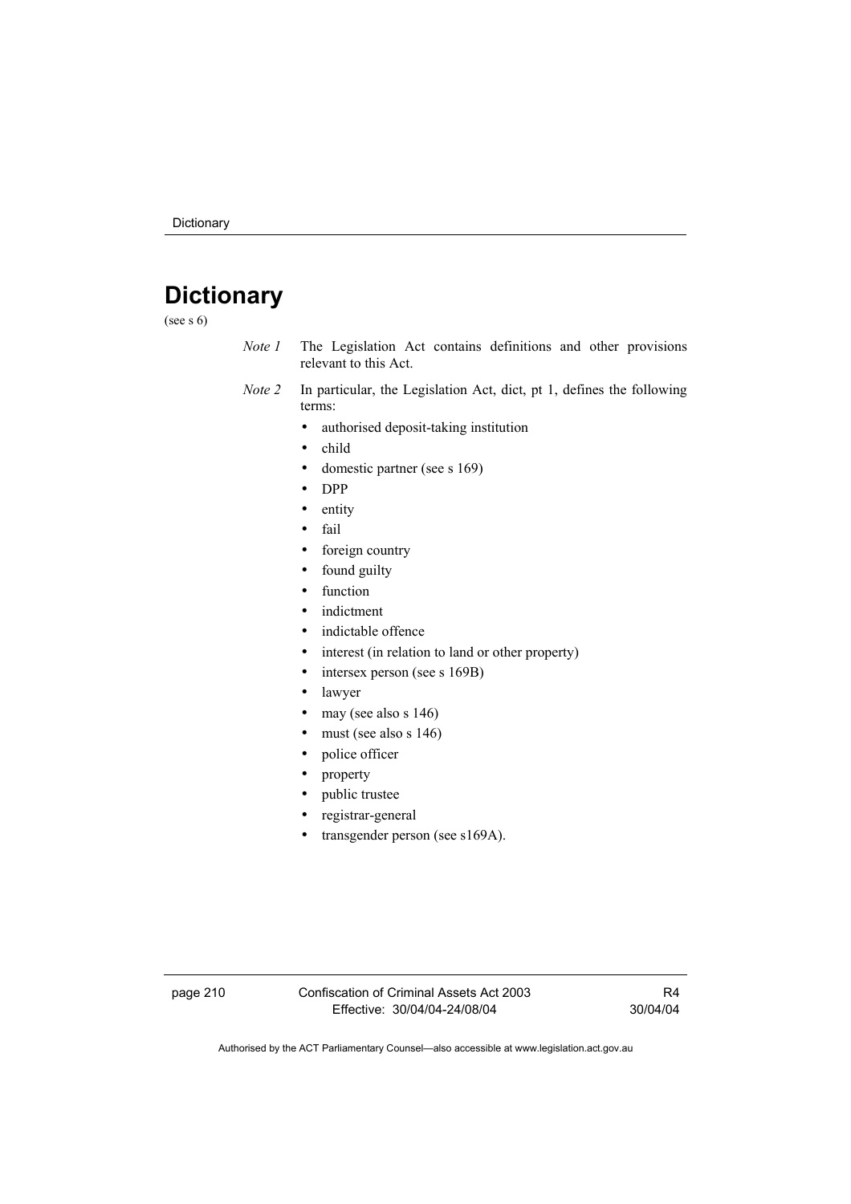# Dictionary

(see s 6)

*Note 1* The Legislation Act contains definitions and other provisions relevant to this Act.

*Note 2* In particular, the Legislation Act, dict, pt 1, defines the following terms:

- authorised deposit-taking institution
- child
- domestic partner (see s 169)
- DPP
- entity
- fail
- foreign country
- found guilty
- function
- indictment
- indictable offence
- interest (in relation to land or other property)
- intersex person (see s 169B)
- lawyer
- may (see also s 146)
- must (see also s 146)
- police officer
- property
- public trustee
- registrar-general
- transgender person (see s169A).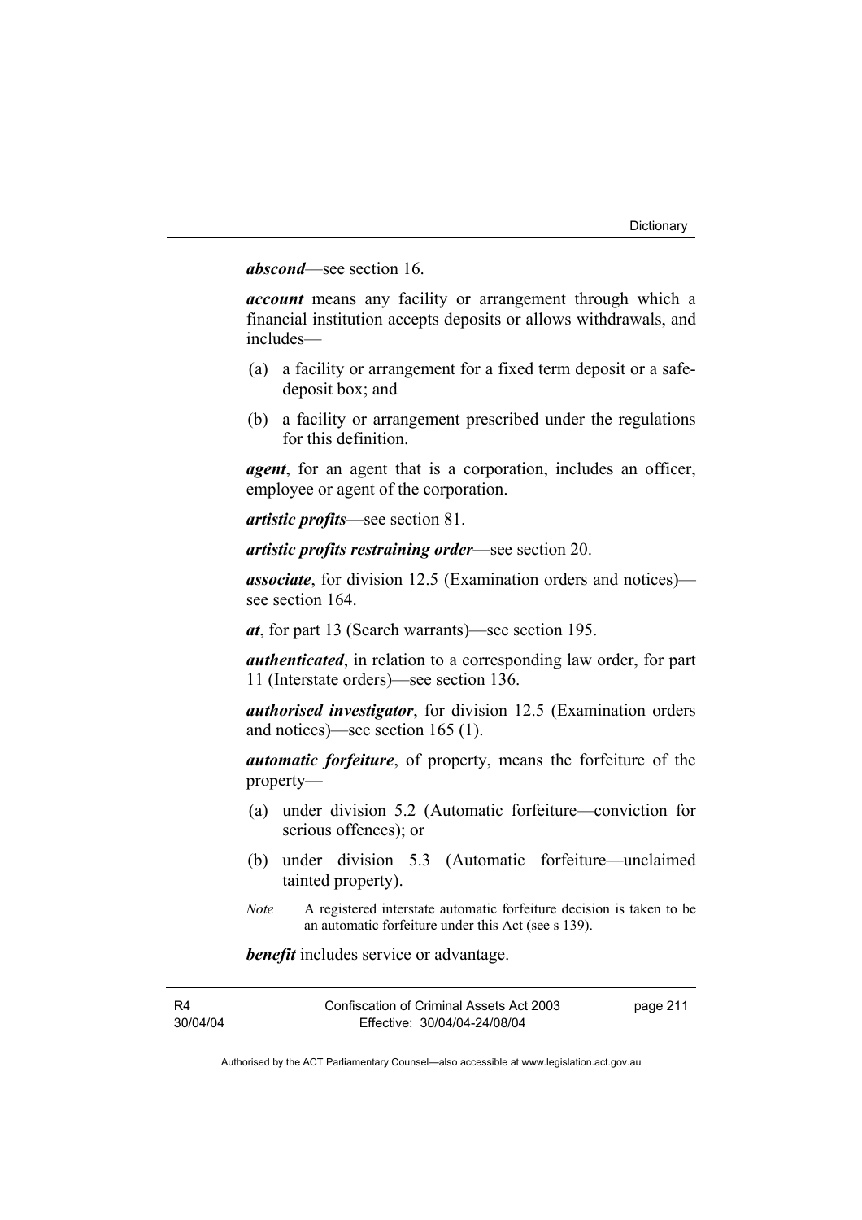***abscond***—see section 16.

***account*** means any facility or arrangement through which a financial institution accepts deposits or allows withdrawals, and includes—

(a) a facility or arrangement for a fixed term deposit or a safe-deposit box; and

(b) a facility or arrangement prescribed under the regulations for this definition.

***agent***, for an agent that is a corporation, includes an officer, employee or agent of the corporation.

***artistic profits***—see section 81.

***artistic profits restraining order***—see section 20.

***associate***, for division 12.5 (Examination orders and notices)—see section 164.

***at***, for part 13 (Search warrants)—see section 195.

***authenticated***, in relation to a corresponding law order, for part 11 (Interstate orders)—see section 136.

***authorised investigator***, for division 12.5 (Examination orders and notices)—see section 165 (1).

***automatic forfeiture***, of property, means the forfeiture of the property—

(a) under division 5.2 (Automatic forfeiture—conviction for serious offences); or

(b) under division 5.3 (Automatic forfeiture—unclaimed tainted property).

*Note* A registered interstate automatic forfeiture decision is taken to be an automatic forfeiture under this Act (see s 139).

***benefit*** includes service or advantage.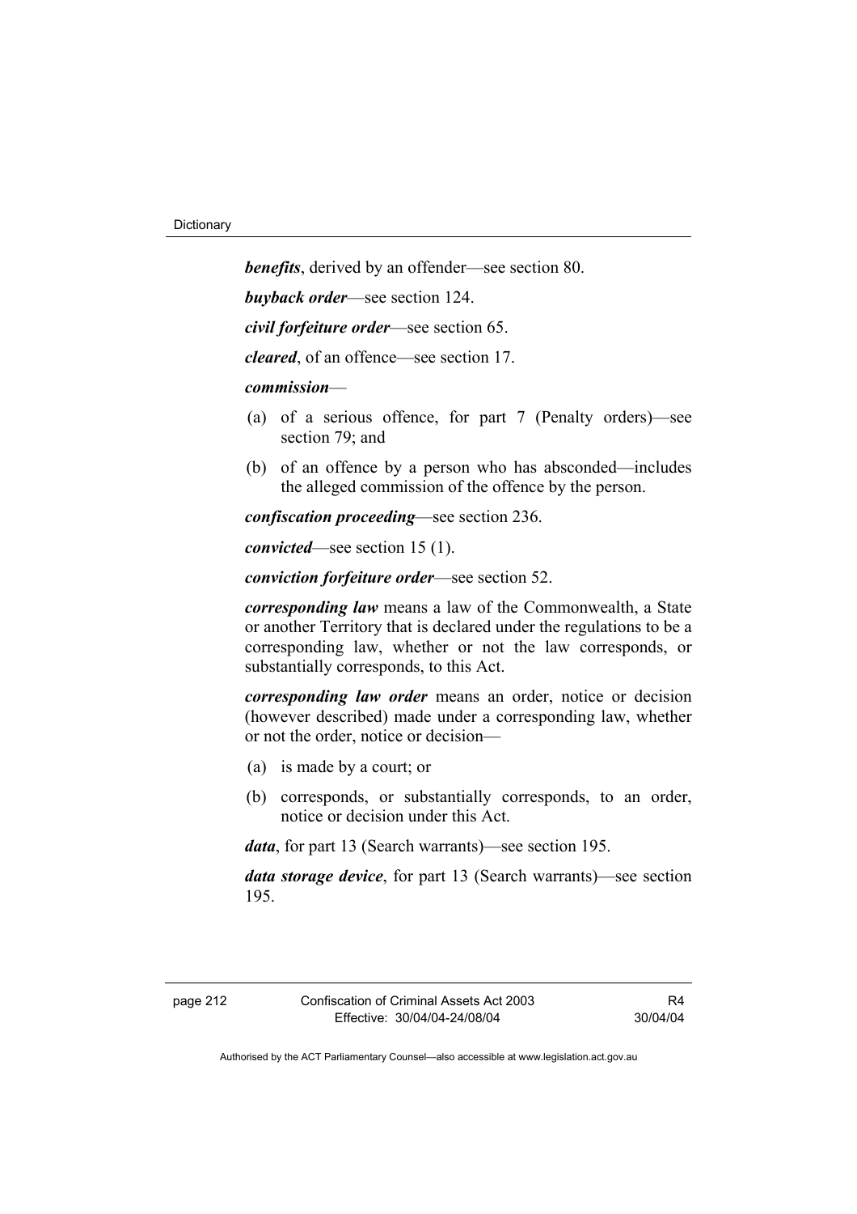***benefits***, derived by an offender—see section 80.

***buyback order***—see section 124.

***civil forfeiture order***—see section 65.

***cleared***, of an offence—see section 17.

***commission***—

(a) of a serious offence, for part 7 (Penalty orders)—see section 79; and

(b) of an offence by a person who has absconded—includes the alleged commission of the offence by the person.

***confiscation proceeding***—see section 236.

***convicted***—see section 15 (1).

***conviction forfeiture order***—see section 52.

***corresponding law*** means a law of the Commonwealth, a State or another Territory that is declared under the regulations to be a corresponding law, whether or not the law corresponds, or substantially corresponds, to this Act.

***corresponding law order*** means an order, notice or decision (however described) made under a corresponding law, whether or not the order, notice or decision—

(a) is made by a court; or

(b) corresponds, or substantially corresponds, to an order, notice or decision under this Act.

***data***, for part 13 (Search warrants)—see section 195.

***data storage device***, for part 13 (Search warrants)—see section 195.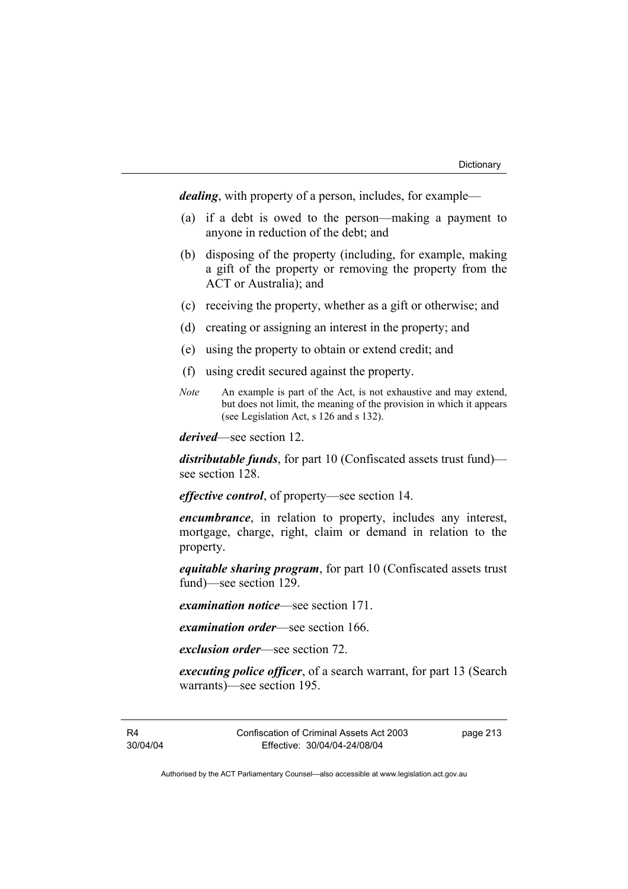***dealing***, with property of a person, includes, for example—

(a) if a debt is owed to the person—making a payment to anyone in reduction of the debt; and

(b) disposing of the property (including, for example, making a gift of the property or removing the property from the ACT or Australia); and

(c) receiving the property, whether as a gift or otherwise; and

(d) creating or assigning an interest in the property; and

(e) using the property to obtain or extend credit; and

(f) using credit secured against the property.

*Note* An example is part of the Act, is not exhaustive and may extend, but does not limit, the meaning of the provision in which it appears (see Legislation Act, s 126 and s 132).

***derived***—see section 12.

***distributable funds***, for part 10 (Confiscated assets trust fund)—see section 128.

***effective control***, of property—see section 14.

***encumbrance***, in relation to property, includes any interest, mortgage, charge, right, claim or demand in relation to the property.

***equitable sharing program***, for part 10 (Confiscated assets trust fund)—see section 129.

***examination notice***—see section 171.

***examination order***—see section 166.

***exclusion order***—see section 72.

***executing police officer***, of a search warrant, for part 13 (Search warrants)—see section 195.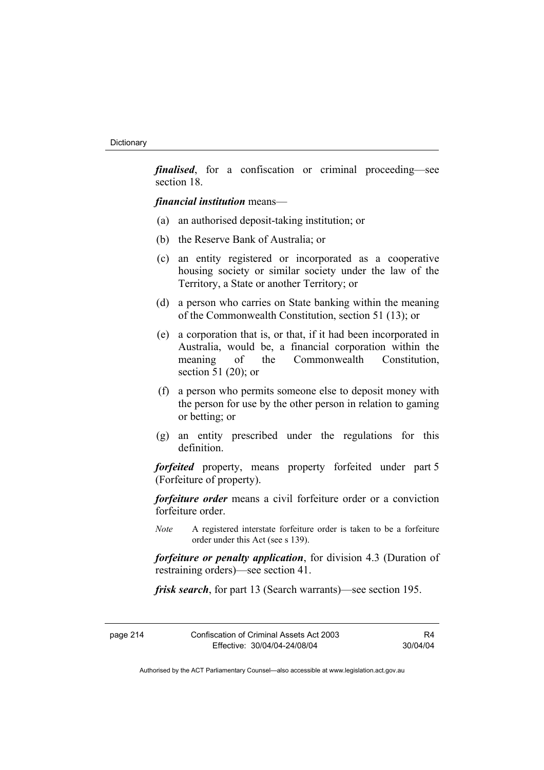***finalised***, for a confiscation or criminal proceeding—see section 18.

***financial institution*** means—

(a) an authorised deposit-taking institution; or

(b) the Reserve Bank of Australia; or

(c) an entity registered or incorporated as a cooperative housing society or similar society under the law of the Territory, a State or another Territory; or

(d) a person who carries on State banking within the meaning of the Commonwealth Constitution, section 51 (13); or

(e) a corporation that is, or that, if it had been incorporated in Australia, would be, a financial corporation within the meaning of the Commonwealth Constitution, section 51 (20); or

(f) a person who permits someone else to deposit money with the person for use by the other person in relation to gaming or betting; or

(g) an entity prescribed under the regulations for this definition.

***forfeited*** property, means property forfeited under part 5 (Forfeiture of property).

***forfeiture order*** means a civil forfeiture order or a conviction forfeiture order.

*Note* A registered interstate forfeiture order is taken to be a forfeiture order under this Act (see s 139).

***forfeiture or penalty application***, for division 4.3 (Duration of restraining orders)—see section 41.

***frisk search***, for part 13 (Search warrants)—see section 195.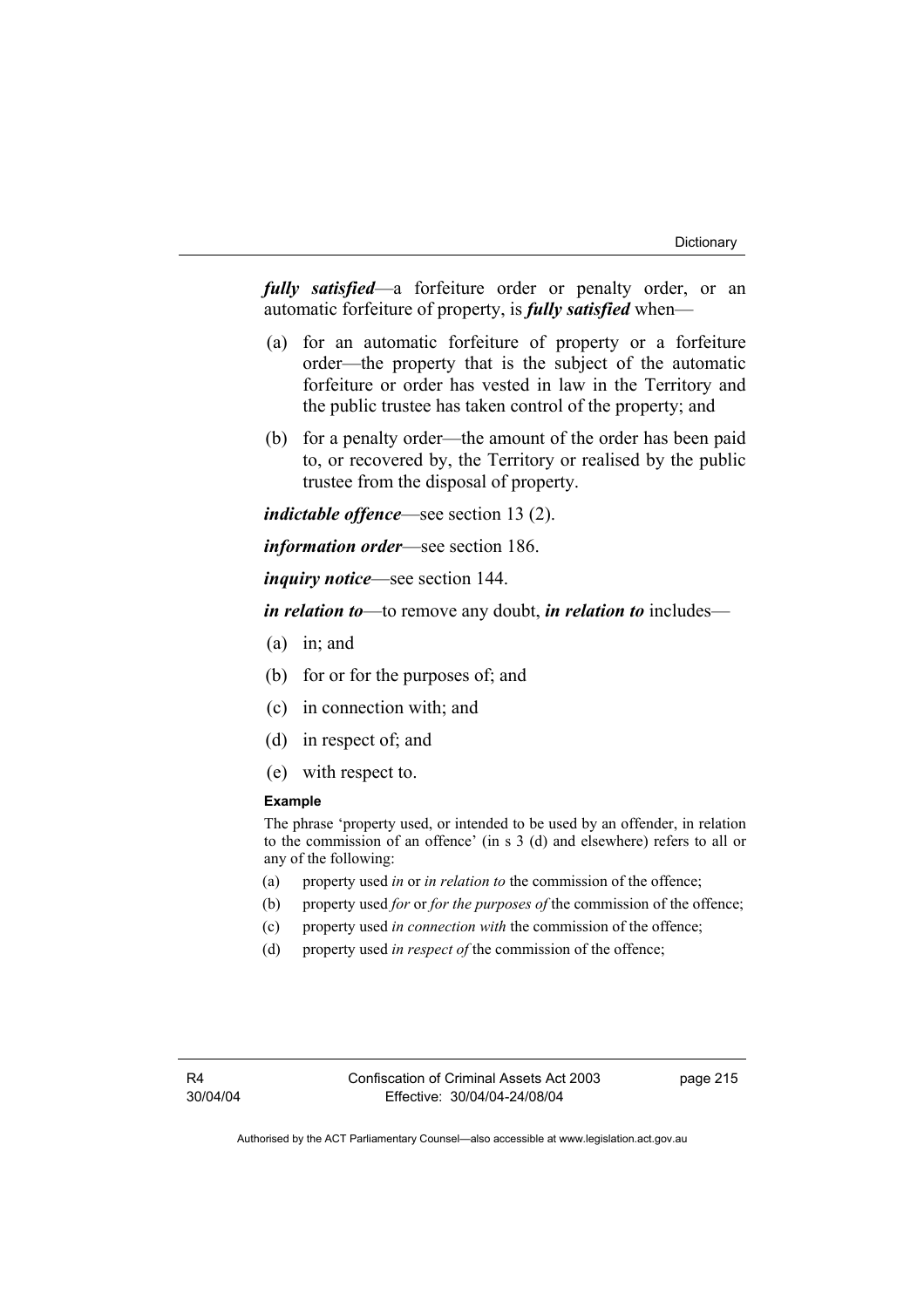***fully satisfied***—a forfeiture order or penalty order, or an automatic forfeiture of property, is ***fully satisfied*** when—

(a) for an automatic forfeiture of property or a forfeiture order—the property that is the subject of the automatic forfeiture or order has vested in law in the Territory and the public trustee has taken control of the property; and

(b) for a penalty order—the amount of the order has been paid to, or recovered by, the Territory or realised by the public trustee from the disposal of property.

***indictable offence***—see section 13 (2).

***information order***—see section 186.

***inquiry notice***—see section 144.

***in relation to***—to remove any doubt, ***in relation to*** includes—

(a) in; and

(b) for or for the purposes of; and

(c) in connection with; and

(d) in respect of; and

(e) with respect to.

**Example**

The phrase 'property used, or intended to be used by an offender, in relation to the commission of an offence' (in s 3 (d) and elsewhere) refers to all or any of the following:

(a) property used *in* or *in relation to* the commission of the offence;

(b) property used *for* or *for the purposes of* the commission of the offence;

(c) property used *in connection with* the commission of the offence;

(d) property used *in respect of* the commission of the offence;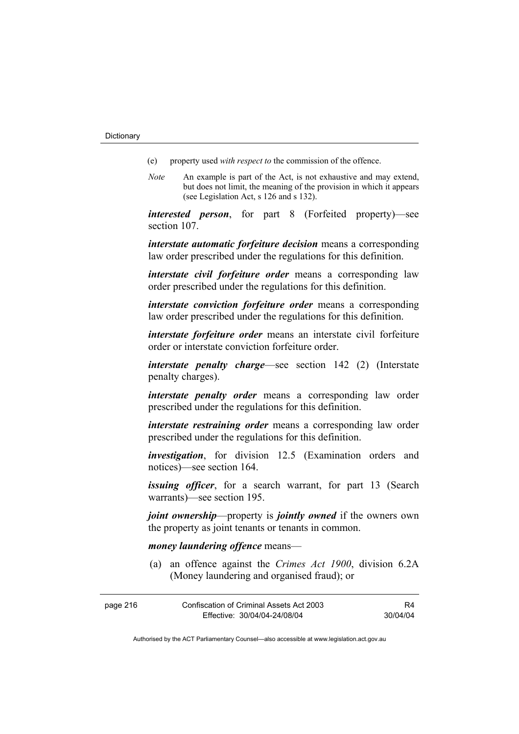(e) property used *with respect to* the commission of the offence.

*Note* An example is part of the Act, is not exhaustive and may extend, but does not limit, the meaning of the provision in which it appears (see Legislation Act, s 126 and s 132).

***interested person***, for part 8 (Forfeited property)—see section 107.

***interstate automatic forfeiture decision*** means a corresponding law order prescribed under the regulations for this definition.

***interstate civil forfeiture order*** means a corresponding law order prescribed under the regulations for this definition.

***interstate conviction forfeiture order*** means a corresponding law order prescribed under the regulations for this definition.

***interstate forfeiture order*** means an interstate civil forfeiture order or interstate conviction forfeiture order.

***interstate penalty charge***—see section 142 (2) (Interstate penalty charges).

***interstate penalty order*** means a corresponding law order prescribed under the regulations for this definition.

***interstate restraining order*** means a corresponding law order prescribed under the regulations for this definition.

***investigation***, for division 12.5 (Examination orders and notices)—see section 164.

***issuing officer***, for a search warrant, for part 13 (Search warrants)—see section 195.

***joint ownership***—property is ***jointly owned*** if the owners own the property as joint tenants or tenants in common.

***money laundering offence*** means—

(a) an offence against the *Crimes Act 1900*, division 6.2A (Money laundering and organised fraud); or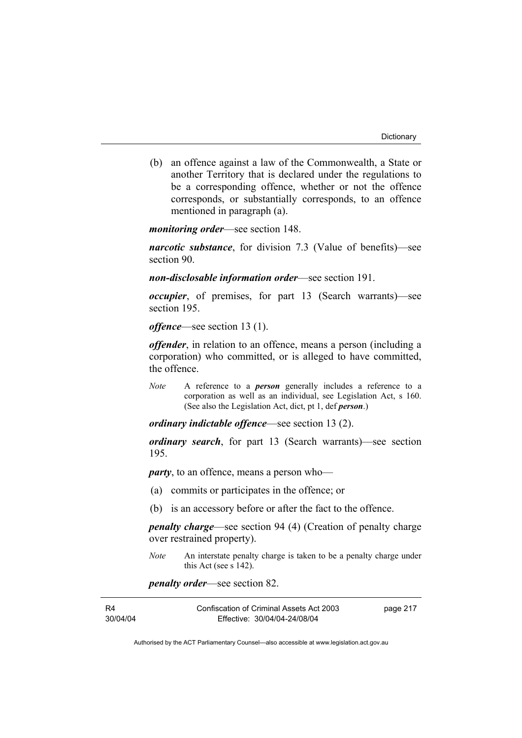(b) an offence against a law of the Commonwealth, a State or another Territory that is declared under the regulations to be a corresponding offence, whether or not the offence corresponds, or substantially corresponds, to an offence mentioned in paragraph (a).

***monitoring order***—see section 148.

***narcotic substance***, for division 7.3 (Value of benefits)—see section 90.

***non-disclosable information order***—see section 191.

***occupier***, of premises, for part 13 (Search warrants)—see section 195.

***offence***—see section 13 (1).

***offender***, in relation to an offence, means a person (including a corporation) who committed, or is alleged to have committed, the offence.

*Note* A reference to a ***person*** generally includes a reference to a corporation as well as an individual, see Legislation Act, s 160. (See also the Legislation Act, dict, pt 1, def ***person***.)

***ordinary indictable offence***—see section 13 (2).

***ordinary search***, for part 13 (Search warrants)—see section 195.

***party***, to an offence, means a person who—

(a) commits or participates in the offence; or

(b) is an accessory before or after the fact to the offence.

***penalty charge***—see section 94 (4) (Creation of penalty charge over restrained property).

*Note* An interstate penalty charge is taken to be a penalty charge under this Act (see s 142).

***penalty order***—see section 82.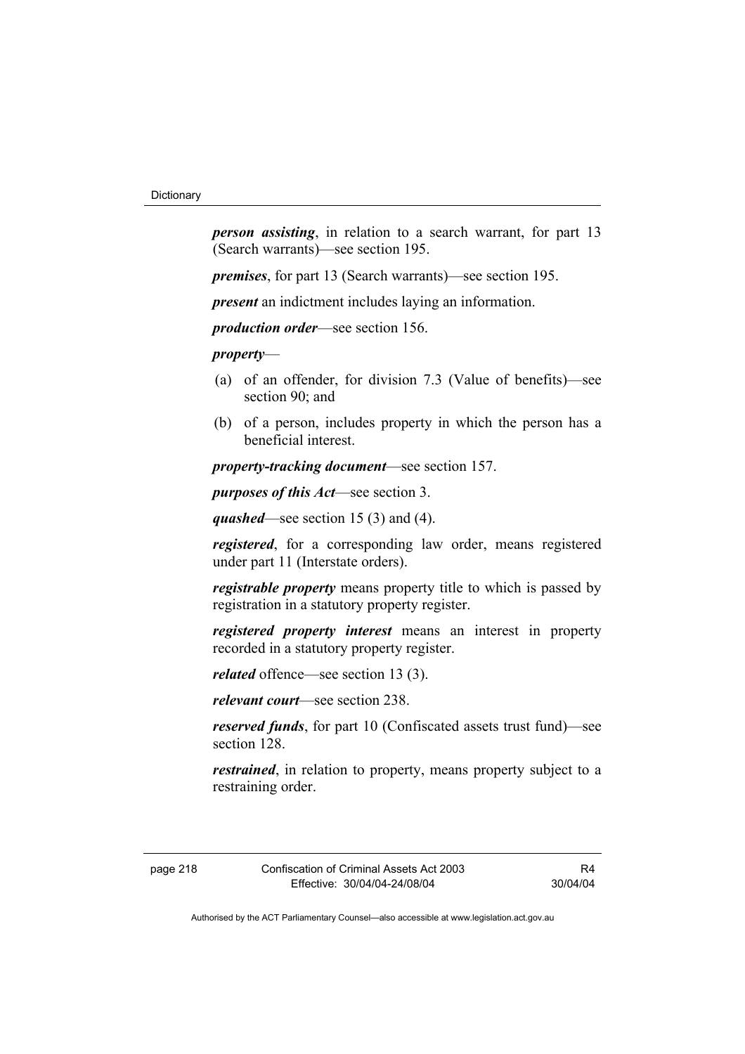***person assisting***, in relation to a search warrant, for part 13 (Search warrants)—see section 195.

***premises***, for part 13 (Search warrants)—see section 195.

***present*** an indictment includes laying an information.

***production order***—see section 156.

***property***—

(a) of an offender, for division 7.3 (Value of benefits)—see section 90; and

(b) of a person, includes property in which the person has a beneficial interest.

***property-tracking document***—see section 157.

***purposes of this Act***—see section 3.

***quashed***—see section 15 (3) and (4).

***registered***, for a corresponding law order, means registered under part 11 (Interstate orders).

***registrable property*** means property title to which is passed by registration in a statutory property register.

***registered property interest*** means an interest in property recorded in a statutory property register.

***related*** offence—see section 13 (3).

***relevant court***—see section 238.

***reserved funds***, for part 10 (Confiscated assets trust fund)—see section 128.

***restrained***, in relation to property, means property subject to a restraining order.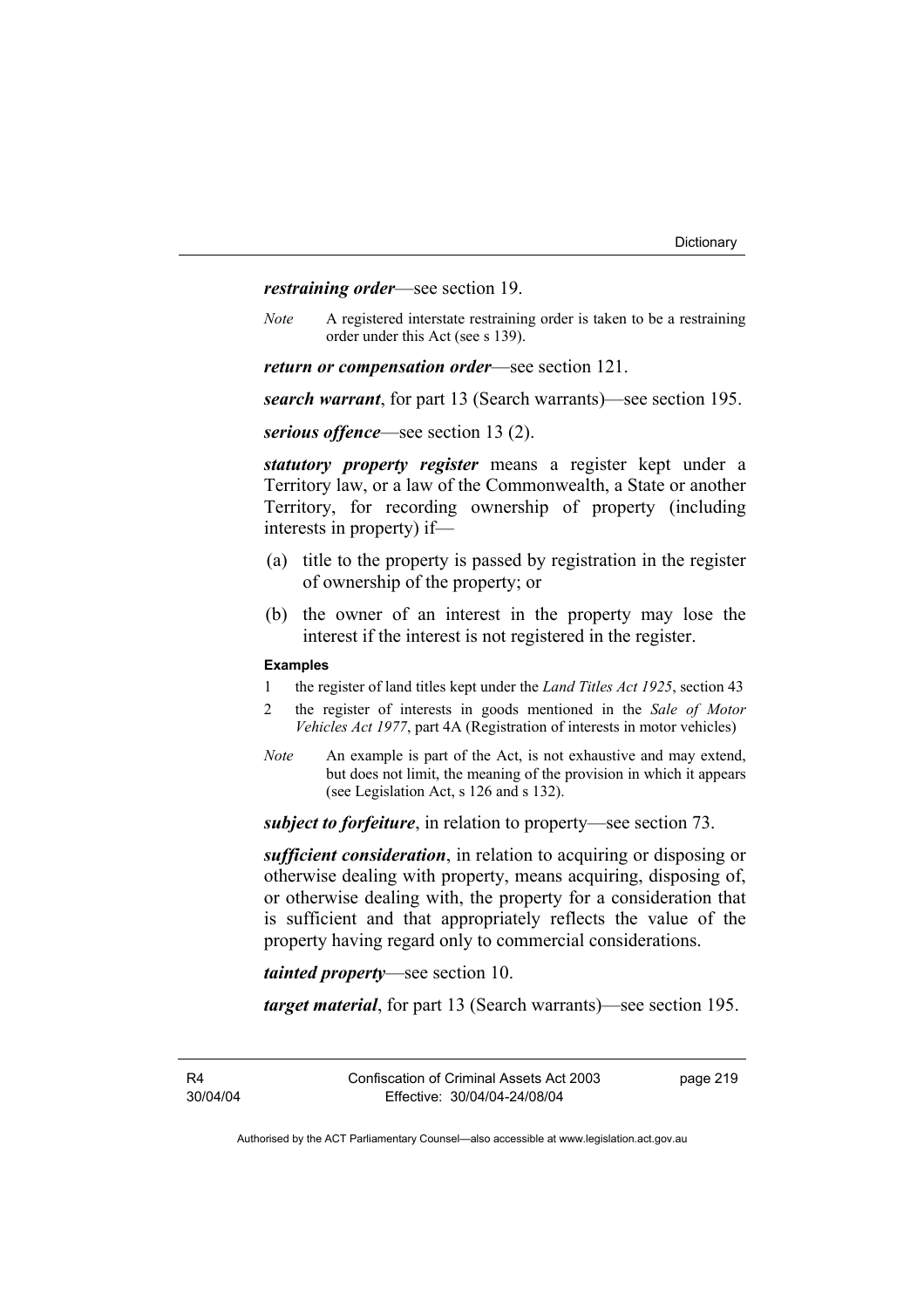***restraining order***—see section 19.

*Note* A registered interstate restraining order is taken to be a restraining order under this Act (see s 139).

***return or compensation order***—see section 121.

***search warrant***, for part 13 (Search warrants)—see section 195.

***serious offence***—see section 13 (2).

***statutory property register*** means a register kept under a Territory law, or a law of the Commonwealth, a State or another Territory, for recording ownership of property (including interests in property) if—

(a) title to the property is passed by registration in the register of ownership of the property; or

(b) the owner of an interest in the property may lose the interest if the interest is not registered in the register.

**Examples**

1 the register of land titles kept under the *Land Titles Act 1925*, section 43

2 the register of interests in goods mentioned in the *Sale of Motor Vehicles Act 1977*, part 4A (Registration of interests in motor vehicles)

*Note* An example is part of the Act, is not exhaustive and may extend, but does not limit, the meaning of the provision in which it appears (see Legislation Act, s 126 and s 132).

***subject to forfeiture***, in relation to property—see section 73.

***sufficient consideration***, in relation to acquiring or disposing or otherwise dealing with property, means acquiring, disposing of, or otherwise dealing with, the property for a consideration that is sufficient and that appropriately reflects the value of the property having regard only to commercial considerations.

***tainted property***—see section 10.

***target material***, for part 13 (Search warrants)—see section 195.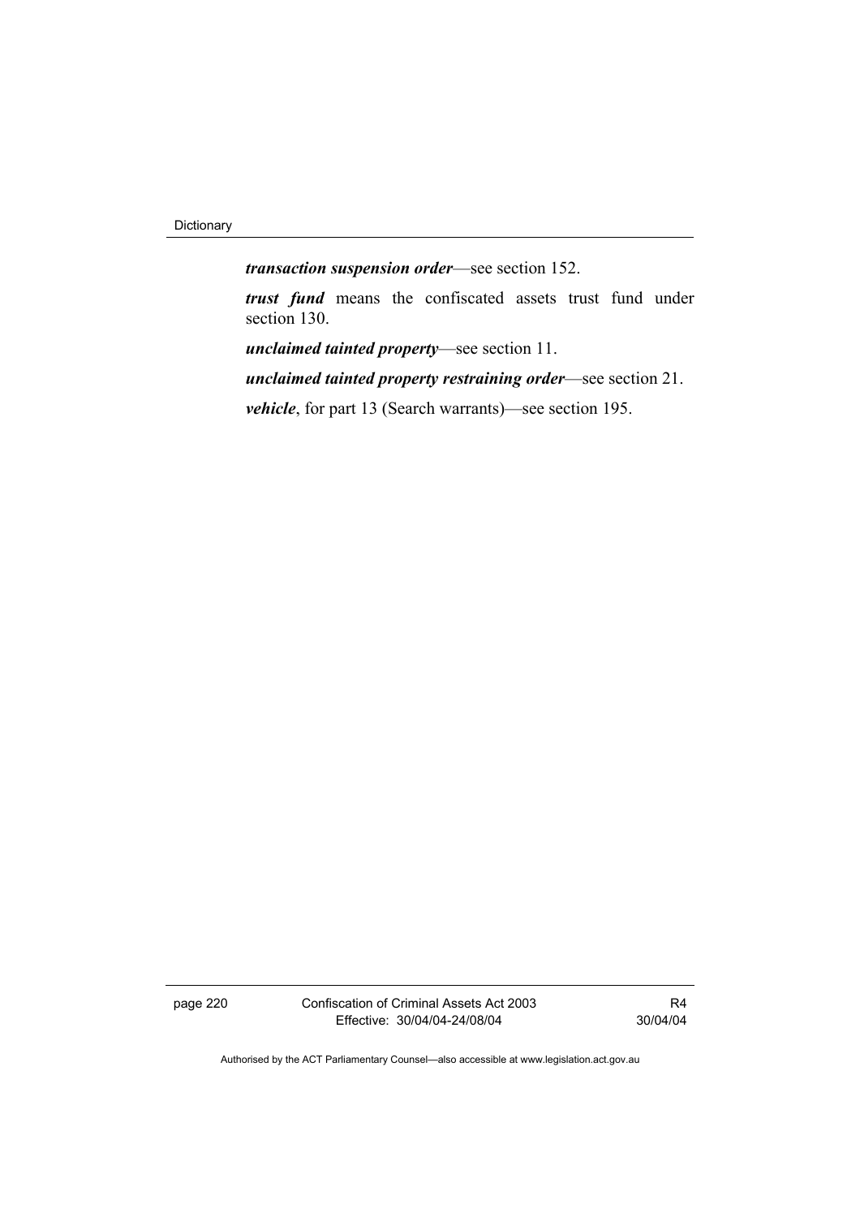***transaction suspension order***—see section 152.

***trust fund*** means the confiscated assets trust fund under section 130.

***unclaimed tainted property***—see section 11.

***unclaimed tainted property restraining order***—see section 21.

***vehicle***, for part 13 (Search warrants)—see section 195.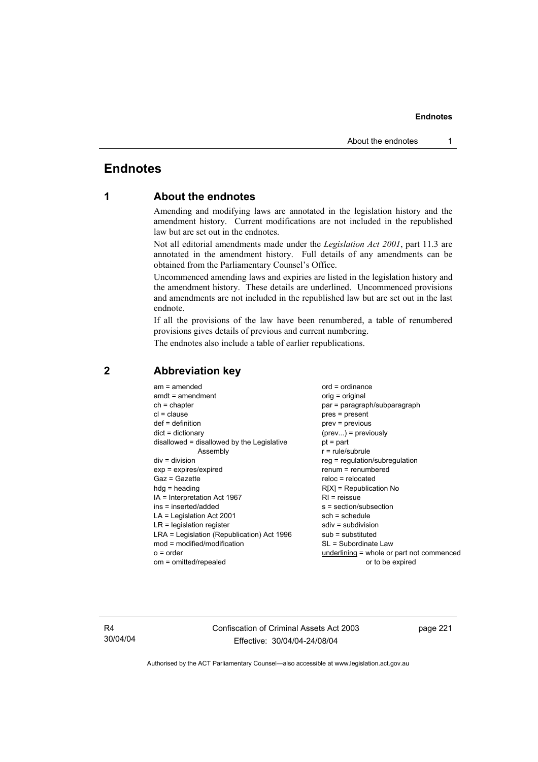# Endnotes

## 1 About the endnotes

Amending and modifying laws are annotated in the legislation history and the amendment history. Current modifications are not included in the republished law but are set out in the endnotes.

Not all editorial amendments made under the *Legislation Act 2001*, part 11.3 are annotated in the amendment history. Full details of any amendments can be obtained from the Parliamentary Counsel's Office.

Uncommenced amending laws and expiries are listed in the legislation history and the amendment history. These details are underlined. Uncommenced provisions and amendments are not included in the republished law but are set out in the last endnote.

If all the provisions of the law have been renumbered, a table of renumbered provisions gives details of previous and current numbering.

The endnotes also include a table of earlier republications.

## 2 Abbreviation key

am = amended
amdt = amendment
ch = chapter
cl = clause
def = definition
dict = dictionary
disallowed = disallowed by the Legislative Assembly
div = division
exp = expires/expired
Gaz = Gazette
hdg = heading
IA = Interpretation Act 1967
ins = inserted/added
LA = Legislation Act 2001
LR = legislation register
LRA = Legislation (Republication) Act 1996
mod = modified/modification
o = order
om = omitted/repealed
ord = ordinance
orig = original
par = paragraph/subparagraph
pres = present
prev = previous
(prev...) = previously
pt = part
r = rule/subrule
reg = regulation/subregulation
renum = renumbered
reloc = relocated
R[X] = Republication No
RI = reissue
s = section/subsection
sch = schedule
sdiv = subdivision
sub = substituted
SL = Subordinate Law
<u>underlining</u> = whole or part not commenced or to be expired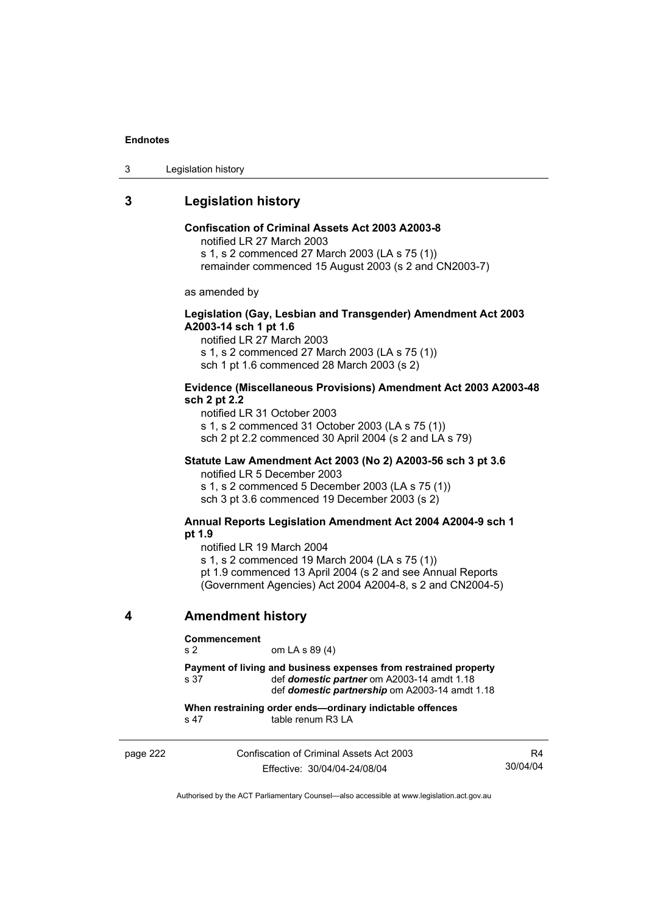## 3 Legislation history

**Confiscation of Criminal Assets Act 2003 A2003-8**

notified LR 27 March 2003

s 1, s 2 commenced 27 March 2003 (LA s 75 (1))

remainder commenced 15 August 2003 (s 2 and CN2003-7)

as amended by

**Legislation (Gay, Lesbian and Transgender) Amendment Act 2003 A2003-14 sch 1 pt 1.6**

notified LR 27 March 2003

s 1, s 2 commenced 27 March 2003 (LA s 75 (1))

sch 1 pt 1.6 commenced 28 March 2003 (s 2)

**Evidence (Miscellaneous Provisions) Amendment Act 2003 A2003-48 sch 2 pt 2.2**

notified LR 31 October 2003

s 1, s 2 commenced 31 October 2003 (LA s 75 (1))

sch 2 pt 2.2 commenced 30 April 2004 (s 2 and LA s 79)

**Statute Law Amendment Act 2003 (No 2) A2003-56 sch 3 pt 3.6**

notified LR 5 December 2003

s 1, s 2 commenced 5 December 2003 (LA s 75 (1))

sch 3 pt 3.6 commenced 19 December 2003 (s 2)

**Annual Reports Legislation Amendment Act 2004 A2004-9 sch 1 pt 1.9**

notified LR 19 March 2004

s 1, s 2 commenced 19 March 2004 (LA s 75 (1))

pt 1.9 commenced 13 April 2004 (s 2 and see Annual Reports (Government Agencies) Act 2004 A2004-8, s 2 and CN2004-5)

## 4 Amendment history

**Commencement**

s 2 om LA s 89 (4)

**Payment of living and business expenses from restrained property**

s 37 def ***domestic partner*** om A2003-14 amdt 1.18

def ***domestic partnership*** om A2003-14 amdt 1.18

**When restraining order ends—ordinary indictable offences**

s 47 table renum R3 LA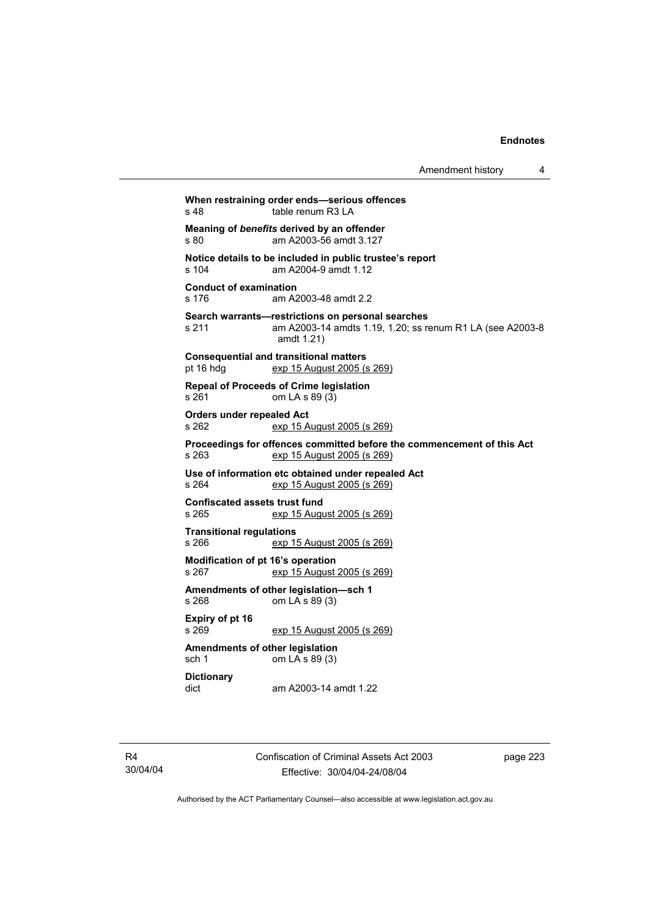**When restraining order ends—serious offences**
s 48 table renum R3 LA

**Meaning of *benefits* derived by an offender**
s 80 am A2003-56 amdt 3.127

**Notice details to be included in public trustee's report**
s 104 am A2004-9 amdt 1.12

**Conduct of examination**
s 176 am A2003-48 amdt 2.2

**Search warrants—restrictions on personal searches**
s 211 am A2003-14 amdts 1.19, 1.20; ss renum R1 LA (see A2003-8 amdt 1.21)

**Consequential and transitional matters**
pt 16 hdg exp 15 August 2005 (s 269)

**Repeal of Proceeds of Crime legislation**
s 261 om LA s 89 (3)

**Orders under repealed Act**
s 262 exp 15 August 2005 (s 269)

**Proceedings for offences committed before the commencement of this Act**
s 263 exp 15 August 2005 (s 269)

**Use of information etc obtained under repealed Act**
s 264 exp 15 August 2005 (s 269)

**Confiscated assets trust fund**
s 265 exp 15 August 2005 (s 269)

**Transitional regulations**
s 266 exp 15 August 2005 (s 269)

**Modification of pt 16's operation**
s 267 exp 15 August 2005 (s 269)

**Amendments of other legislation—sch 1**
s 268 om LA s 89 (3)

**Expiry of pt 16**
s 269 exp 15 August 2005 (s 269)

**Amendments of other legislation**
sch 1 om LA s 89 (3)

**Dictionary**
dict am A2003-14 amdt 1.22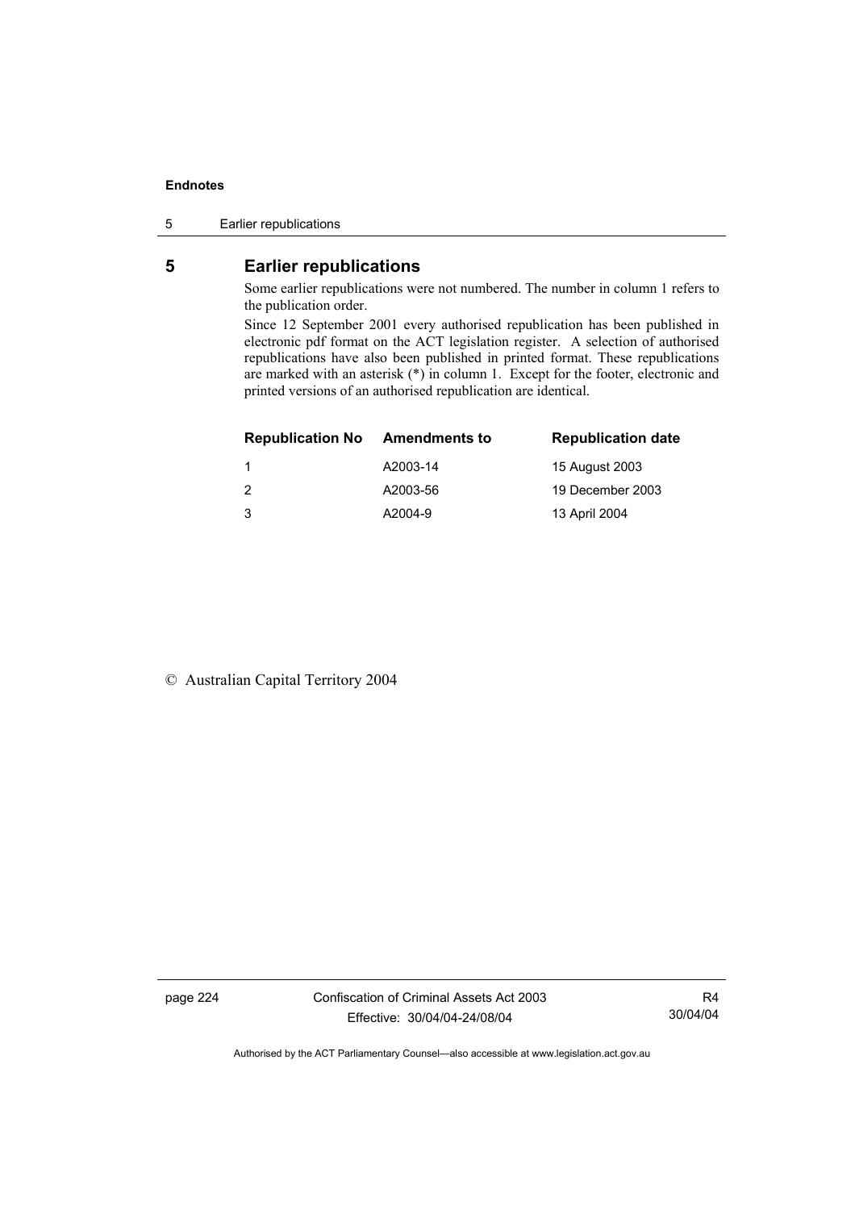## 5 Earlier republications

Some earlier republications were not numbered. The number in column 1 refers to the publication order.

Since 12 September 2001 every authorised republication has been published in electronic pdf format on the ACT legislation register. A selection of authorised republications have also been published in printed format. These republications are marked with an asterisk (*) in column 1. Except for the footer, electronic and printed versions of an authorised republication are identical.

| Republication No | Amendments to | Republication date |
| --- | --- | --- |
| 1 | A2003-14 | 15 August 2003 |
| 2 | A2003-56 | 19 December 2003 |
| 3 | A2004-9 | 13 April 2004 |

© Australian Capital Territory 2004